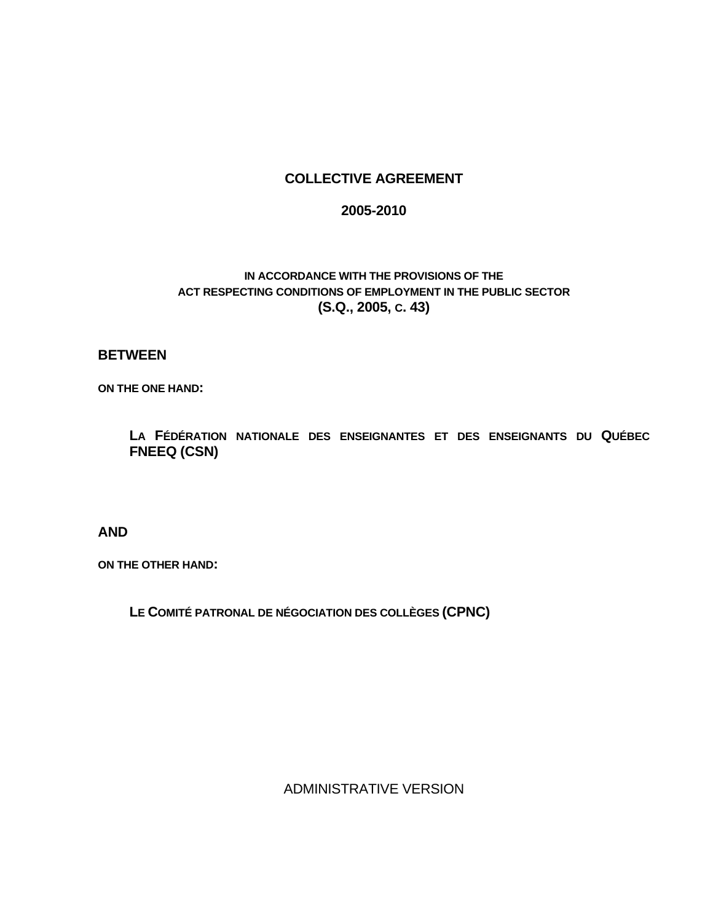# COLLECTIVE AGREEMENT

## 2005-2010

**IN ACCORDANCE WITH THE PROVISIONS OF THE ACT RESPECTING CONDITIONS OF EMPLOYMENT IN THE PUBLIC SECTOR (S.Q., 2005, C. 43)**

**BETWEEN**

**ON THE ONE HAND:**

**LA FÉDÉRATION NATIONALE DES ENSEIGNANTES ET DES ENSEIGNANTS DU QUÉBEC FNEEQ (CSN)**

**AND**

**ON THE OTHER HAND:**

**LE COMITÉ PATRONAL DE NÉGOCIATION DES COLLÈGES (CPNC)**

ADMINISTRATIVE VERSION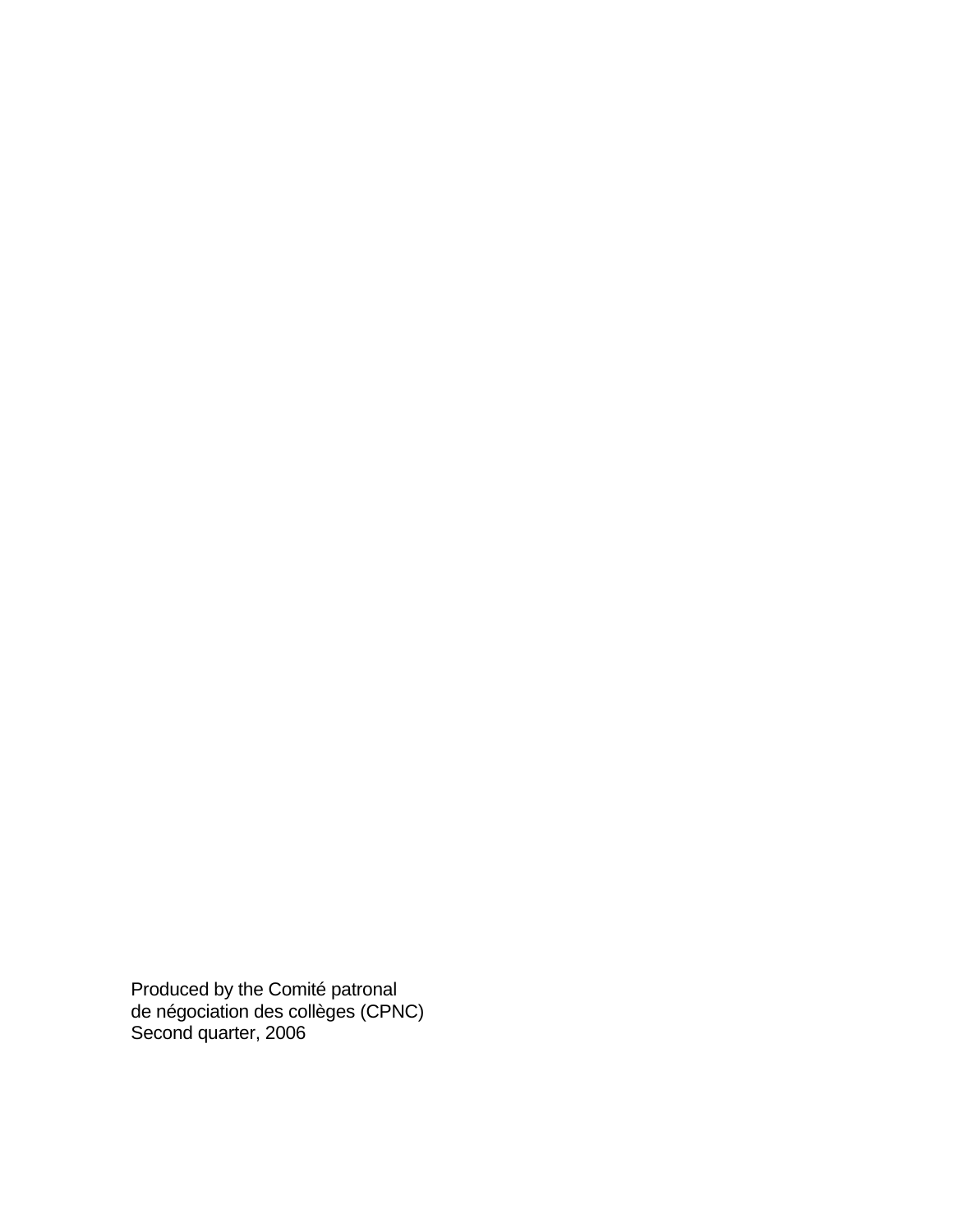Produced by the Comité patronal
de négociation des collèges (CPNC)
Second quarter, 2006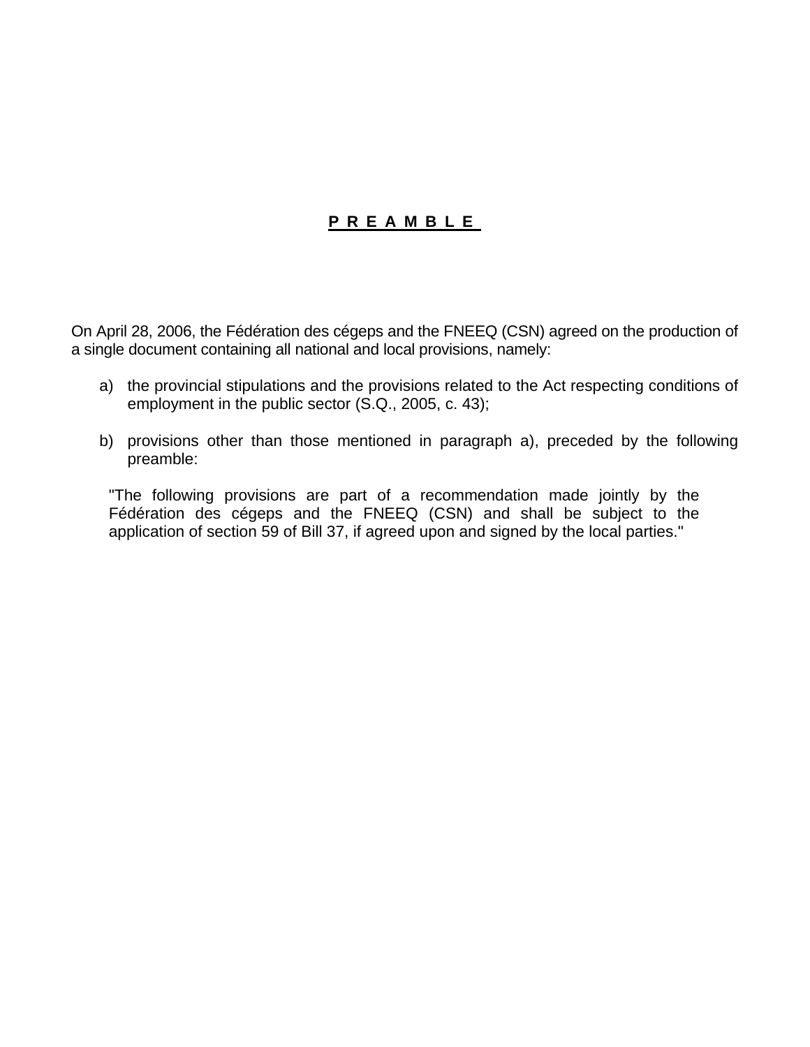# P R E A M B L E

On April 28, 2006, the Fédération des cégeps and the FNEEQ (CSN) agreed on the production of a single document containing all national and local provisions, namely:

a) the provincial stipulations and the provisions related to the Act respecting conditions of employment in the public sector (S.Q., 2005, c. 43);

b) provisions other than those mentioned in paragraph a), preceded by the following preamble:

> "The following provisions are part of a recommendation made jointly by the Fédération des cégeps and the FNEEQ (CSN) and shall be subject to the application of section 59 of Bill 37, if agreed upon and signed by the local parties."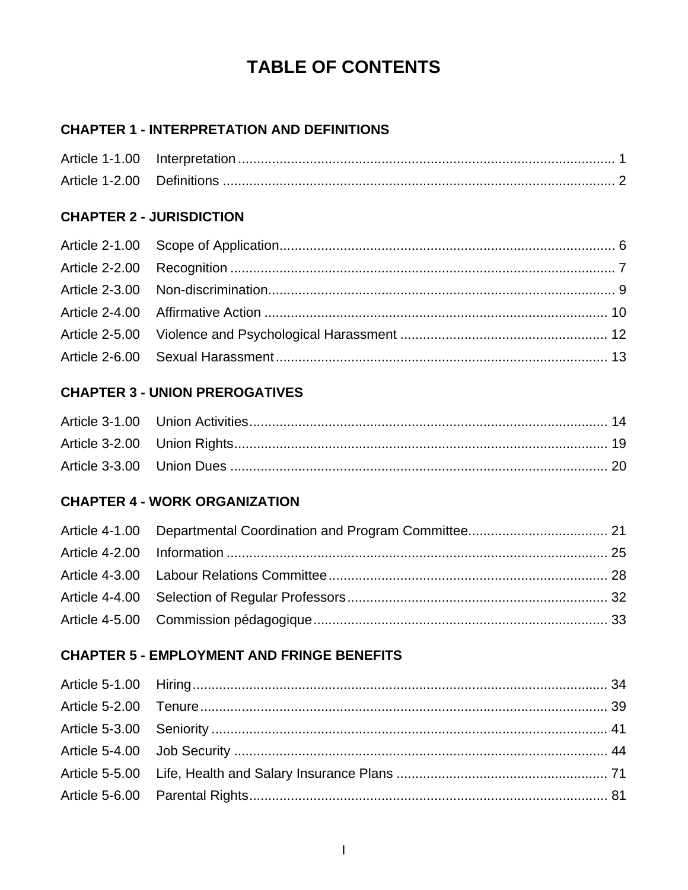# TABLE OF CONTENTS

## CHAPTER 1 - INTERPRETATION AND DEFINITIONS

| | | |
|---|---|---|
| Article 1-1.00 | Interpretation | 1 |
| Article 1-2.00 | Definitions | 2 |

## CHAPTER 2 - JURISDICTION

| | | |
|---|---|---|
| Article 2-1.00 | Scope of Application | 6 |
| Article 2-2.00 | Recognition | 7 |
| Article 2-3.00 | Non-discrimination | 9 |
| Article 2-4.00 | Affirmative Action | 10 |
| Article 2-5.00 | Violence and Psychological Harassment | 12 |
| Article 2-6.00 | Sexual Harassment | 13 |

## CHAPTER 3 - UNION PREROGATIVES

| | | |
|---|---|---|
| Article 3-1.00 | Union Activities | 14 |
| Article 3-2.00 | Union Rights | 19 |
| Article 3-3.00 | Union Dues | 20 |

## CHAPTER 4 - WORK ORGANIZATION

| | | |
|---|---|---|
| Article 4-1.00 | Departmental Coordination and Program Committee | 21 |
| Article 4-2.00 | Information | 25 |
| Article 4-3.00 | Labour Relations Committee | 28 |
| Article 4-4.00 | Selection of Regular Professors | 32 |
| Article 4-5.00 | Commission pédagogique | 33 |

## CHAPTER 5 - EMPLOYMENT AND FRINGE BENEFITS

| | | |
|---|---|---|
| Article 5-1.00 | Hiring | 34 |
| Article 5-2.00 | Tenure | 39 |
| Article 5-3.00 | Seniority | 41 |
| Article 5-4.00 | Job Security | 44 |
| Article 5-5.00 | Life, Health and Salary Insurance Plans | 71 |
| Article 5-6.00 | Parental Rights | 81 |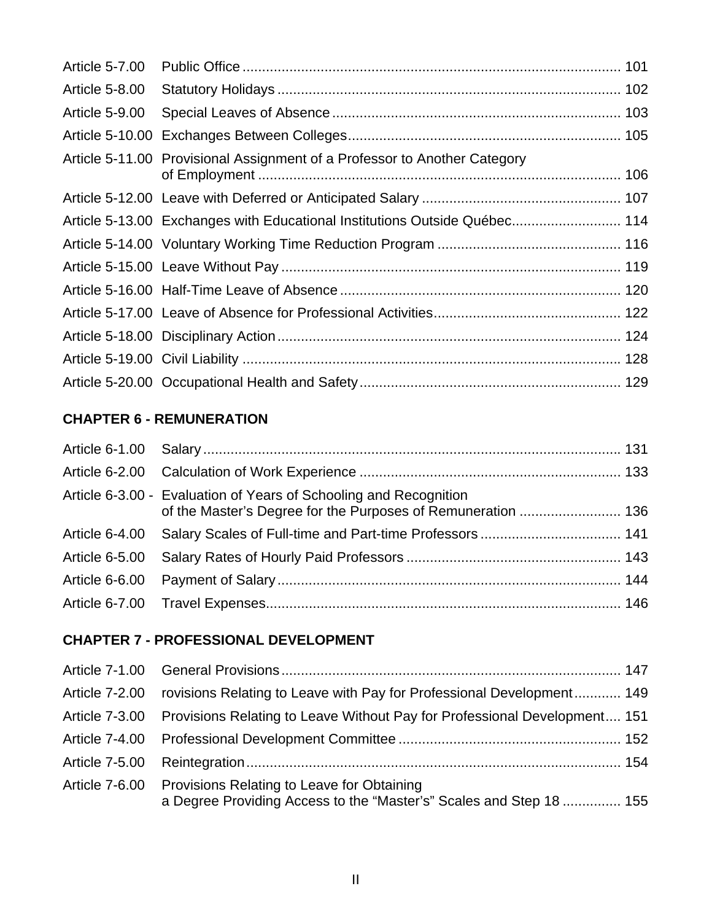Article 5-7.00 Public Office ........ 101

Article 5-8.00 Statutory Holidays ........ 102

Article 5-9.00 Special Leaves of Absence ........ 103

Article 5-10.00 Exchanges Between Colleges ........ 105

Article 5-11.00 Provisional Assignment of a Professor to Another Category of Employment ........ 106

Article 5-12.00 Leave with Deferred or Anticipated Salary ........ 107

Article 5-13.00 Exchanges with Educational Institutions Outside Québec ........ 114

Article 5-14.00 Voluntary Working Time Reduction Program ........ 116

Article 5-15.00 Leave Without Pay ........ 119

Article 5-16.00 Half-Time Leave of Absence ........ 120

Article 5-17.00 Leave of Absence for Professional Activities ........ 122

Article 5-18.00 Disciplinary Action ........ 124

Article 5-19.00 Civil Liability ........ 128

Article 5-20.00 Occupational Health and Safety ........ 129

**CHAPTER 6 - REMUNERATION**

Article 6-1.00 Salary ........ 131

Article 6-2.00 Calculation of Work Experience ........ 133

Article 6-3.00 - Evaluation of Years of Schooling and Recognition of the Master's Degree for the Purposes of Remuneration ........ 136

Article 6-4.00 Salary Scales of Full-time and Part-time Professors ........ 141

Article 6-5.00 Salary Rates of Hourly Paid Professors ........ 143

Article 6-6.00 Payment of Salary ........ 144

Article 6-7.00 Travel Expenses ........ 146

**CHAPTER 7 - PROFESSIONAL DEVELOPMENT**

Article 7-1.00 General Provisions ........ 147

Article 7-2.00 rovisions Relating to Leave with Pay for Professional Development ........ 149

Article 7-3.00 Provisions Relating to Leave Without Pay for Professional Development ........ 151

Article 7-4.00 Professional Development Committee ........ 152

Article 7-5.00 Reintegration ........ 154

Article 7-6.00 Provisions Relating to Leave for Obtaining a Degree Providing Access to the "Master's" Scales and Step 18 ........ 155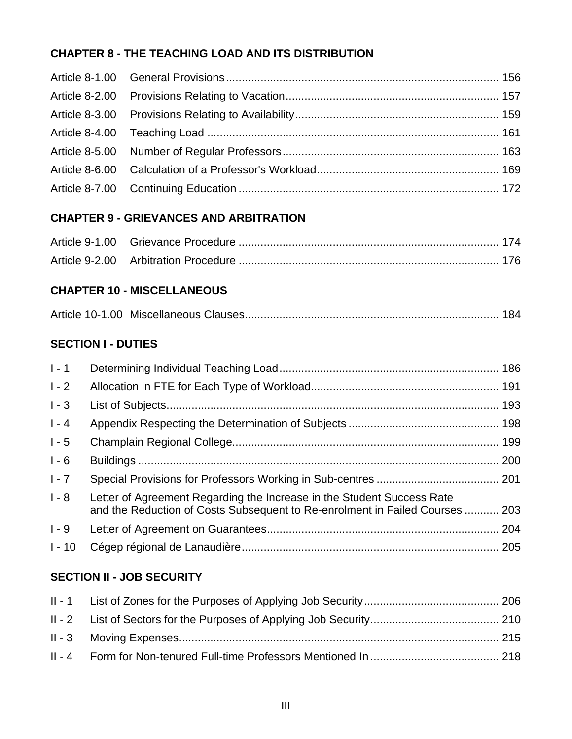## CHAPTER 8 - THE TEACHING LOAD AND ITS DISTRIBUTION

| | | |
|---|---|---|
| Article 8-1.00 | General Provisions | 156 |
| Article 8-2.00 | Provisions Relating to Vacation | 157 |
| Article 8-3.00 | Provisions Relating to Availability | 159 |
| Article 8-4.00 | Teaching Load | 161 |
| Article 8-5.00 | Number of Regular Professors | 163 |
| Article 8-6.00 | Calculation of a Professor's Workload | 169 |
| Article 8-7.00 | Continuing Education | 172 |

## CHAPTER 9 - GRIEVANCES AND ARBITRATION

| | | |
|---|---|---|
| Article 9-1.00 | Grievance Procedure | 174 |
| Article 9-2.00 | Arbitration Procedure | 176 |

## CHAPTER 10 - MISCELLANEOUS

| | | |
|---|---|---|
| Article 10-1.00 | Miscellaneous Clauses | 184 |

## SECTION I - DUTIES

| | | |
|---|---|---|
| I - 1 | Determining Individual Teaching Load | 186 |
| I - 2 | Allocation in FTE for Each Type of Workload | 191 |
| I - 3 | List of Subjects | 193 |
| I - 4 | Appendix Respecting the Determination of Subjects | 198 |
| I - 5 | Champlain Regional College | 199 |
| I - 6 | Buildings | 200 |
| I - 7 | Special Provisions for Professors Working in Sub-centres | 201 |
| I - 8 | Letter of Agreement Regarding the Increase in the Student Success Rate and the Reduction of Costs Subsequent to Re-enrolment in Failed Courses | 203 |
| I - 9 | Letter of Agreement on Guarantees | 204 |
| I - 10 | Cégep régional de Lanaudière | 205 |

## SECTION II - JOB SECURITY

| | | |
|---|---|---|
| II - 1 | List of Zones for the Purposes of Applying Job Security | 206 |
| II - 2 | List of Sectors for the Purposes of Applying Job Security | 210 |
| II - 3 | Moving Expenses | 215 |
| II - 4 | Form for Non-tenured Full-time Professors Mentioned In | 218 |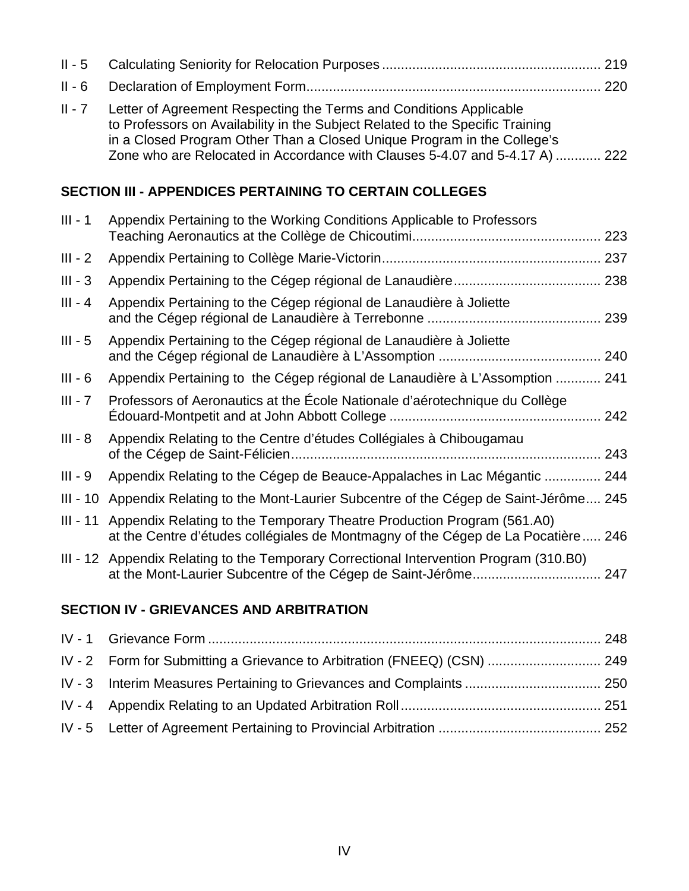| | | |
|---|---|---|
| II - 5 | Calculating Seniority for Relocation Purposes | 219 |
| II - 6 | Declaration of Employment Form | 220 |
| II - 7 | Letter of Agreement Respecting the Terms and Conditions Applicable to Professors on Availability in the Subject Related to the Specific Training in a Closed Program Other Than a Closed Unique Program in the College's Zone who are Relocated in Accordance with Clauses 5-4.07 and 5-4.17 A) | 222 |

**SECTION III - APPENDICES PERTAINING TO CERTAIN COLLEGES**

| | | |
|---|---|---|
| III - 1 | Appendix Pertaining to the Working Conditions Applicable to Professors Teaching Aeronautics at the Collège de Chicoutimi | 223 |
| III - 2 | Appendix Pertaining to Collège Marie-Victorin | 237 |
| III - 3 | Appendix Pertaining to the Cégep régional de Lanaudière | 238 |
| III - 4 | Appendix Pertaining to the Cégep régional de Lanaudière à Joliette and the Cégep régional de Lanaudière à Terrebonne | 239 |
| III - 5 | Appendix Pertaining to the Cégep régional de Lanaudière à Joliette and the Cégep régional de Lanaudière à L'Assomption | 240 |
| III - 6 | Appendix Pertaining to the Cégep régional de Lanaudière à L'Assomption | 241 |
| III - 7 | Professors of Aeronautics at the École Nationale d'aérotechnique du Collège Édouard-Montpetit and at John Abbott College | 242 |
| III - 8 | Appendix Relating to the Centre d'études Collégiales à Chibougamau of the Cégep de Saint-Félicien | 243 |
| III - 9 | Appendix Relating to the Cégep de Beauce-Appalaches in Lac Mégantic | 244 |
| III - 10 | Appendix Relating to the Mont-Laurier Subcentre of the Cégep de Saint-Jérôme | 245 |
| III - 11 | Appendix Relating to the Temporary Theatre Production Program (561.A0) at the Centre d'études collégiales de Montmagny of the Cégep de La Pocatière | 246 |
| III - 12 | Appendix Relating to the Temporary Correctional Intervention Program (310.B0) at the Mont-Laurier Subcentre of the Cégep de Saint-Jérôme | 247 |

**SECTION IV - GRIEVANCES AND ARBITRATION**

| | | |
|---|---|---|
| IV - 1 | Grievance Form | 248 |
| IV - 2 | Form for Submitting a Grievance to Arbitration (FNEEQ) (CSN) | 249 |
| IV - 3 | Interim Measures Pertaining to Grievances and Complaints | 250 |
| IV - 4 | Appendix Relating to an Updated Arbitration Roll | 251 |
| IV - 5 | Letter of Agreement Pertaining to Provincial Arbitration | 252 |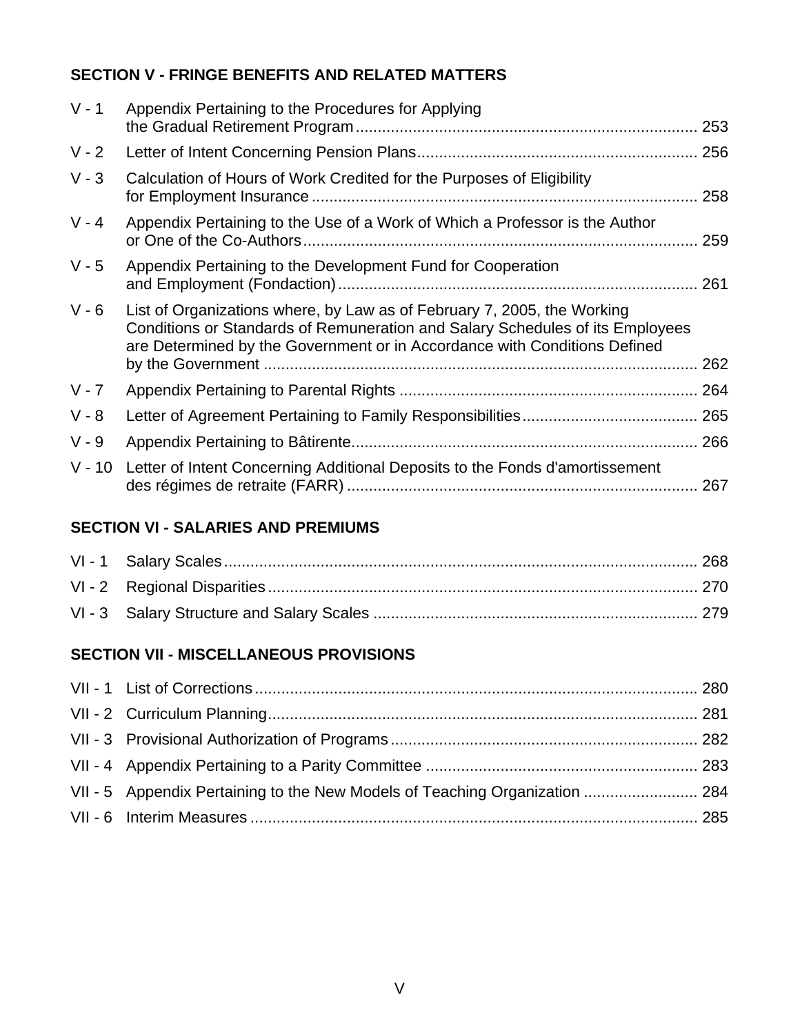## SECTION V - FRINGE BENEFITS AND RELATED MATTERS

| | | |
|---|---|---|
| V - 1 | Appendix Pertaining to the Procedures for Applying the Gradual Retirement Program | 253 |
| V - 2 | Letter of Intent Concerning Pension Plans | 256 |
| V - 3 | Calculation of Hours of Work Credited for the Purposes of Eligibility for Employment Insurance | 258 |
| V - 4 | Appendix Pertaining to the Use of a Work of Which a Professor is the Author or One of the Co-Authors | 259 |
| V - 5 | Appendix Pertaining to the Development Fund for Cooperation and Employment (Fondaction) | 261 |
| V - 6 | List of Organizations where, by Law as of February 7, 2005, the Working Conditions or Standards of Remuneration and Salary Schedules of its Employees are Determined by the Government or in Accordance with Conditions Defined by the Government | 262 |
| V - 7 | Appendix Pertaining to Parental Rights | 264 |
| V - 8 | Letter of Agreement Pertaining to Family Responsibilities | 265 |
| V - 9 | Appendix Pertaining to Bâtirente | 266 |
| V - 10 | Letter of Intent Concerning Additional Deposits to the Fonds d'amortissement des régimes de retraite (FARR) | 267 |

## SECTION VI - SALARIES AND PREMIUMS

| | | |
|---|---|---|
| VI - 1 | Salary Scales | 268 |
| VI - 2 | Regional Disparities | 270 |
| VI - 3 | Salary Structure and Salary Scales | 279 |

## SECTION VII - MISCELLANEOUS PROVISIONS

| | | |
|---|---|---|
| VII - 1 | List of Corrections | 280 |
| VII - 2 | Curriculum Planning | 281 |
| VII - 3 | Provisional Authorization of Programs | 282 |
| VII - 4 | Appendix Pertaining to a Parity Committee | 283 |
| VII - 5 | Appendix Pertaining to the New Models of Teaching Organization | 284 |
| VII - 6 | Interim Measures | 285 |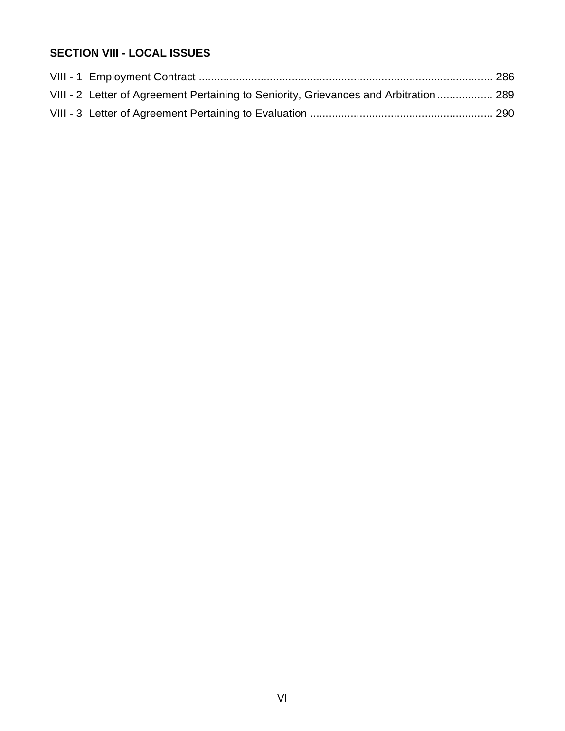**SECTION VIII - LOCAL ISSUES**

VIII - 1 Employment Contract ............................................................................................... 286
VIII - 2 Letter of Agreement Pertaining to Seniority, Grievances and Arbitration .................. 289
VIII - 3 Letter of Agreement Pertaining to Evaluation ........................................................... 290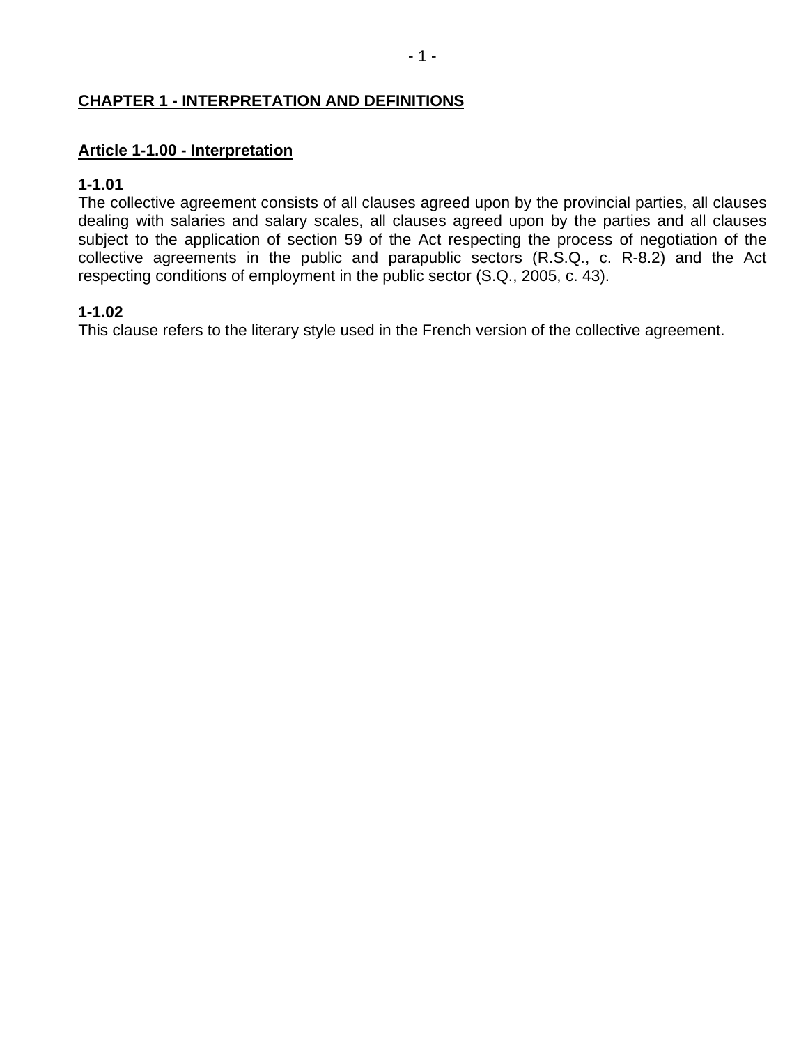## CHAPTER 1 - INTERPRETATION AND DEFINITIONS

### Article 1-1.00 - Interpretation

**1-1.01**
The collective agreement consists of all clauses agreed upon by the provincial parties, all clauses dealing with salaries and salary scales, all clauses agreed upon by the parties and all clauses subject to the application of section 59 of the Act respecting the process of negotiation of the collective agreements in the public and parapublic sectors (R.S.Q., c. R-8.2) and the Act respecting conditions of employment in the public sector (S.Q., 2005, c. 43).

**1-1.02**
This clause refers to the literary style used in the French version of the collective agreement.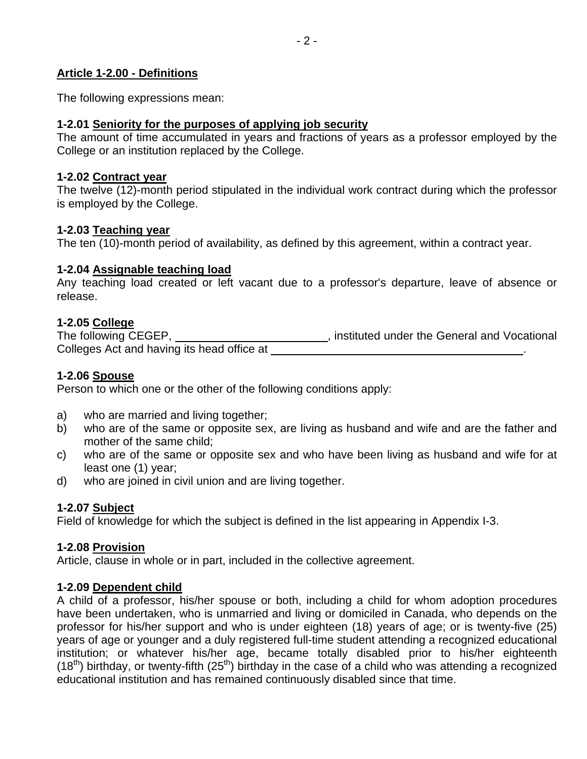## Article 1-2.00 - Definitions

The following expressions mean:

**1-2.01 Seniority for the purposes of applying job security**
The amount of time accumulated in years and fractions of years as a professor employed by the College or an institution replaced by the College.

**1-2.02 Contract year**
The twelve (12)-month period stipulated in the individual work contract during which the professor is employed by the College.

**1-2.03 Teaching year**
The ten (10)-month period of availability, as defined by this agreement, within a contract year.

**1-2.04 Assignable teaching load**
Any teaching load created or left vacant due to a professor's departure, leave of absence or release.

**1-2.05 College**
The following CEGEP, ________________________, instituted under the General and Vocational Colleges Act and having its head office at ________________________________________.

**1-2.06 Spouse**
Person to which one or the other of the following conditions apply:

a) who are married and living together;
b) who are of the same or opposite sex, are living as husband and wife and are the father and mother of the same child;
c) who are of the same or opposite sex and who have been living as husband and wife for at least one (1) year;
d) who are joined in civil union and are living together.

**1-2.07 Subject**
Field of knowledge for which the subject is defined in the list appearing in Appendix I-3.

**1-2.08 Provision**
Article, clause in whole or in part, included in the collective agreement.

**1-2.09 Dependent child**
A child of a professor, his/her spouse or both, including a child for whom adoption procedures have been undertaken, who is unmarried and living or domiciled in Canada, who depends on the professor for his/her support and who is under eighteen (18) years of age; or is twenty-five (25) years of age or younger and a duly registered full-time student attending a recognized educational institution; or whatever his/her age, became totally disabled prior to his/her eighteenth ($18^{th}$) birthday, or twenty-fifth ($25^{th}$) birthday in the case of a child who was attending a recognized educational institution and has remained continuously disabled since that time.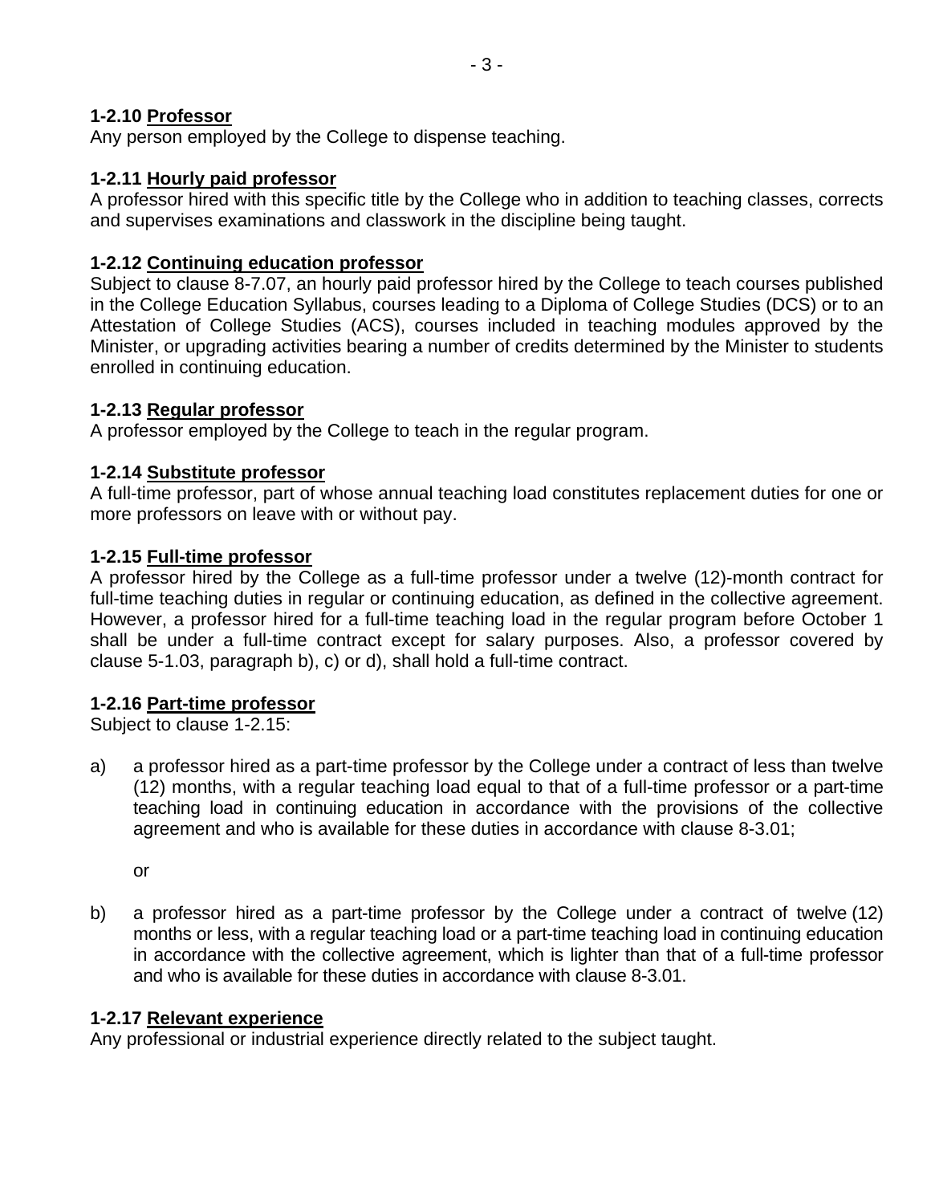**1-2.10 Professor**
Any person employed by the College to dispense teaching.

**1-2.11 Hourly paid professor**
A professor hired with this specific title by the College who in addition to teaching classes, corrects and supervises examinations and classwork in the discipline being taught.

**1-2.12 Continuing education professor**
Subject to clause 8-7.07, an hourly paid professor hired by the College to teach courses published in the College Education Syllabus, courses leading to a Diploma of College Studies (DCS) or to an Attestation of College Studies (ACS), courses included in teaching modules approved by the Minister, or upgrading activities bearing a number of credits determined by the Minister to students enrolled in continuing education.

**1-2.13 Regular professor**
A professor employed by the College to teach in the regular program.

**1-2.14 Substitute professor**
A full-time professor, part of whose annual teaching load constitutes replacement duties for one or more professors on leave with or without pay.

**1-2.15 Full-time professor**
A professor hired by the College as a full-time professor under a twelve (12)-month contract for full-time teaching duties in regular or continuing education, as defined in the collective agreement. However, a professor hired for a full-time teaching load in the regular program before October 1 shall be under a full-time contract except for salary purposes. Also, a professor covered by clause 5-1.03, paragraph b), c) or d), shall hold a full-time contract.

**1-2.16 Part-time professor**
Subject to clause 1-2.15:

a) a professor hired as a part-time professor by the College under a contract of less than twelve (12) months, with a regular teaching load equal to that of a full-time professor or a part-time teaching load in continuing education in accordance with the provisions of the collective agreement and who is available for these duties in accordance with clause 8-3.01;

   or

b) a professor hired as a part-time professor by the College under a contract of twelve (12) months or less, with a regular teaching load or a part-time teaching load in continuing education in accordance with the collective agreement, which is lighter than that of a full-time professor and who is available for these duties in accordance with clause 8-3.01.

**1-2.17 Relevant experience**
Any professional or industrial experience directly related to the subject taught.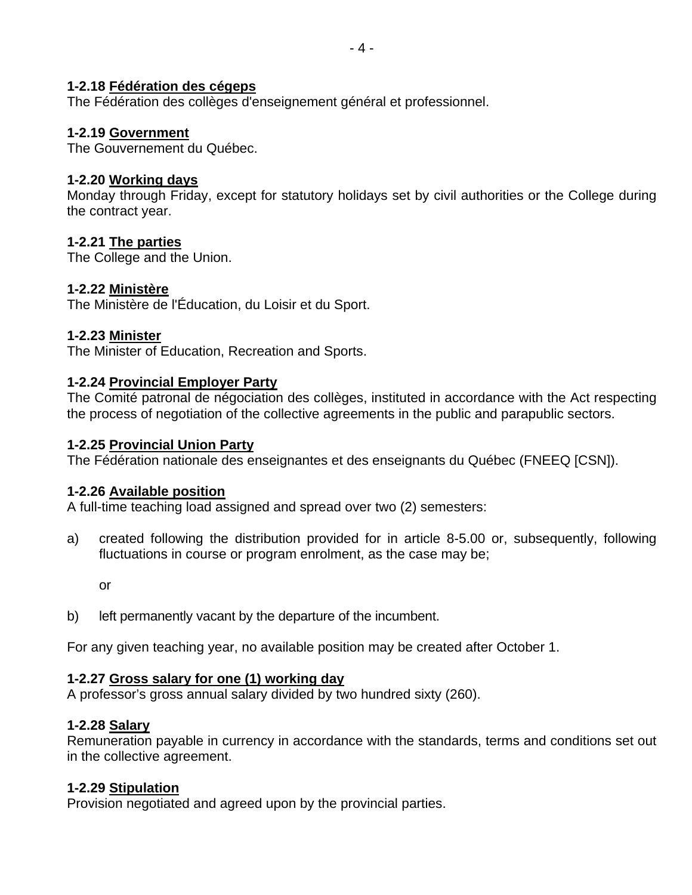**1-2.18 Fédération des cégeps**
The Fédération des collèges d'enseignement général et professionnel.

**1-2.19 Government**
The Gouvernement du Québec.

**1-2.20 Working days**
Monday through Friday, except for statutory holidays set by civil authorities or the College during the contract year.

**1-2.21 The parties**
The College and the Union.

**1-2.22 Ministère**
The Ministère de l'Éducation, du Loisir et du Sport.

**1-2.23 Minister**
The Minister of Education, Recreation and Sports.

**1-2.24 Provincial Employer Party**
The Comité patronal de négociation des collèges, instituted in accordance with the Act respecting the process of negotiation of the collective agreements in the public and parapublic sectors.

**1-2.25 Provincial Union Party**
The Fédération nationale des enseignantes et des enseignants du Québec (FNEEQ [CSN]).

**1-2.26 Available position**
A full-time teaching load assigned and spread over two (2) semesters:

a) created following the distribution provided for in article 8-5.00 or, subsequently, following fluctuations in course or program enrolment, as the case may be;

   or

b) left permanently vacant by the departure of the incumbent.

For any given teaching year, no available position may be created after October 1.

**1-2.27 Gross salary for one (1) working day**
A professor's gross annual salary divided by two hundred sixty (260).

**1-2.28 Salary**
Remuneration payable in currency in accordance with the standards, terms and conditions set out in the collective agreement.

**1-2.29 Stipulation**
Provision negotiated and agreed upon by the provincial parties.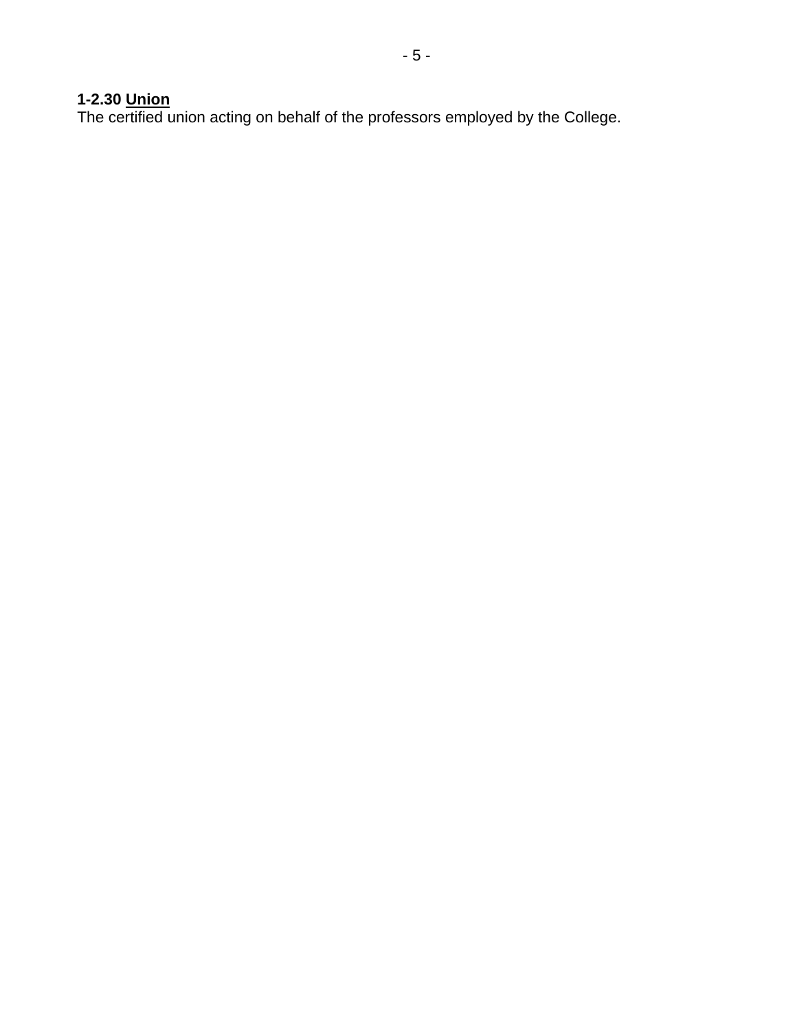**1-2.30 Union**
The certified union acting on behalf of the professors employed by the College.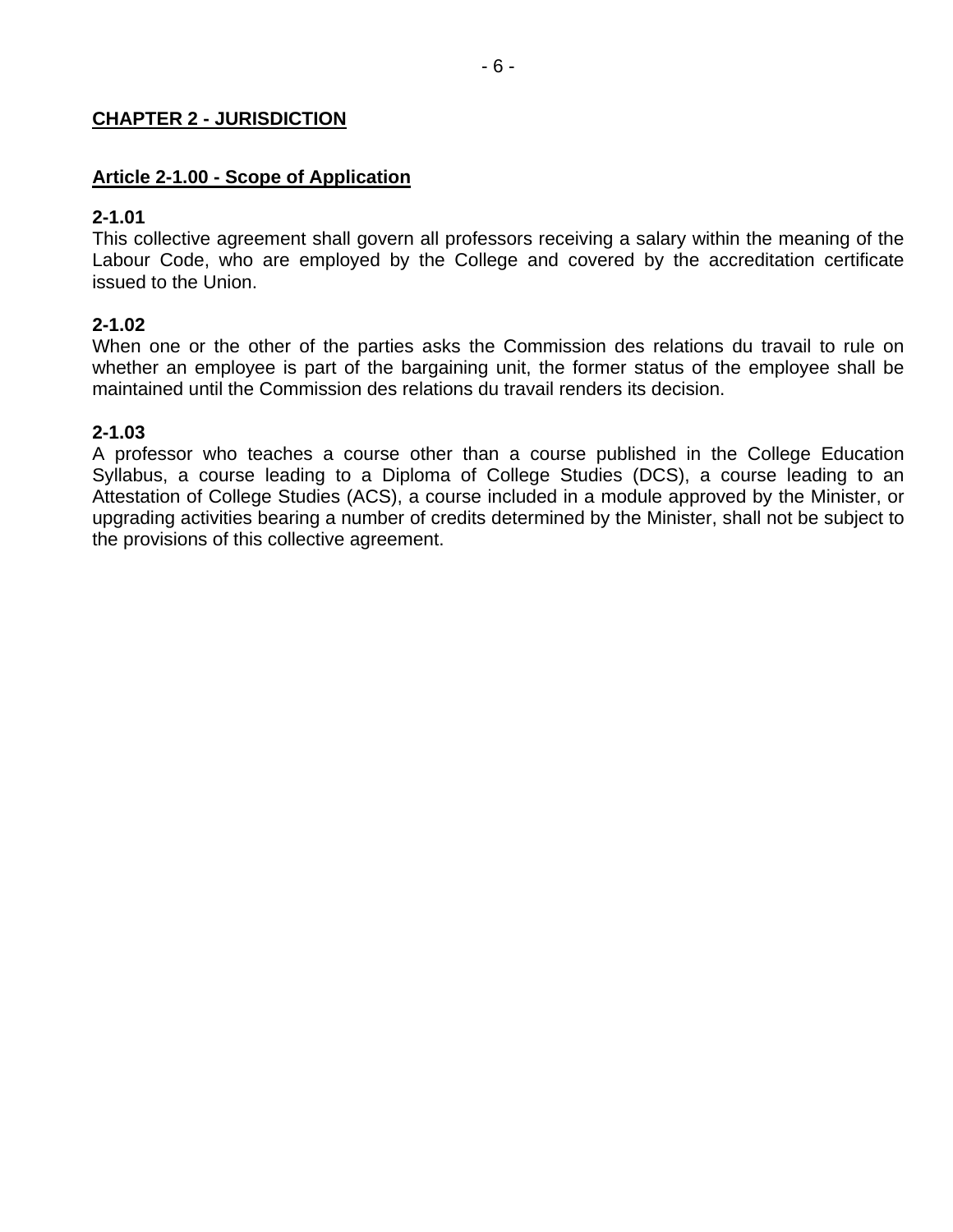## CHAPTER 2 - JURISDICTION

### Article 2-1.00 - Scope of Application

**2-1.01**
This collective agreement shall govern all professors receiving a salary within the meaning of the Labour Code, who are employed by the College and covered by the accreditation certificate issued to the Union.

**2-1.02**
When one or the other of the parties asks the Commission des relations du travail to rule on whether an employee is part of the bargaining unit, the former status of the employee shall be maintained until the Commission des relations du travail renders its decision.

**2-1.03**
A professor who teaches a course other than a course published in the College Education Syllabus, a course leading to a Diploma of College Studies (DCS), a course leading to an Attestation of College Studies (ACS), a course included in a module approved by the Minister, or upgrading activities bearing a number of credits determined by the Minister, shall not be subject to the provisions of this collective agreement.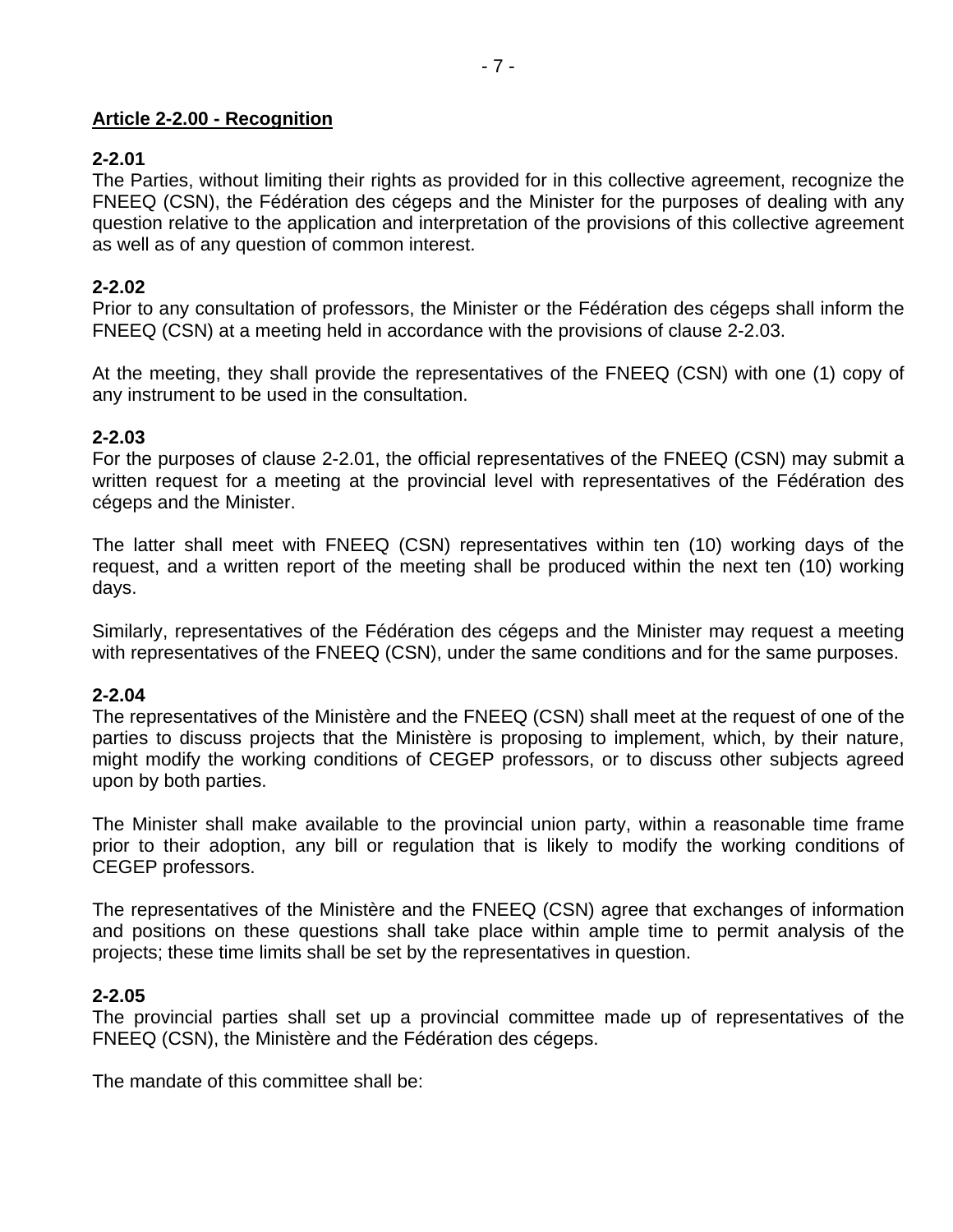## Article 2-2.00 - Recognition

**2-2.01**
The Parties, without limiting their rights as provided for in this collective agreement, recognize the FNEEQ (CSN), the Fédération des cégeps and the Minister for the purposes of dealing with any question relative to the application and interpretation of the provisions of this collective agreement as well as of any question of common interest.

**2-2.02**
Prior to any consultation of professors, the Minister or the Fédération des cégeps shall inform the FNEEQ (CSN) at a meeting held in accordance with the provisions of clause 2-2.03.

At the meeting, they shall provide the representatives of the FNEEQ (CSN) with one (1) copy of any instrument to be used in the consultation.

**2-2.03**
For the purposes of clause 2-2.01, the official representatives of the FNEEQ (CSN) may submit a written request for a meeting at the provincial level with representatives of the Fédération des cégeps and the Minister.

The latter shall meet with FNEEQ (CSN) representatives within ten (10) working days of the request, and a written report of the meeting shall be produced within the next ten (10) working days.

Similarly, representatives of the Fédération des cégeps and the Minister may request a meeting with representatives of the FNEEQ (CSN), under the same conditions and for the same purposes.

**2-2.04**
The representatives of the Ministère and the FNEEQ (CSN) shall meet at the request of one of the parties to discuss projects that the Ministère is proposing to implement, which, by their nature, might modify the working conditions of CEGEP professors, or to discuss other subjects agreed upon by both parties.

The Minister shall make available to the provincial union party, within a reasonable time frame prior to their adoption, any bill or regulation that is likely to modify the working conditions of CEGEP professors.

The representatives of the Ministère and the FNEEQ (CSN) agree that exchanges of information and positions on these questions shall take place within ample time to permit analysis of the projects; these time limits shall be set by the representatives in question.

**2-2.05**
The provincial parties shall set up a provincial committee made up of representatives of the FNEEQ (CSN), the Ministère and the Fédération des cégeps.

The mandate of this committee shall be: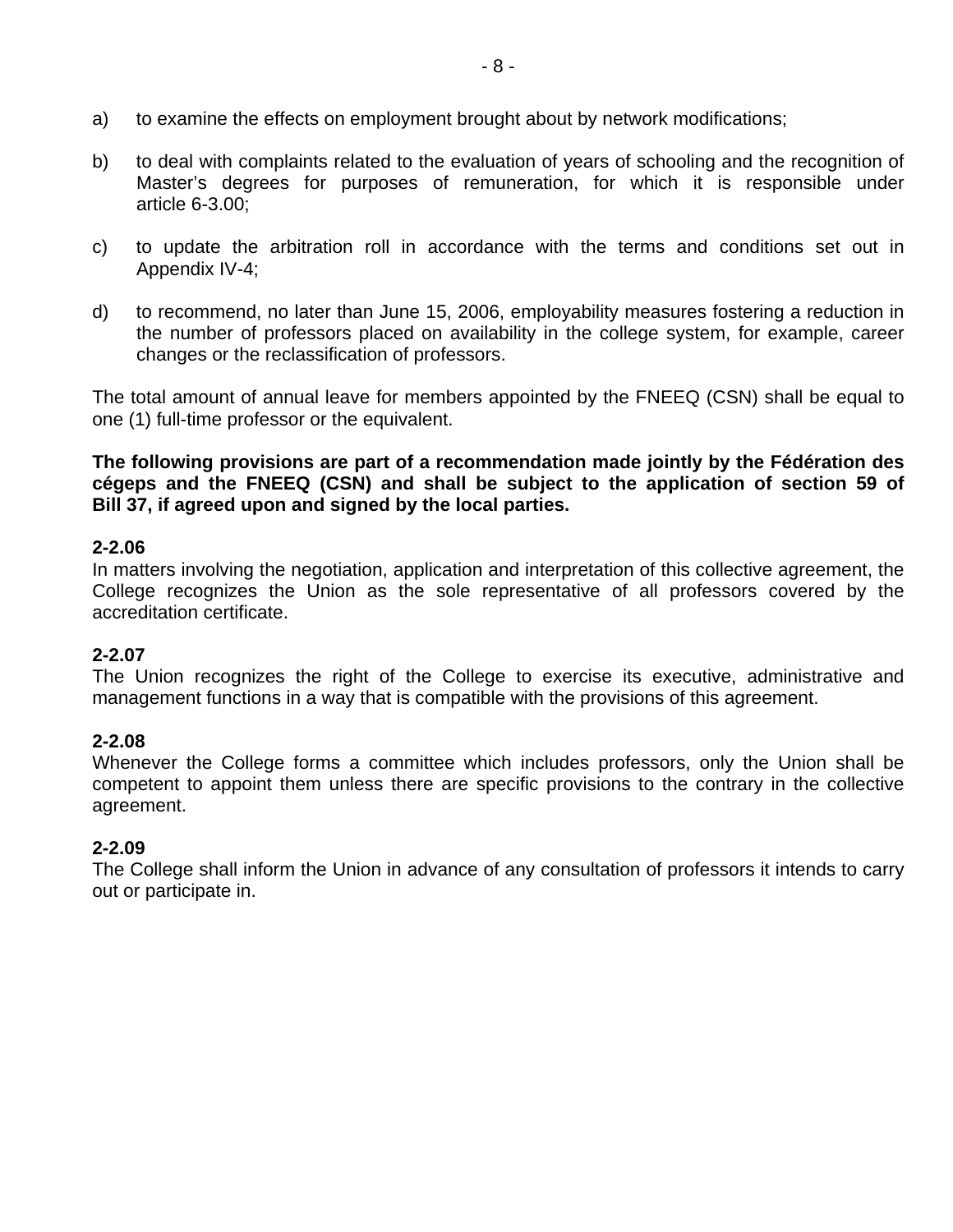a) to examine the effects on employment brought about by network modifications;

b) to deal with complaints related to the evaluation of years of schooling and the recognition of Master's degrees for purposes of remuneration, for which it is responsible under article 6-3.00;

c) to update the arbitration roll in accordance with the terms and conditions set out in Appendix IV-4;

d) to recommend, no later than June 15, 2006, employability measures fostering a reduction in the number of professors placed on availability in the college system, for example, career changes or the reclassification of professors.

The total amount of annual leave for members appointed by the FNEEQ (CSN) shall be equal to one (1) full-time professor or the equivalent.

**The following provisions are part of a recommendation made jointly by the Fédération des cégeps and the FNEEQ (CSN) and shall be subject to the application of section 59 of Bill 37, if agreed upon and signed by the local parties.**

**2-2.06**
In matters involving the negotiation, application and interpretation of this collective agreement, the College recognizes the Union as the sole representative of all professors covered by the accreditation certificate.

**2-2.07**
The Union recognizes the right of the College to exercise its executive, administrative and management functions in a way that is compatible with the provisions of this agreement.

**2-2.08**
Whenever the College forms a committee which includes professors, only the Union shall be competent to appoint them unless there are specific provisions to the contrary in the collective agreement.

**2-2.09**
The College shall inform the Union in advance of any consultation of professors it intends to carry out or participate in.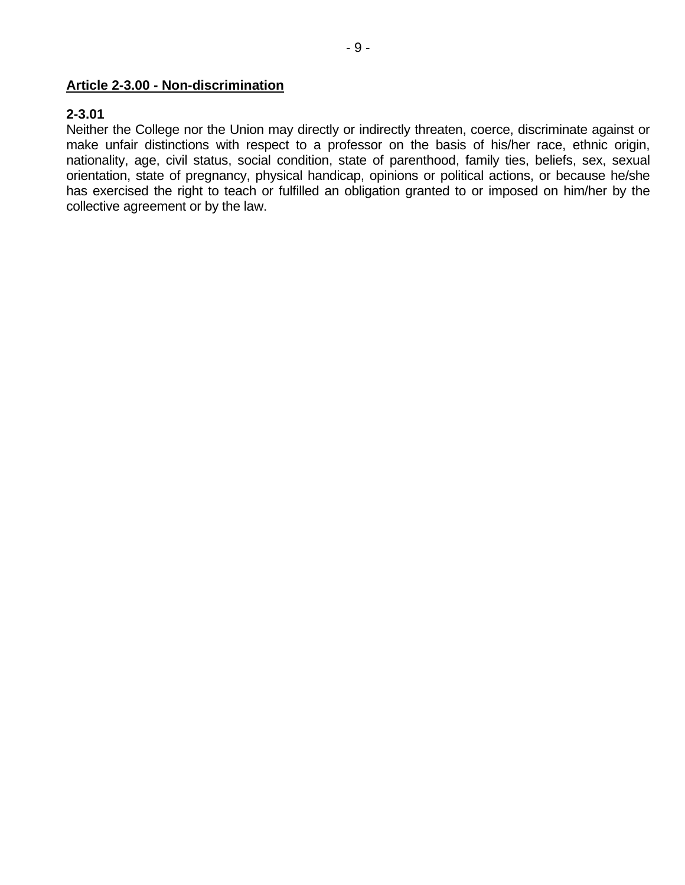## Article 2-3.00 - Non-discrimination

### 2-3.01

Neither the College nor the Union may directly or indirectly threaten, coerce, discriminate against or make unfair distinctions with respect to a professor on the basis of his/her race, ethnic origin, nationality, age, civil status, social condition, state of parenthood, family ties, beliefs, sex, sexual orientation, state of pregnancy, physical handicap, opinions or political actions, or because he/she has exercised the right to teach or fulfilled an obligation granted to or imposed on him/her by the collective agreement or by the law.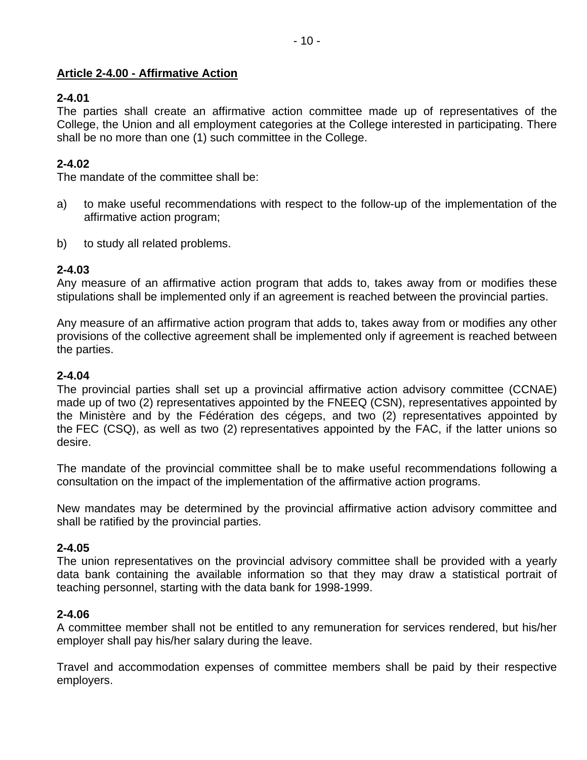## Article 2-4.00 - Affirmative Action

**2-4.01**
The parties shall create an affirmative action committee made up of representatives of the College, the Union and all employment categories at the College interested in participating. There shall be no more than one (1) such committee in the College.

**2-4.02**
The mandate of the committee shall be:

a) to make useful recommendations with respect to the follow-up of the implementation of the affirmative action program;

b) to study all related problems.

**2-4.03**
Any measure of an affirmative action program that adds to, takes away from or modifies these stipulations shall be implemented only if an agreement is reached between the provincial parties.

Any measure of an affirmative action program that adds to, takes away from or modifies any other provisions of the collective agreement shall be implemented only if agreement is reached between the parties.

**2-4.04**
The provincial parties shall set up a provincial affirmative action advisory committee (CCNAE) made up of two (2) representatives appointed by the FNEEQ (CSN), representatives appointed by the Ministère and by the Fédération des cégeps, and two (2) representatives appointed by the FEC (CSQ), as well as two (2) representatives appointed by the FAC, if the latter unions so desire.

The mandate of the provincial committee shall be to make useful recommendations following a consultation on the impact of the implementation of the affirmative action programs.

New mandates may be determined by the provincial affirmative action advisory committee and shall be ratified by the provincial parties.

**2-4.05**
The union representatives on the provincial advisory committee shall be provided with a yearly data bank containing the available information so that they may draw a statistical portrait of teaching personnel, starting with the data bank for 1998-1999.

**2-4.06**
A committee member shall not be entitled to any remuneration for services rendered, but his/her employer shall pay his/her salary during the leave.

Travel and accommodation expenses of committee members shall be paid by their respective employers.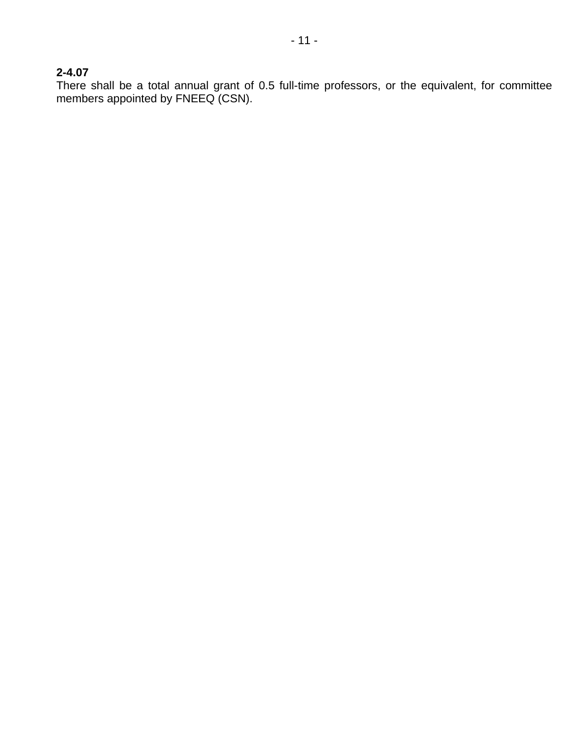**2-4.07**
There shall be a total annual grant of 0.5 full-time professors, or the equivalent, for committee members appointed by FNEEQ (CSN).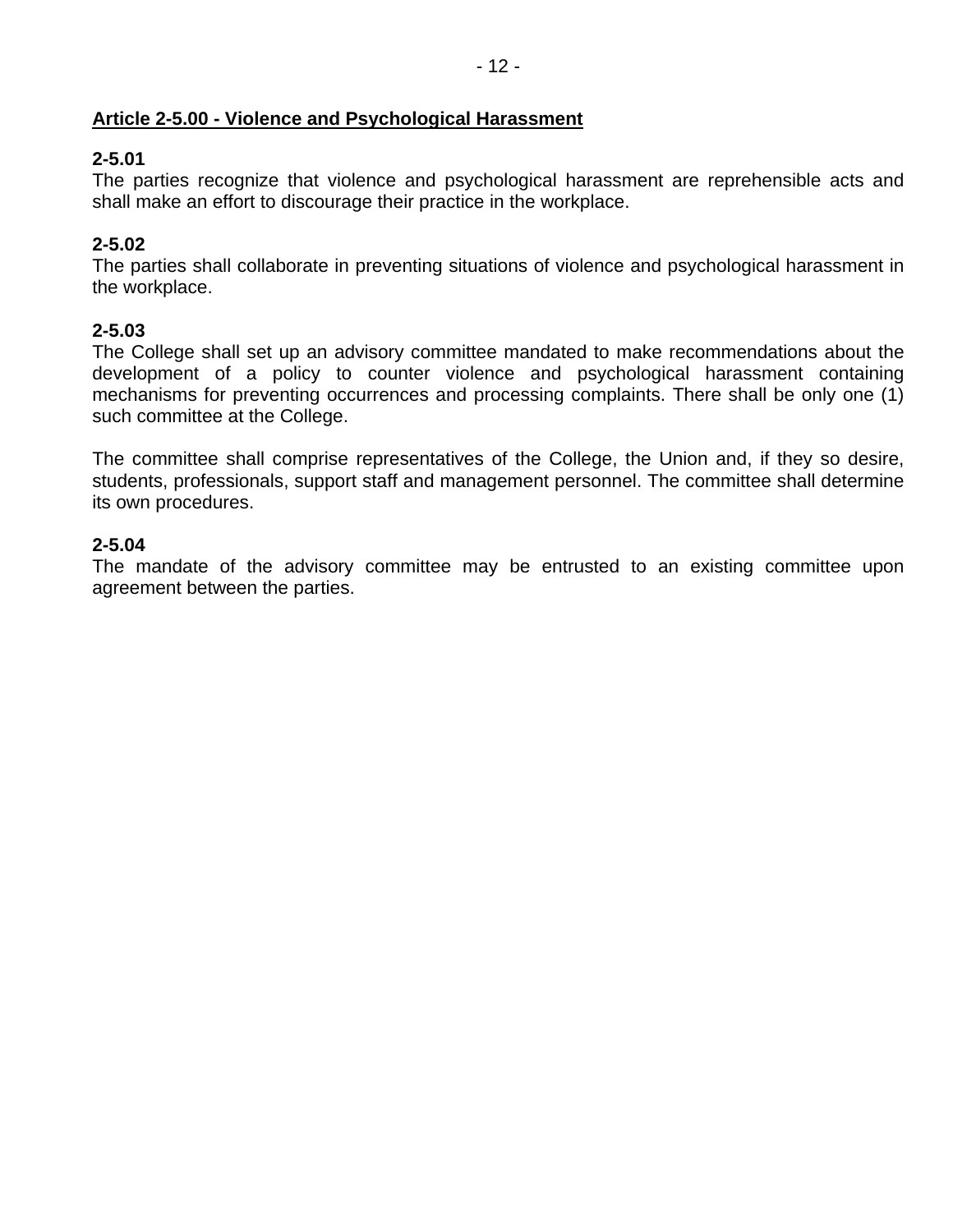**Article 2-5.00 - Violence and Psychological Harassment**

**2-5.01**
The parties recognize that violence and psychological harassment are reprehensible acts and shall make an effort to discourage their practice in the workplace.

**2-5.02**
The parties shall collaborate in preventing situations of violence and psychological harassment in the workplace.

**2-5.03**
The College shall set up an advisory committee mandated to make recommendations about the development of a policy to counter violence and psychological harassment containing mechanisms for preventing occurrences and processing complaints. There shall be only one (1) such committee at the College.

The committee shall comprise representatives of the College, the Union and, if they so desire, students, professionals, support staff and management personnel. The committee shall determine its own procedures.

**2-5.04**
The mandate of the advisory committee may be entrusted to an existing committee upon agreement between the parties.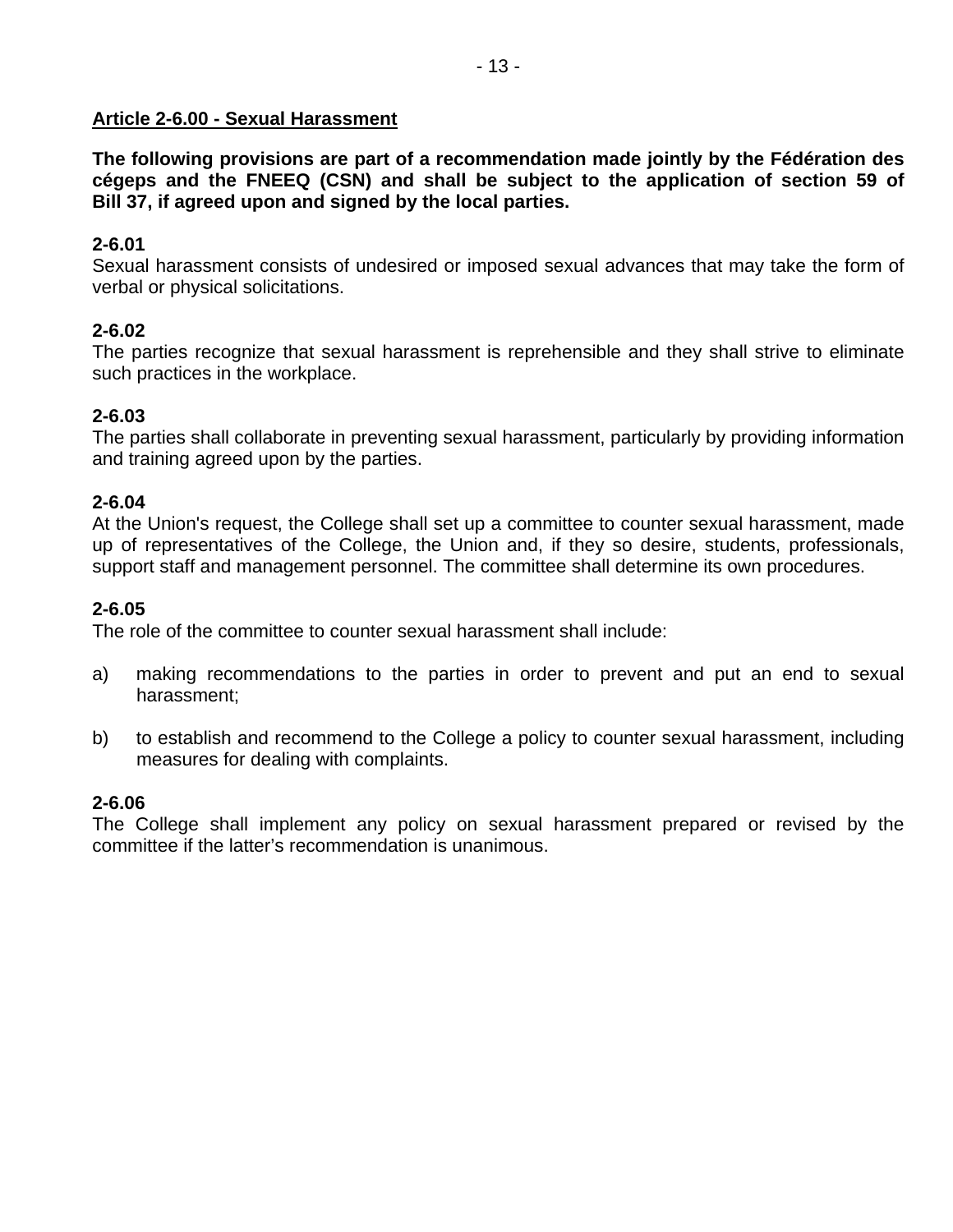## Article 2-6.00 - Sexual Harassment

**The following provisions are part of a recommendation made jointly by the Fédération des cégeps and the FNEEQ (CSN) and shall be subject to the application of section 59 of Bill 37, if agreed upon and signed by the local parties.**

**2-6.01**
Sexual harassment consists of undesired or imposed sexual advances that may take the form of verbal or physical solicitations.

**2-6.02**
The parties recognize that sexual harassment is reprehensible and they shall strive to eliminate such practices in the workplace.

**2-6.03**
The parties shall collaborate in preventing sexual harassment, particularly by providing information and training agreed upon by the parties.

**2-6.04**
At the Union's request, the College shall set up a committee to counter sexual harassment, made up of representatives of the College, the Union and, if they so desire, students, professionals, support staff and management personnel. The committee shall determine its own procedures.

**2-6.05**
The role of the committee to counter sexual harassment shall include:

a) making recommendations to the parties in order to prevent and put an end to sexual harassment;

b) to establish and recommend to the College a policy to counter sexual harassment, including measures for dealing with complaints.

**2-6.06**
The College shall implement any policy on sexual harassment prepared or revised by the committee if the latter's recommendation is unanimous.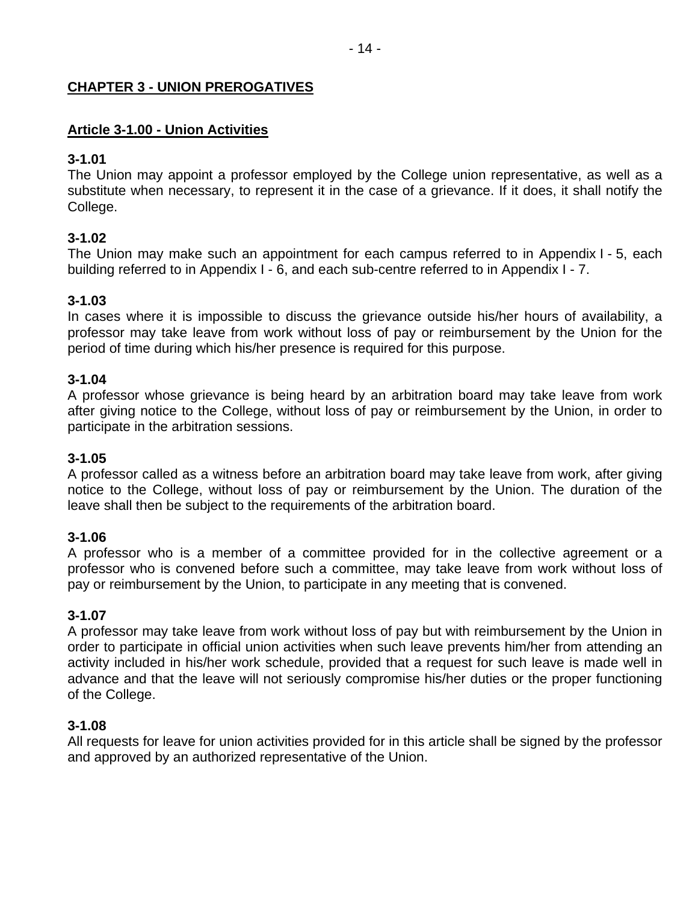## CHAPTER 3 - UNION PREROGATIVES

### Article 3-1.00 - Union Activities

**3-1.01**
The Union may appoint a professor employed by the College union representative, as well as a substitute when necessary, to represent it in the case of a grievance. If it does, it shall notify the College.

**3-1.02**
The Union may make such an appointment for each campus referred to in Appendix I - 5, each building referred to in Appendix I - 6, and each sub-centre referred to in Appendix I - 7.

**3-1.03**
In cases where it is impossible to discuss the grievance outside his/her hours of availability, a professor may take leave from work without loss of pay or reimbursement by the Union for the period of time during which his/her presence is required for this purpose.

**3-1.04**
A professor whose grievance is being heard by an arbitration board may take leave from work after giving notice to the College, without loss of pay or reimbursement by the Union, in order to participate in the arbitration sessions.

**3-1.05**
A professor called as a witness before an arbitration board may take leave from work, after giving notice to the College, without loss of pay or reimbursement by the Union. The duration of the leave shall then be subject to the requirements of the arbitration board.

**3-1.06**
A professor who is a member of a committee provided for in the collective agreement or a professor who is convened before such a committee, may take leave from work without loss of pay or reimbursement by the Union, to participate in any meeting that is convened.

**3-1.07**
A professor may take leave from work without loss of pay but with reimbursement by the Union in order to participate in official union activities when such leave prevents him/her from attending an activity included in his/her work schedule, provided that a request for such leave is made well in advance and that the leave will not seriously compromise his/her duties or the proper functioning of the College.

**3-1.08**
All requests for leave for union activities provided for in this article shall be signed by the professor and approved by an authorized representative of the Union.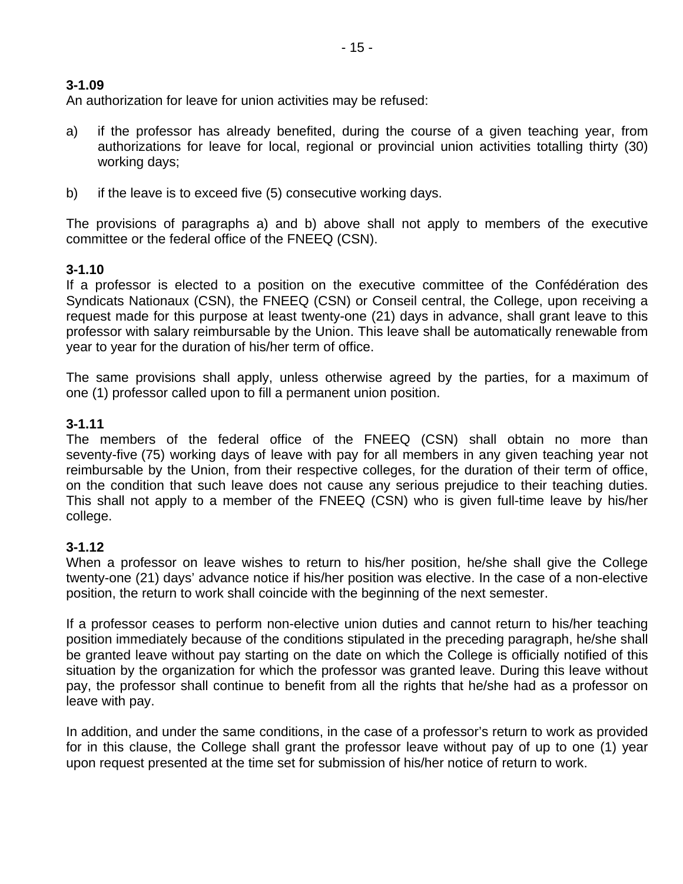**3-1.09**
An authorization for leave for union activities may be refused:

a) if the professor has already benefited, during the course of a given teaching year, from authorizations for leave for local, regional or provincial union activities totalling thirty (30) working days;

b) if the leave is to exceed five (5) consecutive working days.

The provisions of paragraphs a) and b) above shall not apply to members of the executive committee or the federal office of the FNEEQ (CSN).

**3-1.10**
If a professor is elected to a position on the executive committee of the Confédération des Syndicats Nationaux (CSN), the FNEEQ (CSN) or Conseil central, the College, upon receiving a request made for this purpose at least twenty-one (21) days in advance, shall grant leave to this professor with salary reimbursable by the Union. This leave shall be automatically renewable from year to year for the duration of his/her term of office.

The same provisions shall apply, unless otherwise agreed by the parties, for a maximum of one (1) professor called upon to fill a permanent union position.

**3-1.11**
The members of the federal office of the FNEEQ (CSN) shall obtain no more than seventy-five (75) working days of leave with pay for all members in any given teaching year not reimbursable by the Union, from their respective colleges, for the duration of their term of office, on the condition that such leave does not cause any serious prejudice to their teaching duties. This shall not apply to a member of the FNEEQ (CSN) who is given full-time leave by his/her college.

**3-1.12**
When a professor on leave wishes to return to his/her position, he/she shall give the College twenty-one (21) days' advance notice if his/her position was elective. In the case of a non-elective position, the return to work shall coincide with the beginning of the next semester.

If a professor ceases to perform non-elective union duties and cannot return to his/her teaching position immediately because of the conditions stipulated in the preceding paragraph, he/she shall be granted leave without pay starting on the date on which the College is officially notified of this situation by the organization for which the professor was granted leave. During this leave without pay, the professor shall continue to benefit from all the rights that he/she had as a professor on leave with pay.

In addition, and under the same conditions, in the case of a professor's return to work as provided for in this clause, the College shall grant the professor leave without pay of up to one (1) year upon request presented at the time set for submission of his/her notice of return to work.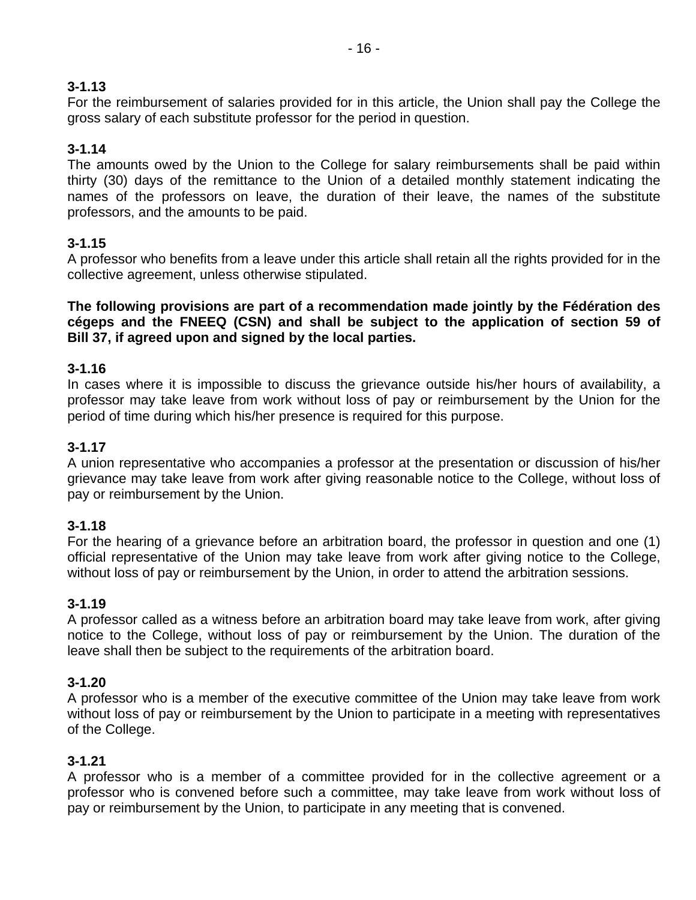**3-1.13**
For the reimbursement of salaries provided for in this article, the Union shall pay the College the gross salary of each substitute professor for the period in question.

**3-1.14**
The amounts owed by the Union to the College for salary reimbursements shall be paid within thirty (30) days of the remittance to the Union of a detailed monthly statement indicating the names of the professors on leave, the duration of their leave, the names of the substitute professors, and the amounts to be paid.

**3-1.15**
A professor who benefits from a leave under this article shall retain all the rights provided for in the collective agreement, unless otherwise stipulated.

**The following provisions are part of a recommendation made jointly by the Fédération des cégeps and the FNEEQ (CSN) and shall be subject to the application of section 59 of Bill 37, if agreed upon and signed by the local parties.**

**3-1.16**
In cases where it is impossible to discuss the grievance outside his/her hours of availability, a professor may take leave from work without loss of pay or reimbursement by the Union for the period of time during which his/her presence is required for this purpose.

**3-1.17**
A union representative who accompanies a professor at the presentation or discussion of his/her grievance may take leave from work after giving reasonable notice to the College, without loss of pay or reimbursement by the Union.

**3-1.18**
For the hearing of a grievance before an arbitration board, the professor in question and one (1) official representative of the Union may take leave from work after giving notice to the College, without loss of pay or reimbursement by the Union, in order to attend the arbitration sessions.

**3-1.19**
A professor called as a witness before an arbitration board may take leave from work, after giving notice to the College, without loss of pay or reimbursement by the Union. The duration of the leave shall then be subject to the requirements of the arbitration board.

**3-1.20**
A professor who is a member of the executive committee of the Union may take leave from work without loss of pay or reimbursement by the Union to participate in a meeting with representatives of the College.

**3-1.21**
A professor who is a member of a committee provided for in the collective agreement or a professor who is convened before such a committee, may take leave from work without loss of pay or reimbursement by the Union, to participate in any meeting that is convened.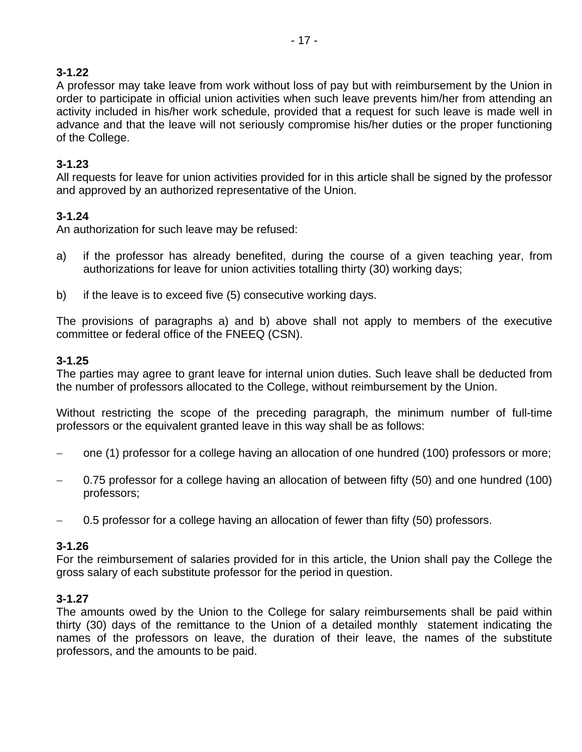**3-1.22**
A professor may take leave from work without loss of pay but with reimbursement by the Union in order to participate in official union activities when such leave prevents him/her from attending an activity included in his/her work schedule, provided that a request for such leave is made well in advance and that the leave will not seriously compromise his/her duties or the proper functioning of the College.

**3-1.23**
All requests for leave for union activities provided for in this article shall be signed by the professor and approved by an authorized representative of the Union.

**3-1.24**
An authorization for such leave may be refused:

a) if the professor has already benefited, during the course of a given teaching year, from authorizations for leave for union activities totalling thirty (30) working days;

b) if the leave is to exceed five (5) consecutive working days.

The provisions of paragraphs a) and b) above shall not apply to members of the executive committee or federal office of the FNEEQ (CSN).

**3-1.25**
The parties may agree to grant leave for internal union duties. Such leave shall be deducted from the number of professors allocated to the College, without reimbursement by the Union.

Without restricting the scope of the preceding paragraph, the minimum number of full-time professors or the equivalent granted leave in this way shall be as follows:

- one (1) professor for a college having an allocation of one hundred (100) professors or more;
- 0.75 professor for a college having an allocation of between fifty (50) and one hundred (100) professors;
- 0.5 professor for a college having an allocation of fewer than fifty (50) professors.

**3-1.26**
For the reimbursement of salaries provided for in this article, the Union shall pay the College the gross salary of each substitute professor for the period in question.

**3-1.27**
The amounts owed by the Union to the College for salary reimbursements shall be paid within thirty (30) days of the remittance to the Union of a detailed monthly statement indicating the names of the professors on leave, the duration of their leave, the names of the substitute professors, and the amounts to be paid.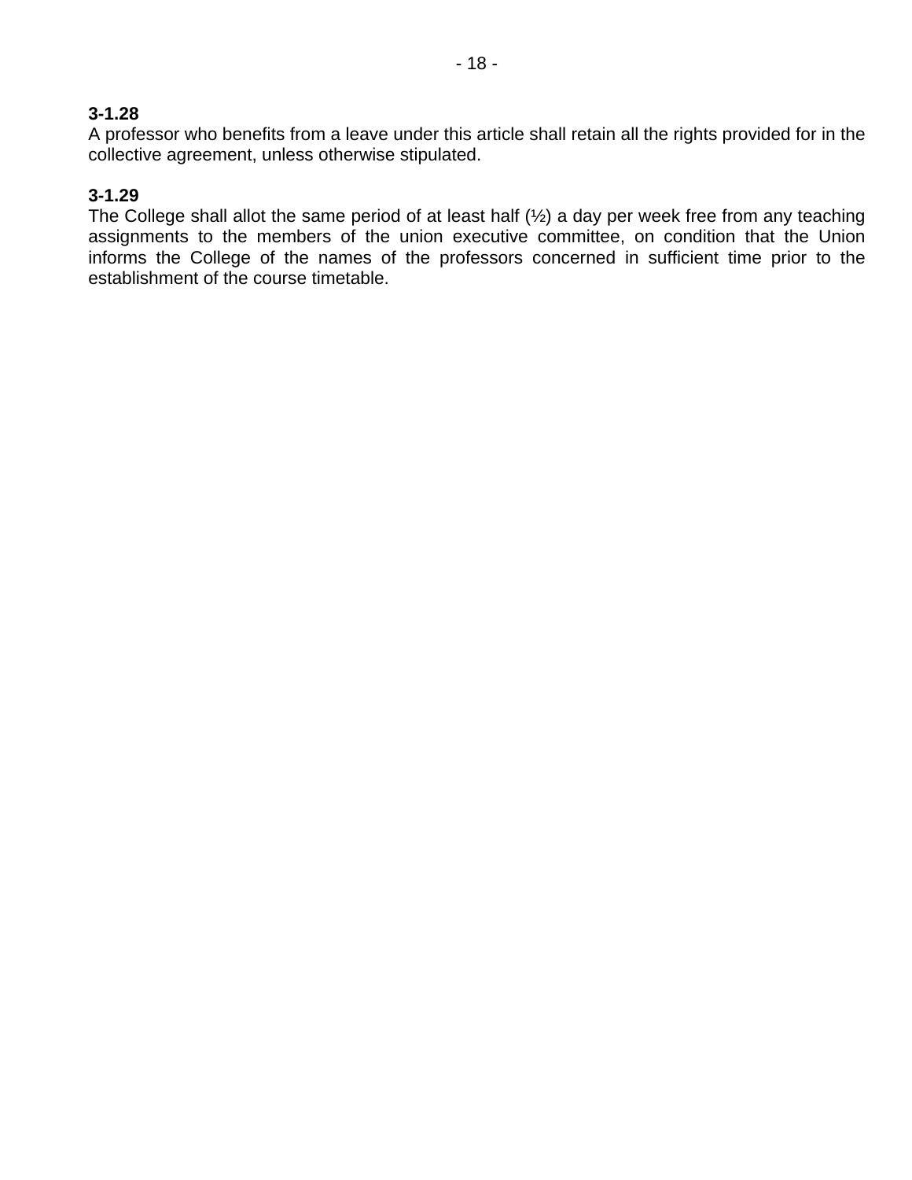**3-1.28**
A professor who benefits from a leave under this article shall retain all the rights provided for in the collective agreement, unless otherwise stipulated.

**3-1.29**
The College shall allot the same period of at least half (½) a day per week free from any teaching assignments to the members of the union executive committee, on condition that the Union informs the College of the names of the professors concerned in sufficient time prior to the establishment of the course timetable.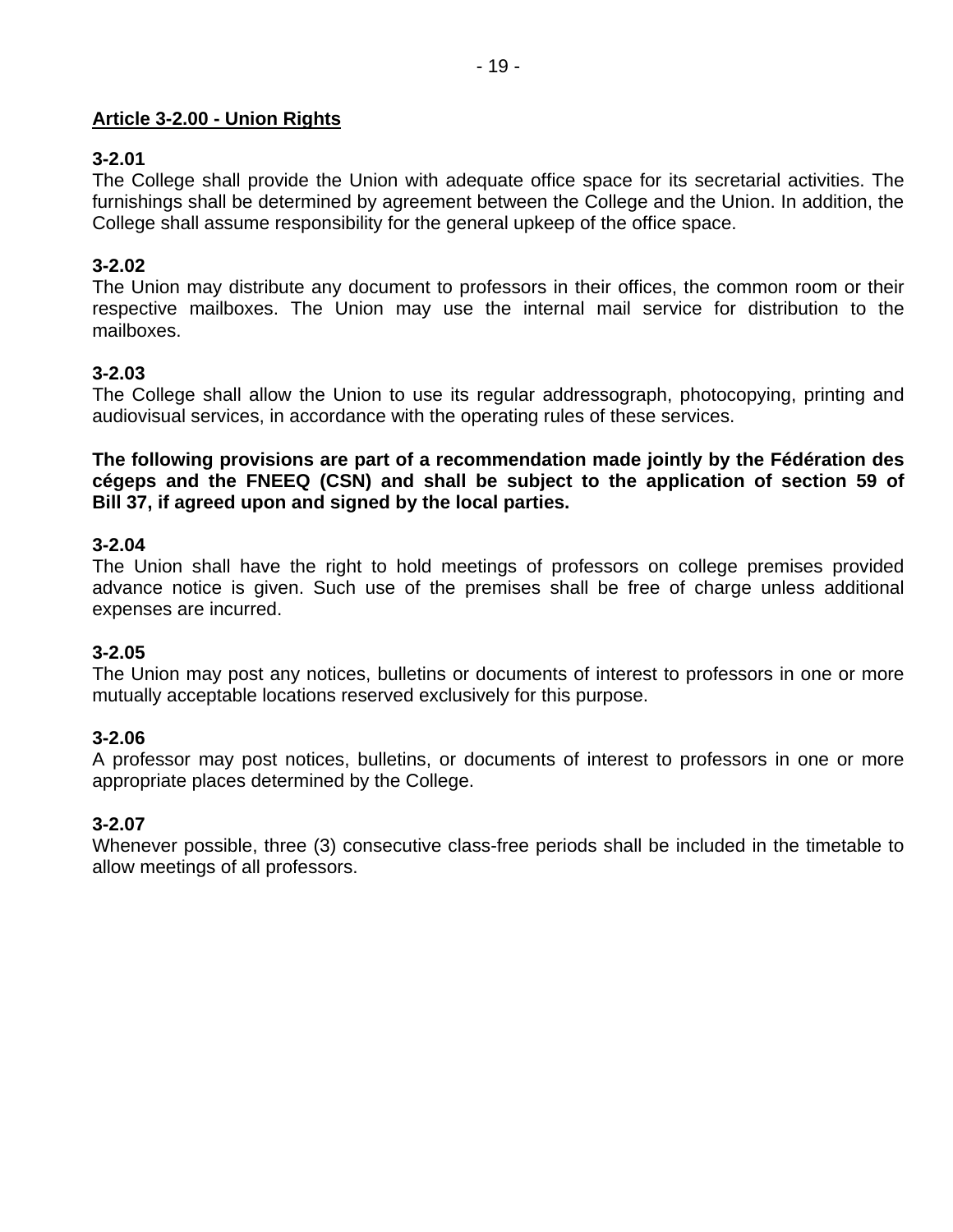**Article 3-2.00 - Union Rights**

**3-2.01**
The College shall provide the Union with adequate office space for its secretarial activities. The furnishings shall be determined by agreement between the College and the Union. In addition, the College shall assume responsibility for the general upkeep of the office space.

**3-2.02**
The Union may distribute any document to professors in their offices, the common room or their respective mailboxes. The Union may use the internal mail service for distribution to the mailboxes.

**3-2.03**
The College shall allow the Union to use its regular addressograph, photocopying, printing and audiovisual services, in accordance with the operating rules of these services.

**The following provisions are part of a recommendation made jointly by the Fédération des cégeps and the FNEEQ (CSN) and shall be subject to the application of section 59 of Bill 37, if agreed upon and signed by the local parties.**

**3-2.04**
The Union shall have the right to hold meetings of professors on college premises provided advance notice is given. Such use of the premises shall be free of charge unless additional expenses are incurred.

**3-2.05**
The Union may post any notices, bulletins or documents of interest to professors in one or more mutually acceptable locations reserved exclusively for this purpose.

**3-2.06**
A professor may post notices, bulletins, or documents of interest to professors in one or more appropriate places determined by the College.

**3-2.07**
Whenever possible, three (3) consecutive class-free periods shall be included in the timetable to allow meetings of all professors.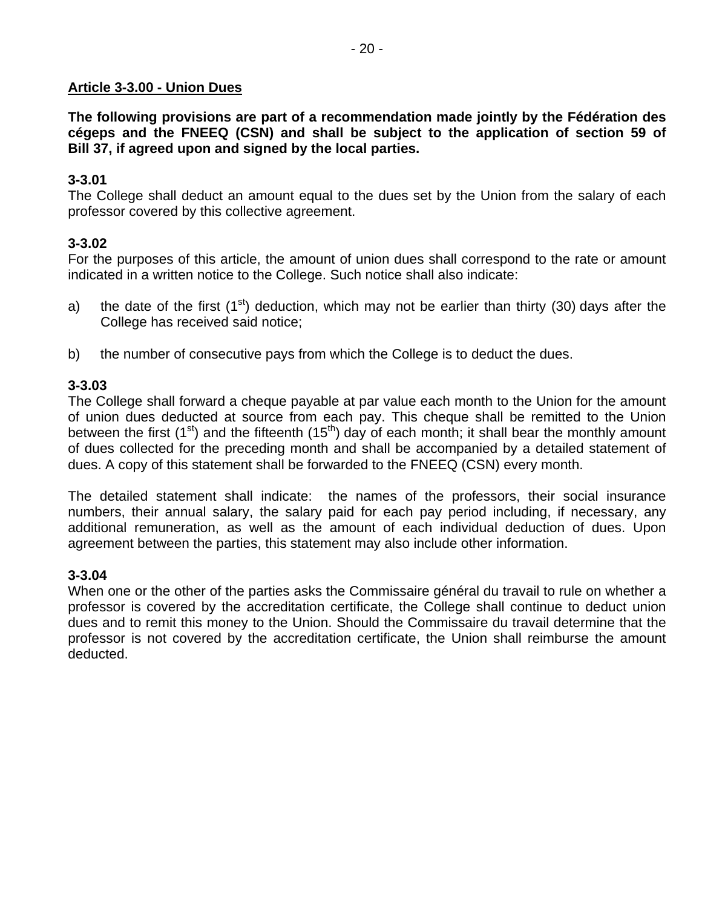## Article 3-3.00 - Union Dues

**The following provisions are part of a recommendation made jointly by the Fédération des cégeps and the FNEEQ (CSN) and shall be subject to the application of section 59 of Bill 37, if agreed upon and signed by the local parties.**

**3-3.01**
The College shall deduct an amount equal to the dues set by the Union from the salary of each professor covered by this collective agreement.

**3-3.02**
For the purposes of this article, the amount of union dues shall correspond to the rate or amount indicated in a written notice to the College. Such notice shall also indicate:

a) the date of the first (1st) deduction, which may not be earlier than thirty (30) days after the College has received said notice;

b) the number of consecutive pays from which the College is to deduct the dues.

**3-3.03**
The College shall forward a cheque payable at par value each month to the Union for the amount of union dues deducted at source from each pay. This cheque shall be remitted to the Union between the first (1st) and the fifteenth (15th) day of each month; it shall bear the monthly amount of dues collected for the preceding month and shall be accompanied by a detailed statement of dues. A copy of this statement shall be forwarded to the FNEEQ (CSN) every month.

The detailed statement shall indicate: the names of the professors, their social insurance numbers, their annual salary, the salary paid for each pay period including, if necessary, any additional remuneration, as well as the amount of each individual deduction of dues. Upon agreement between the parties, this statement may also include other information.

**3-3.04**
When one or the other of the parties asks the Commissaire général du travail to rule on whether a professor is covered by the accreditation certificate, the College shall continue to deduct union dues and to remit this money to the Union. Should the Commissaire du travail determine that the professor is not covered by the accreditation certificate, the Union shall reimburse the amount deducted.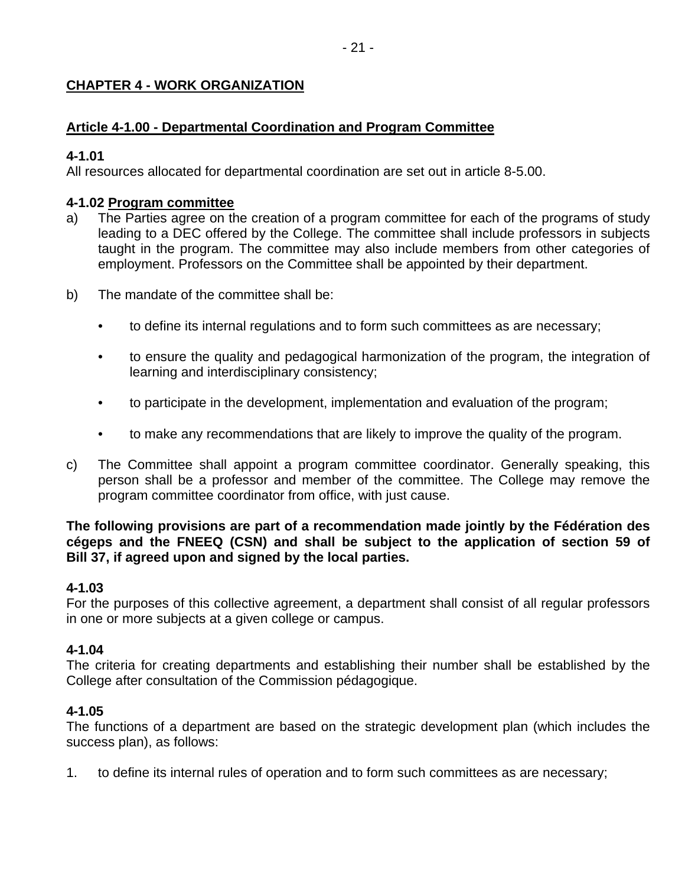## CHAPTER 4 - WORK ORGANIZATION

### Article 4-1.00 - Departmental Coordination and Program Committee

**4-1.01**
All resources allocated for departmental coordination are set out in article 8-5.00.

**4-1.02 Program committee**

a) The Parties agree on the creation of a program committee for each of the programs of study leading to a DEC offered by the College. The committee shall include professors in subjects taught in the program. The committee may also include members from other categories of employment. Professors on the Committee shall be appointed by their department.

b) The mandate of the committee shall be:

- to define its internal regulations and to form such committees as are necessary;
- to ensure the quality and pedagogical harmonization of the program, the integration of learning and interdisciplinary consistency;
- to participate in the development, implementation and evaluation of the program;
- to make any recommendations that are likely to improve the quality of the program.

c) The Committee shall appoint a program committee coordinator. Generally speaking, this person shall be a professor and member of the committee. The College may remove the program committee coordinator from office, with just cause.

**The following provisions are part of a recommendation made jointly by the Fédération des cégeps and the FNEEQ (CSN) and shall be subject to the application of section 59 of Bill 37, if agreed upon and signed by the local parties.**

**4-1.03**
For the purposes of this collective agreement, a department shall consist of all regular professors in one or more subjects at a given college or campus.

**4-1.04**
The criteria for creating departments and establishing their number shall be established by the College after consultation of the Commission pédagogique.

**4-1.05**
The functions of a department are based on the strategic development plan (which includes the success plan), as follows:

1. to define its internal rules of operation and to form such committees as are necessary;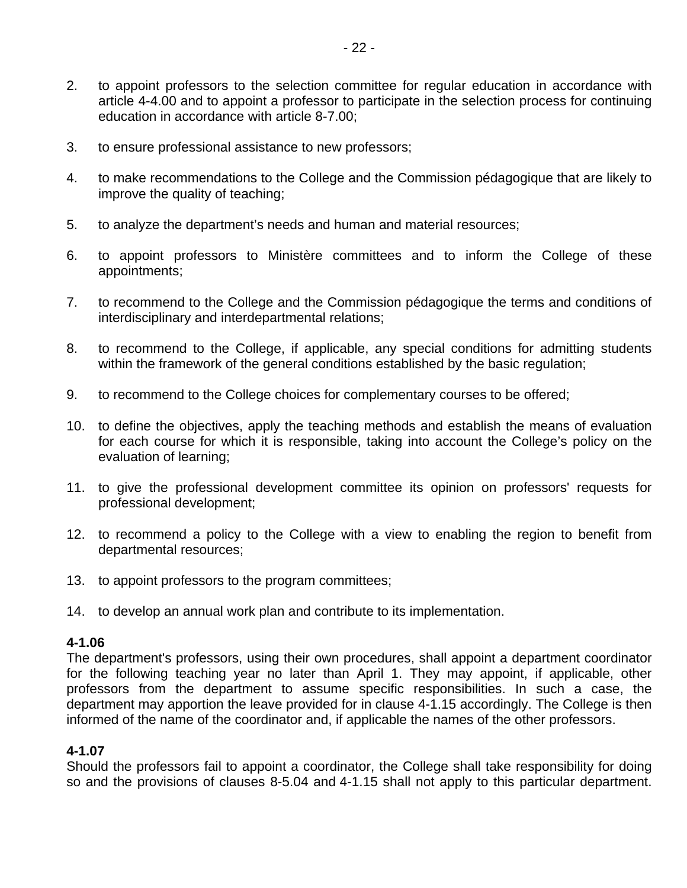2. to appoint professors to the selection committee for regular education in accordance with article 4-4.00 and to appoint a professor to participate in the selection process for continuing education in accordance with article 8-7.00;

3. to ensure professional assistance to new professors;

4. to make recommendations to the College and the Commission pédagogique that are likely to improve the quality of teaching;

5. to analyze the department's needs and human and material resources;

6. to appoint professors to Ministère committees and to inform the College of these appointments;

7. to recommend to the College and the Commission pédagogique the terms and conditions of interdisciplinary and interdepartmental relations;

8. to recommend to the College, if applicable, any special conditions for admitting students within the framework of the general conditions established by the basic regulation;

9. to recommend to the College choices for complementary courses to be offered;

10. to define the objectives, apply the teaching methods and establish the means of evaluation for each course for which it is responsible, taking into account the College's policy on the evaluation of learning;

11. to give the professional development committee its opinion on professors' requests for professional development;

12. to recommend a policy to the College with a view to enabling the region to benefit from departmental resources;

13. to appoint professors to the program committees;

14. to develop an annual work plan and contribute to its implementation.

**4-1.06**
The department's professors, using their own procedures, shall appoint a department coordinator for the following teaching year no later than April 1. They may appoint, if applicable, other professors from the department to assume specific responsibilities. In such a case, the department may apportion the leave provided for in clause 4-1.15 accordingly. The College is then informed of the name of the coordinator and, if applicable the names of the other professors.

**4-1.07**
Should the professors fail to appoint a coordinator, the College shall take responsibility for doing so and the provisions of clauses 8-5.04 and 4-1.15 shall not apply to this particular department.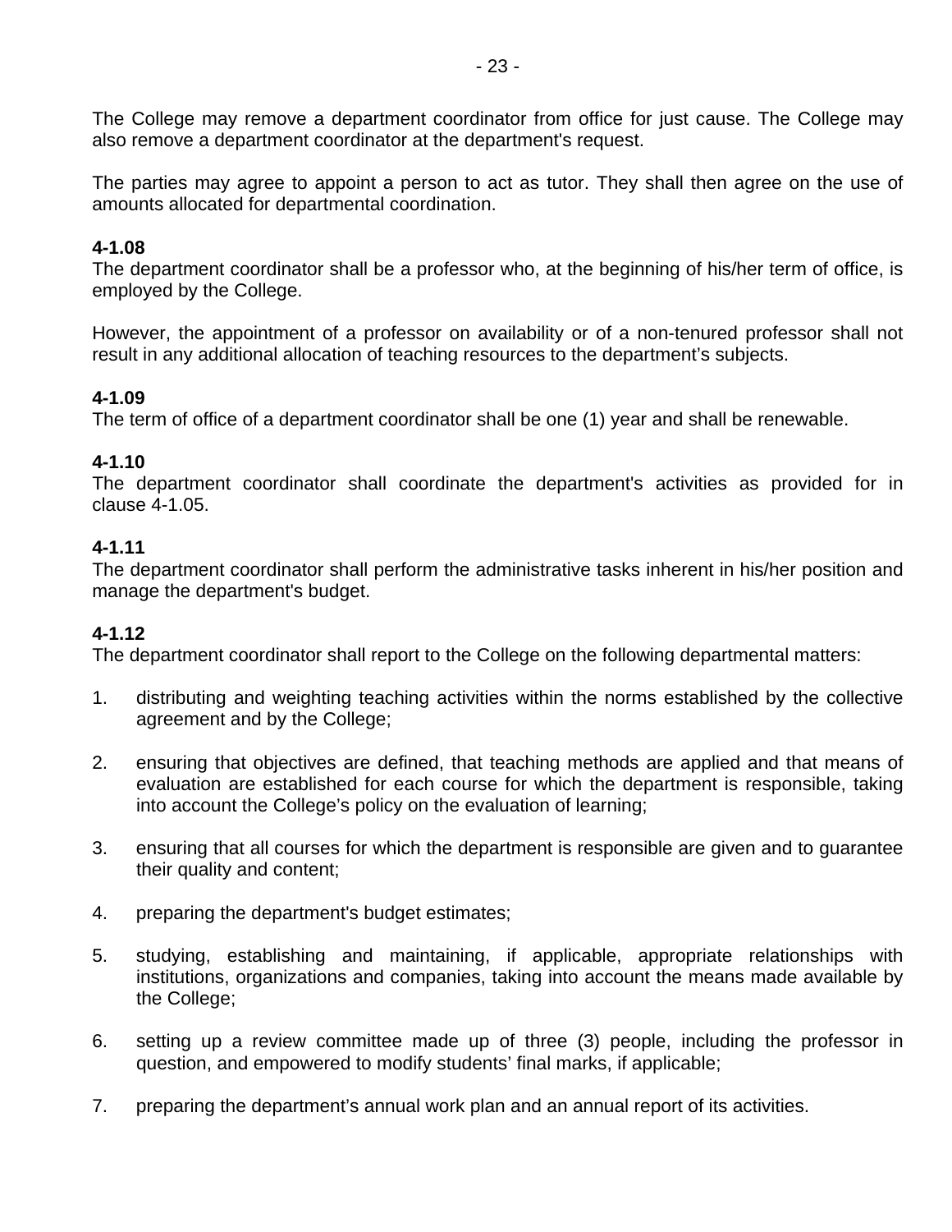The College may remove a department coordinator from office for just cause. The College may also remove a department coordinator at the department's request.

The parties may agree to appoint a person to act as tutor. They shall then agree on the use of amounts allocated for departmental coordination.

**4-1.08**
The department coordinator shall be a professor who, at the beginning of his/her term of office, is employed by the College.

However, the appointment of a professor on availability or of a non-tenured professor shall not result in any additional allocation of teaching resources to the department’s subjects.

**4-1.09**
The term of office of a department coordinator shall be one (1) year and shall be renewable.

**4-1.10**
The department coordinator shall coordinate the department's activities as provided for in clause 4-1.05.

**4-1.11**
The department coordinator shall perform the administrative tasks inherent in his/her position and manage the department's budget.

**4-1.12**
The department coordinator shall report to the College on the following departmental matters:

1. distributing and weighting teaching activities within the norms established by the collective agreement and by the College;

2. ensuring that objectives are defined, that teaching methods are applied and that means of evaluation are established for each course for which the department is responsible, taking into account the College’s policy on the evaluation of learning;

3. ensuring that all courses for which the department is responsible are given and to guarantee their quality and content;

4. preparing the department's budget estimates;

5. studying, establishing and maintaining, if applicable, appropriate relationships with institutions, organizations and companies, taking into account the means made available by the College;

6. setting up a review committee made up of three (3) people, including the professor in question, and empowered to modify students’ final marks, if applicable;

7. preparing the department’s annual work plan and an annual report of its activities.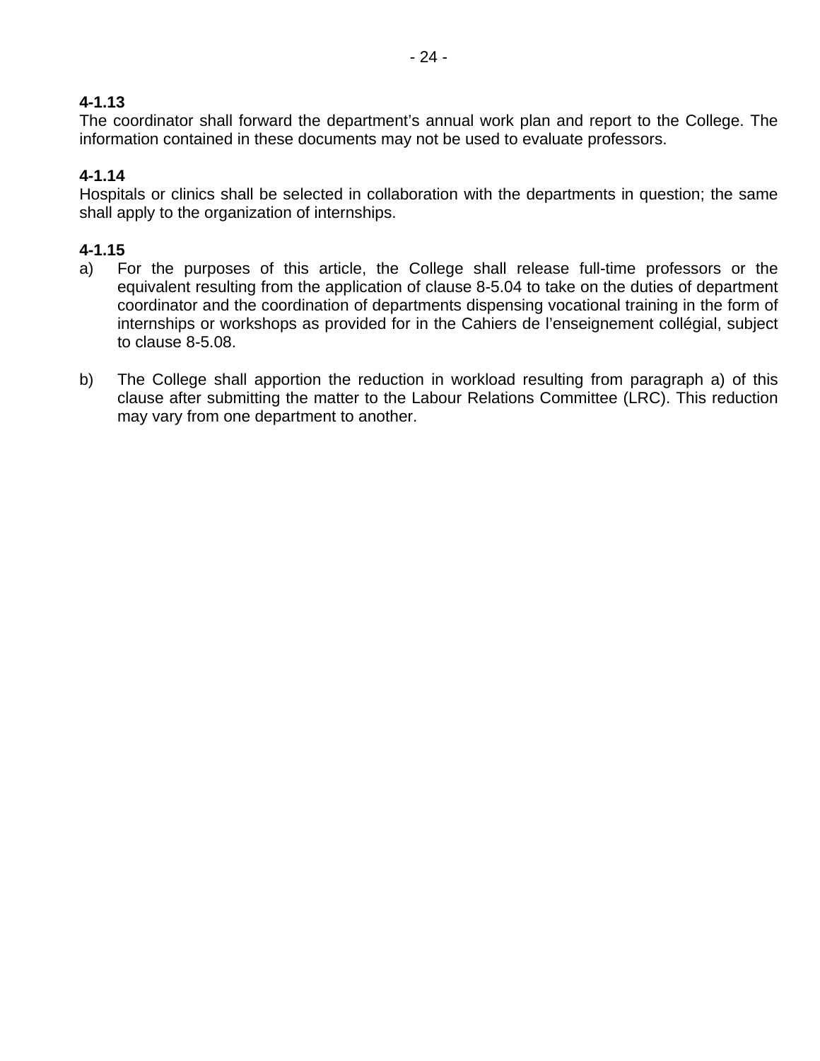**4-1.13**
The coordinator shall forward the department's annual work plan and report to the College. The information contained in these documents may not be used to evaluate professors.

**4-1.14**
Hospitals or clinics shall be selected in collaboration with the departments in question; the same shall apply to the organization of internships.

**4-1.15**

a) For the purposes of this article, the College shall release full-time professors or the equivalent resulting from the application of clause 8-5.04 to take on the duties of department coordinator and the coordination of departments dispensing vocational training in the form of internships or workshops as provided for in the Cahiers de l'enseignement collégial, subject to clause 8-5.08.

b) The College shall apportion the reduction in workload resulting from paragraph a) of this clause after submitting the matter to the Labour Relations Committee (LRC). This reduction may vary from one department to another.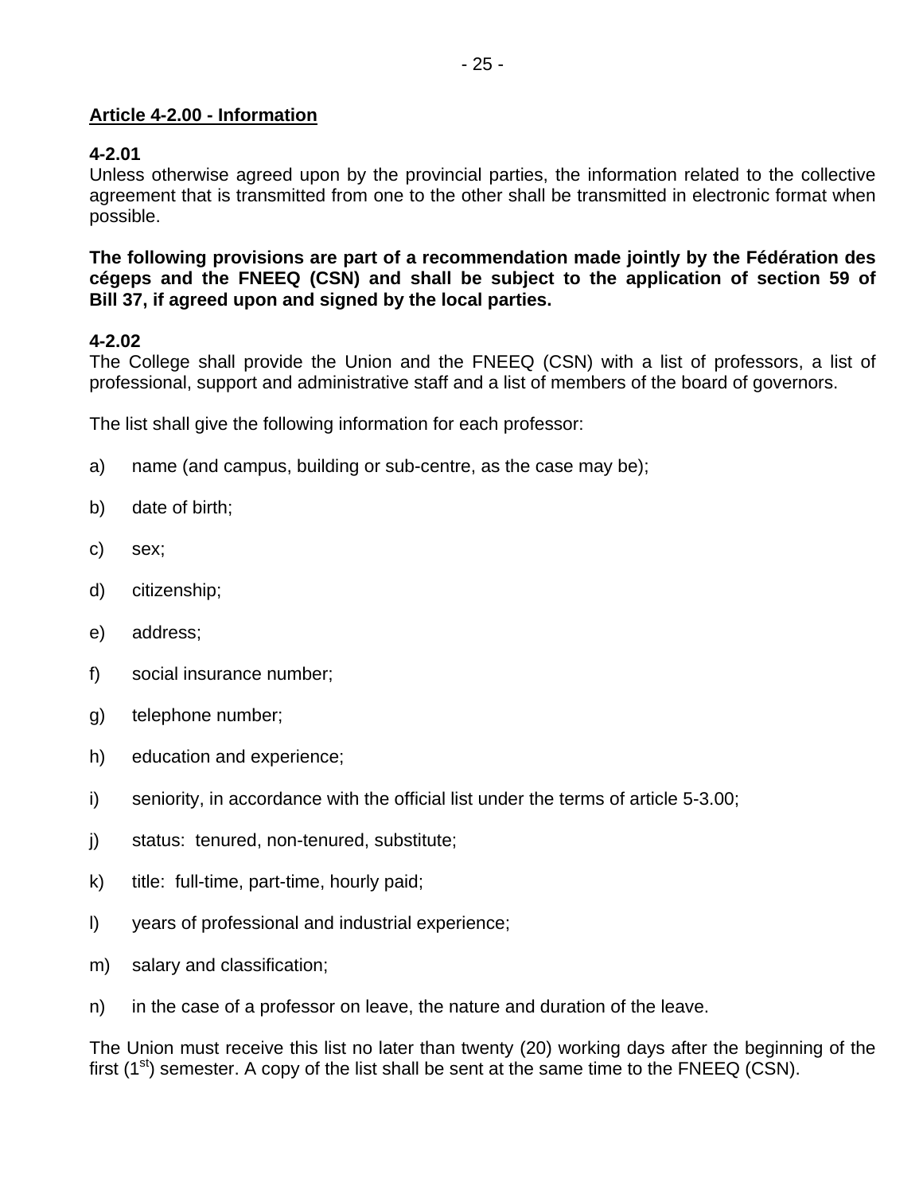**Article 4-2.00 - Information**

**4-2.01**
Unless otherwise agreed upon by the provincial parties, the information related to the collective agreement that is transmitted from one to the other shall be transmitted in electronic format when possible.

**The following provisions are part of a recommendation made jointly by the Fédération des cégeps and the FNEEQ (CSN) and shall be subject to the application of section 59 of Bill 37, if agreed upon and signed by the local parties.**

**4-2.02**
The College shall provide the Union and the FNEEQ (CSN) with a list of professors, a list of professional, support and administrative staff and a list of members of the board of governors.

The list shall give the following information for each professor:

a) name (and campus, building or sub-centre, as the case may be);

b) date of birth;

c) sex;

d) citizenship;

e) address;

f) social insurance number;

g) telephone number;

h) education and experience;

i) seniority, in accordance with the official list under the terms of article 5-3.00;

j) status: tenured, non-tenured, substitute;

k) title: full-time, part-time, hourly paid;

l) years of professional and industrial experience;

m) salary and classification;

n) in the case of a professor on leave, the nature and duration of the leave.

The Union must receive this list no later than twenty (20) working days after the beginning of the first (1st) semester. A copy of the list shall be sent at the same time to the FNEEQ (CSN).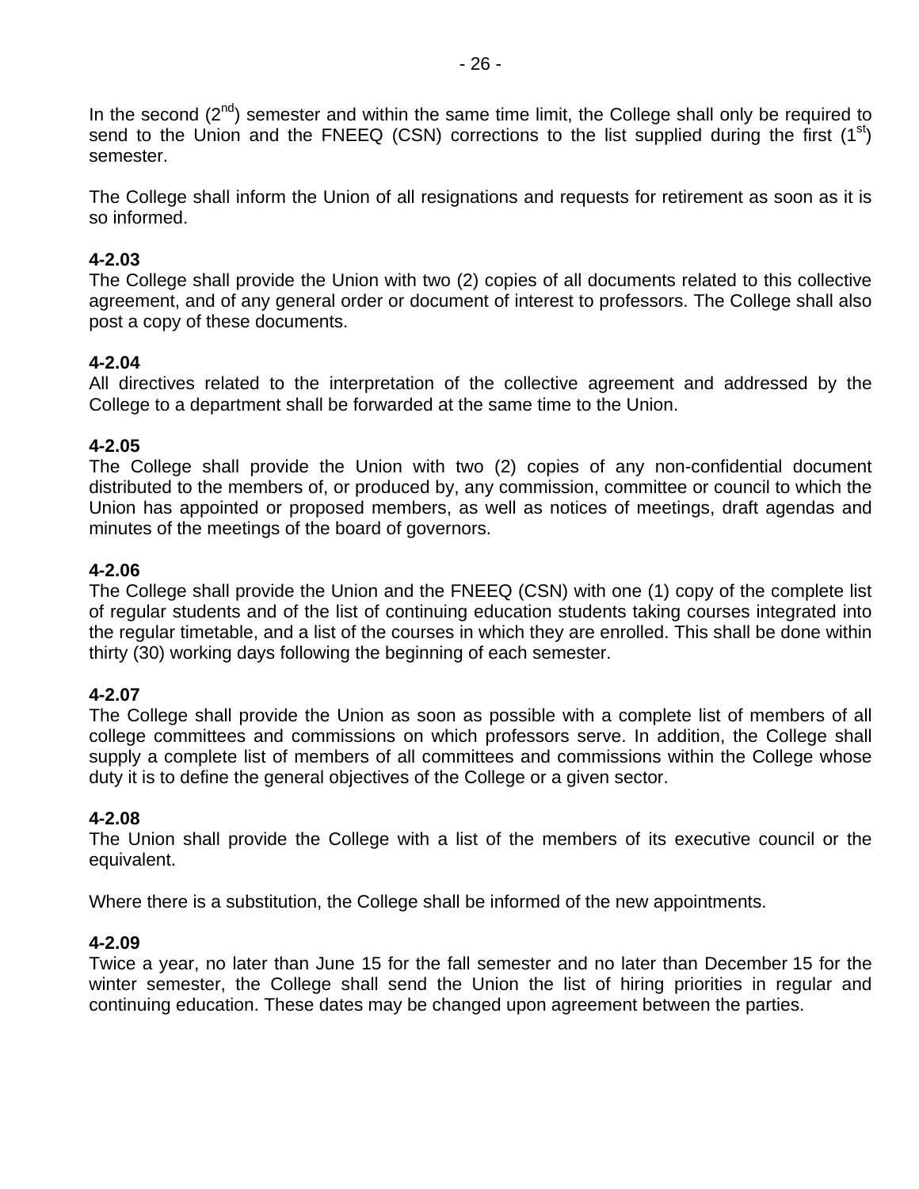In the second (2nd) semester and within the same time limit, the College shall only be required to send to the Union and the FNEEQ (CSN) corrections to the list supplied during the first (1st) semester.

The College shall inform the Union of all resignations and requests for retirement as soon as it is so informed.

**4-2.03**
The College shall provide the Union with two (2) copies of all documents related to this collective agreement, and of any general order or document of interest to professors. The College shall also post a copy of these documents.

**4-2.04**
All directives related to the interpretation of the collective agreement and addressed by the College to a department shall be forwarded at the same time to the Union.

**4-2.05**
The College shall provide the Union with two (2) copies of any non-confidential document distributed to the members of, or produced by, any commission, committee or council to which the Union has appointed or proposed members, as well as notices of meetings, draft agendas and minutes of the meetings of the board of governors.

**4-2.06**
The College shall provide the Union and the FNEEQ (CSN) with one (1) copy of the complete list of regular students and of the list of continuing education students taking courses integrated into the regular timetable, and a list of the courses in which they are enrolled. This shall be done within thirty (30) working days following the beginning of each semester.

**4-2.07**
The College shall provide the Union as soon as possible with a complete list of members of all college committees and commissions on which professors serve. In addition, the College shall supply a complete list of members of all committees and commissions within the College whose duty it is to define the general objectives of the College or a given sector.

**4-2.08**
The Union shall provide the College with a list of the members of its executive council or the equivalent.

Where there is a substitution, the College shall be informed of the new appointments.

**4-2.09**
Twice a year, no later than June 15 for the fall semester and no later than December 15 for the winter semester, the College shall send the Union the list of hiring priorities in regular and continuing education. These dates may be changed upon agreement between the parties.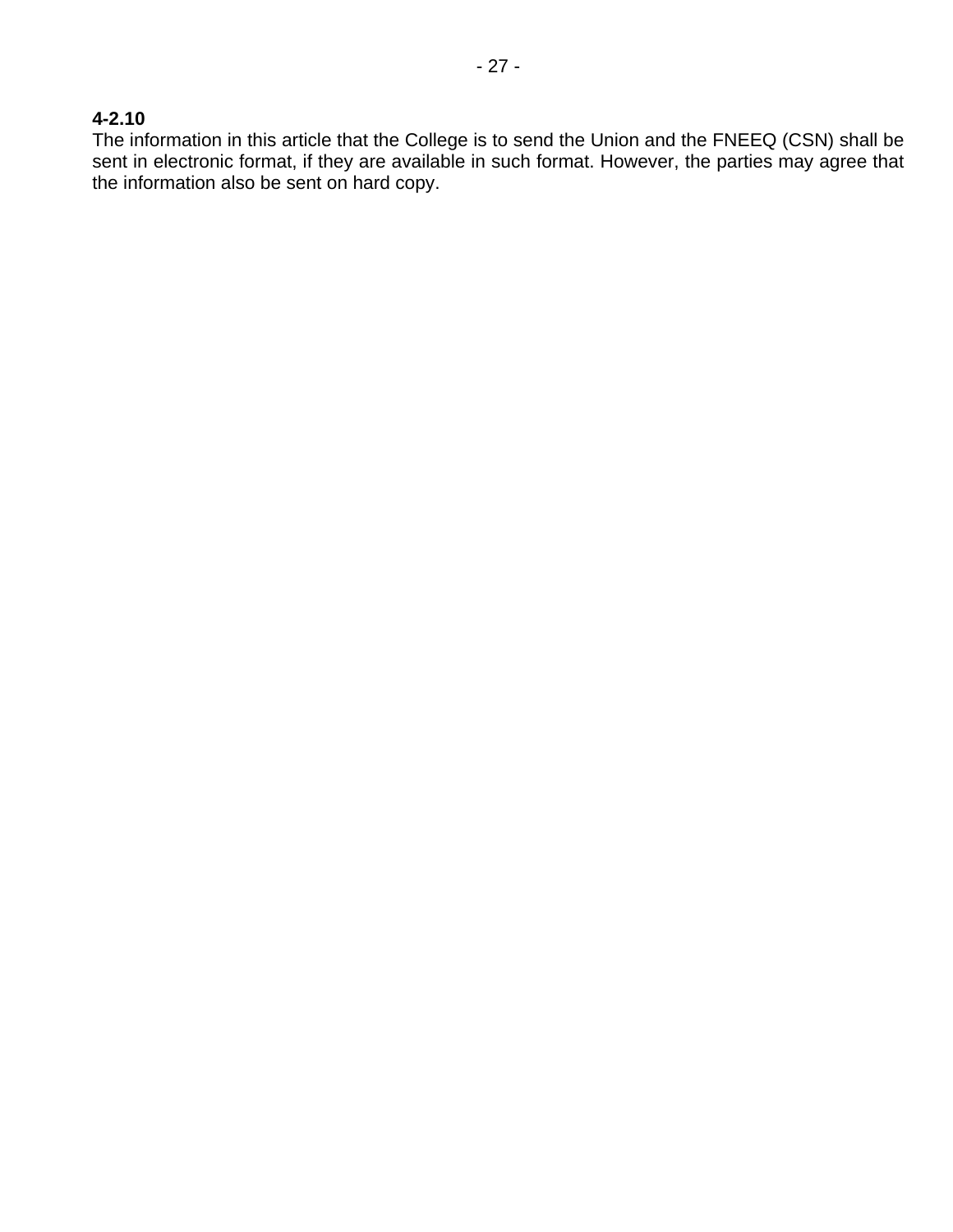**4-2.10**
The information in this article that the College is to send the Union and the FNEEQ (CSN) shall be sent in electronic format, if they are available in such format. However, the parties may agree that the information also be sent on hard copy.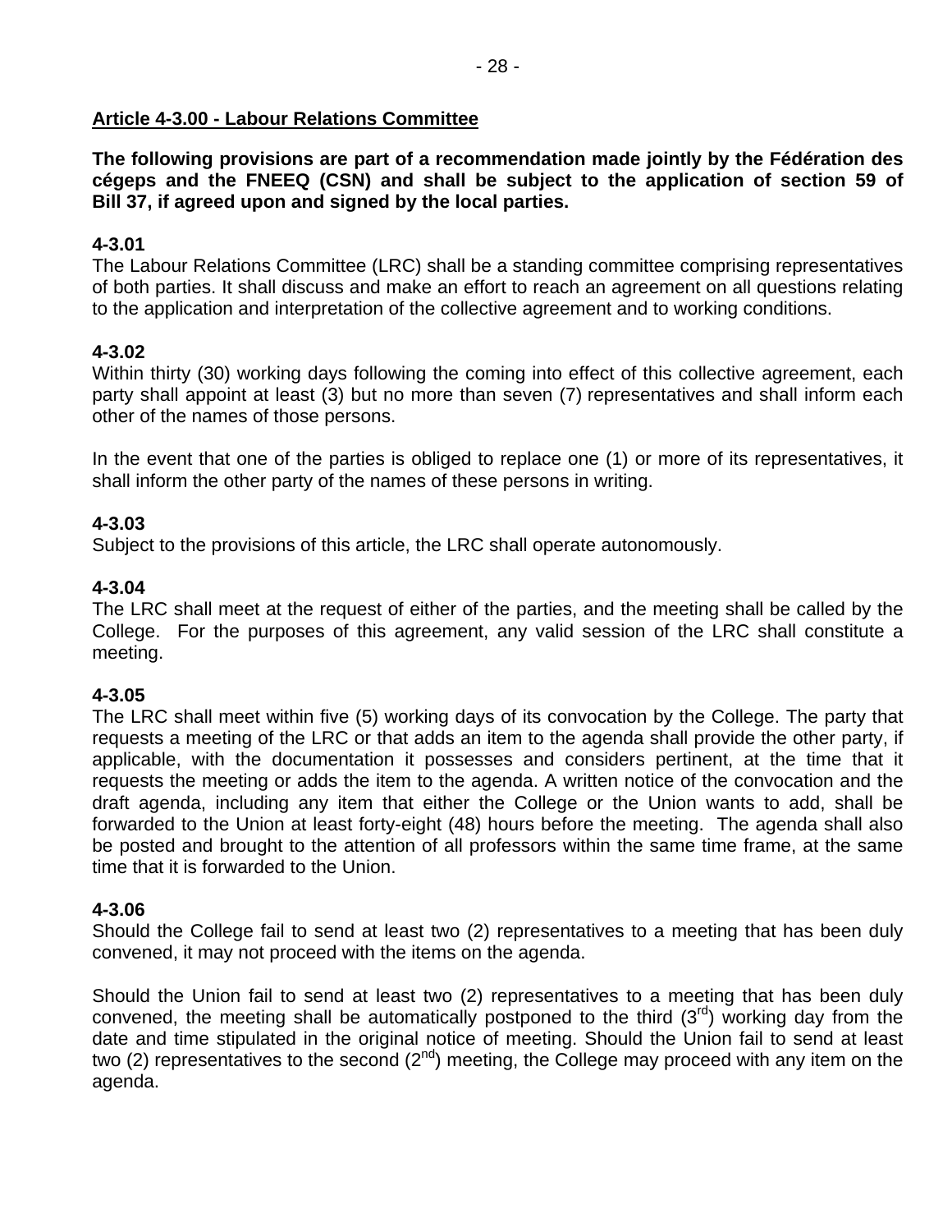## Article 4-3.00 - Labour Relations Committee

**The following provisions are part of a recommendation made jointly by the Fédération des cégeps and the FNEEQ (CSN) and shall be subject to the application of section 59 of Bill 37, if agreed upon and signed by the local parties.**

**4-3.01**
The Labour Relations Committee (LRC) shall be a standing committee comprising representatives of both parties. It shall discuss and make an effort to reach an agreement on all questions relating to the application and interpretation of the collective agreement and to working conditions.

**4-3.02**
Within thirty (30) working days following the coming into effect of this collective agreement, each party shall appoint at least (3) but no more than seven (7) representatives and shall inform each other of the names of those persons.

In the event that one of the parties is obliged to replace one (1) or more of its representatives, it shall inform the other party of the names of these persons in writing.

**4-3.03**
Subject to the provisions of this article, the LRC shall operate autonomously.

**4-3.04**
The LRC shall meet at the request of either of the parties, and the meeting shall be called by the College. For the purposes of this agreement, any valid session of the LRC shall constitute a meeting.

**4-3.05**
The LRC shall meet within five (5) working days of its convocation by the College. The party that requests a meeting of the LRC or that adds an item to the agenda shall provide the other party, if applicable, with the documentation it possesses and considers pertinent, at the time that it requests the meeting or adds the item to the agenda. A written notice of the convocation and the draft agenda, including any item that either the College or the Union wants to add, shall be forwarded to the Union at least forty-eight (48) hours before the meeting. The agenda shall also be posted and brought to the attention of all professors within the same time frame, at the same time that it is forwarded to the Union.

**4-3.06**
Should the College fail to send at least two (2) representatives to a meeting that has been duly convened, it may not proceed with the items on the agenda.

Should the Union fail to send at least two (2) representatives to a meeting that has been duly convened, the meeting shall be automatically postponed to the third (3rd) working day from the date and time stipulated in the original notice of meeting. Should the Union fail to send at least two (2) representatives to the second (2nd) meeting, the College may proceed with any item on the agenda.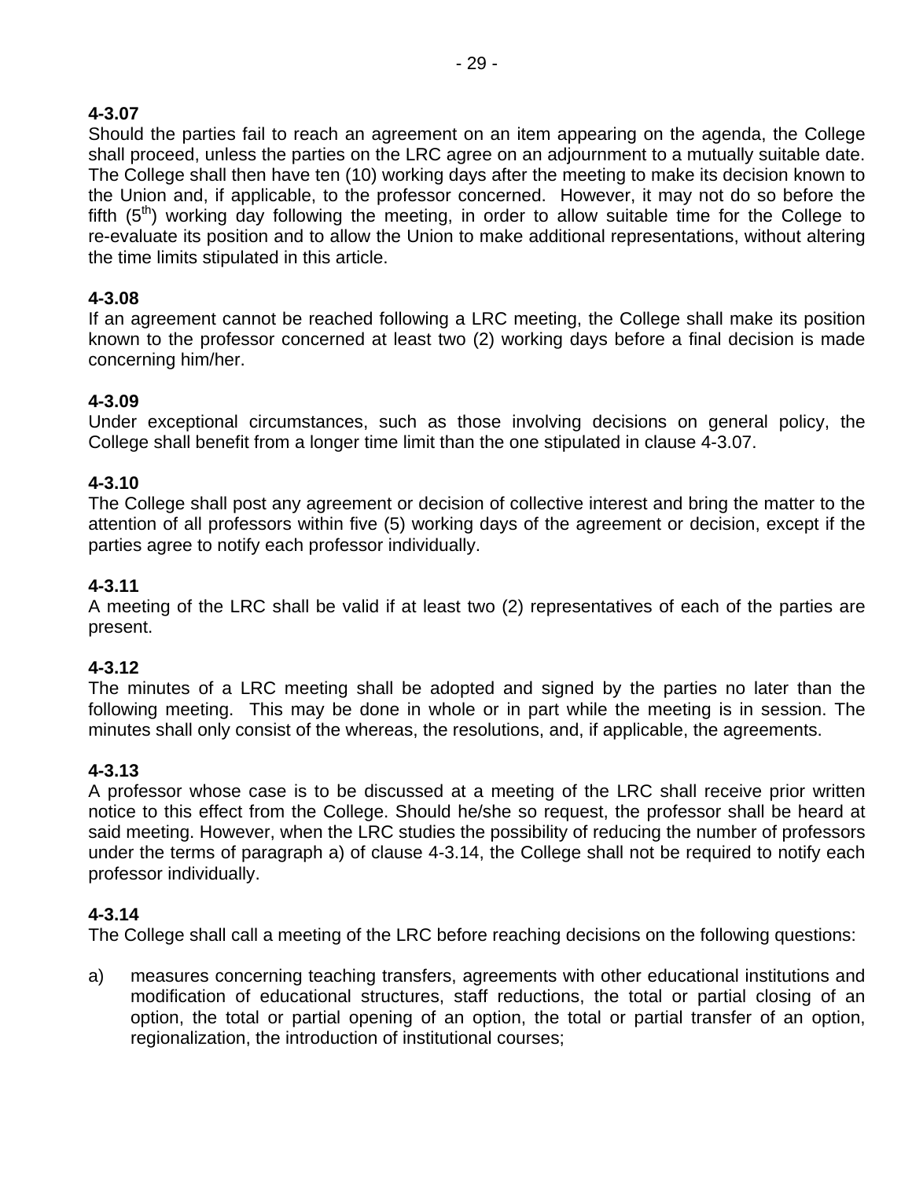**4-3.07**
Should the parties fail to reach an agreement on an item appearing on the agenda, the College shall proceed, unless the parties on the LRC agree on an adjournment to a mutually suitable date. The College shall then have ten (10) working days after the meeting to make its decision known to the Union and, if applicable, to the professor concerned. However, it may not do so before the fifth (5th) working day following the meeting, in order to allow suitable time for the College to re-evaluate its position and to allow the Union to make additional representations, without altering the time limits stipulated in this article.

**4-3.08**
If an agreement cannot be reached following a LRC meeting, the College shall make its position known to the professor concerned at least two (2) working days before a final decision is made concerning him/her.

**4-3.09**
Under exceptional circumstances, such as those involving decisions on general policy, the College shall benefit from a longer time limit than the one stipulated in clause 4-3.07.

**4-3.10**
The College shall post any agreement or decision of collective interest and bring the matter to the attention of all professors within five (5) working days of the agreement or decision, except if the parties agree to notify each professor individually.

**4-3.11**
A meeting of the LRC shall be valid if at least two (2) representatives of each of the parties are present.

**4-3.12**
The minutes of a LRC meeting shall be adopted and signed by the parties no later than the following meeting. This may be done in whole or in part while the meeting is in session. The minutes shall only consist of the whereas, the resolutions, and, if applicable, the agreements.

**4-3.13**
A professor whose case is to be discussed at a meeting of the LRC shall receive prior written notice to this effect from the College. Should he/she so request, the professor shall be heard at said meeting. However, when the LRC studies the possibility of reducing the number of professors under the terms of paragraph a) of clause 4-3.14, the College shall not be required to notify each professor individually.

**4-3.14**
The College shall call a meeting of the LRC before reaching decisions on the following questions:

a) measures concerning teaching transfers, agreements with other educational institutions and modification of educational structures, staff reductions, the total or partial closing of an option, the total or partial opening of an option, the total or partial transfer of an option, regionalization, the introduction of institutional courses;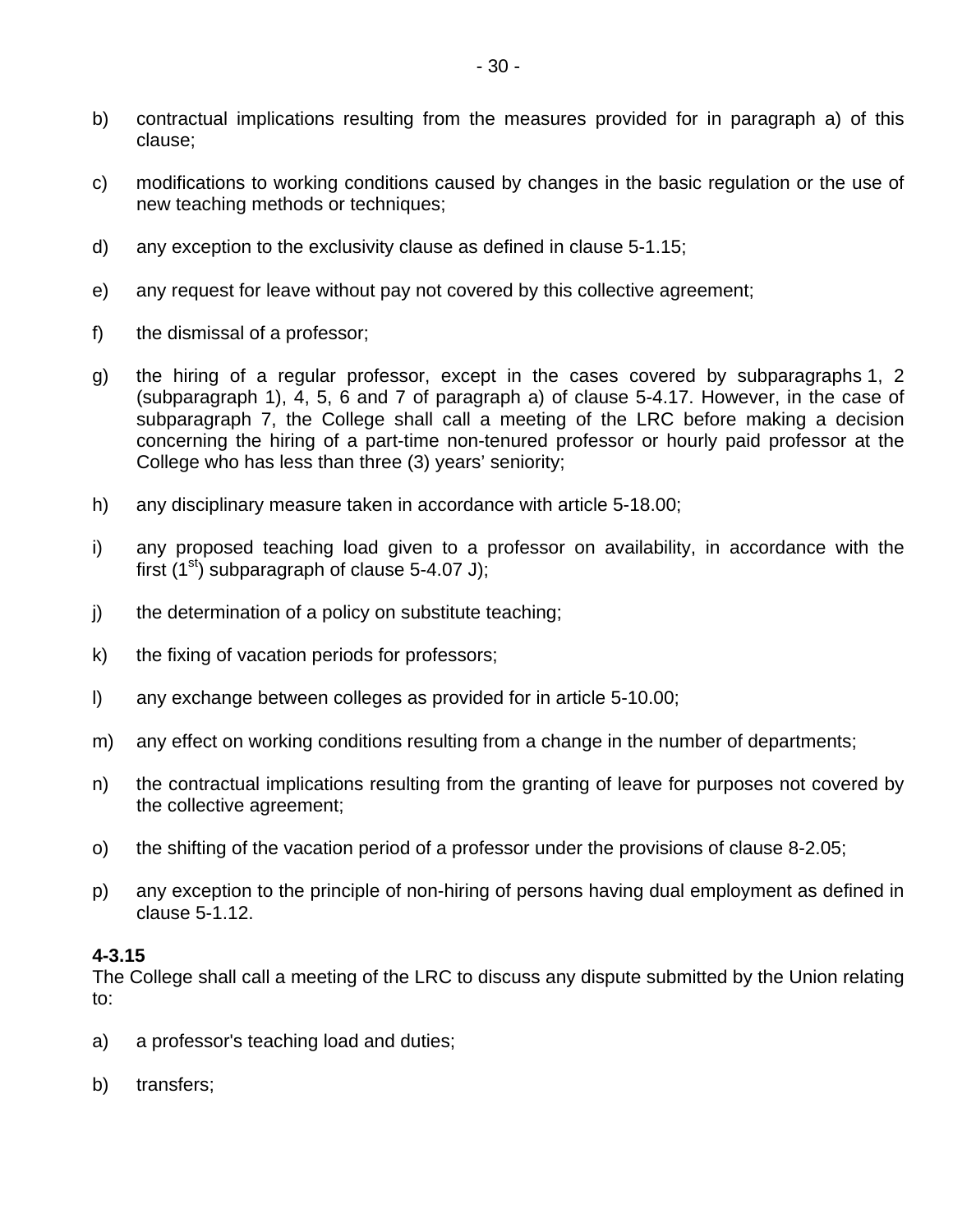b) contractual implications resulting from the measures provided for in paragraph a) of this clause;

c) modifications to working conditions caused by changes in the basic regulation or the use of new teaching methods or techniques;

d) any exception to the exclusivity clause as defined in clause 5-1.15;

e) any request for leave without pay not covered by this collective agreement;

f) the dismissal of a professor;

g) the hiring of a regular professor, except in the cases covered by subparagraphs 1, 2 (subparagraph 1), 4, 5, 6 and 7 of paragraph a) of clause 5-4.17. However, in the case of subparagraph 7, the College shall call a meeting of the LRC before making a decision concerning the hiring of a part-time non-tenured professor or hourly paid professor at the College who has less than three (3) years' seniority;

h) any disciplinary measure taken in accordance with article 5-18.00;

i) any proposed teaching load given to a professor on availability, in accordance with the first (1st) subparagraph of clause 5-4.07 J);

j) the determination of a policy on substitute teaching;

k) the fixing of vacation periods for professors;

l) any exchange between colleges as provided for in article 5-10.00;

m) any effect on working conditions resulting from a change in the number of departments;

n) the contractual implications resulting from the granting of leave for purposes not covered by the collective agreement;

o) the shifting of the vacation period of a professor under the provisions of clause 8-2.05;

p) any exception to the principle of non-hiring of persons having dual employment as defined in clause 5-1.12.

**4-3.15**
The College shall call a meeting of the LRC to discuss any dispute submitted by the Union relating to:

a) a professor's teaching load and duties;

b) transfers;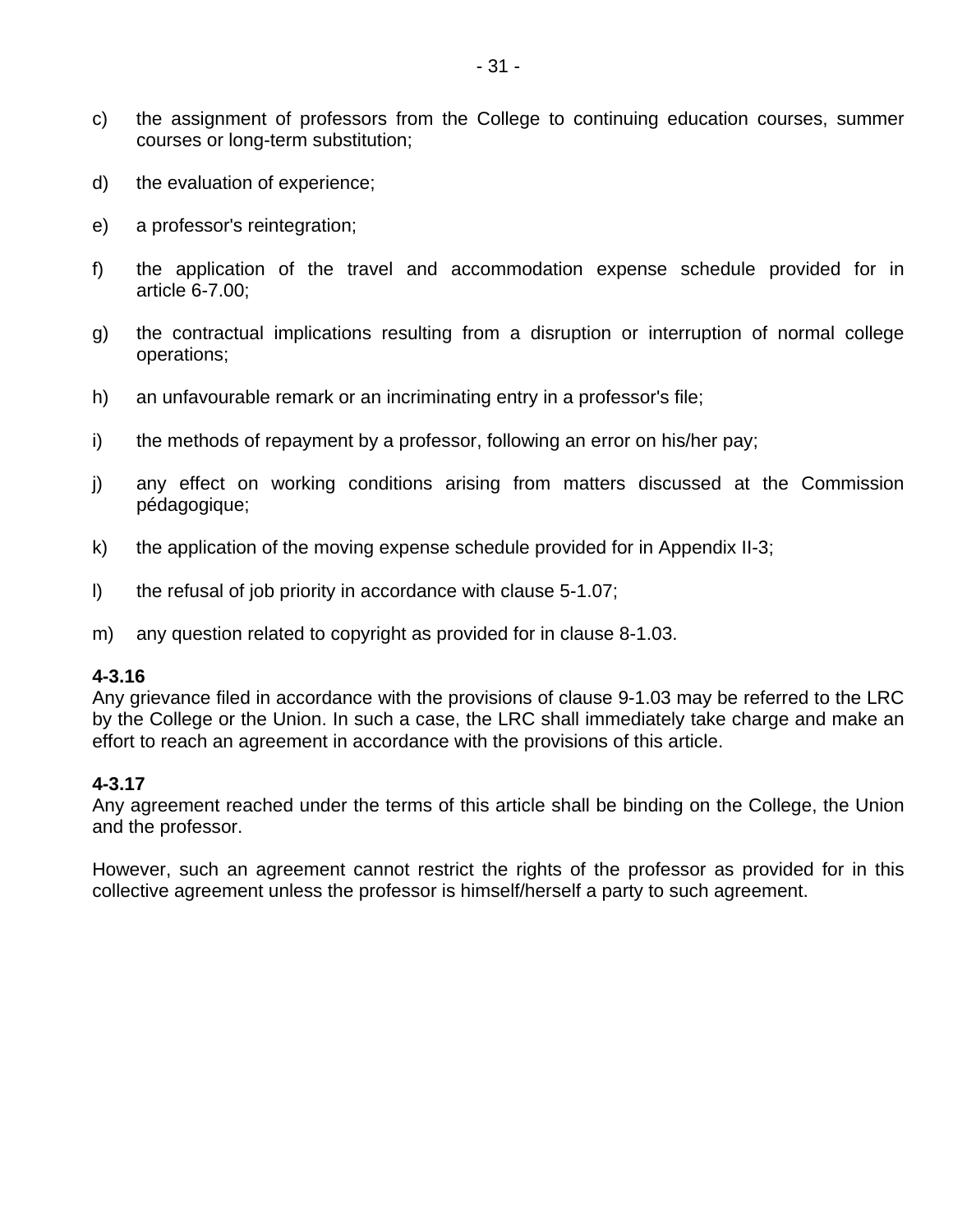c) the assignment of professors from the College to continuing education courses, summer courses or long-term substitution;

d) the evaluation of experience;

e) a professor's reintegration;

f) the application of the travel and accommodation expense schedule provided for in article 6-7.00;

g) the contractual implications resulting from a disruption or interruption of normal college operations;

h) an unfavourable remark or an incriminating entry in a professor's file;

i) the methods of repayment by a professor, following an error on his/her pay;

j) any effect on working conditions arising from matters discussed at the Commission pédagogique;

k) the application of the moving expense schedule provided for in Appendix II-3;

l) the refusal of job priority in accordance with clause 5-1.07;

m) any question related to copyright as provided for in clause 8-1.03.

**4-3.16**
Any grievance filed in accordance with the provisions of clause 9-1.03 may be referred to the LRC by the College or the Union. In such a case, the LRC shall immediately take charge and make an effort to reach an agreement in accordance with the provisions of this article.

**4-3.17**
Any agreement reached under the terms of this article shall be binding on the College, the Union and the professor.

However, such an agreement cannot restrict the rights of the professor as provided for in this collective agreement unless the professor is himself/herself a party to such agreement.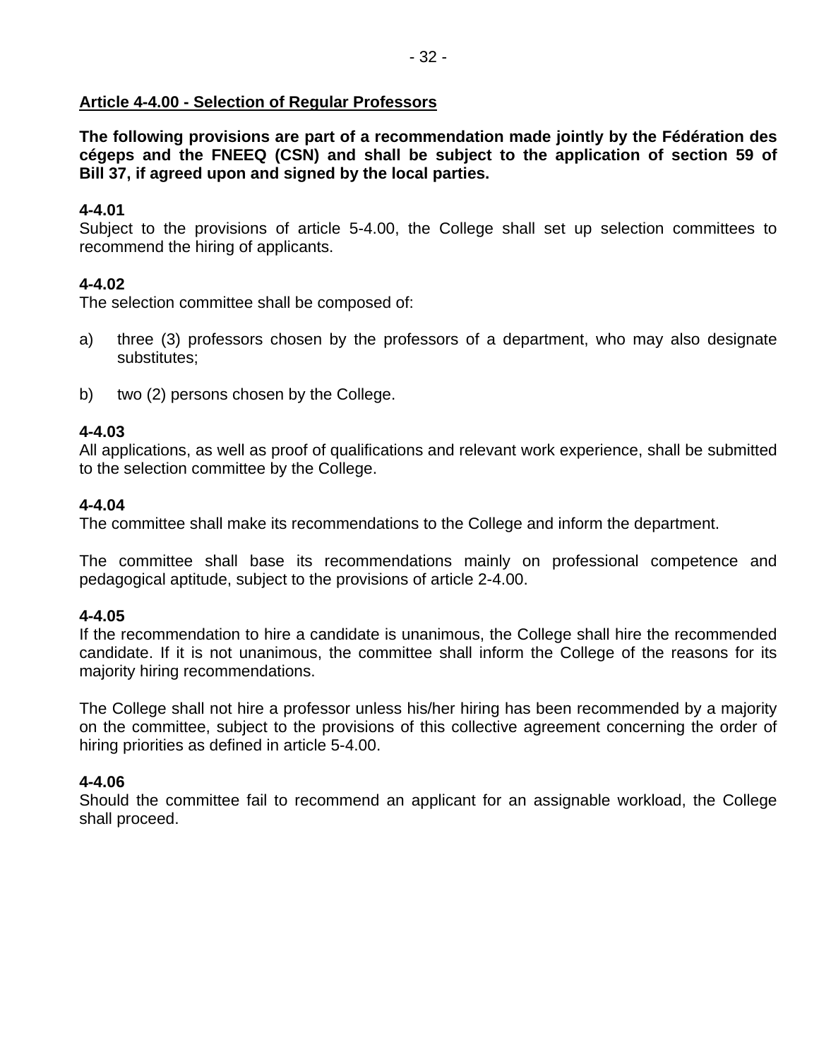## Article 4-4.00 - Selection of Regular Professors

**The following provisions are part of a recommendation made jointly by the Fédération des cégeps and the FNEEQ (CSN) and shall be subject to the application of section 59 of Bill 37, if agreed upon and signed by the local parties.**

**4-4.01**
Subject to the provisions of article 5-4.00, the College shall set up selection committees to recommend the hiring of applicants.

**4-4.02**
The selection committee shall be composed of:

a) three (3) professors chosen by the professors of a department, who may also designate substitutes;

b) two (2) persons chosen by the College.

**4-4.03**
All applications, as well as proof of qualifications and relevant work experience, shall be submitted to the selection committee by the College.

**4-4.04**
The committee shall make its recommendations to the College and inform the department.

The committee shall base its recommendations mainly on professional competence and pedagogical aptitude, subject to the provisions of article 2-4.00.

**4-4.05**
If the recommendation to hire a candidate is unanimous, the College shall hire the recommended candidate. If it is not unanimous, the committee shall inform the College of the reasons for its majority hiring recommendations.

The College shall not hire a professor unless his/her hiring has been recommended by a majority on the committee, subject to the provisions of this collective agreement concerning the order of hiring priorities as defined in article 5-4.00.

**4-4.06**
Should the committee fail to recommend an applicant for an assignable workload, the College shall proceed.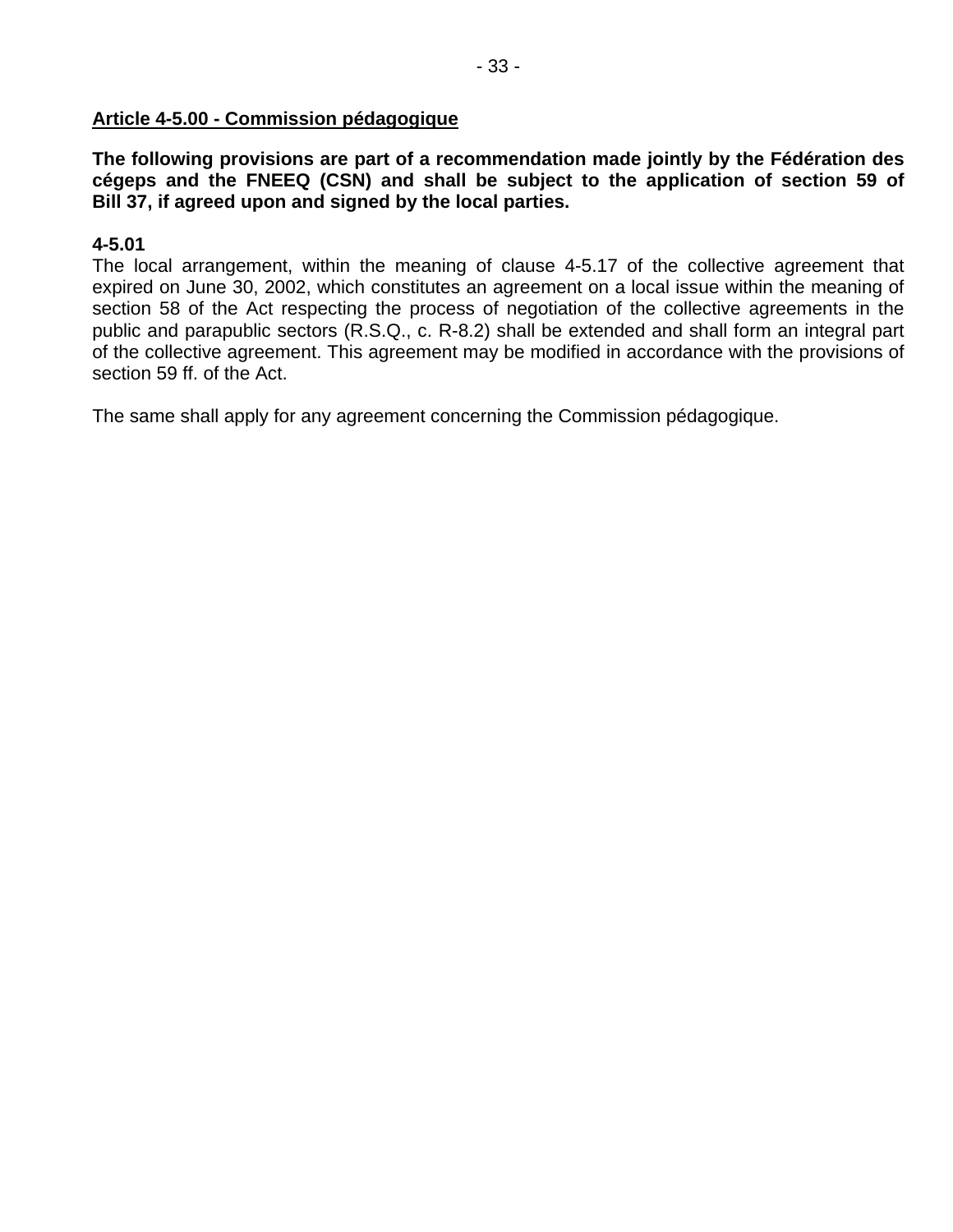## Article 4-5.00 - Commission pédagogique

**The following provisions are part of a recommendation made jointly by the Fédération des cégeps and the FNEEQ (CSN) and shall be subject to the application of section 59 of Bill 37, if agreed upon and signed by the local parties.**

**4-5.01**
The local arrangement, within the meaning of clause 4-5.17 of the collective agreement that expired on June 30, 2002, which constitutes an agreement on a local issue within the meaning of section 58 of the Act respecting the process of negotiation of the collective agreements in the public and parapublic sectors (R.S.Q., c. R-8.2) shall be extended and shall form an integral part of the collective agreement. This agreement may be modified in accordance with the provisions of section 59 ff. of the Act.

The same shall apply for any agreement concerning the Commission pédagogique.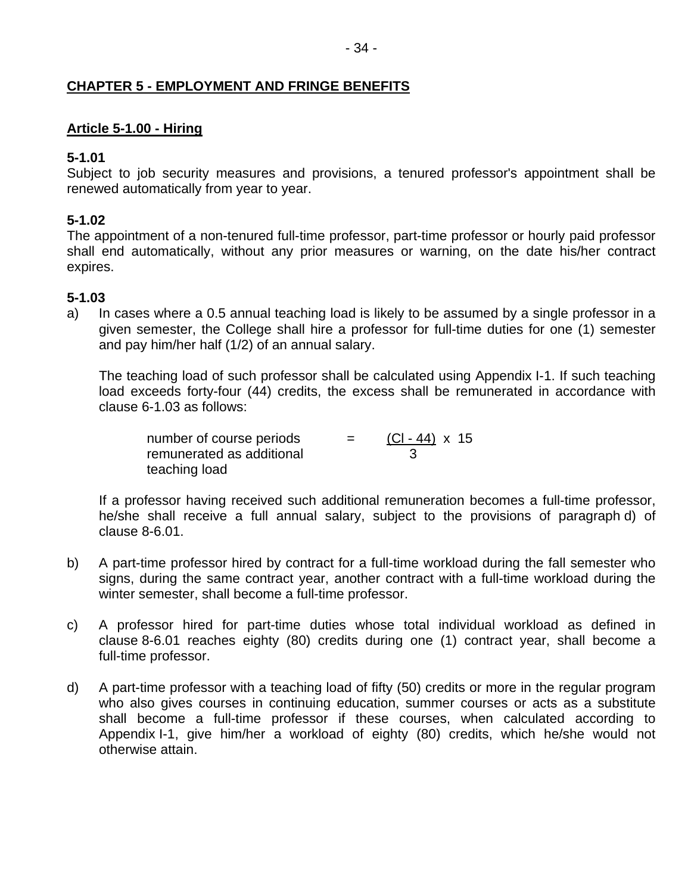## CHAPTER 5 - EMPLOYMENT AND FRINGE BENEFITS

### Article 5-1.00 - Hiring

**5-1.01**
Subject to job security measures and provisions, a tenured professor's appointment shall be renewed automatically from year to year.

**5-1.02**
The appointment of a non-tenured full-time professor, part-time professor or hourly paid professor shall end automatically, without any prior measures or warning, on the date his/her contract expires.

**5-1.03**

a) In cases where a 0.5 annual teaching load is likely to be assumed by a single professor in a given semester, the College shall hire a professor for full-time duties for one (1) semester and pay him/her half (1/2) of an annual salary.

   The teaching load of such professor shall be calculated using Appendix I-1. If such teaching load exceeds forty-four (44) credits, the excess shall be remunerated in accordance with clause 6-1.03 as follows:

$$\text{number of course periods remunerated as additional teaching load} = \frac{(CI - 44)}{3} \times 15$$

   If a professor having received such additional remuneration becomes a full-time professor, he/she shall receive a full annual salary, subject to the provisions of paragraph d) of clause 8-6.01.

b) A part-time professor hired by contract for a full-time workload during the fall semester who signs, during the same contract year, another contract with a full-time workload during the winter semester, shall become a full-time professor.

c) A professor hired for part-time duties whose total individual workload as defined in clause 8-6.01 reaches eighty (80) credits during one (1) contract year, shall become a full-time professor.

d) A part-time professor with a teaching load of fifty (50) credits or more in the regular program who also gives courses in continuing education, summer courses or acts as a substitute shall become a full-time professor if these courses, when calculated according to Appendix I-1, give him/her a workload of eighty (80) credits, which he/she would not otherwise attain.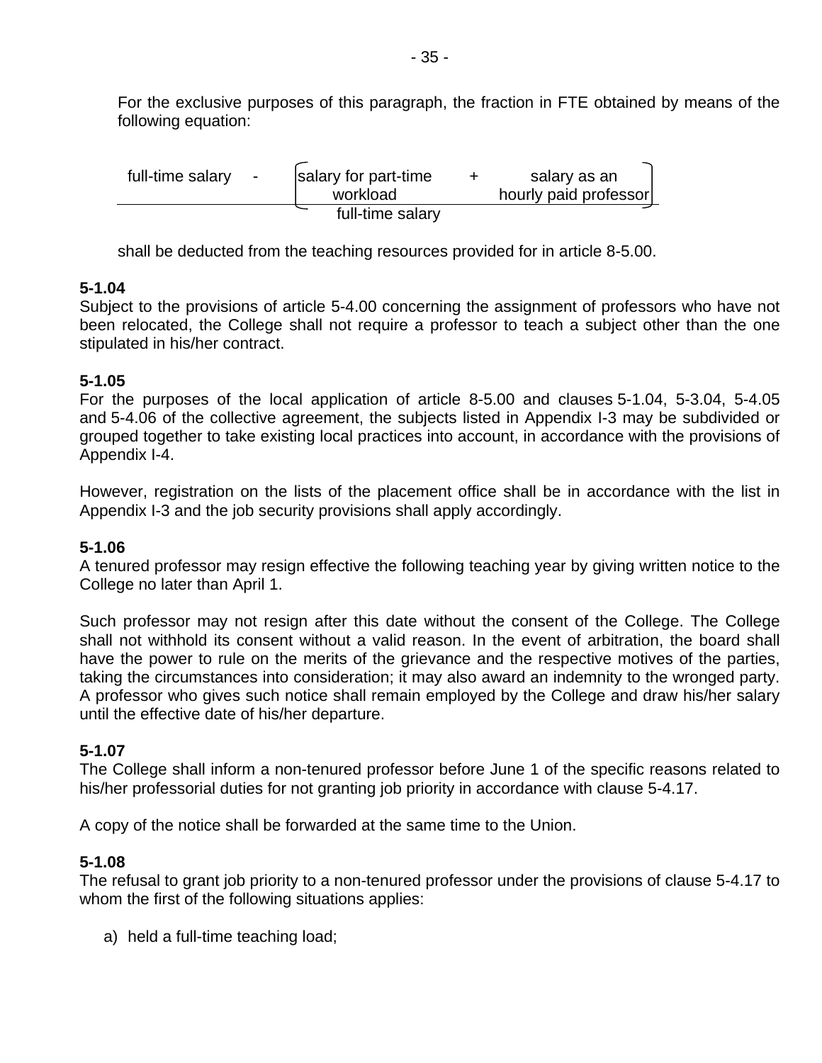For the exclusive purposes of this paragraph, the fraction in FTE obtained by means of the following equation:

$$\frac{\text{full-time salary} - \left(\text{salary for part-time workload} + \text{salary as an hourly paid professor}\right)}{\text{full-time salary}}$$

shall be deducted from the teaching resources provided for in article 8-5.00.

**5-1.04**
Subject to the provisions of article 5-4.00 concerning the assignment of professors who have not been relocated, the College shall not require a professor to teach a subject other than the one stipulated in his/her contract.

**5-1.05**
For the purposes of the local application of article 8-5.00 and clauses 5-1.04, 5-3.04, 5-4.05 and 5-4.06 of the collective agreement, the subjects listed in Appendix I-3 may be subdivided or grouped together to take existing local practices into account, in accordance with the provisions of Appendix I-4.

However, registration on the lists of the placement office shall be in accordance with the list in Appendix I-3 and the job security provisions shall apply accordingly.

**5-1.06**
A tenured professor may resign effective the following teaching year by giving written notice to the College no later than April 1.

Such professor may not resign after this date without the consent of the College. The College shall not withhold its consent without a valid reason. In the event of arbitration, the board shall have the power to rule on the merits of the grievance and the respective motives of the parties, taking the circumstances into consideration; it may also award an indemnity to the wronged party. A professor who gives such notice shall remain employed by the College and draw his/her salary until the effective date of his/her departure.

**5-1.07**
The College shall inform a non-tenured professor before June 1 of the specific reasons related to his/her professorial duties for not granting job priority in accordance with clause 5-4.17.

A copy of the notice shall be forwarded at the same time to the Union.

**5-1.08**
The refusal to grant job priority to a non-tenured professor under the provisions of clause 5-4.17 to whom the first of the following situations applies:

a) held a full-time teaching load;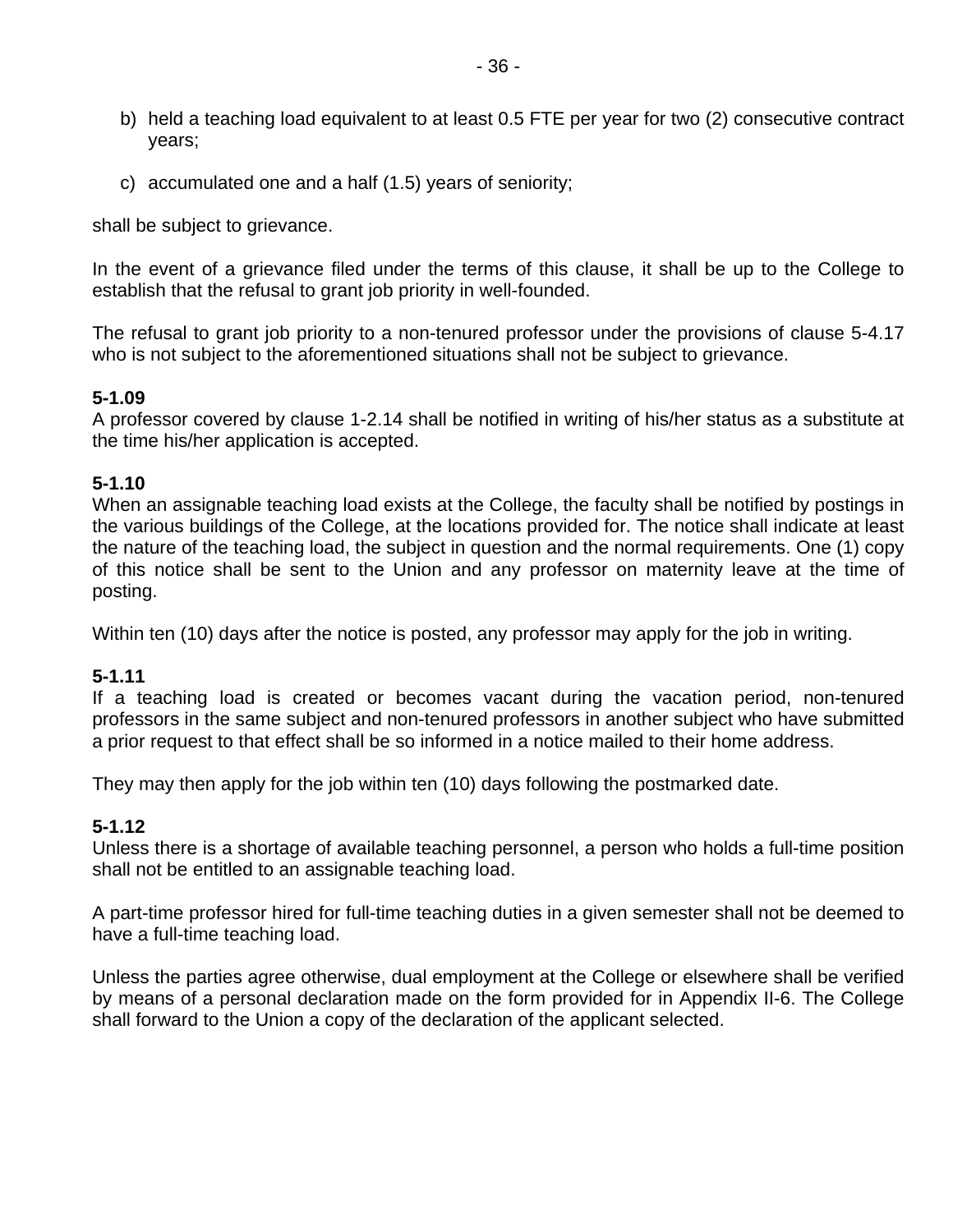b) held a teaching load equivalent to at least 0.5 FTE per year for two (2) consecutive contract years;

c) accumulated one and a half (1.5) years of seniority;

shall be subject to grievance.

In the event of a grievance filed under the terms of this clause, it shall be up to the College to establish that the refusal to grant job priority in well-founded.

The refusal to grant job priority to a non-tenured professor under the provisions of clause 5-4.17 who is not subject to the aforementioned situations shall not be subject to grievance.

**5-1.09**
A professor covered by clause 1-2.14 shall be notified in writing of his/her status as a substitute at the time his/her application is accepted.

**5-1.10**
When an assignable teaching load exists at the College, the faculty shall be notified by postings in the various buildings of the College, at the locations provided for. The notice shall indicate at least the nature of the teaching load, the subject in question and the normal requirements. One (1) copy of this notice shall be sent to the Union and any professor on maternity leave at the time of posting.

Within ten (10) days after the notice is posted, any professor may apply for the job in writing.

**5-1.11**
If a teaching load is created or becomes vacant during the vacation period, non-tenured professors in the same subject and non-tenured professors in another subject who have submitted a prior request to that effect shall be so informed in a notice mailed to their home address.

They may then apply for the job within ten (10) days following the postmarked date.

**5-1.12**
Unless there is a shortage of available teaching personnel, a person who holds a full-time position shall not be entitled to an assignable teaching load.

A part-time professor hired for full-time teaching duties in a given semester shall not be deemed to have a full-time teaching load.

Unless the parties agree otherwise, dual employment at the College or elsewhere shall be verified by means of a personal declaration made on the form provided for in Appendix II-6. The College shall forward to the Union a copy of the declaration of the applicant selected.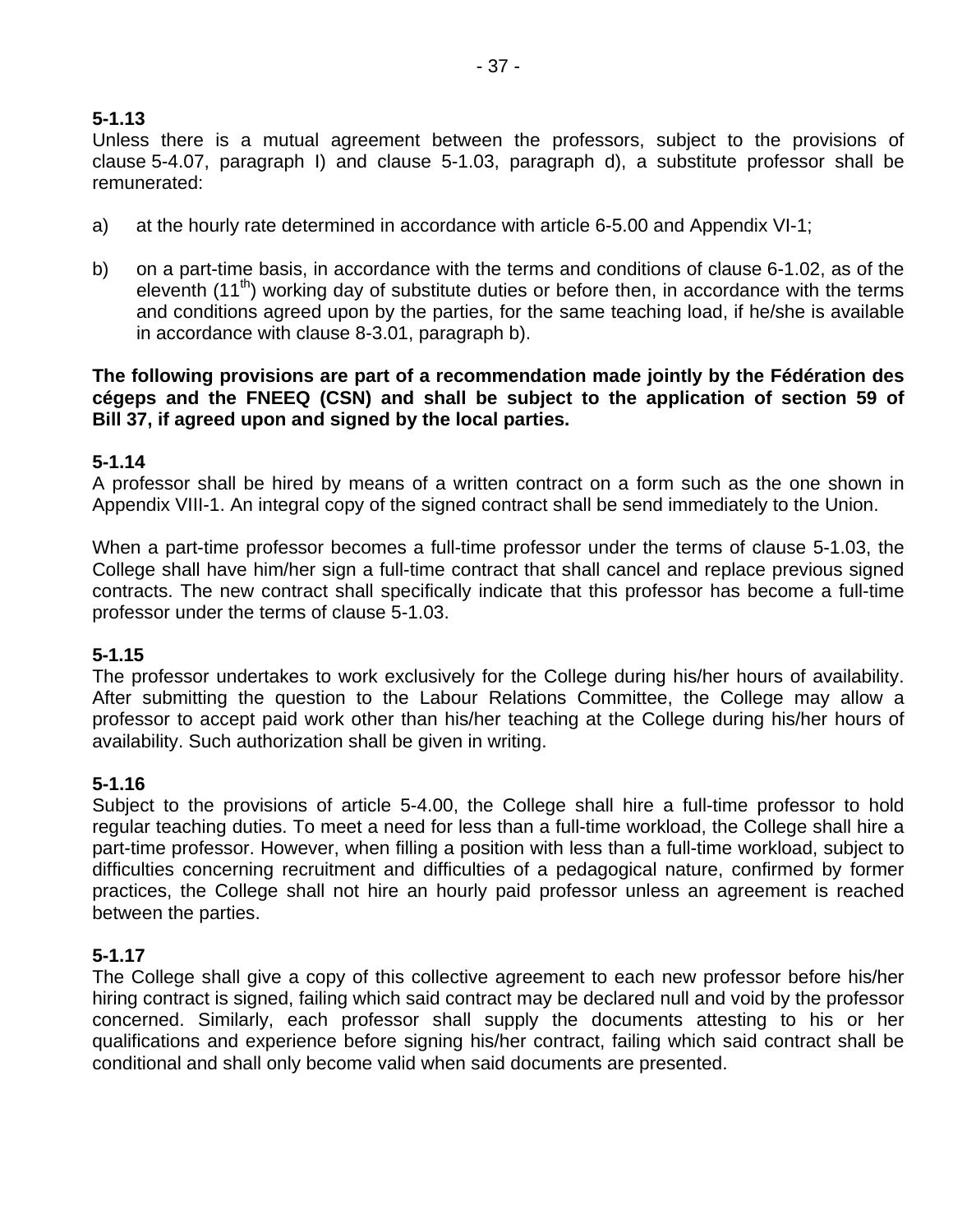**5-1.13**
Unless there is a mutual agreement between the professors, subject to the provisions of clause 5-4.07, paragraph I) and clause 5-1.03, paragraph d), a substitute professor shall be remunerated:

a) at the hourly rate determined in accordance with article 6-5.00 and Appendix VI-1;

b) on a part-time basis, in accordance with the terms and conditions of clause 6-1.02, as of the eleventh (11th) working day of substitute duties or before then, in accordance with the terms and conditions agreed upon by the parties, for the same teaching load, if he/she is available in accordance with clause 8-3.01, paragraph b).

**The following provisions are part of a recommendation made jointly by the Fédération des cégeps and the FNEEQ (CSN) and shall be subject to the application of section 59 of Bill 37, if agreed upon and signed by the local parties.**

**5-1.14**
A professor shall be hired by means of a written contract on a form such as the one shown in Appendix VIII-1. An integral copy of the signed contract shall be send immediately to the Union.

When a part-time professor becomes a full-time professor under the terms of clause 5-1.03, the College shall have him/her sign a full-time contract that shall cancel and replace previous signed contracts. The new contract shall specifically indicate that this professor has become a full-time professor under the terms of clause 5-1.03.

**5-1.15**
The professor undertakes to work exclusively for the College during his/her hours of availability. After submitting the question to the Labour Relations Committee, the College may allow a professor to accept paid work other than his/her teaching at the College during his/her hours of availability. Such authorization shall be given in writing.

**5-1.16**
Subject to the provisions of article 5-4.00, the College shall hire a full-time professor to hold regular teaching duties. To meet a need for less than a full-time workload, the College shall hire a part-time professor. However, when filling a position with less than a full-time workload, subject to difficulties concerning recruitment and difficulties of a pedagogical nature, confirmed by former practices, the College shall not hire an hourly paid professor unless an agreement is reached between the parties.

**5-1.17**
The College shall give a copy of this collective agreement to each new professor before his/her hiring contract is signed, failing which said contract may be declared null and void by the professor concerned. Similarly, each professor shall supply the documents attesting to his or her qualifications and experience before signing his/her contract, failing which said contract shall be conditional and shall only become valid when said documents are presented.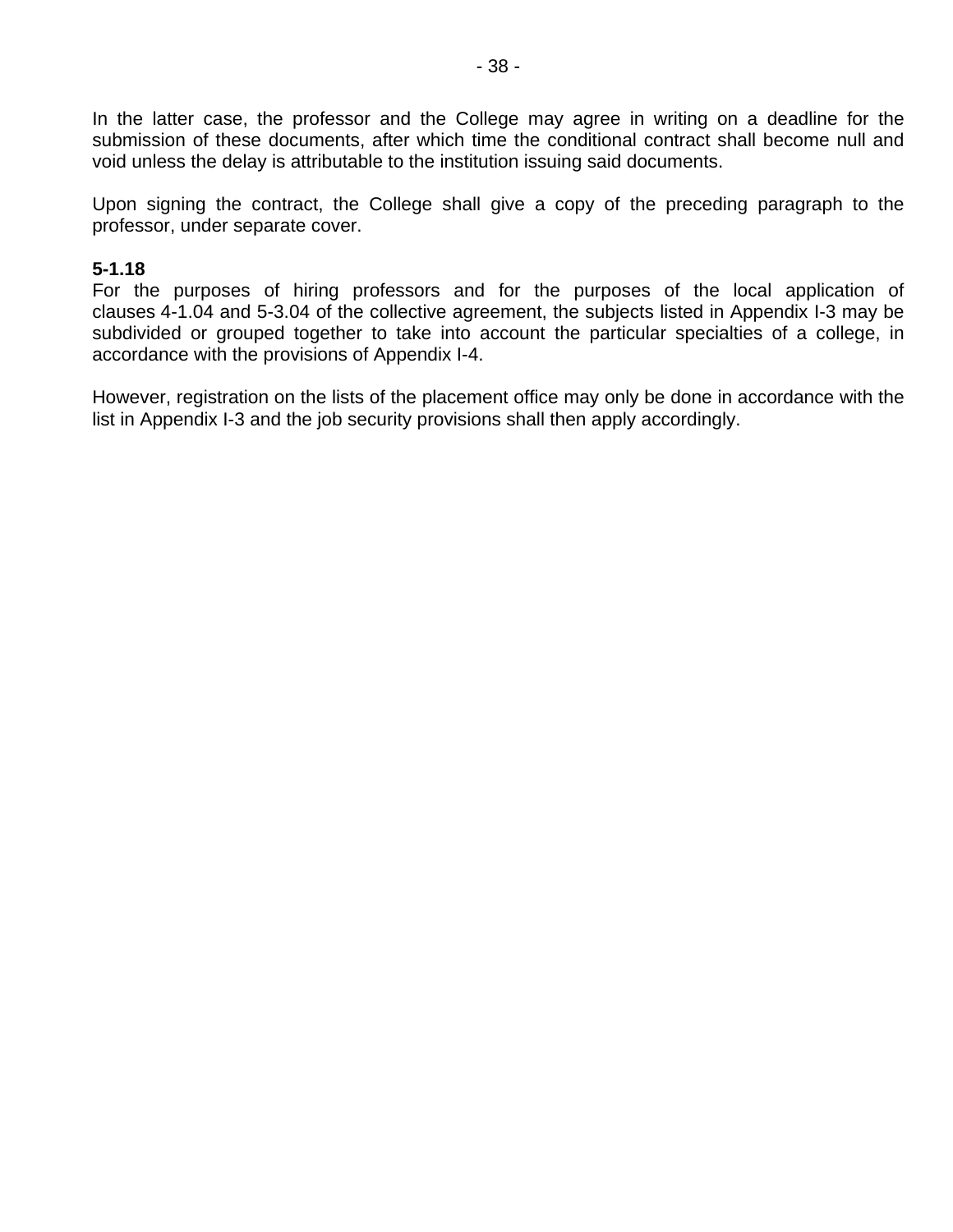In the latter case, the professor and the College may agree in writing on a deadline for the submission of these documents, after which time the conditional contract shall become null and void unless the delay is attributable to the institution issuing said documents.

Upon signing the contract, the College shall give a copy of the preceding paragraph to the professor, under separate cover.

**5-1.18**

For the purposes of hiring professors and for the purposes of the local application of clauses 4-1.04 and 5-3.04 of the collective agreement, the subjects listed in Appendix I-3 may be subdivided or grouped together to take into account the particular specialties of a college, in accordance with the provisions of Appendix I-4.

However, registration on the lists of the placement office may only be done in accordance with the list in Appendix I-3 and the job security provisions shall then apply accordingly.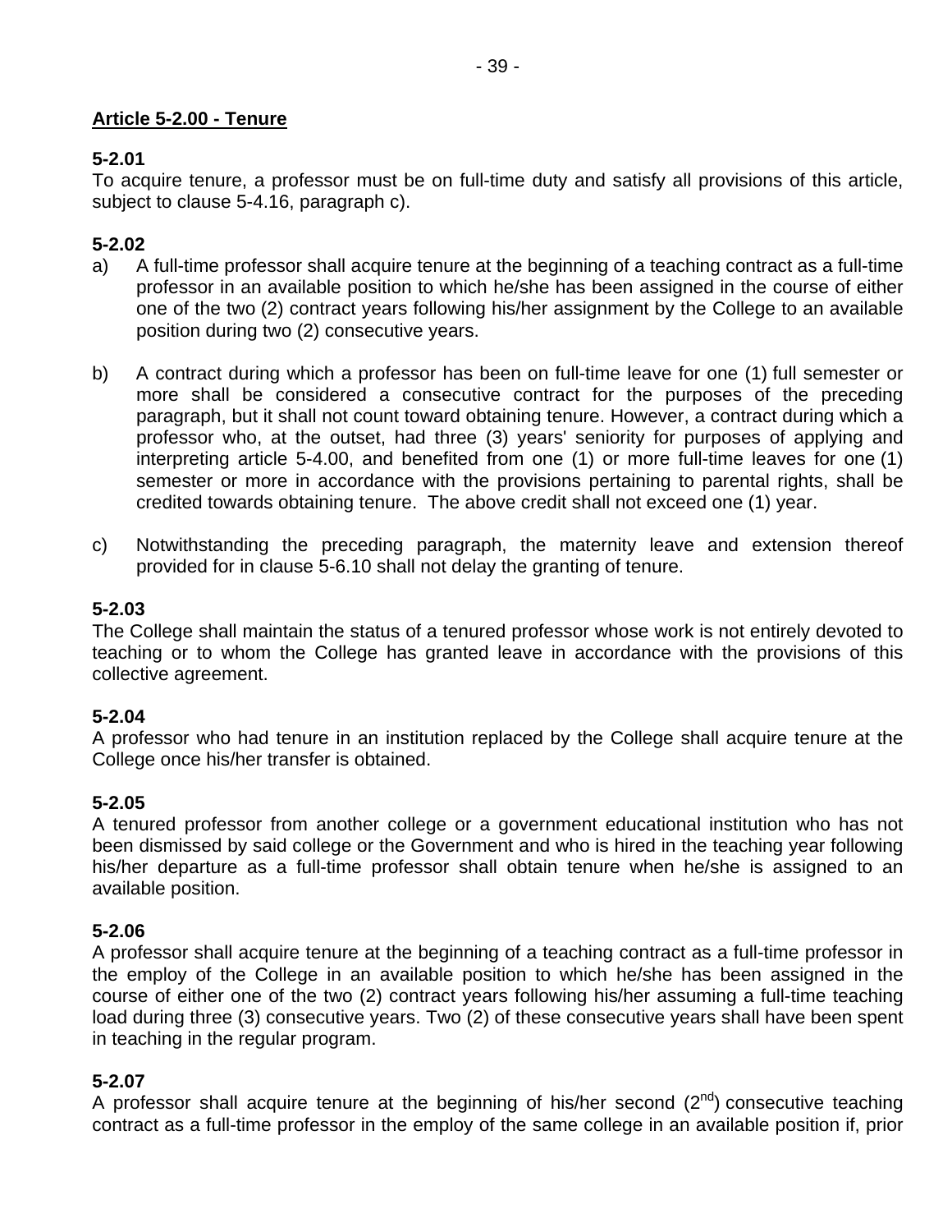## Article 5-2.00 - Tenure

**5-2.01**
To acquire tenure, a professor must be on full-time duty and satisfy all provisions of this article, subject to clause 5-4.16, paragraph c).

**5-2.02**

a) A full-time professor shall acquire tenure at the beginning of a teaching contract as a full-time professor in an available position to which he/she has been assigned in the course of either one of the two (2) contract years following his/her assignment by the College to an available position during two (2) consecutive years.

b) A contract during which a professor has been on full-time leave for one (1) full semester or more shall be considered a consecutive contract for the purposes of the preceding paragraph, but it shall not count toward obtaining tenure. However, a contract during which a professor who, at the outset, had three (3) years' seniority for purposes of applying and interpreting article 5-4.00, and benefited from one (1) or more full-time leaves for one (1) semester or more in accordance with the provisions pertaining to parental rights, shall be credited towards obtaining tenure. The above credit shall not exceed one (1) year.

c) Notwithstanding the preceding paragraph, the maternity leave and extension thereof provided for in clause 5-6.10 shall not delay the granting of tenure.

**5-2.03**
The College shall maintain the status of a tenured professor whose work is not entirely devoted to teaching or to whom the College has granted leave in accordance with the provisions of this collective agreement.

**5-2.04**
A professor who had tenure in an institution replaced by the College shall acquire tenure at the College once his/her transfer is obtained.

**5-2.05**
A tenured professor from another college or a government educational institution who has not been dismissed by said college or the Government and who is hired in the teaching year following his/her departure as a full-time professor shall obtain tenure when he/she is assigned to an available position.

**5-2.06**
A professor shall acquire tenure at the beginning of a teaching contract as a full-time professor in the employ of the College in an available position to which he/she has been assigned in the course of either one of the two (2) contract years following his/her assuming a full-time teaching load during three (3) consecutive years. Two (2) of these consecutive years shall have been spent in teaching in the regular program.

**5-2.07**
A professor shall acquire tenure at the beginning of his/her second (2nd) consecutive teaching contract as a full-time professor in the employ of the same college in an available position if, prior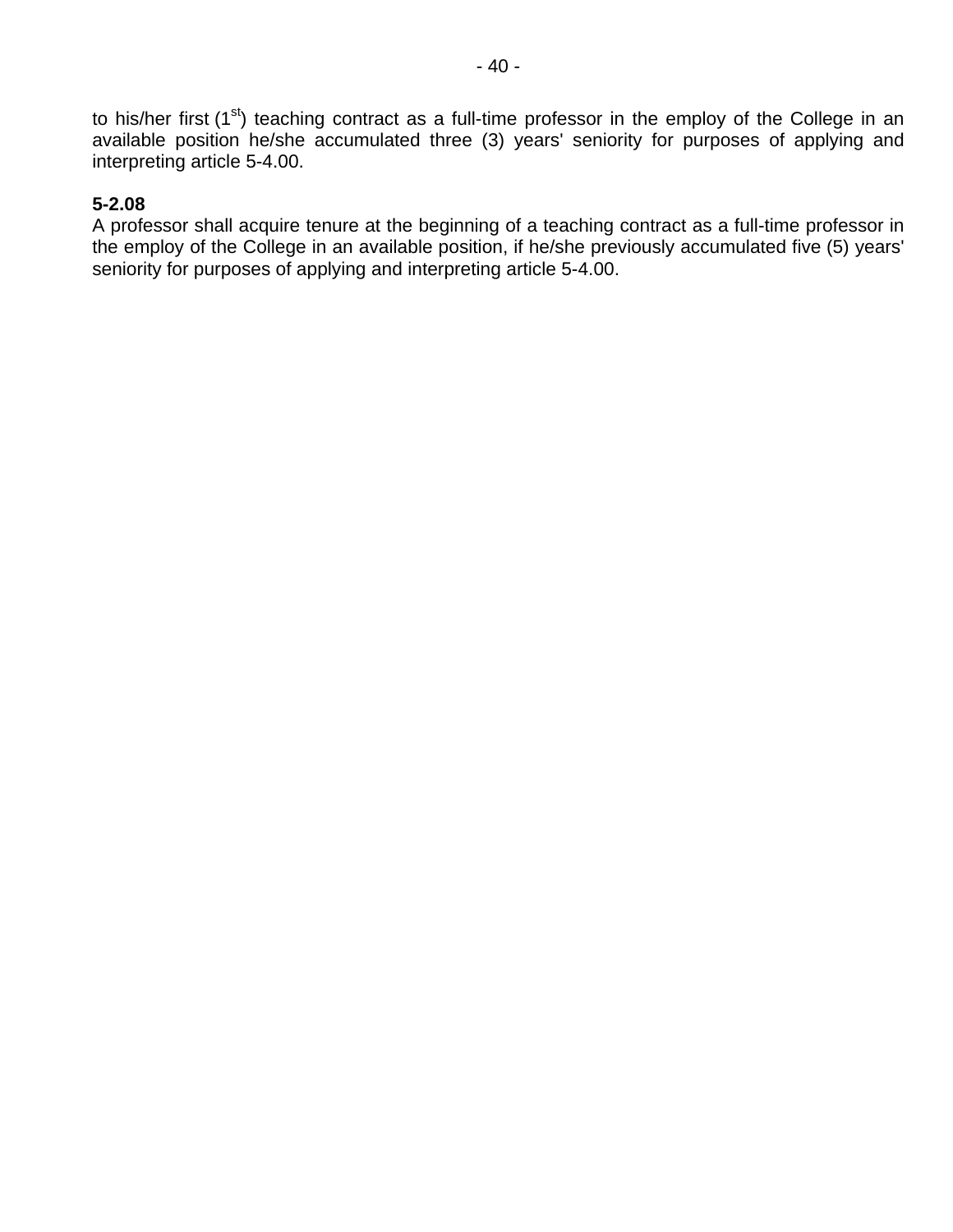to his/her first (1st) teaching contract as a full-time professor in the employ of the College in an available position he/she accumulated three (3) years' seniority for purposes of applying and interpreting article 5-4.00.

**5-2.08**
A professor shall acquire tenure at the beginning of a teaching contract as a full-time professor in the employ of the College in an available position, if he/she previously accumulated five (5) years' seniority for purposes of applying and interpreting article 5-4.00.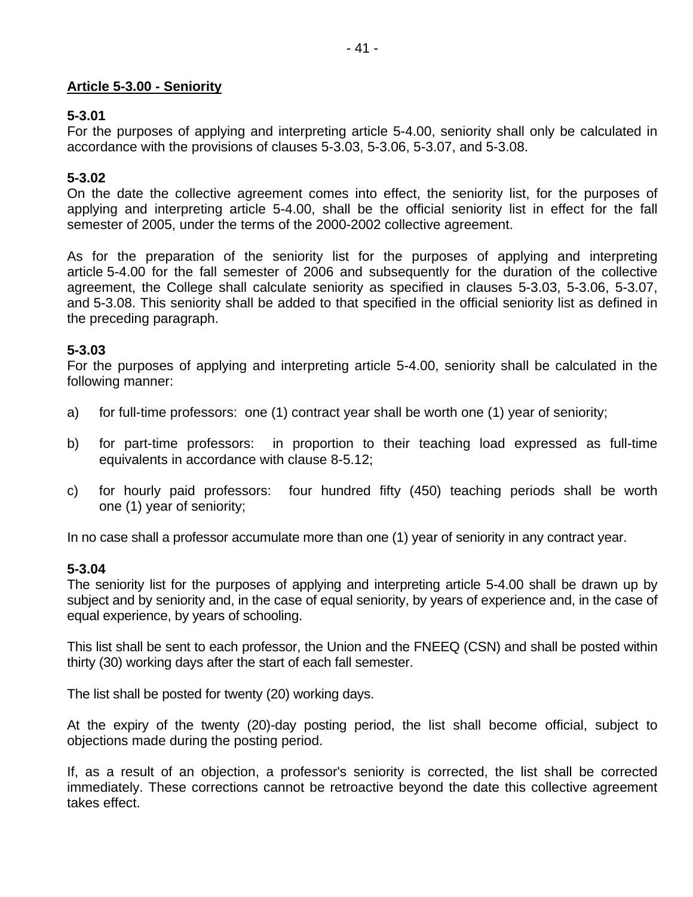## Article 5-3.00 - Seniority

**5-3.01**

For the purposes of applying and interpreting article 5-4.00, seniority shall only be calculated in accordance with the provisions of clauses 5-3.03, 5-3.06, 5-3.07, and 5-3.08.

**5-3.02**

On the date the collective agreement comes into effect, the seniority list, for the purposes of applying and interpreting article 5-4.00, shall be the official seniority list in effect for the fall semester of 2005, under the terms of the 2000-2002 collective agreement.

As for the preparation of the seniority list for the purposes of applying and interpreting article 5-4.00 for the fall semester of 2006 and subsequently for the duration of the collective agreement, the College shall calculate seniority as specified in clauses 5-3.03, 5-3.06, 5-3.07, and 5-3.08. This seniority shall be added to that specified in the official seniority list as defined in the preceding paragraph.

**5-3.03**

For the purposes of applying and interpreting article 5-4.00, seniority shall be calculated in the following manner:

a) for full-time professors: one (1) contract year shall be worth one (1) year of seniority;

b) for part-time professors: in proportion to their teaching load expressed as full-time equivalents in accordance with clause 8-5.12;

c) for hourly paid professors: four hundred fifty (450) teaching periods shall be worth one (1) year of seniority;

In no case shall a professor accumulate more than one (1) year of seniority in any contract year.

**5-3.04**

The seniority list for the purposes of applying and interpreting article 5-4.00 shall be drawn up by subject and by seniority and, in the case of equal seniority, by years of experience and, in the case of equal experience, by years of schooling.

This list shall be sent to each professor, the Union and the FNEEQ (CSN) and shall be posted within thirty (30) working days after the start of each fall semester.

The list shall be posted for twenty (20) working days.

At the expiry of the twenty (20)-day posting period, the list shall become official, subject to objections made during the posting period.

If, as a result of an objection, a professor's seniority is corrected, the list shall be corrected immediately. These corrections cannot be retroactive beyond the date this collective agreement takes effect.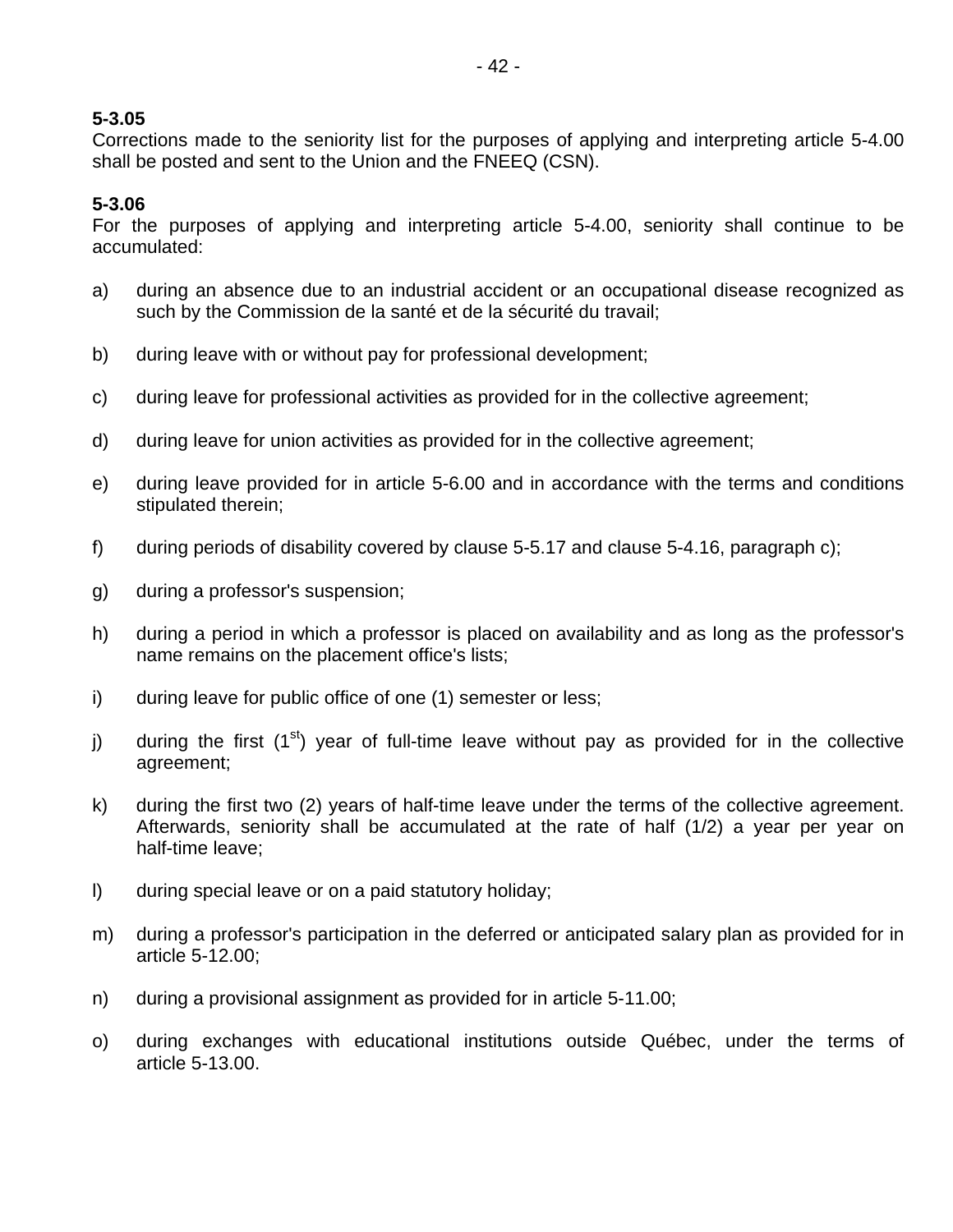**5-3.05**
Corrections made to the seniority list for the purposes of applying and interpreting article 5-4.00 shall be posted and sent to the Union and the FNEEQ (CSN).

**5-3.06**
For the purposes of applying and interpreting article 5-4.00, seniority shall continue to be accumulated:

a) during an absence due to an industrial accident or an occupational disease recognized as such by the Commission de la santé et de la sécurité du travail;

b) during leave with or without pay for professional development;

c) during leave for professional activities as provided for in the collective agreement;

d) during leave for union activities as provided for in the collective agreement;

e) during leave provided for in article 5-6.00 and in accordance with the terms and conditions stipulated therein;

f) during periods of disability covered by clause 5-5.17 and clause 5-4.16, paragraph c);

g) during a professor's suspension;

h) during a period in which a professor is placed on availability and as long as the professor's name remains on the placement office's lists;

i) during leave for public office of one (1) semester or less;

j) during the first (1st) year of full-time leave without pay as provided for in the collective agreement;

k) during the first two (2) years of half-time leave under the terms of the collective agreement. Afterwards, seniority shall be accumulated at the rate of half (1/2) a year per year on half-time leave;

l) during special leave or on a paid statutory holiday;

m) during a professor's participation in the deferred or anticipated salary plan as provided for in article 5-12.00;

n) during a provisional assignment as provided for in article 5-11.00;

o) during exchanges with educational institutions outside Québec, under the terms of article 5-13.00.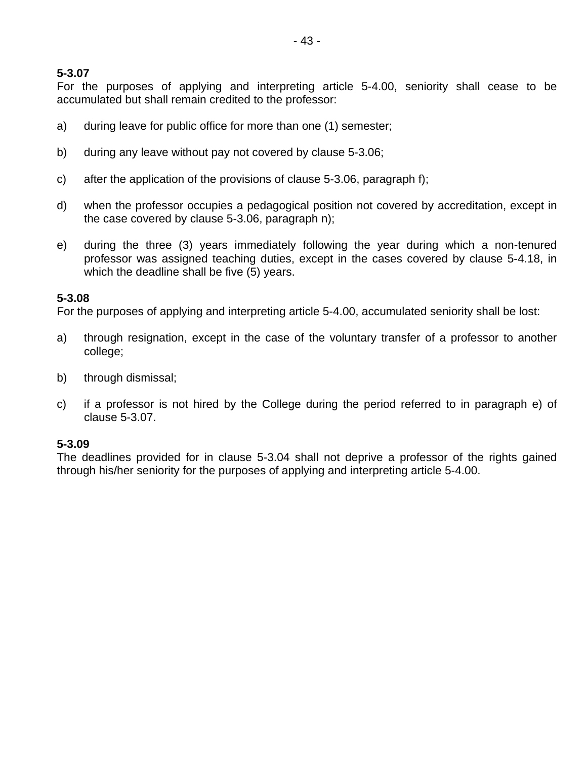**5-3.07**
For the purposes of applying and interpreting article 5-4.00, seniority shall cease to be accumulated but shall remain credited to the professor:

a) during leave for public office for more than one (1) semester;

b) during any leave without pay not covered by clause 5-3.06;

c) after the application of the provisions of clause 5-3.06, paragraph f);

d) when the professor occupies a pedagogical position not covered by accreditation, except in the case covered by clause 5-3.06, paragraph n);

e) during the three (3) years immediately following the year during which a non-tenured professor was assigned teaching duties, except in the cases covered by clause 5-4.18, in which the deadline shall be five (5) years.

**5-3.08**
For the purposes of applying and interpreting article 5-4.00, accumulated seniority shall be lost:

a) through resignation, except in the case of the voluntary transfer of a professor to another college;

b) through dismissal;

c) if a professor is not hired by the College during the period referred to in paragraph e) of clause 5-3.07.

**5-3.09**
The deadlines provided for in clause 5-3.04 shall not deprive a professor of the rights gained through his/her seniority for the purposes of applying and interpreting article 5-4.00.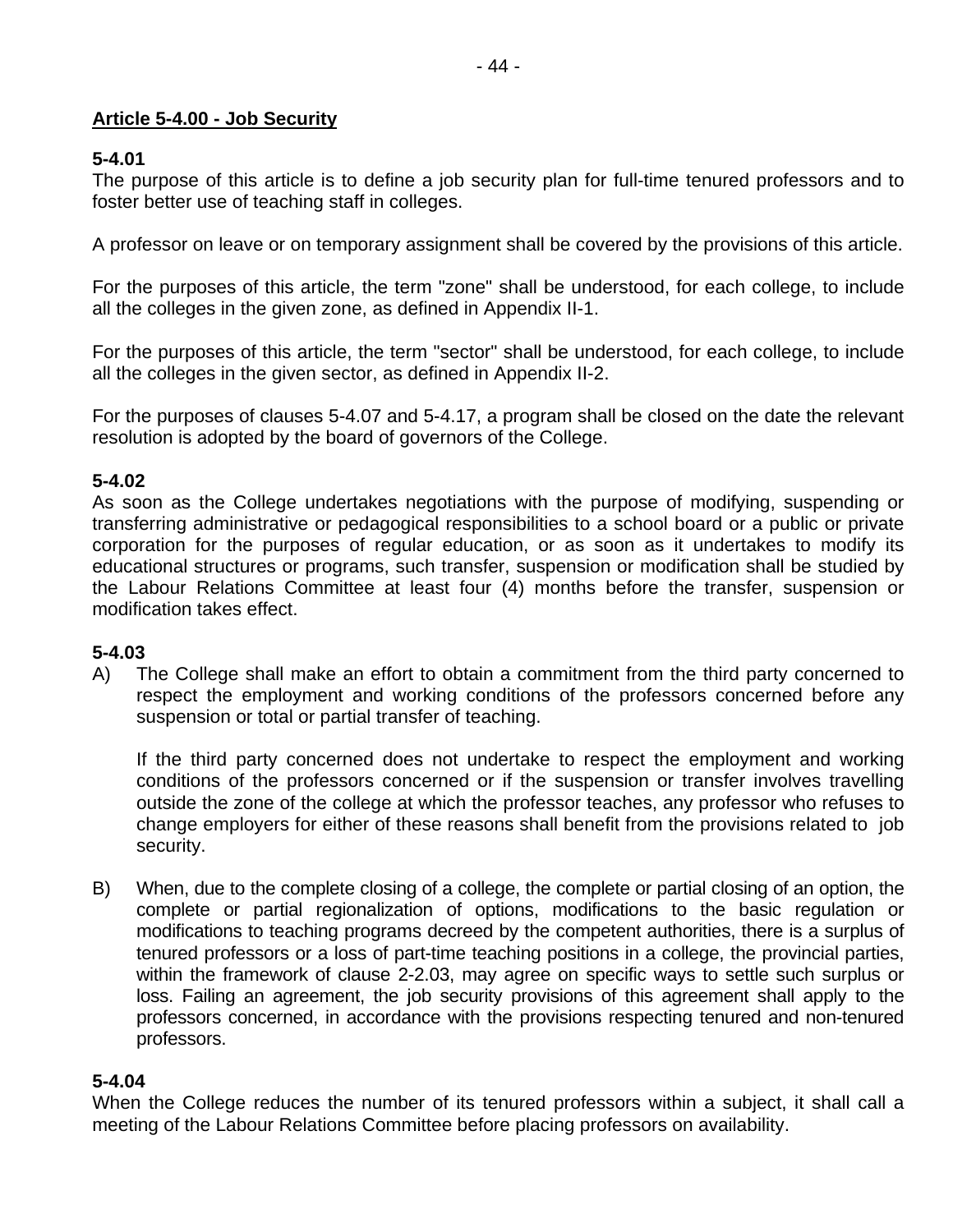## Article 5-4.00 - Job Security

**5-4.01**

The purpose of this article is to define a job security plan for full-time tenured professors and to foster better use of teaching staff in colleges.

A professor on leave or on temporary assignment shall be covered by the provisions of this article.

For the purposes of this article, the term "zone" shall be understood, for each college, to include all the colleges in the given zone, as defined in Appendix II-1.

For the purposes of this article, the term "sector" shall be understood, for each college, to include all the colleges in the given sector, as defined in Appendix II-2.

For the purposes of clauses 5-4.07 and 5-4.17, a program shall be closed on the date the relevant resolution is adopted by the board of governors of the College.

**5-4.02**

As soon as the College undertakes negotiations with the purpose of modifying, suspending or transferring administrative or pedagogical responsibilities to a school board or a public or private corporation for the purposes of regular education, or as soon as it undertakes to modify its educational structures or programs, such transfer, suspension or modification shall be studied by the Labour Relations Committee at least four (4) months before the transfer, suspension or modification takes effect.

**5-4.03**

A) The College shall make an effort to obtain a commitment from the third party concerned to respect the employment and working conditions of the professors concerned before any suspension or total or partial transfer of teaching.

   If the third party concerned does not undertake to respect the employment and working conditions of the professors concerned or if the suspension or transfer involves travelling outside the zone of the college at which the professor teaches, any professor who refuses to change employers for either of these reasons shall benefit from the provisions related to job security.

B) When, due to the complete closing of a college, the complete or partial closing of an option, the complete or partial regionalization of options, modifications to the basic regulation or modifications to teaching programs decreed by the competent authorities, there is a surplus of tenured professors or a loss of part-time teaching positions in a college, the provincial parties, within the framework of clause 2-2.03, may agree on specific ways to settle such surplus or loss. Failing an agreement, the job security provisions of this agreement shall apply to the professors concerned, in accordance with the provisions respecting tenured and non-tenured professors.

**5-4.04**

When the College reduces the number of its tenured professors within a subject, it shall call a meeting of the Labour Relations Committee before placing professors on availability.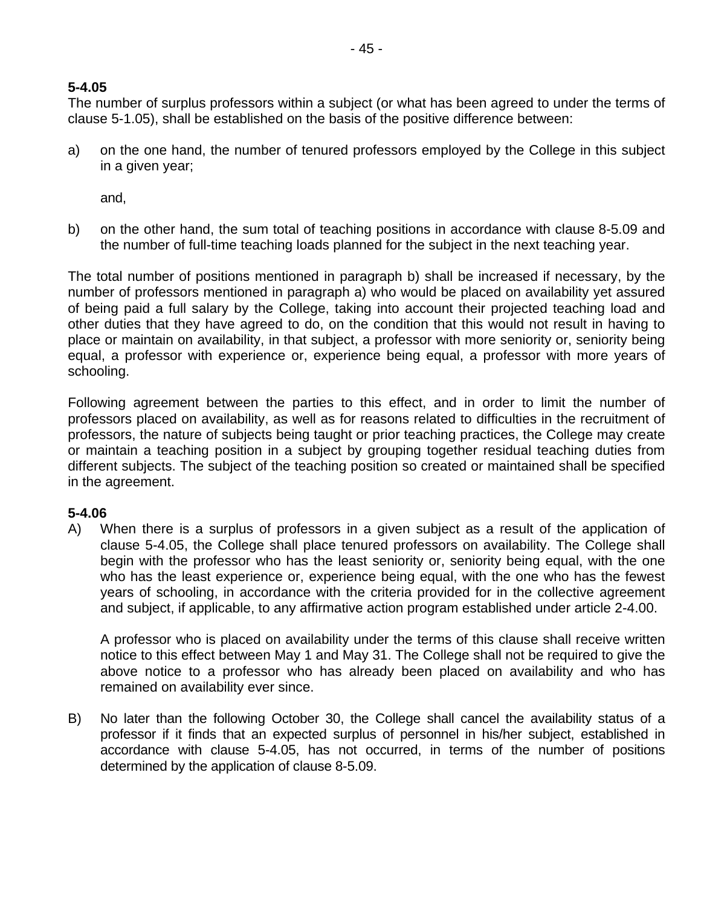**5-4.05**
The number of surplus professors within a subject (or what has been agreed to under the terms of clause 5-1.05), shall be established on the basis of the positive difference between:

a) on the one hand, the number of tenured professors employed by the College in this subject in a given year;

   and,

b) on the other hand, the sum total of teaching positions in accordance with clause 8-5.09 and the number of full-time teaching loads planned for the subject in the next teaching year.

The total number of positions mentioned in paragraph b) shall be increased if necessary, by the number of professors mentioned in paragraph a) who would be placed on availability yet assured of being paid a full salary by the College, taking into account their projected teaching load and other duties that they have agreed to do, on the condition that this would not result in having to place or maintain on availability, in that subject, a professor with more seniority or, seniority being equal, a professor with experience or, experience being equal, a professor with more years of schooling.

Following agreement between the parties to this effect, and in order to limit the number of professors placed on availability, as well as for reasons related to difficulties in the recruitment of professors, the nature of subjects being taught or prior teaching practices, the College may create or maintain a teaching position in a subject by grouping together residual teaching duties from different subjects. The subject of the teaching position so created or maintained shall be specified in the agreement.

**5-4.06**

A) When there is a surplus of professors in a given subject as a result of the application of clause 5-4.05, the College shall place tenured professors on availability. The College shall begin with the professor who has the least seniority or, seniority being equal, with the one who has the least experience or, experience being equal, with the one who has the fewest years of schooling, in accordance with the criteria provided for in the collective agreement and subject, if applicable, to any affirmative action program established under article 2-4.00.

   A professor who is placed on availability under the terms of this clause shall receive written notice to this effect between May 1 and May 31. The College shall not be required to give the above notice to a professor who has already been placed on availability and who has remained on availability ever since.

B) No later than the following October 30, the College shall cancel the availability status of a professor if it finds that an expected surplus of personnel in his/her subject, established in accordance with clause 5-4.05, has not occurred, in terms of the number of positions determined by the application of clause 8-5.09.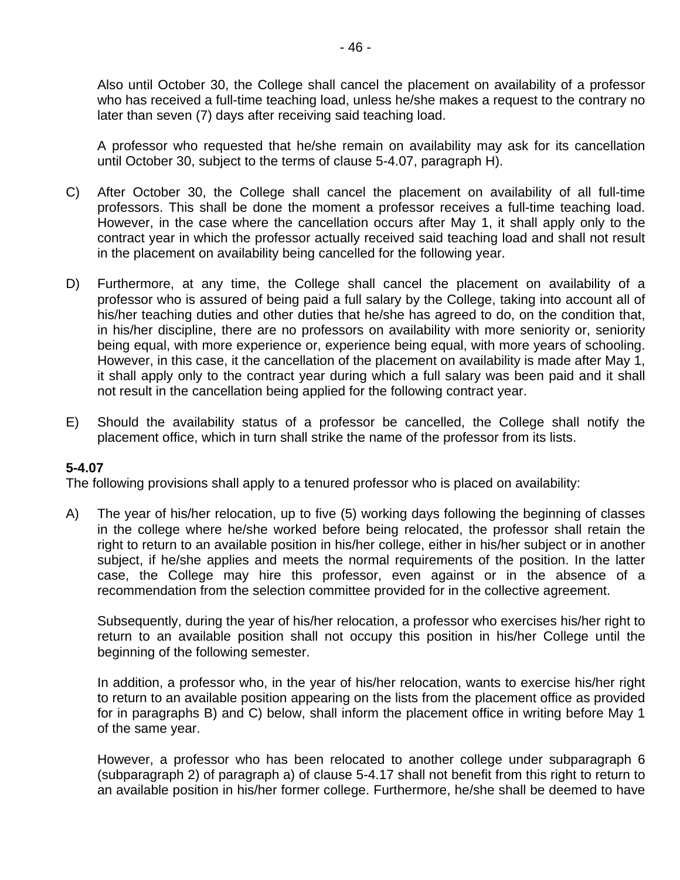Also until October 30, the College shall cancel the placement on availability of a professor who has received a full-time teaching load, unless he/she makes a request to the contrary no later than seven (7) days after receiving said teaching load.

A professor who requested that he/she remain on availability may ask for its cancellation until October 30, subject to the terms of clause 5-4.07, paragraph H).

C) After October 30, the College shall cancel the placement on availability of all full-time professors. This shall be done the moment a professor receives a full-time teaching load. However, in the case where the cancellation occurs after May 1, it shall apply only to the contract year in which the professor actually received said teaching load and shall not result in the placement on availability being cancelled for the following year.

D) Furthermore, at any time, the College shall cancel the placement on availability of a professor who is assured of being paid a full salary by the College, taking into account all of his/her teaching duties and other duties that he/she has agreed to do, on the condition that, in his/her discipline, there are no professors on availability with more seniority or, seniority being equal, with more experience or, experience being equal, with more years of schooling. However, in this case, it the cancellation of the placement on availability is made after May 1, it shall apply only to the contract year during which a full salary was been paid and it shall not result in the cancellation being applied for the following contract year.

E) Should the availability status of a professor be cancelled, the College shall notify the placement office, which in turn shall strike the name of the professor from its lists.

**5-4.07**

The following provisions shall apply to a tenured professor who is placed on availability:

A) The year of his/her relocation, up to five (5) working days following the beginning of classes in the college where he/she worked before being relocated, the professor shall retain the right to return to an available position in his/her college, either in his/her subject or in another subject, if he/she applies and meets the normal requirements of the position. In the latter case, the College may hire this professor, even against or in the absence of a recommendation from the selection committee provided for in the collective agreement.

Subsequently, during the year of his/her relocation, a professor who exercises his/her right to return to an available position shall not occupy this position in his/her College until the beginning of the following semester.

In addition, a professor who, in the year of his/her relocation, wants to exercise his/her right to return to an available position appearing on the lists from the placement office as provided for in paragraphs B) and C) below, shall inform the placement office in writing before May 1 of the same year.

However, a professor who has been relocated to another college under subparagraph 6 (subparagraph 2) of paragraph a) of clause 5-4.17 shall not benefit from this right to return to an available position in his/her former college. Furthermore, he/she shall be deemed to have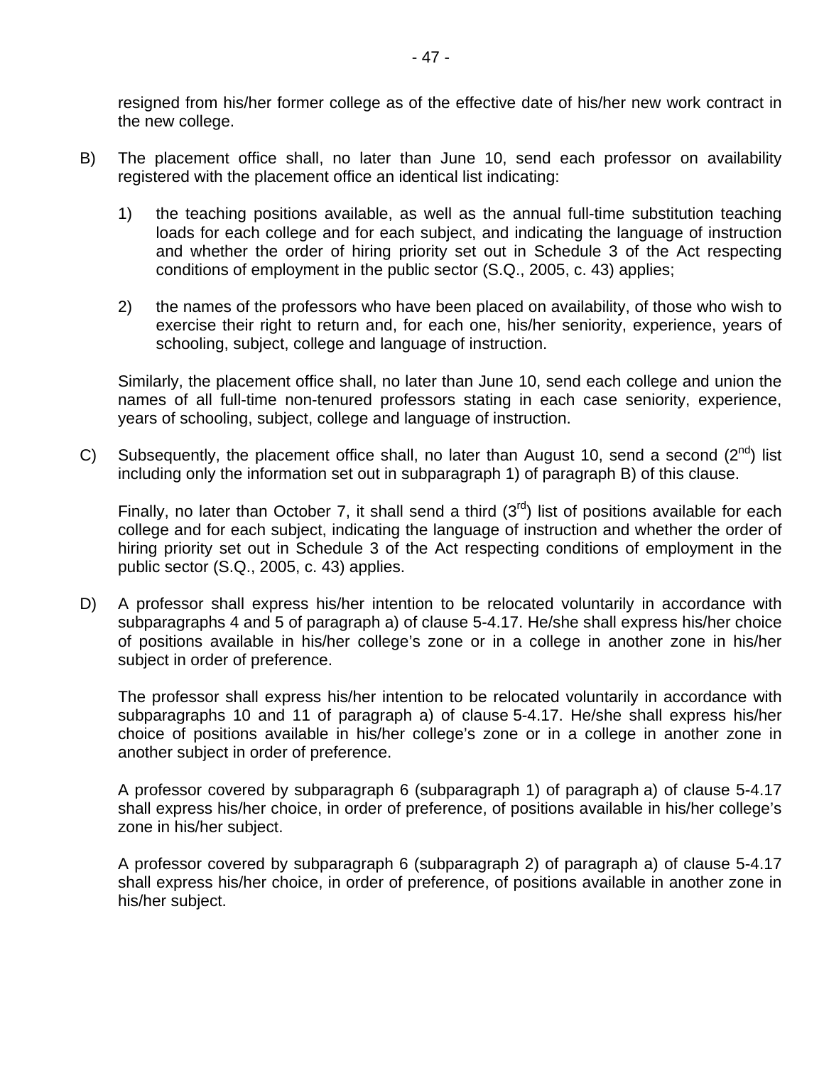resigned from his/her former college as of the effective date of his/her new work contract in the new college.

B) The placement office shall, no later than June 10, send each professor on availability registered with the placement office an identical list indicating:

1) the teaching positions available, as well as the annual full-time substitution teaching loads for each college and for each subject, and indicating the language of instruction and whether the order of hiring priority set out in Schedule 3 of the Act respecting conditions of employment in the public sector (S.Q., 2005, c. 43) applies;

2) the names of the professors who have been placed on availability, of those who wish to exercise their right to return and, for each one, his/her seniority, experience, years of schooling, subject, college and language of instruction.

Similarly, the placement office shall, no later than June 10, send each college and union the names of all full-time non-tenured professors stating in each case seniority, experience, years of schooling, subject, college and language of instruction.

C) Subsequently, the placement office shall, no later than August 10, send a second (2nd) list including only the information set out in subparagraph 1) of paragraph B) of this clause.

Finally, no later than October 7, it shall send a third (3rd) list of positions available for each college and for each subject, indicating the language of instruction and whether the order of hiring priority set out in Schedule 3 of the Act respecting conditions of employment in the public sector (S.Q., 2005, c. 43) applies.

D) A professor shall express his/her intention to be relocated voluntarily in accordance with subparagraphs 4 and 5 of paragraph a) of clause 5-4.17. He/she shall express his/her choice of positions available in his/her college's zone or in a college in another zone in his/her subject in order of preference.

The professor shall express his/her intention to be relocated voluntarily in accordance with subparagraphs 10 and 11 of paragraph a) of clause 5-4.17. He/she shall express his/her choice of positions available in his/her college's zone or in a college in another zone in another subject in order of preference.

A professor covered by subparagraph 6 (subparagraph 1) of paragraph a) of clause 5-4.17 shall express his/her choice, in order of preference, of positions available in his/her college's zone in his/her subject.

A professor covered by subparagraph 6 (subparagraph 2) of paragraph a) of clause 5-4.17 shall express his/her choice, in order of preference, of positions available in another zone in his/her subject.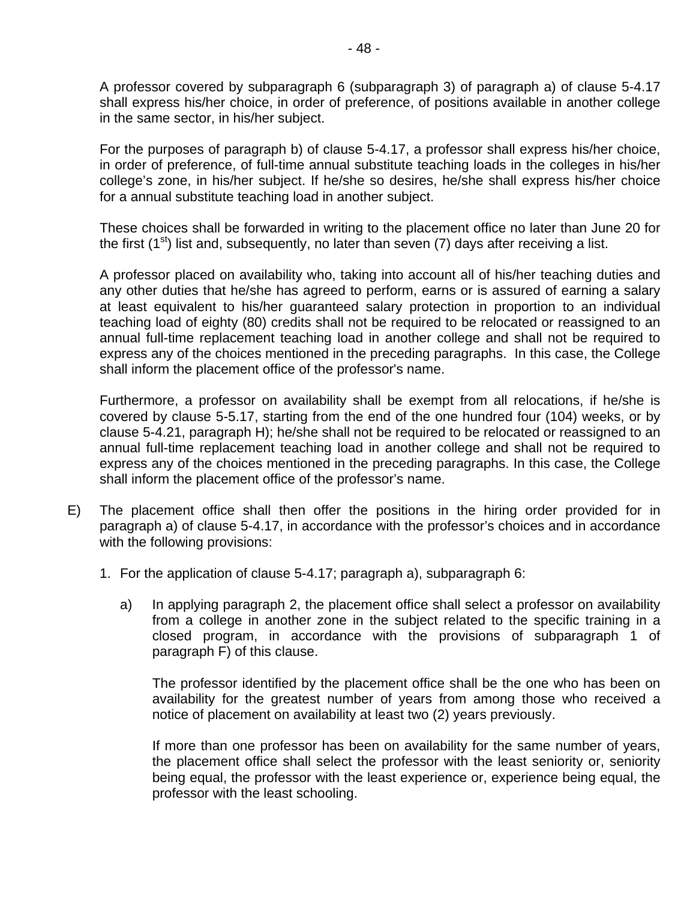A professor covered by subparagraph 6 (subparagraph 3) of paragraph a) of clause 5-4.17 shall express his/her choice, in order of preference, of positions available in another college in the same sector, in his/her subject.

For the purposes of paragraph b) of clause 5-4.17, a professor shall express his/her choice, in order of preference, of full-time annual substitute teaching loads in the colleges in his/her college's zone, in his/her subject. If he/she so desires, he/she shall express his/her choice for a annual substitute teaching load in another subject.

These choices shall be forwarded in writing to the placement office no later than June 20 for the first (1st) list and, subsequently, no later than seven (7) days after receiving a list.

A professor placed on availability who, taking into account all of his/her teaching duties and any other duties that he/she has agreed to perform, earns or is assured of earning a salary at least equivalent to his/her guaranteed salary protection in proportion to an individual teaching load of eighty (80) credits shall not be required to be relocated or reassigned to an annual full-time replacement teaching load in another college and shall not be required to express any of the choices mentioned in the preceding paragraphs. In this case, the College shall inform the placement office of the professor's name.

Furthermore, a professor on availability shall be exempt from all relocations, if he/she is covered by clause 5-5.17, starting from the end of the one hundred four (104) weeks, or by clause 5-4.21, paragraph H); he/she shall not be required to be relocated or reassigned to an annual full-time replacement teaching load in another college and shall not be required to express any of the choices mentioned in the preceding paragraphs. In this case, the College shall inform the placement office of the professor's name.

E) The placement office shall then offer the positions in the hiring order provided for in paragraph a) of clause 5-4.17, in accordance with the professor's choices and in accordance with the following provisions:

1. For the application of clause 5-4.17; paragraph a), subparagraph 6:

    a) In applying paragraph 2, the placement office shall select a professor on availability from a college in another zone in the subject related to the specific training in a closed program, in accordance with the provisions of subparagraph 1 of paragraph F) of this clause.

       The professor identified by the placement office shall be the one who has been on availability for the greatest number of years from among those who received a notice of placement on availability at least two (2) years previously.

       If more than one professor has been on availability for the same number of years, the placement office shall select the professor with the least seniority or, seniority being equal, the professor with the least experience or, experience being equal, the professor with the least schooling.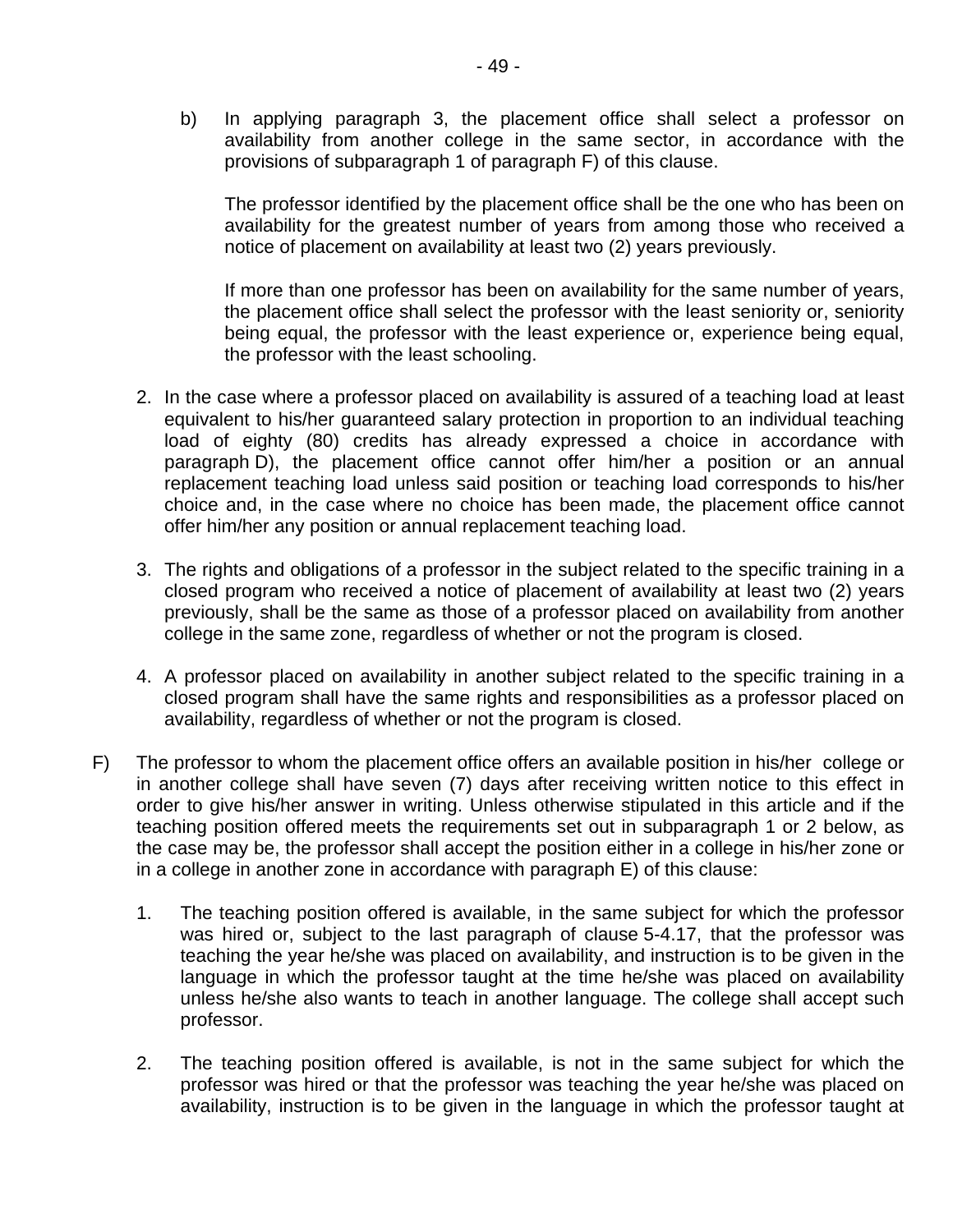b) In applying paragraph 3, the placement office shall select a professor on availability from another college in the same sector, in accordance with the provisions of subparagraph 1 of paragraph F) of this clause.

   The professor identified by the placement office shall be the one who has been on availability for the greatest number of years from among those who received a notice of placement on availability at least two (2) years previously.

   If more than one professor has been on availability for the same number of years, the placement office shall select the professor with the least seniority or, seniority being equal, the professor with the least experience or, experience being equal, the professor with the least schooling.

2. In the case where a professor placed on availability is assured of a teaching load at least equivalent to his/her guaranteed salary protection in proportion to an individual teaching load of eighty (80) credits has already expressed a choice in accordance with paragraph D), the placement office cannot offer him/her a position or an annual replacement teaching load unless said position or teaching load corresponds to his/her choice and, in the case where no choice has been made, the placement office cannot offer him/her any position or annual replacement teaching load.

3. The rights and obligations of a professor in the subject related to the specific training in a closed program who received a notice of placement of availability at least two (2) years previously, shall be the same as those of a professor placed on availability from another college in the same zone, regardless of whether or not the program is closed.

4. A professor placed on availability in another subject related to the specific training in a closed program shall have the same rights and responsibilities as a professor placed on availability, regardless of whether or not the program is closed.

F) The professor to whom the placement office offers an available position in his/her college or in another college shall have seven (7) days after receiving written notice to this effect in order to give his/her answer in writing. Unless otherwise stipulated in this article and if the teaching position offered meets the requirements set out in subparagraph 1 or 2 below, as the case may be, the professor shall accept the position either in a college in his/her zone or in a college in another zone in accordance with paragraph E) of this clause:

   1. The teaching position offered is available, in the same subject for which the professor was hired or, subject to the last paragraph of clause 5-4.17, that the professor was teaching the year he/she was placed on availability, and instruction is to be given in the language in which the professor taught at the time he/she was placed on availability unless he/she also wants to teach in another language. The college shall accept such professor.

   2. The teaching position offered is available, is not in the same subject for which the professor was hired or that the professor was teaching the year he/she was placed on availability, instruction is to be given in the language in which the professor taught at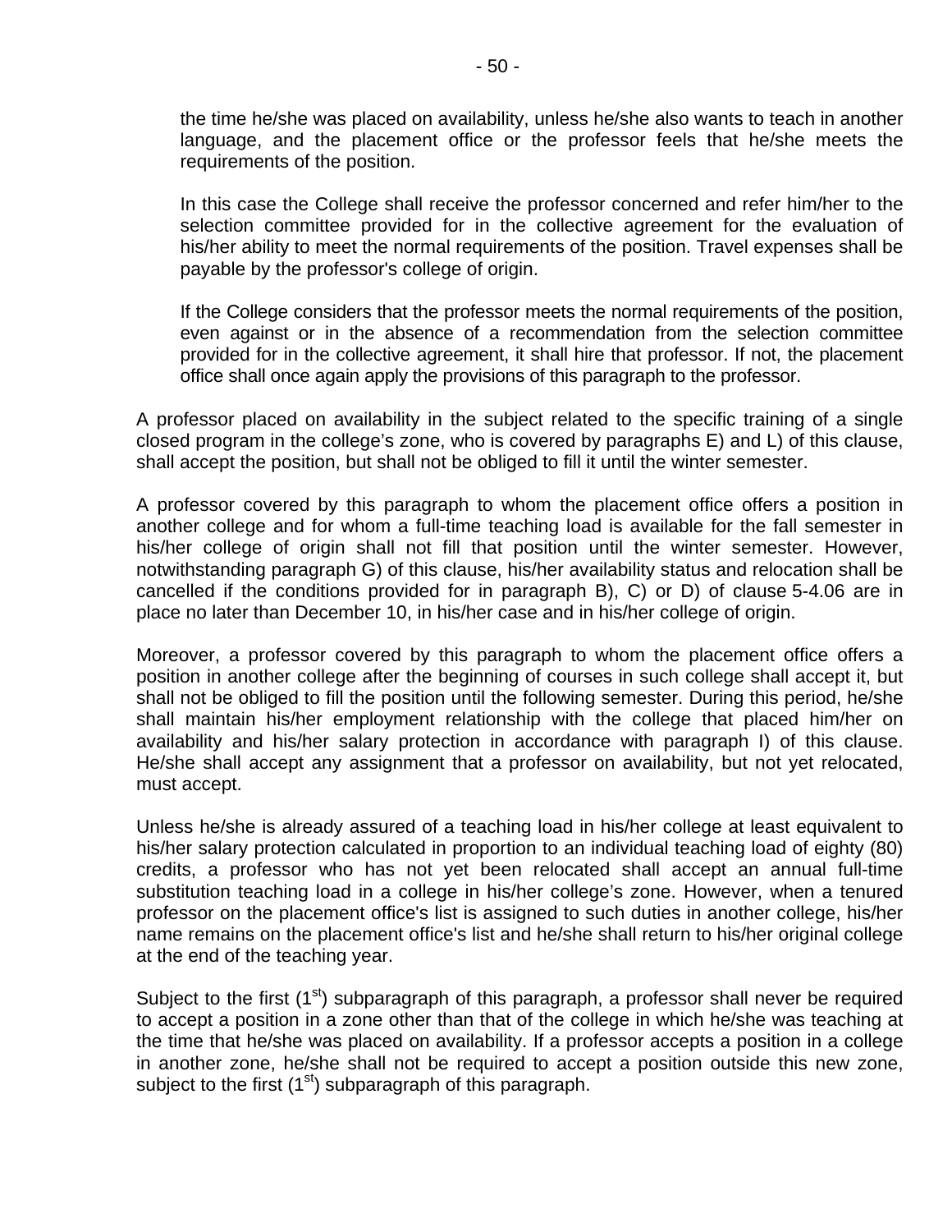the time he/she was placed on availability, unless he/she also wants to teach in another language, and the placement office or the professor feels that he/she meets the requirements of the position.

In this case the College shall receive the professor concerned and refer him/her to the selection committee provided for in the collective agreement for the evaluation of his/her ability to meet the normal requirements of the position. Travel expenses shall be payable by the professor's college of origin.

If the College considers that the professor meets the normal requirements of the position, even against or in the absence of a recommendation from the selection committee provided for in the collective agreement, it shall hire that professor. If not, the placement office shall once again apply the provisions of this paragraph to the professor.

A professor placed on availability in the subject related to the specific training of a single closed program in the college's zone, who is covered by paragraphs E) and L) of this clause, shall accept the position, but shall not be obliged to fill it until the winter semester.

A professor covered by this paragraph to whom the placement office offers a position in another college and for whom a full-time teaching load is available for the fall semester in his/her college of origin shall not fill that position until the winter semester. However, notwithstanding paragraph G) of this clause, his/her availability status and relocation shall be cancelled if the conditions provided for in paragraph B), C) or D) of clause 5-4.06 are in place no later than December 10, in his/her case and in his/her college of origin.

Moreover, a professor covered by this paragraph to whom the placement office offers a position in another college after the beginning of courses in such college shall accept it, but shall not be obliged to fill the position until the following semester. During this period, he/she shall maintain his/her employment relationship with the college that placed him/her on availability and his/her salary protection in accordance with paragraph I) of this clause. He/she shall accept any assignment that a professor on availability, but not yet relocated, must accept.

Unless he/she is already assured of a teaching load in his/her college at least equivalent to his/her salary protection calculated in proportion to an individual teaching load of eighty (80) credits, a professor who has not yet been relocated shall accept an annual full-time substitution teaching load in a college in his/her college's zone. However, when a tenured professor on the placement office's list is assigned to such duties in another college, his/her name remains on the placement office's list and he/she shall return to his/her original college at the end of the teaching year.

Subject to the first (1st) subparagraph of this paragraph, a professor shall never be required to accept a position in a zone other than that of the college in which he/she was teaching at the time that he/she was placed on availability. If a professor accepts a position in a college in another zone, he/she shall not be required to accept a position outside this new zone, subject to the first (1st) subparagraph of this paragraph.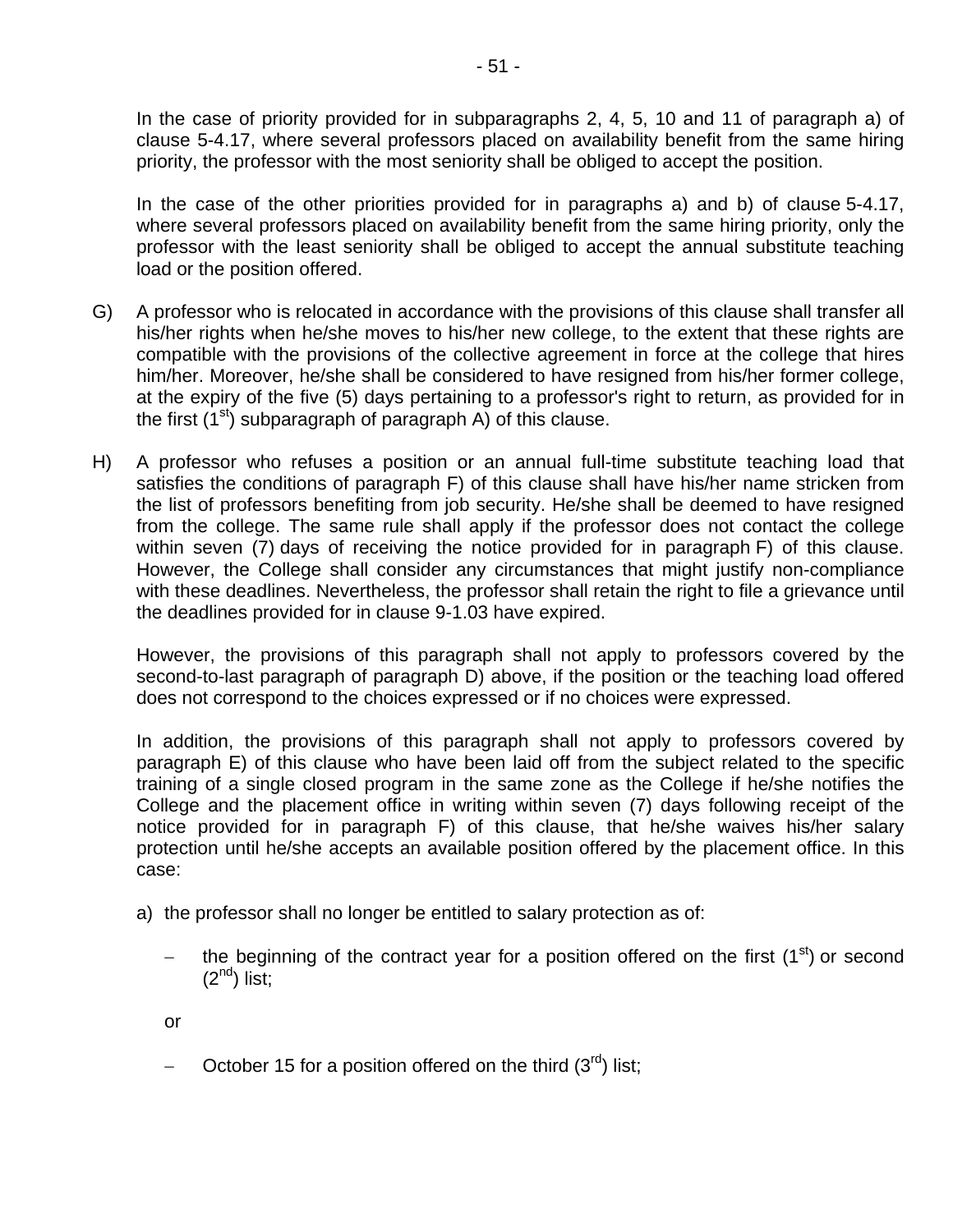In the case of priority provided for in subparagraphs 2, 4, 5, 10 and 11 of paragraph a) of clause 5-4.17, where several professors placed on availability benefit from the same hiring priority, the professor with the most seniority shall be obliged to accept the position.

In the case of the other priorities provided for in paragraphs a) and b) of clause 5-4.17, where several professors placed on availability benefit from the same hiring priority, only the professor with the least seniority shall be obliged to accept the annual substitute teaching load or the position offered.

G) A professor who is relocated in accordance with the provisions of this clause shall transfer all his/her rights when he/she moves to his/her new college, to the extent that these rights are compatible with the provisions of the collective agreement in force at the college that hires him/her. Moreover, he/she shall be considered to have resigned from his/her former college, at the expiry of the five (5) days pertaining to a professor's right to return, as provided for in the first (1st) subparagraph of paragraph A) of this clause.

H) A professor who refuses a position or an annual full-time substitute teaching load that satisfies the conditions of paragraph F) of this clause shall have his/her name stricken from the list of professors benefiting from job security. He/she shall be deemed to have resigned from the college. The same rule shall apply if the professor does not contact the college within seven (7) days of receiving the notice provided for in paragraph F) of this clause. However, the College shall consider any circumstances that might justify non-compliance with these deadlines. Nevertheless, the professor shall retain the right to file a grievance until the deadlines provided for in clause 9-1.03 have expired.

However, the provisions of this paragraph shall not apply to professors covered by the second-to-last paragraph of paragraph D) above, if the position or the teaching load offered does not correspond to the choices expressed or if no choices were expressed.

In addition, the provisions of this paragraph shall not apply to professors covered by paragraph E) of this clause who have been laid off from the subject related to the specific training of a single closed program in the same zone as the College if he/she notifies the College and the placement office in writing within seven (7) days following receipt of the notice provided for in paragraph F) of this clause, that he/she waives his/her salary protection until he/she accepts an available position offered by the placement office. In this case:

a) the professor shall no longer be entitled to salary protection as of:

   - the beginning of the contract year for a position offered on the first (1st) or second (2nd) list;

   or

   - October 15 for a position offered on the third (3rd) list;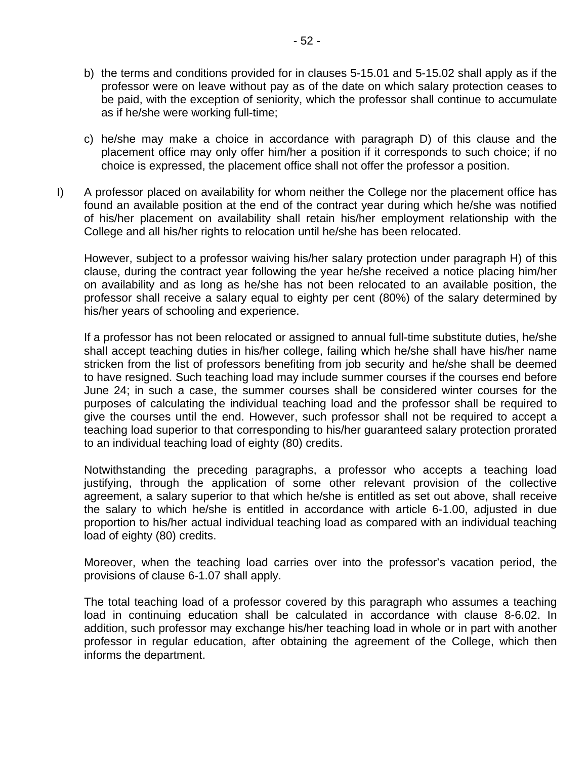b) the terms and conditions provided for in clauses 5-15.01 and 5-15.02 shall apply as if the professor were on leave without pay as of the date on which salary protection ceases to be paid, with the exception of seniority, which the professor shall continue to accumulate as if he/she were working full-time;

c) he/she may make a choice in accordance with paragraph D) of this clause and the placement office may only offer him/her a position if it corresponds to such choice; if no choice is expressed, the placement office shall not offer the professor a position.

I) A professor placed on availability for whom neither the College nor the placement office has found an available position at the end of the contract year during which he/she was notified of his/her placement on availability shall retain his/her employment relationship with the College and all his/her rights to relocation until he/she has been relocated.

However, subject to a professor waiving his/her salary protection under paragraph H) of this clause, during the contract year following the year he/she received a notice placing him/her on availability and as long as he/she has not been relocated to an available position, the professor shall receive a salary equal to eighty per cent (80%) of the salary determined by his/her years of schooling and experience.

If a professor has not been relocated or assigned to annual full-time substitute duties, he/she shall accept teaching duties in his/her college, failing which he/she shall have his/her name stricken from the list of professors benefiting from job security and he/she shall be deemed to have resigned. Such teaching load may include summer courses if the courses end before June 24; in such a case, the summer courses shall be considered winter courses for the purposes of calculating the individual teaching load and the professor shall be required to give the courses until the end. However, such professor shall not be required to accept a teaching load superior to that corresponding to his/her guaranteed salary protection prorated to an individual teaching load of eighty (80) credits.

Notwithstanding the preceding paragraphs, a professor who accepts a teaching load justifying, through the application of some other relevant provision of the collective agreement, a salary superior to that which he/she is entitled as set out above, shall receive the salary to which he/she is entitled in accordance with article 6-1.00, adjusted in due proportion to his/her actual individual teaching load as compared with an individual teaching load of eighty (80) credits.

Moreover, when the teaching load carries over into the professor's vacation period, the provisions of clause 6-1.07 shall apply.

The total teaching load of a professor covered by this paragraph who assumes a teaching load in continuing education shall be calculated in accordance with clause 8-6.02. In addition, such professor may exchange his/her teaching load in whole or in part with another professor in regular education, after obtaining the agreement of the College, which then informs the department.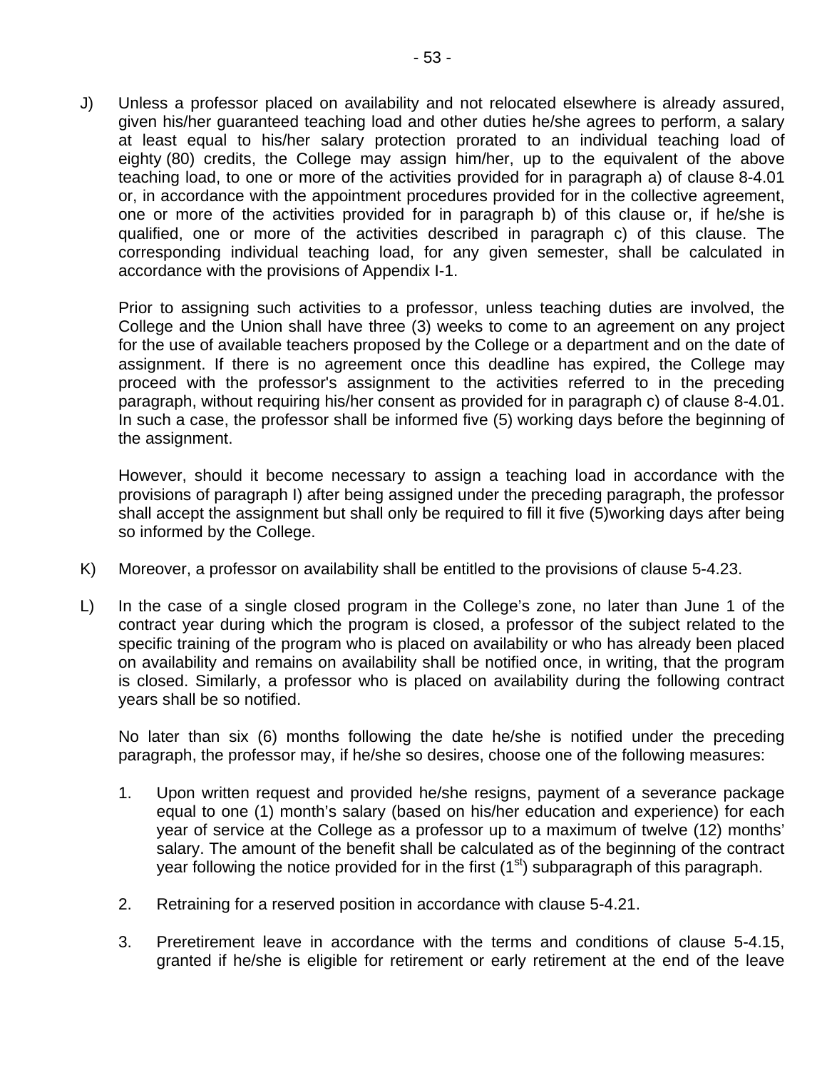J) Unless a professor placed on availability and not relocated elsewhere is already assured, given his/her guaranteed teaching load and other duties he/she agrees to perform, a salary at least equal to his/her salary protection prorated to an individual teaching load of eighty (80) credits, the College may assign him/her, up to the equivalent of the above teaching load, to one or more of the activities provided for in paragraph a) of clause 8-4.01 or, in accordance with the appointment procedures provided for in the collective agreement, one or more of the activities provided for in paragraph b) of this clause or, if he/she is qualified, one or more of the activities described in paragraph c) of this clause. The corresponding individual teaching load, for any given semester, shall be calculated in accordance with the provisions of Appendix I-1.

   Prior to assigning such activities to a professor, unless teaching duties are involved, the College and the Union shall have three (3) weeks to come to an agreement on any project for the use of available teachers proposed by the College or a department and on the date of assignment. If there is no agreement once this deadline has expired, the College may proceed with the professor's assignment to the activities referred to in the preceding paragraph, without requiring his/her consent as provided for in paragraph c) of clause 8-4.01. In such a case, the professor shall be informed five (5) working days before the beginning of the assignment.

   However, should it become necessary to assign a teaching load in accordance with the provisions of paragraph I) after being assigned under the preceding paragraph, the professor shall accept the assignment but shall only be required to fill it five (5)working days after being so informed by the College.

K) Moreover, a professor on availability shall be entitled to the provisions of clause 5-4.23.

L) In the case of a single closed program in the College's zone, no later than June 1 of the contract year during which the program is closed, a professor of the subject related to the specific training of the program who is placed on availability or who has already been placed on availability and remains on availability shall be notified once, in writing, that the program is closed. Similarly, a professor who is placed on availability during the following contract years shall be so notified.

   No later than six (6) months following the date he/she is notified under the preceding paragraph, the professor may, if he/she so desires, choose one of the following measures:

   1. Upon written request and provided he/she resigns, payment of a severance package equal to one (1) month's salary (based on his/her education and experience) for each year of service at the College as a professor up to a maximum of twelve (12) months' salary. The amount of the benefit shall be calculated as of the beginning of the contract year following the notice provided for in the first (1st) subparagraph of this paragraph.

   2. Retraining for a reserved position in accordance with clause 5-4.21.

   3. Preretirement leave in accordance with the terms and conditions of clause 5-4.15, granted if he/she is eligible for retirement or early retirement at the end of the leave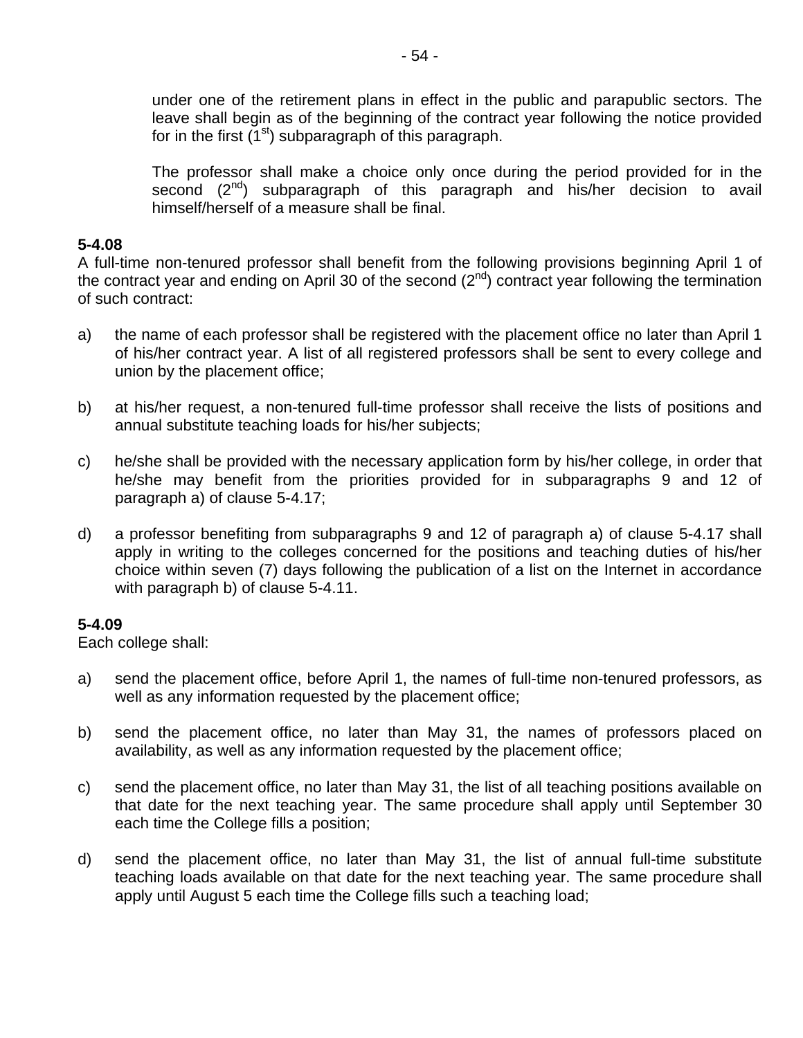under one of the retirement plans in effect in the public and parapublic sectors. The leave shall begin as of the beginning of the contract year following the notice provided for in the first (1st) subparagraph of this paragraph.

The professor shall make a choice only once during the period provided for in the second (2nd) subparagraph of this paragraph and his/her decision to avail himself/herself of a measure shall be final.

**5-4.08**
A full-time non-tenured professor shall benefit from the following provisions beginning April 1 of the contract year and ending on April 30 of the second (2nd) contract year following the termination of such contract:

a) the name of each professor shall be registered with the placement office no later than April 1 of his/her contract year. A list of all registered professors shall be sent to every college and union by the placement office;

b) at his/her request, a non-tenured full-time professor shall receive the lists of positions and annual substitute teaching loads for his/her subjects;

c) he/she shall be provided with the necessary application form by his/her college, in order that he/she may benefit from the priorities provided for in subparagraphs 9 and 12 of paragraph a) of clause 5-4.17;

d) a professor benefiting from subparagraphs 9 and 12 of paragraph a) of clause 5-4.17 shall apply in writing to the colleges concerned for the positions and teaching duties of his/her choice within seven (7) days following the publication of a list on the Internet in accordance with paragraph b) of clause 5-4.11.

**5-4.09**
Each college shall:

a) send the placement office, before April 1, the names of full-time non-tenured professors, as well as any information requested by the placement office;

b) send the placement office, no later than May 31, the names of professors placed on availability, as well as any information requested by the placement office;

c) send the placement office, no later than May 31, the list of all teaching positions available on that date for the next teaching year. The same procedure shall apply until September 30 each time the College fills a position;

d) send the placement office, no later than May 31, the list of annual full-time substitute teaching loads available on that date for the next teaching year. The same procedure shall apply until August 5 each time the College fills such a teaching load;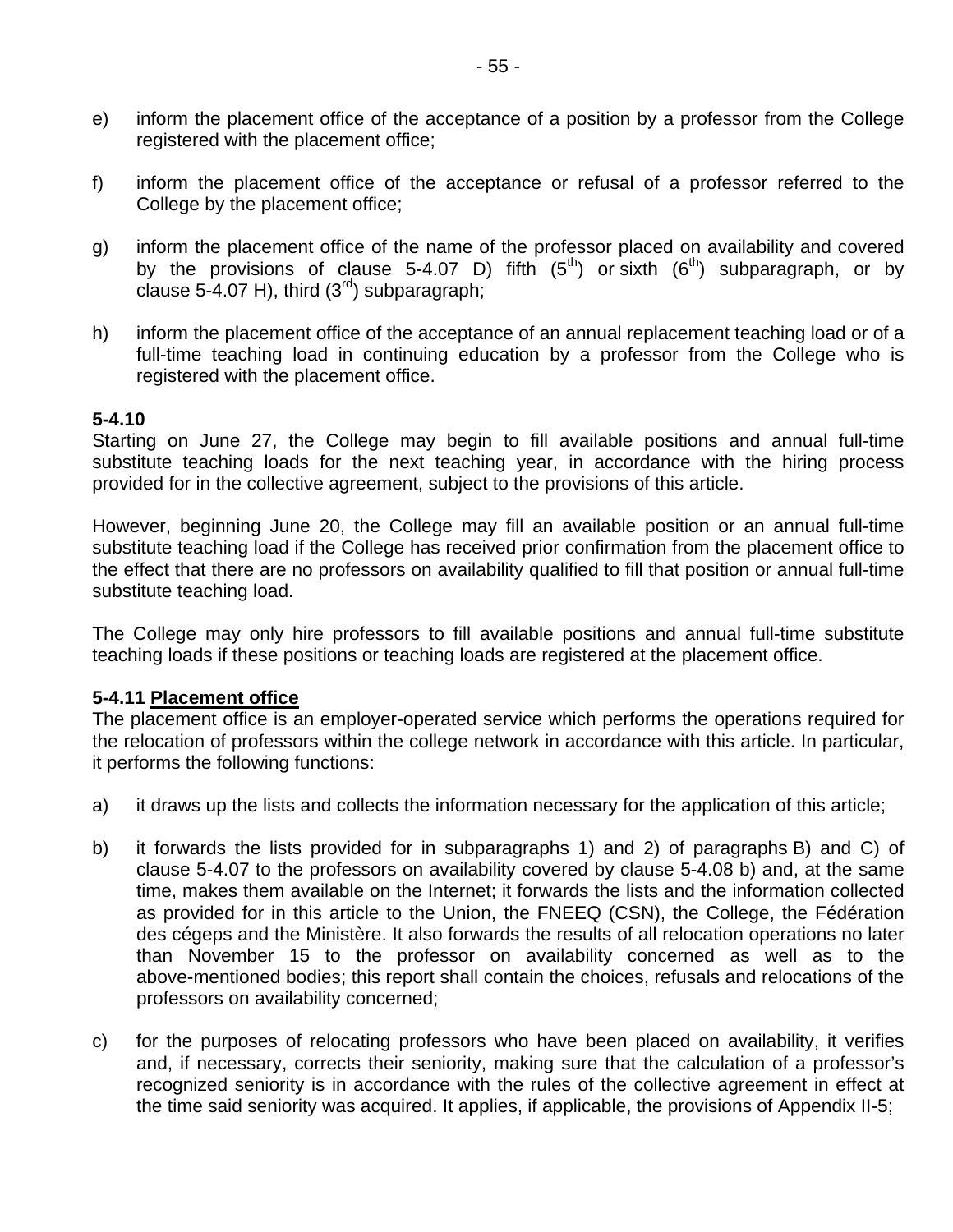e) inform the placement office of the acceptance of a position by a professor from the College registered with the placement office;

f) inform the placement office of the acceptance or refusal of a professor referred to the College by the placement office;

g) inform the placement office of the name of the professor placed on availability and covered by the provisions of clause 5-4.07 D) fifth (5th) or sixth (6th) subparagraph, or by clause 5-4.07 H), third (3rd) subparagraph;

h) inform the placement office of the acceptance of an annual replacement teaching load or of a full-time teaching load in continuing education by a professor from the College who is registered with the placement office.

**5-4.10**

Starting on June 27, the College may begin to fill available positions and annual full-time substitute teaching loads for the next teaching year, in accordance with the hiring process provided for in the collective agreement, subject to the provisions of this article.

However, beginning June 20, the College may fill an available position or an annual full-time substitute teaching load if the College has received prior confirmation from the placement office to the effect that there are no professors on availability qualified to fill that position or annual full-time substitute teaching load.

The College may only hire professors to fill available positions and annual full-time substitute teaching loads if these positions or teaching loads are registered at the placement office.

**5-4.11 Placement office**

The placement office is an employer-operated service which performs the operations required for the relocation of professors within the college network in accordance with this article. In particular, it performs the following functions:

a) it draws up the lists and collects the information necessary for the application of this article;

b) it forwards the lists provided for in subparagraphs 1) and 2) of paragraphs B) and C) of clause 5-4.07 to the professors on availability covered by clause 5-4.08 b) and, at the same time, makes them available on the Internet; it forwards the lists and the information collected as provided for in this article to the Union, the FNEEQ (CSN), the College, the Fédération des cégeps and the Ministère. It also forwards the results of all relocation operations no later than November 15 to the professor on availability concerned as well as to the above-mentioned bodies; this report shall contain the choices, refusals and relocations of the professors on availability concerned;

c) for the purposes of relocating professors who have been placed on availability, it verifies and, if necessary, corrects their seniority, making sure that the calculation of a professor's recognized seniority is in accordance with the rules of the collective agreement in effect at the time said seniority was acquired. It applies, if applicable, the provisions of Appendix II-5;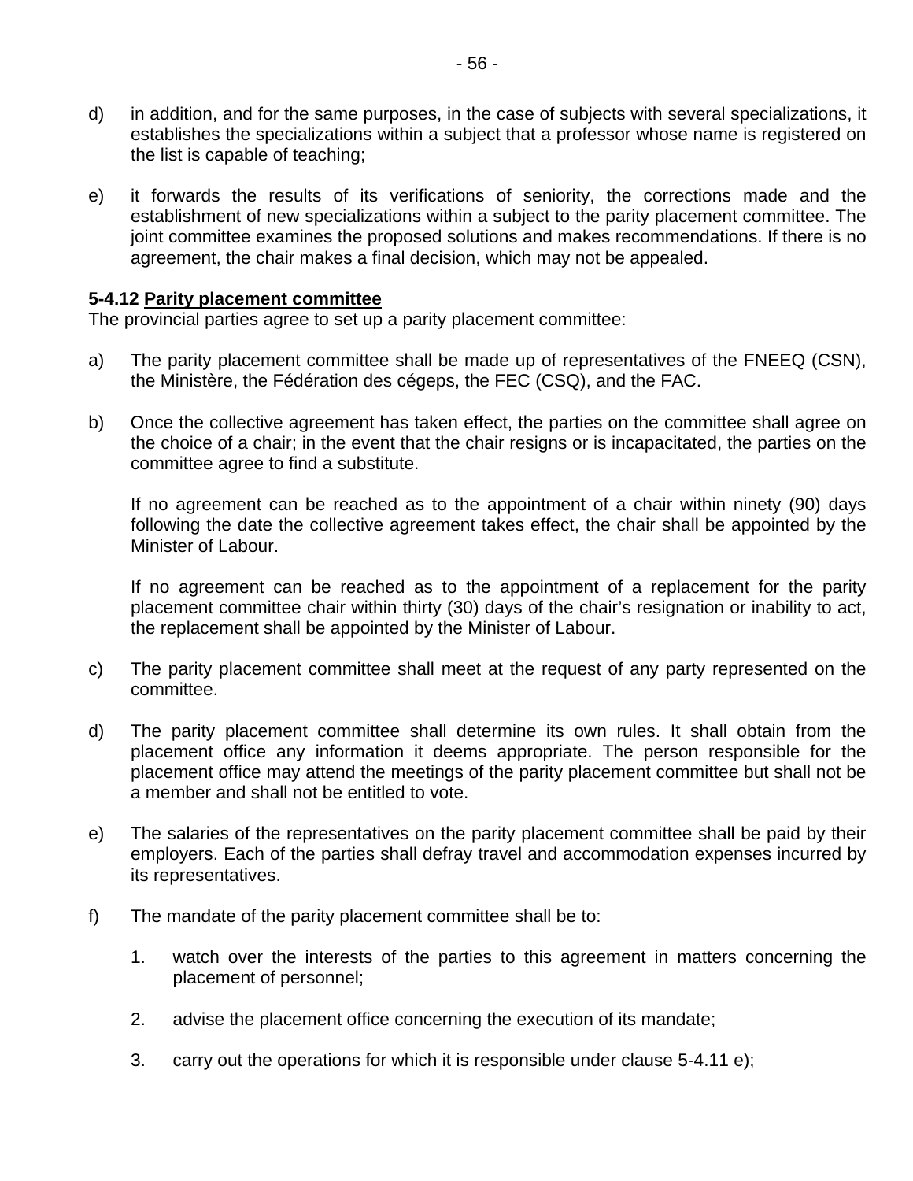d) in addition, and for the same purposes, in the case of subjects with several specializations, it establishes the specializations within a subject that a professor whose name is registered on the list is capable of teaching;

e) it forwards the results of its verifications of seniority, the corrections made and the establishment of new specializations within a subject to the parity placement committee. The joint committee examines the proposed solutions and makes recommendations. If there is no agreement, the chair makes a final decision, which may not be appealed.

**5-4.12 <u>Parity placement committee</u>**
The provincial parties agree to set up a parity placement committee:

a) The parity placement committee shall be made up of representatives of the FNEEQ (CSN), the Ministère, the Fédération des cégeps, the FEC (CSQ), and the FAC.

b) Once the collective agreement has taken effect, the parties on the committee shall agree on the choice of a chair; in the event that the chair resigns or is incapacitated, the parties on the committee agree to find a substitute.

   If no agreement can be reached as to the appointment of a chair within ninety (90) days following the date the collective agreement takes effect, the chair shall be appointed by the Minister of Labour.

   If no agreement can be reached as to the appointment of a replacement for the parity placement committee chair within thirty (30) days of the chair's resignation or inability to act, the replacement shall be appointed by the Minister of Labour.

c) The parity placement committee shall meet at the request of any party represented on the committee.

d) The parity placement committee shall determine its own rules. It shall obtain from the placement office any information it deems appropriate. The person responsible for the placement office may attend the meetings of the parity placement committee but shall not be a member and shall not be entitled to vote.

e) The salaries of the representatives on the parity placement committee shall be paid by their employers. Each of the parties shall defray travel and accommodation expenses incurred by its representatives.

f) The mandate of the parity placement committee shall be to:

   1. watch over the interests of the parties to this agreement in matters concerning the placement of personnel;

   2. advise the placement office concerning the execution of its mandate;

   3. carry out the operations for which it is responsible under clause 5-4.11 e);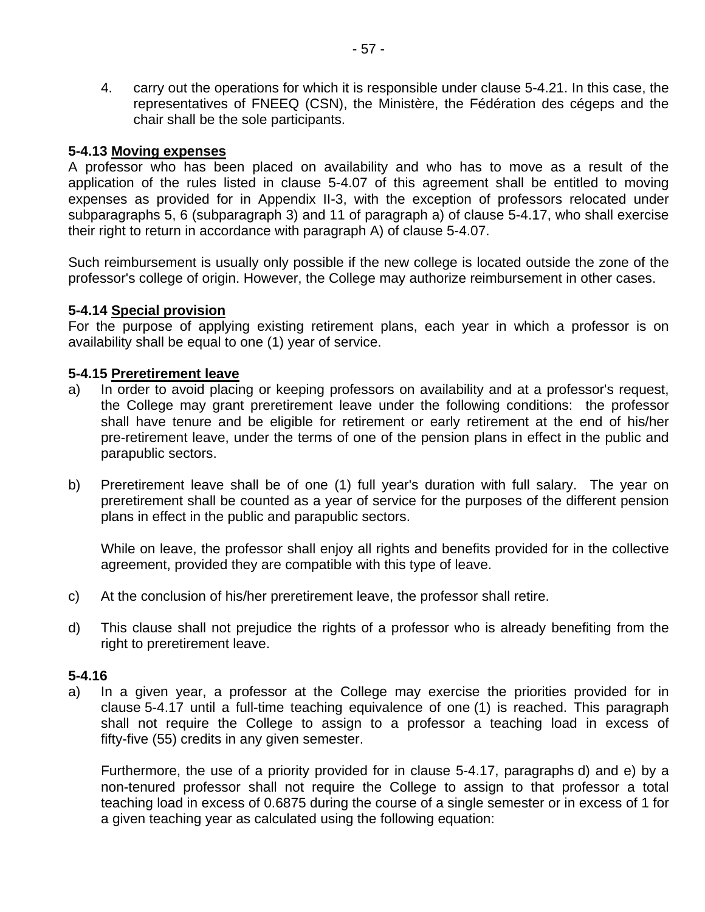4. carry out the operations for which it is responsible under clause 5-4.21. In this case, the representatives of FNEEQ (CSN), the Ministère, the Fédération des cégeps and the chair shall be the sole participants.

**5-4.13 Moving expenses**
A professor who has been placed on availability and who has to move as a result of the application of the rules listed in clause 5-4.07 of this agreement shall be entitled to moving expenses as provided for in Appendix II-3, with the exception of professors relocated under subparagraphs 5, 6 (subparagraph 3) and 11 of paragraph a) of clause 5-4.17, who shall exercise their right to return in accordance with paragraph A) of clause 5-4.07.

Such reimbursement is usually only possible if the new college is located outside the zone of the professor's college of origin. However, the College may authorize reimbursement in other cases.

**5-4.14 Special provision**
For the purpose of applying existing retirement plans, each year in which a professor is on availability shall be equal to one (1) year of service.

**5-4.15 Preretirement leave**

a) In order to avoid placing or keeping professors on availability and at a professor's request, the College may grant preretirement leave under the following conditions: the professor shall have tenure and be eligible for retirement or early retirement at the end of his/her pre-retirement leave, under the terms of one of the pension plans in effect in the public and parapublic sectors.

b) Preretirement leave shall be of one (1) full year's duration with full salary. The year on preretirement shall be counted as a year of service for the purposes of the different pension plans in effect in the public and parapublic sectors.

   While on leave, the professor shall enjoy all rights and benefits provided for in the collective agreement, provided they are compatible with this type of leave.

c) At the conclusion of his/her preretirement leave, the professor shall retire.

d) This clause shall not prejudice the rights of a professor who is already benefiting from the right to preretirement leave.

**5-4.16**

a) In a given year, a professor at the College may exercise the priorities provided for in clause 5-4.17 until a full-time teaching equivalence of one (1) is reached. This paragraph shall not require the College to assign to a professor a teaching load in excess of fifty-five (55) credits in any given semester.

   Furthermore, the use of a priority provided for in clause 5-4.17, paragraphs d) and e) by a non-tenured professor shall not require the College to assign to that professor a total teaching load in excess of 0.6875 during the course of a single semester or in excess of 1 for a given teaching year as calculated using the following equation: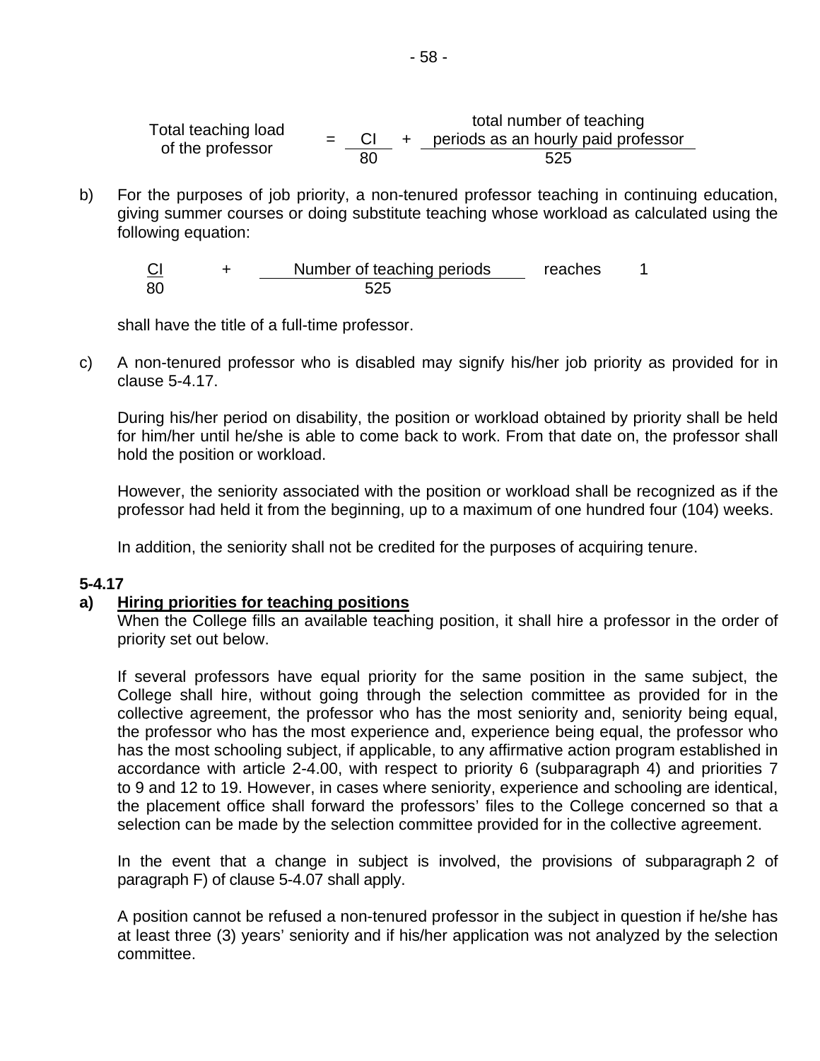$$\text{Total teaching load of the professor} = \frac{CI}{80} + \frac{\text{total number of teaching periods as an hourly paid professor}}{525}$$

b) For the purposes of job priority, a non-tenured professor teaching in continuing education, giving summer courses or doing substitute teaching whose workload as calculated using the following equation:

$$\frac{CI}{80} + \frac{\text{Number of teaching periods}}{525} \text{ reaches } 1$$

shall have the title of a full-time professor.

c) A non-tenured professor who is disabled may signify his/her job priority as provided for in clause 5-4.17.

During his/her period on disability, the position or workload obtained by priority shall be held for him/her until he/she is able to come back to work. From that date on, the professor shall hold the position or workload.

However, the seniority associated with the position or workload shall be recognized as if the professor had held it from the beginning, up to a maximum of one hundred four (104) weeks.

In addition, the seniority shall not be credited for the purposes of acquiring tenure.

**5-4.17**

**a) Hiring priorities for teaching positions**

When the College fills an available teaching position, it shall hire a professor in the order of priority set out below.

If several professors have equal priority for the same position in the same subject, the College shall hire, without going through the selection committee as provided for in the collective agreement, the professor who has the most seniority and, seniority being equal, the professor who has the most experience and, experience being equal, the professor who has the most schooling subject, if applicable, to any affirmative action program established in accordance with article 2-4.00, with respect to priority 6 (subparagraph 4) and priorities 7 to 9 and 12 to 19. However, in cases where seniority, experience and schooling are identical, the placement office shall forward the professors' files to the College concerned so that a selection can be made by the selection committee provided for in the collective agreement.

In the event that a change in subject is involved, the provisions of subparagraph 2 of paragraph F) of clause 5-4.07 shall apply.

A position cannot be refused a non-tenured professor in the subject in question if he/she has at least three (3) years' seniority and if his/her application was not analyzed by the selection committee.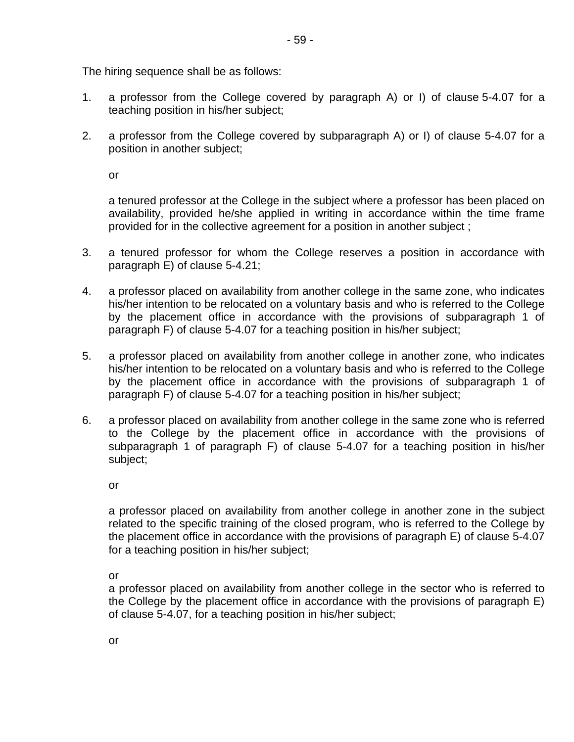The hiring sequence shall be as follows:

1. a professor from the College covered by paragraph A) or I) of clause 5-4.07 for a teaching position in his/her subject;

2. a professor from the College covered by subparagraph A) or I) of clause 5-4.07 for a position in another subject;

   or

   a tenured professor at the College in the subject where a professor has been placed on availability, provided he/she applied in writing in accordance within the time frame provided for in the collective agreement for a position in another subject ;

3. a tenured professor for whom the College reserves a position in accordance with paragraph E) of clause 5-4.21;

4. a professor placed on availability from another college in the same zone, who indicates his/her intention to be relocated on a voluntary basis and who is referred to the College by the placement office in accordance with the provisions of subparagraph 1 of paragraph F) of clause 5-4.07 for a teaching position in his/her subject;

5. a professor placed on availability from another college in another zone, who indicates his/her intention to be relocated on a voluntary basis and who is referred to the College by the placement office in accordance with the provisions of subparagraph 1 of paragraph F) of clause 5-4.07 for a teaching position in his/her subject;

6. a professor placed on availability from another college in the same zone who is referred to the College by the placement office in accordance with the provisions of subparagraph 1 of paragraph F) of clause 5-4.07 for a teaching position in his/her subject;

   or

   a professor placed on availability from another college in another zone in the subject related to the specific training of the closed program, who is referred to the College by the placement office in accordance with the provisions of paragraph E) of clause 5-4.07 for a teaching position in his/her subject;

   or

   a professor placed on availability from another college in the sector who is referred to the College by the placement office in accordance with the provisions of paragraph E) of clause 5-4.07, for a teaching position in his/her subject;

   or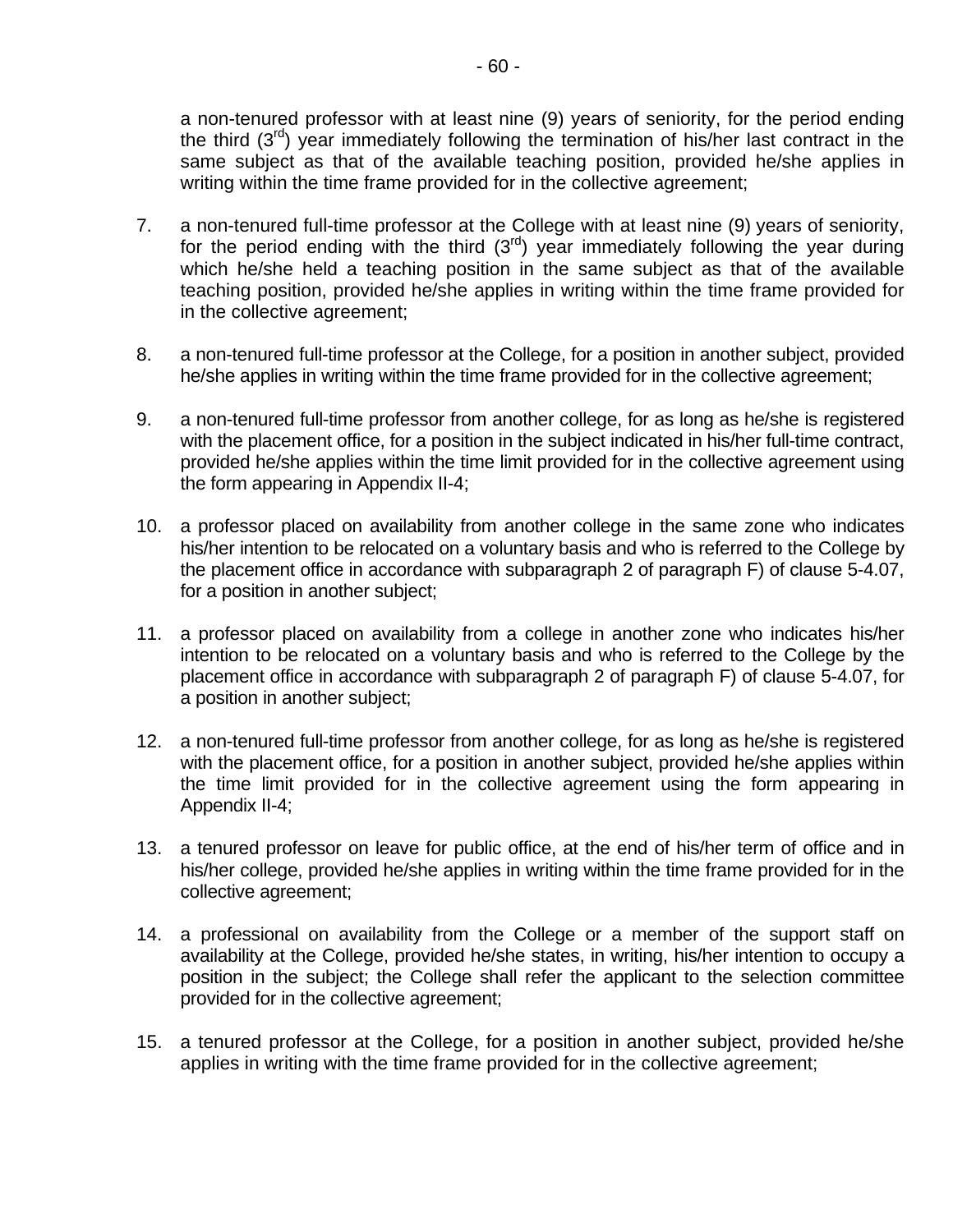a non-tenured professor with at least nine (9) years of seniority, for the period ending the third ($3^{rd}$) year immediately following the termination of his/her last contract in the same subject as that of the available teaching position, provided he/she applies in writing within the time frame provided for in the collective agreement;

7. a non-tenured full-time professor at the College with at least nine (9) years of seniority, for the period ending with the third ($3^{rd}$) year immediately following the year during which he/she held a teaching position in the same subject as that of the available teaching position, provided he/she applies in writing within the time frame provided for in the collective agreement;

8. a non-tenured full-time professor at the College, for a position in another subject, provided he/she applies in writing within the time frame provided for in the collective agreement;

9. a non-tenured full-time professor from another college, for as long as he/she is registered with the placement office, for a position in the subject indicated in his/her full-time contract, provided he/she applies within the time limit provided for in the collective agreement using the form appearing in Appendix II-4;

10. a professor placed on availability from another college in the same zone who indicates his/her intention to be relocated on a voluntary basis and who is referred to the College by the placement office in accordance with subparagraph 2 of paragraph F) of clause 5-4.07, for a position in another subject;

11. a professor placed on availability from a college in another zone who indicates his/her intention to be relocated on a voluntary basis and who is referred to the College by the placement office in accordance with subparagraph 2 of paragraph F) of clause 5-4.07, for a position in another subject;

12. a non-tenured full-time professor from another college, for as long as he/she is registered with the placement office, for a position in another subject, provided he/she applies within the time limit provided for in the collective agreement using the form appearing in Appendix II-4;

13. a tenured professor on leave for public office, at the end of his/her term of office and in his/her college, provided he/she applies in writing within the time frame provided for in the collective agreement;

14. a professional on availability from the College or a member of the support staff on availability at the College, provided he/she states, in writing, his/her intention to occupy a position in the subject; the College shall refer the applicant to the selection committee provided for in the collective agreement;

15. a tenured professor at the College, for a position in another subject, provided he/she applies in writing with the time frame provided for in the collective agreement;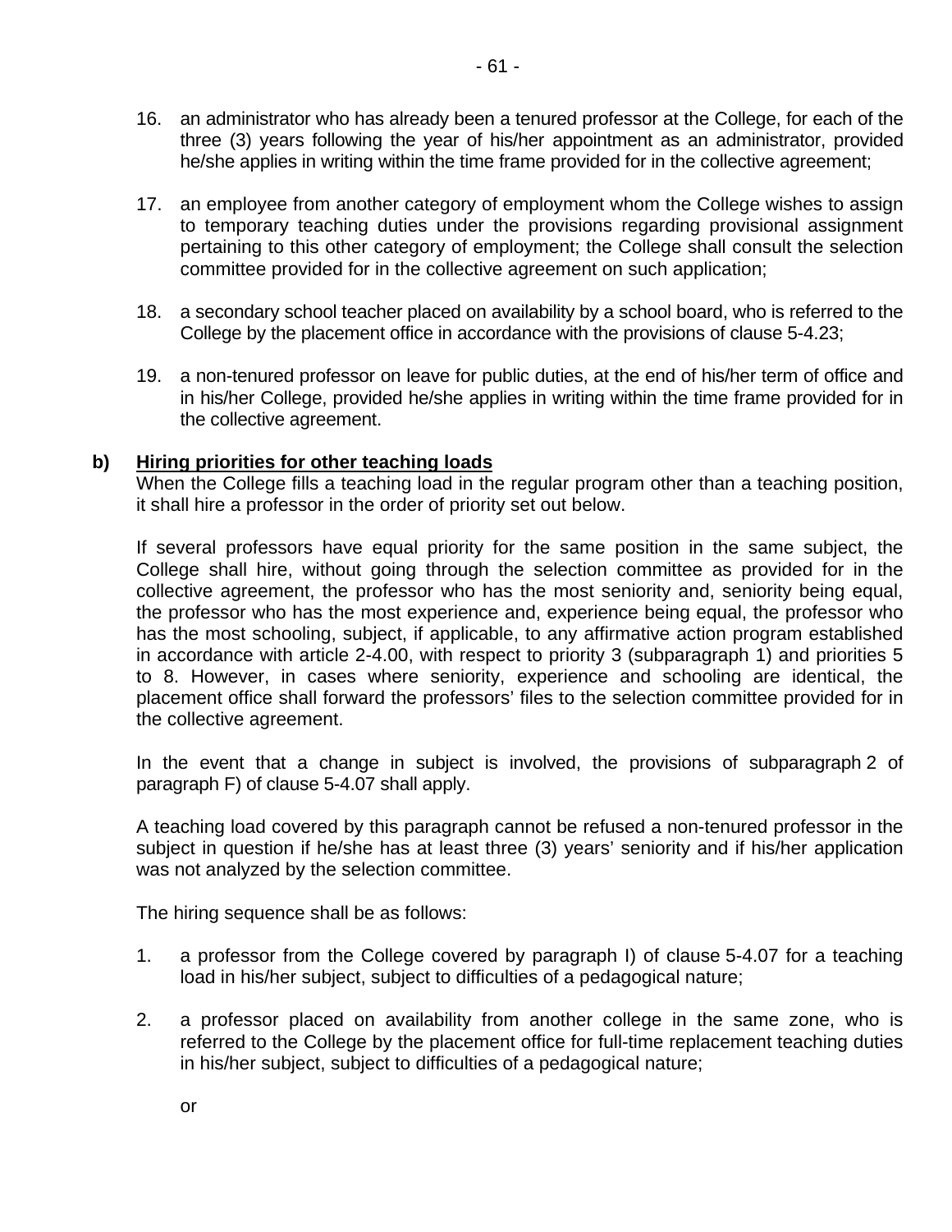16. an administrator who has already been a tenured professor at the College, for each of the three (3) years following the year of his/her appointment as an administrator, provided he/she applies in writing within the time frame provided for in the collective agreement;

17. an employee from another category of employment whom the College wishes to assign to temporary teaching duties under the provisions regarding provisional assignment pertaining to this other category of employment; the College shall consult the selection committee provided for in the collective agreement on such application;

18. a secondary school teacher placed on availability by a school board, who is referred to the College by the placement office in accordance with the provisions of clause 5-4.23;

19. a non-tenured professor on leave for public duties, at the end of his/her term of office and in his/her College, provided he/she applies in writing within the time frame provided for in the collective agreement.

**b) <u>Hiring priorities for other teaching loads</u>**

When the College fills a teaching load in the regular program other than a teaching position, it shall hire a professor in the order of priority set out below.

If several professors have equal priority for the same position in the same subject, the College shall hire, without going through the selection committee as provided for in the collective agreement, the professor who has the most seniority and, seniority being equal, the professor who has the most experience and, experience being equal, the professor who has the most schooling, subject, if applicable, to any affirmative action program established in accordance with article 2-4.00, with respect to priority 3 (subparagraph 1) and priorities 5 to 8. However, in cases where seniority, experience and schooling are identical, the placement office shall forward the professors' files to the selection committee provided for in the collective agreement.

In the event that a change in subject is involved, the provisions of subparagraph 2 of paragraph F) of clause 5-4.07 shall apply.

A teaching load covered by this paragraph cannot be refused a non-tenured professor in the subject in question if he/she has at least three (3) years' seniority and if his/her application was not analyzed by the selection committee.

The hiring sequence shall be as follows:

1. a professor from the College covered by paragraph I) of clause 5-4.07 for a teaching load in his/her subject, subject to difficulties of a pedagogical nature;

2. a professor placed on availability from another college in the same zone, who is referred to the College by the placement office for full-time replacement teaching duties in his/her subject, subject to difficulties of a pedagogical nature;

   or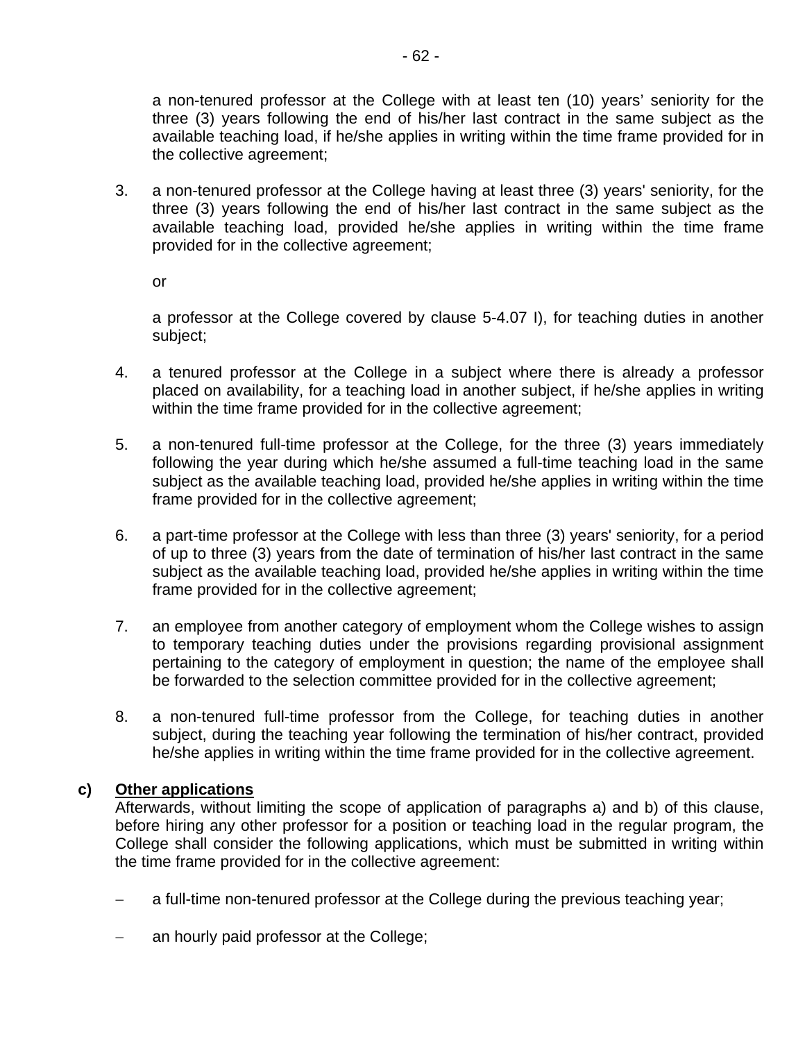a non-tenured professor at the College with at least ten (10) years' seniority for the three (3) years following the end of his/her last contract in the same subject as the available teaching load, if he/she applies in writing within the time frame provided for in the collective agreement;

3. a non-tenured professor at the College having at least three (3) years' seniority, for the three (3) years following the end of his/her last contract in the same subject as the available teaching load, provided he/she applies in writing within the time frame provided for in the collective agreement;

   or

   a professor at the College covered by clause 5-4.07 I), for teaching duties in another subject;

4. a tenured professor at the College in a subject where there is already a professor placed on availability, for a teaching load in another subject, if he/she applies in writing within the time frame provided for in the collective agreement;

5. a non-tenured full-time professor at the College, for the three (3) years immediately following the year during which he/she assumed a full-time teaching load in the same subject as the available teaching load, provided he/she applies in writing within the time frame provided for in the collective agreement;

6. a part-time professor at the College with less than three (3) years' seniority, for a period of up to three (3) years from the date of termination of his/her last contract in the same subject as the available teaching load, provided he/she applies in writing within the time frame provided for in the collective agreement;

7. an employee from another category of employment whom the College wishes to assign to temporary teaching duties under the provisions regarding provisional assignment pertaining to the category of employment in question; the name of the employee shall be forwarded to the selection committee provided for in the collective agreement;

8. a non-tenured full-time professor from the College, for teaching duties in another subject, during the teaching year following the termination of his/her contract, provided he/she applies in writing within the time frame provided for in the collective agreement.

**c) Other applications**

Afterwards, without limiting the scope of application of paragraphs a) and b) of this clause, before hiring any other professor for a position or teaching load in the regular program, the College shall consider the following applications, which must be submitted in writing within the time frame provided for in the collective agreement:

- a full-time non-tenured professor at the College during the previous teaching year;
- an hourly paid professor at the College;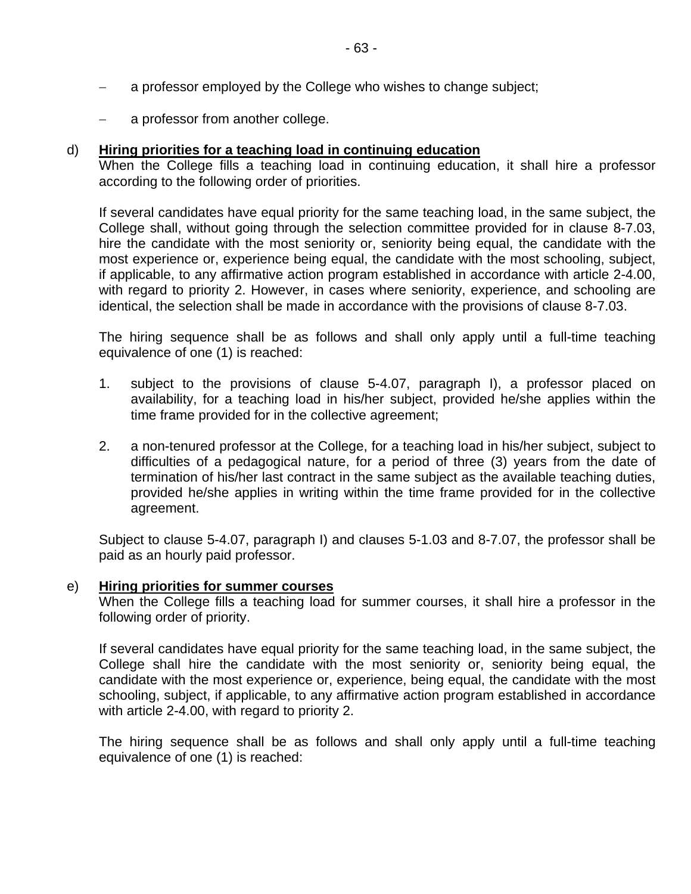- a professor employed by the College who wishes to change subject;

- a professor from another college.

d) **Hiring priorities for a teaching load in continuing education**
When the College fills a teaching load in continuing education, it shall hire a professor according to the following order of priorities.

If several candidates have equal priority for the same teaching load, in the same subject, the College shall, without going through the selection committee provided for in clause 8-7.03, hire the candidate with the most seniority or, seniority being equal, the candidate with the most experience or, experience being equal, the candidate with the most schooling, subject, if applicable, to any affirmative action program established in accordance with article 2-4.00, with regard to priority 2. However, in cases where seniority, experience, and schooling are identical, the selection shall be made in accordance with the provisions of clause 8-7.03.

The hiring sequence shall be as follows and shall only apply until a full-time teaching equivalence of one (1) is reached:

1. subject to the provisions of clause 5-4.07, paragraph I), a professor placed on availability, for a teaching load in his/her subject, provided he/she applies within the time frame provided for in the collective agreement;

2. a non-tenured professor at the College, for a teaching load in his/her subject, subject to difficulties of a pedagogical nature, for a period of three (3) years from the date of termination of his/her last contract in the same subject as the available teaching duties, provided he/she applies in writing within the time frame provided for in the collective agreement.

Subject to clause 5-4.07, paragraph I) and clauses 5-1.03 and 8-7.07, the professor shall be paid as an hourly paid professor.

e) **Hiring priorities for summer courses**
When the College fills a teaching load for summer courses, it shall hire a professor in the following order of priority.

If several candidates have equal priority for the same teaching load, in the same subject, the College shall hire the candidate with the most seniority or, seniority being equal, the candidate with the most experience or, experience, being equal, the candidate with the most schooling, subject, if applicable, to any affirmative action program established in accordance with article 2-4.00, with regard to priority 2.

The hiring sequence shall be as follows and shall only apply until a full-time teaching equivalence of one (1) is reached: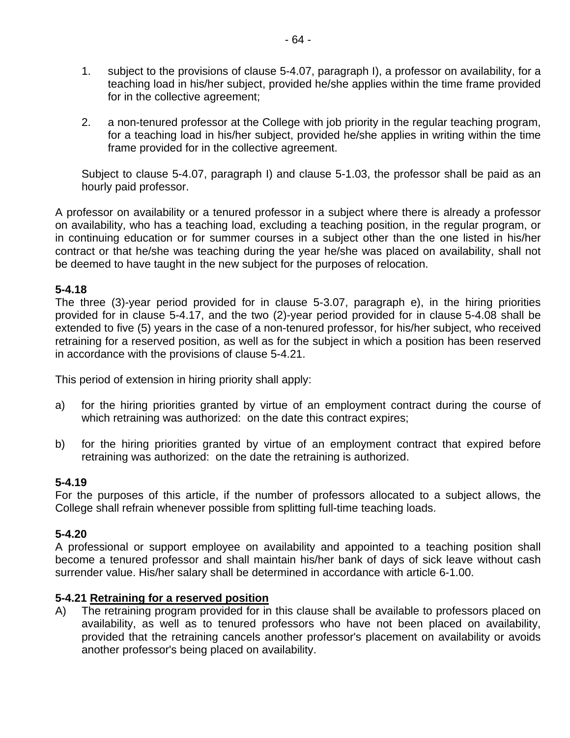1. subject to the provisions of clause 5-4.07, paragraph I), a professor on availability, for a teaching load in his/her subject, provided he/she applies within the time frame provided for in the collective agreement;

2. a non-tenured professor at the College with job priority in the regular teaching program, for a teaching load in his/her subject, provided he/she applies in writing within the time frame provided for in the collective agreement.

Subject to clause 5-4.07, paragraph I) and clause 5-1.03, the professor shall be paid as an hourly paid professor.

A professor on availability or a tenured professor in a subject where there is already a professor on availability, who has a teaching load, excluding a teaching position, in the regular program, or in continuing education or for summer courses in a subject other than the one listed in his/her contract or that he/she was teaching during the year he/she was placed on availability, shall not be deemed to have taught in the new subject for the purposes of relocation.

**5-4.18**
The three (3)-year period provided for in clause 5-3.07, paragraph e), in the hiring priorities provided for in clause 5-4.17, and the two (2)-year period provided for in clause 5-4.08 shall be extended to five (5) years in the case of a non-tenured professor, for his/her subject, who received retraining for a reserved position, as well as for the subject in which a position has been reserved in accordance with the provisions of clause 5-4.21.

This period of extension in hiring priority shall apply:

a) for the hiring priorities granted by virtue of an employment contract during the course of which retraining was authorized: on the date this contract expires;

b) for the hiring priorities granted by virtue of an employment contract that expired before retraining was authorized: on the date the retraining is authorized.

**5-4.19**
For the purposes of this article, if the number of professors allocated to a subject allows, the College shall refrain whenever possible from splitting full-time teaching loads.

**5-4.20**
A professional or support employee on availability and appointed to a teaching position shall become a tenured professor and shall maintain his/her bank of days of sick leave without cash surrender value. His/her salary shall be determined in accordance with article 6-1.00.

**5-4.21 Retraining for a reserved position**

A) The retraining program provided for in this clause shall be available to professors placed on availability, as well as to tenured professors who have not been placed on availability, provided that the retraining cancels another professor's placement on availability or avoids another professor's being placed on availability.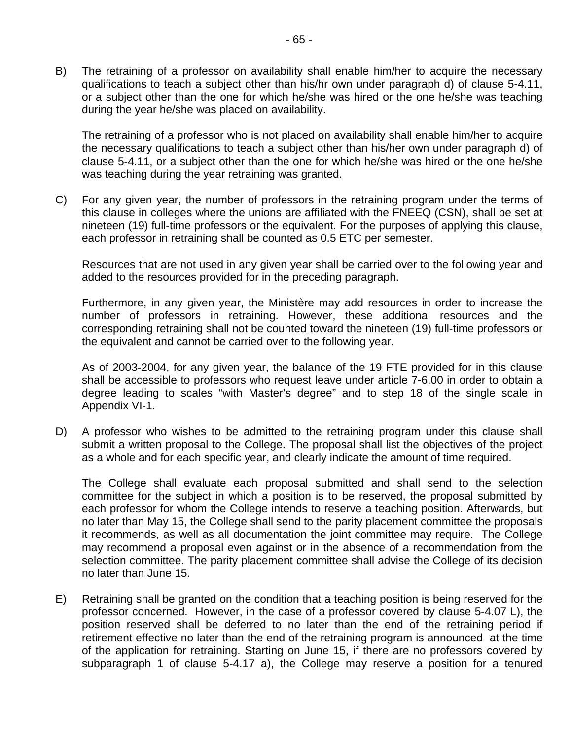B) The retraining of a professor on availability shall enable him/her to acquire the necessary qualifications to teach a subject other than his/hr own under paragraph d) of clause 5-4.11, or a subject other than the one for which he/she was hired or the one he/she was teaching during the year he/she was placed on availability.

   The retraining of a professor who is not placed on availability shall enable him/her to acquire the necessary qualifications to teach a subject other than his/her own under paragraph d) of clause 5-4.11, or a subject other than the one for which he/she was hired or the one he/she was teaching during the year retraining was granted.

C) For any given year, the number of professors in the retraining program under the terms of this clause in colleges where the unions are affiliated with the FNEEQ (CSN), shall be set at nineteen (19) full-time professors or the equivalent. For the purposes of applying this clause, each professor in retraining shall be counted as 0.5 ETC per semester.

   Resources that are not used in any given year shall be carried over to the following year and added to the resources provided for in the preceding paragraph.

   Furthermore, in any given year, the Ministère may add resources in order to increase the number of professors in retraining. However, these additional resources and the corresponding retraining shall not be counted toward the nineteen (19) full-time professors or the equivalent and cannot be carried over to the following year.

   As of 2003-2004, for any given year, the balance of the 19 FTE provided for in this clause shall be accessible to professors who request leave under article 7-6.00 in order to obtain a degree leading to scales "with Master's degree" and to step 18 of the single scale in Appendix VI-1.

D) A professor who wishes to be admitted to the retraining program under this clause shall submit a written proposal to the College. The proposal shall list the objectives of the project as a whole and for each specific year, and clearly indicate the amount of time required.

   The College shall evaluate each proposal submitted and shall send to the selection committee for the subject in which a position is to be reserved, the proposal submitted by each professor for whom the College intends to reserve a teaching position. Afterwards, but no later than May 15, the College shall send to the parity placement committee the proposals it recommends, as well as all documentation the joint committee may require. The College may recommend a proposal even against or in the absence of a recommendation from the selection committee. The parity placement committee shall advise the College of its decision no later than June 15.

E) Retraining shall be granted on the condition that a teaching position is being reserved for the professor concerned. However, in the case of a professor covered by clause 5-4.07 L), the position reserved shall be deferred to no later than the end of the retraining period if retirement effective no later than the end of the retraining program is announced at the time of the application for retraining. Starting on June 15, if there are no professors covered by subparagraph 1 of clause 5-4.17 a), the College may reserve a position for a tenured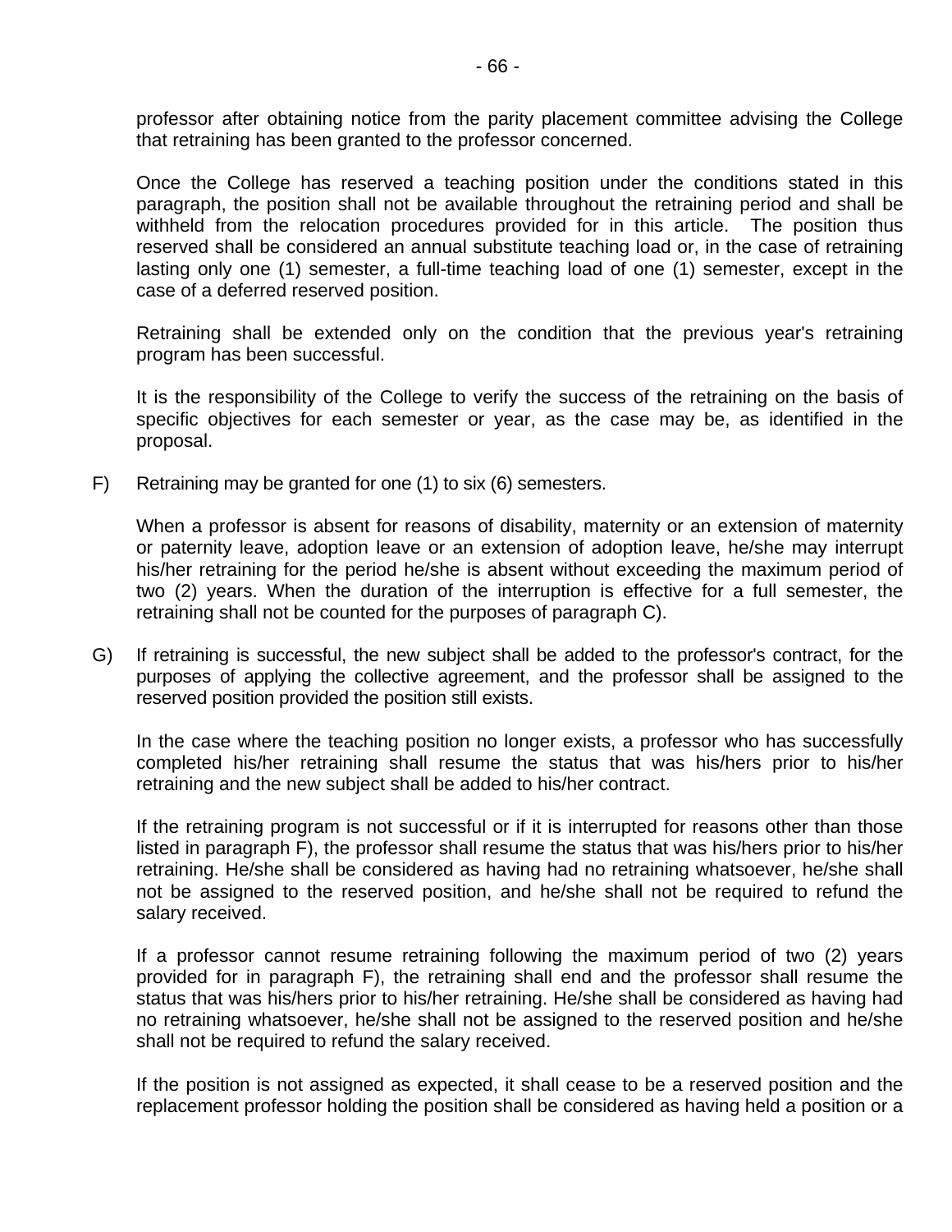professor after obtaining notice from the parity placement committee advising the College that retraining has been granted to the professor concerned.

Once the College has reserved a teaching position under the conditions stated in this paragraph, the position shall not be available throughout the retraining period and shall be withheld from the relocation procedures provided for in this article. The position thus reserved shall be considered an annual substitute teaching load or, in the case of retraining lasting only one (1) semester, a full-time teaching load of one (1) semester, except in the case of a deferred reserved position.

Retraining shall be extended only on the condition that the previous year's retraining program has been successful.

It is the responsibility of the College to verify the success of the retraining on the basis of specific objectives for each semester or year, as the case may be, as identified in the proposal.

F) Retraining may be granted for one (1) to six (6) semesters.

When a professor is absent for reasons of disability, maternity or an extension of maternity or paternity leave, adoption leave or an extension of adoption leave, he/she may interrupt his/her retraining for the period he/she is absent without exceeding the maximum period of two (2) years. When the duration of the interruption is effective for a full semester, the retraining shall not be counted for the purposes of paragraph C).

G) If retraining is successful, the new subject shall be added to the professor's contract, for the purposes of applying the collective agreement, and the professor shall be assigned to the reserved position provided the position still exists.

In the case where the teaching position no longer exists, a professor who has successfully completed his/her retraining shall resume the status that was his/hers prior to his/her retraining and the new subject shall be added to his/her contract.

If the retraining program is not successful or if it is interrupted for reasons other than those listed in paragraph F), the professor shall resume the status that was his/hers prior to his/her retraining. He/she shall be considered as having had no retraining whatsoever, he/she shall not be assigned to the reserved position, and he/she shall not be required to refund the salary received.

If a professor cannot resume retraining following the maximum period of two (2) years provided for in paragraph F), the retraining shall end and the professor shall resume the status that was his/hers prior to his/her retraining. He/she shall be considered as having had no retraining whatsoever, he/she shall not be assigned to the reserved position and he/she shall not be required to refund the salary received.

If the position is not assigned as expected, it shall cease to be a reserved position and the replacement professor holding the position shall be considered as having held a position or a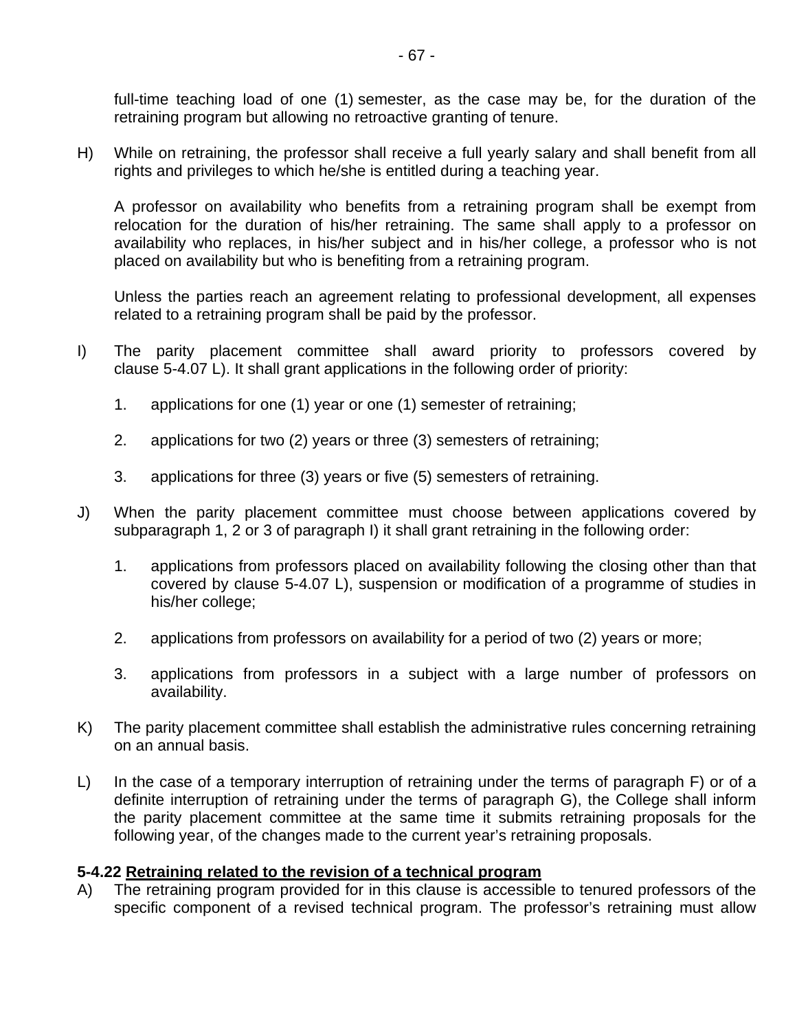full-time teaching load of one (1) semester, as the case may be, for the duration of the retraining program but allowing no retroactive granting of tenure.

H) While on retraining, the professor shall receive a full yearly salary and shall benefit from all rights and privileges to which he/she is entitled during a teaching year.

A professor on availability who benefits from a retraining program shall be exempt from relocation for the duration of his/her retraining. The same shall apply to a professor on availability who replaces, in his/her subject and in his/her college, a professor who is not placed on availability but who is benefiting from a retraining program.

Unless the parties reach an agreement relating to professional development, all expenses related to a retraining program shall be paid by the professor.

I) The parity placement committee shall award priority to professors covered by clause 5-4.07 L). It shall grant applications in the following order of priority:

1. applications for one (1) year or one (1) semester of retraining;
2. applications for two (2) years or three (3) semesters of retraining;
3. applications for three (3) years or five (5) semesters of retraining.

J) When the parity placement committee must choose between applications covered by subparagraph 1, 2 or 3 of paragraph I) it shall grant retraining in the following order:

1. applications from professors placed on availability following the closing other than that covered by clause 5-4.07 L), suspension or modification of a programme of studies in his/her college;
2. applications from professors on availability for a period of two (2) years or more;
3. applications from professors in a subject with a large number of professors on availability.

K) The parity placement committee shall establish the administrative rules concerning retraining on an annual basis.

L) In the case of a temporary interruption of retraining under the terms of paragraph F) or of a definite interruption of retraining under the terms of paragraph G), the College shall inform the parity placement committee at the same time it submits retraining proposals for the following year, of the changes made to the current year's retraining proposals.

**5-4.22 <u>Retraining related to the revision of a technical program</u>**

A) The retraining program provided for in this clause is accessible to tenured professors of the specific component of a revised technical program. The professor's retraining must allow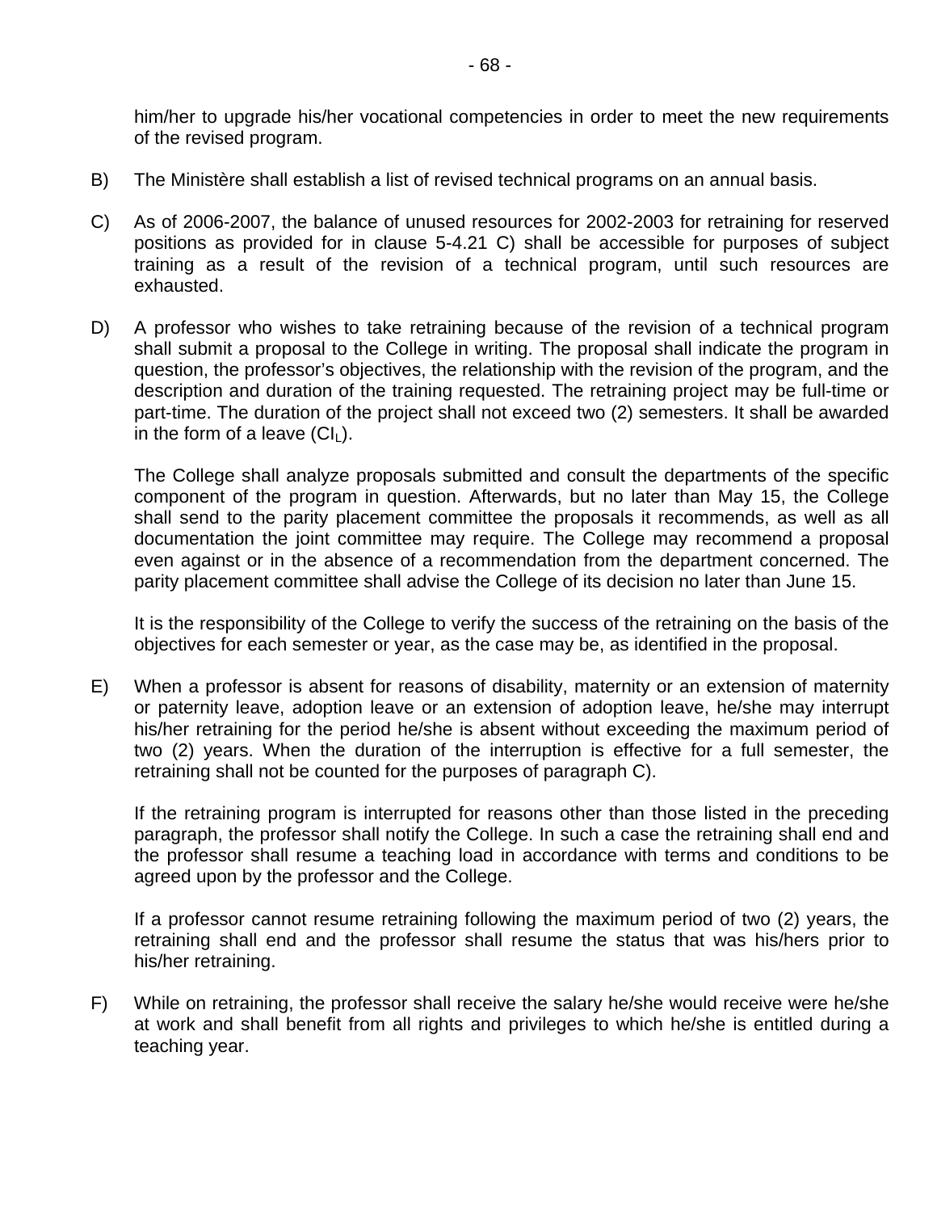him/her to upgrade his/her vocational competencies in order to meet the new requirements of the revised program.

B) The Ministère shall establish a list of revised technical programs on an annual basis.

C) As of 2006-2007, the balance of unused resources for 2002-2003 for retraining for reserved positions as provided for in clause 5-4.21 C) shall be accessible for purposes of subject training as a result of the revision of a technical program, until such resources are exhausted.

D) A professor who wishes to take retraining because of the revision of a technical program shall submit a proposal to the College in writing. The proposal shall indicate the program in question, the professor's objectives, the relationship with the revision of the program, and the description and duration of the training requested. The retraining project may be full-time or part-time. The duration of the project shall not exceed two (2) semesters. It shall be awarded in the form of a leave ($CI_L$).

The College shall analyze proposals submitted and consult the departments of the specific component of the program in question. Afterwards, but no later than May 15, the College shall send to the parity placement committee the proposals it recommends, as well as all documentation the joint committee may require. The College may recommend a proposal even against or in the absence of a recommendation from the department concerned. The parity placement committee shall advise the College of its decision no later than June 15.

It is the responsibility of the College to verify the success of the retraining on the basis of the objectives for each semester or year, as the case may be, as identified in the proposal.

E) When a professor is absent for reasons of disability, maternity or an extension of maternity or paternity leave, adoption leave or an extension of adoption leave, he/she may interrupt his/her retraining for the period he/she is absent without exceeding the maximum period of two (2) years. When the duration of the interruption is effective for a full semester, the retraining shall not be counted for the purposes of paragraph C).

If the retraining program is interrupted for reasons other than those listed in the preceding paragraph, the professor shall notify the College. In such a case the retraining shall end and the professor shall resume a teaching load in accordance with terms and conditions to be agreed upon by the professor and the College.

If a professor cannot resume retraining following the maximum period of two (2) years, the retraining shall end and the professor shall resume the status that was his/hers prior to his/her retraining.

F) While on retraining, the professor shall receive the salary he/she would receive were he/she at work and shall benefit from all rights and privileges to which he/she is entitled during a teaching year.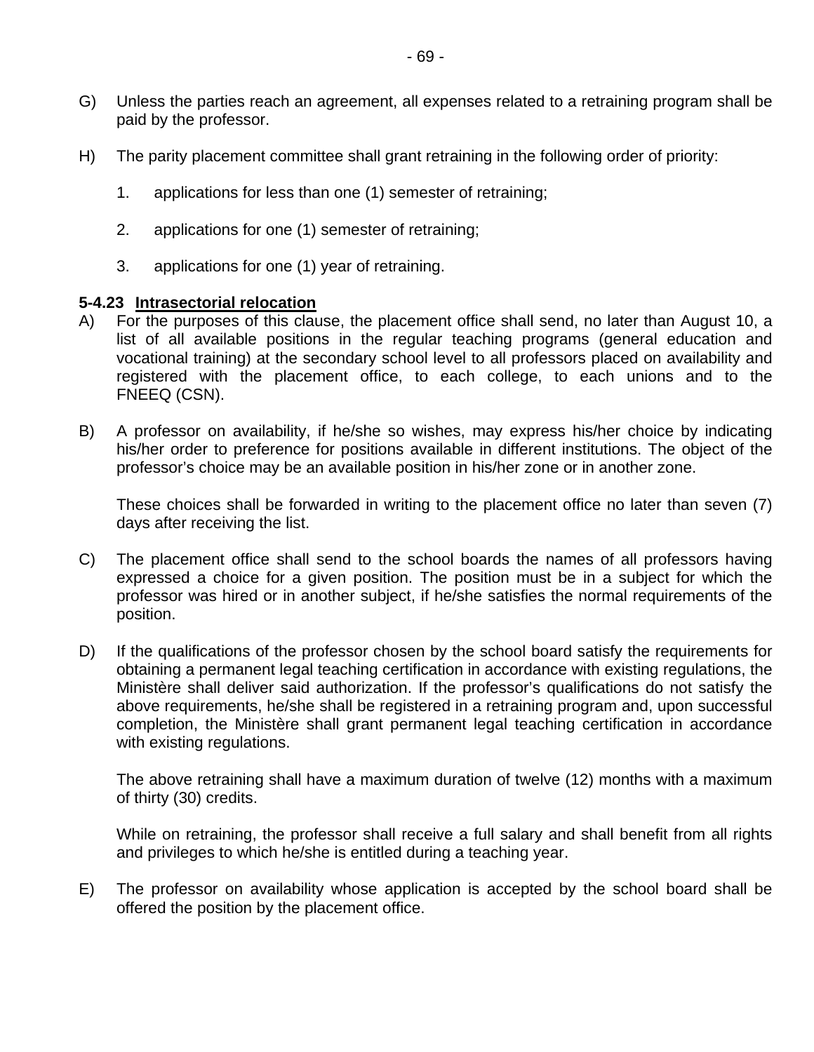G) Unless the parties reach an agreement, all expenses related to a retraining program shall be paid by the professor.

H) The parity placement committee shall grant retraining in the following order of priority:

   1. applications for less than one (1) semester of retraining;

   2. applications for one (1) semester of retraining;

   3. applications for one (1) year of retraining.

**5-4.23 Intrasectorial relocation**

A) For the purposes of this clause, the placement office shall send, no later than August 10, a list of all available positions in the regular teaching programs (general education and vocational training) at the secondary school level to all professors placed on availability and registered with the placement office, to each college, to each unions and to the FNEEQ (CSN).

B) A professor on availability, if he/she so wishes, may express his/her choice by indicating his/her order to preference for positions available in different institutions. The object of the professor's choice may be an available position in his/her zone or in another zone.

   These choices shall be forwarded in writing to the placement office no later than seven (7) days after receiving the list.

C) The placement office shall send to the school boards the names of all professors having expressed a choice for a given position. The position must be in a subject for which the professor was hired or in another subject, if he/she satisfies the normal requirements of the position.

D) If the qualifications of the professor chosen by the school board satisfy the requirements for obtaining a permanent legal teaching certification in accordance with existing regulations, the Ministère shall deliver said authorization. If the professor's qualifications do not satisfy the above requirements, he/she shall be registered in a retraining program and, upon successful completion, the Ministère shall grant permanent legal teaching certification in accordance with existing regulations.

   The above retraining shall have a maximum duration of twelve (12) months with a maximum of thirty (30) credits.

   While on retraining, the professor shall receive a full salary and shall benefit from all rights and privileges to which he/she is entitled during a teaching year.

E) The professor on availability whose application is accepted by the school board shall be offered the position by the placement office.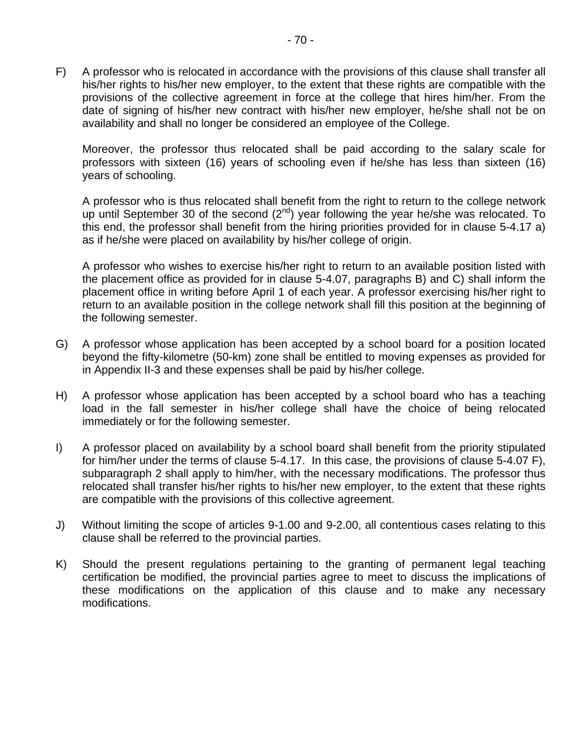F) A professor who is relocated in accordance with the provisions of this clause shall transfer all his/her rights to his/her new employer, to the extent that these rights are compatible with the provisions of the collective agreement in force at the college that hires him/her. From the date of signing of his/her new contract with his/her new employer, he/she shall not be on availability and shall no longer be considered an employee of the College.

   Moreover, the professor thus relocated shall be paid according to the salary scale for professors with sixteen (16) years of schooling even if he/she has less than sixteen (16) years of schooling.

   A professor who is thus relocated shall benefit from the right to return to the college network up until September 30 of the second (2nd) year following the year he/she was relocated. To this end, the professor shall benefit from the hiring priorities provided for in clause 5-4.17 a) as if he/she were placed on availability by his/her college of origin.

   A professor who wishes to exercise his/her right to return to an available position listed with the placement office as provided for in clause 5-4.07, paragraphs B) and C) shall inform the placement office in writing before April 1 of each year. A professor exercising his/her right to return to an available position in the college network shall fill this position at the beginning of the following semester.

G) A professor whose application has been accepted by a school board for a position located beyond the fifty-kilometre (50-km) zone shall be entitled to moving expenses as provided for in Appendix II-3 and these expenses shall be paid by his/her college.

H) A professor whose application has been accepted by a school board who has a teaching load in the fall semester in his/her college shall have the choice of being relocated immediately or for the following semester.

I) A professor placed on availability by a school board shall benefit from the priority stipulated for him/her under the terms of clause 5-4.17. In this case, the provisions of clause 5-4.07 F), subparagraph 2 shall apply to him/her, with the necessary modifications. The professor thus relocated shall transfer his/her rights to his/her new employer, to the extent that these rights are compatible with the provisions of this collective agreement.

J) Without limiting the scope of articles 9-1.00 and 9-2.00, all contentious cases relating to this clause shall be referred to the provincial parties.

K) Should the present regulations pertaining to the granting of permanent legal teaching certification be modified, the provincial parties agree to meet to discuss the implications of these modifications on the application of this clause and to make any necessary modifications.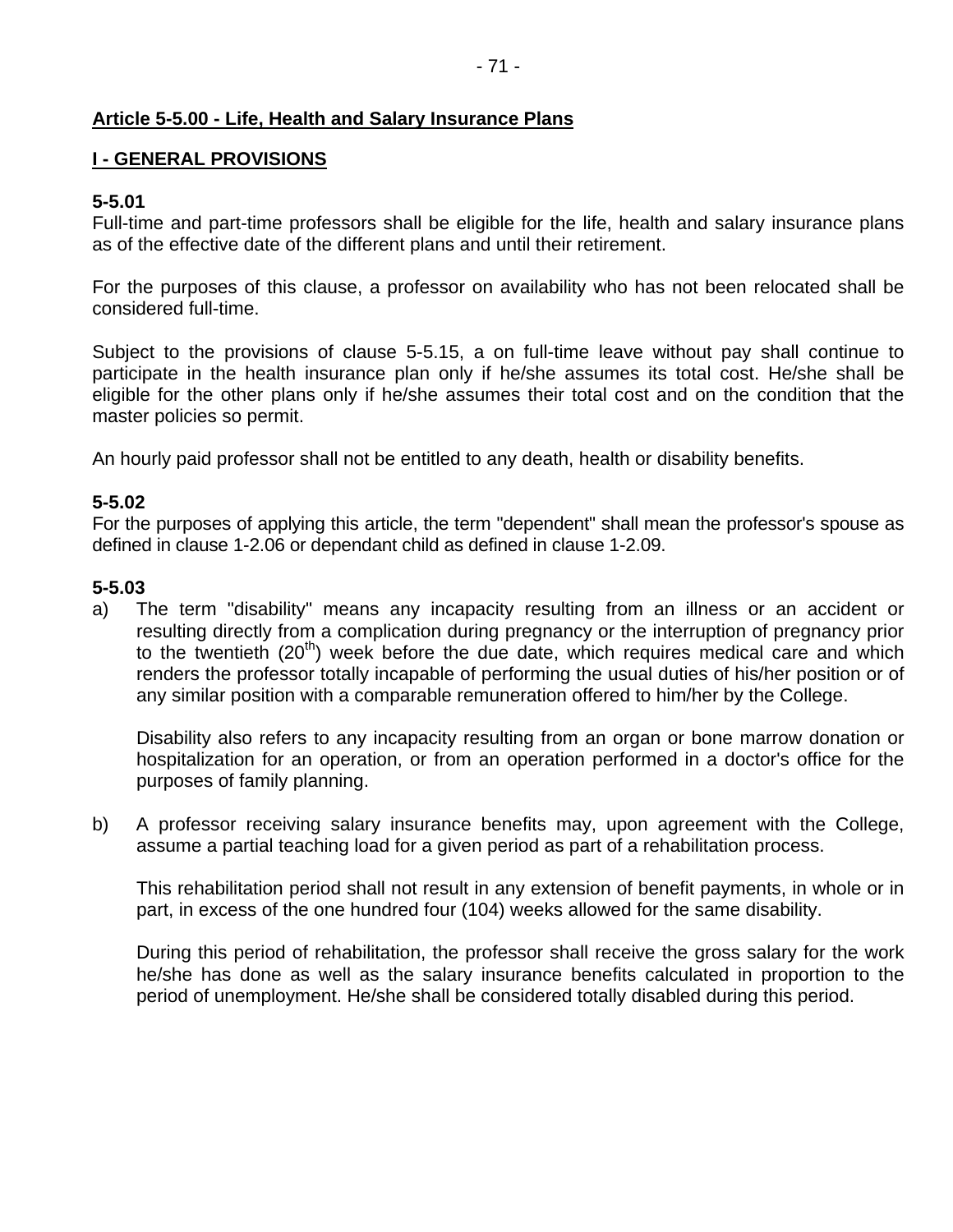## Article 5-5.00 - Life, Health and Salary Insurance Plans

### I - GENERAL PROVISIONS

**5-5.01**
Full-time and part-time professors shall be eligible for the life, health and salary insurance plans as of the effective date of the different plans and until their retirement.

For the purposes of this clause, a professor on availability who has not been relocated shall be considered full-time.

Subject to the provisions of clause 5-5.15, a on full-time leave without pay shall continue to participate in the health insurance plan only if he/she assumes its total cost. He/she shall be eligible for the other plans only if he/she assumes their total cost and on the condition that the master policies so permit.

An hourly paid professor shall not be entitled to any death, health or disability benefits.

**5-5.02**
For the purposes of applying this article, the term "dependent" shall mean the professor's spouse as defined in clause 1-2.06 or dependant child as defined in clause 1-2.09.

**5-5.03**

a) The term "disability" means any incapacity resulting from an illness or an accident or resulting directly from a complication during pregnancy or the interruption of pregnancy prior to the twentieth (20th) week before the due date, which requires medical care and which renders the professor totally incapable of performing the usual duties of his/her position or of any similar position with a comparable remuneration offered to him/her by the College.

   Disability also refers to any incapacity resulting from an organ or bone marrow donation or hospitalization for an operation, or from an operation performed in a doctor's office for the purposes of family planning.

b) A professor receiving salary insurance benefits may, upon agreement with the College, assume a partial teaching load for a given period as part of a rehabilitation process.

   This rehabilitation period shall not result in any extension of benefit payments, in whole or in part, in excess of the one hundred four (104) weeks allowed for the same disability.

   During this period of rehabilitation, the professor shall receive the gross salary for the work he/she has done as well as the salary insurance benefits calculated in proportion to the period of unemployment. He/she shall be considered totally disabled during this period.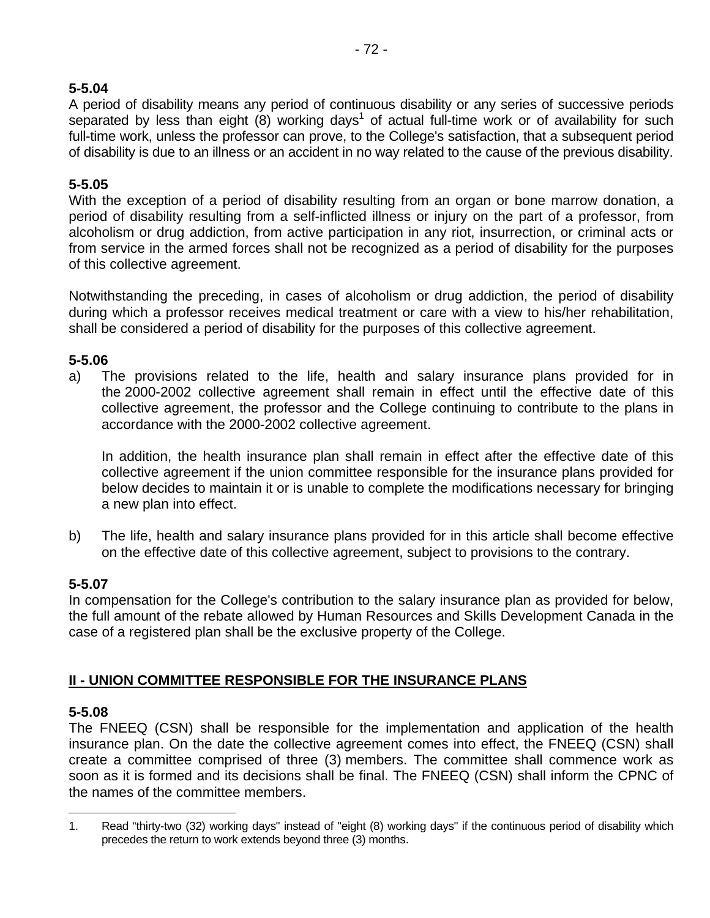**5-5.04**
A period of disability means any period of continuous disability or any series of successive periods separated by less than eight (8) working days[1] of actual full-time work or of availability for such full-time work, unless the professor can prove, to the College's satisfaction, that a subsequent period of disability is due to an illness or an accident in no way related to the cause of the previous disability.

**5-5.05**
With the exception of a period of disability resulting from an organ or bone marrow donation, a period of disability resulting from a self-inflicted illness or injury on the part of a professor, from alcoholism or drug addiction, from active participation in any riot, insurrection, or criminal acts or from service in the armed forces shall not be recognized as a period of disability for the purposes of this collective agreement.

Notwithstanding the preceding, in cases of alcoholism or drug addiction, the period of disability during which a professor receives medical treatment or care with a view to his/her rehabilitation, shall be considered a period of disability for the purposes of this collective agreement.

**5-5.06**

a) The provisions related to the life, health and salary insurance plans provided for in the 2000-2002 collective agreement shall remain in effect until the effective date of this collective agreement, the professor and the College continuing to contribute to the plans in accordance with the 2000-2002 collective agreement.

   In addition, the health insurance plan shall remain in effect after the effective date of this collective agreement if the union committee responsible for the insurance plans provided for below decides to maintain it or is unable to complete the modifications necessary for bringing a new plan into effect.

b) The life, health and salary insurance plans provided for in this article shall become effective on the effective date of this collective agreement, subject to provisions to the contrary.

**5-5.07**
In compensation for the College's contribution to the salary insurance plan as provided for below, the full amount of the rebate allowed by Human Resources and Skills Development Canada in the case of a registered plan shall be the exclusive property of the College.

## II - UNION COMMITTEE RESPONSIBLE FOR THE INSURANCE PLANS

**5-5.08**
The FNEEQ (CSN) shall be responsible for the implementation and application of the health insurance plan. On the date the collective agreement comes into effect, the FNEEQ (CSN) shall create a committee comprised of three (3) members. The committee shall commence work as soon as it is formed and its decisions shall be final. The FNEEQ (CSN) shall inform the CPNC of the names of the committee members.

---

1. Read "thirty-two (32) working days" instead of "eight (8) working days" if the continuous period of disability which precedes the return to work extends beyond three (3) months.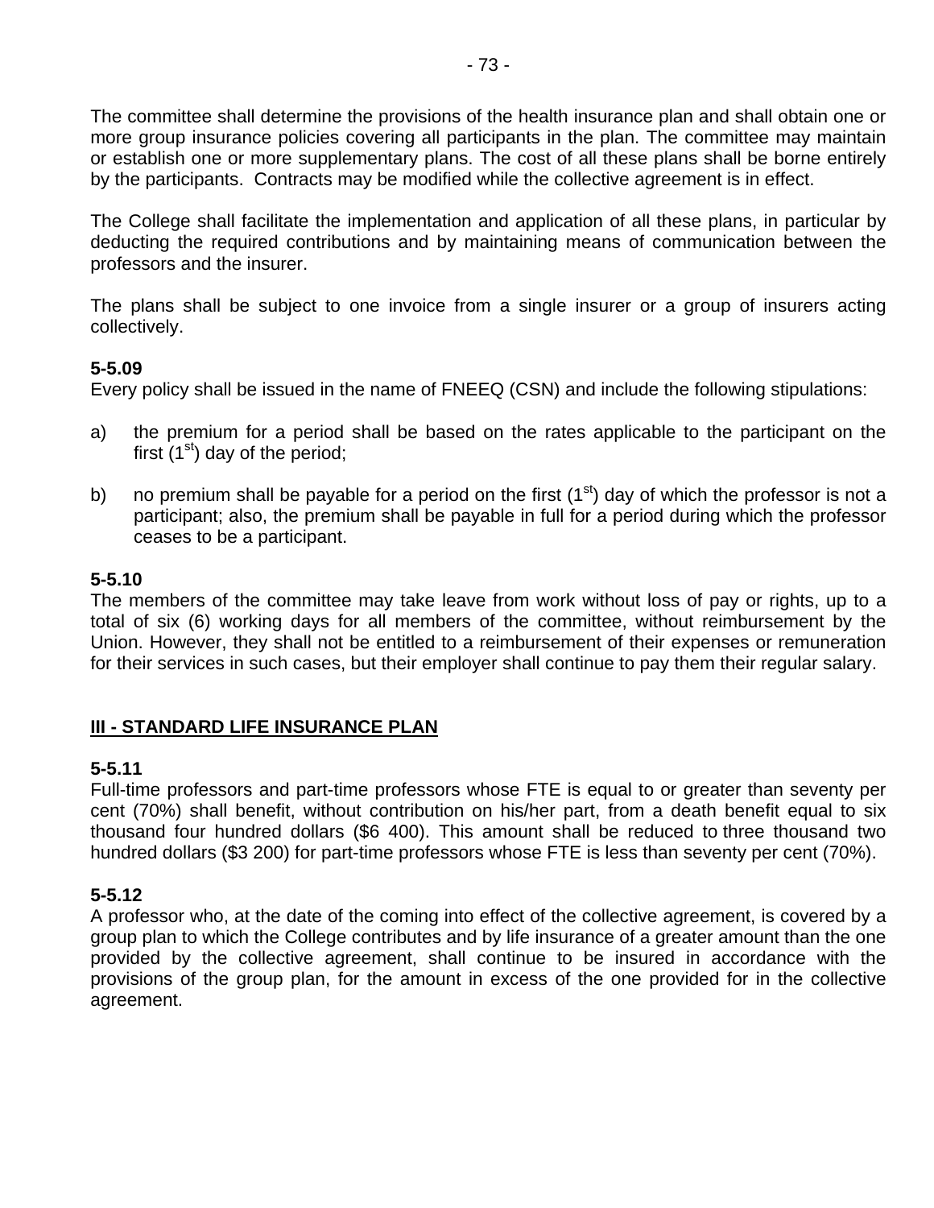The committee shall determine the provisions of the health insurance plan and shall obtain one or more group insurance policies covering all participants in the plan. The committee may maintain or establish one or more supplementary plans. The cost of all these plans shall be borne entirely by the participants. Contracts may be modified while the collective agreement is in effect.

The College shall facilitate the implementation and application of all these plans, in particular by deducting the required contributions and by maintaining means of communication between the professors and the insurer.

The plans shall be subject to one invoice from a single insurer or a group of insurers acting collectively.

**5-5.09**
Every policy shall be issued in the name of FNEEQ (CSN) and include the following stipulations:

a) the premium for a period shall be based on the rates applicable to the participant on the first (1st) day of the period;

b) no premium shall be payable for a period on the first (1st) day of which the professor is not a participant; also, the premium shall be payable in full for a period during which the professor ceases to be a participant.

**5-5.10**
The members of the committee may take leave from work without loss of pay or rights, up to a total of six (6) working days for all members of the committee, without reimbursement by the Union. However, they shall not be entitled to a reimbursement of their expenses or remuneration for their services in such cases, but their employer shall continue to pay them their regular salary.

## III - STANDARD LIFE INSURANCE PLAN

**5-5.11**
Full-time professors and part-time professors whose FTE is equal to or greater than seventy per cent (70%) shall benefit, without contribution on his/her part, from a death benefit equal to six thousand four hundred dollars ($6 400). This amount shall be reduced to three thousand two hundred dollars ($3 200) for part-time professors whose FTE is less than seventy per cent (70%).

**5-5.12**
A professor who, at the date of the coming into effect of the collective agreement, is covered by a group plan to which the College contributes and by life insurance of a greater amount than the one provided by the collective agreement, shall continue to be insured in accordance with the provisions of the group plan, for the amount in excess of the one provided for in the collective agreement.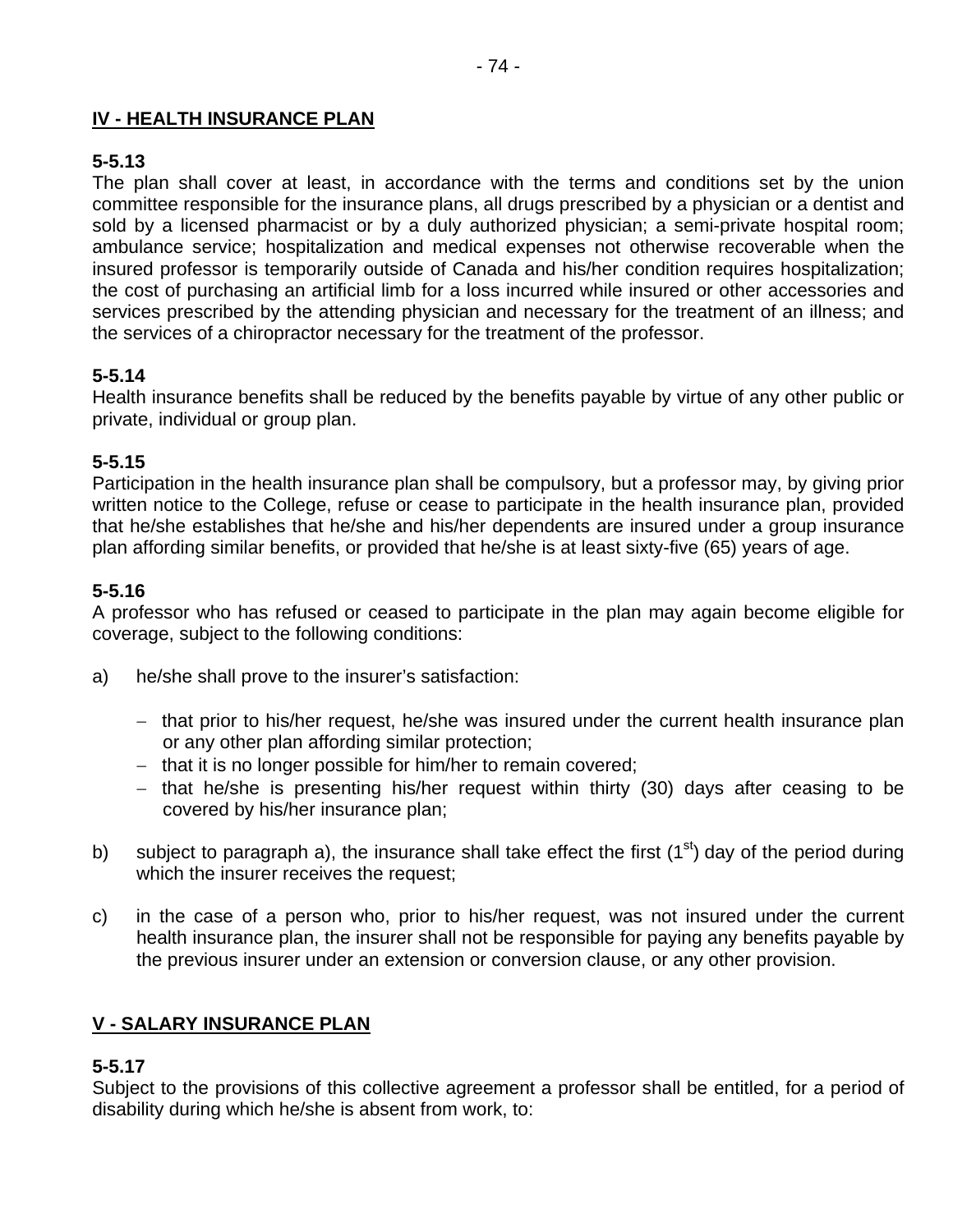## IV - HEALTH INSURANCE PLAN

**5-5.13**

The plan shall cover at least, in accordance with the terms and conditions set by the union committee responsible for the insurance plans, all drugs prescribed by a physician or a dentist and sold by a licensed pharmacist or by a duly authorized physician; a semi-private hospital room; ambulance service; hospitalization and medical expenses not otherwise recoverable when the insured professor is temporarily outside of Canada and his/her condition requires hospitalization; the cost of purchasing an artificial limb for a loss incurred while insured or other accessories and services prescribed by the attending physician and necessary for the treatment of an illness; and the services of a chiropractor necessary for the treatment of the professor.

**5-5.14**

Health insurance benefits shall be reduced by the benefits payable by virtue of any other public or private, individual or group plan.

**5-5.15**

Participation in the health insurance plan shall be compulsory, but a professor may, by giving prior written notice to the College, refuse or cease to participate in the health insurance plan, provided that he/she establishes that he/she and his/her dependents are insured under a group insurance plan affording similar benefits, or provided that he/she is at least sixty-five (65) years of age.

**5-5.16**

A professor who has refused or ceased to participate in the plan may again become eligible for coverage, subject to the following conditions:

a) he/she shall prove to the insurer's satisfaction:

   - that prior to his/her request, he/she was insured under the current health insurance plan or any other plan affording similar protection;
   - that it is no longer possible for him/her to remain covered;
   - that he/she is presenting his/her request within thirty (30) days after ceasing to be covered by his/her insurance plan;

b) subject to paragraph a), the insurance shall take effect the first (1st) day of the period during which the insurer receives the request;

c) in the case of a person who, prior to his/her request, was not insured under the current health insurance plan, the insurer shall not be responsible for paying any benefits payable by the previous insurer under an extension or conversion clause, or any other provision.

## V - SALARY INSURANCE PLAN

**5-5.17**

Subject to the provisions of this collective agreement a professor shall be entitled, for a period of disability during which he/she is absent from work, to: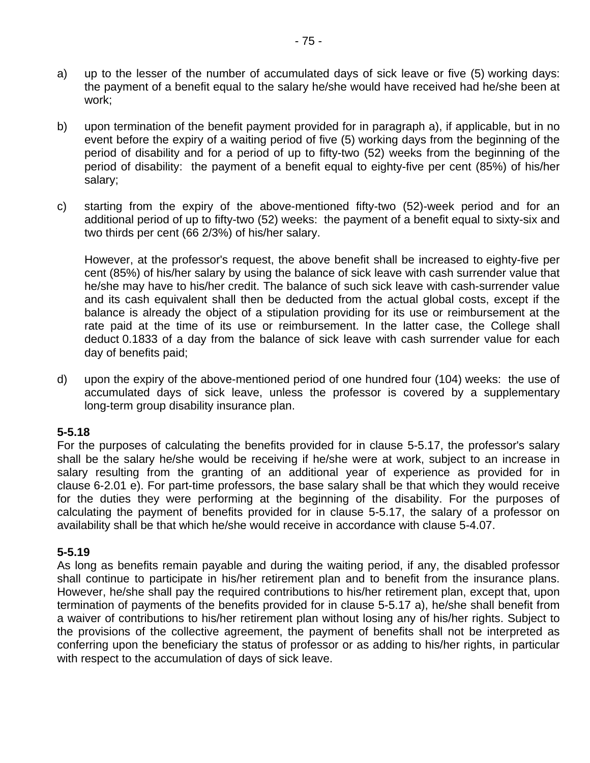a) up to the lesser of the number of accumulated days of sick leave or five (5) working days: the payment of a benefit equal to the salary he/she would have received had he/she been at work;

b) upon termination of the benefit payment provided for in paragraph a), if applicable, but in no event before the expiry of a waiting period of five (5) working days from the beginning of the period of disability and for a period of up to fifty-two (52) weeks from the beginning of the period of disability: the payment of a benefit equal to eighty-five per cent (85%) of his/her salary;

c) starting from the expiry of the above-mentioned fifty-two (52)-week period and for an additional period of up to fifty-two (52) weeks: the payment of a benefit equal to sixty-six and two thirds per cent (66 2/3%) of his/her salary.

   However, at the professor's request, the above benefit shall be increased to eighty-five per cent (85%) of his/her salary by using the balance of sick leave with cash surrender value that he/she may have to his/her credit. The balance of such sick leave with cash-surrender value and its cash equivalent shall then be deducted from the actual global costs, except if the balance is already the object of a stipulation providing for its use or reimbursement at the rate paid at the time of its use or reimbursement. In the latter case, the College shall deduct 0.1833 of a day from the balance of sick leave with cash surrender value for each day of benefits paid;

d) upon the expiry of the above-mentioned period of one hundred four (104) weeks: the use of accumulated days of sick leave, unless the professor is covered by a supplementary long-term group disability insurance plan.

**5-5.18**
For the purposes of calculating the benefits provided for in clause 5-5.17, the professor's salary shall be the salary he/she would be receiving if he/she were at work, subject to an increase in salary resulting from the granting of an additional year of experience as provided for in clause 6-2.01 e). For part-time professors, the base salary shall be that which they would receive for the duties they were performing at the beginning of the disability. For the purposes of calculating the payment of benefits provided for in clause 5-5.17, the salary of a professor on availability shall be that which he/she would receive in accordance with clause 5-4.07.

**5-5.19**
As long as benefits remain payable and during the waiting period, if any, the disabled professor shall continue to participate in his/her retirement plan and to benefit from the insurance plans. However, he/she shall pay the required contributions to his/her retirement plan, except that, upon termination of payments of the benefits provided for in clause 5-5.17 a), he/she shall benefit from a waiver of contributions to his/her retirement plan without losing any of his/her rights. Subject to the provisions of the collective agreement, the payment of benefits shall not be interpreted as conferring upon the beneficiary the status of professor or as adding to his/her rights, in particular with respect to the accumulation of days of sick leave.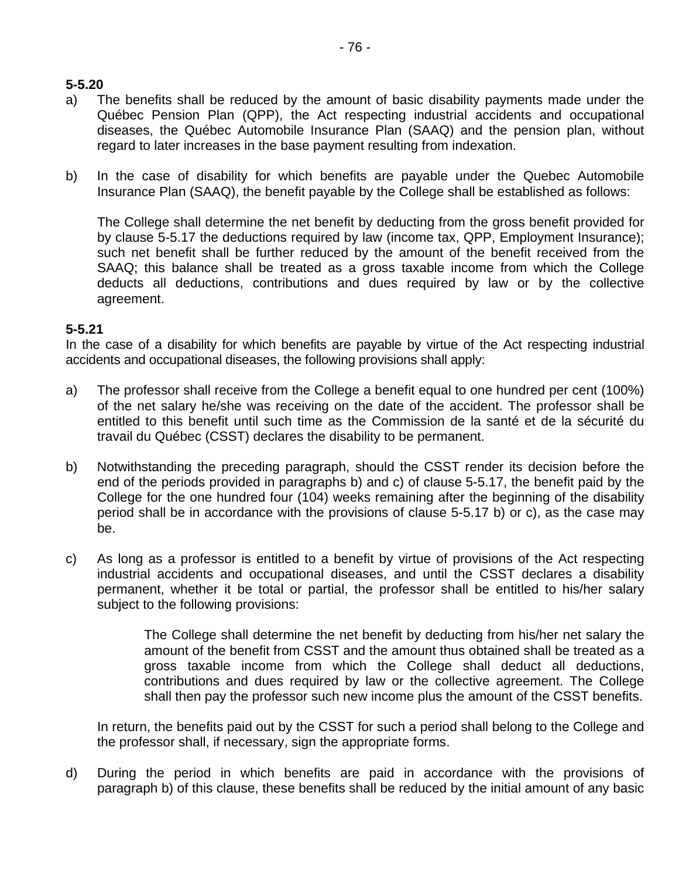**5-5.20**

a) The benefits shall be reduced by the amount of basic disability payments made under the Québec Pension Plan (QPP), the Act respecting industrial accidents and occupational diseases, the Québec Automobile Insurance Plan (SAAQ) and the pension plan, without regard to later increases in the base payment resulting from indexation.

b) In the case of disability for which benefits are payable under the Quebec Automobile Insurance Plan (SAAQ), the benefit payable by the College shall be established as follows:

   The College shall determine the net benefit by deducting from the gross benefit provided for by clause 5-5.17 the deductions required by law (income tax, QPP, Employment Insurance); such net benefit shall be further reduced by the amount of the benefit received from the SAAQ; this balance shall be treated as a gross taxable income from which the College deducts all deductions, contributions and dues required by law or by the collective agreement.

**5-5.21**

In the case of a disability for which benefits are payable by virtue of the Act respecting industrial accidents and occupational diseases, the following provisions shall apply:

a) The professor shall receive from the College a benefit equal to one hundred per cent (100%) of the net salary he/she was receiving on the date of the accident. The professor shall be entitled to this benefit until such time as the Commission de la santé et de la sécurité du travail du Québec (CSST) declares the disability to be permanent.

b) Notwithstanding the preceding paragraph, should the CSST render its decision before the end of the periods provided in paragraphs b) and c) of clause 5-5.17, the benefit paid by the College for the one hundred four (104) weeks remaining after the beginning of the disability period shall be in accordance with the provisions of clause 5-5.17 b) or c), as the case may be.

c) As long as a professor is entitled to a benefit by virtue of provisions of the Act respecting industrial accidents and occupational diseases, and until the CSST declares a disability permanent, whether it be total or partial, the professor shall be entitled to his/her salary subject to the following provisions:

   > The College shall determine the net benefit by deducting from his/her net salary the amount of the benefit from CSST and the amount thus obtained shall be treated as a gross taxable income from which the College shall deduct all deductions, contributions and dues required by law or the collective agreement. The College shall then pay the professor such new income plus the amount of the CSST benefits.

   In return, the benefits paid out by the CSST for such a period shall belong to the College and the professor shall, if necessary, sign the appropriate forms.

d) During the period in which benefits are paid in accordance with the provisions of paragraph b) of this clause, these benefits shall be reduced by the initial amount of any basic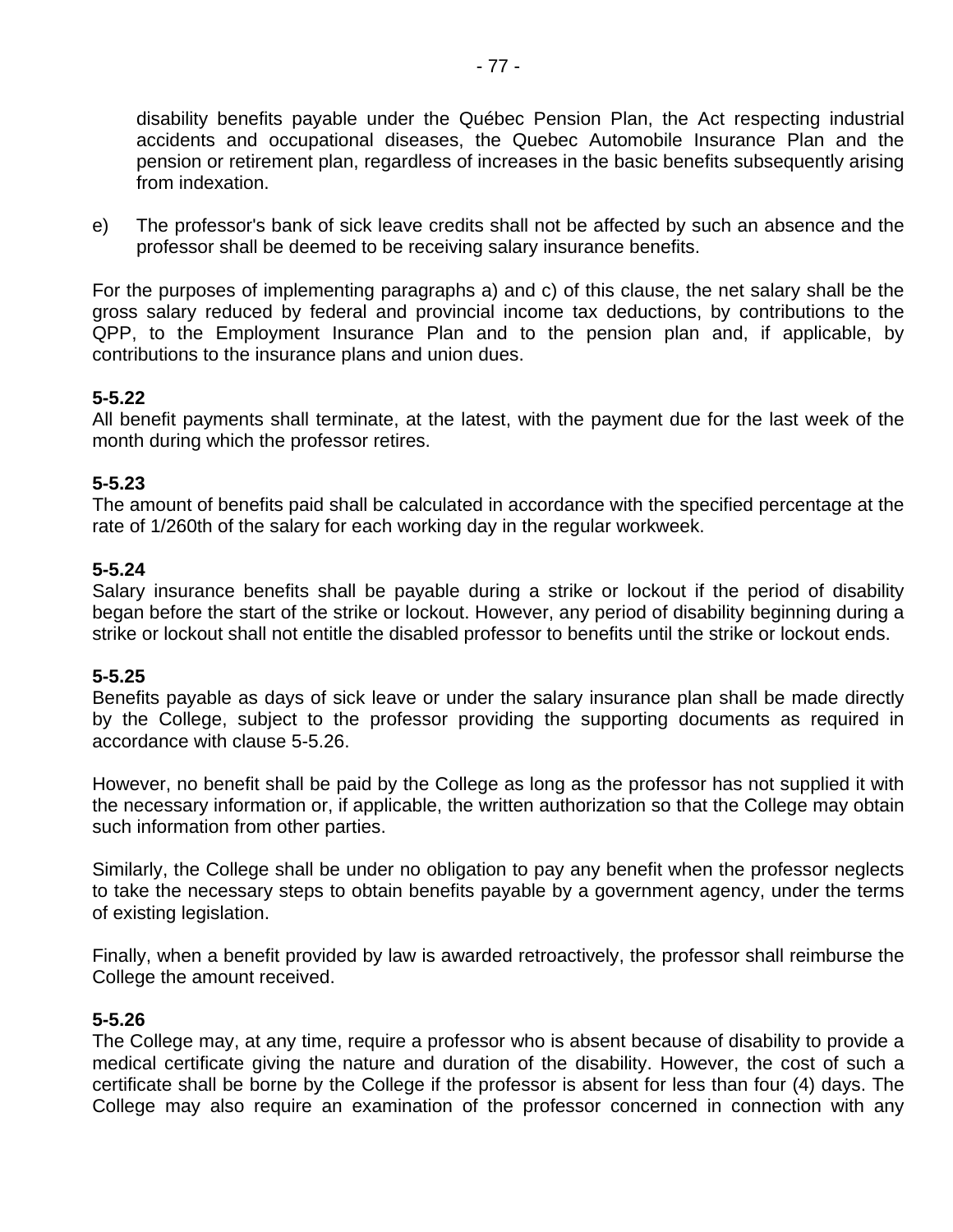disability benefits payable under the Québec Pension Plan, the Act respecting industrial accidents and occupational diseases, the Quebec Automobile Insurance Plan and the pension or retirement plan, regardless of increases in the basic benefits subsequently arising from indexation.

e) The professor's bank of sick leave credits shall not be affected by such an absence and the professor shall be deemed to be receiving salary insurance benefits.

For the purposes of implementing paragraphs a) and c) of this clause, the net salary shall be the gross salary reduced by federal and provincial income tax deductions, by contributions to the QPP, to the Employment Insurance Plan and to the pension plan and, if applicable, by contributions to the insurance plans and union dues.

**5-5.22**
All benefit payments shall terminate, at the latest, with the payment due for the last week of the month during which the professor retires.

**5-5.23**
The amount of benefits paid shall be calculated in accordance with the specified percentage at the rate of 1/260th of the salary for each working day in the regular workweek.

**5-5.24**
Salary insurance benefits shall be payable during a strike or lockout if the period of disability began before the start of the strike or lockout. However, any period of disability beginning during a strike or lockout shall not entitle the disabled professor to benefits until the strike or lockout ends.

**5-5.25**
Benefits payable as days of sick leave or under the salary insurance plan shall be made directly by the College, subject to the professor providing the supporting documents as required in accordance with clause 5-5.26.

However, no benefit shall be paid by the College as long as the professor has not supplied it with the necessary information or, if applicable, the written authorization so that the College may obtain such information from other parties.

Similarly, the College shall be under no obligation to pay any benefit when the professor neglects to take the necessary steps to obtain benefits payable by a government agency, under the terms of existing legislation.

Finally, when a benefit provided by law is awarded retroactively, the professor shall reimburse the College the amount received.

**5-5.26**
The College may, at any time, require a professor who is absent because of disability to provide a medical certificate giving the nature and duration of the disability. However, the cost of such a certificate shall be borne by the College if the professor is absent for less than four (4) days. The College may also require an examination of the professor concerned in connection with any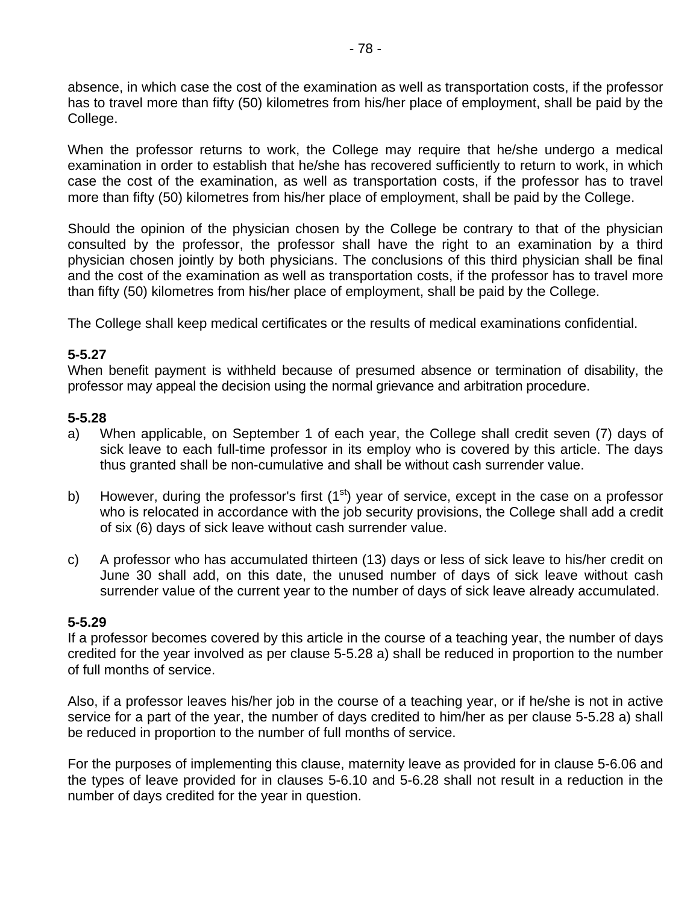absence, in which case the cost of the examination as well as transportation costs, if the professor has to travel more than fifty (50) kilometres from his/her place of employment, shall be paid by the College.

When the professor returns to work, the College may require that he/she undergo a medical examination in order to establish that he/she has recovered sufficiently to return to work, in which case the cost of the examination, as well as transportation costs, if the professor has to travel more than fifty (50) kilometres from his/her place of employment, shall be paid by the College.

Should the opinion of the physician chosen by the College be contrary to that of the physician consulted by the professor, the professor shall have the right to an examination by a third physician chosen jointly by both physicians. The conclusions of this third physician shall be final and the cost of the examination as well as transportation costs, if the professor has to travel more than fifty (50) kilometres from his/her place of employment, shall be paid by the College.

The College shall keep medical certificates or the results of medical examinations confidential.

**5-5.27**
When benefit payment is withheld because of presumed absence or termination of disability, the professor may appeal the decision using the normal grievance and arbitration procedure.

**5-5.28**

a) When applicable, on September 1 of each year, the College shall credit seven (7) days of sick leave to each full-time professor in its employ who is covered by this article. The days thus granted shall be non-cumulative and shall be without cash surrender value.

b) However, during the professor's first (1st) year of service, except in the case on a professor who is relocated in accordance with the job security provisions, the College shall add a credit of six (6) days of sick leave without cash surrender value.

c) A professor who has accumulated thirteen (13) days or less of sick leave to his/her credit on June 30 shall add, on this date, the unused number of days of sick leave without cash surrender value of the current year to the number of days of sick leave already accumulated.

**5-5.29**
If a professor becomes covered by this article in the course of a teaching year, the number of days credited for the year involved as per clause 5-5.28 a) shall be reduced in proportion to the number of full months of service.

Also, if a professor leaves his/her job in the course of a teaching year, or if he/she is not in active service for a part of the year, the number of days credited to him/her as per clause 5-5.28 a) shall be reduced in proportion to the number of full months of service.

For the purposes of implementing this clause, maternity leave as provided for in clause 5-6.06 and the types of leave provided for in clauses 5-6.10 and 5-6.28 shall not result in a reduction in the number of days credited for the year in question.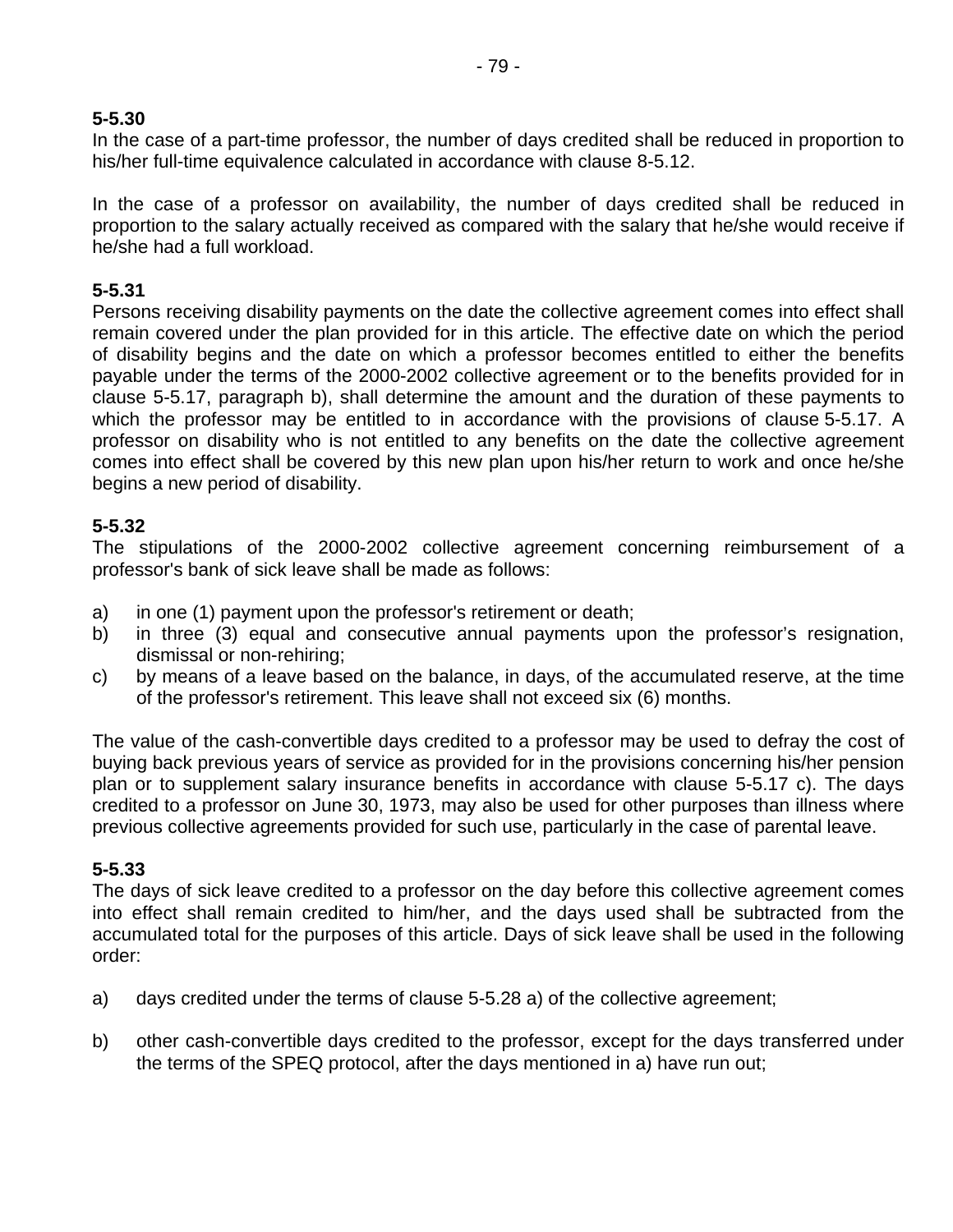**5-5.30**
In the case of a part-time professor, the number of days credited shall be reduced in proportion to his/her full-time equivalence calculated in accordance with clause 8-5.12.

In the case of a professor on availability, the number of days credited shall be reduced in proportion to the salary actually received as compared with the salary that he/she would receive if he/she had a full workload.

**5-5.31**
Persons receiving disability payments on the date the collective agreement comes into effect shall remain covered under the plan provided for in this article. The effective date on which the period of disability begins and the date on which a professor becomes entitled to either the benefits payable under the terms of the 2000-2002 collective agreement or to the benefits provided for in clause 5-5.17, paragraph b), shall determine the amount and the duration of these payments to which the professor may be entitled to in accordance with the provisions of clause 5-5.17. A professor on disability who is not entitled to any benefits on the date the collective agreement comes into effect shall be covered by this new plan upon his/her return to work and once he/she begins a new period of disability.

**5-5.32**
The stipulations of the 2000-2002 collective agreement concerning reimbursement of a professor's bank of sick leave shall be made as follows:

a) in one (1) payment upon the professor's retirement or death;
b) in three (3) equal and consecutive annual payments upon the professor's resignation, dismissal or non-rehiring;
c) by means of a leave based on the balance, in days, of the accumulated reserve, at the time of the professor's retirement. This leave shall not exceed six (6) months.

The value of the cash-convertible days credited to a professor may be used to defray the cost of buying back previous years of service as provided for in the provisions concerning his/her pension plan or to supplement salary insurance benefits in accordance with clause 5-5.17 c). The days credited to a professor on June 30, 1973, may also be used for other purposes than illness where previous collective agreements provided for such use, particularly in the case of parental leave.

**5-5.33**
The days of sick leave credited to a professor on the day before this collective agreement comes into effect shall remain credited to him/her, and the days used shall be subtracted from the accumulated total for the purposes of this article. Days of sick leave shall be used in the following order:

a) days credited under the terms of clause 5-5.28 a) of the collective agreement;

b) other cash-convertible days credited to the professor, except for the days transferred under the terms of the SPEQ protocol, after the days mentioned in a) have run out;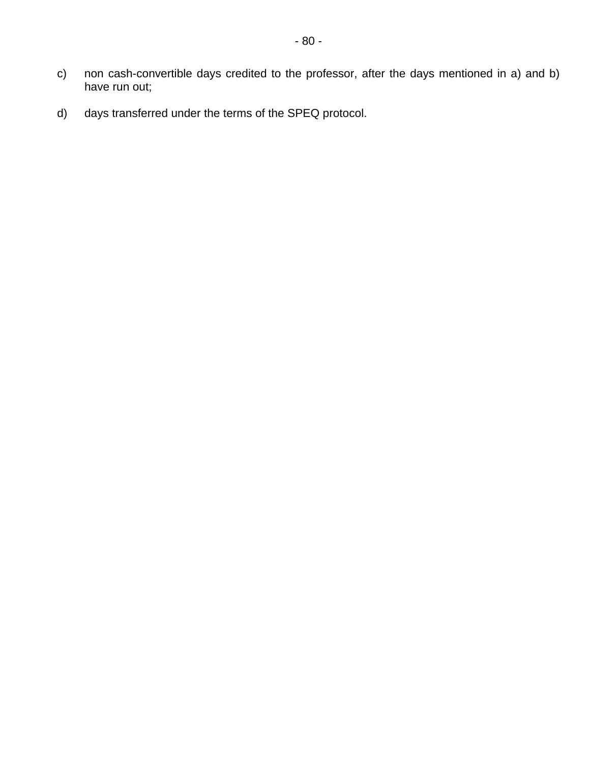c) non cash-convertible days credited to the professor, after the days mentioned in a) and b) have run out;

d) days transferred under the terms of the SPEQ protocol.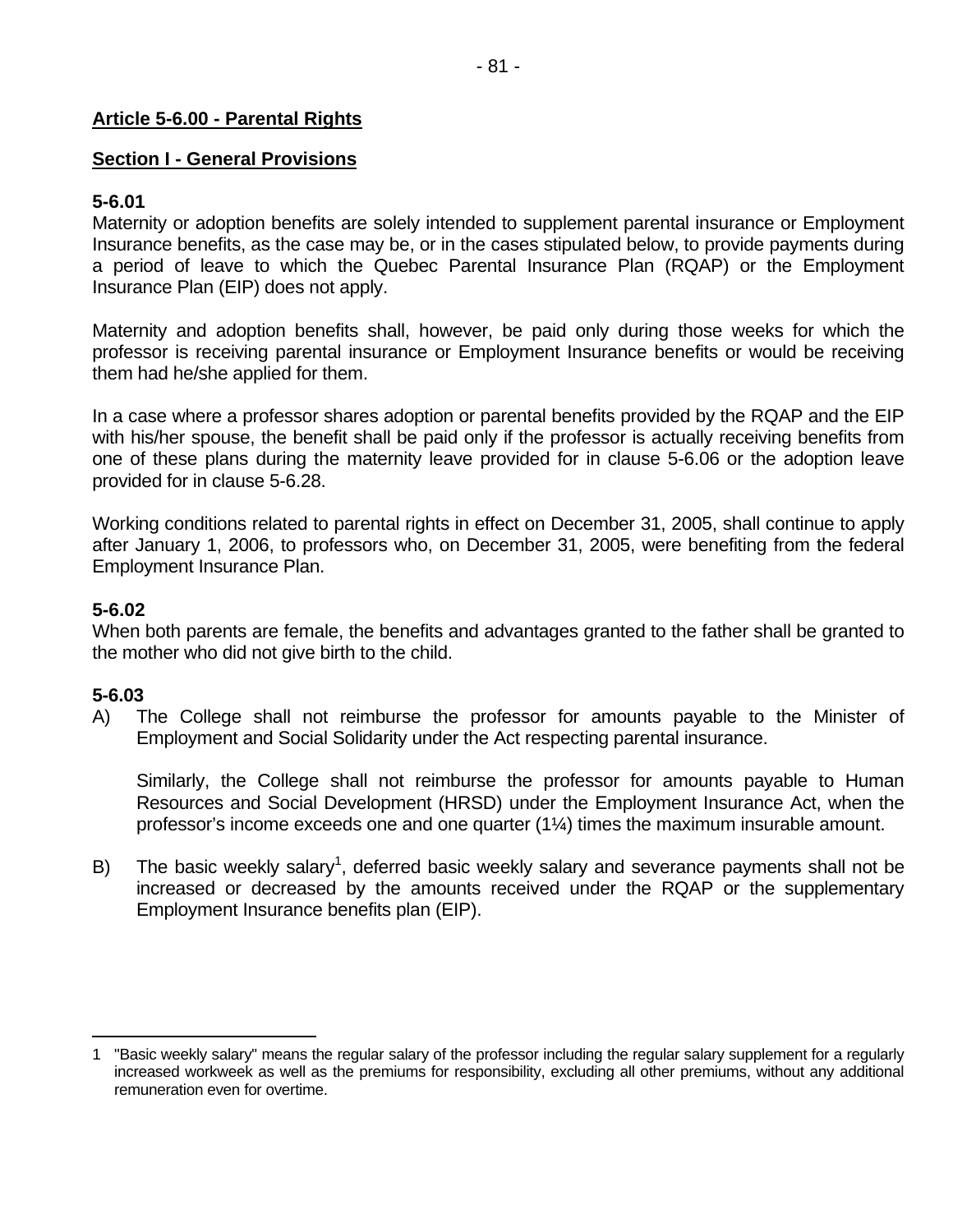## Article 5-6.00 - Parental Rights

### Section I - General Provisions

**5-6.01**
Maternity or adoption benefits are solely intended to supplement parental insurance or Employment Insurance benefits, as the case may be, or in the cases stipulated below, to provide payments during a period of leave to which the Quebec Parental Insurance Plan (RQAP) or the Employment Insurance Plan (EIP) does not apply.

Maternity and adoption benefits shall, however, be paid only during those weeks for which the professor is receiving parental insurance or Employment Insurance benefits or would be receiving them had he/she applied for them.

In a case where a professor shares adoption or parental benefits provided by the RQAP and the EIP with his/her spouse, the benefit shall be paid only if the professor is actually receiving benefits from one of these plans during the maternity leave provided for in clause 5-6.06 or the adoption leave provided for in clause 5-6.28.

Working conditions related to parental rights in effect on December 31, 2005, shall continue to apply after January 1, 2006, to professors who, on December 31, 2005, were benefiting from the federal Employment Insurance Plan.

**5-6.02**
When both parents are female, the benefits and advantages granted to the father shall be granted to the mother who did not give birth to the child.

**5-6.03**

A) The College shall not reimburse the professor for amounts payable to the Minister of Employment and Social Solidarity under the Act respecting parental insurance.

   Similarly, the College shall not reimburse the professor for amounts payable to Human Resources and Social Development (HRSD) under the Employment Insurance Act, when the professor's income exceeds one and one quarter (1¼) times the maximum insurable amount.

B) The basic weekly salary[1], deferred basic weekly salary and severance payments shall not be increased or decreased by the amounts received under the RQAP or the supplementary Employment Insurance benefits plan (EIP).

---

1 "Basic weekly salary" means the regular salary of the professor including the regular salary supplement for a regularly increased workweek as well as the premiums for responsibility, excluding all other premiums, without any additional remuneration even for overtime.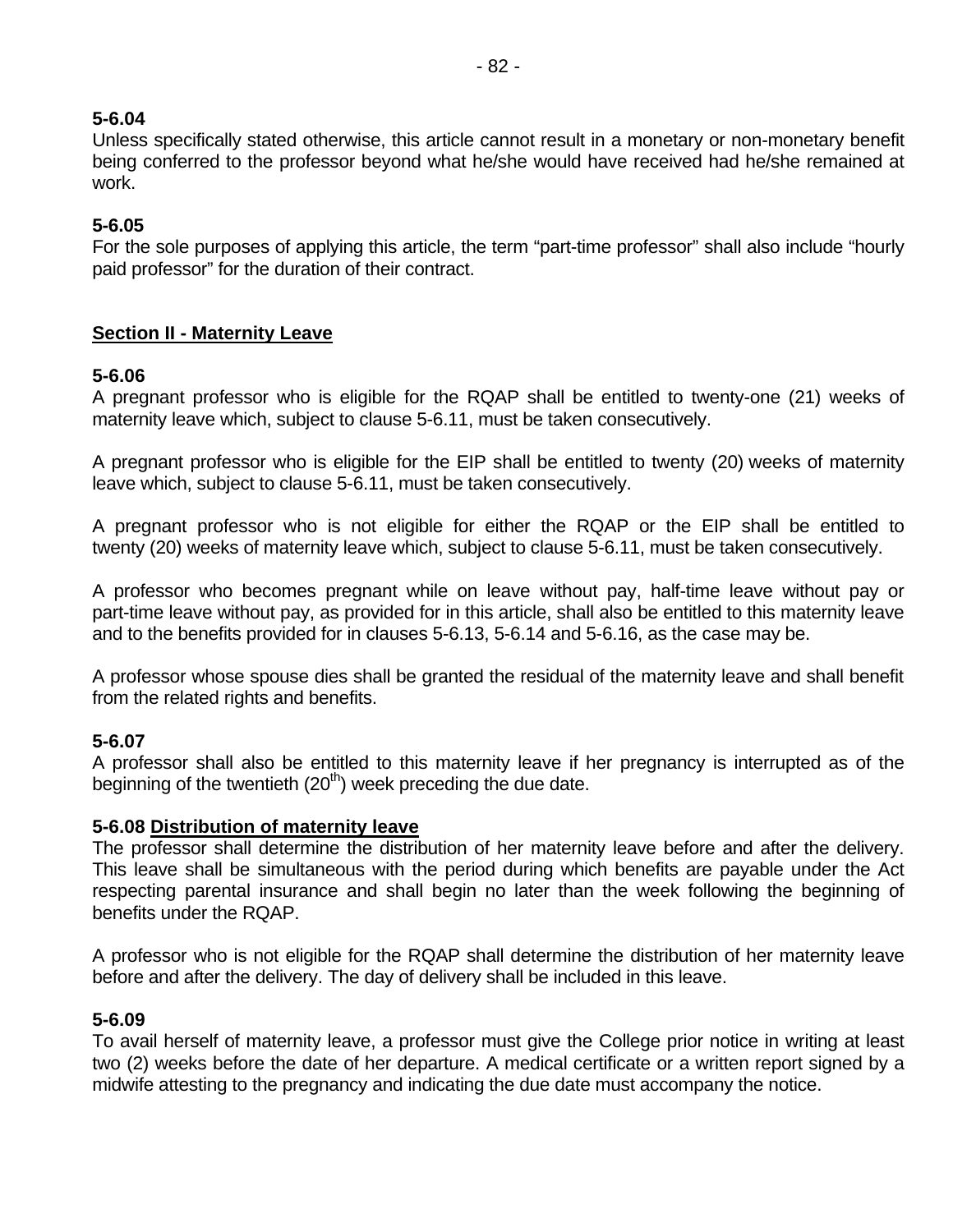**5-6.04**
Unless specifically stated otherwise, this article cannot result in a monetary or non-monetary benefit being conferred to the professor beyond what he/she would have received had he/she remained at work.

**5-6.05**
For the sole purposes of applying this article, the term “part-time professor” shall also include “hourly paid professor” for the duration of their contract.

## Section II - Maternity Leave

**5-6.06**
A pregnant professor who is eligible for the RQAP shall be entitled to twenty-one (21) weeks of maternity leave which, subject to clause 5-6.11, must be taken consecutively.

A pregnant professor who is eligible for the EIP shall be entitled to twenty (20) weeks of maternity leave which, subject to clause 5-6.11, must be taken consecutively.

A pregnant professor who is not eligible for either the RQAP or the EIP shall be entitled to twenty (20) weeks of maternity leave which, subject to clause 5-6.11, must be taken consecutively.

A professor who becomes pregnant while on leave without pay, half-time leave without pay or part-time leave without pay, as provided for in this article, shall also be entitled to this maternity leave and to the benefits provided for in clauses 5-6.13, 5-6.14 and 5-6.16, as the case may be.

A professor whose spouse dies shall be granted the residual of the maternity leave and shall benefit from the related rights and benefits.

**5-6.07**
A professor shall also be entitled to this maternity leave if her pregnancy is interrupted as of the beginning of the twentieth (20th) week preceding the due date.

**5-6.08 Distribution of maternity leave**
The professor shall determine the distribution of her maternity leave before and after the delivery. This leave shall be simultaneous with the period during which benefits are payable under the Act respecting parental insurance and shall begin no later than the week following the beginning of benefits under the RQAP.

A professor who is not eligible for the RQAP shall determine the distribution of her maternity leave before and after the delivery. The day of delivery shall be included in this leave.

**5-6.09**
To avail herself of maternity leave, a professor must give the College prior notice in writing at least two (2) weeks before the date of her departure. A medical certificate or a written report signed by a midwife attesting to the pregnancy and indicating the due date must accompany the notice.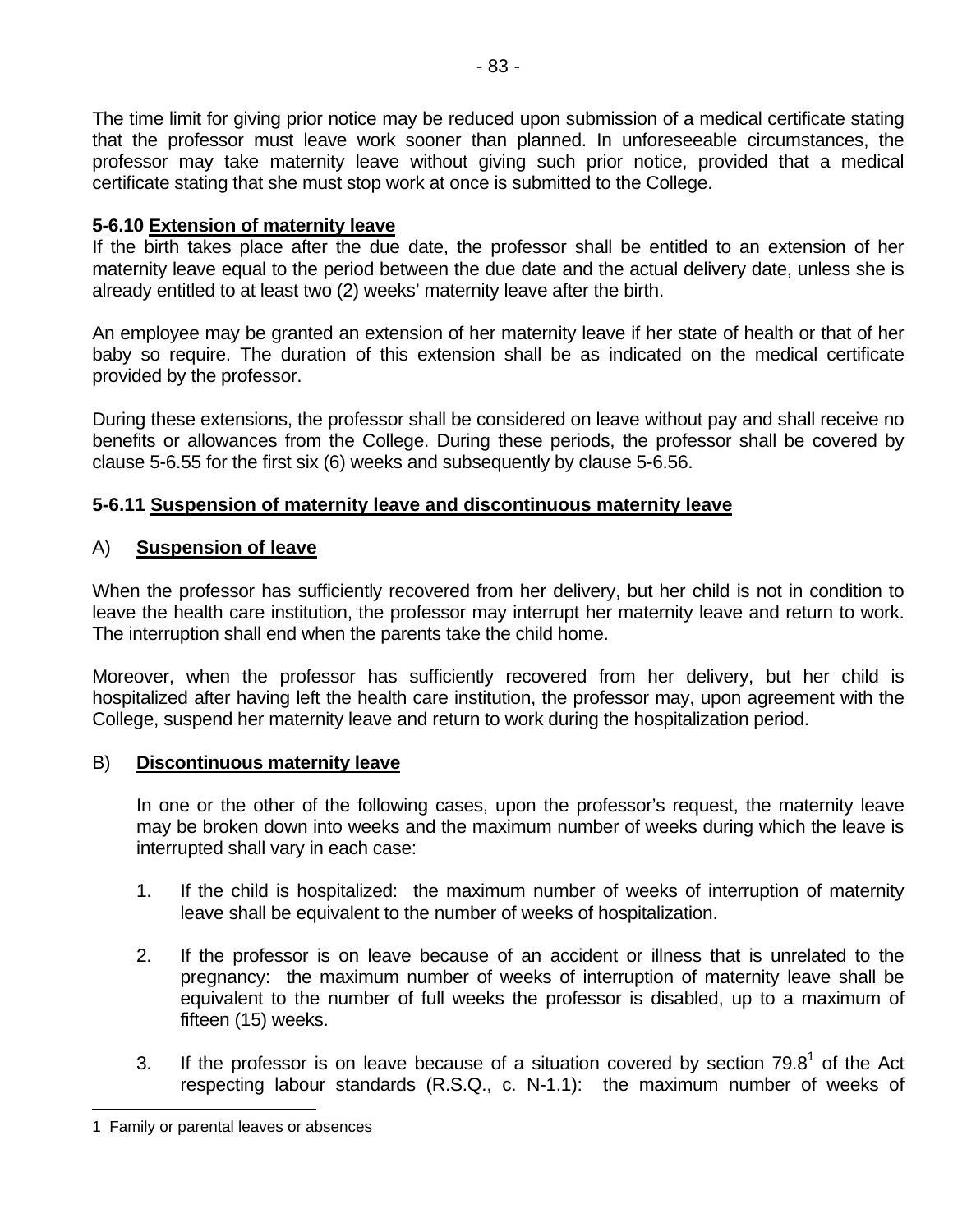The time limit for giving prior notice may be reduced upon submission of a medical certificate stating that the professor must leave work sooner than planned. In unforeseeable circumstances, the professor may take maternity leave without giving such prior notice, provided that a medical certificate stating that she must stop work at once is submitted to the College.

**5-6.10 Extension of maternity leave**

If the birth takes place after the due date, the professor shall be entitled to an extension of her maternity leave equal to the period between the due date and the actual delivery date, unless she is already entitled to at least two (2) weeks' maternity leave after the birth.

An employee may be granted an extension of her maternity leave if her state of health or that of her baby so require. The duration of this extension shall be as indicated on the medical certificate provided by the professor.

During these extensions, the professor shall be considered on leave without pay and shall receive no benefits or allowances from the College. During these periods, the professor shall be covered by clause 5-6.55 for the first six (6) weeks and subsequently by clause 5-6.56.

**5-6.11 Suspension of maternity leave and discontinuous maternity leave**

A) **Suspension of leave**

When the professor has sufficiently recovered from her delivery, but her child is not in condition to leave the health care institution, the professor may interrupt her maternity leave and return to work. The interruption shall end when the parents take the child home.

Moreover, when the professor has sufficiently recovered from her delivery, but her child is hospitalized after having left the health care institution, the professor may, upon agreement with the College, suspend her maternity leave and return to work during the hospitalization period.

B) **Discontinuous maternity leave**

In one or the other of the following cases, upon the professor's request, the maternity leave may be broken down into weeks and the maximum number of weeks during which the leave is interrupted shall vary in each case:

1. If the child is hospitalized: the maximum number of weeks of interruption of maternity leave shall be equivalent to the number of weeks of hospitalization.

2. If the professor is on leave because of an accident or illness that is unrelated to the pregnancy: the maximum number of weeks of interruption of maternity leave shall be equivalent to the number of full weeks the professor is disabled, up to a maximum of fifteen (15) weeks.

3. If the professor is on leave because of a situation covered by section 79.8[1] of the Act respecting labour standards (R.S.Q., c. N-1.1): the maximum number of weeks of

1 Family or parental leaves or absences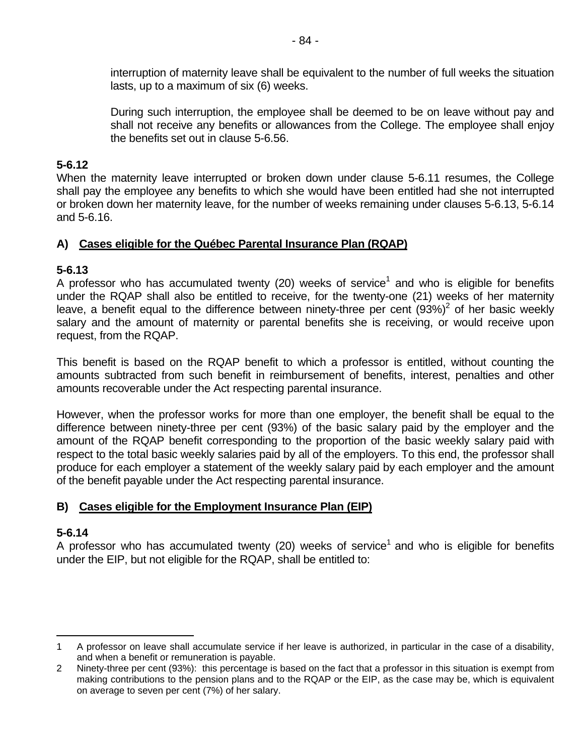interruption of maternity leave shall be equivalent to the number of full weeks the situation lasts, up to a maximum of six (6) weeks.

During such interruption, the employee shall be deemed to be on leave without pay and shall not receive any benefits or allowances from the College. The employee shall enjoy the benefits set out in clause 5-6.56.

**5-6.12**
When the maternity leave interrupted or broken down under clause 5-6.11 resumes, the College shall pay the employee any benefits to which she would have been entitled had she not interrupted or broken down her maternity leave, for the number of weeks remaining under clauses 5-6.13, 5-6.14 and 5-6.16.

## A) Cases eligible for the Québec Parental Insurance Plan (RQAP)

**5-6.13**
A professor who has accumulated twenty (20) weeks of service[1] and who is eligible for benefits under the RQAP shall also be entitled to receive, for the twenty-one (21) weeks of her maternity leave, a benefit equal to the difference between ninety-three per cent (93%)[2] of her basic weekly salary and the amount of maternity or parental benefits she is receiving, or would receive upon request, from the RQAP.

This benefit is based on the RQAP benefit to which a professor is entitled, without counting the amounts subtracted from such benefit in reimbursement of benefits, interest, penalties and other amounts recoverable under the Act respecting parental insurance.

However, when the professor works for more than one employer, the benefit shall be equal to the difference between ninety-three per cent (93%) of the basic salary paid by the employer and the amount of the RQAP benefit corresponding to the proportion of the basic weekly salary paid with respect to the total basic weekly salaries paid by all of the employers. To this end, the professor shall produce for each employer a statement of the weekly salary paid by each employer and the amount of the benefit payable under the Act respecting parental insurance.

## B) Cases eligible for the Employment Insurance Plan (EIP)

**5-6.14**
A professor who has accumulated twenty (20) weeks of service[1] and who is eligible for benefits under the EIP, but not eligible for the RQAP, shall be entitled to:

---

1 A professor on leave shall accumulate service if her leave is authorized, in particular in the case of a disability, and when a benefit or remuneration is payable.

2 Ninety-three per cent (93%): this percentage is based on the fact that a professor in this situation is exempt from making contributions to the pension plans and to the RQAP or the EIP, as the case may be, which is equivalent on average to seven per cent (7%) of her salary.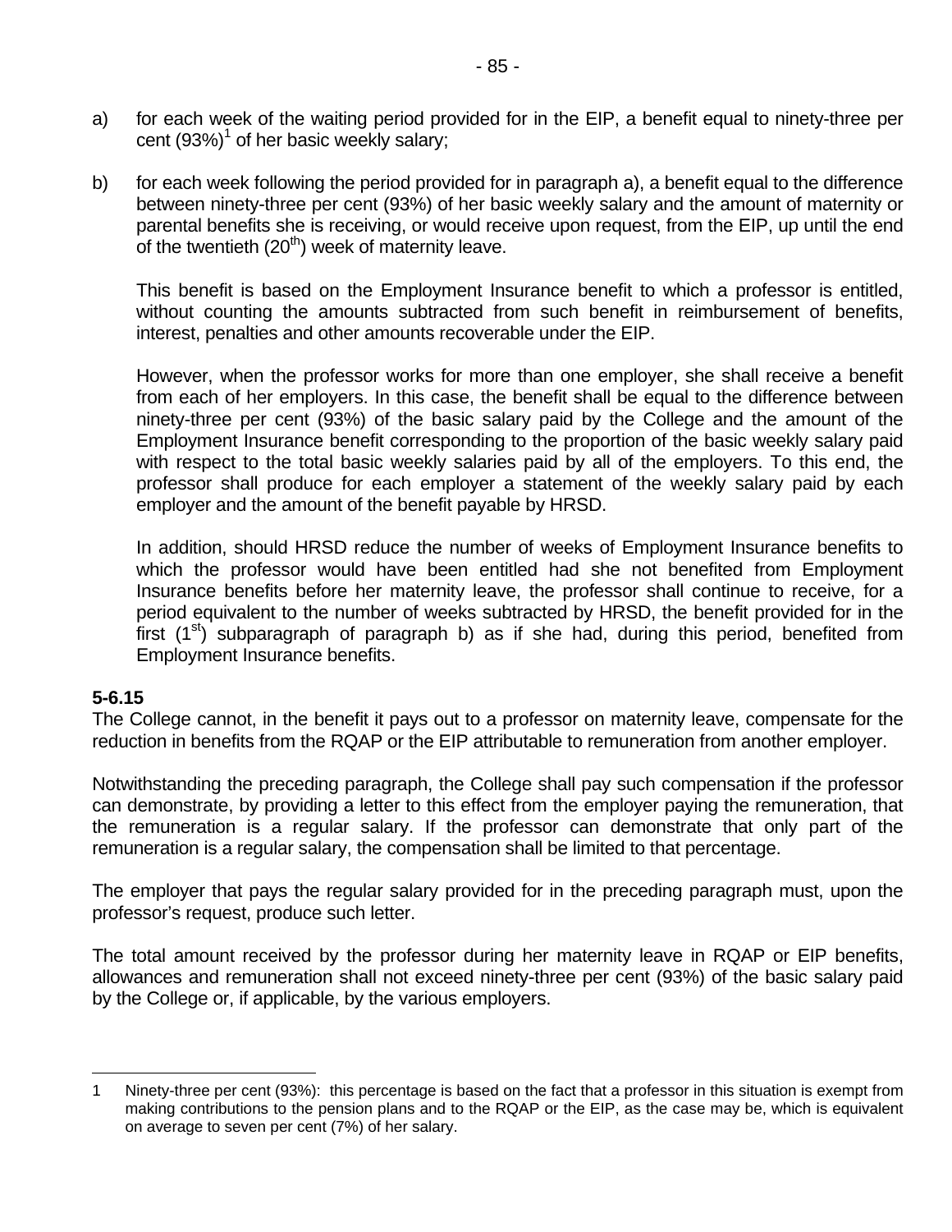a) for each week of the waiting period provided for in the EIP, a benefit equal to ninety-three per cent (93%)[1] of her basic weekly salary;

b) for each week following the period provided for in paragraph a), a benefit equal to the difference between ninety-three per cent (93%) of her basic weekly salary and the amount of maternity or parental benefits she is receiving, or would receive upon request, from the EIP, up until the end of the twentieth (20th) week of maternity leave.

   This benefit is based on the Employment Insurance benefit to which a professor is entitled, without counting the amounts subtracted from such benefit in reimbursement of benefits, interest, penalties and other amounts recoverable under the EIP.

   However, when the professor works for more than one employer, she shall receive a benefit from each of her employers. In this case, the benefit shall be equal to the difference between ninety-three per cent (93%) of the basic salary paid by the College and the amount of the Employment Insurance benefit corresponding to the proportion of the basic weekly salary paid with respect to the total basic weekly salaries paid by all of the employers. To this end, the professor shall produce for each employer a statement of the weekly salary paid by each employer and the amount of the benefit payable by HRSD.

   In addition, should HRSD reduce the number of weeks of Employment Insurance benefits to which the professor would have been entitled had she not benefited from Employment Insurance benefits before her maternity leave, the professor shall continue to receive, for a period equivalent to the number of weeks subtracted by HRSD, the benefit provided for in the first (1st) subparagraph of paragraph b) as if she had, during this period, benefited from Employment Insurance benefits.

**5-6.15**

The College cannot, in the benefit it pays out to a professor on maternity leave, compensate for the reduction in benefits from the RQAP or the EIP attributable to remuneration from another employer.

Notwithstanding the preceding paragraph, the College shall pay such compensation if the professor can demonstrate, by providing a letter to this effect from the employer paying the remuneration, that the remuneration is a regular salary. If the professor can demonstrate that only part of the remuneration is a regular salary, the compensation shall be limited to that percentage.

The employer that pays the regular salary provided for in the preceding paragraph must, upon the professor's request, produce such letter.

The total amount received by the professor during her maternity leave in RQAP or EIP benefits, allowances and remuneration shall not exceed ninety-three per cent (93%) of the basic salary paid by the College or, if applicable, by the various employers.

---

1 Ninety-three per cent (93%): this percentage is based on the fact that a professor in this situation is exempt from making contributions to the pension plans and to the RQAP or the EIP, as the case may be, which is equivalent on average to seven per cent (7%) of her salary.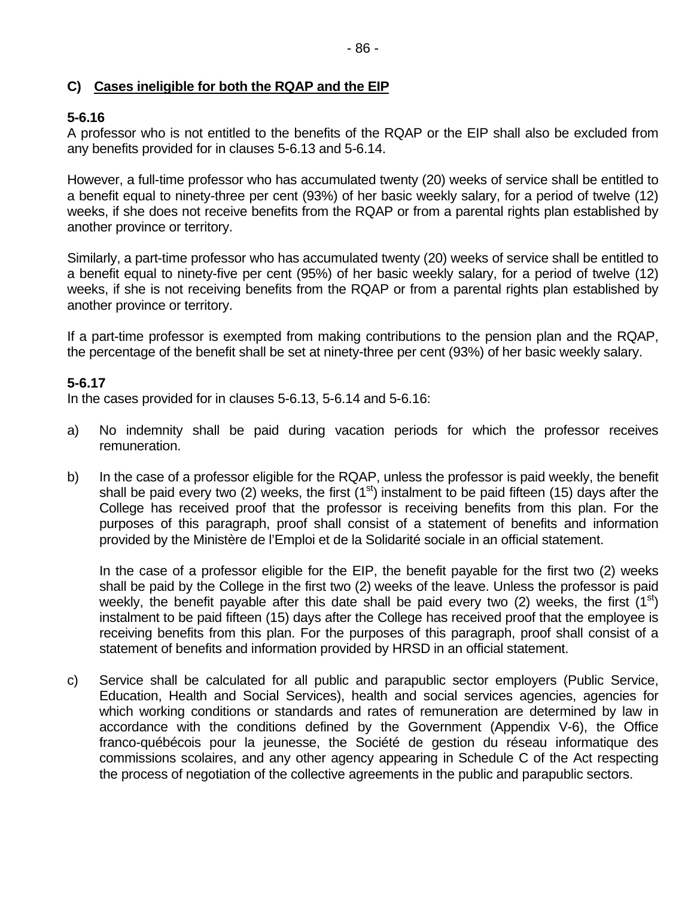### C) Cases ineligible for both the RQAP and the EIP

**5-6.16**
A professor who is not entitled to the benefits of the RQAP or the EIP shall also be excluded from any benefits provided for in clauses 5-6.13 and 5-6.14.

However, a full-time professor who has accumulated twenty (20) weeks of service shall be entitled to a benefit equal to ninety-three per cent (93%) of her basic weekly salary, for a period of twelve (12) weeks, if she does not receive benefits from the RQAP or from a parental rights plan established by another province or territory.

Similarly, a part-time professor who has accumulated twenty (20) weeks of service shall be entitled to a benefit equal to ninety-five per cent (95%) of her basic weekly salary, for a period of twelve (12) weeks, if she is not receiving benefits from the RQAP or from a parental rights plan established by another province or territory.

If a part-time professor is exempted from making contributions to the pension plan and the RQAP, the percentage of the benefit shall be set at ninety-three per cent (93%) of her basic weekly salary.

**5-6.17**
In the cases provided for in clauses 5-6.13, 5-6.14 and 5-6.16:

a) No indemnity shall be paid during vacation periods for which the professor receives remuneration.

b) In the case of a professor eligible for the RQAP, unless the professor is paid weekly, the benefit shall be paid every two (2) weeks, the first (1st) instalment to be paid fifteen (15) days after the College has received proof that the professor is receiving benefits from this plan. For the purposes of this paragraph, proof shall consist of a statement of benefits and information provided by the Ministère de l'Emploi et de la Solidarité sociale in an official statement.

   In the case of a professor eligible for the EIP, the benefit payable for the first two (2) weeks shall be paid by the College in the first two (2) weeks of the leave. Unless the professor is paid weekly, the benefit payable after this date shall be paid every two (2) weeks, the first (1st) instalment to be paid fifteen (15) days after the College has received proof that the employee is receiving benefits from this plan. For the purposes of this paragraph, proof shall consist of a statement of benefits and information provided by HRSD in an official statement.

c) Service shall be calculated for all public and parapublic sector employers (Public Service, Education, Health and Social Services), health and social services agencies, agencies for which working conditions or standards and rates of remuneration are determined by law in accordance with the conditions defined by the Government (Appendix V-6), the Office franco-québécois pour la jeunesse, the Société de gestion du réseau informatique des commissions scolaires, and any other agency appearing in Schedule C of the Act respecting the process of negotiation of the collective agreements in the public and parapublic sectors.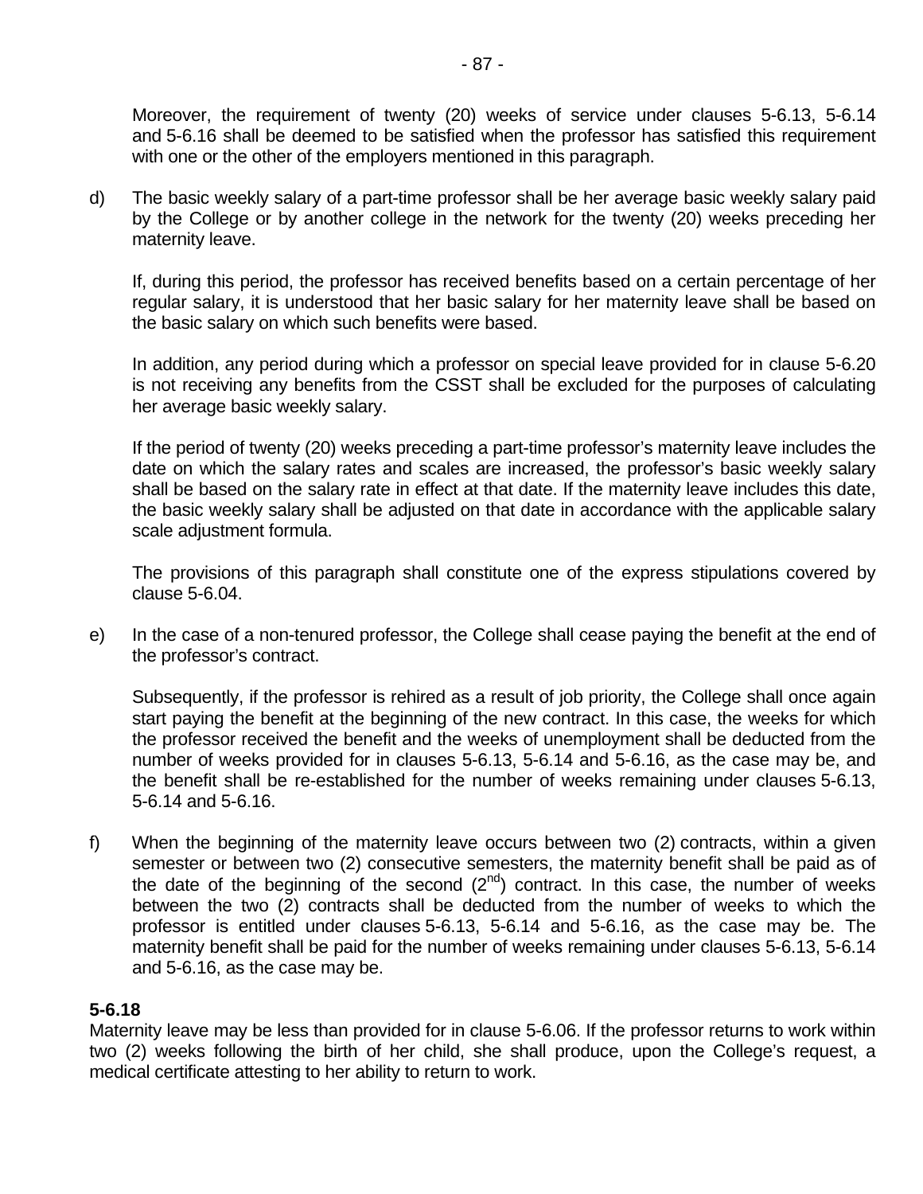Moreover, the requirement of twenty (20) weeks of service under clauses 5-6.13, 5-6.14 and 5-6.16 shall be deemed to be satisfied when the professor has satisfied this requirement with one or the other of the employers mentioned in this paragraph.

d) The basic weekly salary of a part-time professor shall be her average basic weekly salary paid by the College or by another college in the network for the twenty (20) weeks preceding her maternity leave.

   If, during this period, the professor has received benefits based on a certain percentage of her regular salary, it is understood that her basic salary for her maternity leave shall be based on the basic salary on which such benefits were based.

   In addition, any period during which a professor on special leave provided for in clause 5-6.20 is not receiving any benefits from the CSST shall be excluded for the purposes of calculating her average basic weekly salary.

   If the period of twenty (20) weeks preceding a part-time professor's maternity leave includes the date on which the salary rates and scales are increased, the professor's basic weekly salary shall be based on the salary rate in effect at that date. If the maternity leave includes this date, the basic weekly salary shall be adjusted on that date in accordance with the applicable salary scale adjustment formula.

   The provisions of this paragraph shall constitute one of the express stipulations covered by clause 5-6.04.

e) In the case of a non-tenured professor, the College shall cease paying the benefit at the end of the professor's contract.

   Subsequently, if the professor is rehired as a result of job priority, the College shall once again start paying the benefit at the beginning of the new contract. In this case, the weeks for which the professor received the benefit and the weeks of unemployment shall be deducted from the number of weeks provided for in clauses 5-6.13, 5-6.14 and 5-6.16, as the case may be, and the benefit shall be re-established for the number of weeks remaining under clauses 5-6.13, 5-6.14 and 5-6.16.

f) When the beginning of the maternity leave occurs between two (2) contracts, within a given semester or between two (2) consecutive semesters, the maternity benefit shall be paid as of the date of the beginning of the second (2nd) contract. In this case, the number of weeks between the two (2) contracts shall be deducted from the number of weeks to which the professor is entitled under clauses 5-6.13, 5-6.14 and 5-6.16, as the case may be. The maternity benefit shall be paid for the number of weeks remaining under clauses 5-6.13, 5-6.14 and 5-6.16, as the case may be.

**5-6.18**
Maternity leave may be less than provided for in clause 5-6.06. If the professor returns to work within two (2) weeks following the birth of her child, she shall produce, upon the College's request, a medical certificate attesting to her ability to return to work.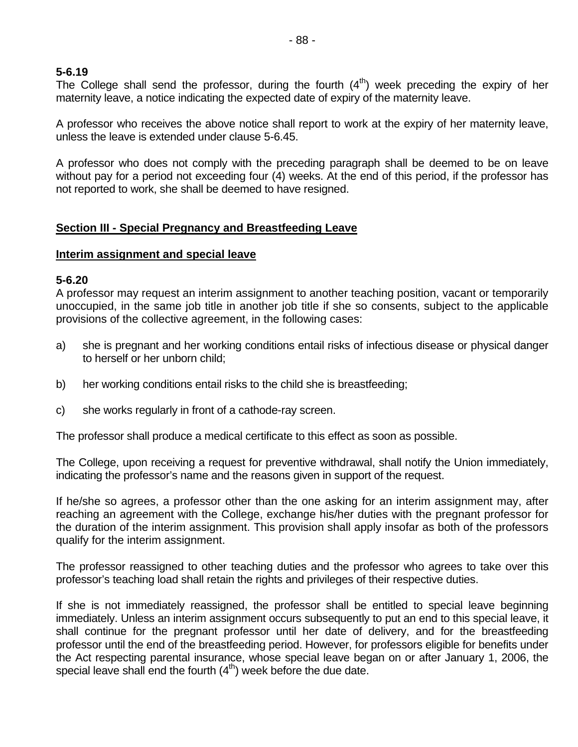**5-6.19**
The College shall send the professor, during the fourth (4th) week preceding the expiry of her maternity leave, a notice indicating the expected date of expiry of the maternity leave.

A professor who receives the above notice shall report to work at the expiry of her maternity leave, unless the leave is extended under clause 5-6.45.

A professor who does not comply with the preceding paragraph shall be deemed to be on leave without pay for a period not exceeding four (4) weeks. At the end of this period, if the professor has not reported to work, she shall be deemed to have resigned.

## Section III - Special Pregnancy and Breastfeeding Leave

### Interim assignment and special leave

**5-6.20**
A professor may request an interim assignment to another teaching position, vacant or temporarily unoccupied, in the same job title in another job title if she so consents, subject to the applicable provisions of the collective agreement, in the following cases:

a) she is pregnant and her working conditions entail risks of infectious disease or physical danger to herself or her unborn child;

b) her working conditions entail risks to the child she is breastfeeding;

c) she works regularly in front of a cathode-ray screen.

The professor shall produce a medical certificate to this effect as soon as possible.

The College, upon receiving a request for preventive withdrawal, shall notify the Union immediately, indicating the professor's name and the reasons given in support of the request.

If he/she so agrees, a professor other than the one asking for an interim assignment may, after reaching an agreement with the College, exchange his/her duties with the pregnant professor for the duration of the interim assignment. This provision shall apply insofar as both of the professors qualify for the interim assignment.

The professor reassigned to other teaching duties and the professor who agrees to take over this professor's teaching load shall retain the rights and privileges of their respective duties.

If she is not immediately reassigned, the professor shall be entitled to special leave beginning immediately. Unless an interim assignment occurs subsequently to put an end to this special leave, it shall continue for the pregnant professor until her date of delivery, and for the breastfeeding professor until the end of the breastfeeding period. However, for professors eligible for benefits under the Act respecting parental insurance, whose special leave began on or after January 1, 2006, the special leave shall end the fourth (4th) week before the due date.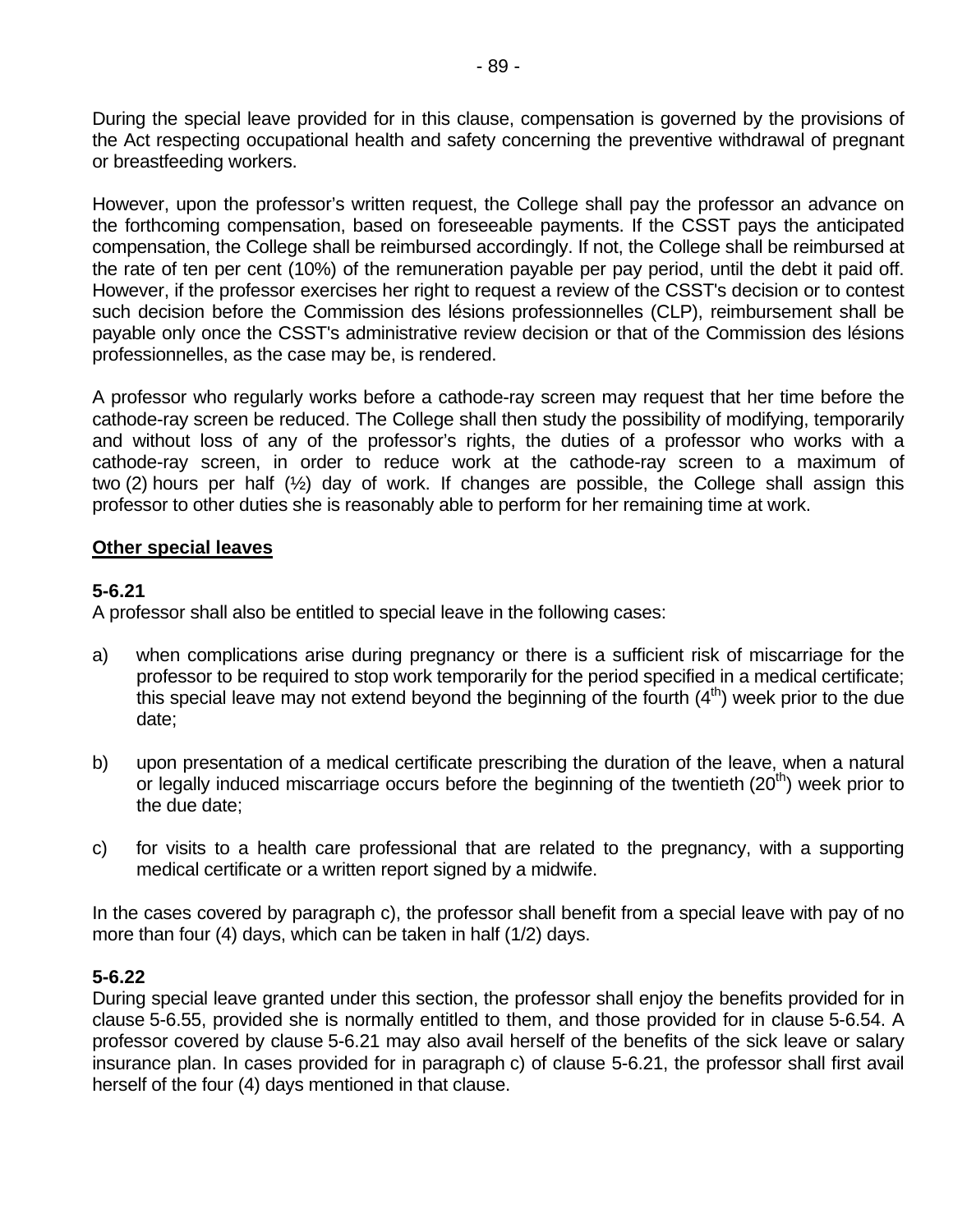During the special leave provided for in this clause, compensation is governed by the provisions of the Act respecting occupational health and safety concerning the preventive withdrawal of pregnant or breastfeeding workers.

However, upon the professor's written request, the College shall pay the professor an advance on the forthcoming compensation, based on foreseeable payments. If the CSST pays the anticipated compensation, the College shall be reimbursed accordingly. If not, the College shall be reimbursed at the rate of ten per cent (10%) of the remuneration payable per pay period, until the debt it paid off. However, if the professor exercises her right to request a review of the CSST's decision or to contest such decision before the Commission des lésions professionnelles (CLP), reimbursement shall be payable only once the CSST's administrative review decision or that of the Commission des lésions professionnelles, as the case may be, is rendered.

A professor who regularly works before a cathode-ray screen may request that her time before the cathode-ray screen be reduced. The College shall then study the possibility of modifying, temporarily and without loss of any of the professor's rights, the duties of a professor who works with a cathode-ray screen, in order to reduce work at the cathode-ray screen to a maximum of two (2) hours per half (½) day of work. If changes are possible, the College shall assign this professor to other duties she is reasonably able to perform for her remaining time at work.

**Other special leaves**

**5-6.21**
A professor shall also be entitled to special leave in the following cases:

a) when complications arise during pregnancy or there is a sufficient risk of miscarriage for the professor to be required to stop work temporarily for the period specified in a medical certificate; this special leave may not extend beyond the beginning of the fourth (4th) week prior to the due date;

b) upon presentation of a medical certificate prescribing the duration of the leave, when a natural or legally induced miscarriage occurs before the beginning of the twentieth (20th) week prior to the due date;

c) for visits to a health care professional that are related to the pregnancy, with a supporting medical certificate or a written report signed by a midwife.

In the cases covered by paragraph c), the professor shall benefit from a special leave with pay of no more than four (4) days, which can be taken in half (1/2) days.

**5-6.22**
During special leave granted under this section, the professor shall enjoy the benefits provided for in clause 5-6.55, provided she is normally entitled to them, and those provided for in clause 5-6.54. A professor covered by clause 5-6.21 may also avail herself of the benefits of the sick leave or salary insurance plan. In cases provided for in paragraph c) of clause 5-6.21, the professor shall first avail herself of the four (4) days mentioned in that clause.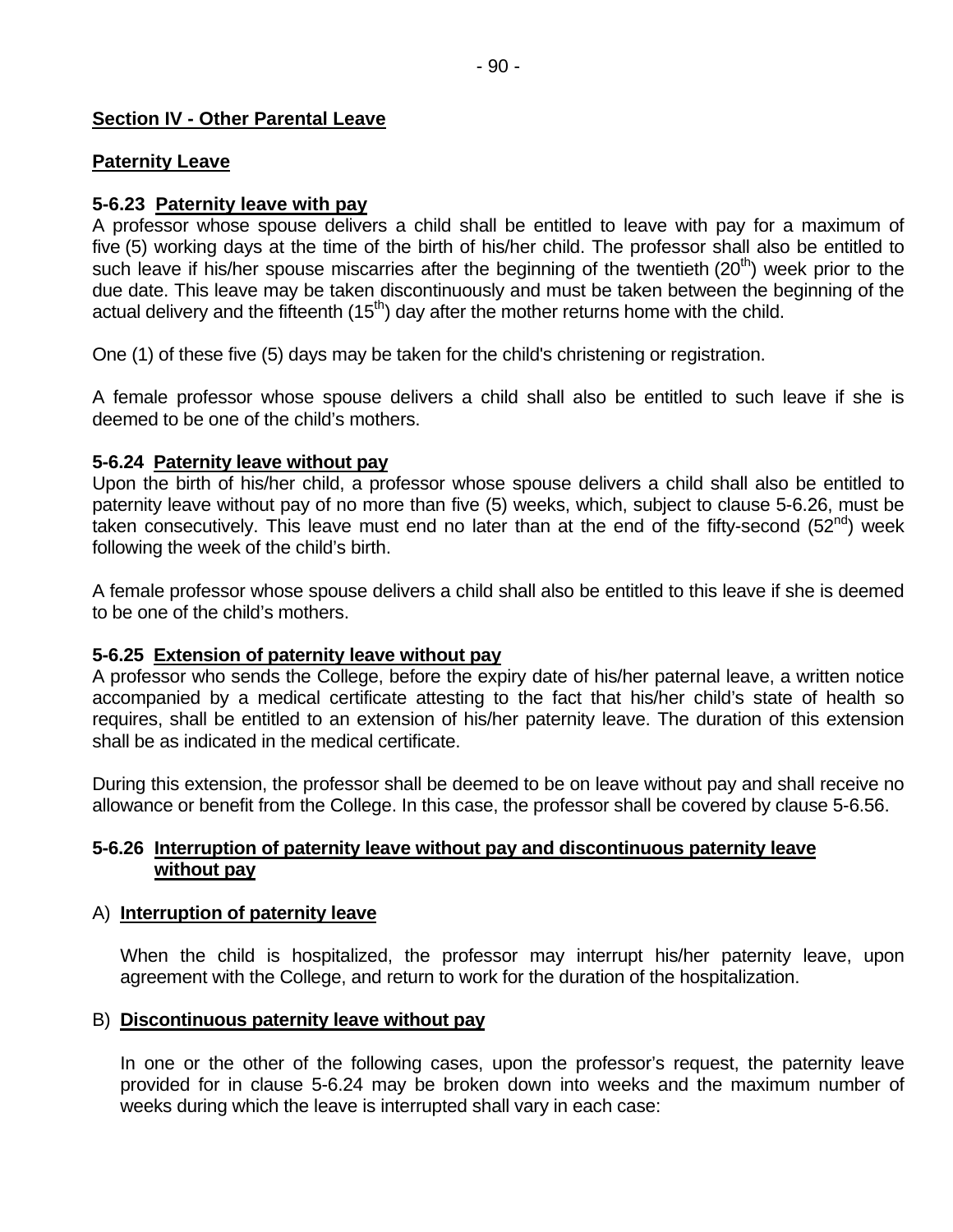## Section IV - Other Parental Leave

### Paternity Leave

**5-6.23 Paternity leave with pay**

A professor whose spouse delivers a child shall be entitled to leave with pay for a maximum of five (5) working days at the time of the birth of his/her child. The professor shall also be entitled to such leave if his/her spouse miscarries after the beginning of the twentieth (20th) week prior to the due date. This leave may be taken discontinuously and must be taken between the beginning of the actual delivery and the fifteenth (15th) day after the mother returns home with the child.

One (1) of these five (5) days may be taken for the child's christening or registration.

A female professor whose spouse delivers a child shall also be entitled to such leave if she is deemed to be one of the child's mothers.

**5-6.24 Paternity leave without pay**

Upon the birth of his/her child, a professor whose spouse delivers a child shall also be entitled to paternity leave without pay of no more than five (5) weeks, which, subject to clause 5-6.26, must be taken consecutively. This leave must end no later than at the end of the fifty-second (52nd) week following the week of the child's birth.

A female professor whose spouse delivers a child shall also be entitled to this leave if she is deemed to be one of the child's mothers.

**5-6.25 Extension of paternity leave without pay**

A professor who sends the College, before the expiry date of his/her paternal leave, a written notice accompanied by a medical certificate attesting to the fact that his/her child's state of health so requires, shall be entitled to an extension of his/her paternity leave. The duration of this extension shall be as indicated in the medical certificate.

During this extension, the professor shall be deemed to be on leave without pay and shall receive no allowance or benefit from the College. In this case, the professor shall be covered by clause 5-6.56.

**5-6.26 Interruption of paternity leave without pay and discontinuous paternity leave without pay**

A) **Interruption of paternity leave**

When the child is hospitalized, the professor may interrupt his/her paternity leave, upon agreement with the College, and return to work for the duration of the hospitalization.

B) **Discontinuous paternity leave without pay**

In one or the other of the following cases, upon the professor's request, the paternity leave provided for in clause 5-6.24 may be broken down into weeks and the maximum number of weeks during which the leave is interrupted shall vary in each case: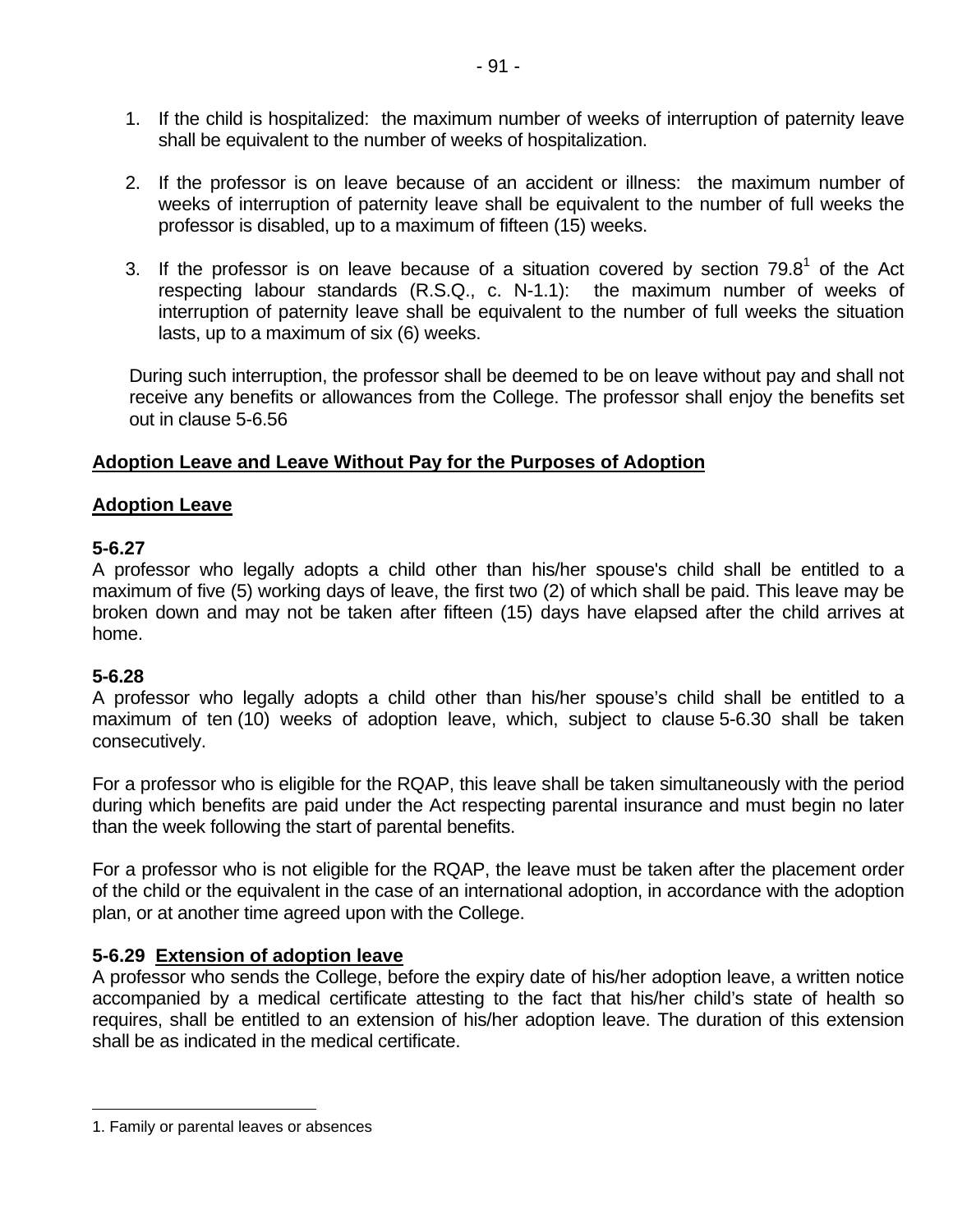1. If the child is hospitalized: the maximum number of weeks of interruption of paternity leave shall be equivalent to the number of weeks of hospitalization.

2. If the professor is on leave because of an accident or illness: the maximum number of weeks of interruption of paternity leave shall be equivalent to the number of full weeks the professor is disabled, up to a maximum of fifteen (15) weeks.

3. If the professor is on leave because of a situation covered by section 79.8[1] of the Act respecting labour standards (R.S.Q., c. N-1.1): the maximum number of weeks of interruption of paternity leave shall be equivalent to the number of full weeks the situation lasts, up to a maximum of six (6) weeks.

During such interruption, the professor shall be deemed to be on leave without pay and shall not receive any benefits or allowances from the College. The professor shall enjoy the benefits set out in clause 5-6.56

**Adoption Leave and Leave Without Pay for the Purposes of Adoption**

**Adoption Leave**

**5-6.27**
A professor who legally adopts a child other than his/her spouse's child shall be entitled to a maximum of five (5) working days of leave, the first two (2) of which shall be paid. This leave may be broken down and may not be taken after fifteen (15) days have elapsed after the child arrives at home.

**5-6.28**
A professor who legally adopts a child other than his/her spouse's child shall be entitled to a maximum of ten (10) weeks of adoption leave, which, subject to clause 5-6.30 shall be taken consecutively.

For a professor who is eligible for the RQAP, this leave shall be taken simultaneously with the period during which benefits are paid under the Act respecting parental insurance and must begin no later than the week following the start of parental benefits.

For a professor who is not eligible for the RQAP, the leave must be taken after the placement order of the child or the equivalent in the case of an international adoption, in accordance with the adoption plan, or at another time agreed upon with the College.

**5-6.29 Extension of adoption leave**
A professor who sends the College, before the expiry date of his/her adoption leave, a written notice accompanied by a medical certificate attesting to the fact that his/her child's state of health so requires, shall be entitled to an extension of his/her adoption leave. The duration of this extension shall be as indicated in the medical certificate.

---

1. Family or parental leaves or absences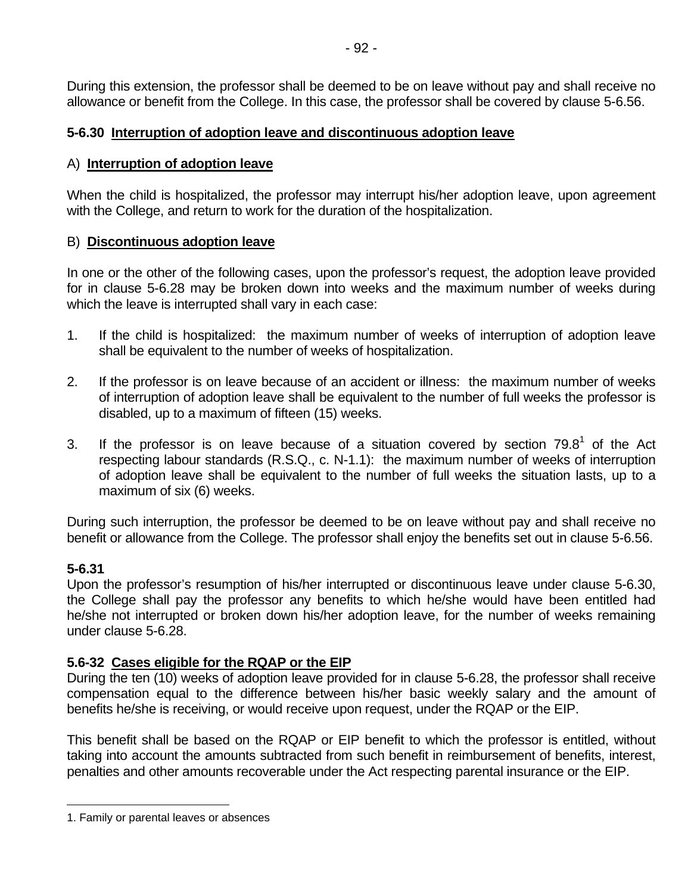During this extension, the professor shall be deemed to be on leave without pay and shall receive no allowance or benefit from the College. In this case, the professor shall be covered by clause 5-6.56.

### **5-6.30 Interruption of adoption leave and discontinuous adoption leave**

A) **Interruption of adoption leave**

When the child is hospitalized, the professor may interrupt his/her adoption leave, upon agreement with the College, and return to work for the duration of the hospitalization.

B) **Discontinuous adoption leave**

In one or the other of the following cases, upon the professor's request, the adoption leave provided for in clause 5-6.28 may be broken down into weeks and the maximum number of weeks during which the leave is interrupted shall vary in each case:

1. If the child is hospitalized: the maximum number of weeks of interruption of adoption leave shall be equivalent to the number of weeks of hospitalization.

2. If the professor is on leave because of an accident or illness: the maximum number of weeks of interruption of adoption leave shall be equivalent to the number of full weeks the professor is disabled, up to a maximum of fifteen (15) weeks.

3. If the professor is on leave because of a situation covered by section 79.8[1] of the Act respecting labour standards (R.S.Q., c. N-1.1): the maximum number of weeks of interruption of adoption leave shall be equivalent to the number of full weeks the situation lasts, up to a maximum of six (6) weeks.

During such interruption, the professor be deemed to be on leave without pay and shall receive no benefit or allowance from the College. The professor shall enjoy the benefits set out in clause 5-6.56.

### **5-6.31**

Upon the professor's resumption of his/her interrupted or discontinuous leave under clause 5-6.30, the College shall pay the professor any benefits to which he/she would have been entitled had he/she not interrupted or broken down his/her adoption leave, for the number of weeks remaining under clause 5-6.28.

### **5.6-32 Cases eligible for the RQAP or the EIP**

During the ten (10) weeks of adoption leave provided for in clause 5-6.28, the professor shall receive compensation equal to the difference between his/her basic weekly salary and the amount of benefits he/she is receiving, or would receive upon request, under the RQAP or the EIP.

This benefit shall be based on the RQAP or EIP benefit to which the professor is entitled, without taking into account the amounts subtracted from such benefit in reimbursement of benefits, interest, penalties and other amounts recoverable under the Act respecting parental insurance or the EIP.

---

1. Family or parental leaves or absences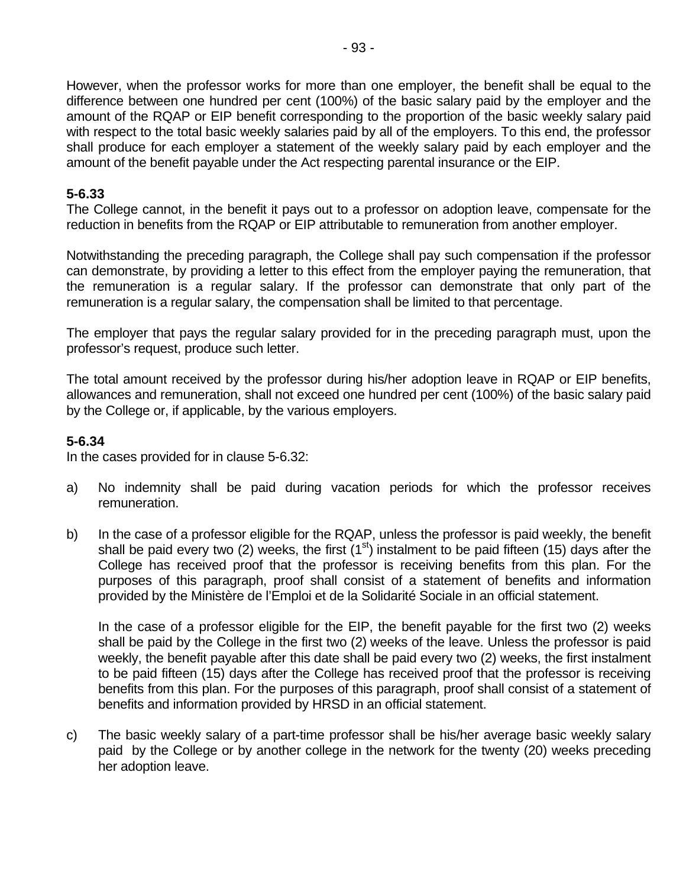However, when the professor works for more than one employer, the benefit shall be equal to the difference between one hundred per cent (100%) of the basic salary paid by the employer and the amount of the RQAP or EIP benefit corresponding to the proportion of the basic weekly salary paid with respect to the total basic weekly salaries paid by all of the employers. To this end, the professor shall produce for each employer a statement of the weekly salary paid by each employer and the amount of the benefit payable under the Act respecting parental insurance or the EIP.

**5-6.33**

The College cannot, in the benefit it pays out to a professor on adoption leave, compensate for the reduction in benefits from the RQAP or EIP attributable to remuneration from another employer.

Notwithstanding the preceding paragraph, the College shall pay such compensation if the professor can demonstrate, by providing a letter to this effect from the employer paying the remuneration, that the remuneration is a regular salary. If the professor can demonstrate that only part of the remuneration is a regular salary, the compensation shall be limited to that percentage.

The employer that pays the regular salary provided for in the preceding paragraph must, upon the professor's request, produce such letter.

The total amount received by the professor during his/her adoption leave in RQAP or EIP benefits, allowances and remuneration, shall not exceed one hundred per cent (100%) of the basic salary paid by the College or, if applicable, by the various employers.

**5-6.34**

In the cases provided for in clause 5-6.32:

a) No indemnity shall be paid during vacation periods for which the professor receives remuneration.

b) In the case of a professor eligible for the RQAP, unless the professor is paid weekly, the benefit shall be paid every two (2) weeks, the first (1st) instalment to be paid fifteen (15) days after the College has received proof that the professor is receiving benefits from this plan. For the purposes of this paragraph, proof shall consist of a statement of benefits and information provided by the Ministère de l'Emploi et de la Solidarité Sociale in an official statement.

   In the case of a professor eligible for the EIP, the benefit payable for the first two (2) weeks shall be paid by the College in the first two (2) weeks of the leave. Unless the professor is paid weekly, the benefit payable after this date shall be paid every two (2) weeks, the first instalment to be paid fifteen (15) days after the College has received proof that the professor is receiving benefits from this plan. For the purposes of this paragraph, proof shall consist of a statement of benefits and information provided by HRSD in an official statement.

c) The basic weekly salary of a part-time professor shall be his/her average basic weekly salary paid by the College or by another college in the network for the twenty (20) weeks preceding her adoption leave.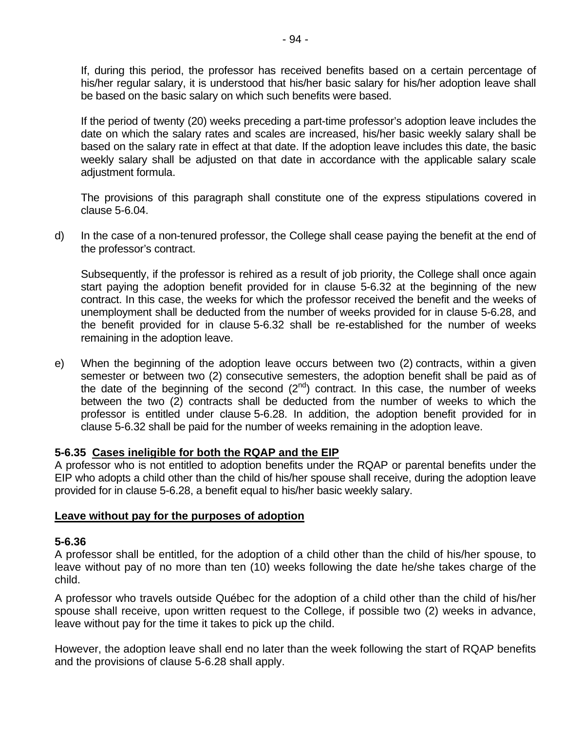If, during this period, the professor has received benefits based on a certain percentage of his/her regular salary, it is understood that his/her basic salary for his/her adoption leave shall be based on the basic salary on which such benefits were based.

If the period of twenty (20) weeks preceding a part-time professor's adoption leave includes the date on which the salary rates and scales are increased, his/her basic weekly salary shall be based on the salary rate in effect at that date. If the adoption leave includes this date, the basic weekly salary shall be adjusted on that date in accordance with the applicable salary scale adjustment formula.

The provisions of this paragraph shall constitute one of the express stipulations covered in clause 5-6.04.

d) In the case of a non-tenured professor, the College shall cease paying the benefit at the end of the professor's contract.

Subsequently, if the professor is rehired as a result of job priority, the College shall once again start paying the adoption benefit provided for in clause 5-6.32 at the beginning of the new contract. In this case, the weeks for which the professor received the benefit and the weeks of unemployment shall be deducted from the number of weeks provided for in clause 5-6.28, and the benefit provided for in clause 5-6.32 shall be re-established for the number of weeks remaining in the adoption leave.

e) When the beginning of the adoption leave occurs between two (2) contracts, within a given semester or between two (2) consecutive semesters, the adoption benefit shall be paid as of the date of the beginning of the second (2nd) contract. In this case, the number of weeks between the two (2) contracts shall be deducted from the number of weeks to which the professor is entitled under clause 5-6.28. In addition, the adoption benefit provided for in clause 5-6.32 shall be paid for the number of weeks remaining in the adoption leave.

**5-6.35 Cases ineligible for both the RQAP and the EIP**

A professor who is not entitled to adoption benefits under the RQAP or parental benefits under the EIP who adopts a child other than the child of his/her spouse shall receive, during the adoption leave provided for in clause 5-6.28, a benefit equal to his/her basic weekly salary.

**Leave without pay for the purposes of adoption**

**5-6.36**

A professor shall be entitled, for the adoption of a child other than the child of his/her spouse, to leave without pay of no more than ten (10) weeks following the date he/she takes charge of the child.

A professor who travels outside Québec for the adoption of a child other than the child of his/her spouse shall receive, upon written request to the College, if possible two (2) weeks in advance, leave without pay for the time it takes to pick up the child.

However, the adoption leave shall end no later than the week following the start of RQAP benefits and the provisions of clause 5-6.28 shall apply.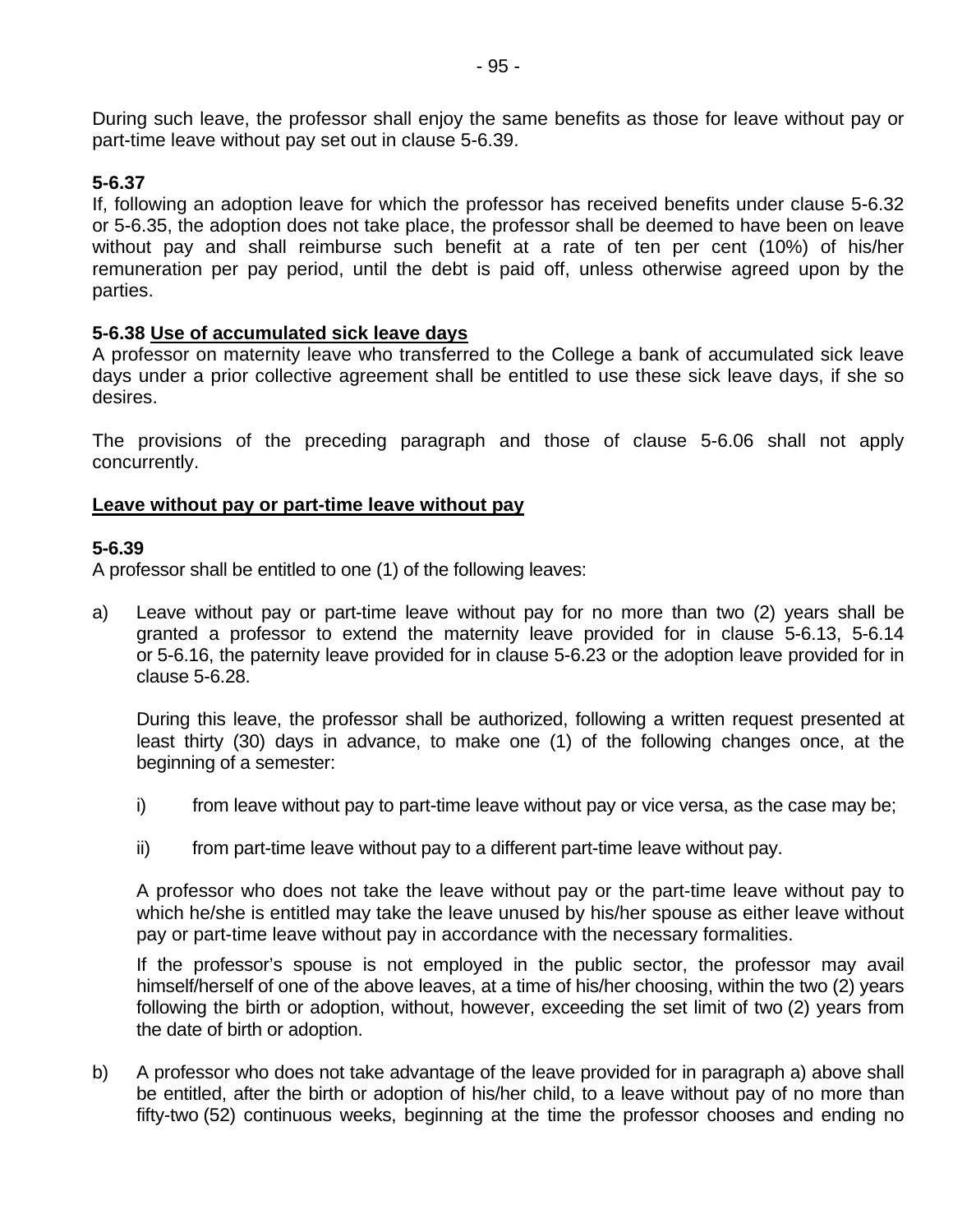During such leave, the professor shall enjoy the same benefits as those for leave without pay or part-time leave without pay set out in clause 5-6.39.

**5-6.37**
If, following an adoption leave for which the professor has received benefits under clause 5-6.32 or 5-6.35, the adoption does not take place, the professor shall be deemed to have been on leave without pay and shall reimburse such benefit at a rate of ten per cent (10%) of his/her remuneration per pay period, until the debt is paid off, unless otherwise agreed upon by the parties.

**5-6.38 Use of accumulated sick leave days**
A professor on maternity leave who transferred to the College a bank of accumulated sick leave days under a prior collective agreement shall be entitled to use these sick leave days, if she so desires.

The provisions of the preceding paragraph and those of clause 5-6.06 shall not apply concurrently.

**Leave without pay or part-time leave without pay**

**5-6.39**
A professor shall be entitled to one (1) of the following leaves:

a) Leave without pay or part-time leave without pay for no more than two (2) years shall be granted a professor to extend the maternity leave provided for in clause 5-6.13, 5-6.14 or 5-6.16, the paternity leave provided for in clause 5-6.23 or the adoption leave provided for in clause 5-6.28.

   During this leave, the professor shall be authorized, following a written request presented at least thirty (30) days in advance, to make one (1) of the following changes once, at the beginning of a semester:

   i) from leave without pay to part-time leave without pay or vice versa, as the case may be;

   ii) from part-time leave without pay to a different part-time leave without pay.

   A professor who does not take the leave without pay or the part-time leave without pay to which he/she is entitled may take the leave unused by his/her spouse as either leave without pay or part-time leave without pay in accordance with the necessary formalities.

   If the professor's spouse is not employed in the public sector, the professor may avail himself/herself of one of the above leaves, at a time of his/her choosing, within the two (2) years following the birth or adoption, without, however, exceeding the set limit of two (2) years from the date of birth or adoption.

b) A professor who does not take advantage of the leave provided for in paragraph a) above shall be entitled, after the birth or adoption of his/her child, to a leave without pay of no more than fifty-two (52) continuous weeks, beginning at the time the professor chooses and ending no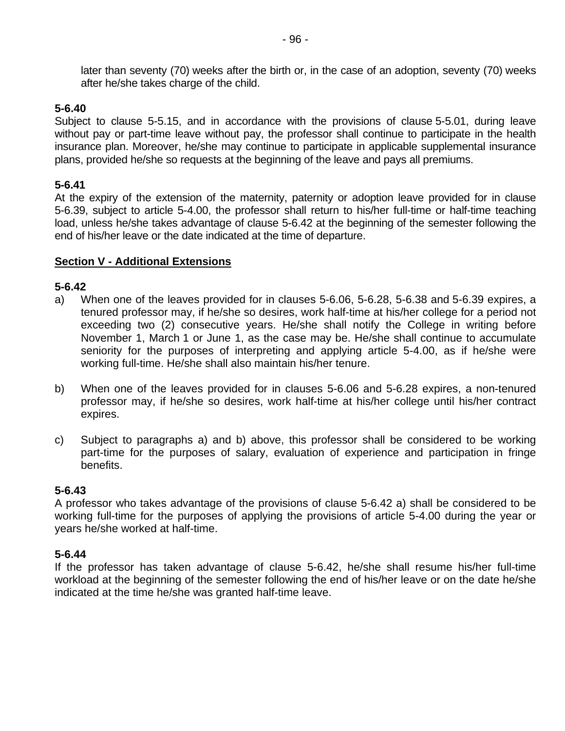later than seventy (70) weeks after the birth or, in the case of an adoption, seventy (70) weeks after he/she takes charge of the child.

**5-6.40**
Subject to clause 5-5.15, and in accordance with the provisions of clause 5-5.01, during leave without pay or part-time leave without pay, the professor shall continue to participate in the health insurance plan. Moreover, he/she may continue to participate in applicable supplemental insurance plans, provided he/she so requests at the beginning of the leave and pays all premiums.

**5-6.41**
At the expiry of the extension of the maternity, paternity or adoption leave provided for in clause 5-6.39, subject to article 5-4.00, the professor shall return to his/her full-time or half-time teaching load, unless he/she takes advantage of clause 5-6.42 at the beginning of the semester following the end of his/her leave or the date indicated at the time of departure.

**Section V - Additional Extensions**

**5-6.42**

a) When one of the leaves provided for in clauses 5-6.06, 5-6.28, 5-6.38 and 5-6.39 expires, a tenured professor may, if he/she so desires, work half-time at his/her college for a period not exceeding two (2) consecutive years. He/she shall notify the College in writing before November 1, March 1 or June 1, as the case may be. He/she shall continue to accumulate seniority for the purposes of interpreting and applying article 5-4.00, as if he/she were working full-time. He/she shall also maintain his/her tenure.

b) When one of the leaves provided for in clauses 5-6.06 and 5-6.28 expires, a non-tenured professor may, if he/she so desires, work half-time at his/her college until his/her contract expires.

c) Subject to paragraphs a) and b) above, this professor shall be considered to be working part-time for the purposes of salary, evaluation of experience and participation in fringe benefits.

**5-6.43**
A professor who takes advantage of the provisions of clause 5-6.42 a) shall be considered to be working full-time for the purposes of applying the provisions of article 5-4.00 during the year or years he/she worked at half-time.

**5-6.44**
If the professor has taken advantage of clause 5-6.42, he/she shall resume his/her full-time workload at the beginning of the semester following the end of his/her leave or on the date he/she indicated at the time he/she was granted half-time leave.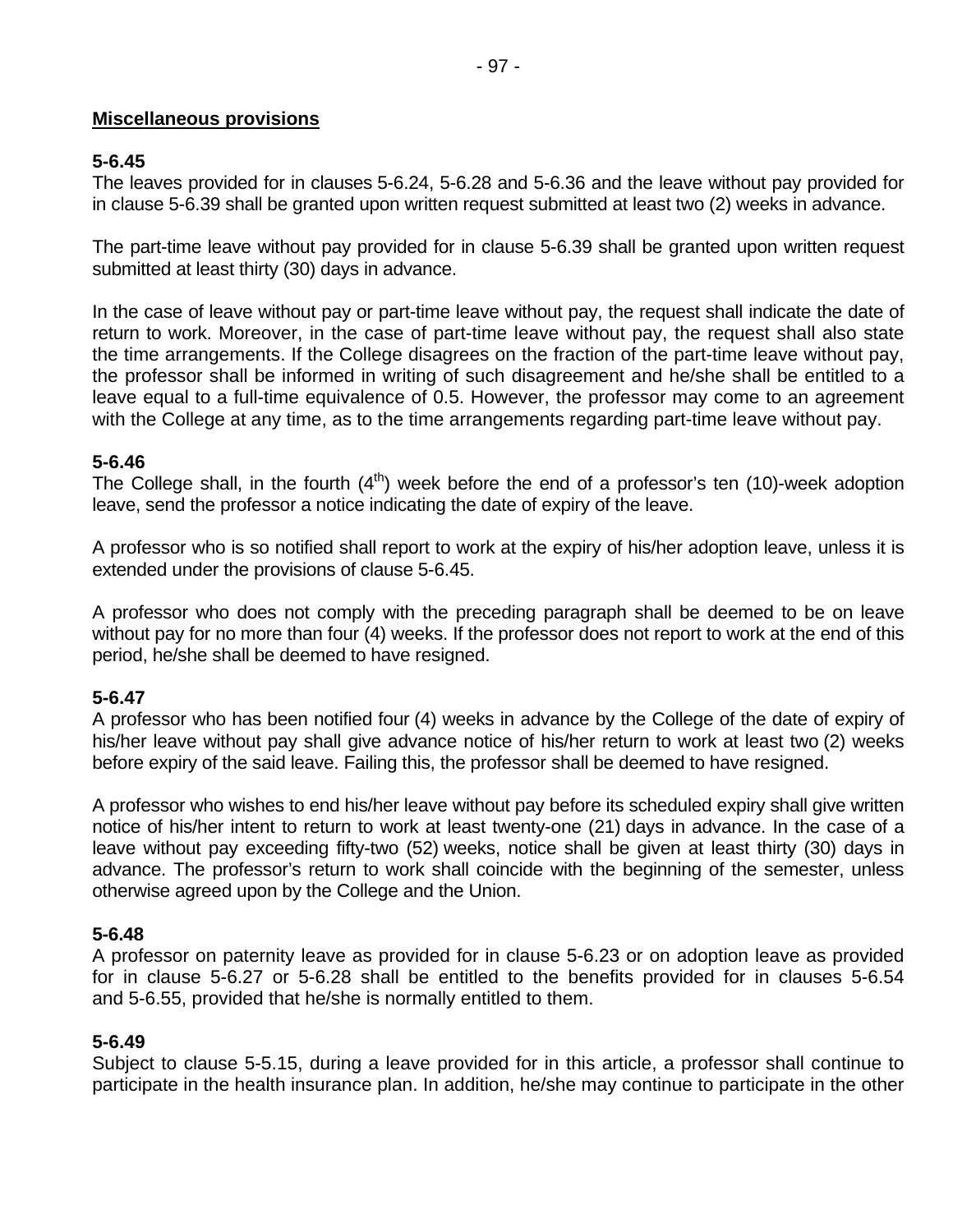**Miscellaneous provisions**

**5-6.45**
The leaves provided for in clauses 5-6.24, 5-6.28 and 5-6.36 and the leave without pay provided for in clause 5-6.39 shall be granted upon written request submitted at least two (2) weeks in advance.

The part-time leave without pay provided for in clause 5-6.39 shall be granted upon written request submitted at least thirty (30) days in advance.

In the case of leave without pay or part-time leave without pay, the request shall indicate the date of return to work. Moreover, in the case of part-time leave without pay, the request shall also state the time arrangements. If the College disagrees on the fraction of the part-time leave without pay, the professor shall be informed in writing of such disagreement and he/she shall be entitled to a leave equal to a full-time equivalence of 0.5. However, the professor may come to an agreement with the College at any time, as to the time arrangements regarding part-time leave without pay.

**5-6.46**
The College shall, in the fourth (4th) week before the end of a professor's ten (10)-week adoption leave, send the professor a notice indicating the date of expiry of the leave.

A professor who is so notified shall report to work at the expiry of his/her adoption leave, unless it is extended under the provisions of clause 5-6.45.

A professor who does not comply with the preceding paragraph shall be deemed to be on leave without pay for no more than four (4) weeks. If the professor does not report to work at the end of this period, he/she shall be deemed to have resigned.

**5-6.47**
A professor who has been notified four (4) weeks in advance by the College of the date of expiry of his/her leave without pay shall give advance notice of his/her return to work at least two (2) weeks before expiry of the said leave. Failing this, the professor shall be deemed to have resigned.

A professor who wishes to end his/her leave without pay before its scheduled expiry shall give written notice of his/her intent to return to work at least twenty-one (21) days in advance. In the case of a leave without pay exceeding fifty-two (52) weeks, notice shall be given at least thirty (30) days in advance. The professor's return to work shall coincide with the beginning of the semester, unless otherwise agreed upon by the College and the Union.

**5-6.48**
A professor on paternity leave as provided for in clause 5-6.23 or on adoption leave as provided for in clause 5-6.27 or 5-6.28 shall be entitled to the benefits provided for in clauses 5-6.54 and 5-6.55, provided that he/she is normally entitled to them.

**5-6.49**
Subject to clause 5-5.15, during a leave provided for in this article, a professor shall continue to participate in the health insurance plan. In addition, he/she may continue to participate in the other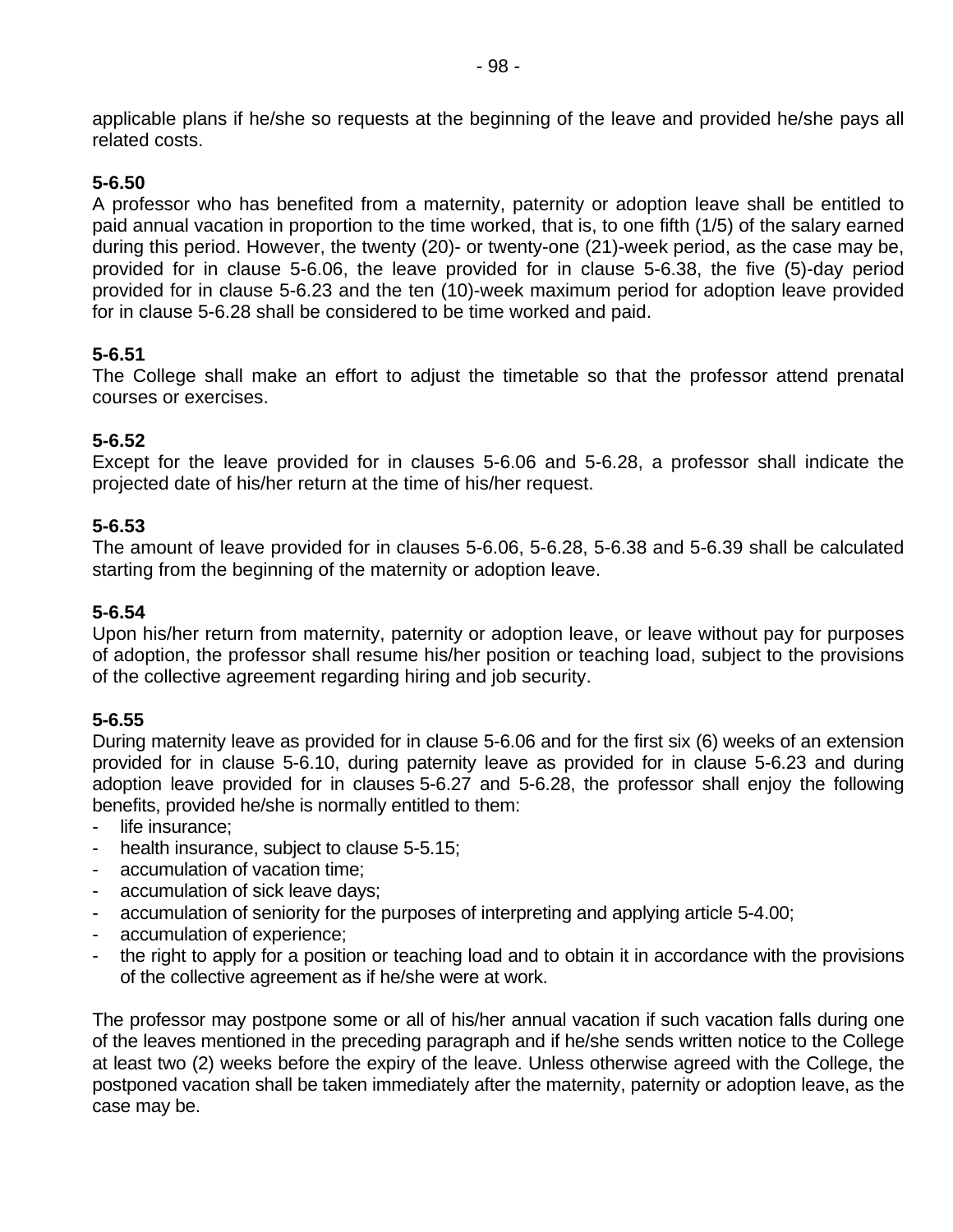applicable plans if he/she so requests at the beginning of the leave and provided he/she pays all related costs.

**5-6.50**
A professor who has benefited from a maternity, paternity or adoption leave shall be entitled to paid annual vacation in proportion to the time worked, that is, to one fifth (1/5) of the salary earned during this period. However, the twenty (20)- or twenty-one (21)-week period, as the case may be, provided for in clause 5-6.06, the leave provided for in clause 5-6.38, the five (5)-day period provided for in clause 5-6.23 and the ten (10)-week maximum period for adoption leave provided for in clause 5-6.28 shall be considered to be time worked and paid.

**5-6.51**
The College shall make an effort to adjust the timetable so that the professor attend prenatal courses or exercises.

**5-6.52**
Except for the leave provided for in clauses 5-6.06 and 5-6.28, a professor shall indicate the projected date of his/her return at the time of his/her request.

**5-6.53**
The amount of leave provided for in clauses 5-6.06, 5-6.28, 5-6.38 and 5-6.39 shall be calculated starting from the beginning of the maternity or adoption leave.

**5-6.54**
Upon his/her return from maternity, paternity or adoption leave, or leave without pay for purposes of adoption, the professor shall resume his/her position or teaching load, subject to the provisions of the collective agreement regarding hiring and job security.

**5-6.55**
During maternity leave as provided for in clause 5-6.06 and for the first six (6) weeks of an extension provided for in clause 5-6.10, during paternity leave as provided for in clause 5-6.23 and during adoption leave provided for in clauses 5-6.27 and 5-6.28, the professor shall enjoy the following benefits, provided he/she is normally entitled to them:

- life insurance;
- health insurance, subject to clause 5-5.15;
- accumulation of vacation time;
- accumulation of sick leave days;
- accumulation of seniority for the purposes of interpreting and applying article 5-4.00;
- accumulation of experience;
- the right to apply for a position or teaching load and to obtain it in accordance with the provisions of the collective agreement as if he/she were at work.

The professor may postpone some or all of his/her annual vacation if such vacation falls during one of the leaves mentioned in the preceding paragraph and if he/she sends written notice to the College at least two (2) weeks before the expiry of the leave. Unless otherwise agreed with the College, the postponed vacation shall be taken immediately after the maternity, paternity or adoption leave, as the case may be.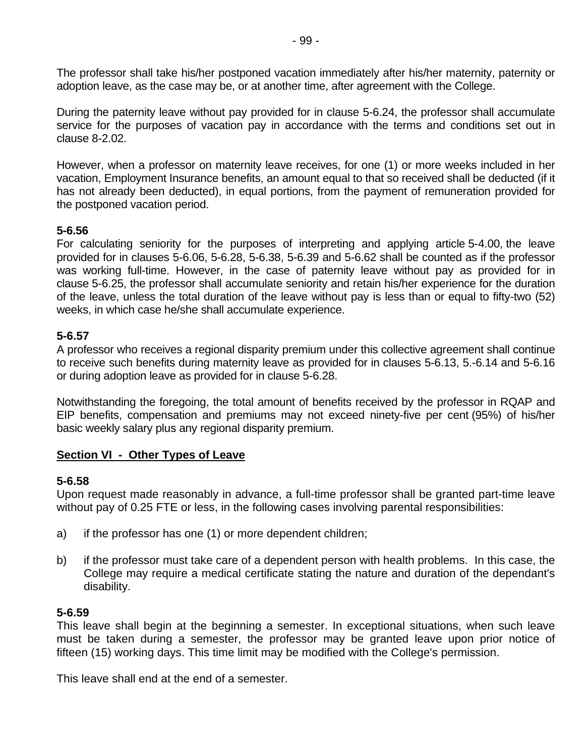The professor shall take his/her postponed vacation immediately after his/her maternity, paternity or adoption leave, as the case may be, or at another time, after agreement with the College.

During the paternity leave without pay provided for in clause 5-6.24, the professor shall accumulate service for the purposes of vacation pay in accordance with the terms and conditions set out in clause 8-2.02.

However, when a professor on maternity leave receives, for one (1) or more weeks included in her vacation, Employment Insurance benefits, an amount equal to that so received shall be deducted (if it has not already been deducted), in equal portions, from the payment of remuneration provided for the postponed vacation period.

**5-6.56**
For calculating seniority for the purposes of interpreting and applying article 5-4.00, the leave provided for in clauses 5-6.06, 5-6.28, 5-6.38, 5-6.39 and 5-6.62 shall be counted as if the professor was working full-time. However, in the case of paternity leave without pay as provided for in clause 5-6.25, the professor shall accumulate seniority and retain his/her experience for the duration of the leave, unless the total duration of the leave without pay is less than or equal to fifty-two (52) weeks, in which case he/she shall accumulate experience.

**5-6.57**
A professor who receives a regional disparity premium under this collective agreement shall continue to receive such benefits during maternity leave as provided for in clauses 5-6.13, 5.-6.14 and 5-6.16 or during adoption leave as provided for in clause 5-6.28.

Notwithstanding the foregoing, the total amount of benefits received by the professor in RQAP and EIP benefits, compensation and premiums may not exceed ninety-five per cent (95%) of his/her basic weekly salary plus any regional disparity premium.

## Section VI - Other Types of Leave

**5-6.58**
Upon request made reasonably in advance, a full-time professor shall be granted part-time leave without pay of 0.25 FTE or less, in the following cases involving parental responsibilities:

a) if the professor has one (1) or more dependent children;

b) if the professor must take care of a dependent person with health problems. In this case, the College may require a medical certificate stating the nature and duration of the dependant's disability.

**5-6.59**
This leave shall begin at the beginning a semester. In exceptional situations, when such leave must be taken during a semester, the professor may be granted leave upon prior notice of fifteen (15) working days. This time limit may be modified with the College's permission.

This leave shall end at the end of a semester.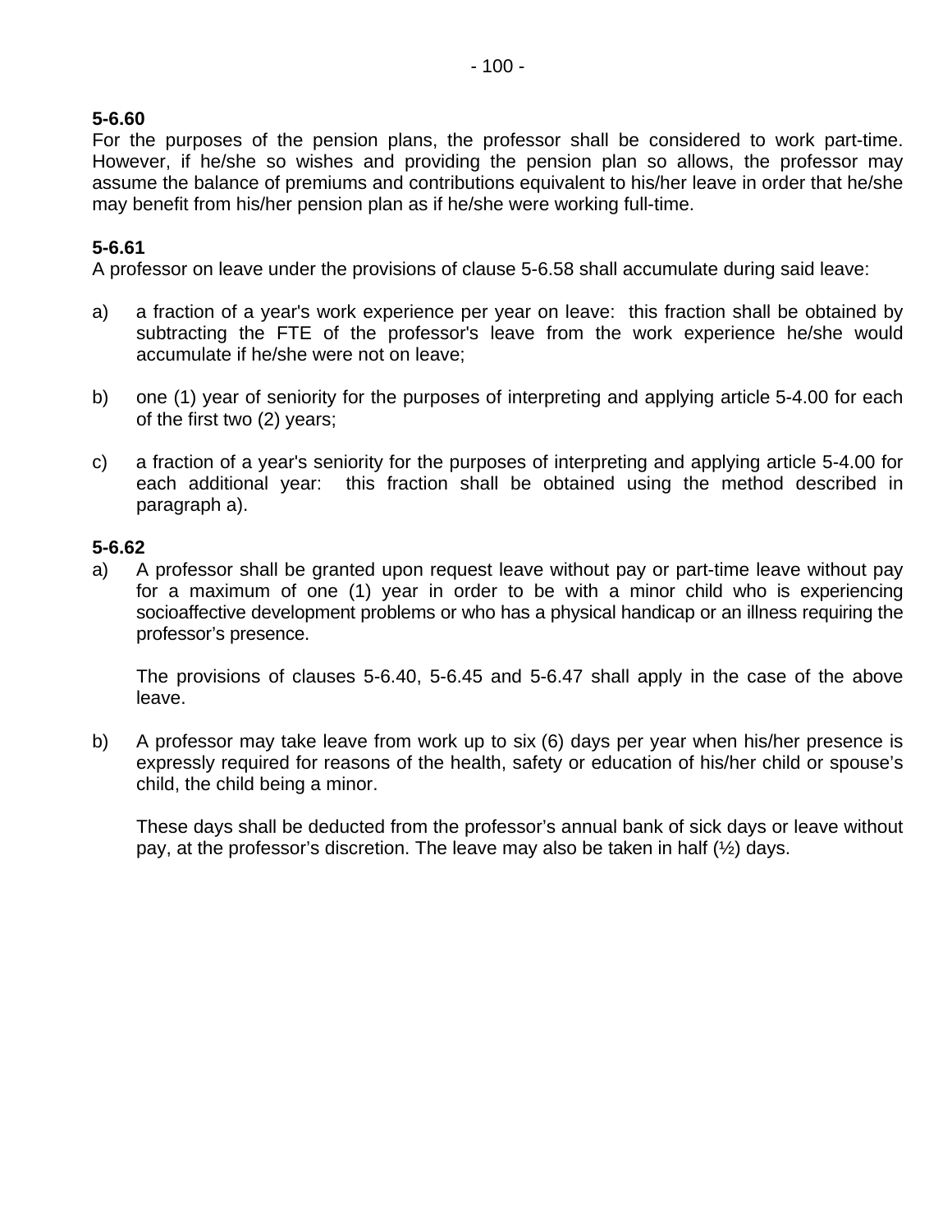**5-6.60**
For the purposes of the pension plans, the professor shall be considered to work part-time. However, if he/she so wishes and providing the pension plan so allows, the professor may assume the balance of premiums and contributions equivalent to his/her leave in order that he/she may benefit from his/her pension plan as if he/she were working full-time.

**5-6.61**
A professor on leave under the provisions of clause 5-6.58 shall accumulate during said leave:

a) a fraction of a year's work experience per year on leave: this fraction shall be obtained by subtracting the FTE of the professor's leave from the work experience he/she would accumulate if he/she were not on leave;

b) one (1) year of seniority for the purposes of interpreting and applying article 5-4.00 for each of the first two (2) years;

c) a fraction of a year's seniority for the purposes of interpreting and applying article 5-4.00 for each additional year: this fraction shall be obtained using the method described in paragraph a).

**5-6.62**

a) A professor shall be granted upon request leave without pay or part-time leave without pay for a maximum of one (1) year in order to be with a minor child who is experiencing socioaffective development problems or who has a physical handicap or an illness requiring the professor's presence.

   The provisions of clauses 5-6.40, 5-6.45 and 5-6.47 shall apply in the case of the above leave.

b) A professor may take leave from work up to six (6) days per year when his/her presence is expressly required for reasons of the health, safety or education of his/her child or spouse's child, the child being a minor.

   These days shall be deducted from the professor's annual bank of sick days or leave without pay, at the professor's discretion. The leave may also be taken in half (½) days.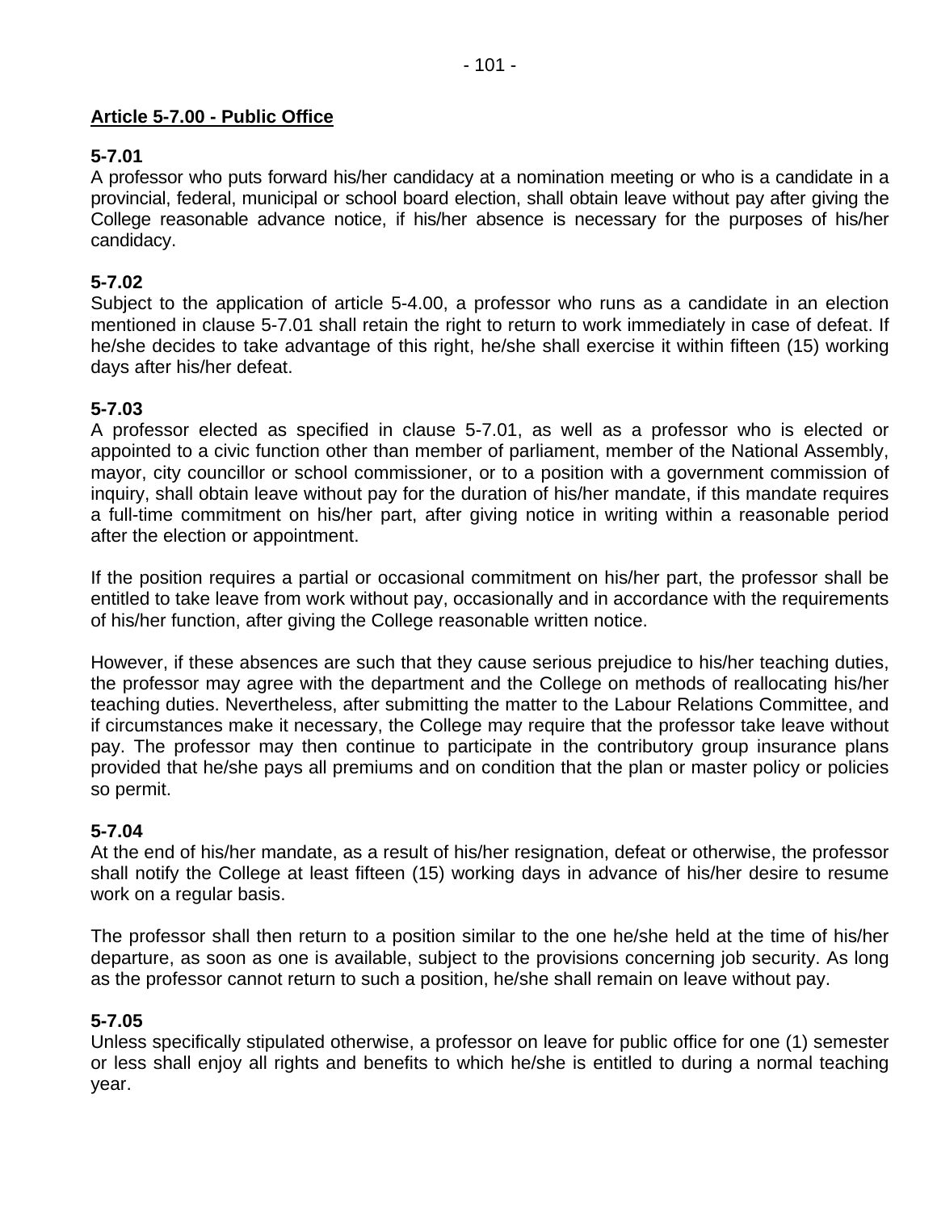## Article 5-7.00 - Public Office

### 5-7.01

A professor who puts forward his/her candidacy at a nomination meeting or who is a candidate in a provincial, federal, municipal or school board election, shall obtain leave without pay after giving the College reasonable advance notice, if his/her absence is necessary for the purposes of his/her candidacy.

### 5-7.02

Subject to the application of article 5-4.00, a professor who runs as a candidate in an election mentioned in clause 5-7.01 shall retain the right to return to work immediately in case of defeat. If he/she decides to take advantage of this right, he/she shall exercise it within fifteen (15) working days after his/her defeat.

### 5-7.03

A professor elected as specified in clause 5-7.01, as well as a professor who is elected or appointed to a civic function other than member of parliament, member of the National Assembly, mayor, city councillor or school commissioner, or to a position with a government commission of inquiry, shall obtain leave without pay for the duration of his/her mandate, if this mandate requires a full-time commitment on his/her part, after giving notice in writing within a reasonable period after the election or appointment.

If the position requires a partial or occasional commitment on his/her part, the professor shall be entitled to take leave from work without pay, occasionally and in accordance with the requirements of his/her function, after giving the College reasonable written notice.

However, if these absences are such that they cause serious prejudice to his/her teaching duties, the professor may agree with the department and the College on methods of reallocating his/her teaching duties. Nevertheless, after submitting the matter to the Labour Relations Committee, and if circumstances make it necessary, the College may require that the professor take leave without pay. The professor may then continue to participate in the contributory group insurance plans provided that he/she pays all premiums and on condition that the plan or master policy or policies so permit.

### 5-7.04

At the end of his/her mandate, as a result of his/her resignation, defeat or otherwise, the professor shall notify the College at least fifteen (15) working days in advance of his/her desire to resume work on a regular basis.

The professor shall then return to a position similar to the one he/she held at the time of his/her departure, as soon as one is available, subject to the provisions concerning job security. As long as the professor cannot return to such a position, he/she shall remain on leave without pay.

### 5-7.05

Unless specifically stipulated otherwise, a professor on leave for public office for one (1) semester or less shall enjoy all rights and benefits to which he/she is entitled to during a normal teaching year.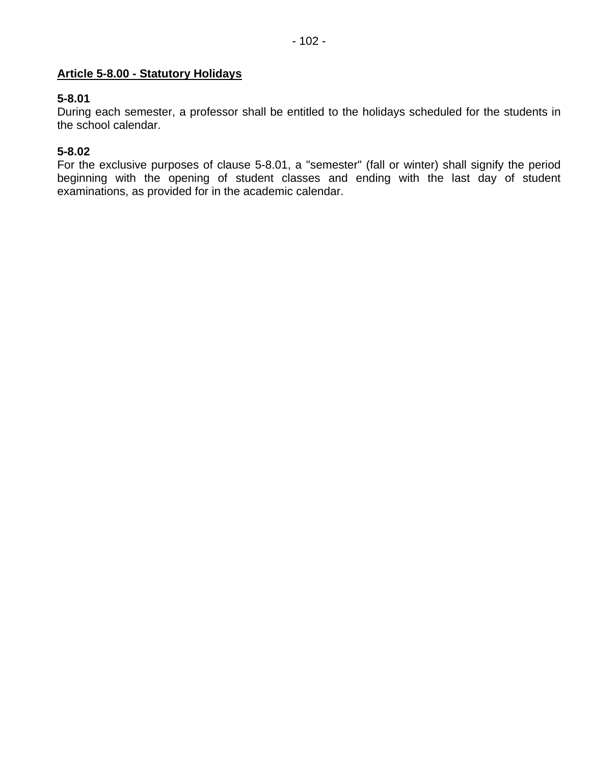## Article 5-8.00 - Statutory Holidays

**5-8.01**

During each semester, a professor shall be entitled to the holidays scheduled for the students in the school calendar.

**5-8.02**

For the exclusive purposes of clause 5-8.01, a "semester" (fall or winter) shall signify the period beginning with the opening of student classes and ending with the last day of student examinations, as provided for in the academic calendar.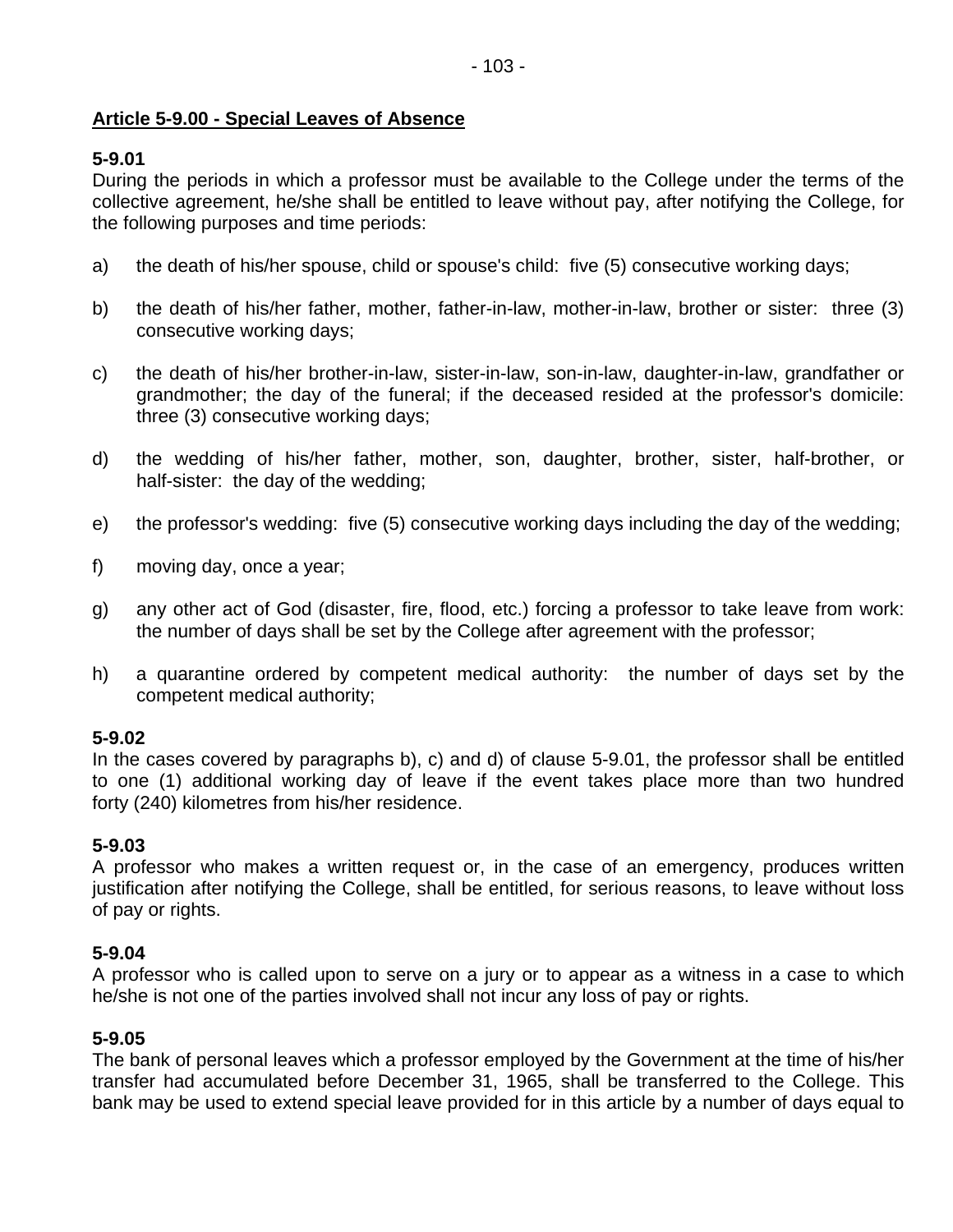## **Article 5-9.00 - Special Leaves of Absence**

**5-9.01**
During the periods in which a professor must be available to the College under the terms of the collective agreement, he/she shall be entitled to leave without pay, after notifying the College, for the following purposes and time periods:

a) the death of his/her spouse, child or spouse's child: five (5) consecutive working days;

b) the death of his/her father, mother, father-in-law, mother-in-law, brother or sister: three (3) consecutive working days;

c) the death of his/her brother-in-law, sister-in-law, son-in-law, daughter-in-law, grandfather or grandmother; the day of the funeral; if the deceased resided at the professor's domicile: three (3) consecutive working days;

d) the wedding of his/her father, mother, son, daughter, brother, sister, half-brother, or half-sister: the day of the wedding;

e) the professor's wedding: five (5) consecutive working days including the day of the wedding;

f) moving day, once a year;

g) any other act of God (disaster, fire, flood, etc.) forcing a professor to take leave from work: the number of days shall be set by the College after agreement with the professor;

h) a quarantine ordered by competent medical authority: the number of days set by the competent medical authority;

**5-9.02**
In the cases covered by paragraphs b), c) and d) of clause 5-9.01, the professor shall be entitled to one (1) additional working day of leave if the event takes place more than two hundred forty (240) kilometres from his/her residence.

**5-9.03**
A professor who makes a written request or, in the case of an emergency, produces written justification after notifying the College, shall be entitled, for serious reasons, to leave without loss of pay or rights.

**5-9.04**
A professor who is called upon to serve on a jury or to appear as a witness in a case to which he/she is not one of the parties involved shall not incur any loss of pay or rights.

**5-9.05**
The bank of personal leaves which a professor employed by the Government at the time of his/her transfer had accumulated before December 31, 1965, shall be transferred to the College. This bank may be used to extend special leave provided for in this article by a number of days equal to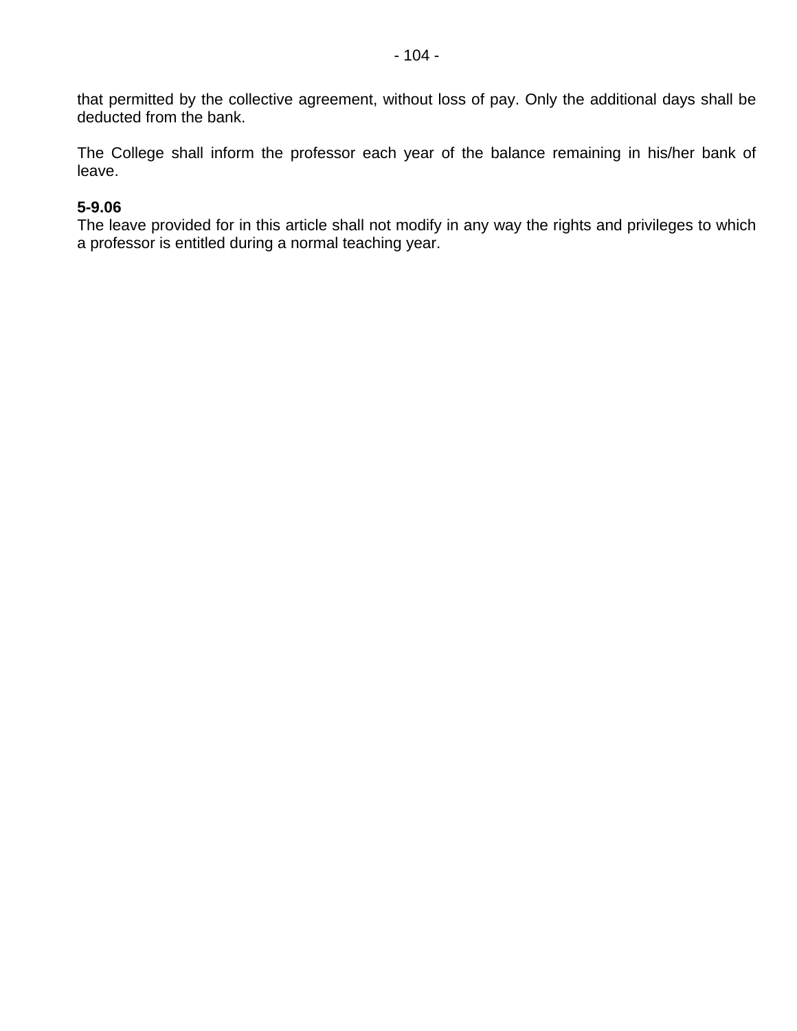that permitted by the collective agreement, without loss of pay. Only the additional days shall be deducted from the bank.

The College shall inform the professor each year of the balance remaining in his/her bank of leave.

**5-9.06**
The leave provided for in this article shall not modify in any way the rights and privileges to which a professor is entitled during a normal teaching year.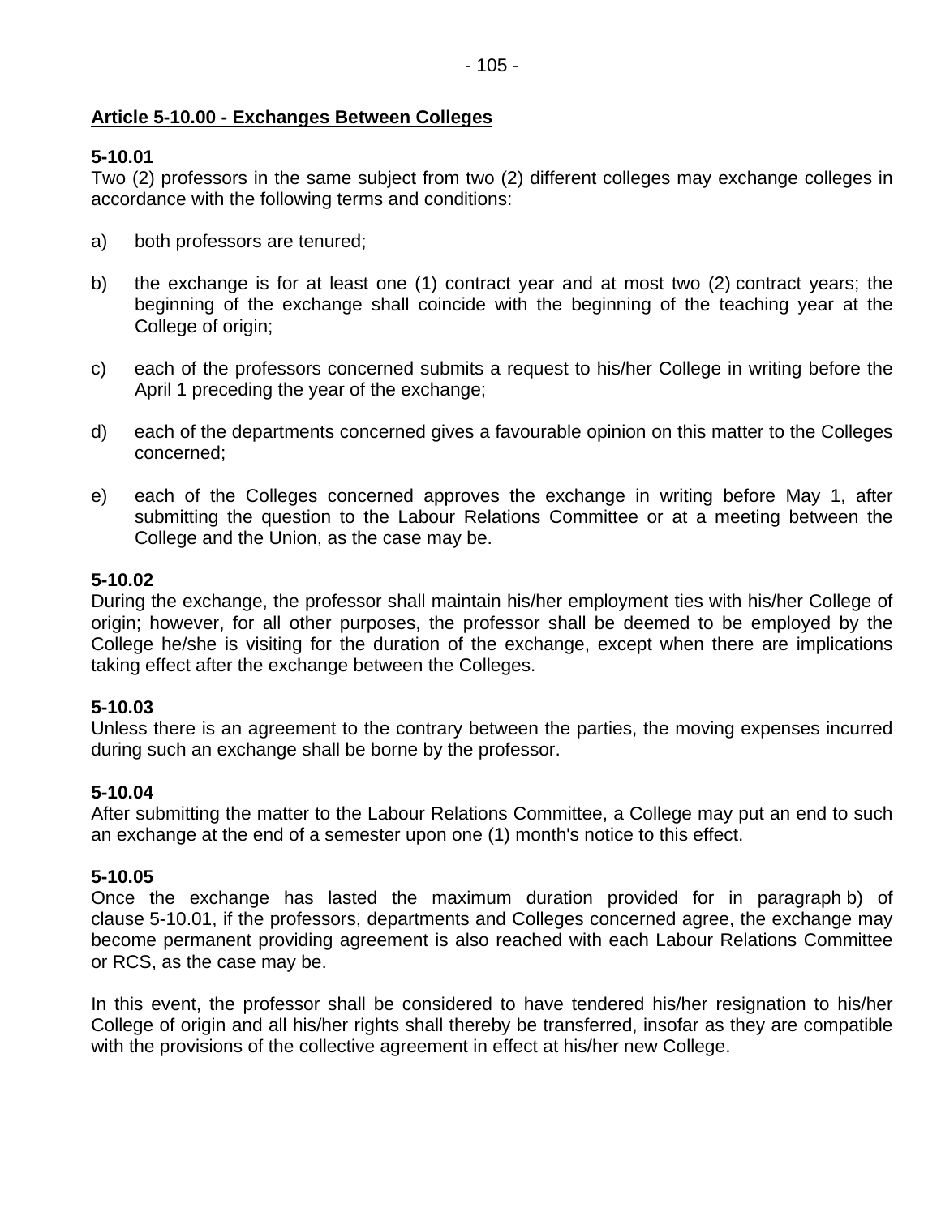## Article 5-10.00 - Exchanges Between Colleges

**5-10.01**
Two (2) professors in the same subject from two (2) different colleges may exchange colleges in accordance with the following terms and conditions:

a) both professors are tenured;

b) the exchange is for at least one (1) contract year and at most two (2) contract years; the beginning of the exchange shall coincide with the beginning of the teaching year at the College of origin;

c) each of the professors concerned submits a request to his/her College in writing before the April 1 preceding the year of the exchange;

d) each of the departments concerned gives a favourable opinion on this matter to the Colleges concerned;

e) each of the Colleges concerned approves the exchange in writing before May 1, after submitting the question to the Labour Relations Committee or at a meeting between the College and the Union, as the case may be.

**5-10.02**
During the exchange, the professor shall maintain his/her employment ties with his/her College of origin; however, for all other purposes, the professor shall be deemed to be employed by the College he/she is visiting for the duration of the exchange, except when there are implications taking effect after the exchange between the Colleges.

**5-10.03**
Unless there is an agreement to the contrary between the parties, the moving expenses incurred during such an exchange shall be borne by the professor.

**5-10.04**
After submitting the matter to the Labour Relations Committee, a College may put an end to such an exchange at the end of a semester upon one (1) month's notice to this effect.

**5-10.05**
Once the exchange has lasted the maximum duration provided for in paragraph b) of clause 5-10.01, if the professors, departments and Colleges concerned agree, the exchange may become permanent providing agreement is also reached with each Labour Relations Committee or RCS, as the case may be.

In this event, the professor shall be considered to have tendered his/her resignation to his/her College of origin and all his/her rights shall thereby be transferred, insofar as they are compatible with the provisions of the collective agreement in effect at his/her new College.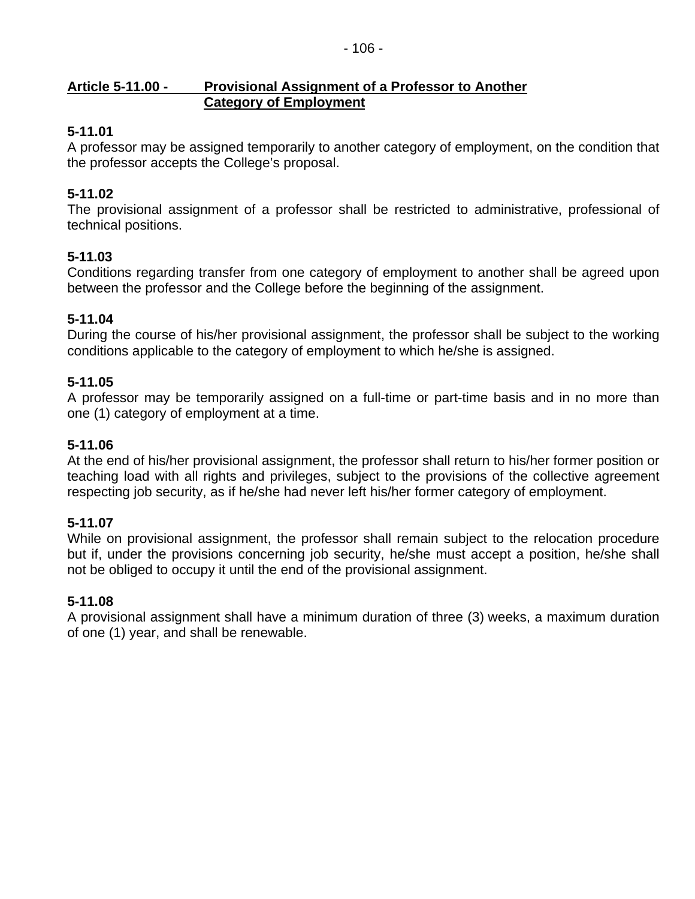## Article 5-11.00 - Provisional Assignment of a Professor to Another Category of Employment

**5-11.01**
A professor may be assigned temporarily to another category of employment, on the condition that the professor accepts the College's proposal.

**5-11.02**
The provisional assignment of a professor shall be restricted to administrative, professional of technical positions.

**5-11.03**
Conditions regarding transfer from one category of employment to another shall be agreed upon between the professor and the College before the beginning of the assignment.

**5-11.04**
During the course of his/her provisional assignment, the professor shall be subject to the working conditions applicable to the category of employment to which he/she is assigned.

**5-11.05**
A professor may be temporarily assigned on a full-time or part-time basis and in no more than one (1) category of employment at a time.

**5-11.06**
At the end of his/her provisional assignment, the professor shall return to his/her former position or teaching load with all rights and privileges, subject to the provisions of the collective agreement respecting job security, as if he/she had never left his/her former category of employment.

**5-11.07**
While on provisional assignment, the professor shall remain subject to the relocation procedure but if, under the provisions concerning job security, he/she must accept a position, he/she shall not be obliged to occupy it until the end of the provisional assignment.

**5-11.08**
A provisional assignment shall have a minimum duration of three (3) weeks, a maximum duration of one (1) year, and shall be renewable.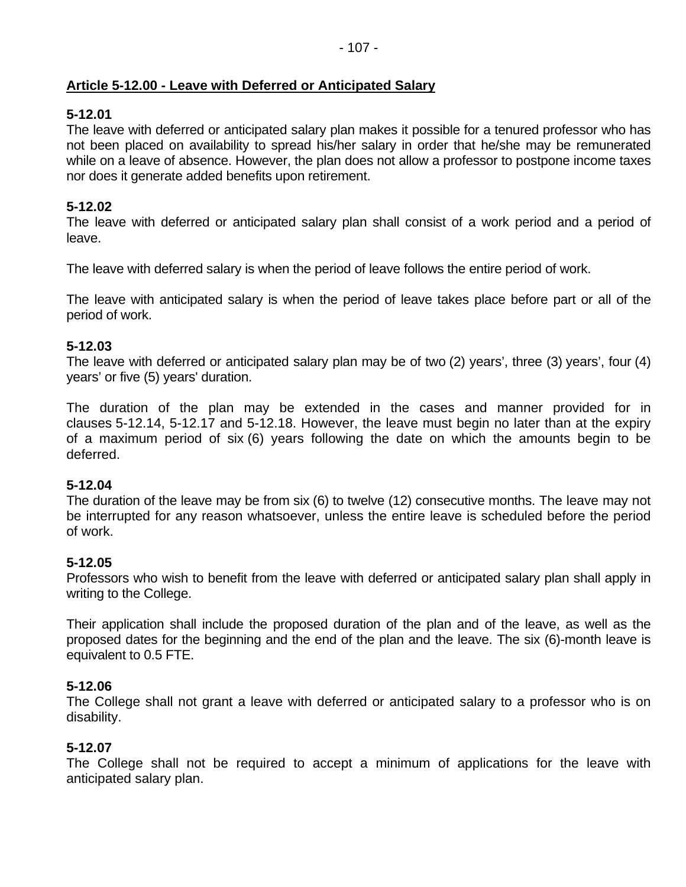## Article 5-12.00 - Leave with Deferred or Anticipated Salary

**5-12.01**
The leave with deferred or anticipated salary plan makes it possible for a tenured professor who has not been placed on availability to spread his/her salary in order that he/she may be remunerated while on a leave of absence. However, the plan does not allow a professor to postpone income taxes nor does it generate added benefits upon retirement.

**5-12.02**
The leave with deferred or anticipated salary plan shall consist of a work period and a period of leave.

The leave with deferred salary is when the period of leave follows the entire period of work.

The leave with anticipated salary is when the period of leave takes place before part or all of the period of work.

**5-12.03**
The leave with deferred or anticipated salary plan may be of two (2) years', three (3) years', four (4) years' or five (5) years' duration.

The duration of the plan may be extended in the cases and manner provided for in clauses 5-12.14, 5-12.17 and 5-12.18. However, the leave must begin no later than at the expiry of a maximum period of six (6) years following the date on which the amounts begin to be deferred.

**5-12.04**
The duration of the leave may be from six (6) to twelve (12) consecutive months. The leave may not be interrupted for any reason whatsoever, unless the entire leave is scheduled before the period of work.

**5-12.05**
Professors who wish to benefit from the leave with deferred or anticipated salary plan shall apply in writing to the College.

Their application shall include the proposed duration of the plan and of the leave, as well as the proposed dates for the beginning and the end of the plan and the leave. The six (6)-month leave is equivalent to 0.5 FTE.

**5-12.06**
The College shall not grant a leave with deferred or anticipated salary to a professor who is on disability.

**5-12.07**
The College shall not be required to accept a minimum of applications for the leave with anticipated salary plan.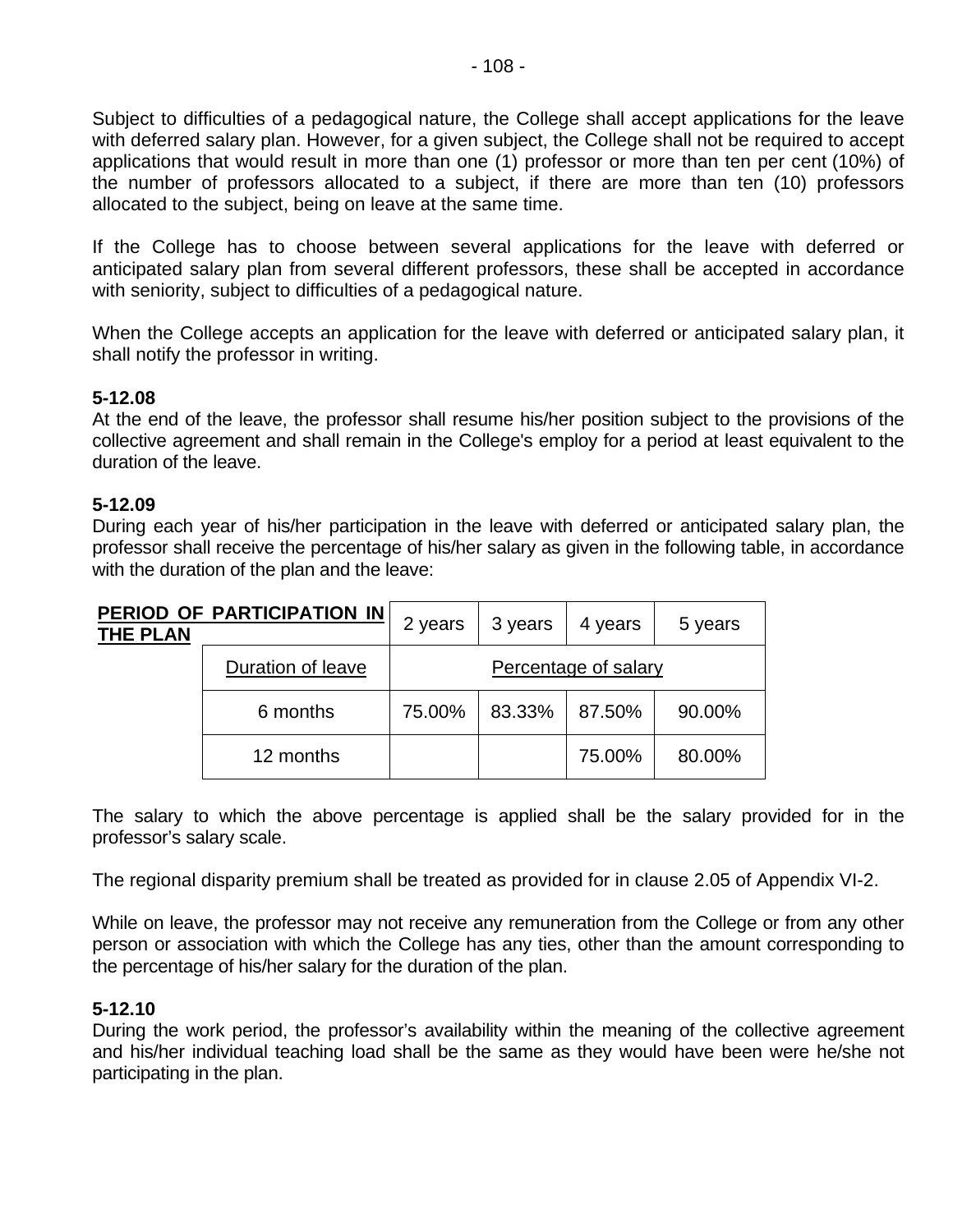Subject to difficulties of a pedagogical nature, the College shall accept applications for the leave with deferred salary plan. However, for a given subject, the College shall not be required to accept applications that would result in more than one (1) professor or more than ten per cent (10%) of the number of professors allocated to a subject, if there are more than ten (10) professors allocated to the subject, being on leave at the same time.

If the College has to choose between several applications for the leave with deferred or anticipated salary plan from several different professors, these shall be accepted in accordance with seniority, subject to difficulties of a pedagogical nature.

When the College accepts an application for the leave with deferred or anticipated salary plan, it shall notify the professor in writing.

**5-12.08**

At the end of the leave, the professor shall resume his/her position subject to the provisions of the collective agreement and shall remain in the College's employ for a period at least equivalent to the duration of the leave.

**5-12.09**

During each year of his/her participation in the leave with deferred or anticipated salary plan, the professor shall receive the percentage of his/her salary as given in the following table, in accordance with the duration of the plan and the leave:

| **PERIOD OF PARTICIPATION IN THE PLAN** | 2 years | 3 years | 4 years | 5 years |
|---|---|---|---|---|
| Duration of leave | Percentage of salary | | | |
| 6 months | 75.00% | 83.33% | 87.50% | 90.00% |
| 12 months | | | 75.00% | 80.00% |

The salary to which the above percentage is applied shall be the salary provided for in the professor's salary scale.

The regional disparity premium shall be treated as provided for in clause 2.05 of Appendix VI-2.

While on leave, the professor may not receive any remuneration from the College or from any other person or association with which the College has any ties, other than the amount corresponding to the percentage of his/her salary for the duration of the plan.

**5-12.10**

During the work period, the professor's availability within the meaning of the collective agreement and his/her individual teaching load shall be the same as they would have been were he/she not participating in the plan.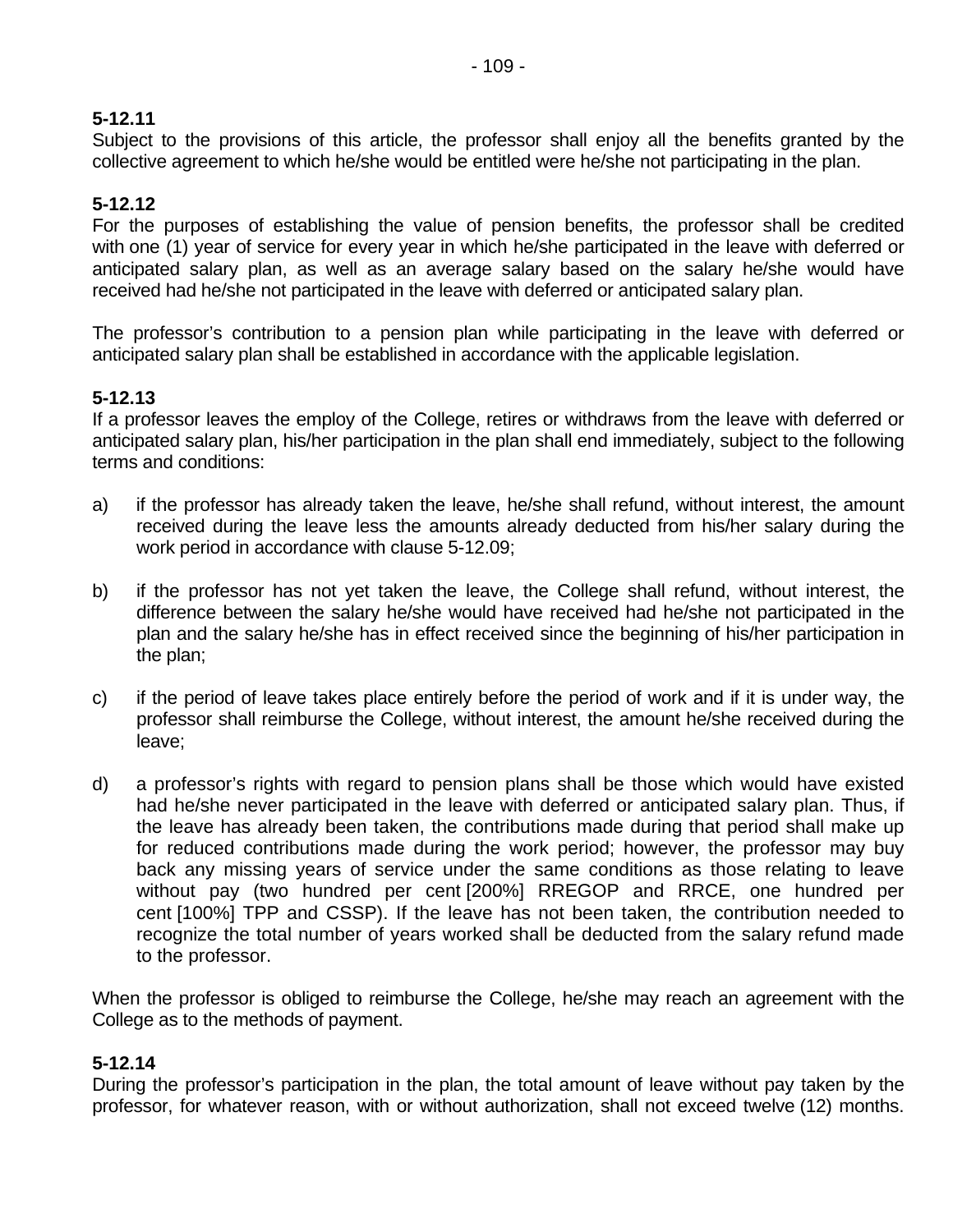**5-12.11**
Subject to the provisions of this article, the professor shall enjoy all the benefits granted by the collective agreement to which he/she would be entitled were he/she not participating in the plan.

**5-12.12**
For the purposes of establishing the value of pension benefits, the professor shall be credited with one (1) year of service for every year in which he/she participated in the leave with deferred or anticipated salary plan, as well as an average salary based on the salary he/she would have received had he/she not participated in the leave with deferred or anticipated salary plan.

The professor's contribution to a pension plan while participating in the leave with deferred or anticipated salary plan shall be established in accordance with the applicable legislation.

**5-12.13**
If a professor leaves the employ of the College, retires or withdraws from the leave with deferred or anticipated salary plan, his/her participation in the plan shall end immediately, subject to the following terms and conditions:

a) if the professor has already taken the leave, he/she shall refund, without interest, the amount received during the leave less the amounts already deducted from his/her salary during the work period in accordance with clause 5-12.09;

b) if the professor has not yet taken the leave, the College shall refund, without interest, the difference between the salary he/she would have received had he/she not participated in the plan and the salary he/she has in effect received since the beginning of his/her participation in the plan;

c) if the period of leave takes place entirely before the period of work and if it is under way, the professor shall reimburse the College, without interest, the amount he/she received during the leave;

d) a professor's rights with regard to pension plans shall be those which would have existed had he/she never participated in the leave with deferred or anticipated salary plan. Thus, if the leave has already been taken, the contributions made during that period shall make up for reduced contributions made during the work period; however, the professor may buy back any missing years of service under the same conditions as those relating to leave without pay (two hundred per cent [200%] RREGOP and RRCE, one hundred per cent [100%] TPP and CSSP). If the leave has not been taken, the contribution needed to recognize the total number of years worked shall be deducted from the salary refund made to the professor.

When the professor is obliged to reimburse the College, he/she may reach an agreement with the College as to the methods of payment.

**5-12.14**
During the professor's participation in the plan, the total amount of leave without pay taken by the professor, for whatever reason, with or without authorization, shall not exceed twelve (12) months.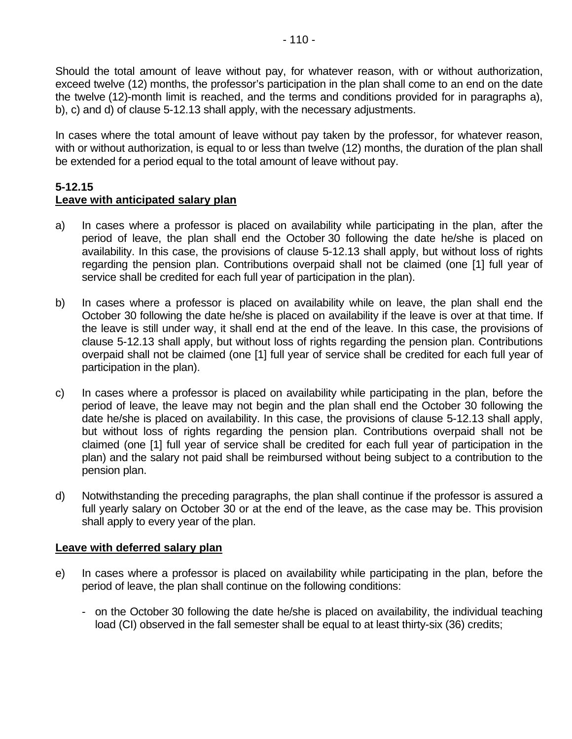Should the total amount of leave without pay, for whatever reason, with or without authorization, exceed twelve (12) months, the professor's participation in the plan shall come to an end on the date the twelve (12)-month limit is reached, and the terms and conditions provided for in paragraphs a), b), c) and d) of clause 5-12.13 shall apply, with the necessary adjustments.

In cases where the total amount of leave without pay taken by the professor, for whatever reason, with or without authorization, is equal to or less than twelve (12) months, the duration of the plan shall be extended for a period equal to the total amount of leave without pay.

**5-12.15**
**Leave with anticipated salary plan**

a) In cases where a professor is placed on availability while participating in the plan, after the period of leave, the plan shall end the October 30 following the date he/she is placed on availability. In this case, the provisions of clause 5-12.13 shall apply, but without loss of rights regarding the pension plan. Contributions overpaid shall not be claimed (one [1] full year of service shall be credited for each full year of participation in the plan).

b) In cases where a professor is placed on availability while on leave, the plan shall end the October 30 following the date he/she is placed on availability if the leave is over at that time. If the leave is still under way, it shall end at the end of the leave. In this case, the provisions of clause 5-12.13 shall apply, but without loss of rights regarding the pension plan. Contributions overpaid shall not be claimed (one [1] full year of service shall be credited for each full year of participation in the plan).

c) In cases where a professor is placed on availability while participating in the plan, before the period of leave, the leave may not begin and the plan shall end the October 30 following the date he/she is placed on availability. In this case, the provisions of clause 5-12.13 shall apply, but without loss of rights regarding the pension plan. Contributions overpaid shall not be claimed (one [1] full year of service shall be credited for each full year of participation in the plan) and the salary not paid shall be reimbursed without being subject to a contribution to the pension plan.

d) Notwithstanding the preceding paragraphs, the plan shall continue if the professor is assured a full yearly salary on October 30 or at the end of the leave, as the case may be. This provision shall apply to every year of the plan.

**Leave with deferred salary plan**

e) In cases where a professor is placed on availability while participating in the plan, before the period of leave, the plan shall continue on the following conditions:

   - on the October 30 following the date he/she is placed on availability, the individual teaching load (CI) observed in the fall semester shall be equal to at least thirty-six (36) credits;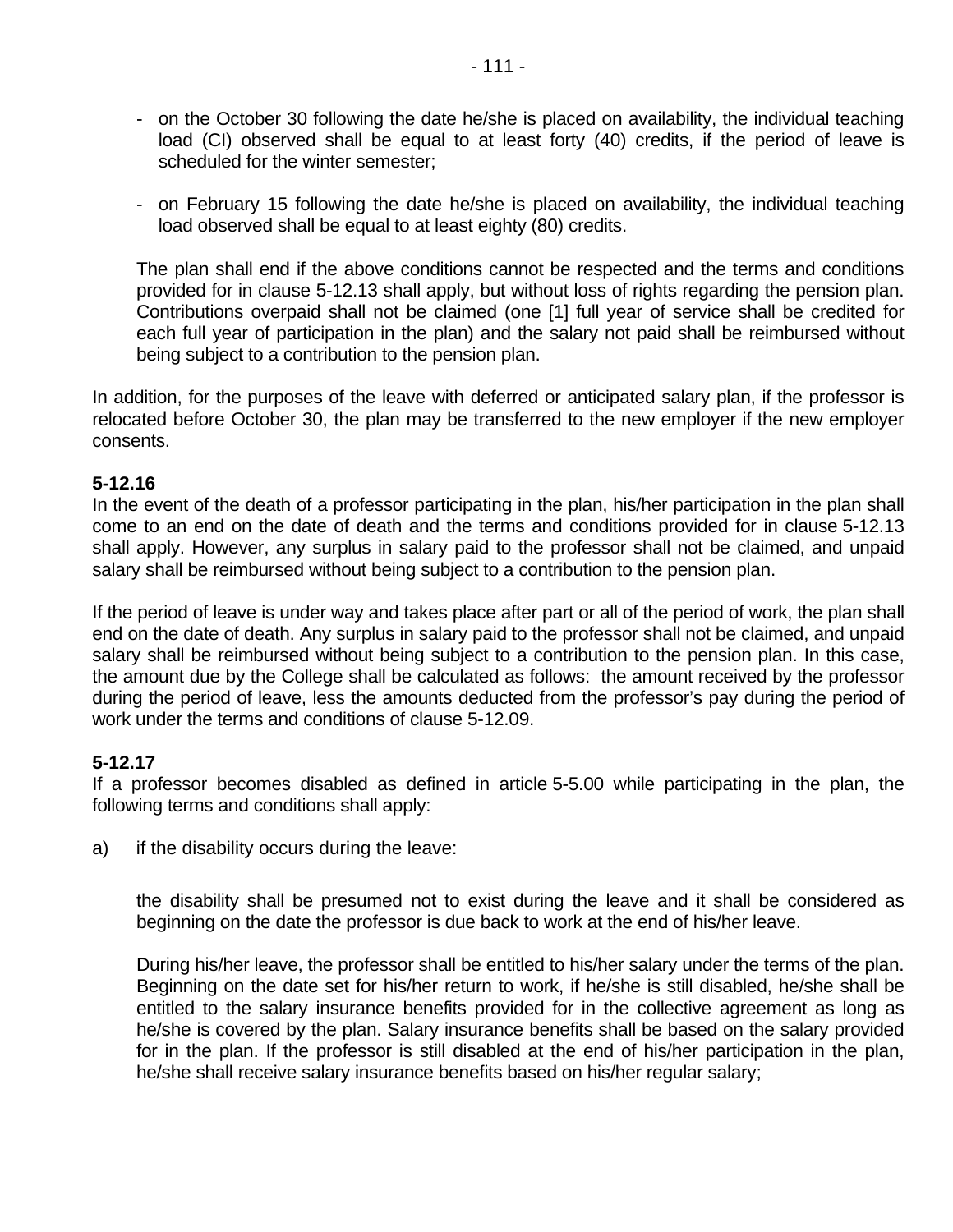- on the October 30 following the date he/she is placed on availability, the individual teaching load (CI) observed shall be equal to at least forty (40) credits, if the period of leave is scheduled for the winter semester;

- on February 15 following the date he/she is placed on availability, the individual teaching load observed shall be equal to at least eighty (80) credits.

  The plan shall end if the above conditions cannot be respected and the terms and conditions provided for in clause 5-12.13 shall apply, but without loss of rights regarding the pension plan. Contributions overpaid shall not be claimed (one [1] full year of service shall be credited for each full year of participation in the plan) and the salary not paid shall be reimbursed without being subject to a contribution to the pension plan.

In addition, for the purposes of the leave with deferred or anticipated salary plan, if the professor is relocated before October 30, the plan may be transferred to the new employer if the new employer consents.

**5-12.16**
In the event of the death of a professor participating in the plan, his/her participation in the plan shall come to an end on the date of death and the terms and conditions provided for in clause 5-12.13 shall apply. However, any surplus in salary paid to the professor shall not be claimed, and unpaid salary shall be reimbursed without being subject to a contribution to the pension plan.

If the period of leave is under way and takes place after part or all of the period of work, the plan shall end on the date of death. Any surplus in salary paid to the professor shall not be claimed, and unpaid salary shall be reimbursed without being subject to a contribution to the pension plan. In this case, the amount due by the College shall be calculated as follows: the amount received by the professor during the period of leave, less the amounts deducted from the professor's pay during the period of work under the terms and conditions of clause 5-12.09.

**5-12.17**
If a professor becomes disabled as defined in article 5-5.00 while participating in the plan, the following terms and conditions shall apply:

a) if the disability occurs during the leave:

   the disability shall be presumed not to exist during the leave and it shall be considered as beginning on the date the professor is due back to work at the end of his/her leave.

   During his/her leave, the professor shall be entitled to his/her salary under the terms of the plan. Beginning on the date set for his/her return to work, if he/she is still disabled, he/she shall be entitled to the salary insurance benefits provided for in the collective agreement as long as he/she is covered by the plan. Salary insurance benefits shall be based on the salary provided for in the plan. If the professor is still disabled at the end of his/her participation in the plan, he/she shall receive salary insurance benefits based on his/her regular salary;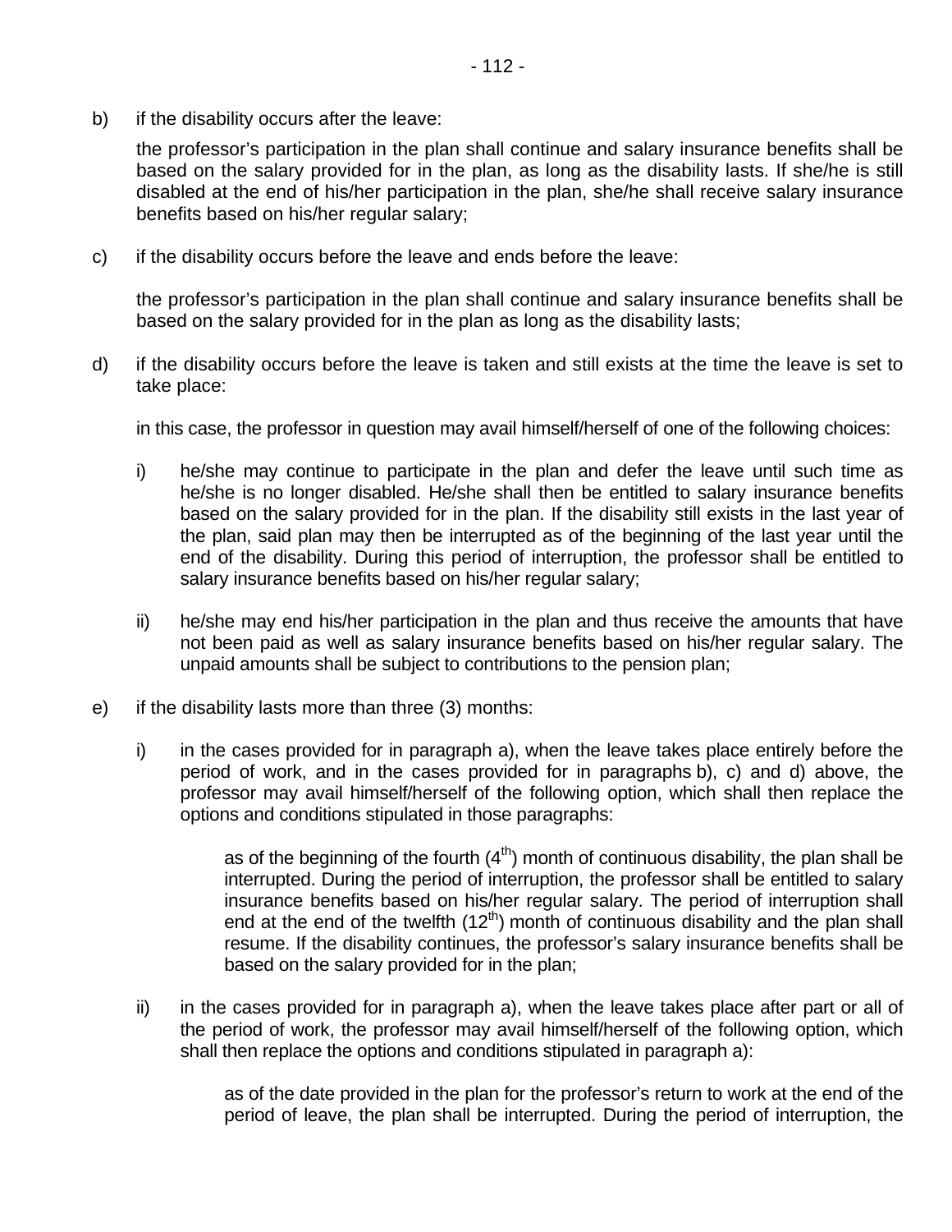b) if the disability occurs after the leave:

   the professor's participation in the plan shall continue and salary insurance benefits shall be based on the salary provided for in the plan, as long as the disability lasts. If she/he is still disabled at the end of his/her participation in the plan, she/he shall receive salary insurance benefits based on his/her regular salary;

c) if the disability occurs before the leave and ends before the leave:

   the professor's participation in the plan shall continue and salary insurance benefits shall be based on the salary provided for in the plan as long as the disability lasts;

d) if the disability occurs before the leave is taken and still exists at the time the leave is set to take place:

   in this case, the professor in question may avail himself/herself of one of the following choices:

   i) he/she may continue to participate in the plan and defer the leave until such time as he/she is no longer disabled. He/she shall then be entitled to salary insurance benefits based on the salary provided for in the plan. If the disability still exists in the last year of the plan, said plan may then be interrupted as of the beginning of the last year until the end of the disability. During this period of interruption, the professor shall be entitled to salary insurance benefits based on his/her regular salary;

   ii) he/she may end his/her participation in the plan and thus receive the amounts that have not been paid as well as salary insurance benefits based on his/her regular salary. The unpaid amounts shall be subject to contributions to the pension plan;

e) if the disability lasts more than three (3) months:

   i) in the cases provided for in paragraph a), when the leave takes place entirely before the period of work, and in the cases provided for in paragraphs b), c) and d) above, the professor may avail himself/herself of the following option, which shall then replace the options and conditions stipulated in those paragraphs:

      as of the beginning of the fourth (4th) month of continuous disability, the plan shall be interrupted. During the period of interruption, the professor shall be entitled to salary insurance benefits based on his/her regular salary. The period of interruption shall end at the end of the twelfth (12th) month of continuous disability and the plan shall resume. If the disability continues, the professor's salary insurance benefits shall be based on the salary provided for in the plan;

   ii) in the cases provided for in paragraph a), when the leave takes place after part or all of the period of work, the professor may avail himself/herself of the following option, which shall then replace the options and conditions stipulated in paragraph a):

      as of the date provided in the plan for the professor's return to work at the end of the period of leave, the plan shall be interrupted. During the period of interruption, the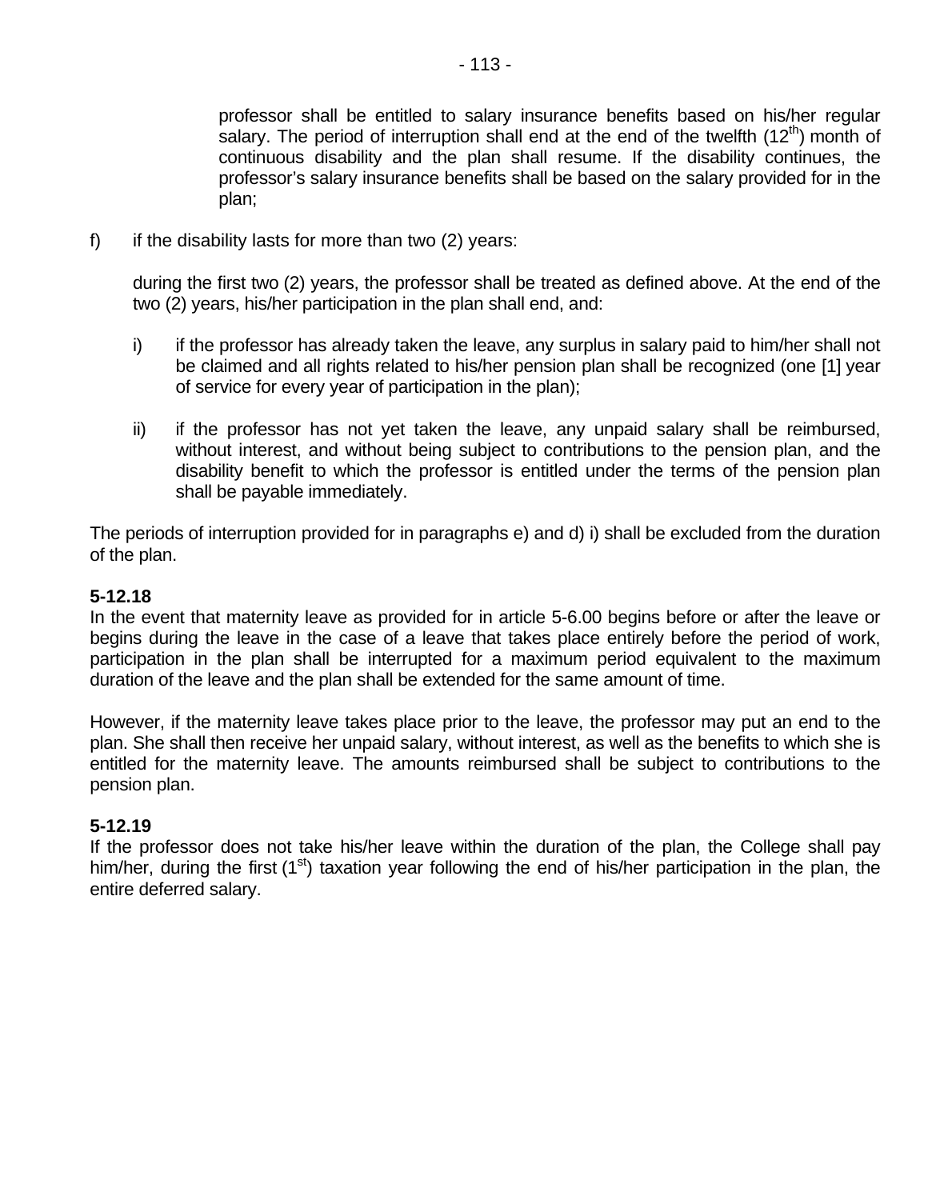professor shall be entitled to salary insurance benefits based on his/her regular salary. The period of interruption shall end at the end of the twelfth ($12^{th}$) month of continuous disability and the plan shall resume. If the disability continues, the professor's salary insurance benefits shall be based on the salary provided for in the plan;

f) if the disability lasts for more than two (2) years:

   during the first two (2) years, the professor shall be treated as defined above. At the end of the two (2) years, his/her participation in the plan shall end, and:

   i) if the professor has already taken the leave, any surplus in salary paid to him/her shall not be claimed and all rights related to his/her pension plan shall be recognized (one [1] year of service for every year of participation in the plan);

   ii) if the professor has not yet taken the leave, any unpaid salary shall be reimbursed, without interest, and without being subject to contributions to the pension plan, and the disability benefit to which the professor is entitled under the terms of the pension plan shall be payable immediately.

The periods of interruption provided for in paragraphs e) and d) i) shall be excluded from the duration of the plan.

**5-12.18**

In the event that maternity leave as provided for in article 5-6.00 begins before or after the leave or begins during the leave in the case of a leave that takes place entirely before the period of work, participation in the plan shall be interrupted for a maximum period equivalent to the maximum duration of the leave and the plan shall be extended for the same amount of time.

However, if the maternity leave takes place prior to the leave, the professor may put an end to the plan. She shall then receive her unpaid salary, without interest, as well as the benefits to which she is entitled for the maternity leave. The amounts reimbursed shall be subject to contributions to the pension plan.

**5-12.19**

If the professor does not take his/her leave within the duration of the plan, the College shall pay him/her, during the first ($1^{st}$) taxation year following the end of his/her participation in the plan, the entire deferred salary.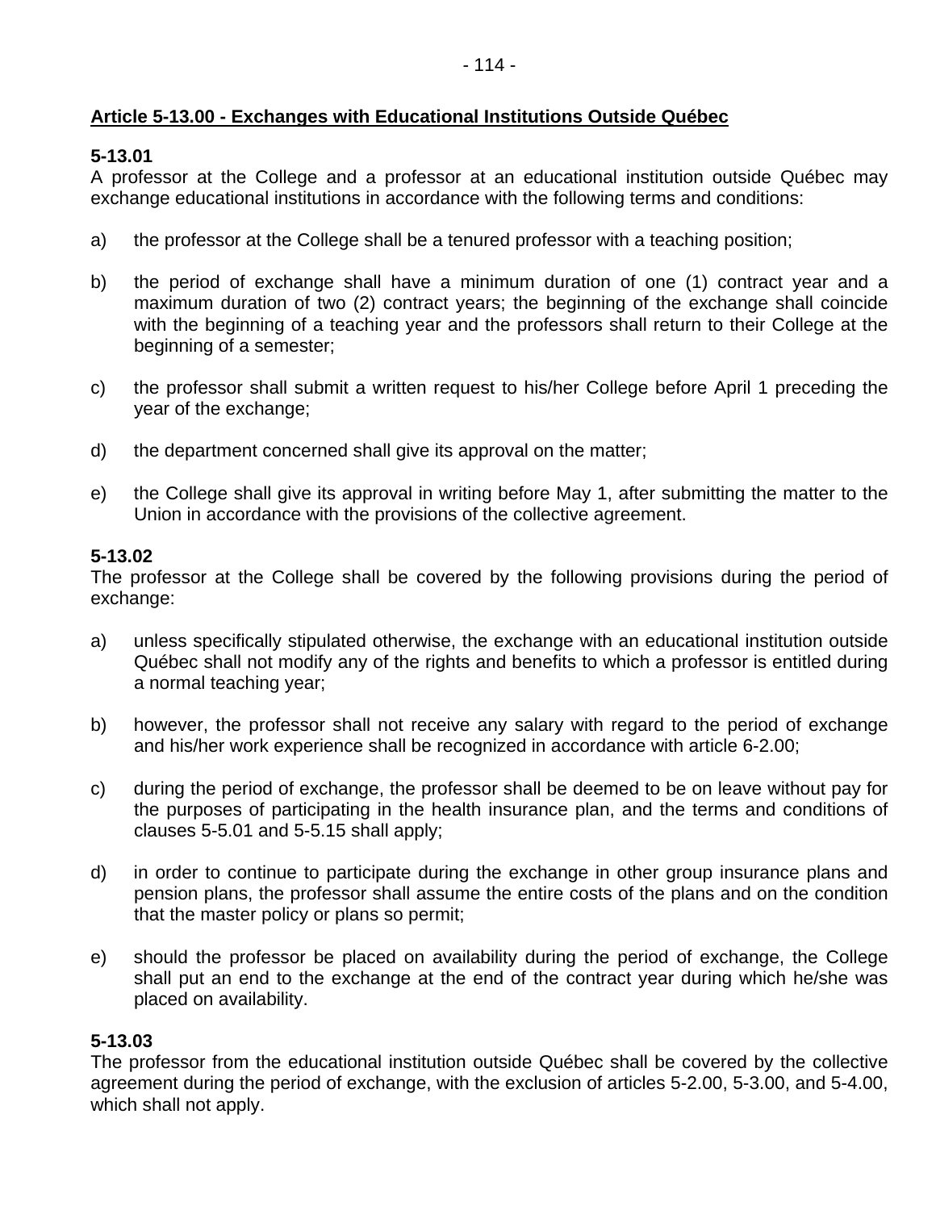## Article 5-13.00 - Exchanges with Educational Institutions Outside Québec

**5-13.01**
A professor at the College and a professor at an educational institution outside Québec may exchange educational institutions in accordance with the following terms and conditions:

a) the professor at the College shall be a tenured professor with a teaching position;

b) the period of exchange shall have a minimum duration of one (1) contract year and a maximum duration of two (2) contract years; the beginning of the exchange shall coincide with the beginning of a teaching year and the professors shall return to their College at the beginning of a semester;

c) the professor shall submit a written request to his/her College before April 1 preceding the year of the exchange;

d) the department concerned shall give its approval on the matter;

e) the College shall give its approval in writing before May 1, after submitting the matter to the Union in accordance with the provisions of the collective agreement.

**5-13.02**
The professor at the College shall be covered by the following provisions during the period of exchange:

a) unless specifically stipulated otherwise, the exchange with an educational institution outside Québec shall not modify any of the rights and benefits to which a professor is entitled during a normal teaching year;

b) however, the professor shall not receive any salary with regard to the period of exchange and his/her work experience shall be recognized in accordance with article 6-2.00;

c) during the period of exchange, the professor shall be deemed to be on leave without pay for the purposes of participating in the health insurance plan, and the terms and conditions of clauses 5-5.01 and 5-5.15 shall apply;

d) in order to continue to participate during the exchange in other group insurance plans and pension plans, the professor shall assume the entire costs of the plans and on the condition that the master policy or plans so permit;

e) should the professor be placed on availability during the period of exchange, the College shall put an end to the exchange at the end of the contract year during which he/she was placed on availability.

**5-13.03**
The professor from the educational institution outside Québec shall be covered by the collective agreement during the period of exchange, with the exclusion of articles 5-2.00, 5-3.00, and 5-4.00, which shall not apply.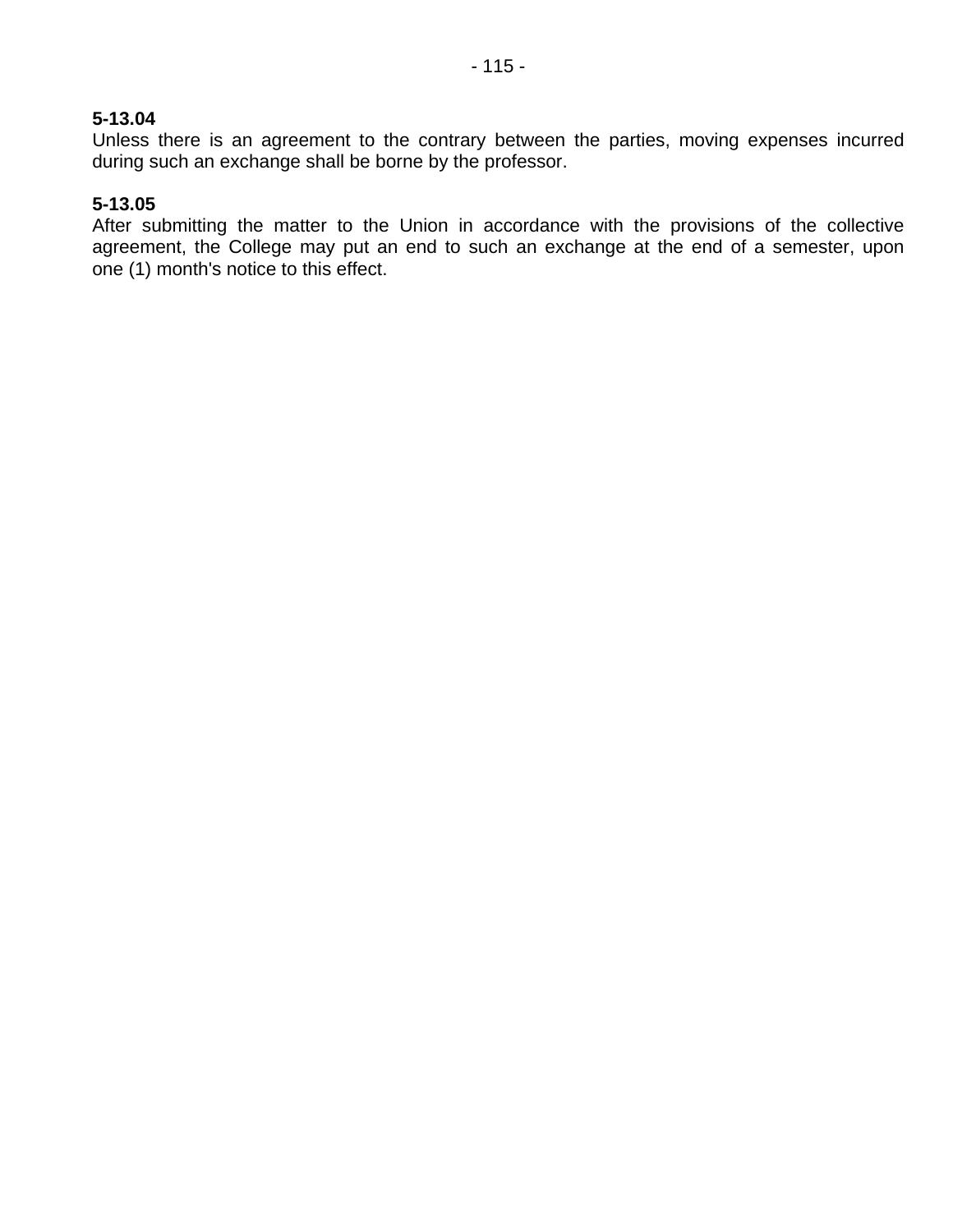**5-13.04**
Unless there is an agreement to the contrary between the parties, moving expenses incurred during such an exchange shall be borne by the professor.

**5-13.05**
After submitting the matter to the Union in accordance with the provisions of the collective agreement, the College may put an end to such an exchange at the end of a semester, upon one (1) month's notice to this effect.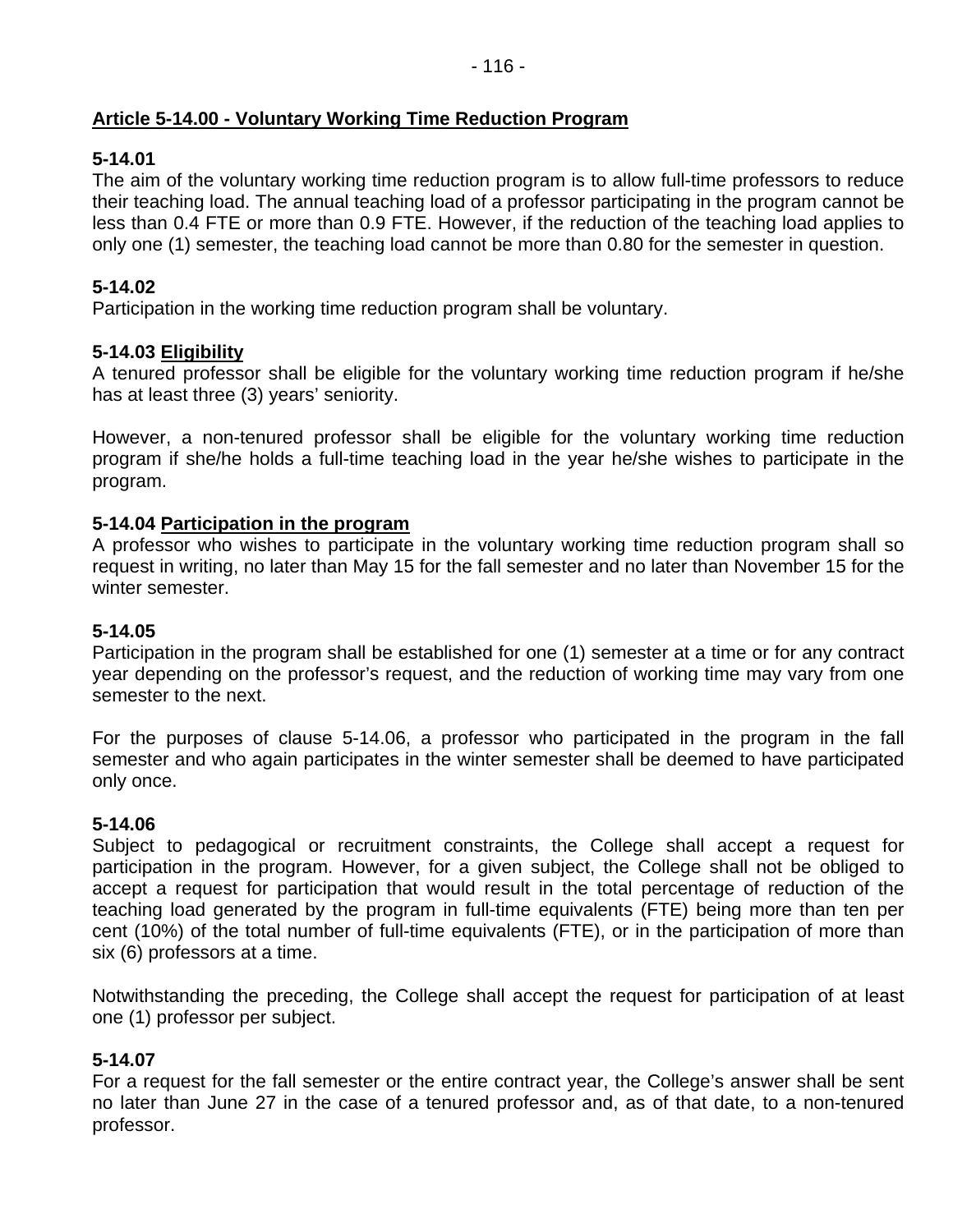**Article 5-14.00 - Voluntary Working Time Reduction Program**

**5-14.01**
The aim of the voluntary working time reduction program is to allow full-time professors to reduce their teaching load. The annual teaching load of a professor participating in the program cannot be less than 0.4 FTE or more than 0.9 FTE. However, if the reduction of the teaching load applies to only one (1) semester, the teaching load cannot be more than 0.80 for the semester in question.

**5-14.02**
Participation in the working time reduction program shall be voluntary.

**5-14.03 Eligibility**
A tenured professor shall be eligible for the voluntary working time reduction program if he/she has at least three (3) years' seniority.

However, a non-tenured professor shall be eligible for the voluntary working time reduction program if she/he holds a full-time teaching load in the year he/she wishes to participate in the program.

**5-14.04 Participation in the program**
A professor who wishes to participate in the voluntary working time reduction program shall so request in writing, no later than May 15 for the fall semester and no later than November 15 for the winter semester.

**5-14.05**
Participation in the program shall be established for one (1) semester at a time or for any contract year depending on the professor's request, and the reduction of working time may vary from one semester to the next.

For the purposes of clause 5-14.06, a professor who participated in the program in the fall semester and who again participates in the winter semester shall be deemed to have participated only once.

**5-14.06**
Subject to pedagogical or recruitment constraints, the College shall accept a request for participation in the program. However, for a given subject, the College shall not be obliged to accept a request for participation that would result in the total percentage of reduction of the teaching load generated by the program in full-time equivalents (FTE) being more than ten per cent (10%) of the total number of full-time equivalents (FTE), or in the participation of more than six (6) professors at a time.

Notwithstanding the preceding, the College shall accept the request for participation of at least one (1) professor per subject.

**5-14.07**
For a request for the fall semester or the entire contract year, the College's answer shall be sent no later than June 27 in the case of a tenured professor and, as of that date, to a non-tenured professor.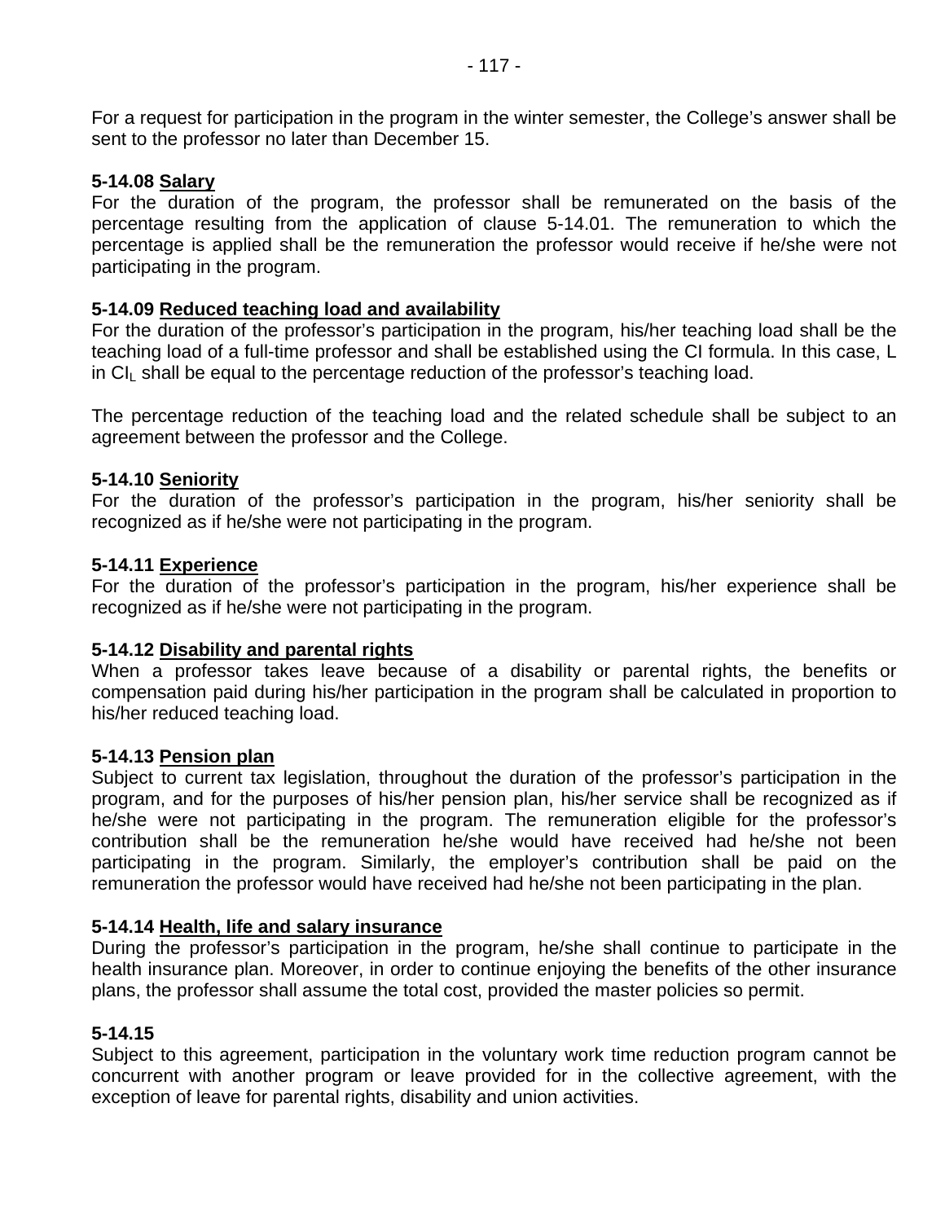For a request for participation in the program in the winter semester, the College's answer shall be sent to the professor no later than December 15.

**5-14.08 Salary**

For the duration of the program, the professor shall be remunerated on the basis of the percentage resulting from the application of clause 5-14.01. The remuneration to which the percentage is applied shall be the remuneration the professor would receive if he/she were not participating in the program.

**5-14.09 Reduced teaching load and availability**

For the duration of the professor's participation in the program, his/her teaching load shall be the teaching load of a full-time professor and shall be established using the CI formula. In this case, L in $CI_L$ shall be equal to the percentage reduction of the professor's teaching load.

The percentage reduction of the teaching load and the related schedule shall be subject to an agreement between the professor and the College.

**5-14.10 Seniority**

For the duration of the professor's participation in the program, his/her seniority shall be recognized as if he/she were not participating in the program.

**5-14.11 Experience**

For the duration of the professor's participation in the program, his/her experience shall be recognized as if he/she were not participating in the program.

**5-14.12 Disability and parental rights**

When a professor takes leave because of a disability or parental rights, the benefits or compensation paid during his/her participation in the program shall be calculated in proportion to his/her reduced teaching load.

**5-14.13 Pension plan**

Subject to current tax legislation, throughout the duration of the professor's participation in the program, and for the purposes of his/her pension plan, his/her service shall be recognized as if he/she were not participating in the program. The remuneration eligible for the professor's contribution shall be the remuneration he/she would have received had he/she not been participating in the program. Similarly, the employer's contribution shall be paid on the remuneration the professor would have received had he/she not been participating in the plan.

**5-14.14 Health, life and salary insurance**

During the professor's participation in the program, he/she shall continue to participate in the health insurance plan. Moreover, in order to continue enjoying the benefits of the other insurance plans, the professor shall assume the total cost, provided the master policies so permit.

**5-14.15**

Subject to this agreement, participation in the voluntary work time reduction program cannot be concurrent with another program or leave provided for in the collective agreement, with the exception of leave for parental rights, disability and union activities.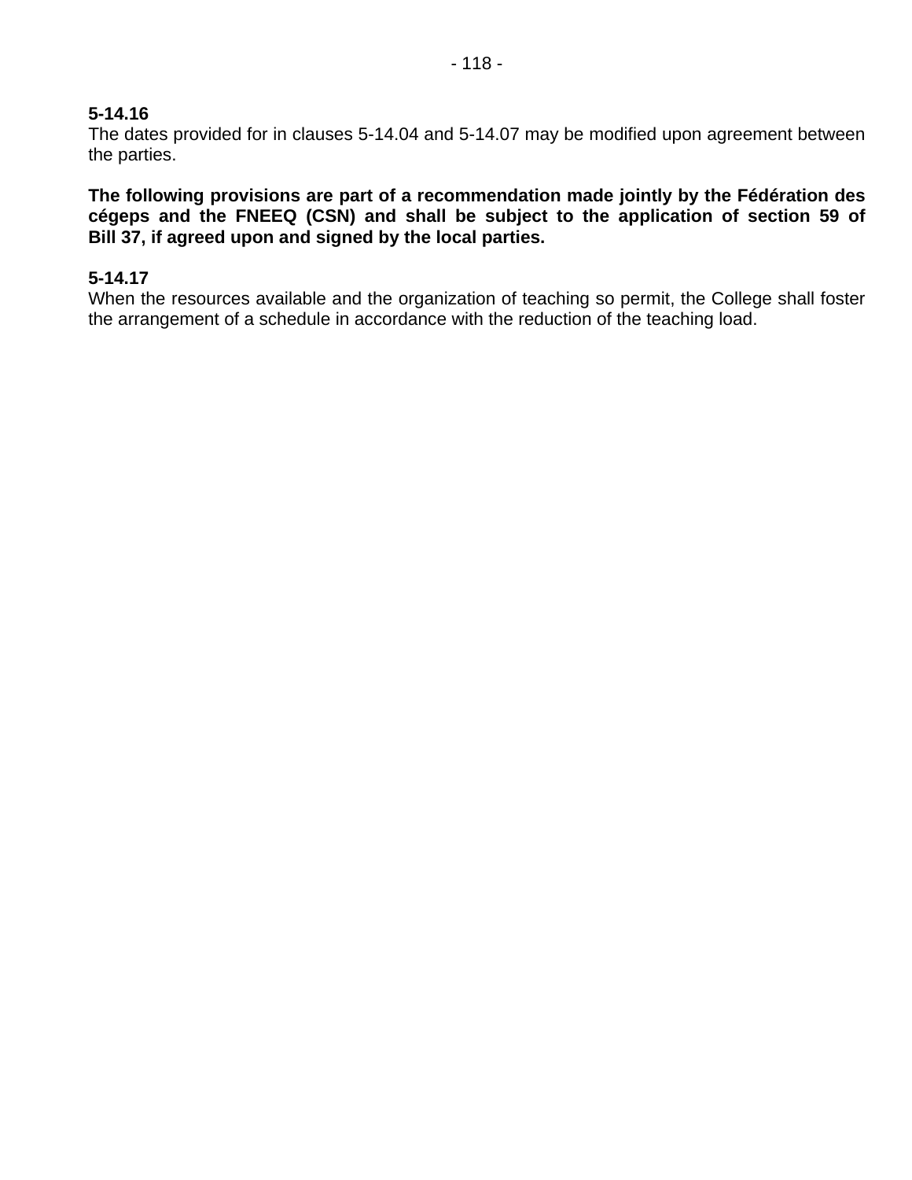**5-14.16**
The dates provided for in clauses 5-14.04 and 5-14.07 may be modified upon agreement between the parties.

**The following provisions are part of a recommendation made jointly by the Fédération des cégeps and the FNEEQ (CSN) and shall be subject to the application of section 59 of Bill 37, if agreed upon and signed by the local parties.**

**5-14.17**
When the resources available and the organization of teaching so permit, the College shall foster the arrangement of a schedule in accordance with the reduction of the teaching load.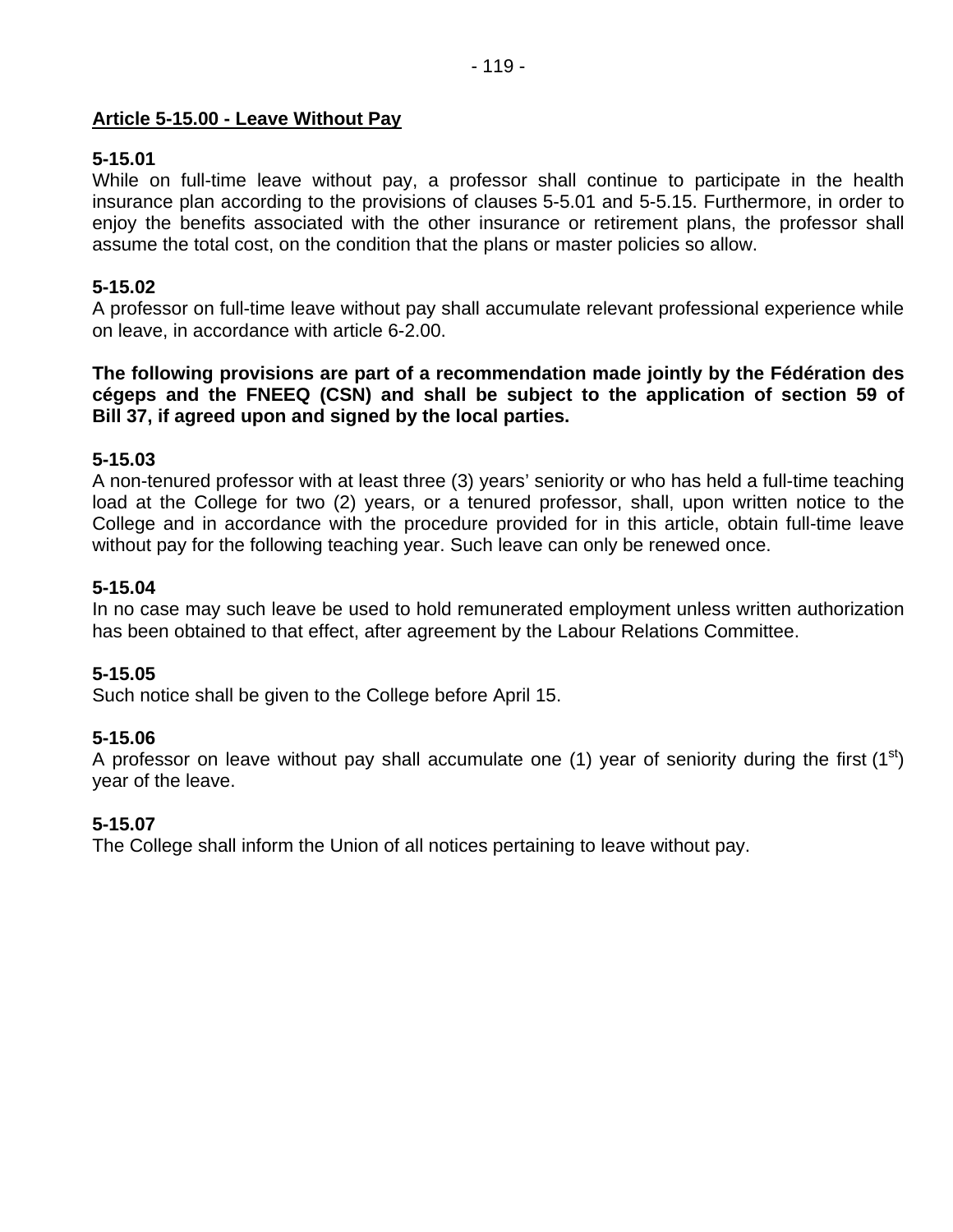## Article 5-15.00 - Leave Without Pay

**5-15.01**
While on full-time leave without pay, a professor shall continue to participate in the health insurance plan according to the provisions of clauses 5-5.01 and 5-5.15. Furthermore, in order to enjoy the benefits associated with the other insurance or retirement plans, the professor shall assume the total cost, on the condition that the plans or master policies so allow.

**5-15.02**
A professor on full-time leave without pay shall accumulate relevant professional experience while on leave, in accordance with article 6-2.00.

**The following provisions are part of a recommendation made jointly by the Fédération des cégeps and the FNEEQ (CSN) and shall be subject to the application of section 59 of Bill 37, if agreed upon and signed by the local parties.**

**5-15.03**
A non-tenured professor with at least three (3) years' seniority or who has held a full-time teaching load at the College for two (2) years, or a tenured professor, shall, upon written notice to the College and in accordance with the procedure provided for in this article, obtain full-time leave without pay for the following teaching year. Such leave can only be renewed once.

**5-15.04**
In no case may such leave be used to hold remunerated employment unless written authorization has been obtained to that effect, after agreement by the Labour Relations Committee.

**5-15.05**
Such notice shall be given to the College before April 15.

**5-15.06**
A professor on leave without pay shall accumulate one (1) year of seniority during the first (1st) year of the leave.

**5-15.07**
The College shall inform the Union of all notices pertaining to leave without pay.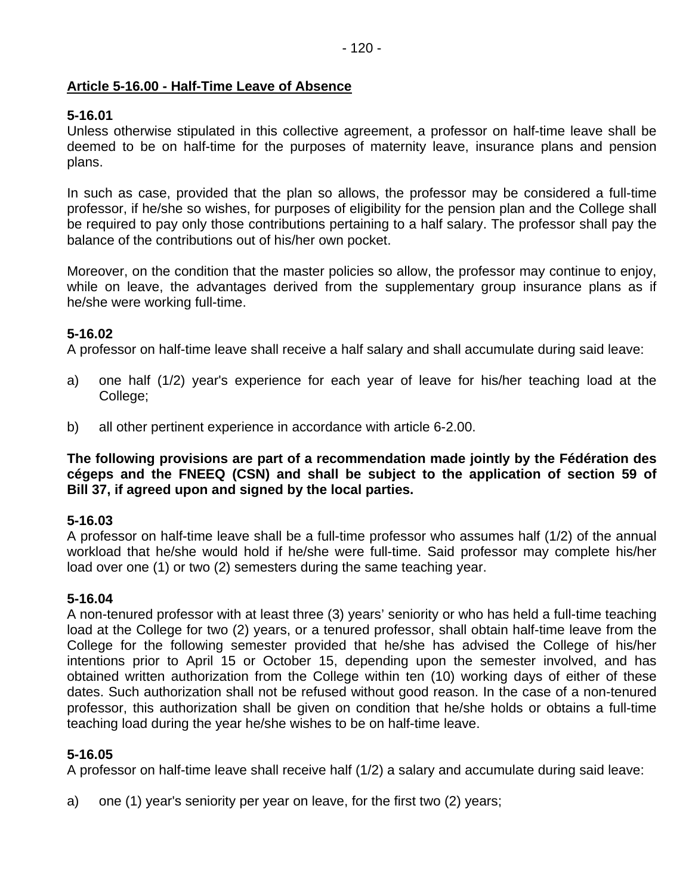## Article 5-16.00 - Half-Time Leave of Absence

### 5-16.01

Unless otherwise stipulated in this collective agreement, a professor on half-time leave shall be deemed to be on half-time for the purposes of maternity leave, insurance plans and pension plans.

In such as case, provided that the plan so allows, the professor may be considered a full-time professor, if he/she so wishes, for purposes of eligibility for the pension plan and the College shall be required to pay only those contributions pertaining to a half salary. The professor shall pay the balance of the contributions out of his/her own pocket.

Moreover, on the condition that the master policies so allow, the professor may continue to enjoy, while on leave, the advantages derived from the supplementary group insurance plans as if he/she were working full-time.

### 5-16.02

A professor on half-time leave shall receive a half salary and shall accumulate during said leave:

a) one half (1/2) year's experience for each year of leave for his/her teaching load at the College;

b) all other pertinent experience in accordance with article 6-2.00.

**The following provisions are part of a recommendation made jointly by the Fédération des cégeps and the FNEEQ (CSN) and shall be subject to the application of section 59 of Bill 37, if agreed upon and signed by the local parties.**

### 5-16.03

A professor on half-time leave shall be a full-time professor who assumes half (1/2) of the annual workload that he/she would hold if he/she were full-time. Said professor may complete his/her load over one (1) or two (2) semesters during the same teaching year.

### 5-16.04

A non-tenured professor with at least three (3) years' seniority or who has held a full-time teaching load at the College for two (2) years, or a tenured professor, shall obtain half-time leave from the College for the following semester provided that he/she has advised the College of his/her intentions prior to April 15 or October 15, depending upon the semester involved, and has obtained written authorization from the College within ten (10) working days of either of these dates. Such authorization shall not be refused without good reason. In the case of a non-tenured professor, this authorization shall be given on condition that he/she holds or obtains a full-time teaching load during the year he/she wishes to be on half-time leave.

### 5-16.05

A professor on half-time leave shall receive half (1/2) a salary and accumulate during said leave:

a) one (1) year's seniority per year on leave, for the first two (2) years;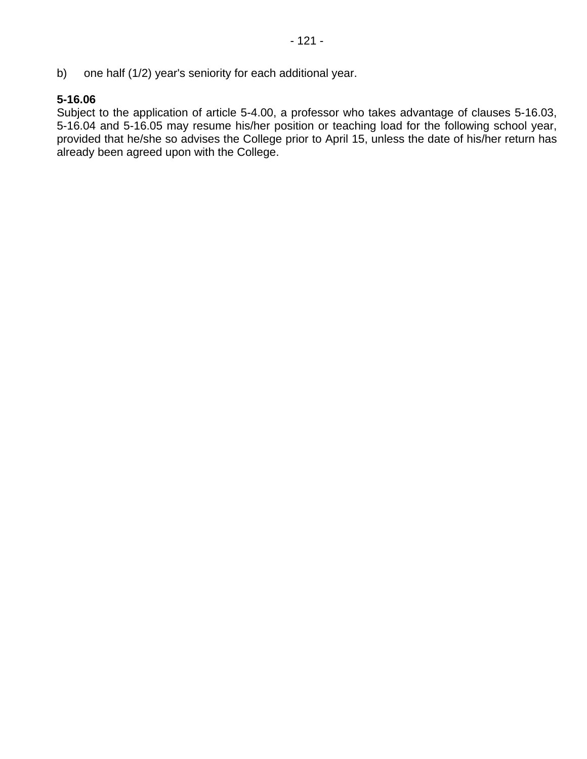b) one half (1/2) year's seniority for each additional year.

**5-16.06**
Subject to the application of article 5-4.00, a professor who takes advantage of clauses 5-16.03, 5-16.04 and 5-16.05 may resume his/her position or teaching load for the following school year, provided that he/she so advises the College prior to April 15, unless the date of his/her return has already been agreed upon with the College.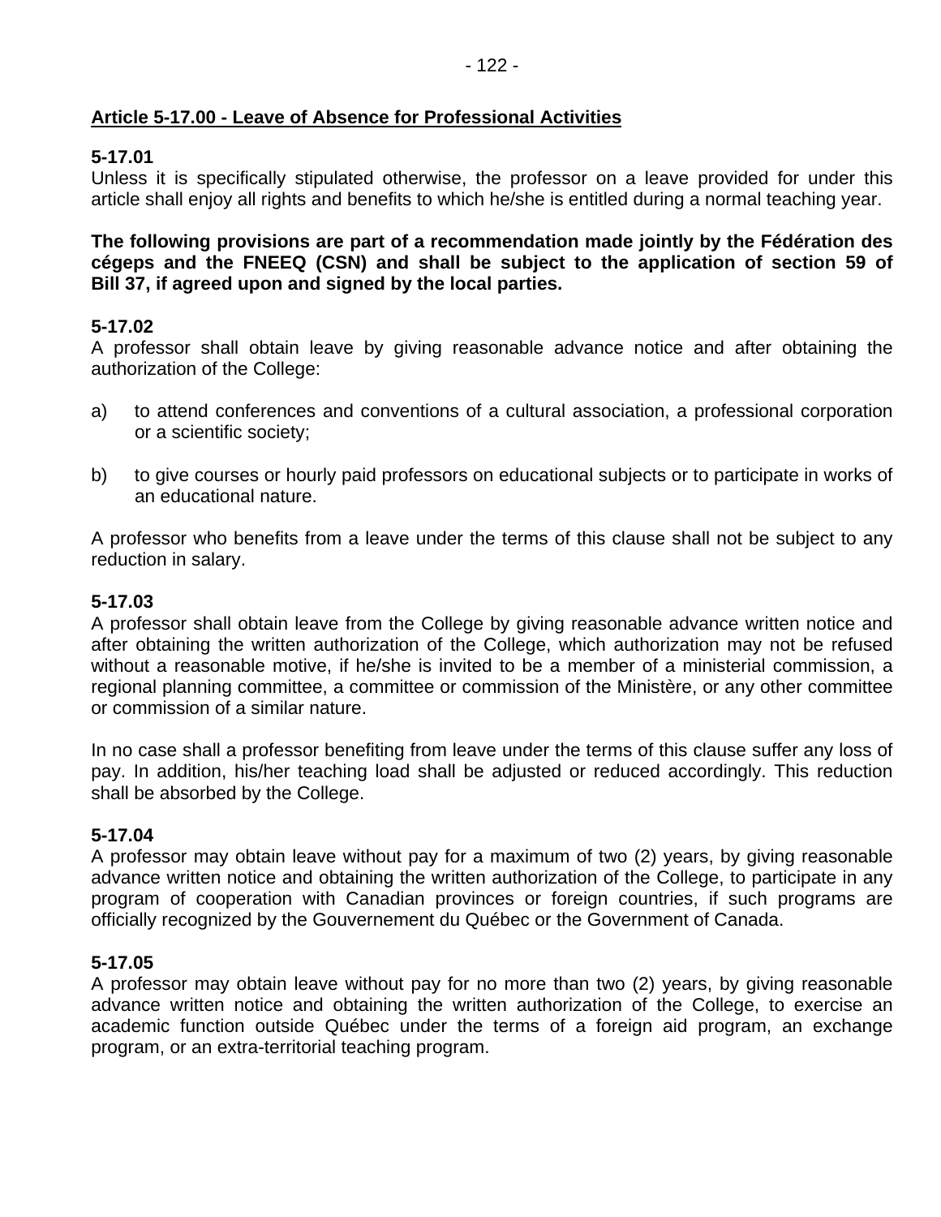**Article 5-17.00 - Leave of Absence for Professional Activities**

**5-17.01**
Unless it is specifically stipulated otherwise, the professor on a leave provided for under this article shall enjoy all rights and benefits to which he/she is entitled during a normal teaching year.

**The following provisions are part of a recommendation made jointly by the Fédération des cégeps and the FNEEQ (CSN) and shall be subject to the application of section 59 of Bill 37, if agreed upon and signed by the local parties.**

**5-17.02**
A professor shall obtain leave by giving reasonable advance notice and after obtaining the authorization of the College:

a) to attend conferences and conventions of a cultural association, a professional corporation or a scientific society;

b) to give courses or hourly paid professors on educational subjects or to participate in works of an educational nature.

A professor who benefits from a leave under the terms of this clause shall not be subject to any reduction in salary.

**5-17.03**
A professor shall obtain leave from the College by giving reasonable advance written notice and after obtaining the written authorization of the College, which authorization may not be refused without a reasonable motive, if he/she is invited to be a member of a ministerial commission, a regional planning committee, a committee or commission of the Ministère, or any other committee or commission of a similar nature.

In no case shall a professor benefiting from leave under the terms of this clause suffer any loss of pay. In addition, his/her teaching load shall be adjusted or reduced accordingly. This reduction shall be absorbed by the College.

**5-17.04**
A professor may obtain leave without pay for a maximum of two (2) years, by giving reasonable advance written notice and obtaining the written authorization of the College, to participate in any program of cooperation with Canadian provinces or foreign countries, if such programs are officially recognized by the Gouvernement du Québec or the Government of Canada.

**5-17.05**
A professor may obtain leave without pay for no more than two (2) years, by giving reasonable advance written notice and obtaining the written authorization of the College, to exercise an academic function outside Québec under the terms of a foreign aid program, an exchange program, or an extra-territorial teaching program.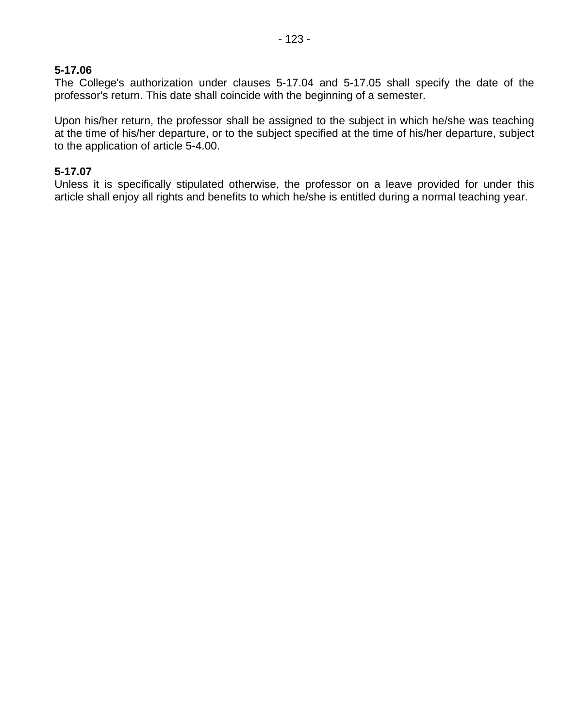**5-17.06**
The College's authorization under clauses 5-17.04 and 5-17.05 shall specify the date of the professor's return. This date shall coincide with the beginning of a semester.

Upon his/her return, the professor shall be assigned to the subject in which he/she was teaching at the time of his/her departure, or to the subject specified at the time of his/her departure, subject to the application of article 5-4.00.

**5-17.07**
Unless it is specifically stipulated otherwise, the professor on a leave provided for under this article shall enjoy all rights and benefits to which he/she is entitled during a normal teaching year.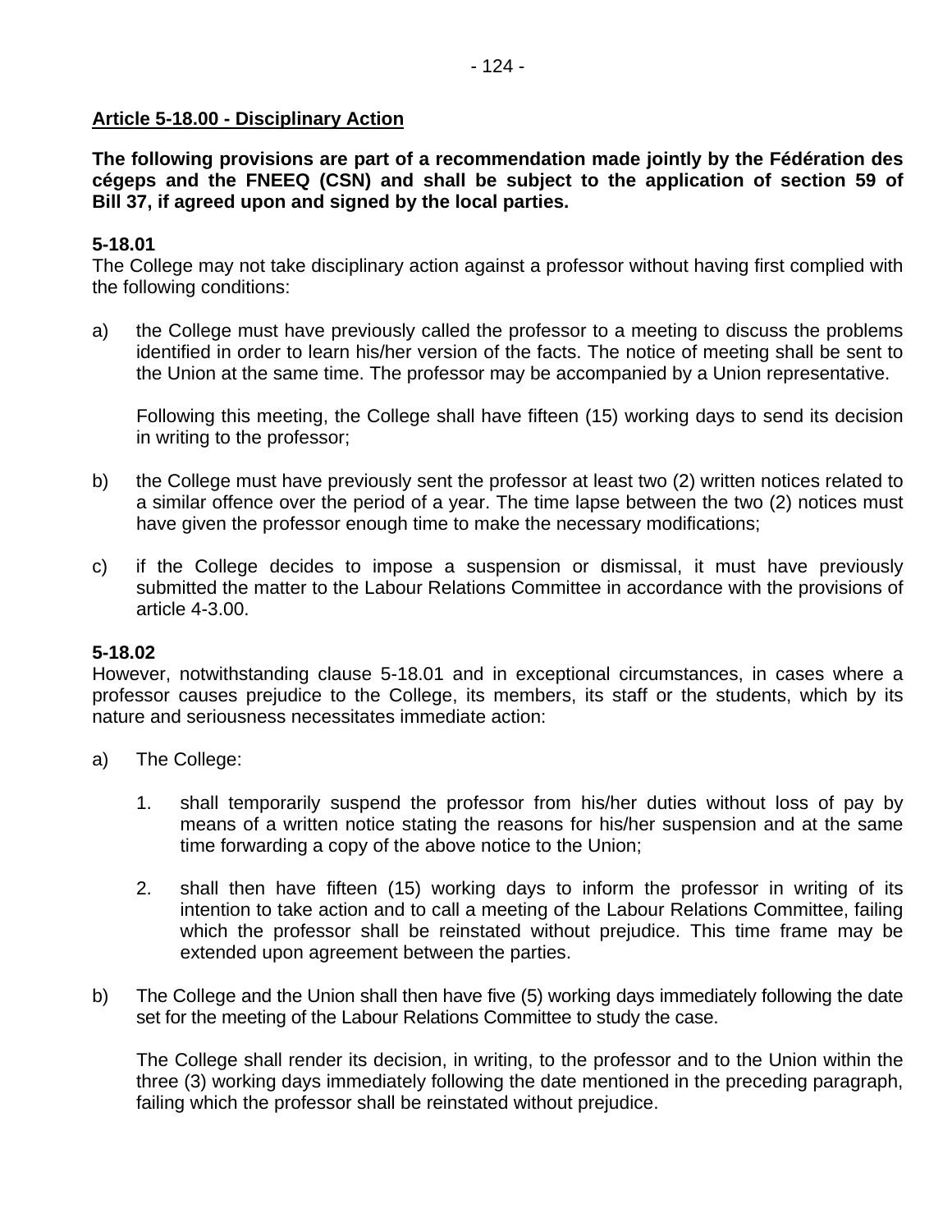## Article 5-18.00 - Disciplinary Action

**The following provisions are part of a recommendation made jointly by the Fédération des cégeps and the FNEEQ (CSN) and shall be subject to the application of section 59 of Bill 37, if agreed upon and signed by the local parties.**

**5-18.01**
The College may not take disciplinary action against a professor without having first complied with the following conditions:

a) the College must have previously called the professor to a meeting to discuss the problems identified in order to learn his/her version of the facts. The notice of meeting shall be sent to the Union at the same time. The professor may be accompanied by a Union representative.

   Following this meeting, the College shall have fifteen (15) working days to send its decision in writing to the professor;

b) the College must have previously sent the professor at least two (2) written notices related to a similar offence over the period of a year. The time lapse between the two (2) notices must have given the professor enough time to make the necessary modifications;

c) if the College decides to impose a suspension or dismissal, it must have previously submitted the matter to the Labour Relations Committee in accordance with the provisions of article 4-3.00.

**5-18.02**
However, notwithstanding clause 5-18.01 and in exceptional circumstances, in cases where a professor causes prejudice to the College, its members, its staff or the students, which by its nature and seriousness necessitates immediate action:

a) The College:

   1. shall temporarily suspend the professor from his/her duties without loss of pay by means of a written notice stating the reasons for his/her suspension and at the same time forwarding a copy of the above notice to the Union;

   2. shall then have fifteen (15) working days to inform the professor in writing of its intention to take action and to call a meeting of the Labour Relations Committee, failing which the professor shall be reinstated without prejudice. This time frame may be extended upon agreement between the parties.

b) The College and the Union shall then have five (5) working days immediately following the date set for the meeting of the Labour Relations Committee to study the case.

   The College shall render its decision, in writing, to the professor and to the Union within the three (3) working days immediately following the date mentioned in the preceding paragraph, failing which the professor shall be reinstated without prejudice.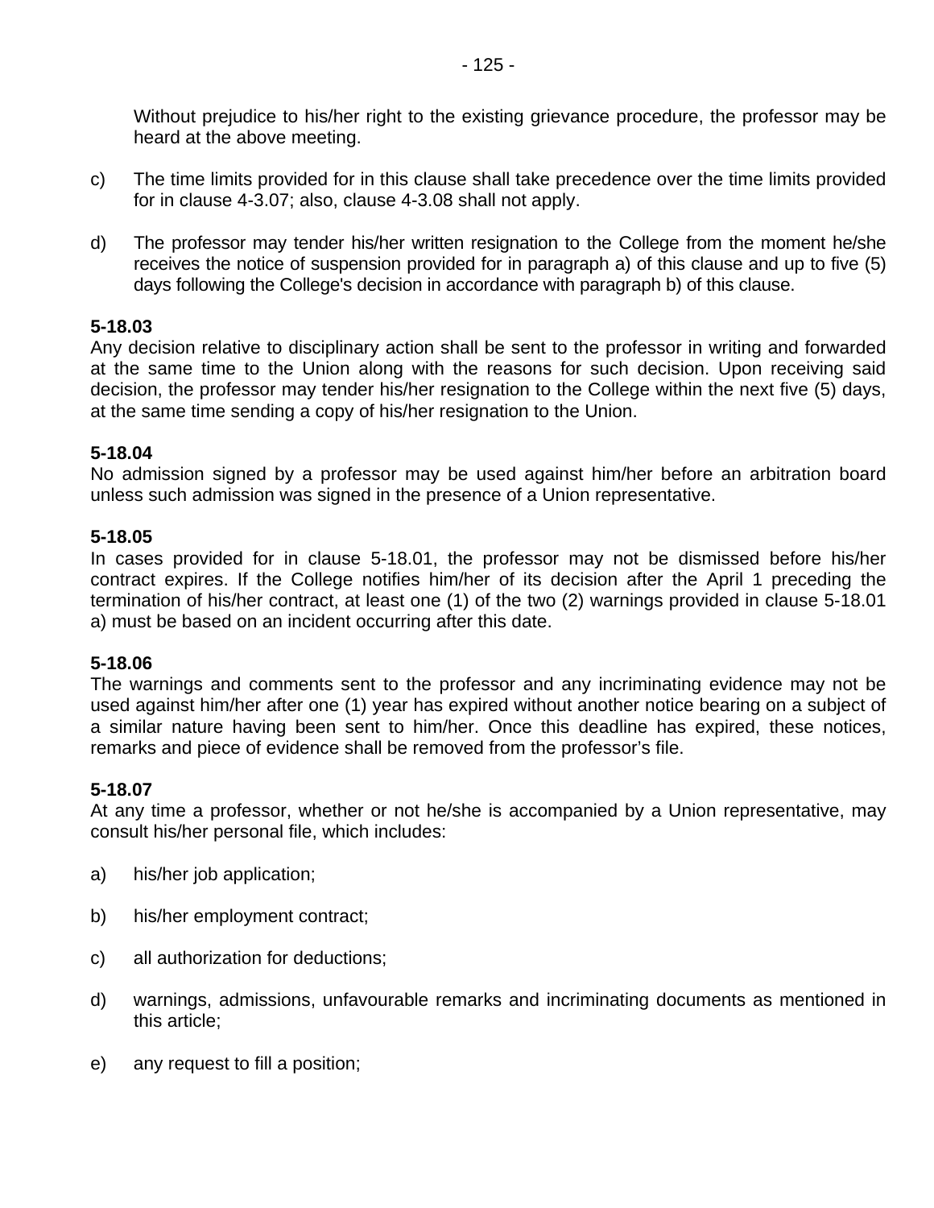Without prejudice to his/her right to the existing grievance procedure, the professor may be heard at the above meeting.

c) The time limits provided for in this clause shall take precedence over the time limits provided for in clause 4-3.07; also, clause 4-3.08 shall not apply.

d) The professor may tender his/her written resignation to the College from the moment he/she receives the notice of suspension provided for in paragraph a) of this clause and up to five (5) days following the College's decision in accordance with paragraph b) of this clause.

**5-18.03**
Any decision relative to disciplinary action shall be sent to the professor in writing and forwarded at the same time to the Union along with the reasons for such decision. Upon receiving said decision, the professor may tender his/her resignation to the College within the next five (5) days, at the same time sending a copy of his/her resignation to the Union.

**5-18.04**
No admission signed by a professor may be used against him/her before an arbitration board unless such admission was signed in the presence of a Union representative.

**5-18.05**
In cases provided for in clause 5-18.01, the professor may not be dismissed before his/her contract expires. If the College notifies him/her of its decision after the April 1 preceding the termination of his/her contract, at least one (1) of the two (2) warnings provided in clause 5-18.01 a) must be based on an incident occurring after this date.

**5-18.06**
The warnings and comments sent to the professor and any incriminating evidence may not be used against him/her after one (1) year has expired without another notice bearing on a subject of a similar nature having been sent to him/her. Once this deadline has expired, these notices, remarks and piece of evidence shall be removed from the professor’s file.

**5-18.07**
At any time a professor, whether or not he/she is accompanied by a Union representative, may consult his/her personal file, which includes:

a) his/her job application;

b) his/her employment contract;

c) all authorization for deductions;

d) warnings, admissions, unfavourable remarks and incriminating documents as mentioned in this article;

e) any request to fill a position;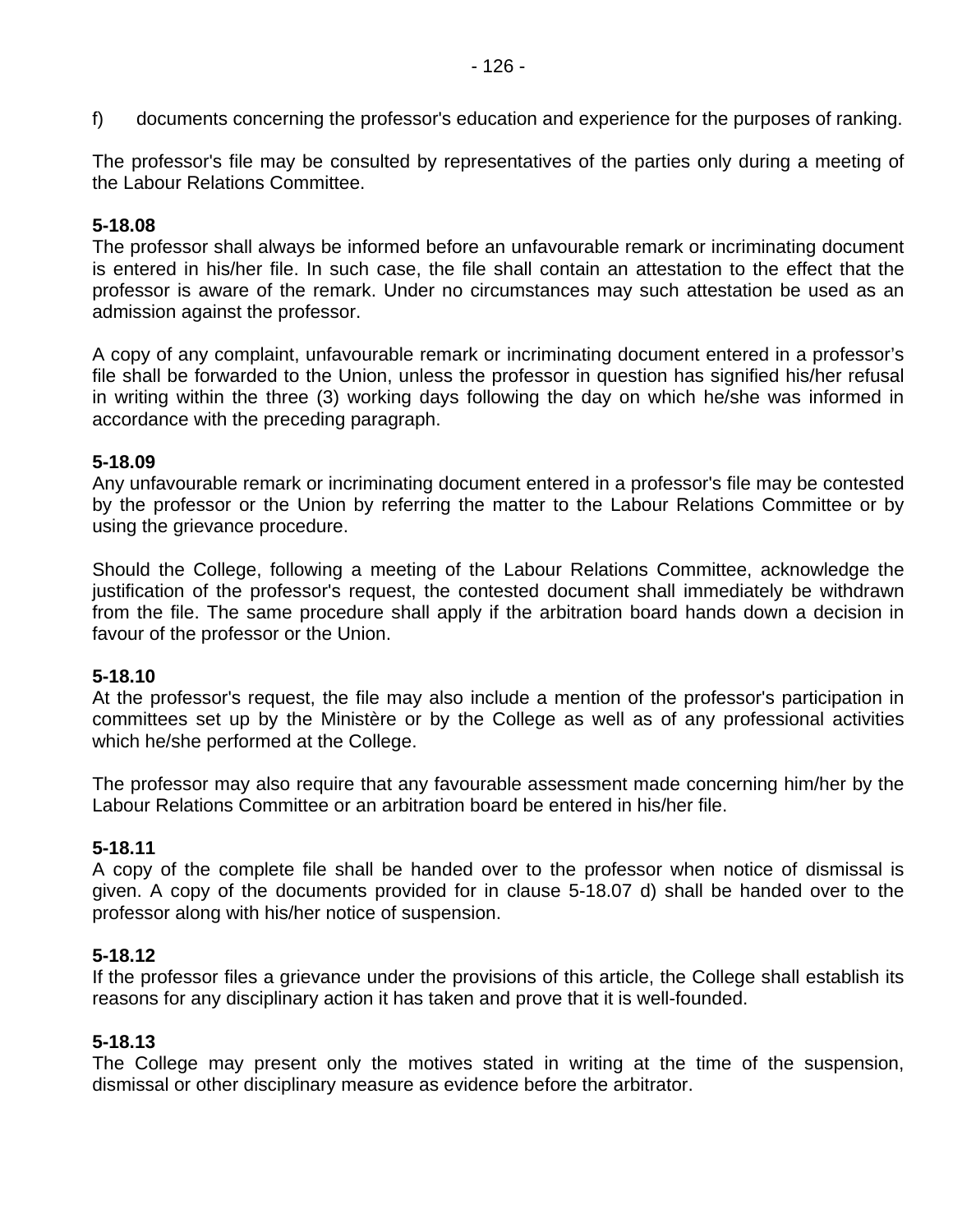f) documents concerning the professor's education and experience for the purposes of ranking.

The professor's file may be consulted by representatives of the parties only during a meeting of the Labour Relations Committee.

**5-18.08**
The professor shall always be informed before an unfavourable remark or incriminating document is entered in his/her file. In such case, the file shall contain an attestation to the effect that the professor is aware of the remark. Under no circumstances may such attestation be used as an admission against the professor.

A copy of any complaint, unfavourable remark or incriminating document entered in a professor's file shall be forwarded to the Union, unless the professor in question has signified his/her refusal in writing within the three (3) working days following the day on which he/she was informed in accordance with the preceding paragraph.

**5-18.09**
Any unfavourable remark or incriminating document entered in a professor's file may be contested by the professor or the Union by referring the matter to the Labour Relations Committee or by using the grievance procedure.

Should the College, following a meeting of the Labour Relations Committee, acknowledge the justification of the professor's request, the contested document shall immediately be withdrawn from the file. The same procedure shall apply if the arbitration board hands down a decision in favour of the professor or the Union.

**5-18.10**
At the professor's request, the file may also include a mention of the professor's participation in committees set up by the Ministère or by the College as well as of any professional activities which he/she performed at the College.

The professor may also require that any favourable assessment made concerning him/her by the Labour Relations Committee or an arbitration board be entered in his/her file.

**5-18.11**
A copy of the complete file shall be handed over to the professor when notice of dismissal is given. A copy of the documents provided for in clause 5-18.07 d) shall be handed over to the professor along with his/her notice of suspension.

**5-18.12**
If the professor files a grievance under the provisions of this article, the College shall establish its reasons for any disciplinary action it has taken and prove that it is well-founded.

**5-18.13**
The College may present only the motives stated in writing at the time of the suspension, dismissal or other disciplinary measure as evidence before the arbitrator.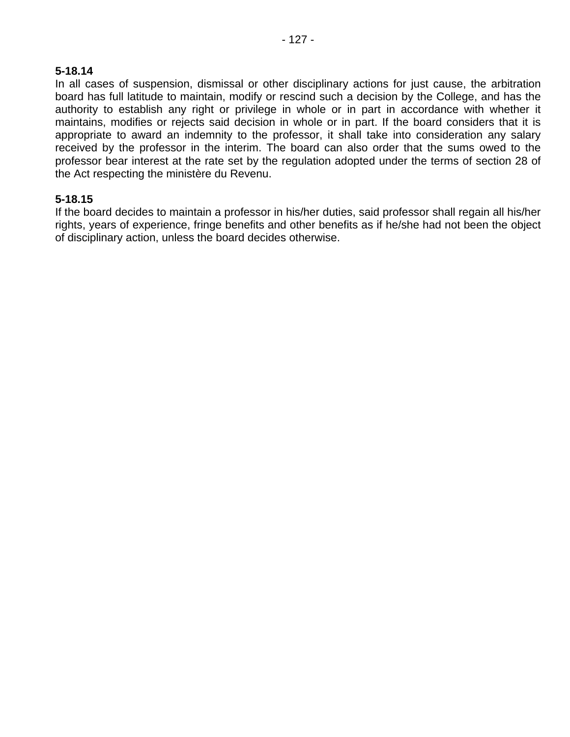**5-18.14**
In all cases of suspension, dismissal or other disciplinary actions for just cause, the arbitration board has full latitude to maintain, modify or rescind such a decision by the College, and has the authority to establish any right or privilege in whole or in part in accordance with whether it maintains, modifies or rejects said decision in whole or in part. If the board considers that it is appropriate to award an indemnity to the professor, it shall take into consideration any salary received by the professor in the interim. The board can also order that the sums owed to the professor bear interest at the rate set by the regulation adopted under the terms of section 28 of the Act respecting the ministère du Revenu.

**5-18.15**
If the board decides to maintain a professor in his/her duties, said professor shall regain all his/her rights, years of experience, fringe benefits and other benefits as if he/she had not been the object of disciplinary action, unless the board decides otherwise.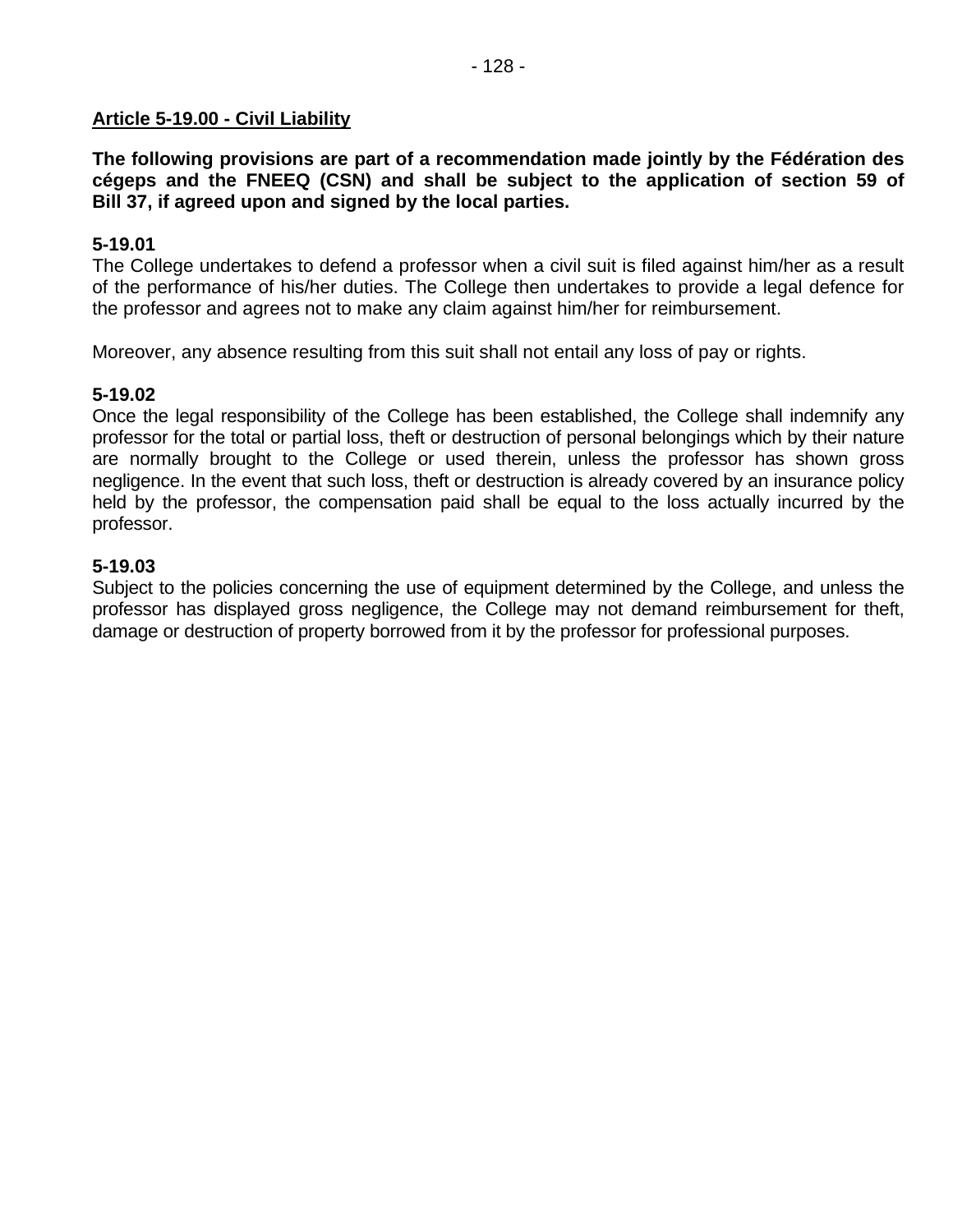## Article 5-19.00 - Civil Liability

**The following provisions are part of a recommendation made jointly by the Fédération des cégeps and the FNEEQ (CSN) and shall be subject to the application of section 59 of Bill 37, if agreed upon and signed by the local parties.**

**5-19.01**
The College undertakes to defend a professor when a civil suit is filed against him/her as a result of the performance of his/her duties. The College then undertakes to provide a legal defence for the professor and agrees not to make any claim against him/her for reimbursement.

Moreover, any absence resulting from this suit shall not entail any loss of pay or rights.

**5-19.02**
Once the legal responsibility of the College has been established, the College shall indemnify any professor for the total or partial loss, theft or destruction of personal belongings which by their nature are normally brought to the College or used therein, unless the professor has shown gross negligence. In the event that such loss, theft or destruction is already covered by an insurance policy held by the professor, the compensation paid shall be equal to the loss actually incurred by the professor.

**5-19.03**
Subject to the policies concerning the use of equipment determined by the College, and unless the professor has displayed gross negligence, the College may not demand reimbursement for theft, damage or destruction of property borrowed from it by the professor for professional purposes.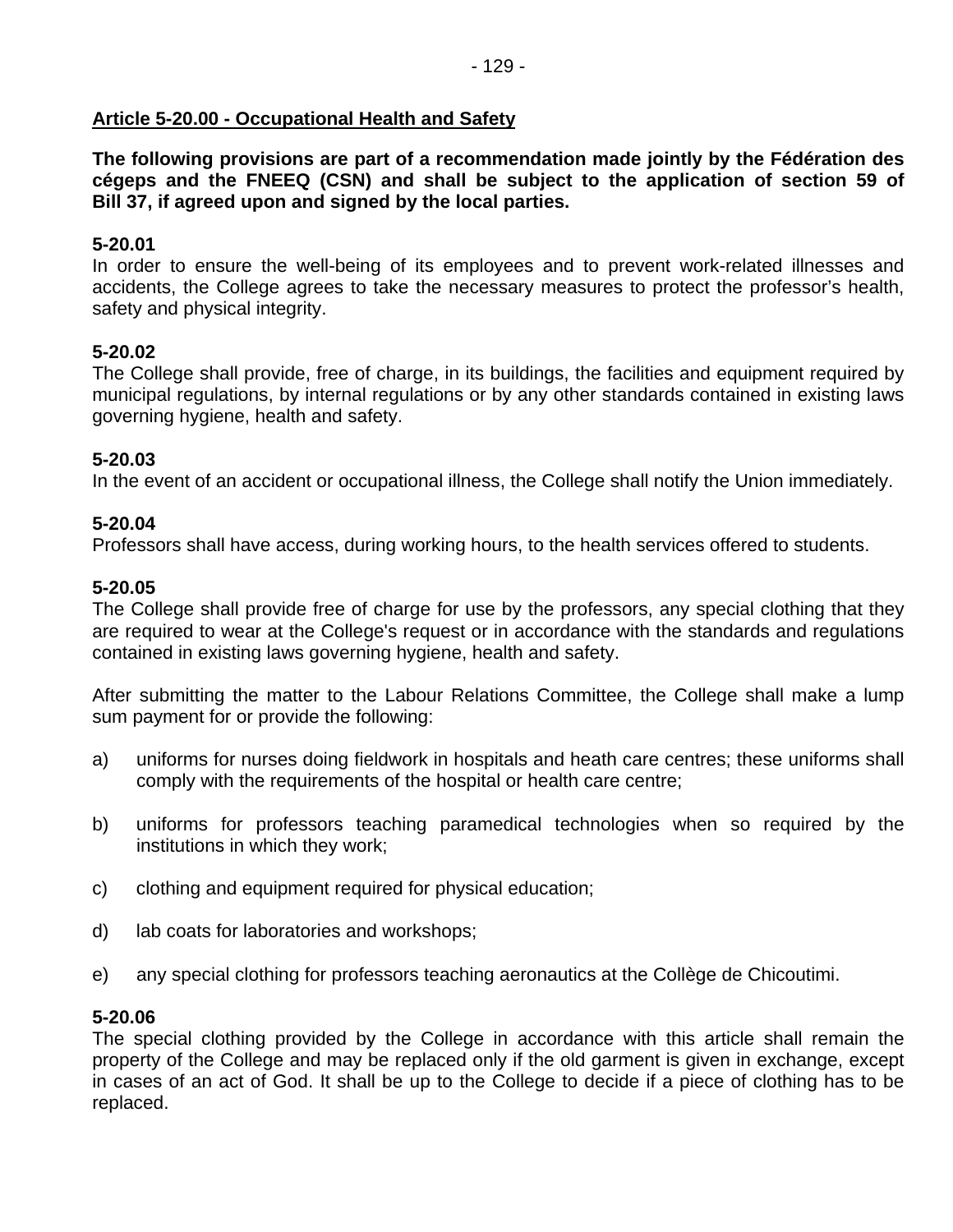## Article 5-20.00 - Occupational Health and Safety

**The following provisions are part of a recommendation made jointly by the Fédération des cégeps and the FNEEQ (CSN) and shall be subject to the application of section 59 of Bill 37, if agreed upon and signed by the local parties.**

**5-20.01**
In order to ensure the well-being of its employees and to prevent work-related illnesses and accidents, the College agrees to take the necessary measures to protect the professor's health, safety and physical integrity.

**5-20.02**
The College shall provide, free of charge, in its buildings, the facilities and equipment required by municipal regulations, by internal regulations or by any other standards contained in existing laws governing hygiene, health and safety.

**5-20.03**
In the event of an accident or occupational illness, the College shall notify the Union immediately.

**5-20.04**
Professors shall have access, during working hours, to the health services offered to students.

**5-20.05**
The College shall provide free of charge for use by the professors, any special clothing that they are required to wear at the College's request or in accordance with the standards and regulations contained in existing laws governing hygiene, health and safety.

After submitting the matter to the Labour Relations Committee, the College shall make a lump sum payment for or provide the following:

a) uniforms for nurses doing fieldwork in hospitals and heath care centres; these uniforms shall comply with the requirements of the hospital or health care centre;

b) uniforms for professors teaching paramedical technologies when so required by the institutions in which they work;

c) clothing and equipment required for physical education;

d) lab coats for laboratories and workshops;

e) any special clothing for professors teaching aeronautics at the Collège de Chicoutimi.

**5-20.06**
The special clothing provided by the College in accordance with this article shall remain the property of the College and may be replaced only if the old garment is given in exchange, except in cases of an act of God. It shall be up to the College to decide if a piece of clothing has to be replaced.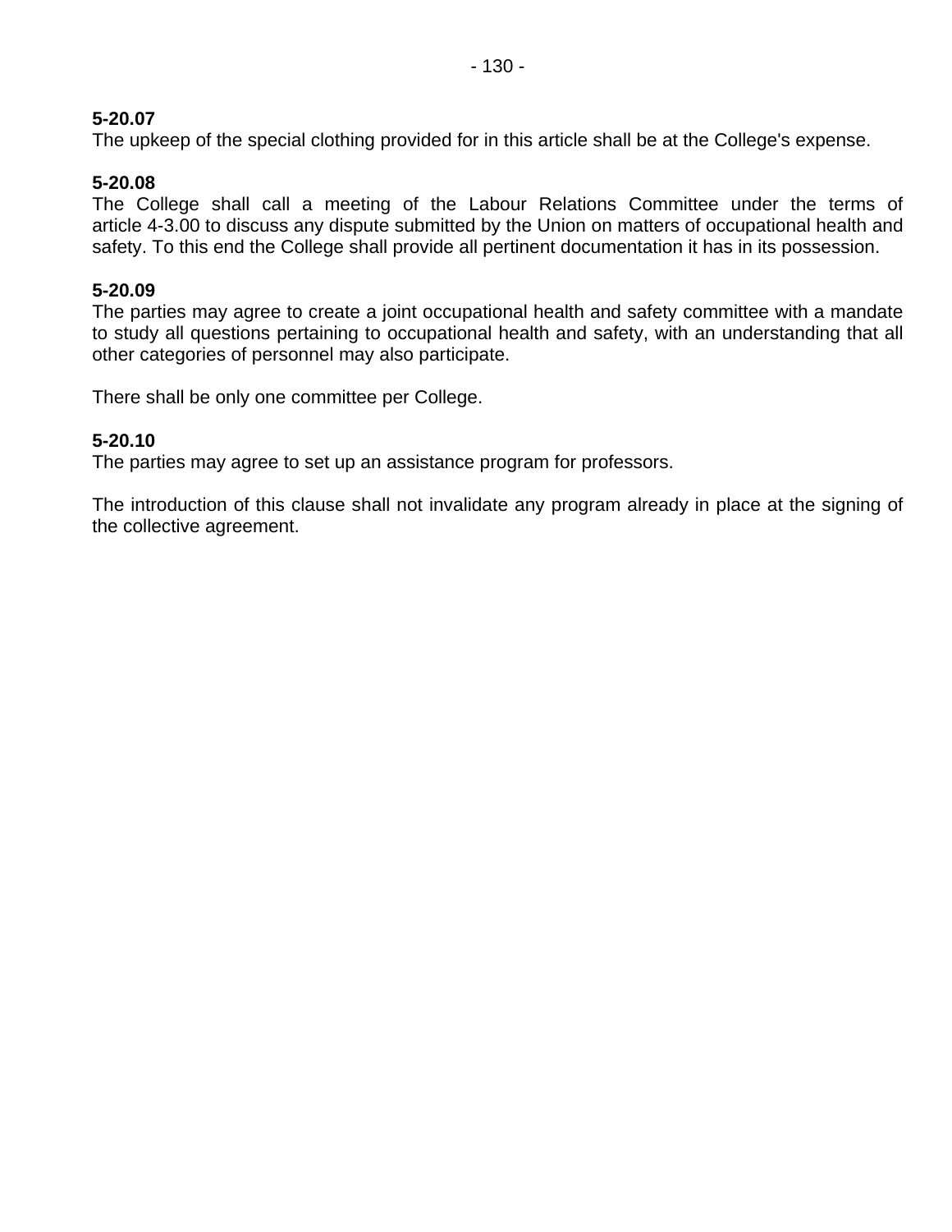**5-20.07**
The upkeep of the special clothing provided for in this article shall be at the College's expense.

**5-20.08**
The College shall call a meeting of the Labour Relations Committee under the terms of article 4-3.00 to discuss any dispute submitted by the Union on matters of occupational health and safety. To this end the College shall provide all pertinent documentation it has in its possession.

**5-20.09**
The parties may agree to create a joint occupational health and safety committee with a mandate to study all questions pertaining to occupational health and safety, with an understanding that all other categories of personnel may also participate.

There shall be only one committee per College.

**5-20.10**
The parties may agree to set up an assistance program for professors.

The introduction of this clause shall not invalidate any program already in place at the signing of the collective agreement.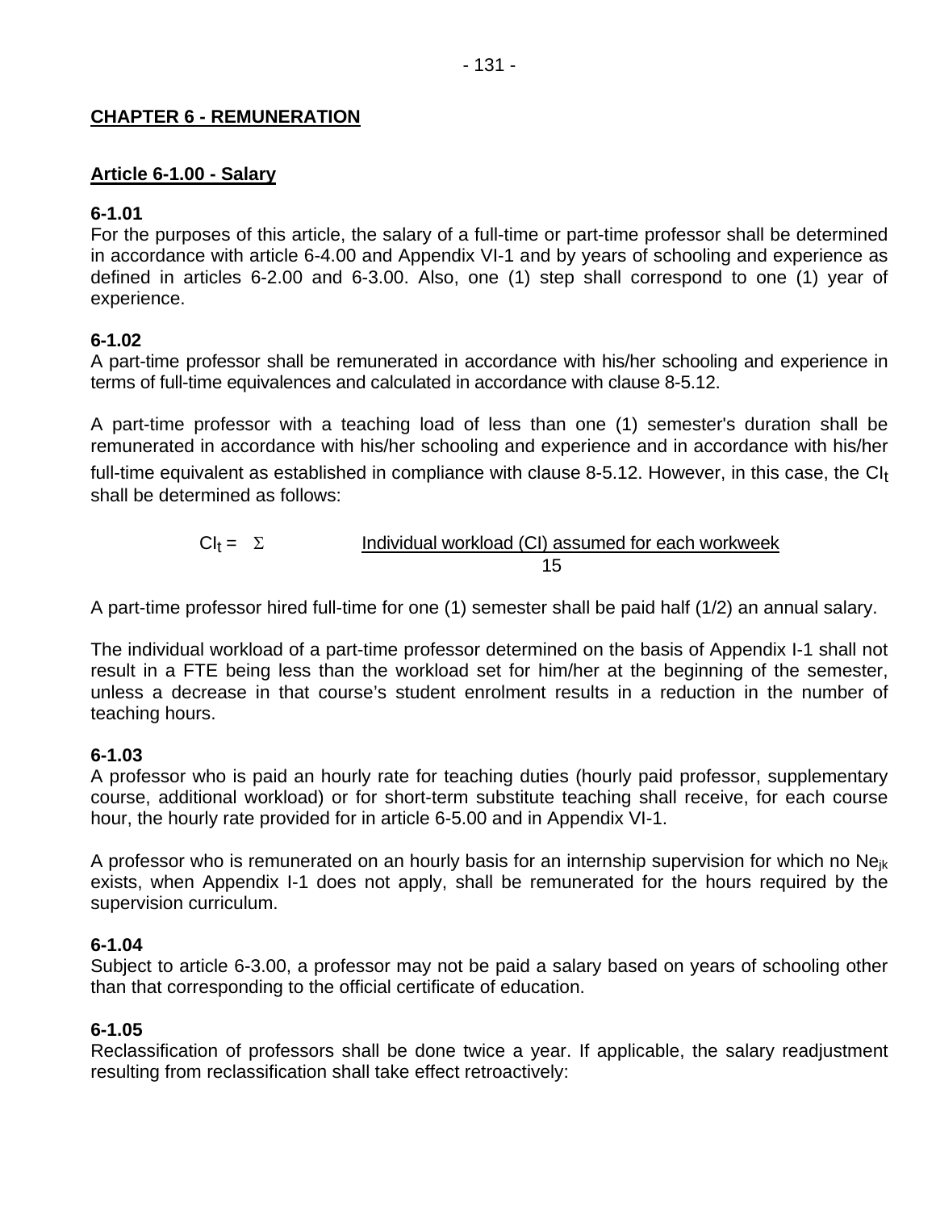## CHAPTER 6 - REMUNERATION

### Article 6-1.00 - Salary

**6-1.01**
For the purposes of this article, the salary of a full-time or part-time professor shall be determined in accordance with article 6-4.00 and Appendix VI-1 and by years of schooling and experience as defined in articles 6-2.00 and 6-3.00. Also, one (1) step shall correspond to one (1) year of experience.

**6-1.02**
A part-time professor shall be remunerated in accordance with his/her schooling and experience in terms of full-time equivalences and calculated in accordance with clause 8-5.12.

A part-time professor with a teaching load of less than one (1) semester's duration shall be remunerated in accordance with his/her schooling and experience and in accordance with his/her full-time equivalent as established in compliance with clause 8-5.12. However, in this case, the $CI_t$ shall be determined as follows:

$$CI_t = \Sigma \frac{\text{Individual workload (CI) assumed for each workweek}}{15}$$

A part-time professor hired full-time for one (1) semester shall be paid half (1/2) an annual salary.

The individual workload of a part-time professor determined on the basis of Appendix I-1 shall not result in a FTE being less than the workload set for him/her at the beginning of the semester, unless a decrease in that course's student enrolment results in a reduction in the number of teaching hours.

**6-1.03**
A professor who is paid an hourly rate for teaching duties (hourly paid professor, supplementary course, additional workload) or for short-term substitute teaching shall receive, for each course hour, the hourly rate provided for in article 6-5.00 and in Appendix VI-1.

A professor who is remunerated on an hourly basis for an internship supervision for which no $Ne_{jk}$ exists, when Appendix I-1 does not apply, shall be remunerated for the hours required by the supervision curriculum.

**6-1.04**
Subject to article 6-3.00, a professor may not be paid a salary based on years of schooling other than that corresponding to the official certificate of education.

**6-1.05**
Reclassification of professors shall be done twice a year. If applicable, the salary readjustment resulting from reclassification shall take effect retroactively: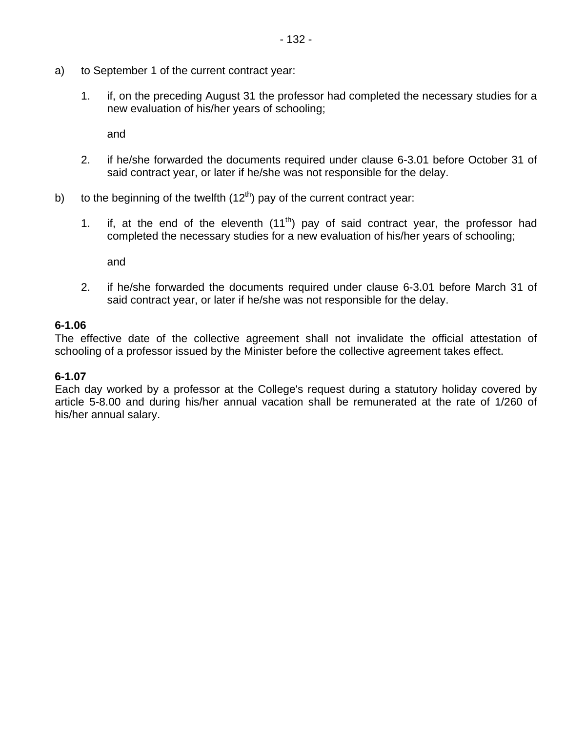a) to September 1 of the current contract year:

   1. if, on the preceding August 31 the professor had completed the necessary studies for a new evaluation of his/her years of schooling;

      and

   2. if he/she forwarded the documents required under clause 6-3.01 before October 31 of said contract year, or later if he/she was not responsible for the delay.

b) to the beginning of the twelfth (12th) pay of the current contract year:

   1. if, at the end of the eleventh (11th) pay of said contract year, the professor had completed the necessary studies for a new evaluation of his/her years of schooling;

      and

   2. if he/she forwarded the documents required under clause 6-3.01 before March 31 of said contract year, or later if he/she was not responsible for the delay.

**6-1.06**
The effective date of the collective agreement shall not invalidate the official attestation of schooling of a professor issued by the Minister before the collective agreement takes effect.

**6-1.07**
Each day worked by a professor at the College's request during a statutory holiday covered by article 5-8.00 and during his/her annual vacation shall be remunerated at the rate of 1/260 of his/her annual salary.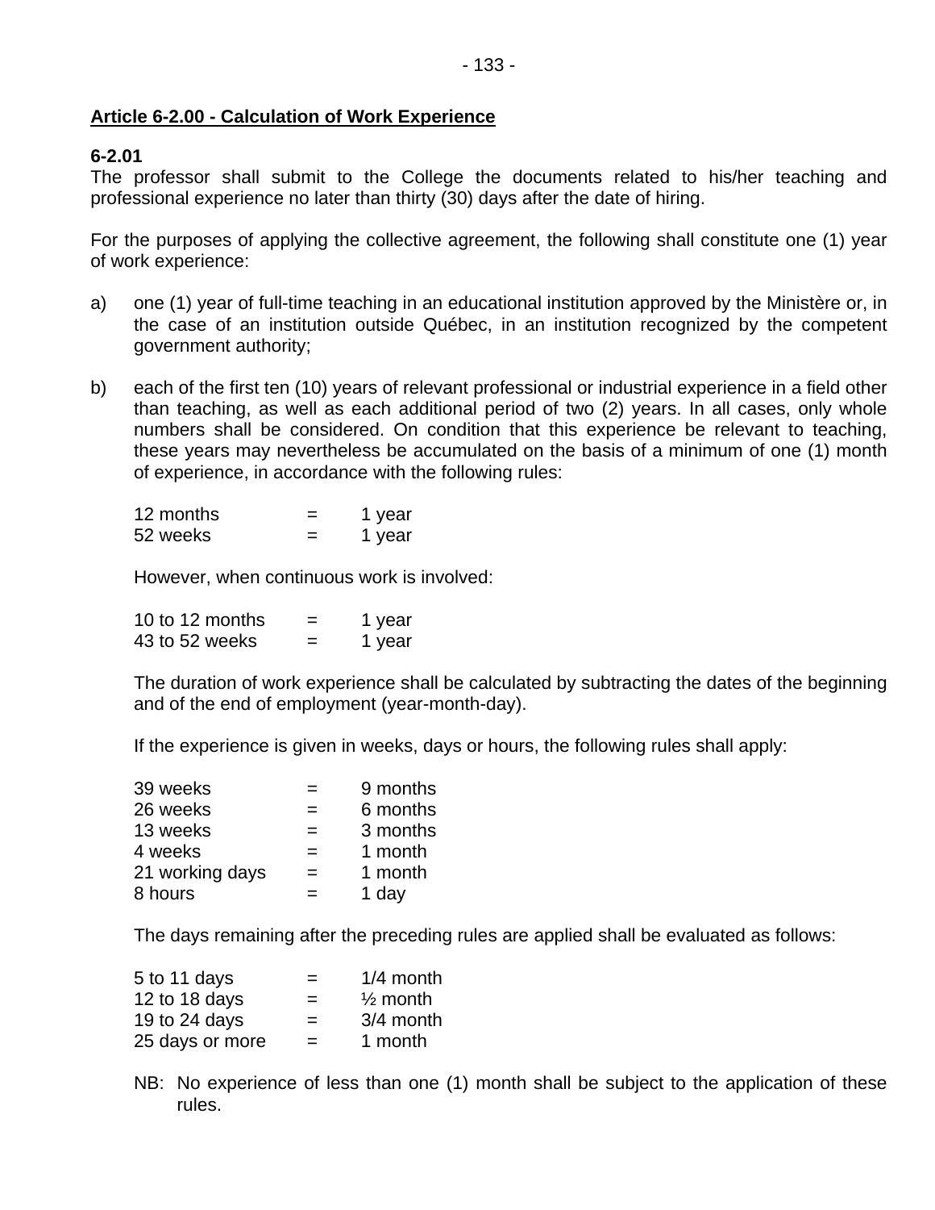**Article 6-2.00 - Calculation of Work Experience**

**6-2.01**
The professor shall submit to the College the documents related to his/her teaching and professional experience no later than thirty (30) days after the date of hiring.

For the purposes of applying the collective agreement, the following shall constitute one (1) year of work experience:

a) one (1) year of full-time teaching in an educational institution approved by the Ministère or, in the case of an institution outside Québec, in an institution recognized by the competent government authority;

b) each of the first ten (10) years of relevant professional or industrial experience in a field other than teaching, as well as each additional period of two (2) years. In all cases, only whole numbers shall be considered. On condition that this experience be relevant to teaching, these years may nevertheless be accumulated on the basis of a minimum of one (1) month of experience, in accordance with the following rules:

| | | |
|---|---|---|
| 12 months | = | 1 year |
| 52 weeks | = | 1 year |

However, when continuous work is involved:

| | | |
|---|---|---|
| 10 to 12 months | = | 1 year |
| 43 to 52 weeks | = | 1 year |

The duration of work experience shall be calculated by subtracting the dates of the beginning and of the end of employment (year-month-day).

If the experience is given in weeks, days or hours, the following rules shall apply:

| | | |
|---|---|---|
| 39 weeks | = | 9 months |
| 26 weeks | = | 6 months |
| 13 weeks | = | 3 months |
| 4 weeks | = | 1 month |
| 21 working days | = | 1 month |
| 8 hours | = | 1 day |

The days remaining after the preceding rules are applied shall be evaluated as follows:

| | | |
|---|---|---|
| 5 to 11 days | = | 1/4 month |
| 12 to 18 days | = | ½ month |
| 19 to 24 days | = | 3/4 month |
| 25 days or more | = | 1 month |

NB: No experience of less than one (1) month shall be subject to the application of these rules.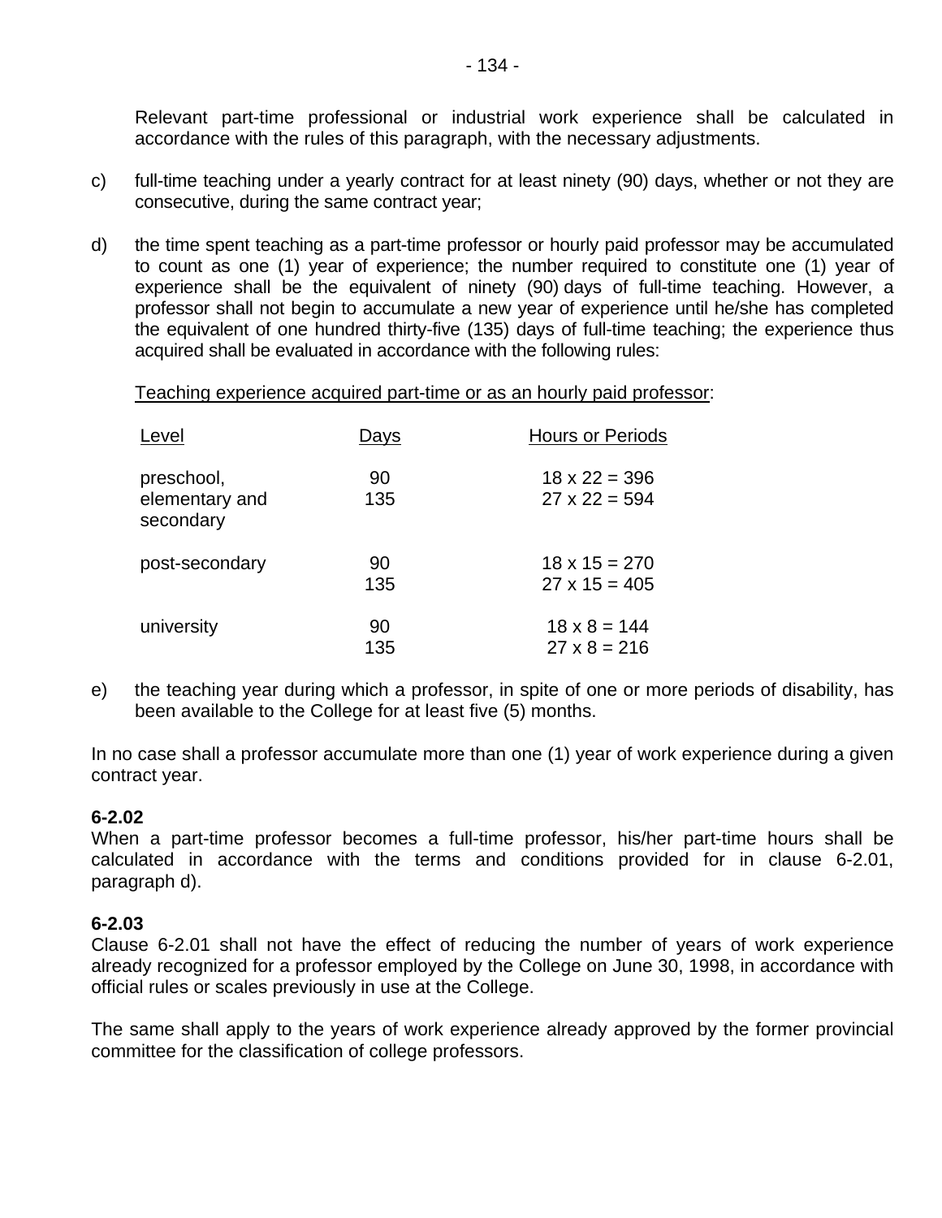Relevant part-time professional or industrial work experience shall be calculated in accordance with the rules of this paragraph, with the necessary adjustments.

c) full-time teaching under a yearly contract for at least ninety (90) days, whether or not they are consecutive, during the same contract year;

d) the time spent teaching as a part-time professor or hourly paid professor may be accumulated to count as one (1) year of experience; the number required to constitute one (1) year of experience shall be the equivalent of ninety (90) days of full-time teaching. However, a professor shall not begin to accumulate a new year of experience until he/she has completed the equivalent of one hundred thirty-five (135) days of full-time teaching; the experience thus acquired shall be evaluated in accordance with the following rules:

Teaching experience acquired part-time or as an hourly paid professor:

| Level | Days | Hours or Periods |
|---|---|---|
| preschool, elementary and secondary | 90 | 18 x 22 = 396 |
| | 135 | 27 x 22 = 594 |
| post-secondary | 90 | 18 x 15 = 270 |
| | 135 | 27 x 15 = 405 |
| university | 90 | 18 x 8 = 144 |
| | 135 | 27 x 8 = 216 |

e) the teaching year during which a professor, in spite of one or more periods of disability, has been available to the College for at least five (5) months.

In no case shall a professor accumulate more than one (1) year of work experience during a given contract year.

**6-2.02**

When a part-time professor becomes a full-time professor, his/her part-time hours shall be calculated in accordance with the terms and conditions provided for in clause 6-2.01, paragraph d).

**6-2.03**

Clause 6-2.01 shall not have the effect of reducing the number of years of work experience already recognized for a professor employed by the College on June 30, 1998, in accordance with official rules or scales previously in use at the College.

The same shall apply to the years of work experience already approved by the former provincial committee for the classification of college professors.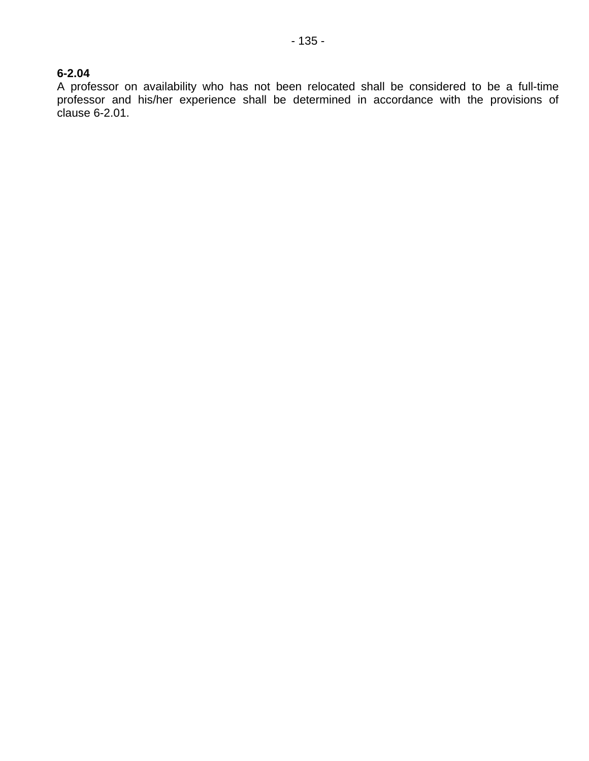**6-2.04**
A professor on availability who has not been relocated shall be considered to be a full-time professor and his/her experience shall be determined in accordance with the provisions of clause 6-2.01.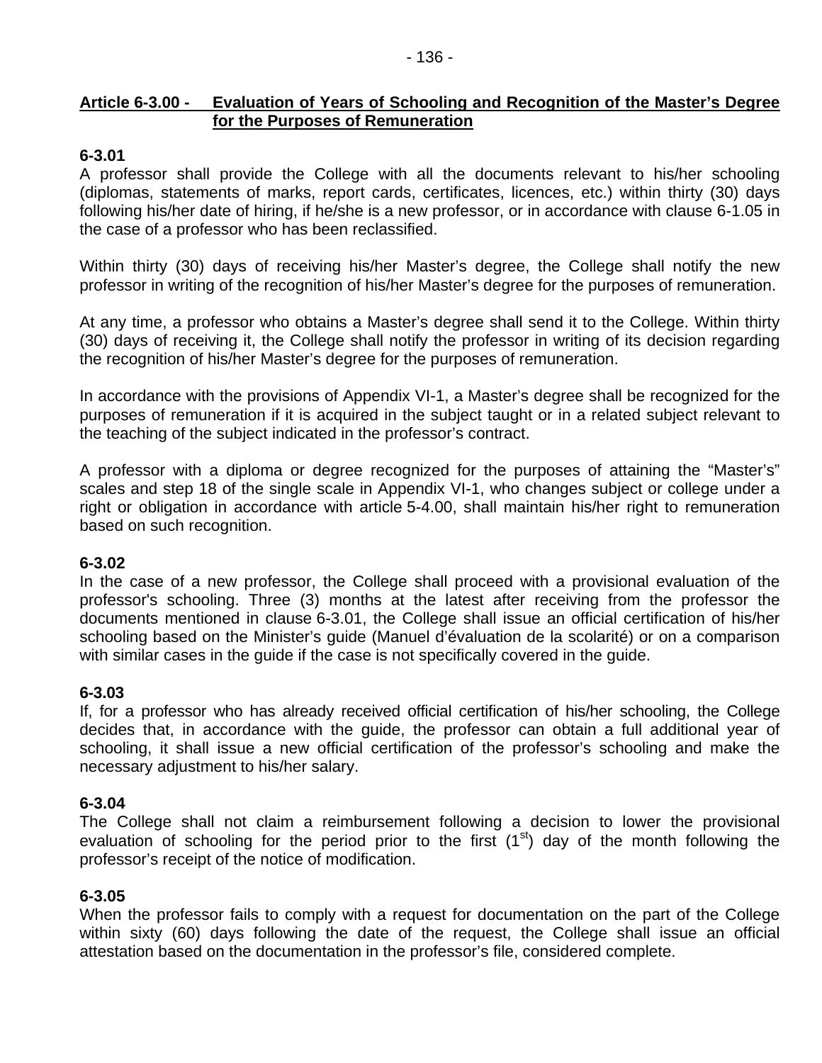## Article 6-3.00 - Evaluation of Years of Schooling and Recognition of the Master's Degree for the Purposes of Remuneration

**6-3.01**

A professor shall provide the College with all the documents relevant to his/her schooling (diplomas, statements of marks, report cards, certificates, licences, etc.) within thirty (30) days following his/her date of hiring, if he/she is a new professor, or in accordance with clause 6-1.05 in the case of a professor who has been reclassified.

Within thirty (30) days of receiving his/her Master's degree, the College shall notify the new professor in writing of the recognition of his/her Master's degree for the purposes of remuneration.

At any time, a professor who obtains a Master's degree shall send it to the College. Within thirty (30) days of receiving it, the College shall notify the professor in writing of its decision regarding the recognition of his/her Master's degree for the purposes of remuneration.

In accordance with the provisions of Appendix VI-1, a Master's degree shall be recognized for the purposes of remuneration if it is acquired in the subject taught or in a related subject relevant to the teaching of the subject indicated in the professor's contract.

A professor with a diploma or degree recognized for the purposes of attaining the "Master's" scales and step 18 of the single scale in Appendix VI-1, who changes subject or college under a right or obligation in accordance with article 5-4.00, shall maintain his/her right to remuneration based on such recognition.

**6-3.02**

In the case of a new professor, the College shall proceed with a provisional evaluation of the professor's schooling. Three (3) months at the latest after receiving from the professor the documents mentioned in clause 6-3.01, the College shall issue an official certification of his/her schooling based on the Minister's guide (Manuel d'évaluation de la scolarité) or on a comparison with similar cases in the guide if the case is not specifically covered in the guide.

**6-3.03**

If, for a professor who has already received official certification of his/her schooling, the College decides that, in accordance with the guide, the professor can obtain a full additional year of schooling, it shall issue a new official certification of the professor's schooling and make the necessary adjustment to his/her salary.

**6-3.04**

The College shall not claim a reimbursement following a decision to lower the provisional evaluation of schooling for the period prior to the first (1st) day of the month following the professor's receipt of the notice of modification.

**6-3.05**

When the professor fails to comply with a request for documentation on the part of the College within sixty (60) days following the date of the request, the College shall issue an official attestation based on the documentation in the professor's file, considered complete.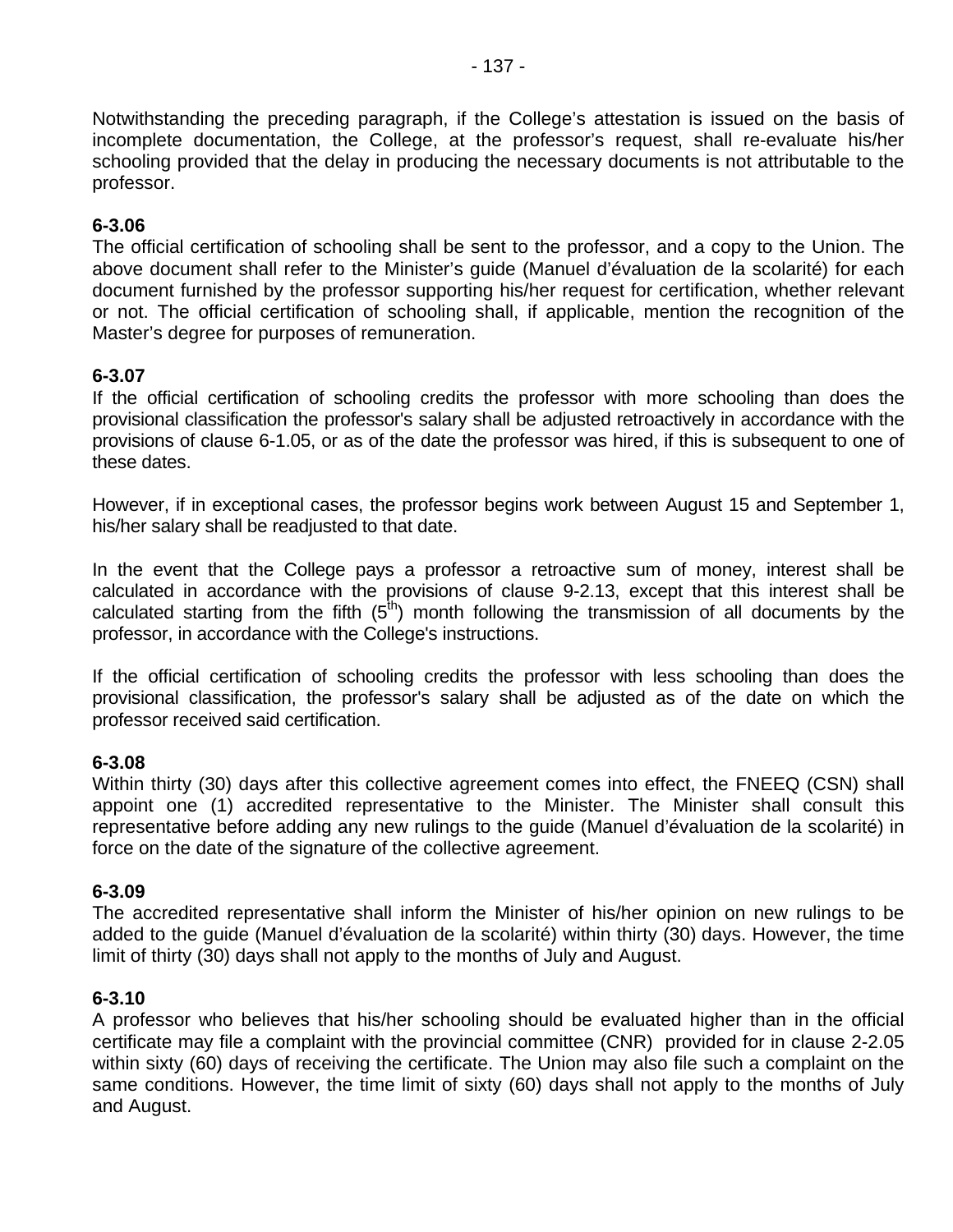Notwithstanding the preceding paragraph, if the College's attestation is issued on the basis of incomplete documentation, the College, at the professor's request, shall re-evaluate his/her schooling provided that the delay in producing the necessary documents is not attributable to the professor.

**6-3.06**

The official certification of schooling shall be sent to the professor, and a copy to the Union. The above document shall refer to the Minister's guide (Manuel d'évaluation de la scolarité) for each document furnished by the professor supporting his/her request for certification, whether relevant or not. The official certification of schooling shall, if applicable, mention the recognition of the Master's degree for purposes of remuneration.

**6-3.07**

If the official certification of schooling credits the professor with more schooling than does the provisional classification the professor's salary shall be adjusted retroactively in accordance with the provisions of clause 6-1.05, or as of the date the professor was hired, if this is subsequent to one of these dates.

However, if in exceptional cases, the professor begins work between August 15 and September 1, his/her salary shall be readjusted to that date.

In the event that the College pays a professor a retroactive sum of money, interest shall be calculated in accordance with the provisions of clause 9-2.13, except that this interest shall be calculated starting from the fifth (5th) month following the transmission of all documents by the professor, in accordance with the College's instructions.

If the official certification of schooling credits the professor with less schooling than does the provisional classification, the professor's salary shall be adjusted as of the date on which the professor received said certification.

**6-3.08**

Within thirty (30) days after this collective agreement comes into effect, the FNEEQ (CSN) shall appoint one (1) accredited representative to the Minister. The Minister shall consult this representative before adding any new rulings to the guide (Manuel d'évaluation de la scolarité) in force on the date of the signature of the collective agreement.

**6-3.09**

The accredited representative shall inform the Minister of his/her opinion on new rulings to be added to the guide (Manuel d'évaluation de la scolarité) within thirty (30) days. However, the time limit of thirty (30) days shall not apply to the months of July and August.

**6-3.10**

A professor who believes that his/her schooling should be evaluated higher than in the official certificate may file a complaint with the provincial committee (CNR) provided for in clause 2-2.05 within sixty (60) days of receiving the certificate. The Union may also file such a complaint on the same conditions. However, the time limit of sixty (60) days shall not apply to the months of July and August.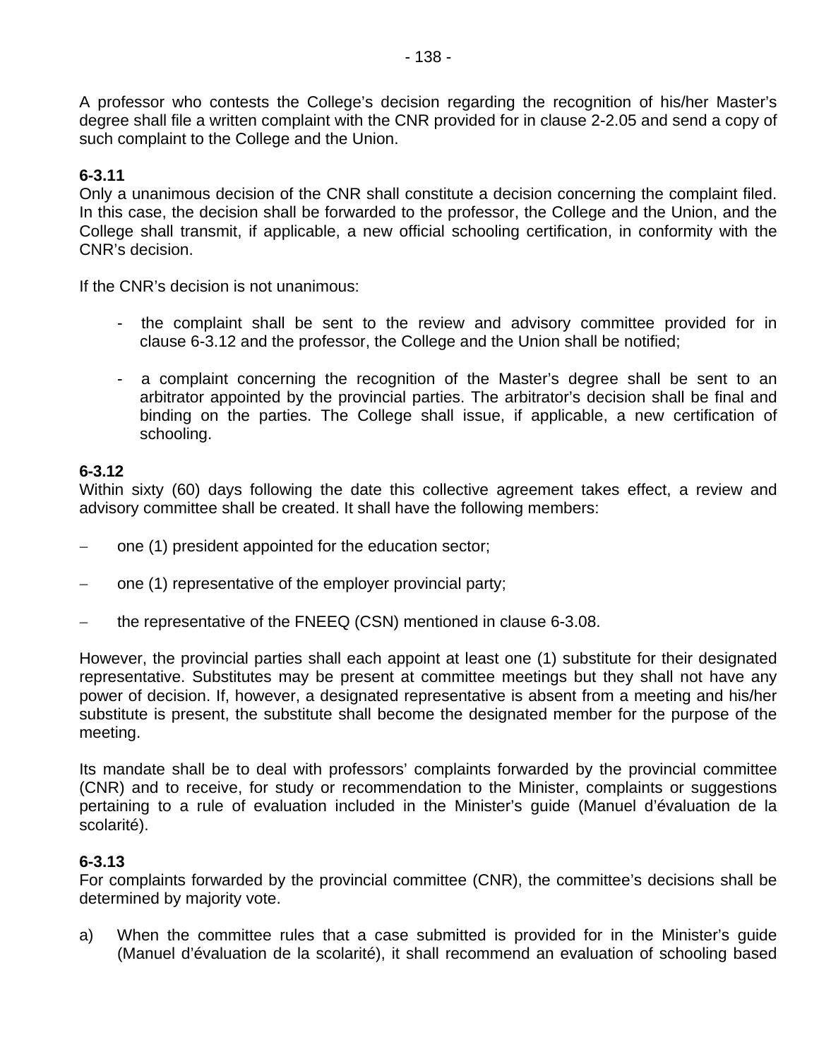A professor who contests the College's decision regarding the recognition of his/her Master's degree shall file a written complaint with the CNR provided for in clause 2-2.05 and send a copy of such complaint to the College and the Union.

**6-3.11**
Only a unanimous decision of the CNR shall constitute a decision concerning the complaint filed. In this case, the decision shall be forwarded to the professor, the College and the Union, and the College shall transmit, if applicable, a new official schooling certification, in conformity with the CNR's decision.

If the CNR's decision is not unanimous:

- the complaint shall be sent to the review and advisory committee provided for in clause 6-3.12 and the professor, the College and the Union shall be notified;

- a complaint concerning the recognition of the Master's degree shall be sent to an arbitrator appointed by the provincial parties. The arbitrator's decision shall be final and binding on the parties. The College shall issue, if applicable, a new certification of schooling.

**6-3.12**
Within sixty (60) days following the date this collective agreement takes effect, a review and advisory committee shall be created. It shall have the following members:

- one (1) president appointed for the education sector;

- one (1) representative of the employer provincial party;

- the representative of the FNEEQ (CSN) mentioned in clause 6-3.08.

However, the provincial parties shall each appoint at least one (1) substitute for their designated representative. Substitutes may be present at committee meetings but they shall not have any power of decision. If, however, a designated representative is absent from a meeting and his/her substitute is present, the substitute shall become the designated member for the purpose of the meeting.

Its mandate shall be to deal with professors' complaints forwarded by the provincial committee (CNR) and to receive, for study or recommendation to the Minister, complaints or suggestions pertaining to a rule of evaluation included in the Minister's guide (Manuel d'évaluation de la scolarité).

**6-3.13**
For complaints forwarded by the provincial committee (CNR), the committee's decisions shall be determined by majority vote.

a) When the committee rules that a case submitted is provided for in the Minister's guide (Manuel d'évaluation de la scolarité), it shall recommend an evaluation of schooling based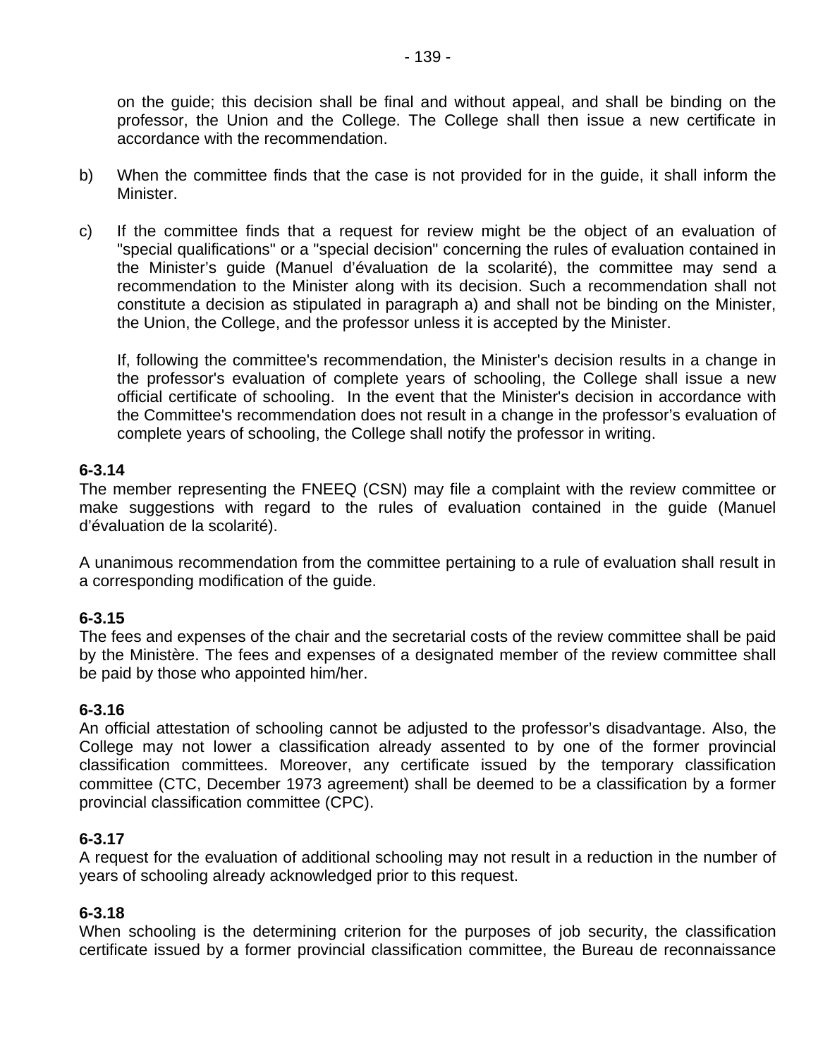on the guide; this decision shall be final and without appeal, and shall be binding on the professor, the Union and the College. The College shall then issue a new certificate in accordance with the recommendation.

b) When the committee finds that the case is not provided for in the guide, it shall inform the Minister.

c) If the committee finds that a request for review might be the object of an evaluation of "special qualifications" or a "special decision" concerning the rules of evaluation contained in the Minister's guide (Manuel d'évaluation de la scolarité), the committee may send a recommendation to the Minister along with its decision. Such a recommendation shall not constitute a decision as stipulated in paragraph a) and shall not be binding on the Minister, the Union, the College, and the professor unless it is accepted by the Minister.

   If, following the committee's recommendation, the Minister's decision results in a change in the professor's evaluation of complete years of schooling, the College shall issue a new official certificate of schooling. In the event that the Minister's decision in accordance with the Committee's recommendation does not result in a change in the professor's evaluation of complete years of schooling, the College shall notify the professor in writing.

**6-3.14**
The member representing the FNEEQ (CSN) may file a complaint with the review committee or make suggestions with regard to the rules of evaluation contained in the guide (Manuel d'évaluation de la scolarité).

A unanimous recommendation from the committee pertaining to a rule of evaluation shall result in a corresponding modification of the guide.

**6-3.15**
The fees and expenses of the chair and the secretarial costs of the review committee shall be paid by the Ministère. The fees and expenses of a designated member of the review committee shall be paid by those who appointed him/her.

**6-3.16**
An official attestation of schooling cannot be adjusted to the professor's disadvantage. Also, the College may not lower a classification already assented to by one of the former provincial classification committees. Moreover, any certificate issued by the temporary classification committee (CTC, December 1973 agreement) shall be deemed to be a classification by a former provincial classification committee (CPC).

**6-3.17**
A request for the evaluation of additional schooling may not result in a reduction in the number of years of schooling already acknowledged prior to this request.

**6-3.18**
When schooling is the determining criterion for the purposes of job security, the classification certificate issued by a former provincial classification committee, the Bureau de reconnaissance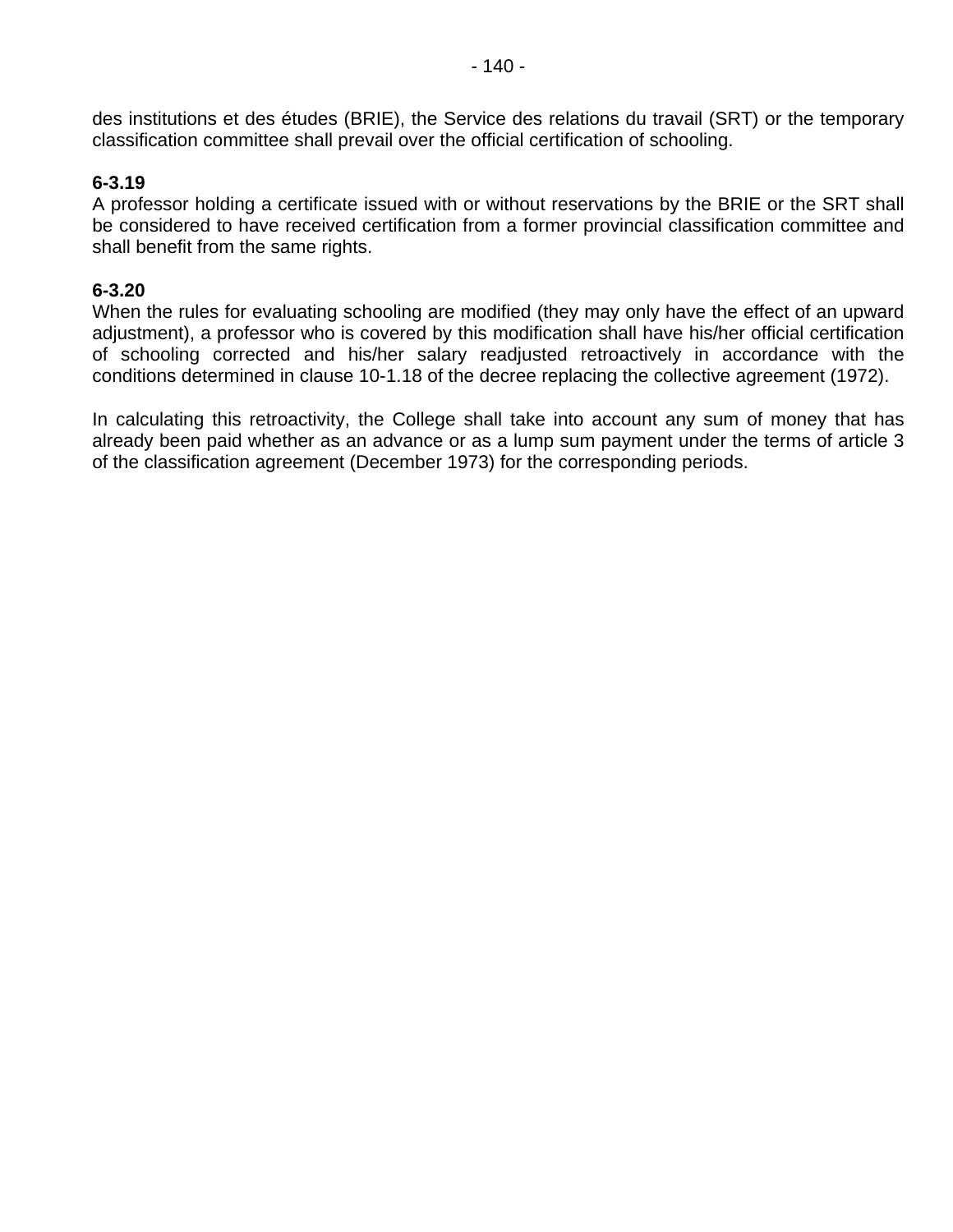des institutions et des études (BRIE), the Service des relations du travail (SRT) or the temporary classification committee shall prevail over the official certification of schooling.

**6-3.19**
A professor holding a certificate issued with or without reservations by the BRIE or the SRT shall be considered to have received certification from a former provincial classification committee and shall benefit from the same rights.

**6-3.20**
When the rules for evaluating schooling are modified (they may only have the effect of an upward adjustment), a professor who is covered by this modification shall have his/her official certification of schooling corrected and his/her salary readjusted retroactively in accordance with the conditions determined in clause 10-1.18 of the decree replacing the collective agreement (1972).

In calculating this retroactivity, the College shall take into account any sum of money that has already been paid whether as an advance or as a lump sum payment under the terms of article 3 of the classification agreement (December 1973) for the corresponding periods.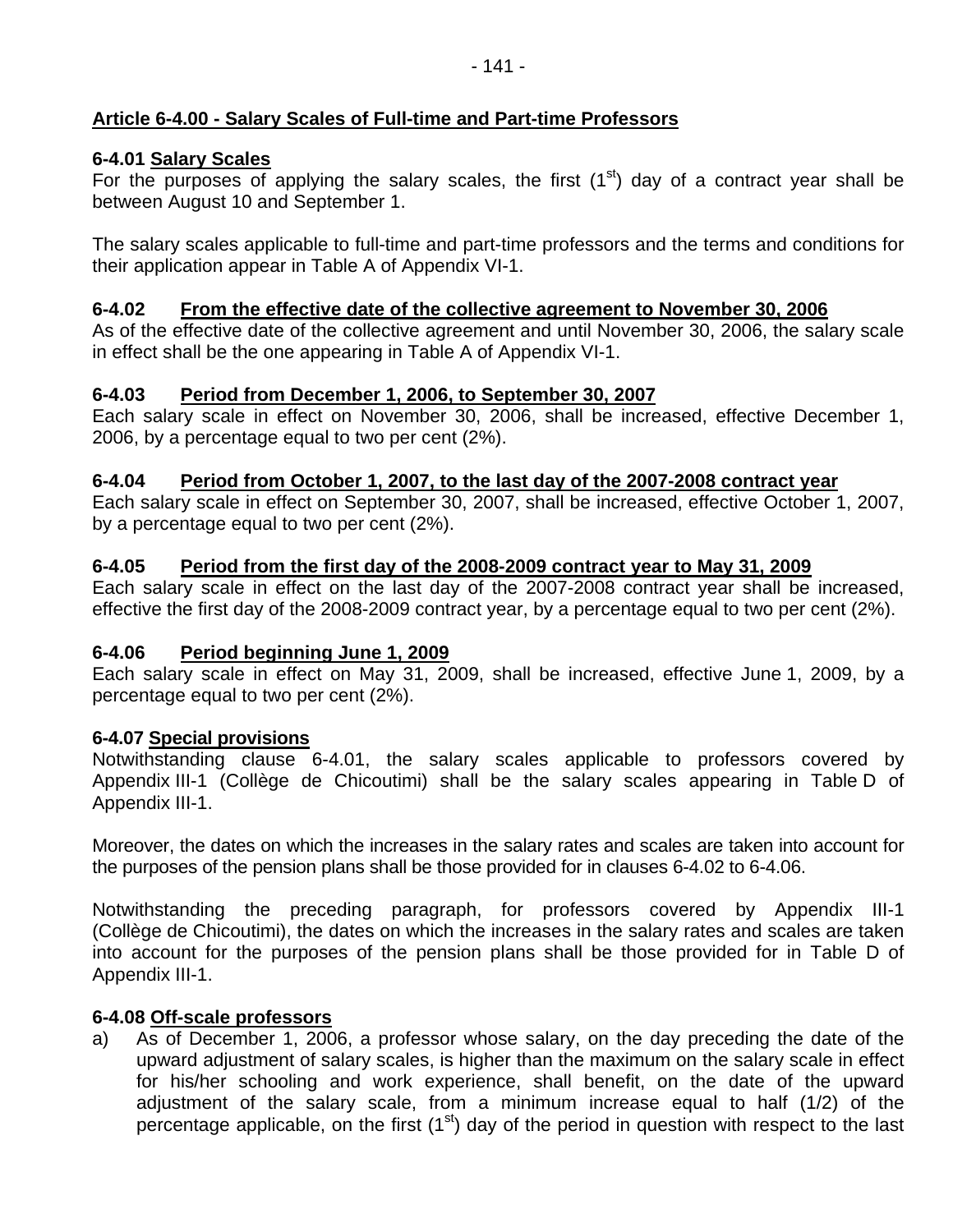## Article 6-4.00 - Salary Scales of Full-time and Part-time Professors

### 6-4.01 Salary Scales

For the purposes of applying the salary scales, the first (1st) day of a contract year shall be between August 10 and September 1.

The salary scales applicable to full-time and part-time professors and the terms and conditions for their application appear in Table A of Appendix VI-1.

### 6-4.02 From the effective date of the collective agreement to November 30, 2006

As of the effective date of the collective agreement and until November 30, 2006, the salary scale in effect shall be the one appearing in Table A of Appendix VI-1.

### 6-4.03 Period from December 1, 2006, to September 30, 2007

Each salary scale in effect on November 30, 2006, shall be increased, effective December 1, 2006, by a percentage equal to two per cent (2%).

### 6-4.04 Period from October 1, 2007, to the last day of the 2007-2008 contract year

Each salary scale in effect on September 30, 2007, shall be increased, effective October 1, 2007, by a percentage equal to two per cent (2%).

### 6-4.05 Period from the first day of the 2008-2009 contract year to May 31, 2009

Each salary scale in effect on the last day of the 2007-2008 contract year shall be increased, effective the first day of the 2008-2009 contract year, by a percentage equal to two per cent (2%).

### 6-4.06 Period beginning June 1, 2009

Each salary scale in effect on May 31, 2009, shall be increased, effective June 1, 2009, by a percentage equal to two per cent (2%).

### 6-4.07 Special provisions

Notwithstanding clause 6-4.01, the salary scales applicable to professors covered by Appendix III-1 (Collège de Chicoutimi) shall be the salary scales appearing in Table D of Appendix III-1.

Moreover, the dates on which the increases in the salary rates and scales are taken into account for the purposes of the pension plans shall be those provided for in clauses 6-4.02 to 6-4.06.

Notwithstanding the preceding paragraph, for professors covered by Appendix III-1 (Collège de Chicoutimi), the dates on which the increases in the salary rates and scales are taken into account for the purposes of the pension plans shall be those provided for in Table D of Appendix III-1.

### 6-4.08 Off-scale professors

a) As of December 1, 2006, a professor whose salary, on the day preceding the date of the upward adjustment of salary scales, is higher than the maximum on the salary scale in effect for his/her schooling and work experience, shall benefit, on the date of the upward adjustment of the salary scale, from a minimum increase equal to half (1/2) of the percentage applicable, on the first (1st) day of the period in question with respect to the last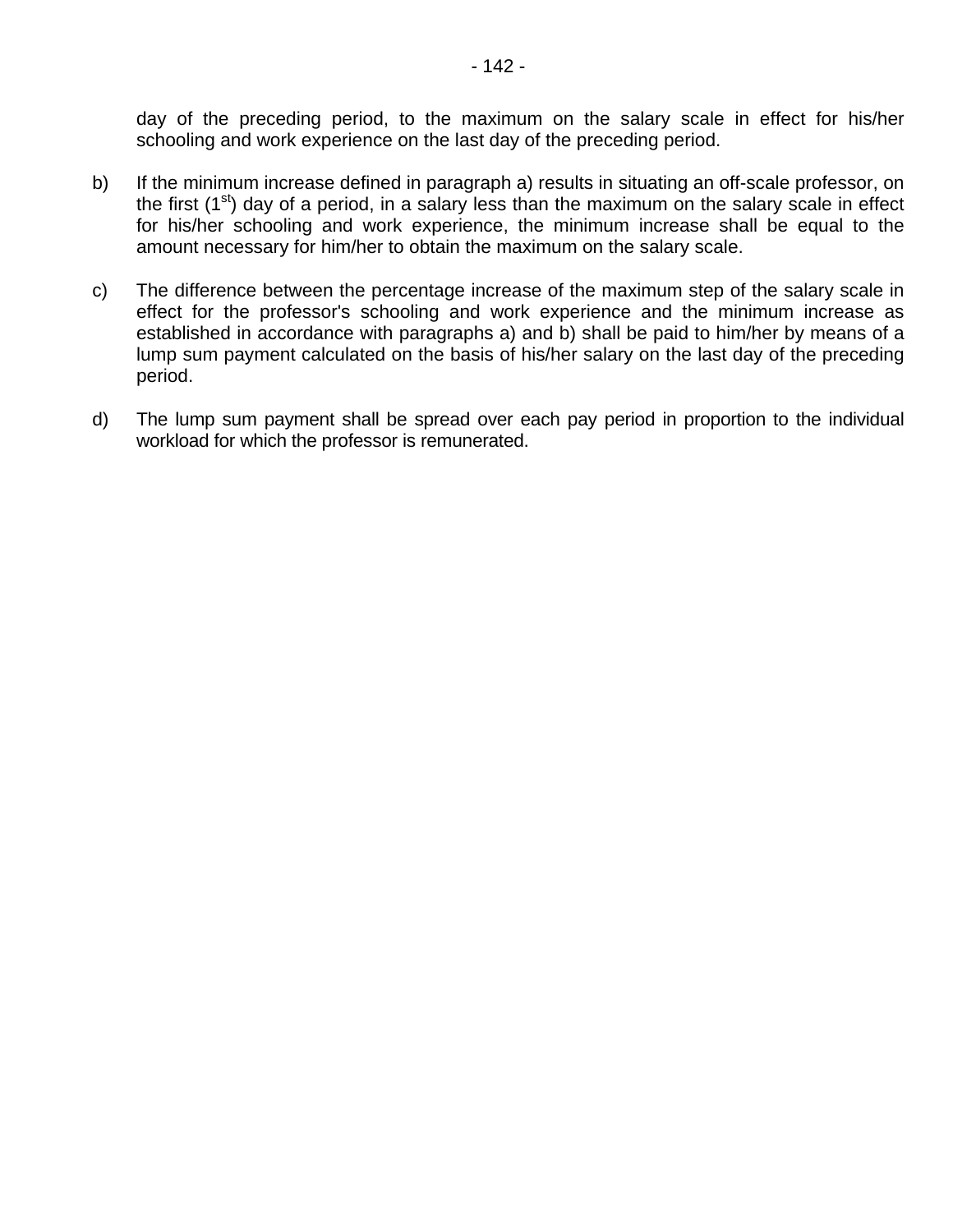day of the preceding period, to the maximum on the salary scale in effect for his/her schooling and work experience on the last day of the preceding period.

b) If the minimum increase defined in paragraph a) results in situating an off-scale professor, on the first (1st) day of a period, in a salary less than the maximum on the salary scale in effect for his/her schooling and work experience, the minimum increase shall be equal to the amount necessary for him/her to obtain the maximum on the salary scale.

c) The difference between the percentage increase of the maximum step of the salary scale in effect for the professor's schooling and work experience and the minimum increase as established in accordance with paragraphs a) and b) shall be paid to him/her by means of a lump sum payment calculated on the basis of his/her salary on the last day of the preceding period.

d) The lump sum payment shall be spread over each pay period in proportion to the individual workload for which the professor is remunerated.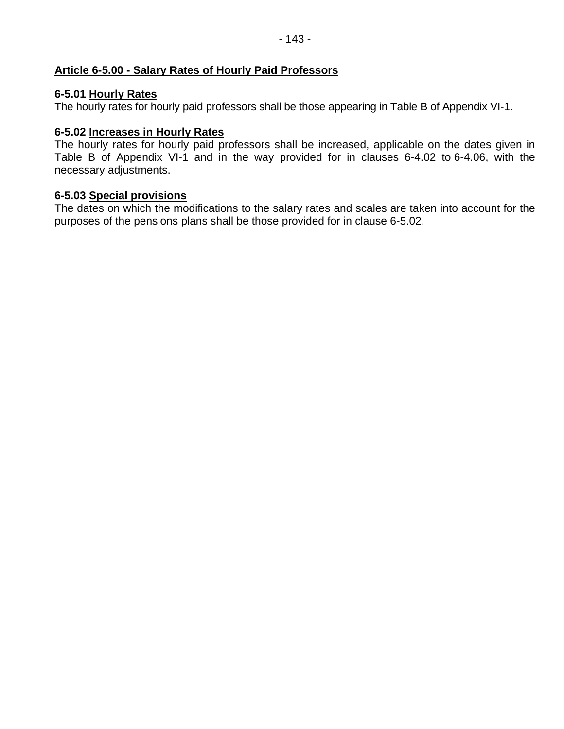## Article 6-5.00 - Salary Rates of Hourly Paid Professors

**6-5.01 Hourly Rates**

The hourly rates for hourly paid professors shall be those appearing in Table B of Appendix VI-1.

**6-5.02 Increases in Hourly Rates**

The hourly rates for hourly paid professors shall be increased, applicable on the dates given in Table B of Appendix VI-1 and in the way provided for in clauses 6-4.02 to 6-4.06, with the necessary adjustments.

**6-5.03 Special provisions**

The dates on which the modifications to the salary rates and scales are taken into account for the purposes of the pensions plans shall be those provided for in clause 6-5.02.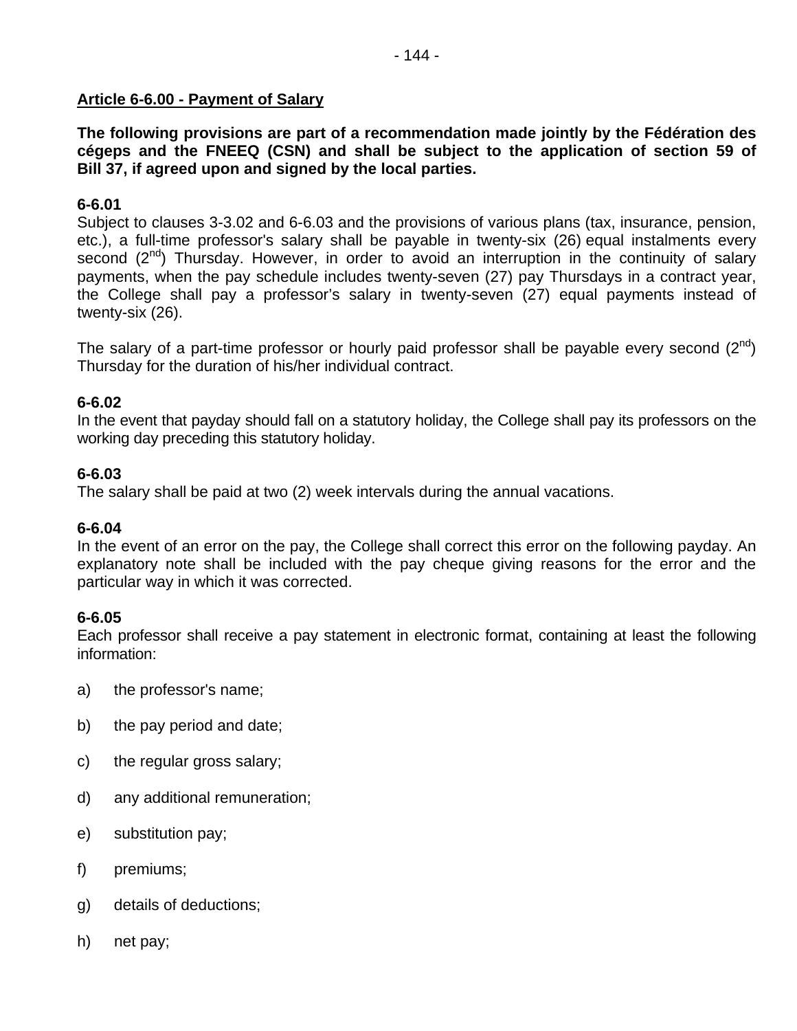**Article 6-6.00 - Payment of Salary**

**The following provisions are part of a recommendation made jointly by the Fédération des cégeps and the FNEEQ (CSN) and shall be subject to the application of section 59 of Bill 37, if agreed upon and signed by the local parties.**

**6-6.01**
Subject to clauses 3-3.02 and 6-6.03 and the provisions of various plans (tax, insurance, pension, etc.), a full-time professor's salary shall be payable in twenty-six (26) equal instalments every second (2nd) Thursday. However, in order to avoid an interruption in the continuity of salary payments, when the pay schedule includes twenty-seven (27) pay Thursdays in a contract year, the College shall pay a professor's salary in twenty-seven (27) equal payments instead of twenty-six (26).

The salary of a part-time professor or hourly paid professor shall be payable every second (2nd) Thursday for the duration of his/her individual contract.

**6-6.02**
In the event that payday should fall on a statutory holiday, the College shall pay its professors on the working day preceding this statutory holiday.

**6-6.03**
The salary shall be paid at two (2) week intervals during the annual vacations.

**6-6.04**
In the event of an error on the pay, the College shall correct this error on the following payday. An explanatory note shall be included with the pay cheque giving reasons for the error and the particular way in which it was corrected.

**6-6.05**
Each professor shall receive a pay statement in electronic format, containing at least the following information:

a) the professor's name;

b) the pay period and date;

c) the regular gross salary;

d) any additional remuneration;

e) substitution pay;

f) premiums;

g) details of deductions;

h) net pay;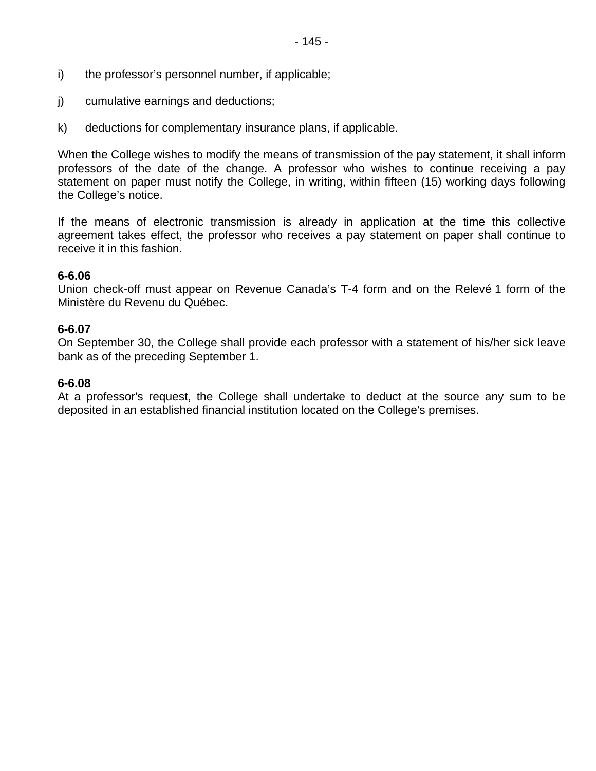i) the professor’s personnel number, if applicable;

j) cumulative earnings and deductions;

k) deductions for complementary insurance plans, if applicable.

When the College wishes to modify the means of transmission of the pay statement, it shall inform professors of the date of the change. A professor who wishes to continue receiving a pay statement on paper must notify the College, in writing, within fifteen (15) working days following the College’s notice.

If the means of electronic transmission is already in application at the time this collective agreement takes effect, the professor who receives a pay statement on paper shall continue to receive it in this fashion.

**6-6.06**
Union check-off must appear on Revenue Canada’s T-4 form and on the Relevé 1 form of the Ministère du Revenu du Québec.

**6-6.07**
On September 30, the College shall provide each professor with a statement of his/her sick leave bank as of the preceding September 1.

**6-6.08**
At a professor's request, the College shall undertake to deduct at the source any sum to be deposited in an established financial institution located on the College's premises.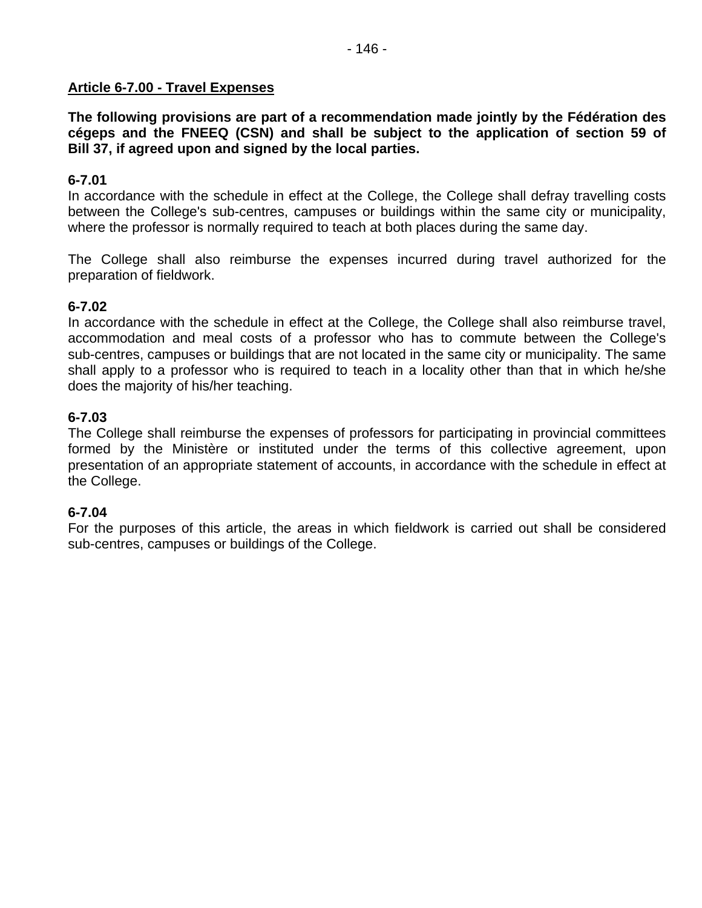## Article 6-7.00 - Travel Expenses

**The following provisions are part of a recommendation made jointly by the Fédération des cégeps and the FNEEQ (CSN) and shall be subject to the application of section 59 of Bill 37, if agreed upon and signed by the local parties.**

**6-7.01**
In accordance with the schedule in effect at the College, the College shall defray travelling costs between the College's sub-centres, campuses or buildings within the same city or municipality, where the professor is normally required to teach at both places during the same day.

The College shall also reimburse the expenses incurred during travel authorized for the preparation of fieldwork.

**6-7.02**
In accordance with the schedule in effect at the College, the College shall also reimburse travel, accommodation and meal costs of a professor who has to commute between the College's sub-centres, campuses or buildings that are not located in the same city or municipality. The same shall apply to a professor who is required to teach in a locality other than that in which he/she does the majority of his/her teaching.

**6-7.03**
The College shall reimburse the expenses of professors for participating in provincial committees formed by the Ministère or instituted under the terms of this collective agreement, upon presentation of an appropriate statement of accounts, in accordance with the schedule in effect at the College.

**6-7.04**
For the purposes of this article, the areas in which fieldwork is carried out shall be considered sub-centres, campuses or buildings of the College.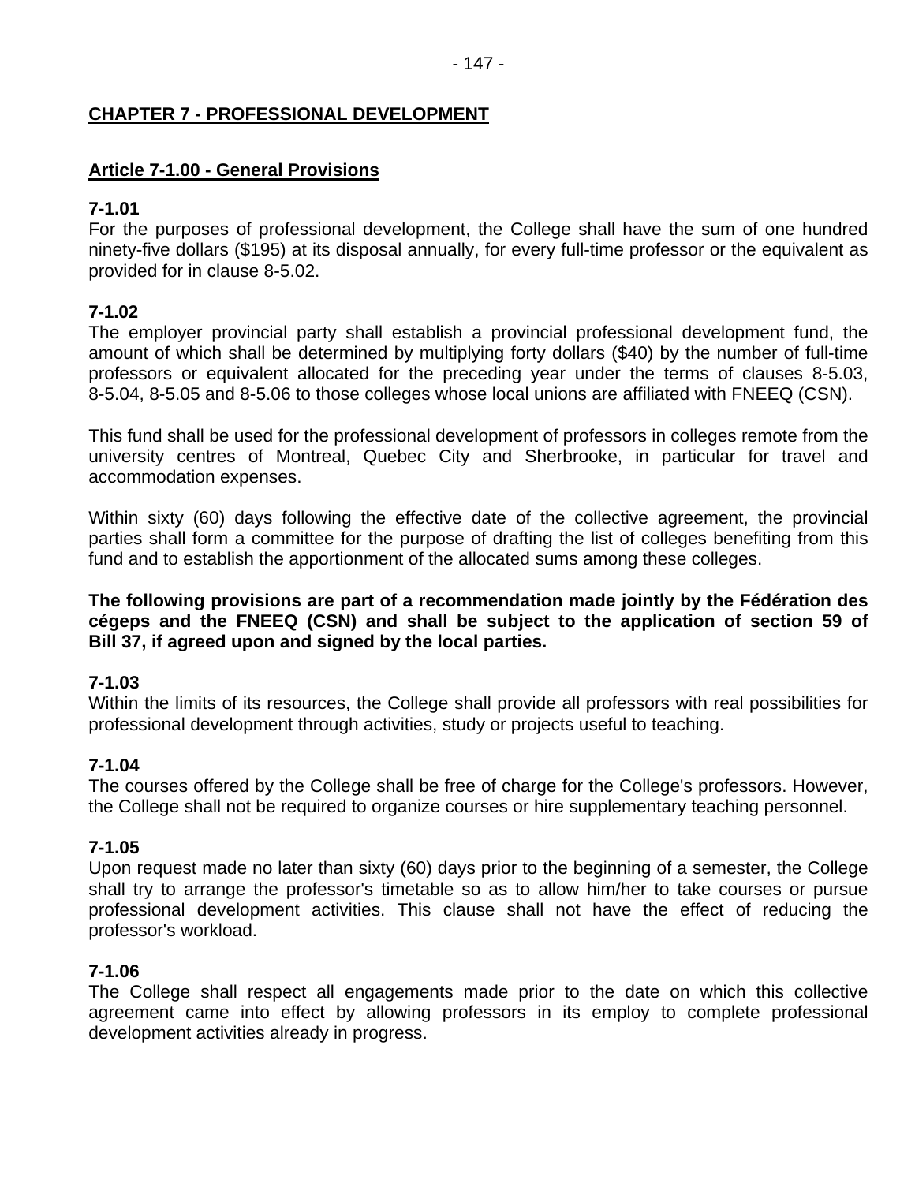## CHAPTER 7 - PROFESSIONAL DEVELOPMENT

### Article 7-1.00 - General Provisions

**7-1.01**
For the purposes of professional development, the College shall have the sum of one hundred ninety-five dollars ($195) at its disposal annually, for every full-time professor or the equivalent as provided for in clause 8-5.02.

**7-1.02**
The employer provincial party shall establish a provincial professional development fund, the amount of which shall be determined by multiplying forty dollars ($40) by the number of full-time professors or equivalent allocated for the preceding year under the terms of clauses 8-5.03, 8-5.04, 8-5.05 and 8-5.06 to those colleges whose local unions are affiliated with FNEEQ (CSN).

This fund shall be used for the professional development of professors in colleges remote from the university centres of Montreal, Quebec City and Sherbrooke, in particular for travel and accommodation expenses.

Within sixty (60) days following the effective date of the collective agreement, the provincial parties shall form a committee for the purpose of drafting the list of colleges benefiting from this fund and to establish the apportionment of the allocated sums among these colleges.

**The following provisions are part of a recommendation made jointly by the Fédération des cégeps and the FNEEQ (CSN) and shall be subject to the application of section 59 of Bill 37, if agreed upon and signed by the local parties.**

**7-1.03**
Within the limits of its resources, the College shall provide all professors with real possibilities for professional development through activities, study or projects useful to teaching.

**7-1.04**
The courses offered by the College shall be free of charge for the College's professors. However, the College shall not be required to organize courses or hire supplementary teaching personnel.

**7-1.05**
Upon request made no later than sixty (60) days prior to the beginning of a semester, the College shall try to arrange the professor's timetable so as to allow him/her to take courses or pursue professional development activities. This clause shall not have the effect of reducing the professor's workload.

**7-1.06**
The College shall respect all engagements made prior to the date on which this collective agreement came into effect by allowing professors in its employ to complete professional development activities already in progress.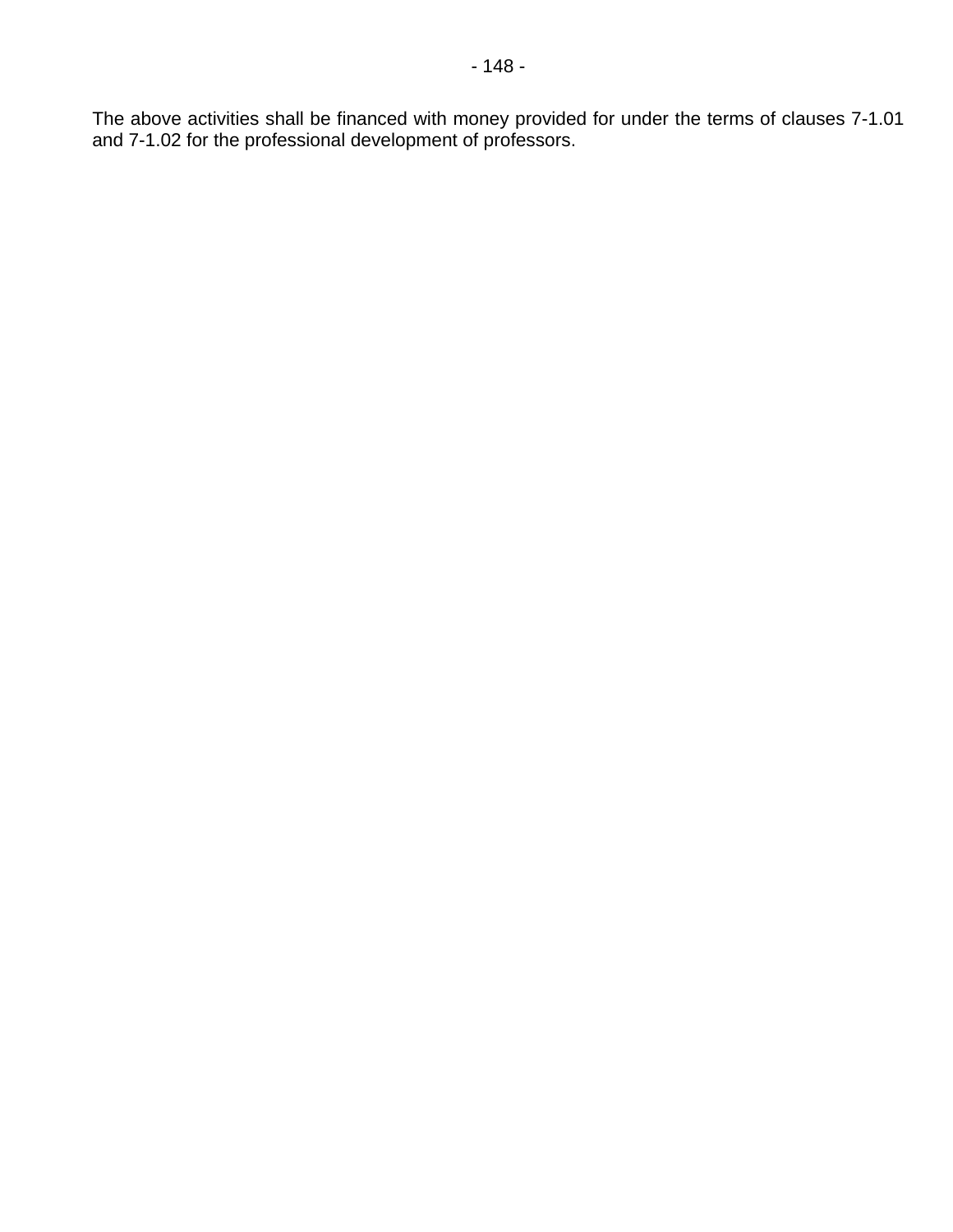The above activities shall be financed with money provided for under the terms of clauses 7-1.01 and 7-1.02 for the professional development of professors.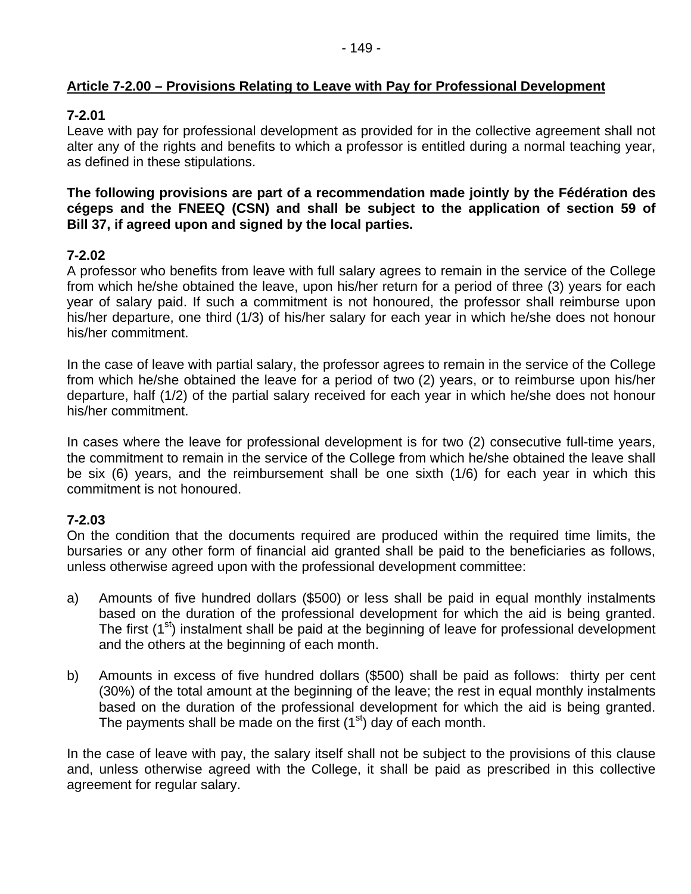## Article 7-2.00 – Provisions Relating to Leave with Pay for Professional Development

**7-2.01**
Leave with pay for professional development as provided for in the collective agreement shall not alter any of the rights and benefits to which a professor is entitled during a normal teaching year, as defined in these stipulations.

**The following provisions are part of a recommendation made jointly by the Fédération des cégeps and the FNEEQ (CSN) and shall be subject to the application of section 59 of Bill 37, if agreed upon and signed by the local parties.**

**7-2.02**
A professor who benefits from leave with full salary agrees to remain in the service of the College from which he/she obtained the leave, upon his/her return for a period of three (3) years for each year of salary paid. If such a commitment is not honoured, the professor shall reimburse upon his/her departure, one third (1/3) of his/her salary for each year in which he/she does not honour his/her commitment.

In the case of leave with partial salary, the professor agrees to remain in the service of the College from which he/she obtained the leave for a period of two (2) years, or to reimburse upon his/her departure, half (1/2) of the partial salary received for each year in which he/she does not honour his/her commitment.

In cases where the leave for professional development is for two (2) consecutive full-time years, the commitment to remain in the service of the College from which he/she obtained the leave shall be six (6) years, and the reimbursement shall be one sixth (1/6) for each year in which this commitment is not honoured.

**7-2.03**
On the condition that the documents required are produced within the required time limits, the bursaries or any other form of financial aid granted shall be paid to the beneficiaries as follows, unless otherwise agreed upon with the professional development committee:

a) Amounts of five hundred dollars ($500) or less shall be paid in equal monthly instalments based on the duration of the professional development for which the aid is being granted. The first (1st) instalment shall be paid at the beginning of leave for professional development and the others at the beginning of each month.

b) Amounts in excess of five hundred dollars ($500) shall be paid as follows: thirty per cent (30%) of the total amount at the beginning of the leave; the rest in equal monthly instalments based on the duration of the professional development for which the aid is being granted. The payments shall be made on the first (1st) day of each month.

In the case of leave with pay, the salary itself shall not be subject to the provisions of this clause and, unless otherwise agreed with the College, it shall be paid as prescribed in this collective agreement for regular salary.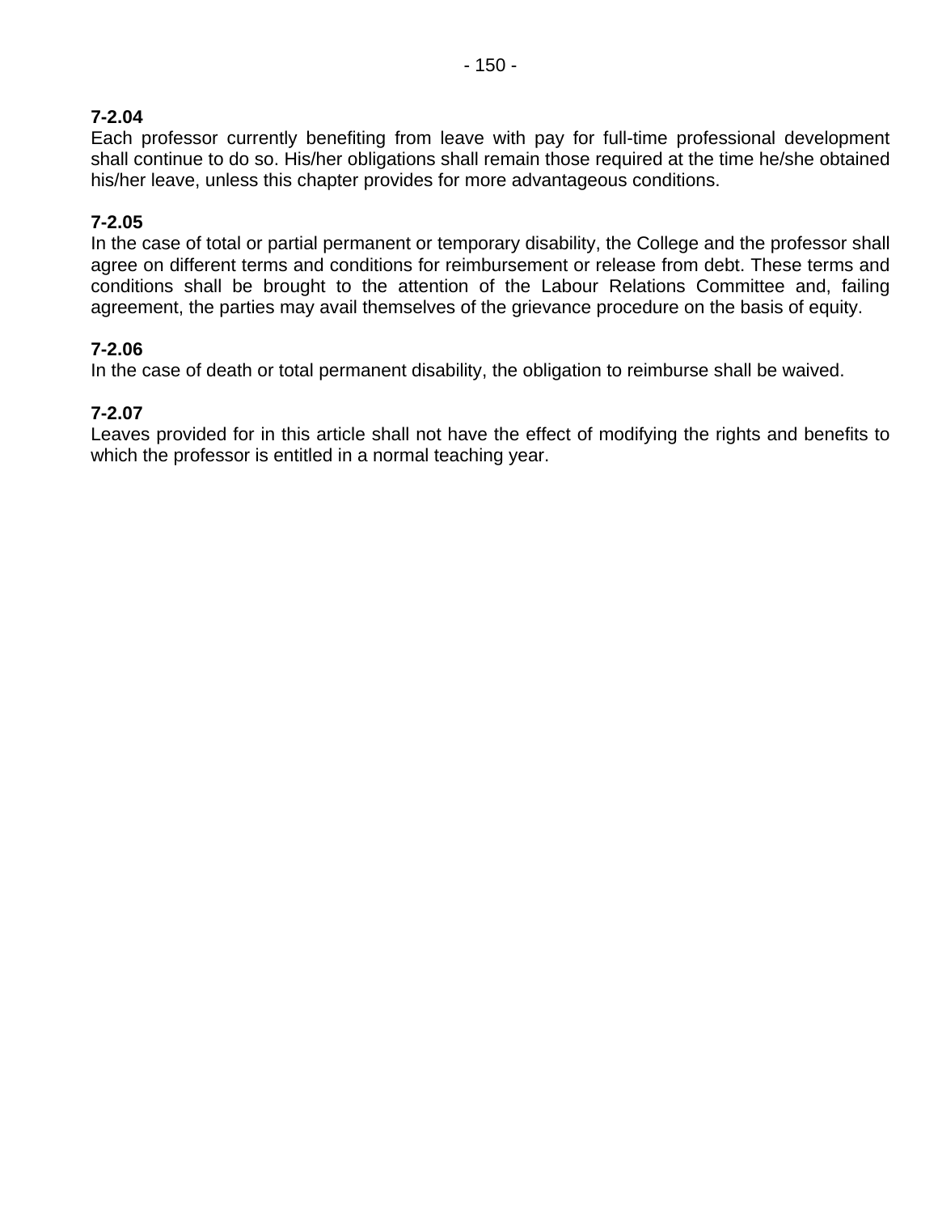**7-2.04**
Each professor currently benefiting from leave with pay for full-time professional development shall continue to do so. His/her obligations shall remain those required at the time he/she obtained his/her leave, unless this chapter provides for more advantageous conditions.

**7-2.05**
In the case of total or partial permanent or temporary disability, the College and the professor shall agree on different terms and conditions for reimbursement or release from debt. These terms and conditions shall be brought to the attention of the Labour Relations Committee and, failing agreement, the parties may avail themselves of the grievance procedure on the basis of equity.

**7-2.06**
In the case of death or total permanent disability, the obligation to reimburse shall be waived.

**7-2.07**
Leaves provided for in this article shall not have the effect of modifying the rights and benefits to which the professor is entitled in a normal teaching year.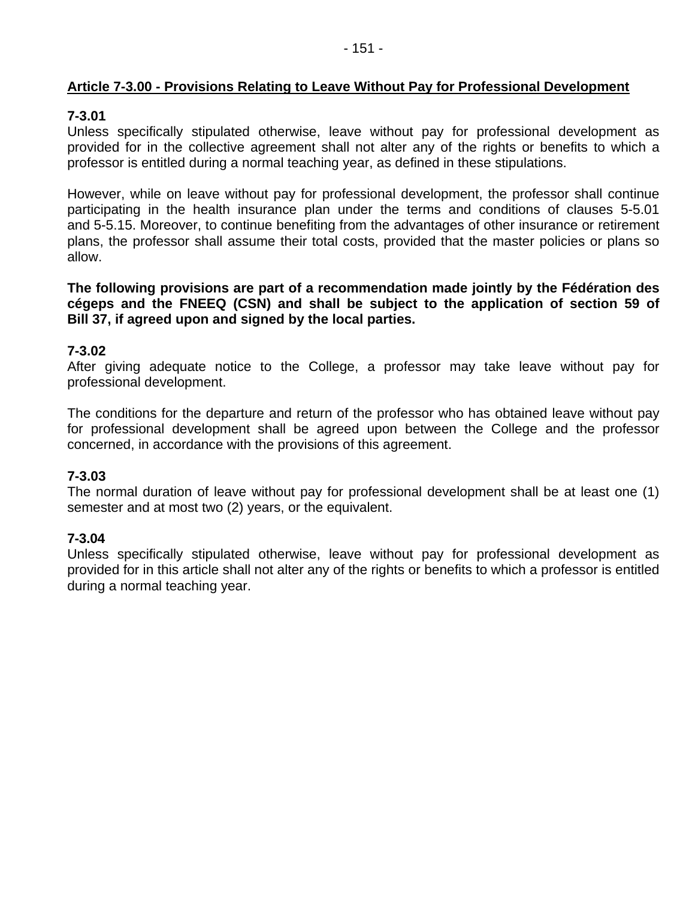## Article 7-3.00 - Provisions Relating to Leave Without Pay for Professional Development

**7-3.01**
Unless specifically stipulated otherwise, leave without pay for professional development as provided for in the collective agreement shall not alter any of the rights or benefits to which a professor is entitled during a normal teaching year, as defined in these stipulations.

However, while on leave without pay for professional development, the professor shall continue participating in the health insurance plan under the terms and conditions of clauses 5-5.01 and 5-5.15. Moreover, to continue benefiting from the advantages of other insurance or retirement plans, the professor shall assume their total costs, provided that the master policies or plans so allow.

**The following provisions are part of a recommendation made jointly by the Fédération des cégeps and the FNEEQ (CSN) and shall be subject to the application of section 59 of Bill 37, if agreed upon and signed by the local parties.**

**7-3.02**
After giving adequate notice to the College, a professor may take leave without pay for professional development.

The conditions for the departure and return of the professor who has obtained leave without pay for professional development shall be agreed upon between the College and the professor concerned, in accordance with the provisions of this agreement.

**7-3.03**
The normal duration of leave without pay for professional development shall be at least one (1) semester and at most two (2) years, or the equivalent.

**7-3.04**
Unless specifically stipulated otherwise, leave without pay for professional development as provided for in this article shall not alter any of the rights or benefits to which a professor is entitled during a normal teaching year.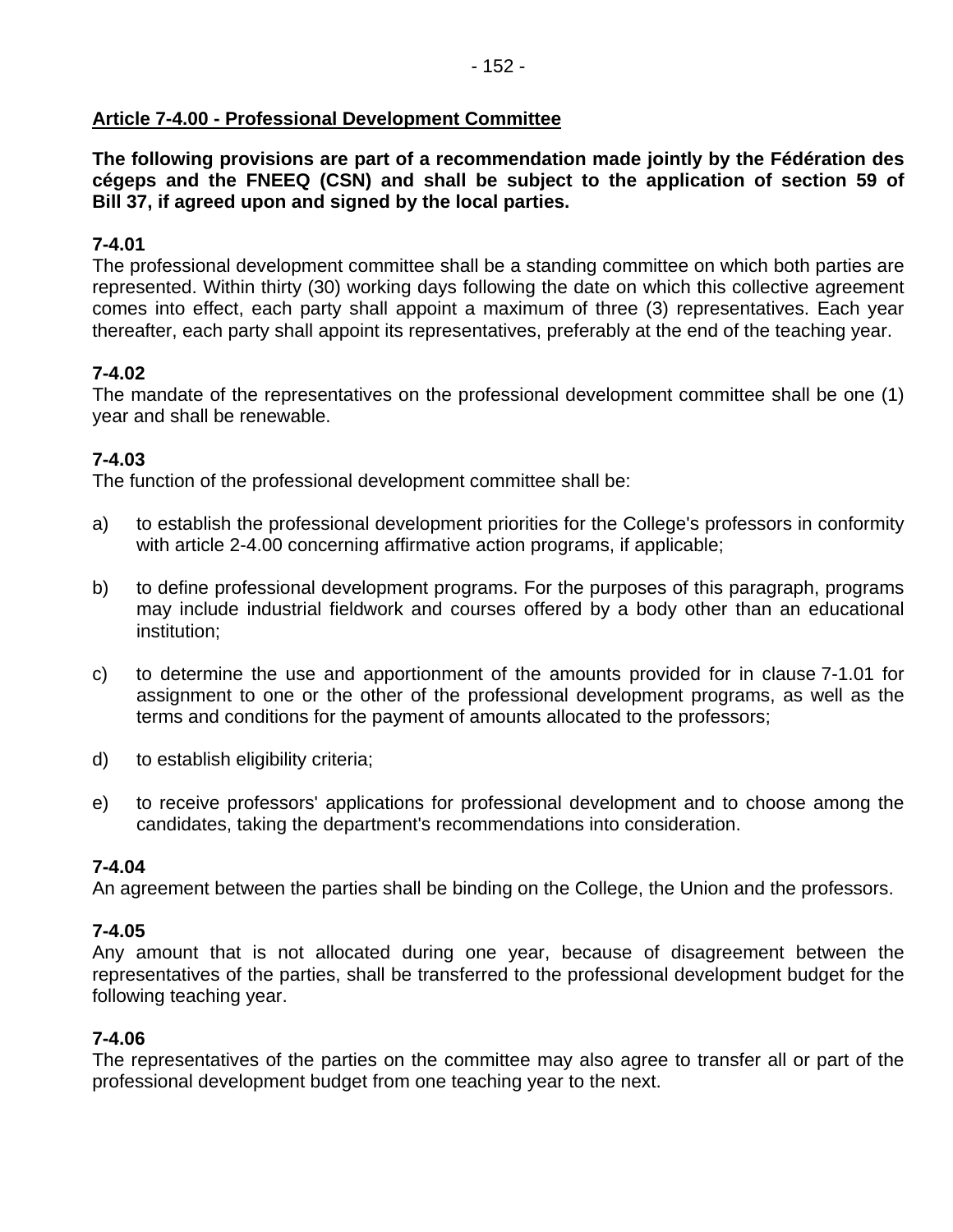## Article 7-4.00 - Professional Development Committee

**The following provisions are part of a recommendation made jointly by the Fédération des cégeps and the FNEEQ (CSN) and shall be subject to the application of section 59 of Bill 37, if agreed upon and signed by the local parties.**

**7-4.01**
The professional development committee shall be a standing committee on which both parties are represented. Within thirty (30) working days following the date on which this collective agreement comes into effect, each party shall appoint a maximum of three (3) representatives. Each year thereafter, each party shall appoint its representatives, preferably at the end of the teaching year.

**7-4.02**
The mandate of the representatives on the professional development committee shall be one (1) year and shall be renewable.

**7-4.03**
The function of the professional development committee shall be:

a) to establish the professional development priorities for the College's professors in conformity with article 2-4.00 concerning affirmative action programs, if applicable;

b) to define professional development programs. For the purposes of this paragraph, programs may include industrial fieldwork and courses offered by a body other than an educational institution;

c) to determine the use and apportionment of the amounts provided for in clause 7-1.01 for assignment to one or the other of the professional development programs, as well as the terms and conditions for the payment of amounts allocated to the professors;

d) to establish eligibility criteria;

e) to receive professors' applications for professional development and to choose among the candidates, taking the department's recommendations into consideration.

**7-4.04**
An agreement between the parties shall be binding on the College, the Union and the professors.

**7-4.05**
Any amount that is not allocated during one year, because of disagreement between the representatives of the parties, shall be transferred to the professional development budget for the following teaching year.

**7-4.06**
The representatives of the parties on the committee may also agree to transfer all or part of the professional development budget from one teaching year to the next.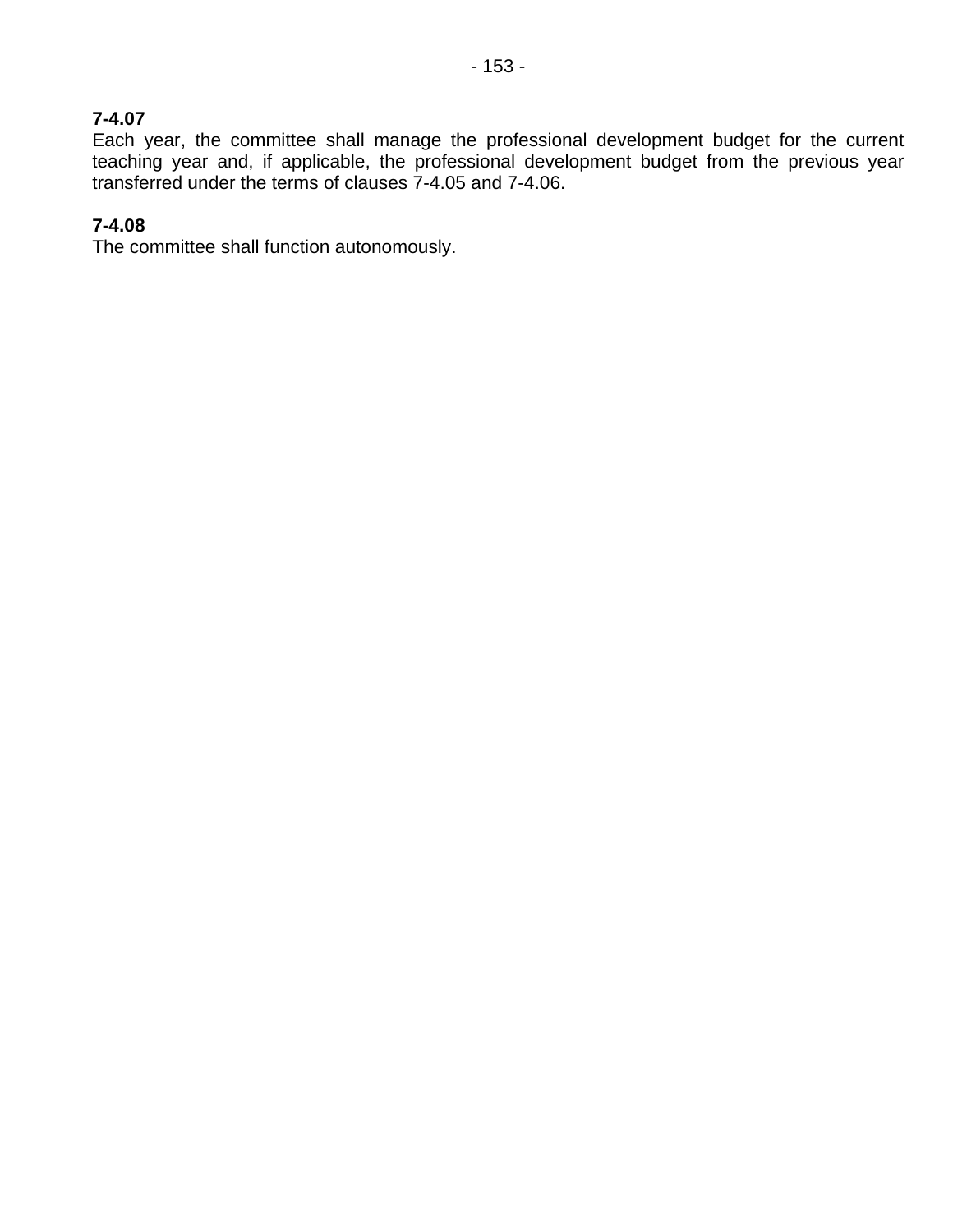**7-4.07**
Each year, the committee shall manage the professional development budget for the current teaching year and, if applicable, the professional development budget from the previous year transferred under the terms of clauses 7-4.05 and 7-4.06.

**7-4.08**
The committee shall function autonomously.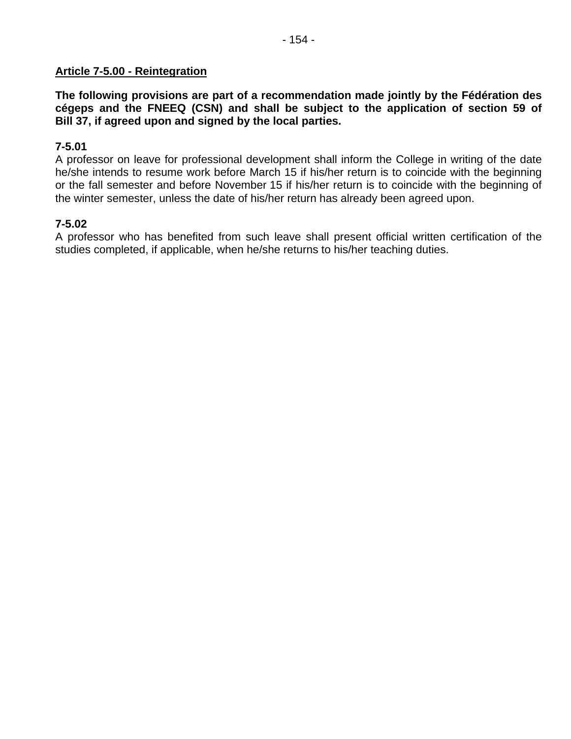**Article 7-5.00 - Reintegration**

**The following provisions are part of a recommendation made jointly by the Fédération des cégeps and the FNEEQ (CSN) and shall be subject to the application of section 59 of Bill 37, if agreed upon and signed by the local parties.**

**7-5.01**
A professor on leave for professional development shall inform the College in writing of the date he/she intends to resume work before March 15 if his/her return is to coincide with the beginning or the fall semester and before November 15 if his/her return is to coincide with the beginning of the winter semester, unless the date of his/her return has already been agreed upon.

**7-5.02**
A professor who has benefited from such leave shall present official written certification of the studies completed, if applicable, when he/she returns to his/her teaching duties.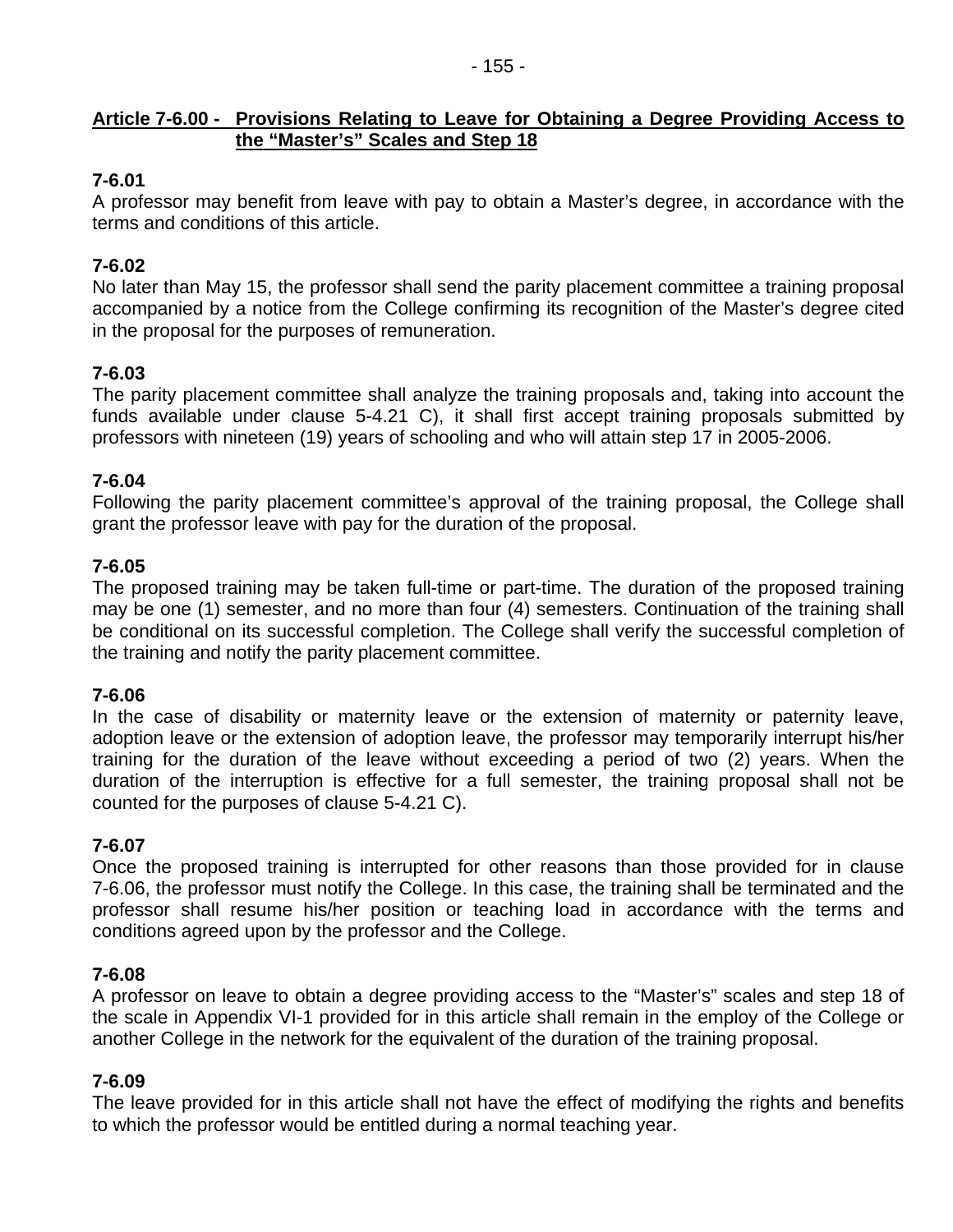## Article 7-6.00 - Provisions Relating to Leave for Obtaining a Degree Providing Access to the "Master's" Scales and Step 18

### 7-6.01

A professor may benefit from leave with pay to obtain a Master's degree, in accordance with the terms and conditions of this article.

### 7-6.02

No later than May 15, the professor shall send the parity placement committee a training proposal accompanied by a notice from the College confirming its recognition of the Master's degree cited in the proposal for the purposes of remuneration.

### 7-6.03

The parity placement committee shall analyze the training proposals and, taking into account the funds available under clause 5-4.21 C), it shall first accept training proposals submitted by professors with nineteen (19) years of schooling and who will attain step 17 in 2005-2006.

### 7-6.04

Following the parity placement committee's approval of the training proposal, the College shall grant the professor leave with pay for the duration of the proposal.

### 7-6.05

The proposed training may be taken full-time or part-time. The duration of the proposed training may be one (1) semester, and no more than four (4) semesters. Continuation of the training shall be conditional on its successful completion. The College shall verify the successful completion of the training and notify the parity placement committee.

### 7-6.06

In the case of disability or maternity leave or the extension of maternity or paternity leave, adoption leave or the extension of adoption leave, the professor may temporarily interrupt his/her training for the duration of the leave without exceeding a period of two (2) years. When the duration of the interruption is effective for a full semester, the training proposal shall not be counted for the purposes of clause 5-4.21 C).

### 7-6.07

Once the proposed training is interrupted for other reasons than those provided for in clause 7-6.06, the professor must notify the College. In this case, the training shall be terminated and the professor shall resume his/her position or teaching load in accordance with the terms and conditions agreed upon by the professor and the College.

### 7-6.08

A professor on leave to obtain a degree providing access to the "Master's" scales and step 18 of the scale in Appendix VI-1 provided for in this article shall remain in the employ of the College or another College in the network for the equivalent of the duration of the training proposal.

### 7-6.09

The leave provided for in this article shall not have the effect of modifying the rights and benefits to which the professor would be entitled during a normal teaching year.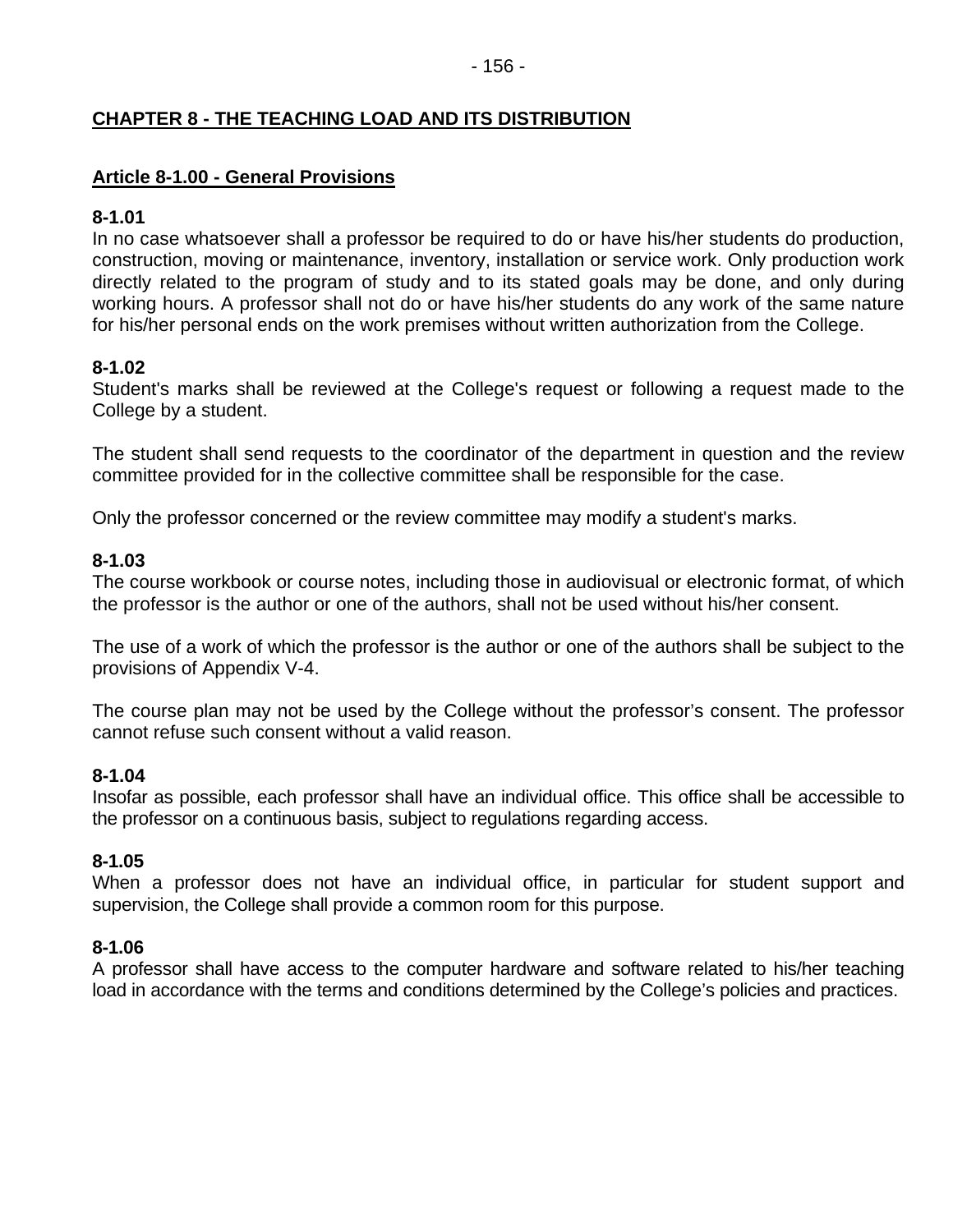## CHAPTER 8 - THE TEACHING LOAD AND ITS DISTRIBUTION

### Article 8-1.00 - General Provisions

**8-1.01**
In no case whatsoever shall a professor be required to do or have his/her students do production, construction, moving or maintenance, inventory, installation or service work. Only production work directly related to the program of study and to its stated goals may be done, and only during working hours. A professor shall not do or have his/her students do any work of the same nature for his/her personal ends on the work premises without written authorization from the College.

**8-1.02**
Student's marks shall be reviewed at the College's request or following a request made to the College by a student.

The student shall send requests to the coordinator of the department in question and the review committee provided for in the collective committee shall be responsible for the case.

Only the professor concerned or the review committee may modify a student's marks.

**8-1.03**
The course workbook or course notes, including those in audiovisual or electronic format, of which the professor is the author or one of the authors, shall not be used without his/her consent.

The use of a work of which the professor is the author or one of the authors shall be subject to the provisions of Appendix V-4.

The course plan may not be used by the College without the professor's consent. The professor cannot refuse such consent without a valid reason.

**8-1.04**
Insofar as possible, each professor shall have an individual office. This office shall be accessible to the professor on a continuous basis, subject to regulations regarding access.

**8-1.05**
When a professor does not have an individual office, in particular for student support and supervision, the College shall provide a common room for this purpose.

**8-1.06**
A professor shall have access to the computer hardware and software related to his/her teaching load in accordance with the terms and conditions determined by the College's policies and practices.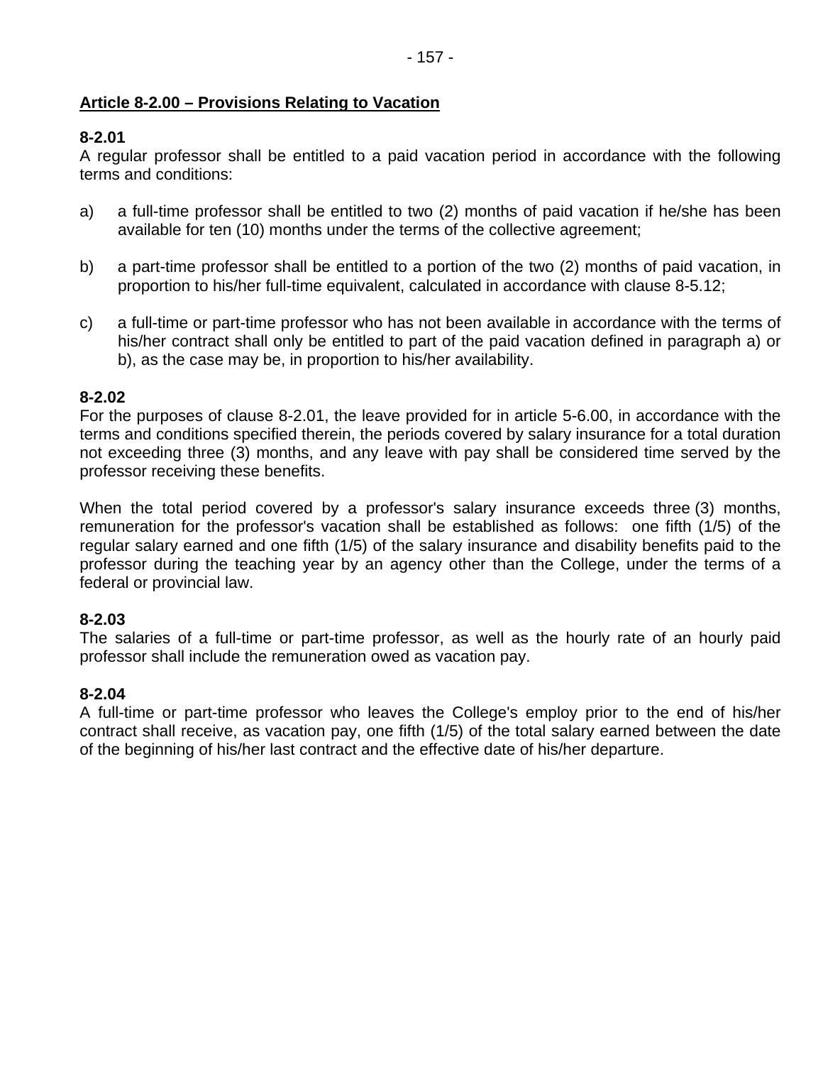## Article 8-2.00 – Provisions Relating to Vacation

**8-2.01**
A regular professor shall be entitled to a paid vacation period in accordance with the following terms and conditions:

a) a full-time professor shall be entitled to two (2) months of paid vacation if he/she has been available for ten (10) months under the terms of the collective agreement;

b) a part-time professor shall be entitled to a portion of the two (2) months of paid vacation, in proportion to his/her full-time equivalent, calculated in accordance with clause 8-5.12;

c) a full-time or part-time professor who has not been available in accordance with the terms of his/her contract shall only be entitled to part of the paid vacation defined in paragraph a) or b), as the case may be, in proportion to his/her availability.

**8-2.02**
For the purposes of clause 8-2.01, the leave provided for in article 5-6.00, in accordance with the terms and conditions specified therein, the periods covered by salary insurance for a total duration not exceeding three (3) months, and any leave with pay shall be considered time served by the professor receiving these benefits.

When the total period covered by a professor's salary insurance exceeds three (3) months, remuneration for the professor's vacation shall be established as follows: one fifth (1/5) of the regular salary earned and one fifth (1/5) of the salary insurance and disability benefits paid to the professor during the teaching year by an agency other than the College, under the terms of a federal or provincial law.

**8-2.03**
The salaries of a full-time or part-time professor, as well as the hourly rate of an hourly paid professor shall include the remuneration owed as vacation pay.

**8-2.04**
A full-time or part-time professor who leaves the College's employ prior to the end of his/her contract shall receive, as vacation pay, one fifth (1/5) of the total salary earned between the date of the beginning of his/her last contract and the effective date of his/her departure.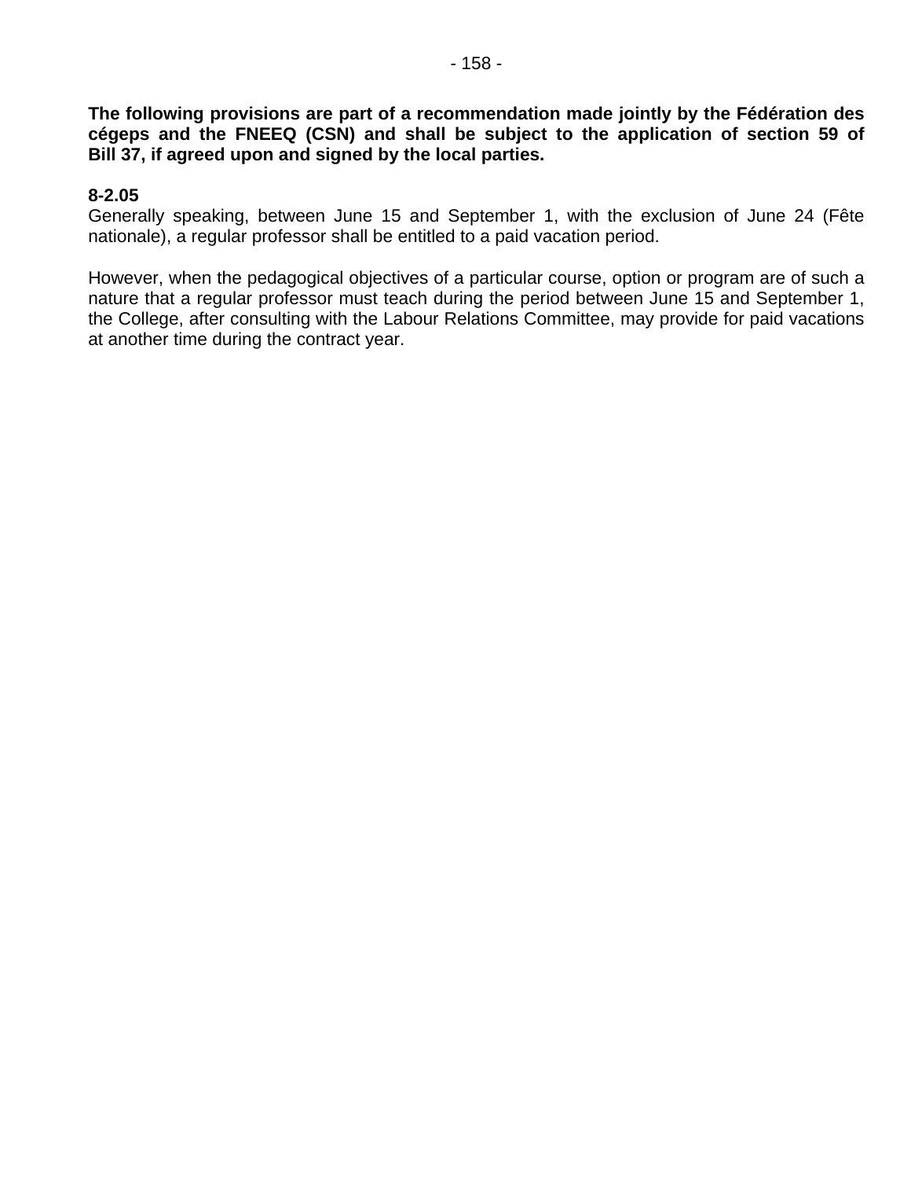**The following provisions are part of a recommendation made jointly by the Fédération des cégeps and the FNEEQ (CSN) and shall be subject to the application of section 59 of Bill 37, if agreed upon and signed by the local parties.**

**8-2.05**
Generally speaking, between June 15 and September 1, with the exclusion of June 24 (Fête nationale), a regular professor shall be entitled to a paid vacation period.

However, when the pedagogical objectives of a particular course, option or program are of such a nature that a regular professor must teach during the period between June 15 and September 1, the College, after consulting with the Labour Relations Committee, may provide for paid vacations at another time during the contract year.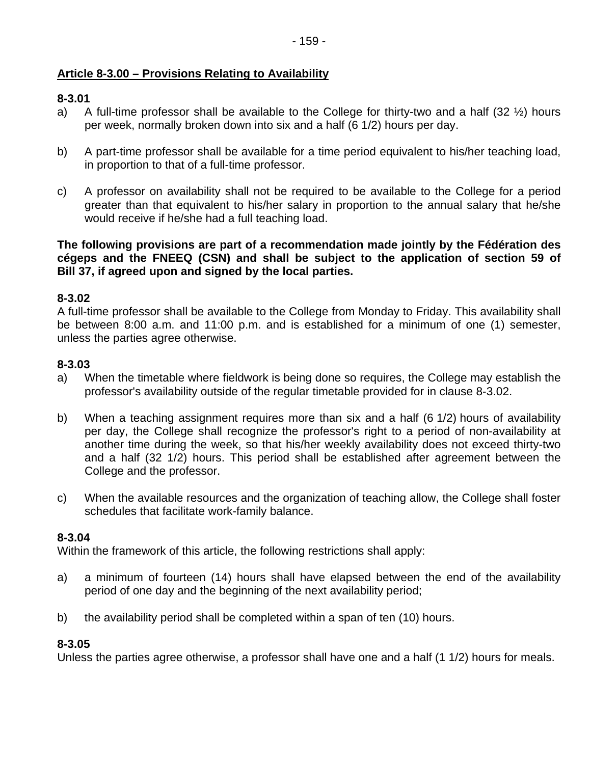## Article 8-3.00 – Provisions Relating to Availability

**8-3.01**

a) A full-time professor shall be available to the College for thirty-two and a half (32 ½) hours per week, normally broken down into six and a half (6 1/2) hours per day.

b) A part-time professor shall be available for a time period equivalent to his/her teaching load, in proportion to that of a full-time professor.

c) A professor on availability shall not be required to be available to the College for a period greater than that equivalent to his/her salary in proportion to the annual salary that he/she would receive if he/she had a full teaching load.

**The following provisions are part of a recommendation made jointly by the Fédération des cégeps and the FNEEQ (CSN) and shall be subject to the application of section 59 of Bill 37, if agreed upon and signed by the local parties.**

**8-3.02**

A full-time professor shall be available to the College from Monday to Friday. This availability shall be between 8:00 a.m. and 11:00 p.m. and is established for a minimum of one (1) semester, unless the parties agree otherwise.

**8-3.03**

a) When the timetable where fieldwork is being done so requires, the College may establish the professor's availability outside of the regular timetable provided for in clause 8-3.02.

b) When a teaching assignment requires more than six and a half (6 1/2) hours of availability per day, the College shall recognize the professor's right to a period of non-availability at another time during the week, so that his/her weekly availability does not exceed thirty-two and a half (32 1/2) hours. This period shall be established after agreement between the College and the professor.

c) When the available resources and the organization of teaching allow, the College shall foster schedules that facilitate work-family balance.

**8-3.04**

Within the framework of this article, the following restrictions shall apply:

a) a minimum of fourteen (14) hours shall have elapsed between the end of the availability period of one day and the beginning of the next availability period;

b) the availability period shall be completed within a span of ten (10) hours.

**8-3.05**

Unless the parties agree otherwise, a professor shall have one and a half (1 1/2) hours for meals.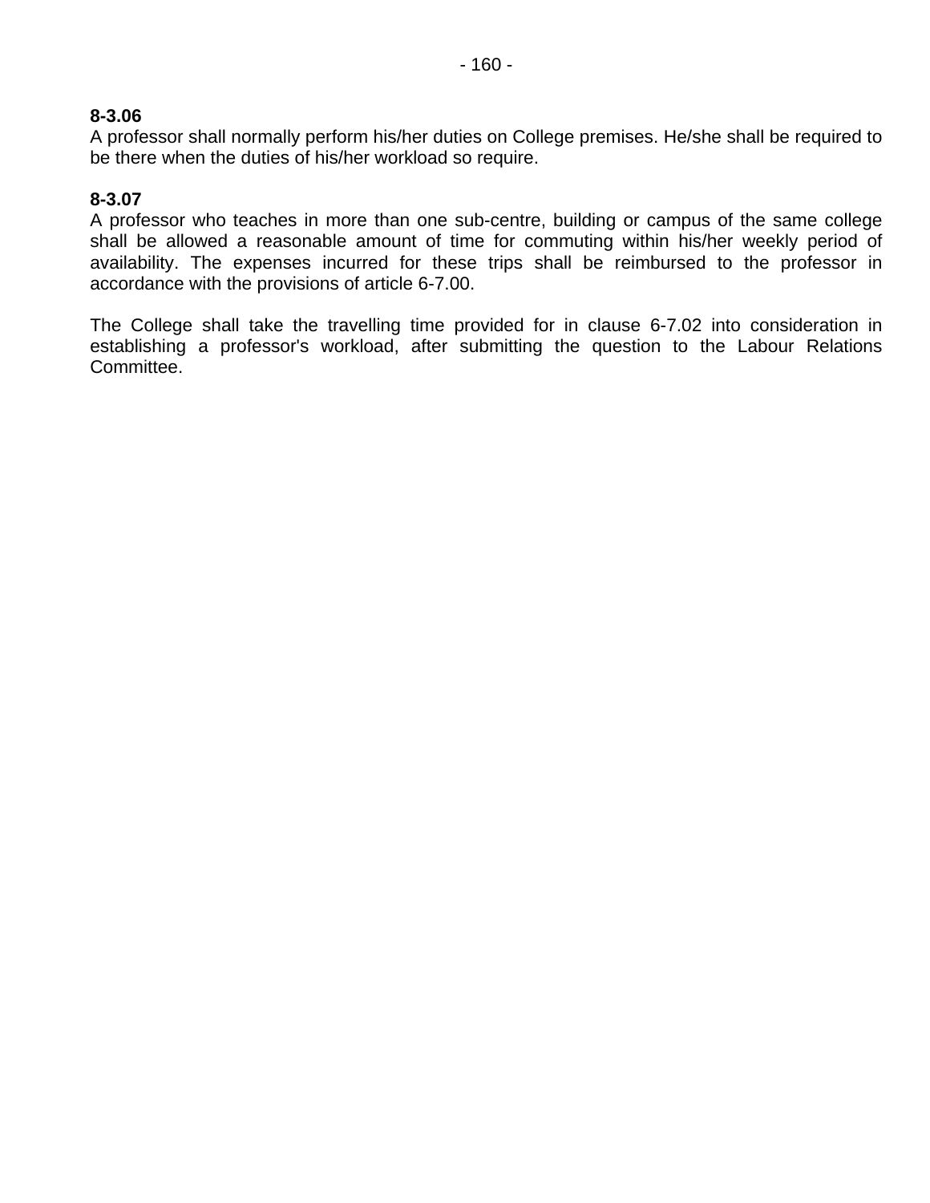**8-3.06**
A professor shall normally perform his/her duties on College premises. He/she shall be required to be there when the duties of his/her workload so require.

**8-3.07**
A professor who teaches in more than one sub-centre, building or campus of the same college shall be allowed a reasonable amount of time for commuting within his/her weekly period of availability. The expenses incurred for these trips shall be reimbursed to the professor in accordance with the provisions of article 6-7.00.

The College shall take the travelling time provided for in clause 6-7.02 into consideration in establishing a professor's workload, after submitting the question to the Labour Relations Committee.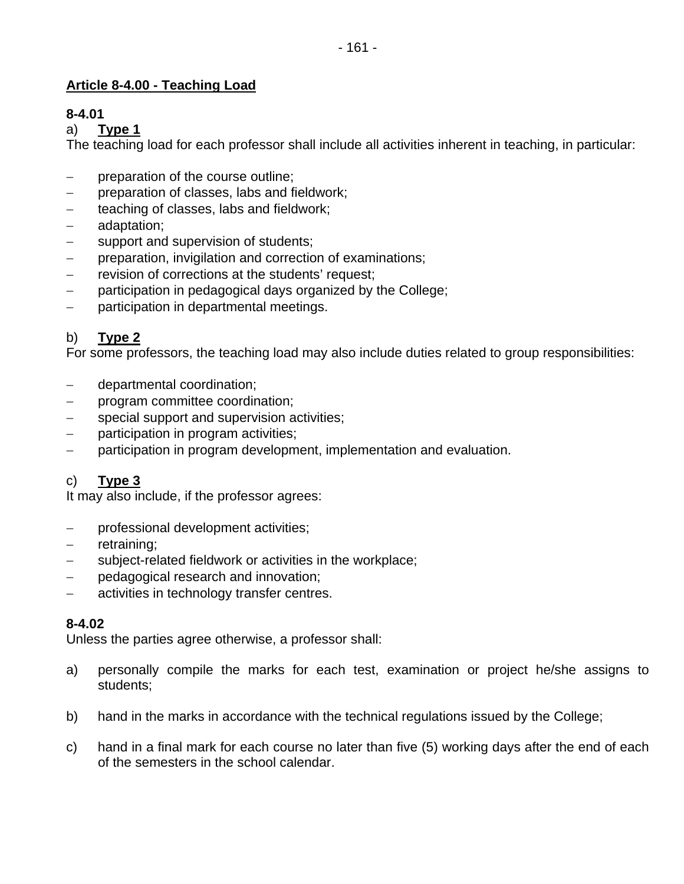## Article 8-4.00 - Teaching Load

**8-4.01**

a) **Type 1**

The teaching load for each professor shall include all activities inherent in teaching, in particular:

- preparation of the course outline;
- preparation of classes, labs and fieldwork;
- teaching of classes, labs and fieldwork;
- adaptation;
- support and supervision of students;
- preparation, invigilation and correction of examinations;
- revision of corrections at the students' request;
- participation in pedagogical days organized by the College;
- participation in departmental meetings.

b) **Type 2**

For some professors, the teaching load may also include duties related to group responsibilities:

- departmental coordination;
- program committee coordination;
- special support and supervision activities;
- participation in program activities;
- participation in program development, implementation and evaluation.

c) **Type 3**

It may also include, if the professor agrees:

- professional development activities;
- retraining;
- subject-related fieldwork or activities in the workplace;
- pedagogical research and innovation;
- activities in technology transfer centres.

**8-4.02**

Unless the parties agree otherwise, a professor shall:

a) personally compile the marks for each test, examination or project he/she assigns to students;

b) hand in the marks in accordance with the technical regulations issued by the College;

c) hand in a final mark for each course no later than five (5) working days after the end of each of the semesters in the school calendar.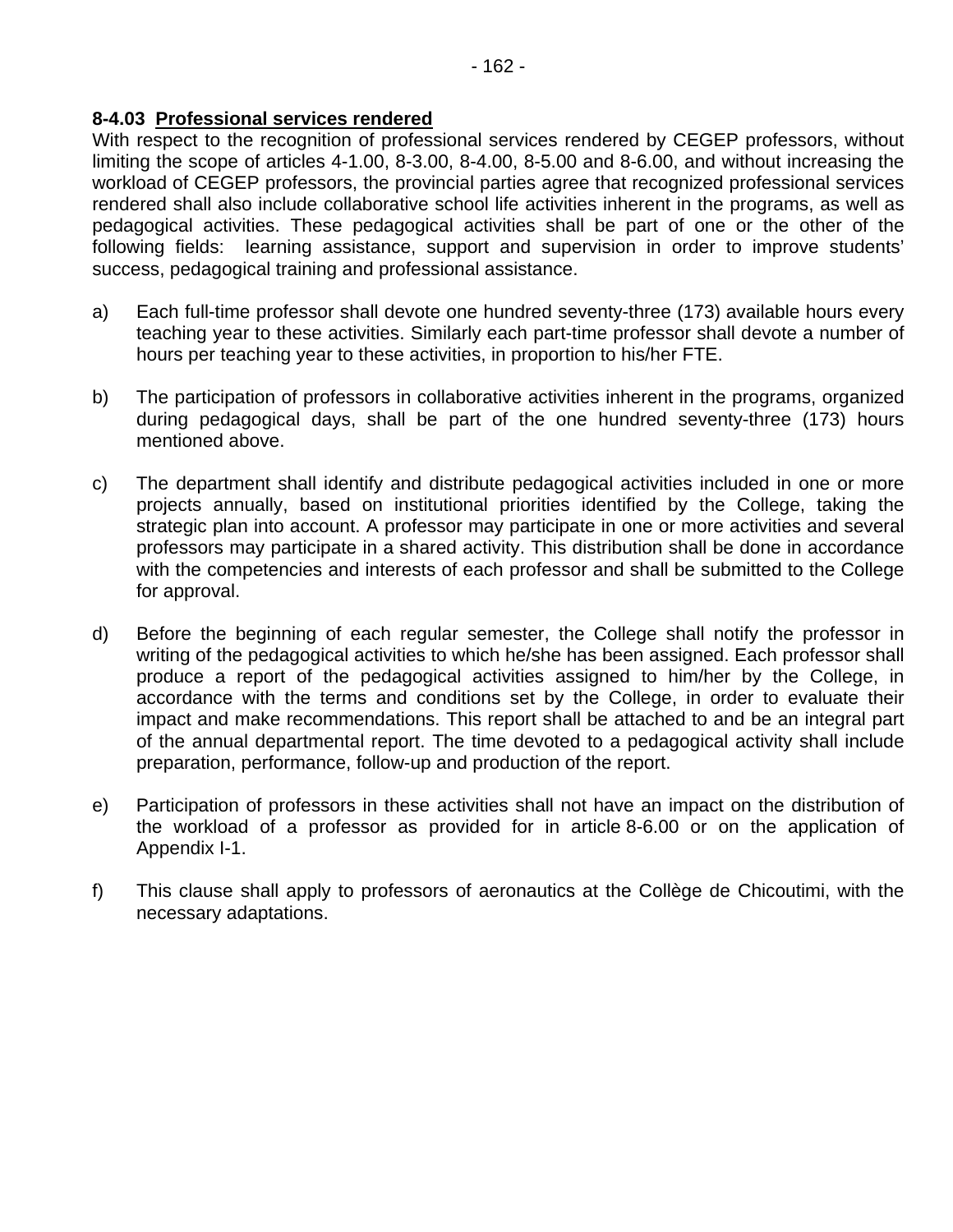**8-4.03 Professional services rendered**

With respect to the recognition of professional services rendered by CEGEP professors, without limiting the scope of articles 4-1.00, 8-3.00, 8-4.00, 8-5.00 and 8-6.00, and without increasing the workload of CEGEP professors, the provincial parties agree that recognized professional services rendered shall also include collaborative school life activities inherent in the programs, as well as pedagogical activities. These pedagogical activities shall be part of one or the other of the following fields: learning assistance, support and supervision in order to improve students' success, pedagogical training and professional assistance.

a) Each full-time professor shall devote one hundred seventy-three (173) available hours every teaching year to these activities. Similarly each part-time professor shall devote a number of hours per teaching year to these activities, in proportion to his/her FTE.

b) The participation of professors in collaborative activities inherent in the programs, organized during pedagogical days, shall be part of the one hundred seventy-three (173) hours mentioned above.

c) The department shall identify and distribute pedagogical activities included in one or more projects annually, based on institutional priorities identified by the College, taking the strategic plan into account. A professor may participate in one or more activities and several professors may participate in a shared activity. This distribution shall be done in accordance with the competencies and interests of each professor and shall be submitted to the College for approval.

d) Before the beginning of each regular semester, the College shall notify the professor in writing of the pedagogical activities to which he/she has been assigned. Each professor shall produce a report of the pedagogical activities assigned to him/her by the College, in accordance with the terms and conditions set by the College, in order to evaluate their impact and make recommendations. This report shall be attached to and be an integral part of the annual departmental report. The time devoted to a pedagogical activity shall include preparation, performance, follow-up and production of the report.

e) Participation of professors in these activities shall not have an impact on the distribution of the workload of a professor as provided for in article 8-6.00 or on the application of Appendix I-1.

f) This clause shall apply to professors of aeronautics at the Collège de Chicoutimi, with the necessary adaptations.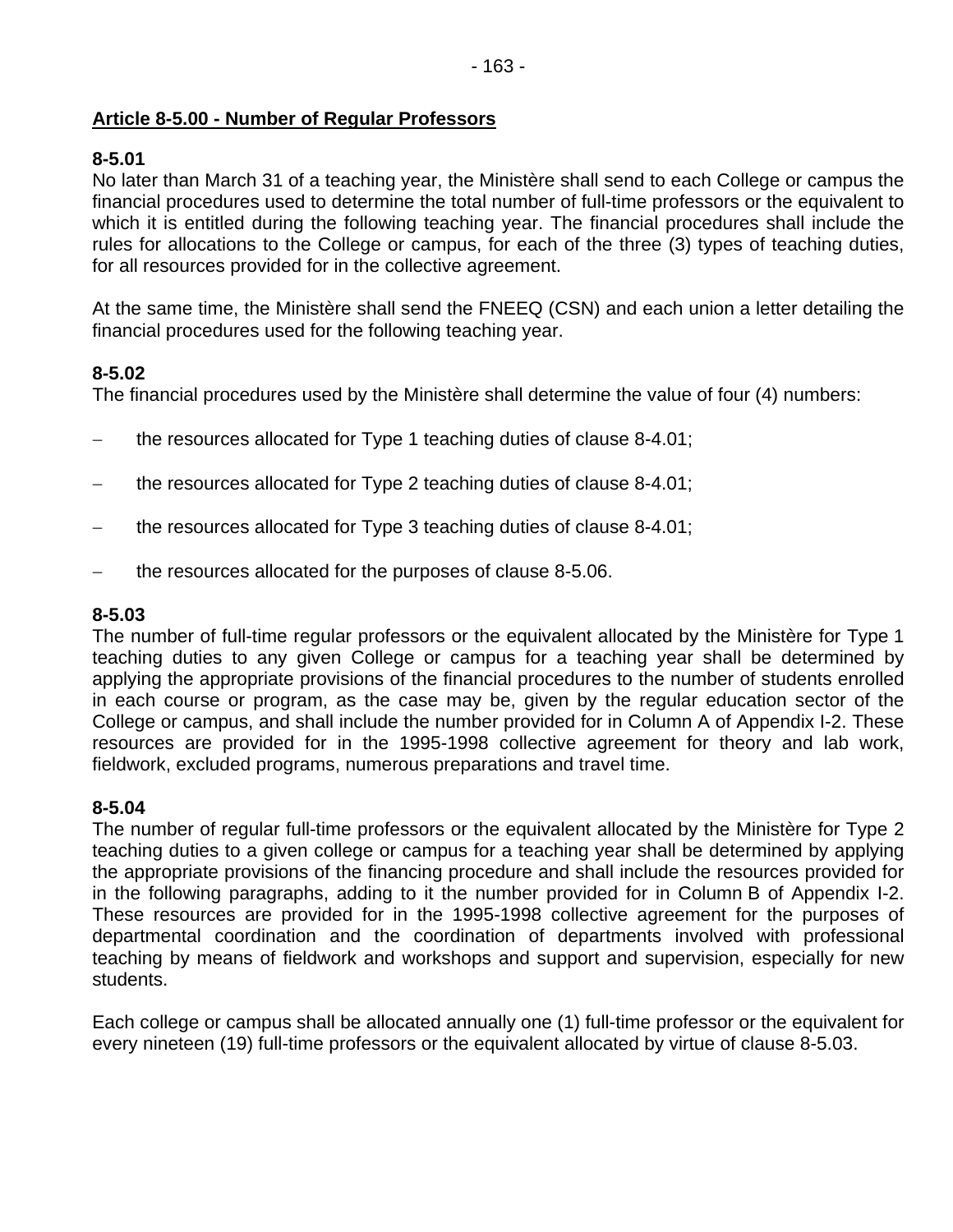**Article 8-5.00 - Number of Regular Professors**

**8-5.01**
No later than March 31 of a teaching year, the Ministère shall send to each College or campus the financial procedures used to determine the total number of full-time professors or the equivalent to which it is entitled during the following teaching year. The financial procedures shall include the rules for allocations to the College or campus, for each of the three (3) types of teaching duties, for all resources provided for in the collective agreement.

At the same time, the Ministère shall send the FNEEQ (CSN) and each union a letter detailing the financial procedures used for the following teaching year.

**8-5.02**
The financial procedures used by the Ministère shall determine the value of four (4) numbers:

- the resources allocated for Type 1 teaching duties of clause 8-4.01;
- the resources allocated for Type 2 teaching duties of clause 8-4.01;
- the resources allocated for Type 3 teaching duties of clause 8-4.01;
- the resources allocated for the purposes of clause 8-5.06.

**8-5.03**
The number of full-time regular professors or the equivalent allocated by the Ministère for Type 1 teaching duties to any given College or campus for a teaching year shall be determined by applying the appropriate provisions of the financial procedures to the number of students enrolled in each course or program, as the case may be, given by the regular education sector of the College or campus, and shall include the number provided for in Column A of Appendix I-2. These resources are provided for in the 1995-1998 collective agreement for theory and lab work, fieldwork, excluded programs, numerous preparations and travel time.

**8-5.04**
The number of regular full-time professors or the equivalent allocated by the Ministère for Type 2 teaching duties to a given college or campus for a teaching year shall be determined by applying the appropriate provisions of the financing procedure and shall include the resources provided for in the following paragraphs, adding to it the number provided for in Column B of Appendix I-2. These resources are provided for in the 1995-1998 collective agreement for the purposes of departmental coordination and the coordination of departments involved with professional teaching by means of fieldwork and workshops and support and supervision, especially for new students.

Each college or campus shall be allocated annually one (1) full-time professor or the equivalent for every nineteen (19) full-time professors or the equivalent allocated by virtue of clause 8-5.03.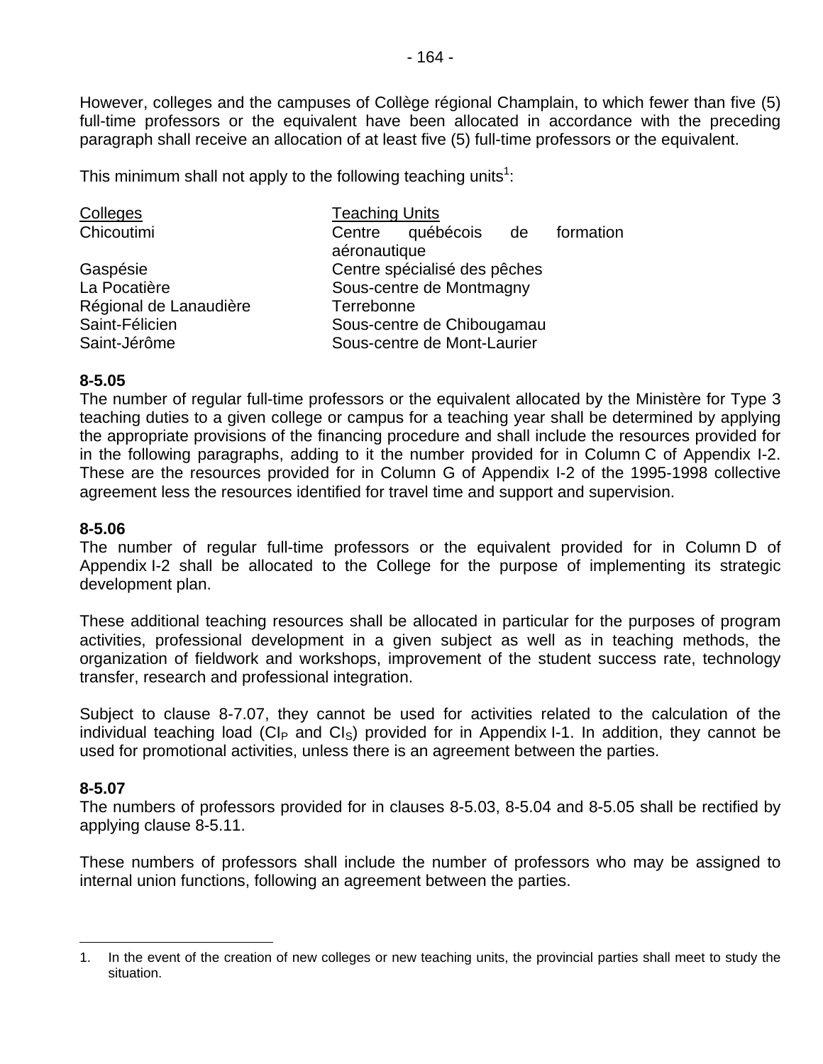However, colleges and the campuses of Collège régional Champlain, to which fewer than five (5) full-time professors or the equivalent have been allocated in accordance with the preceding paragraph shall receive an allocation of at least five (5) full-time professors or the equivalent.

This minimum shall not apply to the following teaching units[1]:

| Colleges | Teaching Units |
|---|---|
| Chicoutimi | Centre québécois de formation aéronautique |
| Gaspésie | Centre spécialisé des pêches |
| La Pocatière | Sous-centre de Montmagny |
| Régional de Lanaudière | Terrebonne |
| Saint-Félicien | Sous-centre de Chibougamau |
| Saint-Jérôme | Sous-centre de Mont-Laurier |

**8-5.05**
The number of regular full-time professors or the equivalent allocated by the Ministère for Type 3 teaching duties to a given college or campus for a teaching year shall be determined by applying the appropriate provisions of the financing procedure and shall include the resources provided for in the following paragraphs, adding to it the number provided for in Column C of Appendix I-2. These are the resources provided for in Column G of Appendix I-2 of the 1995-1998 collective agreement less the resources identified for travel time and support and supervision.

**8-5.06**
The number of regular full-time professors or the equivalent provided for in Column D of Appendix I-2 shall be allocated to the College for the purpose of implementing its strategic development plan.

These additional teaching resources shall be allocated in particular for the purposes of program activities, professional development in a given subject as well as in teaching methods, the organization of fieldwork and workshops, improvement of the student success rate, technology transfer, research and professional integration.

Subject to clause 8-7.07, they cannot be used for activities related to the calculation of the individual teaching load ($CI_P$ and $CI_S$) provided for in Appendix I-1. In addition, they cannot be used for promotional activities, unless there is an agreement between the parties.

**8-5.07**
The numbers of professors provided for in clauses 8-5.03, 8-5.04 and 8-5.05 shall be rectified by applying clause 8-5.11.

These numbers of professors shall include the number of professors who may be assigned to internal union functions, following an agreement between the parties.

---

1. In the event of the creation of new colleges or new teaching units, the provincial parties shall meet to study the situation.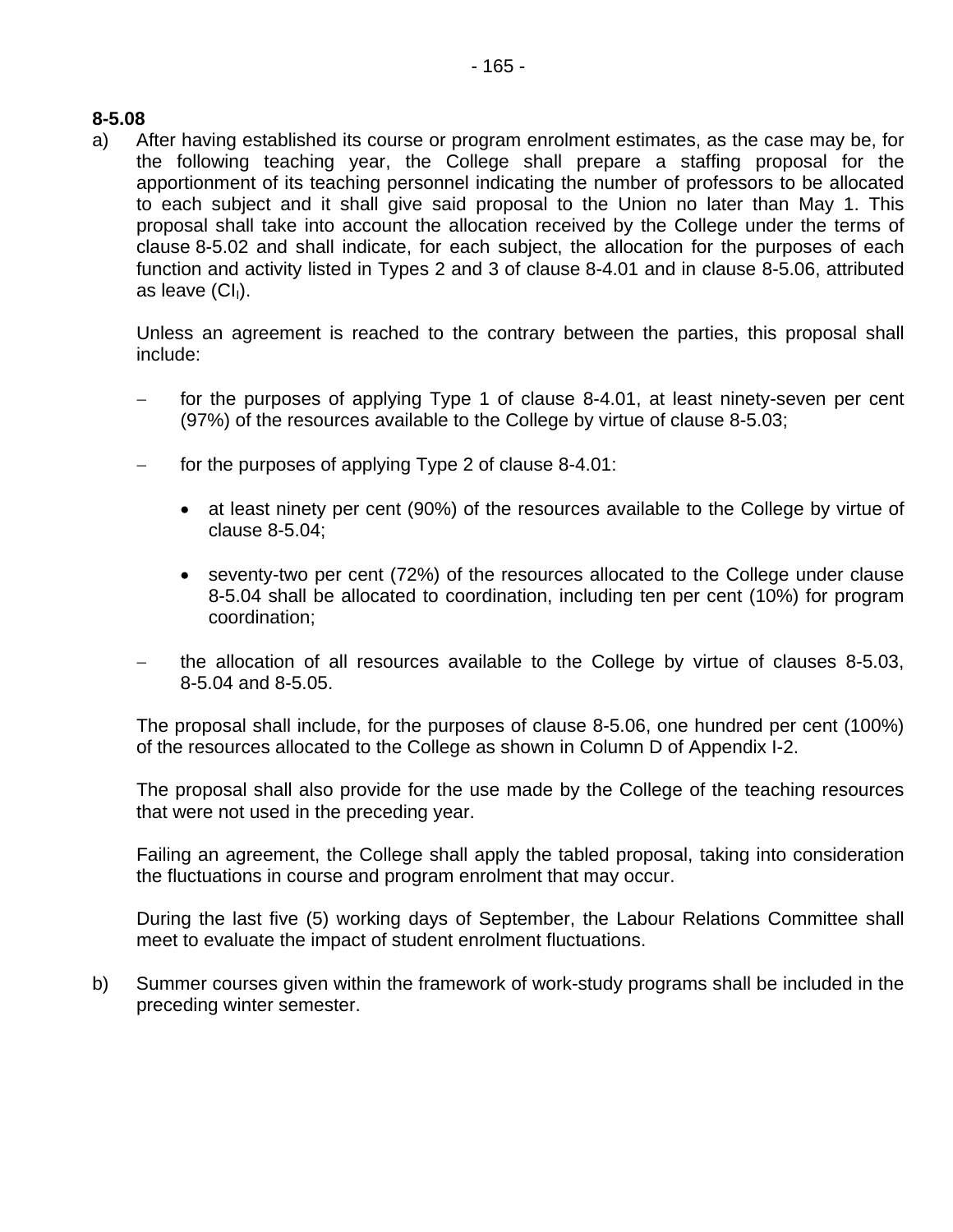**8-5.08**

a) After having established its course or program enrolment estimates, as the case may be, for the following teaching year, the College shall prepare a staffing proposal for the apportionment of its teaching personnel indicating the number of professors to be allocated to each subject and it shall give said proposal to the Union no later than May 1. This proposal shall take into account the allocation received by the College under the terms of clause 8-5.02 and shall indicate, for each subject, the allocation for the purposes of each function and activity listed in Types 2 and 3 of clause 8-4.01 and in clause 8-5.06, attributed as leave ($CI_l$).

   Unless an agreement is reached to the contrary between the parties, this proposal shall include:

   - for the purposes of applying Type 1 of clause 8-4.01, at least ninety-seven per cent (97%) of the resources available to the College by virtue of clause 8-5.03;

   - for the purposes of applying Type 2 of clause 8-4.01:

     - at least ninety per cent (90%) of the resources available to the College by virtue of clause 8-5.04;

     - seventy-two per cent (72%) of the resources allocated to the College under clause 8-5.04 shall be allocated to coordination, including ten per cent (10%) for program coordination;

   - the allocation of all resources available to the College by virtue of clauses 8-5.03, 8-5.04 and 8-5.05.

   The proposal shall include, for the purposes of clause 8-5.06, one hundred per cent (100%) of the resources allocated to the College as shown in Column D of Appendix I-2.

   The proposal shall also provide for the use made by the College of the teaching resources that were not used in the preceding year.

   Failing an agreement, the College shall apply the tabled proposal, taking into consideration the fluctuations in course and program enrolment that may occur.

   During the last five (5) working days of September, the Labour Relations Committee shall meet to evaluate the impact of student enrolment fluctuations.

b) Summer courses given within the framework of work-study programs shall be included in the preceding winter semester.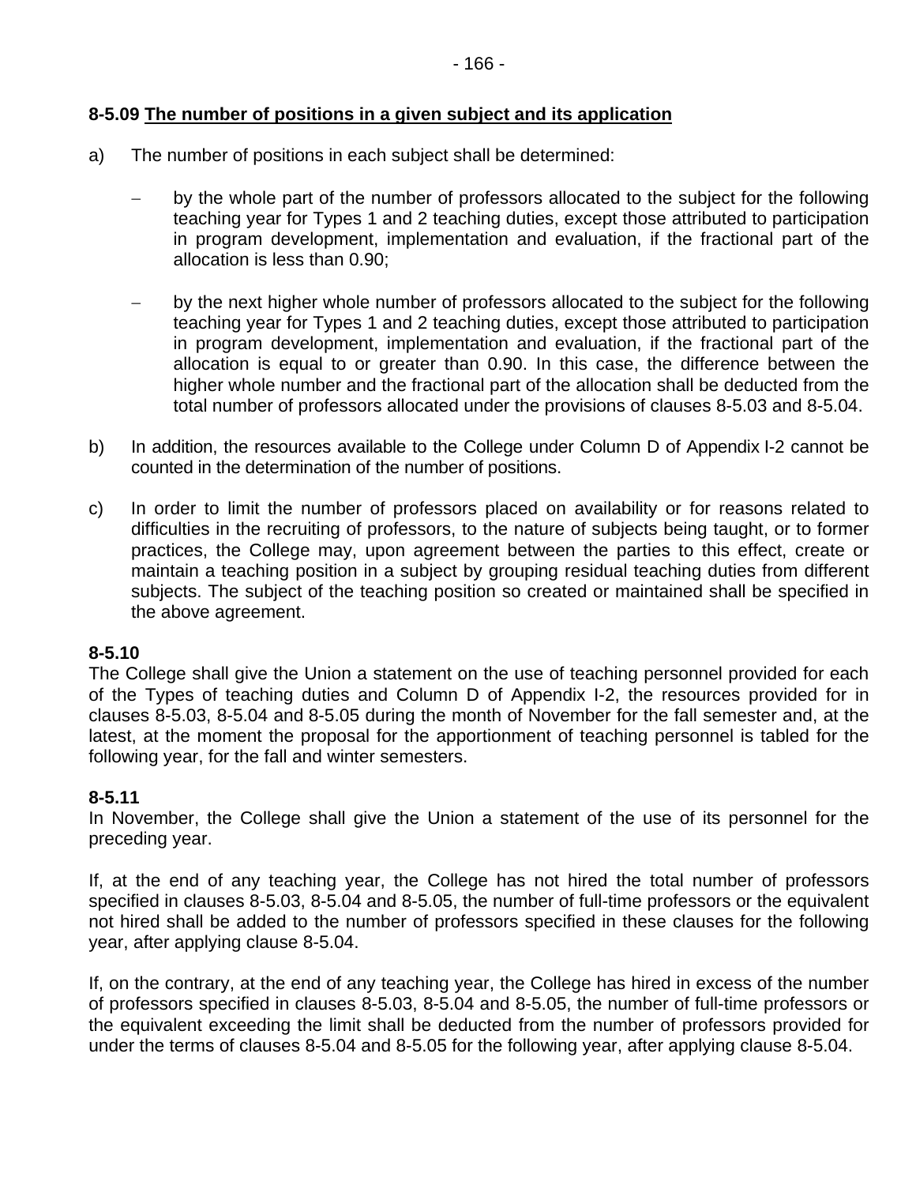**8-5.09 The number of positions in a given subject and its application**

a) The number of positions in each subject shall be determined:

- by the whole part of the number of professors allocated to the subject for the following teaching year for Types 1 and 2 teaching duties, except those attributed to participation in program development, implementation and evaluation, if the fractional part of the allocation is less than 0.90;

- by the next higher whole number of professors allocated to the subject for the following teaching year for Types 1 and 2 teaching duties, except those attributed to participation in program development, implementation and evaluation, if the fractional part of the allocation is equal to or greater than 0.90. In this case, the difference between the higher whole number and the fractional part of the allocation shall be deducted from the total number of professors allocated under the provisions of clauses 8-5.03 and 8-5.04.

b) In addition, the resources available to the College under Column D of Appendix I-2 cannot be counted in the determination of the number of positions.

c) In order to limit the number of professors placed on availability or for reasons related to difficulties in the recruiting of professors, to the nature of subjects being taught, or to former practices, the College may, upon agreement between the parties to this effect, create or maintain a teaching position in a subject by grouping residual teaching duties from different subjects. The subject of the teaching position so created or maintained shall be specified in the above agreement.

**8-5.10**

The College shall give the Union a statement on the use of teaching personnel provided for each of the Types of teaching duties and Column D of Appendix I-2, the resources provided for in clauses 8-5.03, 8-5.04 and 8-5.05 during the month of November for the fall semester and, at the latest, at the moment the proposal for the apportionment of teaching personnel is tabled for the following year, for the fall and winter semesters.

**8-5.11**

In November, the College shall give the Union a statement of the use of its personnel for the preceding year.

If, at the end of any teaching year, the College has not hired the total number of professors specified in clauses 8-5.03, 8-5.04 and 8-5.05, the number of full-time professors or the equivalent not hired shall be added to the number of professors specified in these clauses for the following year, after applying clause 8-5.04.

If, on the contrary, at the end of any teaching year, the College has hired in excess of the number of professors specified in clauses 8-5.03, 8-5.04 and 8-5.05, the number of full-time professors or the equivalent exceeding the limit shall be deducted from the number of professors provided for under the terms of clauses 8-5.04 and 8-5.05 for the following year, after applying clause 8-5.04.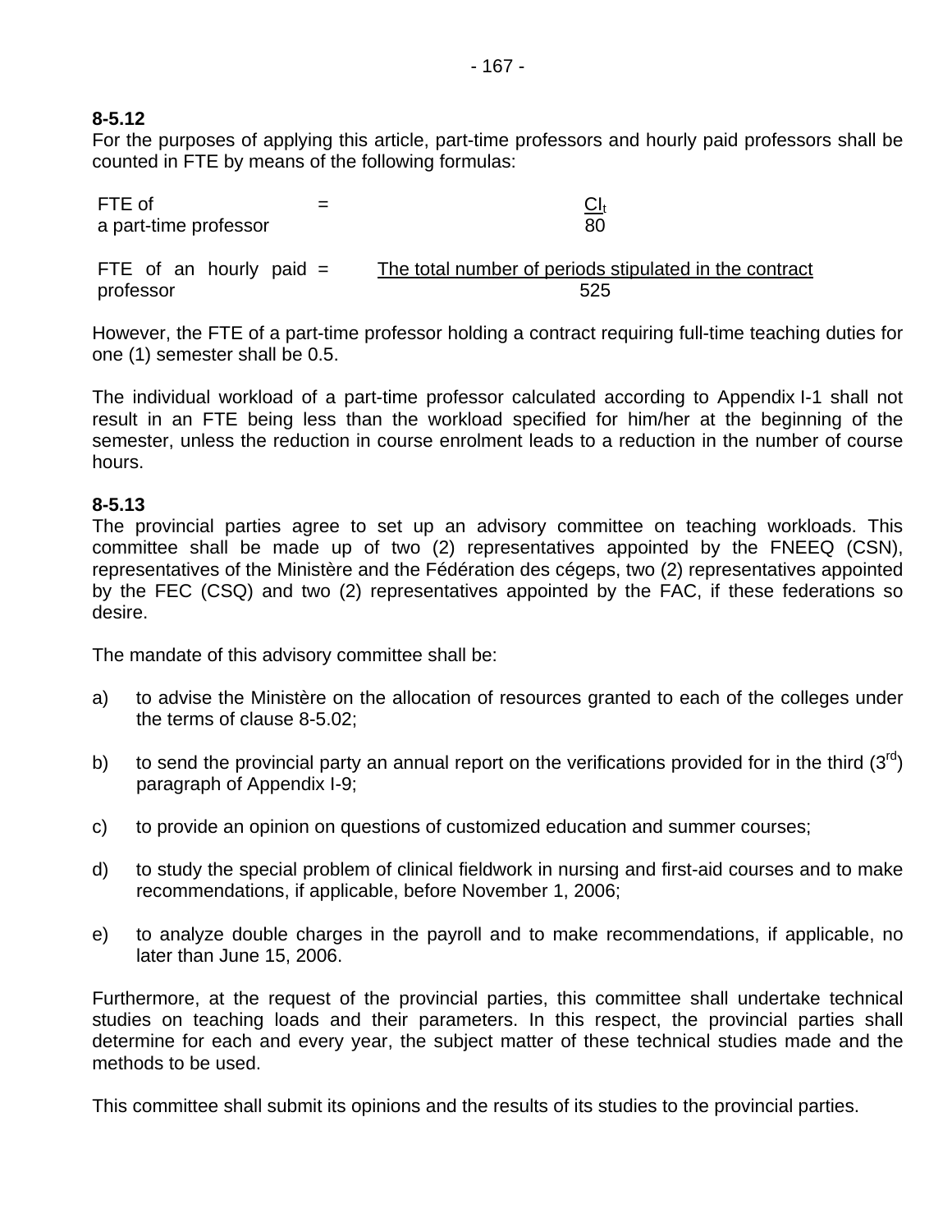**8-5.12**
For the purposes of applying this article, part-time professors and hourly paid professors shall be counted in FTE by means of the following formulas:

$$\text{FTE of a part-time professor} = \frac{CI_t}{80}$$

$$\text{FTE of an hourly paid professor} = \frac{\text{The total number of periods stipulated in the contract}}{525}$$

However, the FTE of a part-time professor holding a contract requiring full-time teaching duties for one (1) semester shall be 0.5.

The individual workload of a part-time professor calculated according to Appendix I-1 shall not result in an FTE being less than the workload specified for him/her at the beginning of the semester, unless the reduction in course enrolment leads to a reduction in the number of course hours.

**8-5.13**
The provincial parties agree to set up an advisory committee on teaching workloads. This committee shall be made up of two (2) representatives appointed by the FNEEQ (CSN), representatives of the Ministère and the Fédération des cégeps, two (2) representatives appointed by the FEC (CSQ) and two (2) representatives appointed by the FAC, if these federations so desire.

The mandate of this advisory committee shall be:

a) to advise the Ministère on the allocation of resources granted to each of the colleges under the terms of clause 8-5.02;

b) to send the provincial party an annual report on the verifications provided for in the third (3rd) paragraph of Appendix I-9;

c) to provide an opinion on questions of customized education and summer courses;

d) to study the special problem of clinical fieldwork in nursing and first-aid courses and to make recommendations, if applicable, before November 1, 2006;

e) to analyze double charges in the payroll and to make recommendations, if applicable, no later than June 15, 2006.

Furthermore, at the request of the provincial parties, this committee shall undertake technical studies on teaching loads and their parameters. In this respect, the provincial parties shall determine for each and every year, the subject matter of these technical studies made and the methods to be used.

This committee shall submit its opinions and the results of its studies to the provincial parties.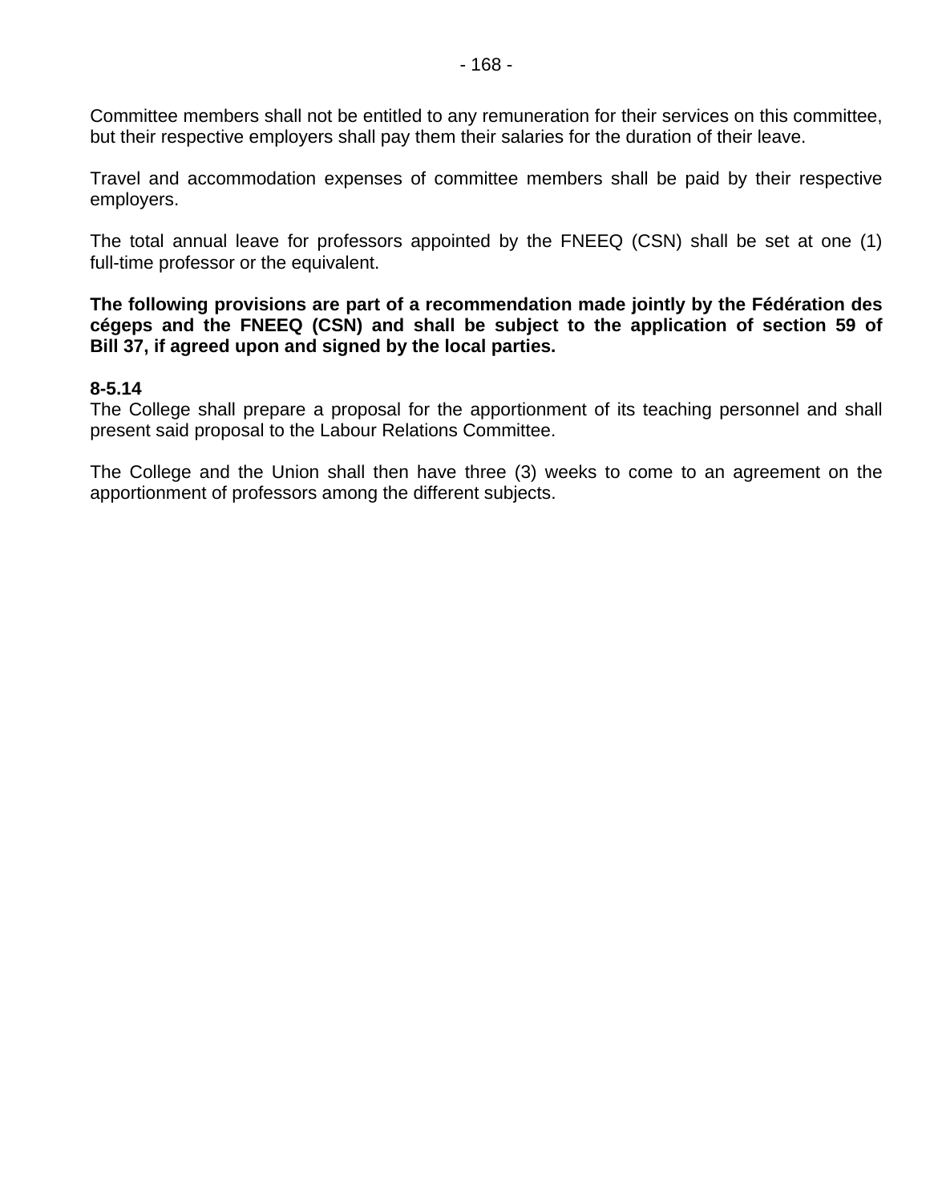Committee members shall not be entitled to any remuneration for their services on this committee, but their respective employers shall pay them their salaries for the duration of their leave.

Travel and accommodation expenses of committee members shall be paid by their respective employers.

The total annual leave for professors appointed by the FNEEQ (CSN) shall be set at one (1) full-time professor or the equivalent.

**The following provisions are part of a recommendation made jointly by the Fédération des cégeps and the FNEEQ (CSN) and shall be subject to the application of section 59 of Bill 37, if agreed upon and signed by the local parties.**

**8-5.14**
The College shall prepare a proposal for the apportionment of its teaching personnel and shall present said proposal to the Labour Relations Committee.

The College and the Union shall then have three (3) weeks to come to an agreement on the apportionment of professors among the different subjects.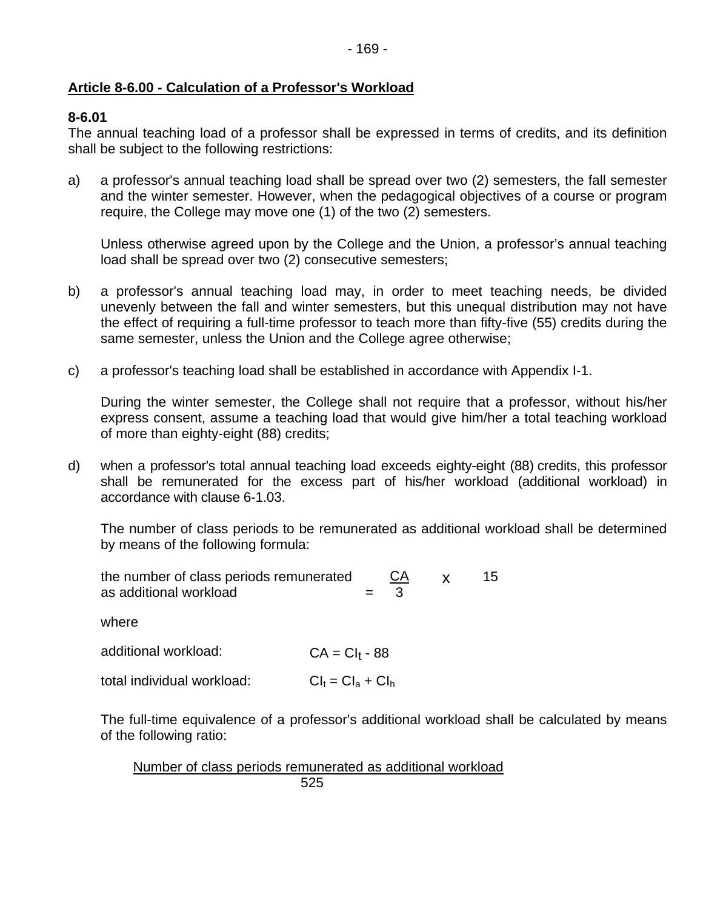## Article 8-6.00 - Calculation of a Professor's Workload

**8-6.01**

The annual teaching load of a professor shall be expressed in terms of credits, and its definition shall be subject to the following restrictions:

a) a professor's annual teaching load shall be spread over two (2) semesters, the fall semester and the winter semester. However, when the pedagogical objectives of a course or program require, the College may move one (1) of the two (2) semesters.

   Unless otherwise agreed upon by the College and the Union, a professor’s annual teaching load shall be spread over two (2) consecutive semesters;

b) a professor's annual teaching load may, in order to meet teaching needs, be divided unevenly between the fall and winter semesters, but this unequal distribution may not have the effect of requiring a full-time professor to teach more than fifty-five (55) credits during the same semester, unless the Union and the College agree otherwise;

c) a professor's teaching load shall be established in accordance with Appendix I-1.

   During the winter semester, the College shall not require that a professor, without his/her express consent, assume a teaching load that would give him/her a total teaching workload of more than eighty-eight (88) credits;

d) when a professor's total annual teaching load exceeds eighty-eight (88) credits, this professor shall be remunerated for the excess part of his/her workload (additional workload) in accordance with clause 6-1.03.

   The number of class periods to be remunerated as additional workload shall be determined by means of the following formula:

   $$\text{the number of class periods remunerated as additional workload} = \frac{CA}{3} \times 15$$

   where

   additional workload: $CA = CI_t - 88$

   total individual workload: $CI_t = CI_a + CI_h$

   The full-time equivalence of a professor's additional workload shall be calculated by means of the following ratio:

   $$\frac{\text{Number of class periods remunerated as additional workload}}{525}$$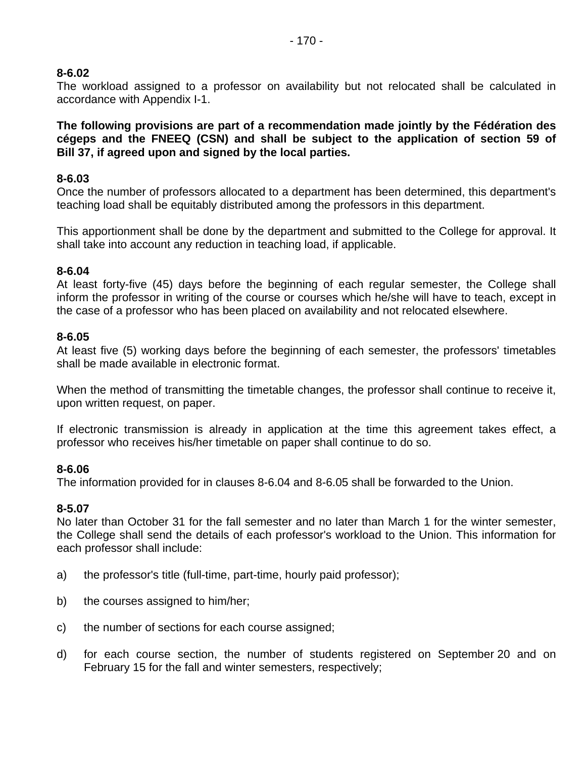**8-6.02**
The workload assigned to a professor on availability but not relocated shall be calculated in accordance with Appendix I-1.

**The following provisions are part of a recommendation made jointly by the Fédération des cégeps and the FNEEQ (CSN) and shall be subject to the application of section 59 of Bill 37, if agreed upon and signed by the local parties.**

**8-6.03**
Once the number of professors allocated to a department has been determined, this department's teaching load shall be equitably distributed among the professors in this department.

This apportionment shall be done by the department and submitted to the College for approval. It shall take into account any reduction in teaching load, if applicable.

**8-6.04**
At least forty-five (45) days before the beginning of each regular semester, the College shall inform the professor in writing of the course or courses which he/she will have to teach, except in the case of a professor who has been placed on availability and not relocated elsewhere.

**8-6.05**
At least five (5) working days before the beginning of each semester, the professors' timetables shall be made available in electronic format.

When the method of transmitting the timetable changes, the professor shall continue to receive it, upon written request, on paper.

If electronic transmission is already in application at the time this agreement takes effect, a professor who receives his/her timetable on paper shall continue to do so.

**8-6.06**
The information provided for in clauses 8-6.04 and 8-6.05 shall be forwarded to the Union.

**8-5.07**
No later than October 31 for the fall semester and no later than March 1 for the winter semester, the College shall send the details of each professor's workload to the Union. This information for each professor shall include:

a) the professor's title (full-time, part-time, hourly paid professor);

b) the courses assigned to him/her;

c) the number of sections for each course assigned;

d) for each course section, the number of students registered on September 20 and on February 15 for the fall and winter semesters, respectively;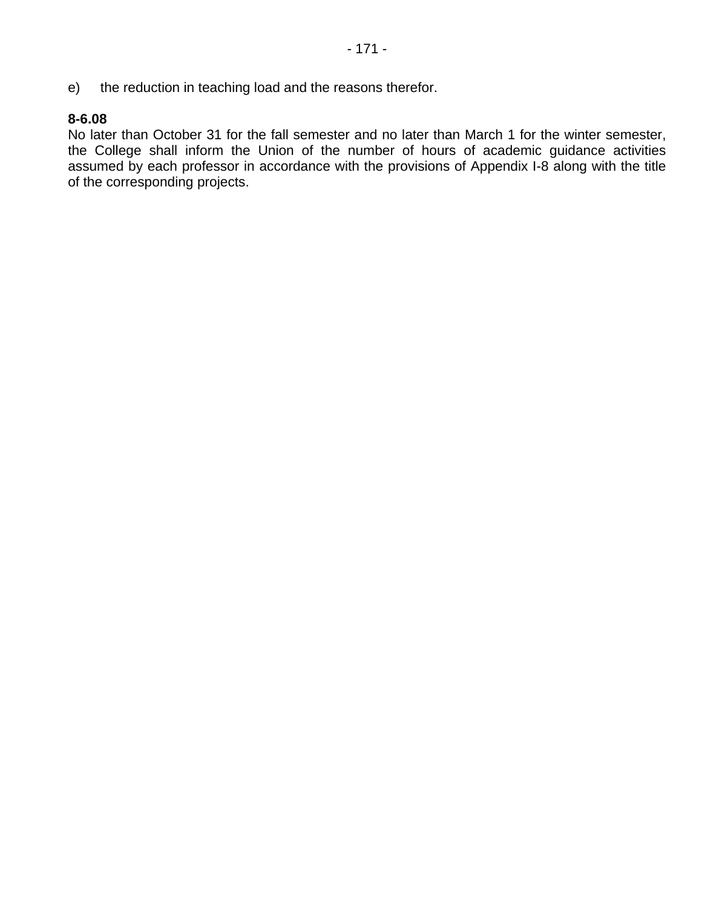e) the reduction in teaching load and the reasons therefor.

**8-6.08**
No later than October 31 for the fall semester and no later than March 1 for the winter semester, the College shall inform the Union of the number of hours of academic guidance activities assumed by each professor in accordance with the provisions of Appendix I-8 along with the title of the corresponding projects.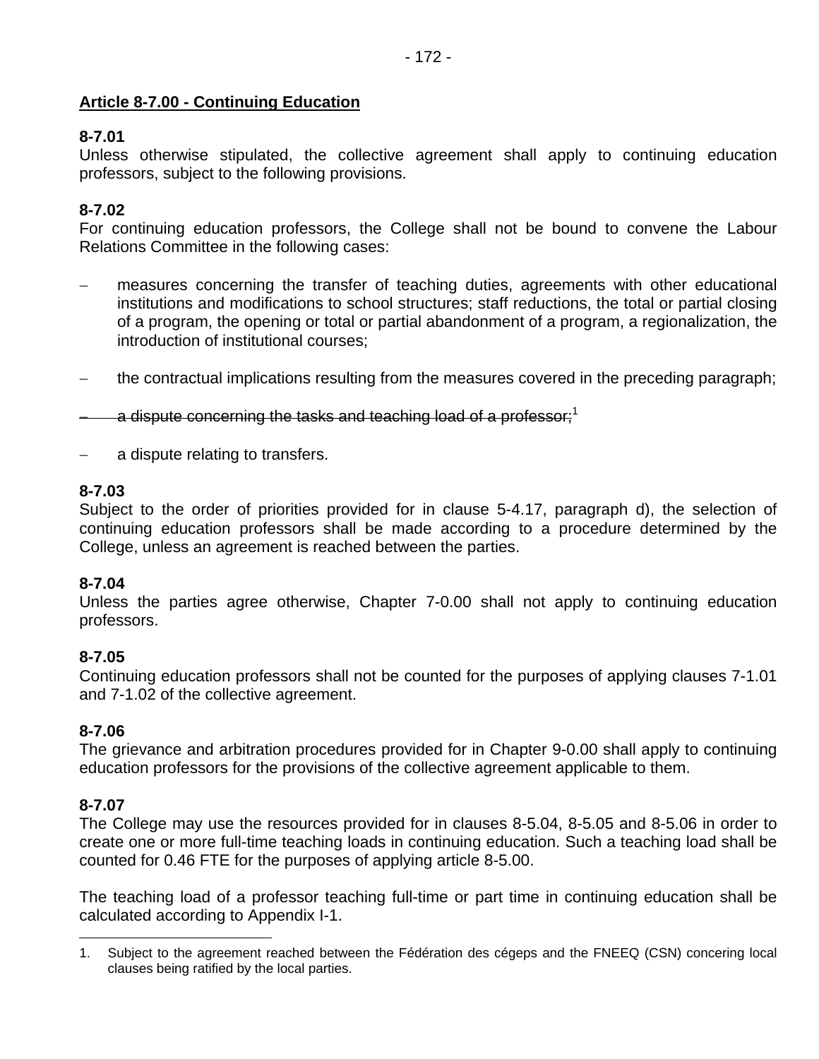**Article 8-7.00 - Continuing Education**

**8-7.01**
Unless otherwise stipulated, the collective agreement shall apply to continuing education professors, subject to the following provisions.

**8-7.02**
For continuing education professors, the College shall not be bound to convene the Labour Relations Committee in the following cases:

- measures concerning the transfer of teaching duties, agreements with other educational institutions and modifications to school structures; staff reductions, the total or partial closing of a program, the opening or total or partial abandonment of a program, a regionalization, the introduction of institutional courses;

- the contractual implications resulting from the measures covered in the preceding paragraph;

- ~~a dispute concerning the tasks and teaching load of a professor;~~[1]

- a dispute relating to transfers.

**8-7.03**
Subject to the order of priorities provided for in clause 5-4.17, paragraph d), the selection of continuing education professors shall be made according to a procedure determined by the College, unless an agreement is reached between the parties.

**8-7.04**
Unless the parties agree otherwise, Chapter 7-0.00 shall not apply to continuing education professors.

**8-7.05**
Continuing education professors shall not be counted for the purposes of applying clauses 7-1.01 and 7-1.02 of the collective agreement.

**8-7.06**
The grievance and arbitration procedures provided for in Chapter 9-0.00 shall apply to continuing education professors for the provisions of the collective agreement applicable to them.

**8-7.07**
The College may use the resources provided for in clauses 8-5.04, 8-5.05 and 8-5.06 in order to create one or more full-time teaching loads in continuing education. Such a teaching load shall be counted for 0.46 FTE for the purposes of applying article 8-5.00.

The teaching load of a professor teaching full-time or part time in continuing education shall be calculated according to Appendix I-1.

---

1. Subject to the agreement reached between the Fédération des cégeps and the FNEEQ (CSN) concering local clauses being ratified by the local parties.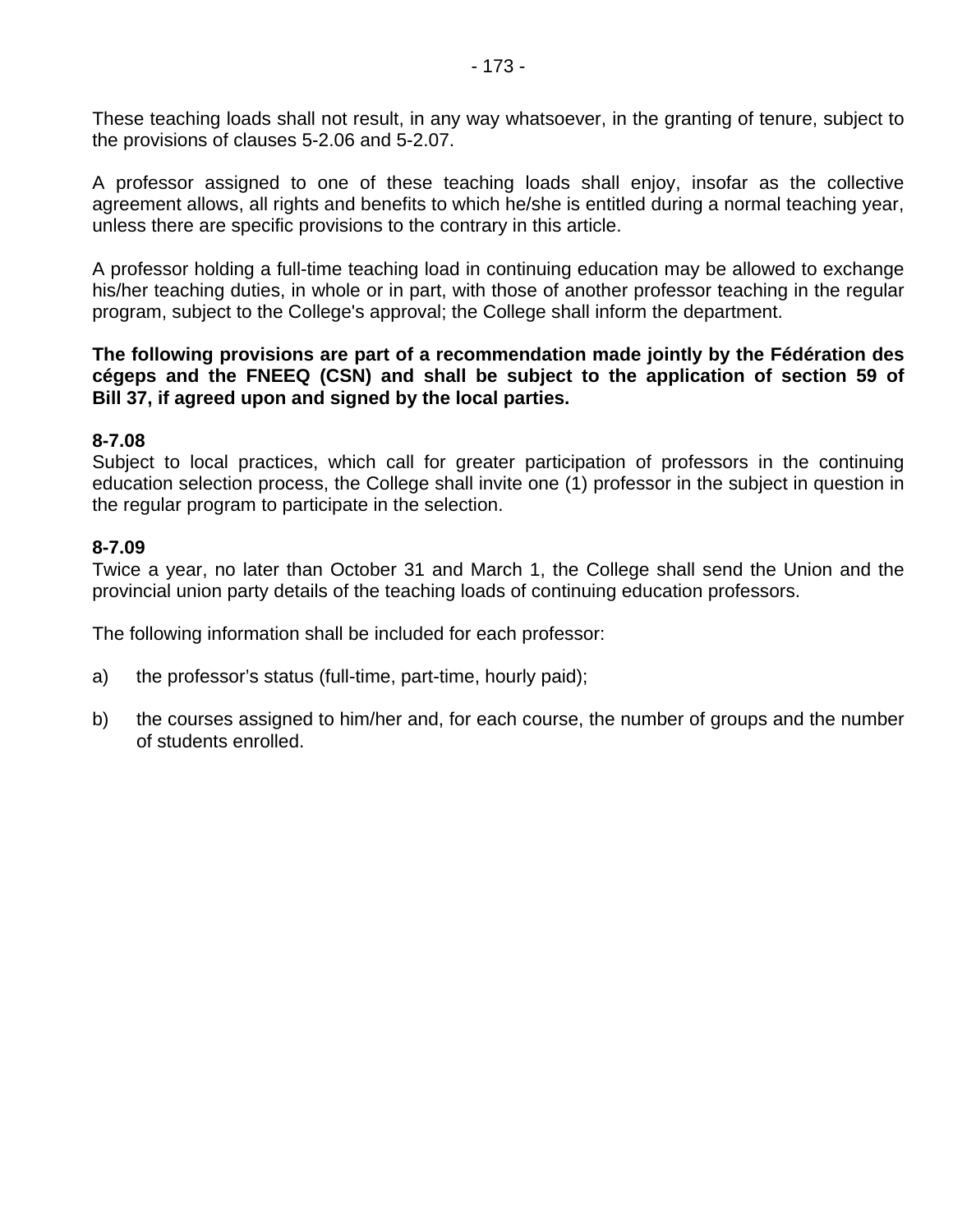These teaching loads shall not result, in any way whatsoever, in the granting of tenure, subject to the provisions of clauses 5-2.06 and 5-2.07.

A professor assigned to one of these teaching loads shall enjoy, insofar as the collective agreement allows, all rights and benefits to which he/she is entitled during a normal teaching year, unless there are specific provisions to the contrary in this article.

A professor holding a full-time teaching load in continuing education may be allowed to exchange his/her teaching duties, in whole or in part, with those of another professor teaching in the regular program, subject to the College's approval; the College shall inform the department.

**The following provisions are part of a recommendation made jointly by the Fédération des cégeps and the FNEEQ (CSN) and shall be subject to the application of section 59 of Bill 37, if agreed upon and signed by the local parties.**

**8-7.08**
Subject to local practices, which call for greater participation of professors in the continuing education selection process, the College shall invite one (1) professor in the subject in question in the regular program to participate in the selection.

**8-7.09**
Twice a year, no later than October 31 and March 1, the College shall send the Union and the provincial union party details of the teaching loads of continuing education professors.

The following information shall be included for each professor:

a) the professor's status (full-time, part-time, hourly paid);

b) the courses assigned to him/her and, for each course, the number of groups and the number of students enrolled.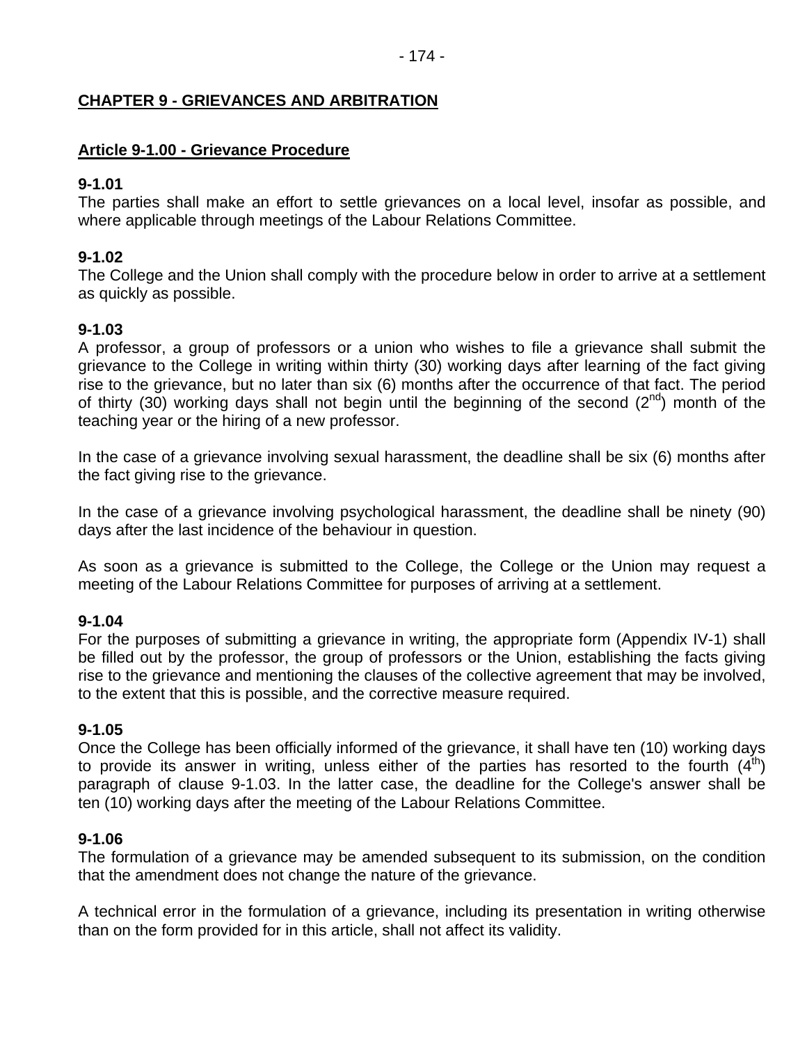## CHAPTER 9 - GRIEVANCES AND ARBITRATION

### Article 9-1.00 - Grievance Procedure

**9-1.01**
The parties shall make an effort to settle grievances on a local level, insofar as possible, and where applicable through meetings of the Labour Relations Committee.

**9-1.02**
The College and the Union shall comply with the procedure below in order to arrive at a settlement as quickly as possible.

**9-1.03**
A professor, a group of professors or a union who wishes to file a grievance shall submit the grievance to the College in writing within thirty (30) working days after learning of the fact giving rise to the grievance, but no later than six (6) months after the occurrence of that fact. The period of thirty (30) working days shall not begin until the beginning of the second (2nd) month of the teaching year or the hiring of a new professor.

In the case of a grievance involving sexual harassment, the deadline shall be six (6) months after the fact giving rise to the grievance.

In the case of a grievance involving psychological harassment, the deadline shall be ninety (90) days after the last incidence of the behaviour in question.

As soon as a grievance is submitted to the College, the College or the Union may request a meeting of the Labour Relations Committee for purposes of arriving at a settlement.

**9-1.04**
For the purposes of submitting a grievance in writing, the appropriate form (Appendix IV-1) shall be filled out by the professor, the group of professors or the Union, establishing the facts giving rise to the grievance and mentioning the clauses of the collective agreement that may be involved, to the extent that this is possible, and the corrective measure required.

**9-1.05**
Once the College has been officially informed of the grievance, it shall have ten (10) working days to provide its answer in writing, unless either of the parties has resorted to the fourth (4th) paragraph of clause 9-1.03. In the latter case, the deadline for the College's answer shall be ten (10) working days after the meeting of the Labour Relations Committee.

**9-1.06**
The formulation of a grievance may be amended subsequent to its submission, on the condition that the amendment does not change the nature of the grievance.

A technical error in the formulation of a grievance, including its presentation in writing otherwise than on the form provided for in this article, shall not affect its validity.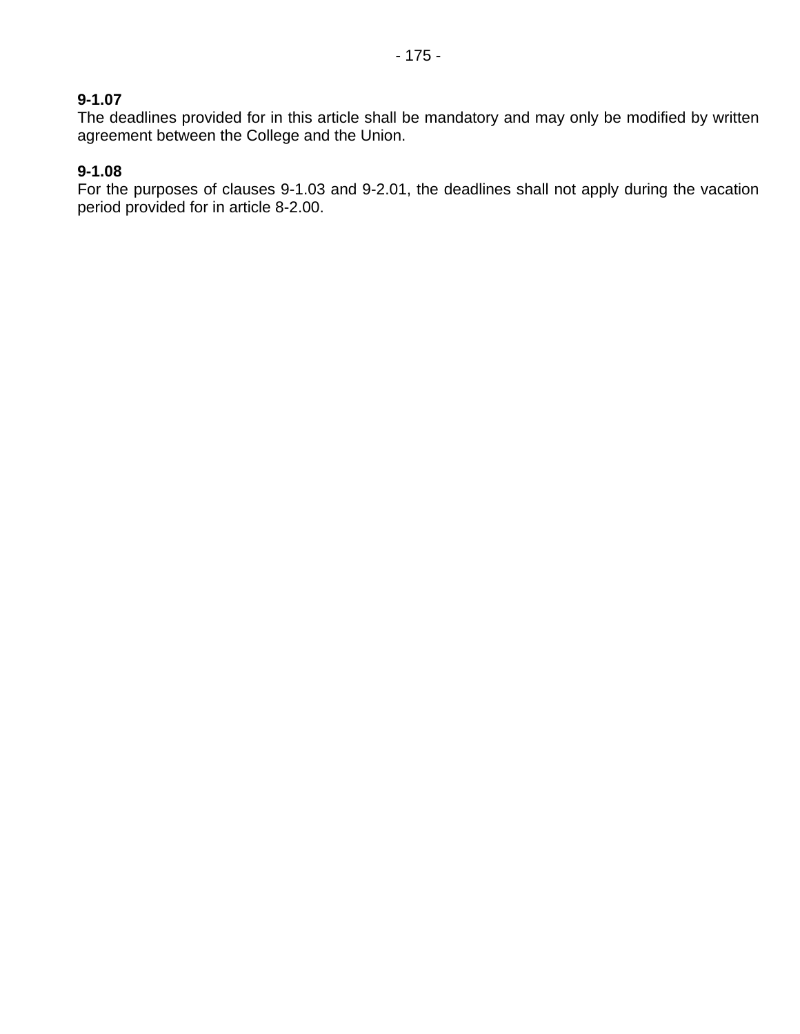**9-1.07**
The deadlines provided for in this article shall be mandatory and may only be modified by written agreement between the College and the Union.

**9-1.08**
For the purposes of clauses 9-1.03 and 9-2.01, the deadlines shall not apply during the vacation period provided for in article 8-2.00.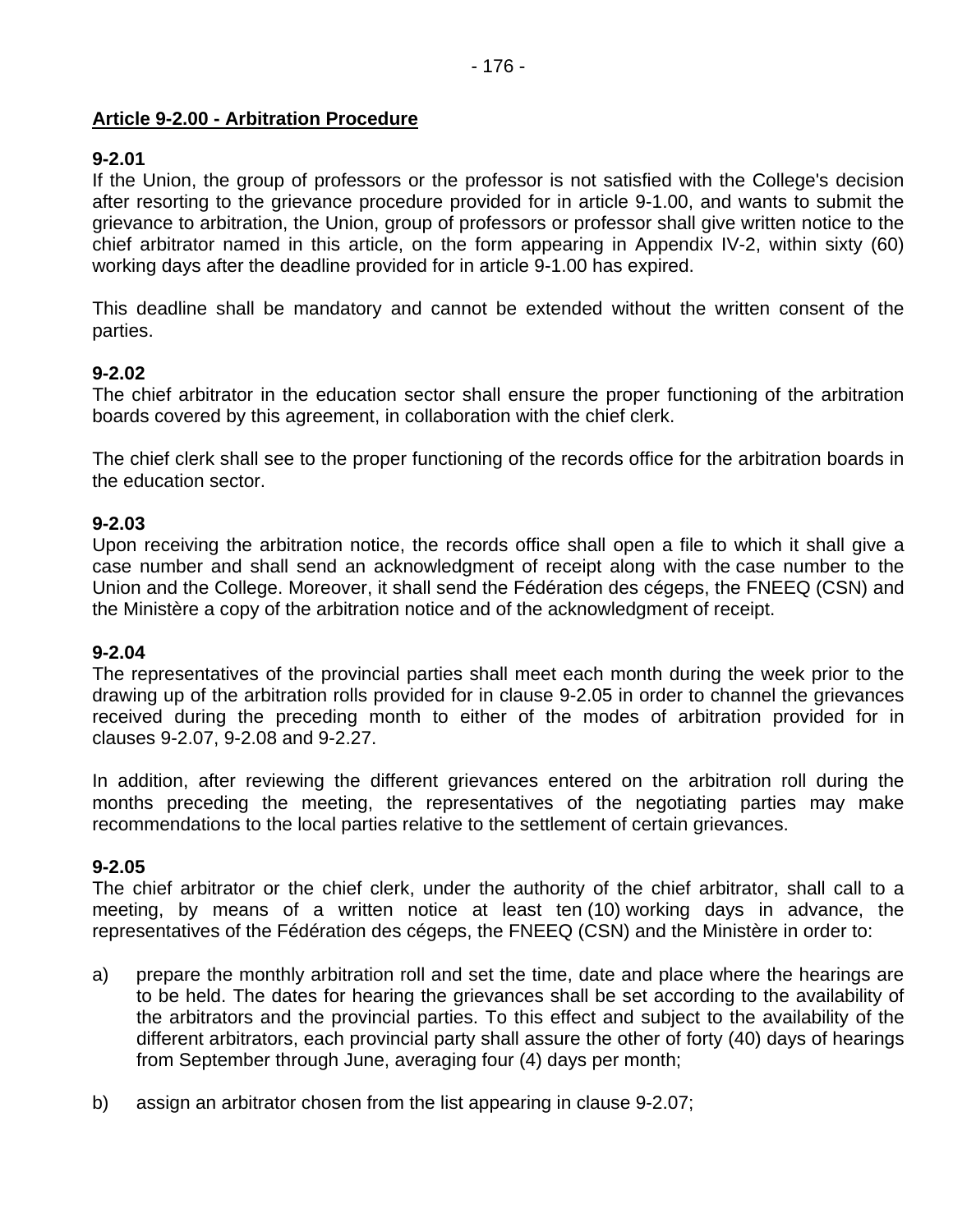## Article 9-2.00 - Arbitration Procedure

**9-2.01**
If the Union, the group of professors or the professor is not satisfied with the College's decision after resorting to the grievance procedure provided for in article 9-1.00, and wants to submit the grievance to arbitration, the Union, group of professors or professor shall give written notice to the chief arbitrator named in this article, on the form appearing in Appendix IV-2, within sixty (60) working days after the deadline provided for in article 9-1.00 has expired.

This deadline shall be mandatory and cannot be extended without the written consent of the parties.

**9-2.02**
The chief arbitrator in the education sector shall ensure the proper functioning of the arbitration boards covered by this agreement, in collaboration with the chief clerk.

The chief clerk shall see to the proper functioning of the records office for the arbitration boards in the education sector.

**9-2.03**
Upon receiving the arbitration notice, the records office shall open a file to which it shall give a case number and shall send an acknowledgment of receipt along with the case number to the Union and the College. Moreover, it shall send the Fédération des cégeps, the FNEEQ (CSN) and the Ministère a copy of the arbitration notice and of the acknowledgment of receipt.

**9-2.04**
The representatives of the provincial parties shall meet each month during the week prior to the drawing up of the arbitration rolls provided for in clause 9-2.05 in order to channel the grievances received during the preceding month to either of the modes of arbitration provided for in clauses 9-2.07, 9-2.08 and 9-2.27.

In addition, after reviewing the different grievances entered on the arbitration roll during the months preceding the meeting, the representatives of the negotiating parties may make recommendations to the local parties relative to the settlement of certain grievances.

**9-2.05**
The chief arbitrator or the chief clerk, under the authority of the chief arbitrator, shall call to a meeting, by means of a written notice at least ten (10) working days in advance, the representatives of the Fédération des cégeps, the FNEEQ (CSN) and the Ministère in order to:

a) prepare the monthly arbitration roll and set the time, date and place where the hearings are to be held. The dates for hearing the grievances shall be set according to the availability of the arbitrators and the provincial parties. To this effect and subject to the availability of the different arbitrators, each provincial party shall assure the other of forty (40) days of hearings from September through June, averaging four (4) days per month;

b) assign an arbitrator chosen from the list appearing in clause 9-2.07;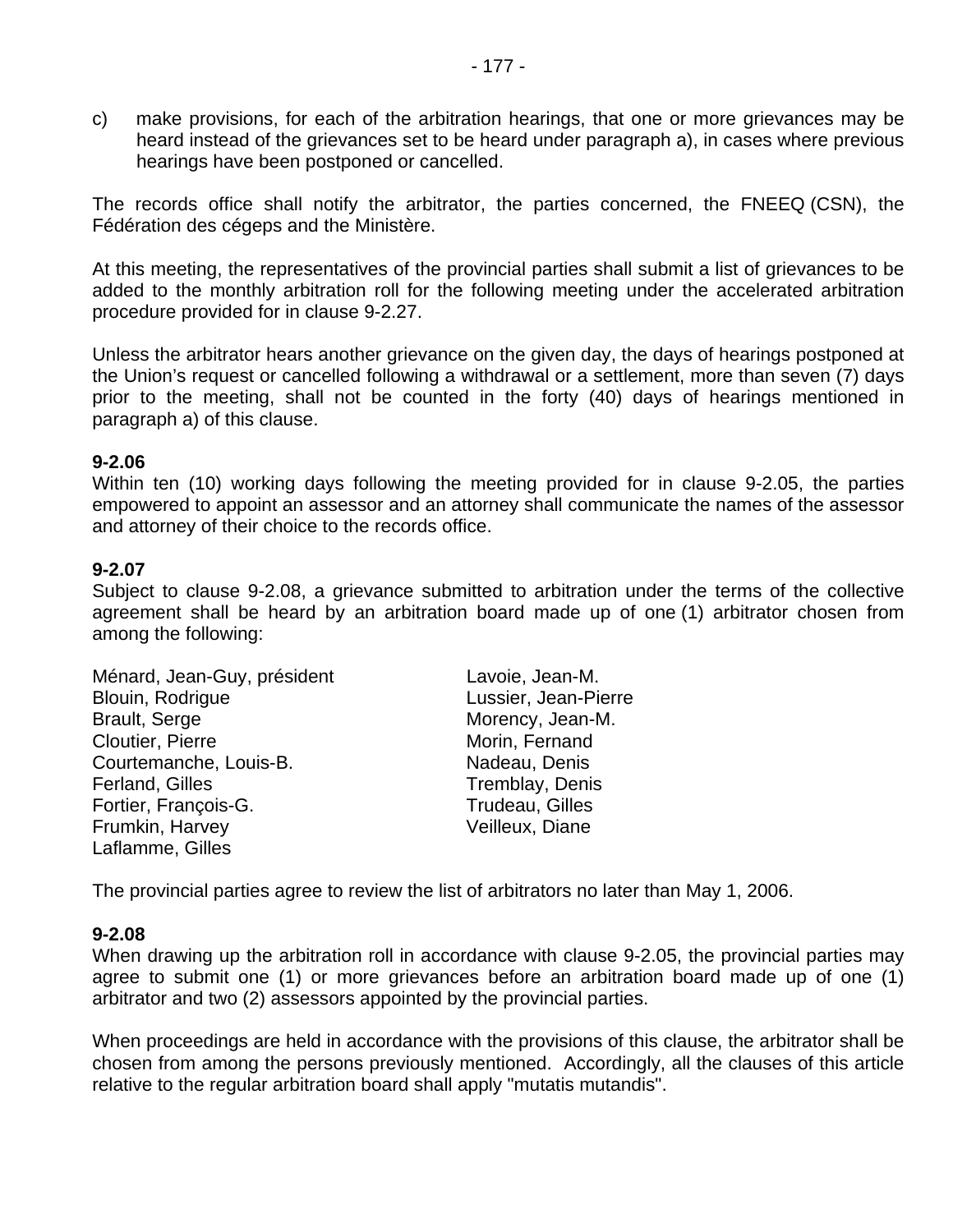c) make provisions, for each of the arbitration hearings, that one or more grievances may be heard instead of the grievances set to be heard under paragraph a), in cases where previous hearings have been postponed or cancelled.

The records office shall notify the arbitrator, the parties concerned, the FNEEQ (CSN), the Fédération des cégeps and the Ministère.

At this meeting, the representatives of the provincial parties shall submit a list of grievances to be added to the monthly arbitration roll for the following meeting under the accelerated arbitration procedure provided for in clause 9-2.27.

Unless the arbitrator hears another grievance on the given day, the days of hearings postponed at the Union's request or cancelled following a withdrawal or a settlement, more than seven (7) days prior to the meeting, shall not be counted in the forty (40) days of hearings mentioned in paragraph a) of this clause.

**9-2.06**
Within ten (10) working days following the meeting provided for in clause 9-2.05, the parties empowered to appoint an assessor and an attorney shall communicate the names of the assessor and attorney of their choice to the records office.

**9-2.07**
Subject to clause 9-2.08, a grievance submitted to arbitration under the terms of the collective agreement shall be heard by an arbitration board made up of one (1) arbitrator chosen from among the following:

Ménard, Jean-Guy, président
Blouin, Rodrigue
Brault, Serge
Cloutier, Pierre
Courtemanche, Louis-B.
Ferland, Gilles
Fortier, François-G.
Frumkin, Harvey
Laflamme, Gilles
Lavoie, Jean-M.
Lussier, Jean-Pierre
Morency, Jean-M.
Morin, Fernand
Nadeau, Denis
Tremblay, Denis
Trudeau, Gilles
Veilleux, Diane

The provincial parties agree to review the list of arbitrators no later than May 1, 2006.

**9-2.08**
When drawing up the arbitration roll in accordance with clause 9-2.05, the provincial parties may agree to submit one (1) or more grievances before an arbitration board made up of one (1) arbitrator and two (2) assessors appointed by the provincial parties.

When proceedings are held in accordance with the provisions of this clause, the arbitrator shall be chosen from among the persons previously mentioned. Accordingly, all the clauses of this article relative to the regular arbitration board shall apply "mutatis mutandis".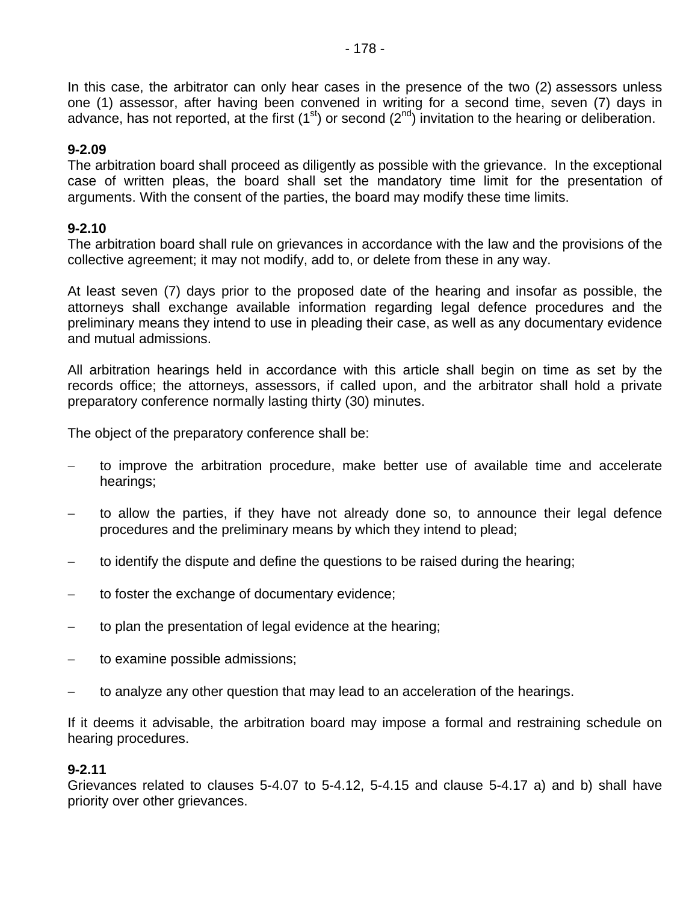In this case, the arbitrator can only hear cases in the presence of the two (2) assessors unless one (1) assessor, after having been convened in writing for a second time, seven (7) days in advance, has not reported, at the first (1st) or second (2nd) invitation to the hearing or deliberation.

**9-2.09**
The arbitration board shall proceed as diligently as possible with the grievance. In the exceptional case of written pleas, the board shall set the mandatory time limit for the presentation of arguments. With the consent of the parties, the board may modify these time limits.

**9-2.10**
The arbitration board shall rule on grievances in accordance with the law and the provisions of the collective agreement; it may not modify, add to, or delete from these in any way.

At least seven (7) days prior to the proposed date of the hearing and insofar as possible, the attorneys shall exchange available information regarding legal defence procedures and the preliminary means they intend to use in pleading their case, as well as any documentary evidence and mutual admissions.

All arbitration hearings held in accordance with this article shall begin on time as set by the records office; the attorneys, assessors, if called upon, and the arbitrator shall hold a private preparatory conference normally lasting thirty (30) minutes.

The object of the preparatory conference shall be:

- to improve the arbitration procedure, make better use of available time and accelerate hearings;
- to allow the parties, if they have not already done so, to announce their legal defence procedures and the preliminary means by which they intend to plead;
- to identify the dispute and define the questions to be raised during the hearing;
- to foster the exchange of documentary evidence;
- to plan the presentation of legal evidence at the hearing;
- to examine possible admissions;
- to analyze any other question that may lead to an acceleration of the hearings.

If it deems it advisable, the arbitration board may impose a formal and restraining schedule on hearing procedures.

**9-2.11**
Grievances related to clauses 5-4.07 to 5-4.12, 5-4.15 and clause 5-4.17 a) and b) shall have priority over other grievances.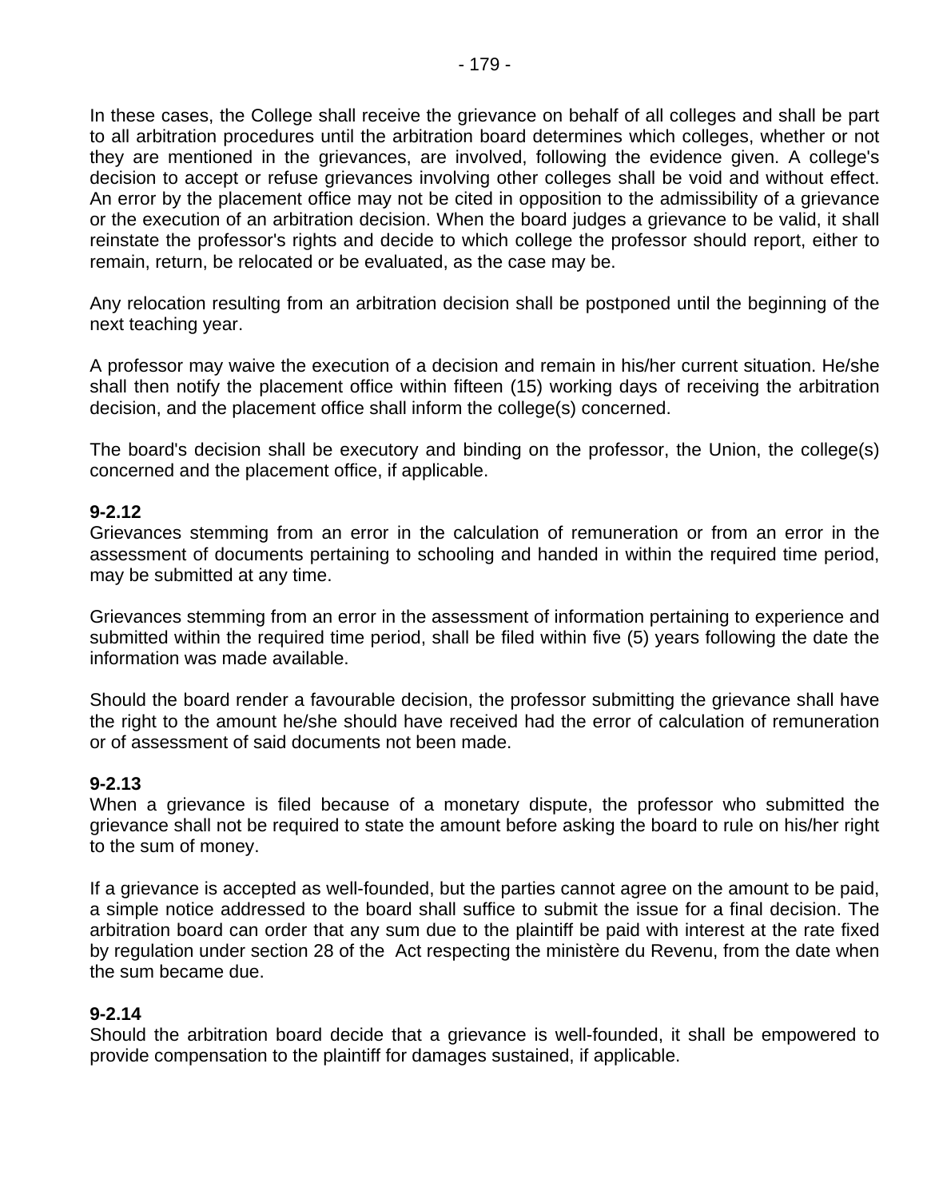In these cases, the College shall receive the grievance on behalf of all colleges and shall be part to all arbitration procedures until the arbitration board determines which colleges, whether or not they are mentioned in the grievances, are involved, following the evidence given. A college's decision to accept or refuse grievances involving other colleges shall be void and without effect. An error by the placement office may not be cited in opposition to the admissibility of a grievance or the execution of an arbitration decision. When the board judges a grievance to be valid, it shall reinstate the professor's rights and decide to which college the professor should report, either to remain, return, be relocated or be evaluated, as the case may be.

Any relocation resulting from an arbitration decision shall be postponed until the beginning of the next teaching year.

A professor may waive the execution of a decision and remain in his/her current situation. He/she shall then notify the placement office within fifteen (15) working days of receiving the arbitration decision, and the placement office shall inform the college(s) concerned.

The board's decision shall be executory and binding on the professor, the Union, the college(s) concerned and the placement office, if applicable.

**9-2.12**
Grievances stemming from an error in the calculation of remuneration or from an error in the assessment of documents pertaining to schooling and handed in within the required time period, may be submitted at any time.

Grievances stemming from an error in the assessment of information pertaining to experience and submitted within the required time period, shall be filed within five (5) years following the date the information was made available.

Should the board render a favourable decision, the professor submitting the grievance shall have the right to the amount he/she should have received had the error of calculation of remuneration or of assessment of said documents not been made.

**9-2.13**
When a grievance is filed because of a monetary dispute, the professor who submitted the grievance shall not be required to state the amount before asking the board to rule on his/her right to the sum of money.

If a grievance is accepted as well-founded, but the parties cannot agree on the amount to be paid, a simple notice addressed to the board shall suffice to submit the issue for a final decision. The arbitration board can order that any sum due to the plaintiff be paid with interest at the rate fixed by regulation under section 28 of the Act respecting the ministère du Revenu, from the date when the sum became due.

**9-2.14**
Should the arbitration board decide that a grievance is well-founded, it shall be empowered to provide compensation to the plaintiff for damages sustained, if applicable.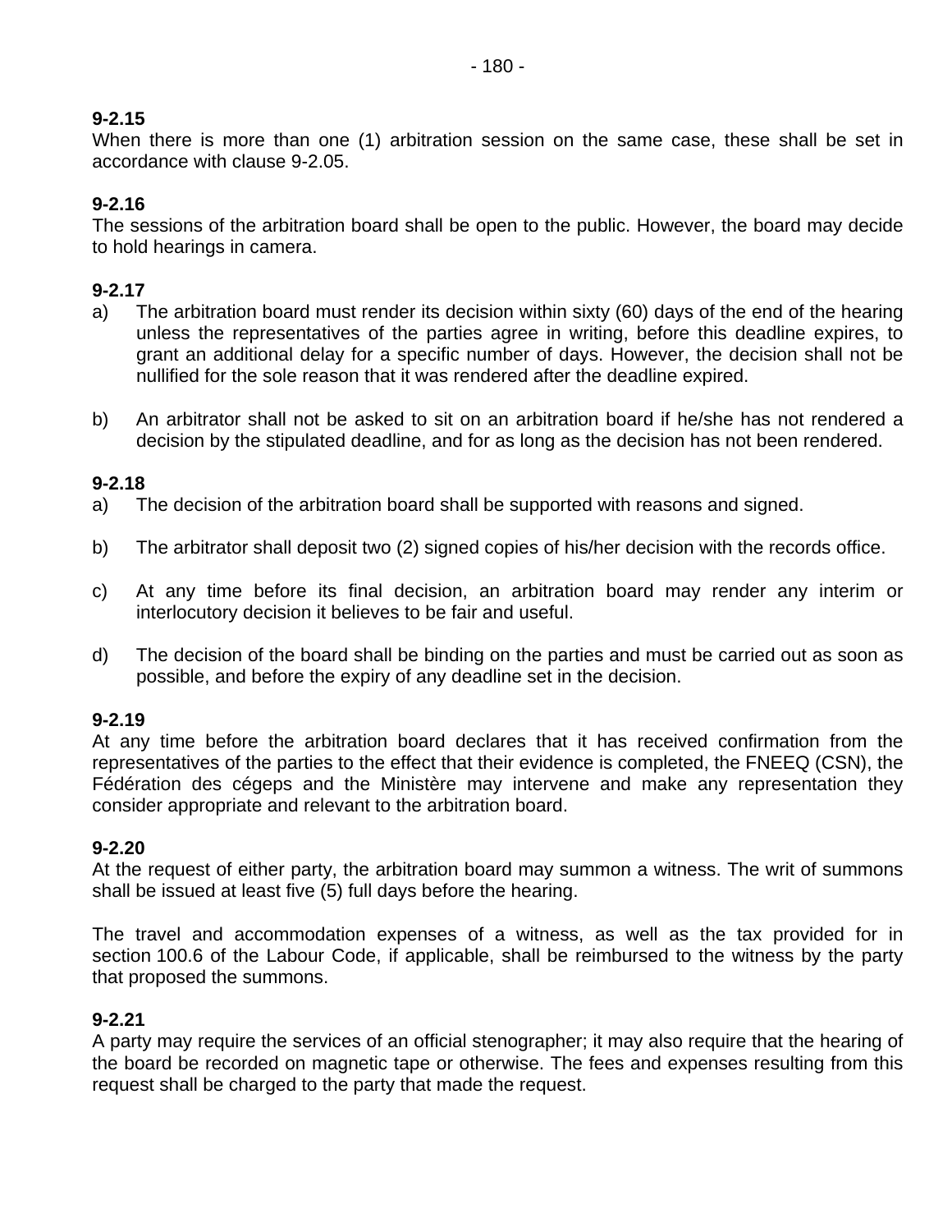**9-2.15**
When there is more than one (1) arbitration session on the same case, these shall be set in accordance with clause 9-2.05.

**9-2.16**
The sessions of the arbitration board shall be open to the public. However, the board may decide to hold hearings in camera.

**9-2.17**

a) The arbitration board must render its decision within sixty (60) days of the end of the hearing unless the representatives of the parties agree in writing, before this deadline expires, to grant an additional delay for a specific number of days. However, the decision shall not be nullified for the sole reason that it was rendered after the deadline expired.

b) An arbitrator shall not be asked to sit on an arbitration board if he/she has not rendered a decision by the stipulated deadline, and for as long as the decision has not been rendered.

**9-2.18**

a) The decision of the arbitration board shall be supported with reasons and signed.

b) The arbitrator shall deposit two (2) signed copies of his/her decision with the records office.

c) At any time before its final decision, an arbitration board may render any interim or interlocutory decision it believes to be fair and useful.

d) The decision of the board shall be binding on the parties and must be carried out as soon as possible, and before the expiry of any deadline set in the decision.

**9-2.19**
At any time before the arbitration board declares that it has received confirmation from the representatives of the parties to the effect that their evidence is completed, the FNEEQ (CSN), the Fédération des cégeps and the Ministère may intervene and make any representation they consider appropriate and relevant to the arbitration board.

**9-2.20**
At the request of either party, the arbitration board may summon a witness. The writ of summons shall be issued at least five (5) full days before the hearing.

The travel and accommodation expenses of a witness, as well as the tax provided for in section 100.6 of the Labour Code, if applicable, shall be reimbursed to the witness by the party that proposed the summons.

**9-2.21**
A party may require the services of an official stenographer; it may also require that the hearing of the board be recorded on magnetic tape or otherwise. The fees and expenses resulting from this request shall be charged to the party that made the request.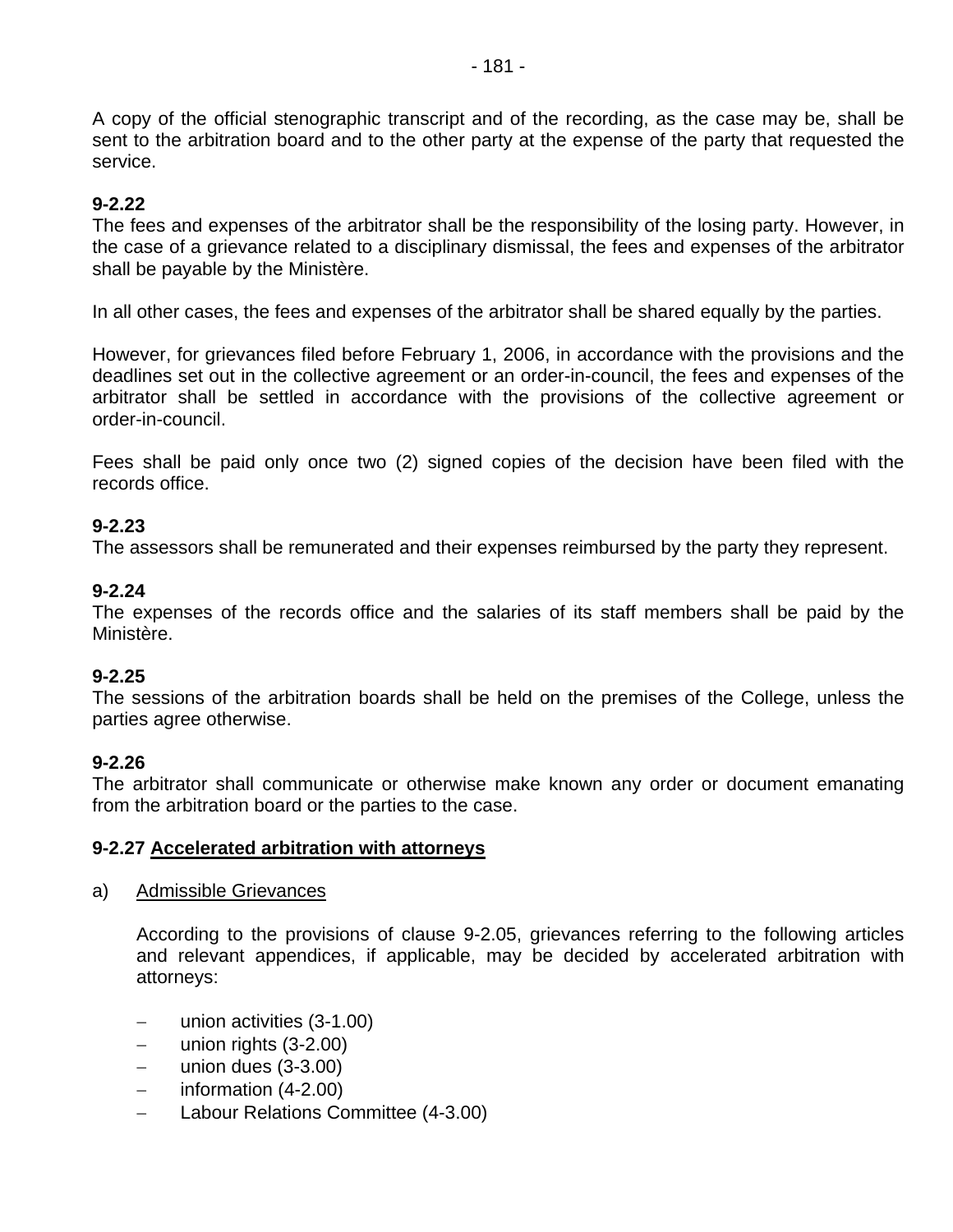A copy of the official stenographic transcript and of the recording, as the case may be, shall be sent to the arbitration board and to the other party at the expense of the party that requested the service.

**9-2.22**
The fees and expenses of the arbitrator shall be the responsibility of the losing party. However, in the case of a grievance related to a disciplinary dismissal, the fees and expenses of the arbitrator shall be payable by the Ministère.

In all other cases, the fees and expenses of the arbitrator shall be shared equally by the parties.

However, for grievances filed before February 1, 2006, in accordance with the provisions and the deadlines set out in the collective agreement or an order-in-council, the fees and expenses of the arbitrator shall be settled in accordance with the provisions of the collective agreement or order-in-council.

Fees shall be paid only once two (2) signed copies of the decision have been filed with the records office.

**9-2.23**
The assessors shall be remunerated and their expenses reimbursed by the party they represent.

**9-2.24**
The expenses of the records office and the salaries of its staff members shall be paid by the Ministère.

**9-2.25**
The sessions of the arbitration boards shall be held on the premises of the College, unless the parties agree otherwise.

**9-2.26**
The arbitrator shall communicate or otherwise make known any order or document emanating from the arbitration board or the parties to the case.

**9-2.27 Accelerated arbitration with attorneys**

a) Admissible Grievances

According to the provisions of clause 9-2.05, grievances referring to the following articles and relevant appendices, if applicable, may be decided by accelerated arbitration with attorneys:

- union activities (3-1.00)
- union rights (3-2.00)
- union dues (3-3.00)
- information (4-2.00)
- Labour Relations Committee (4-3.00)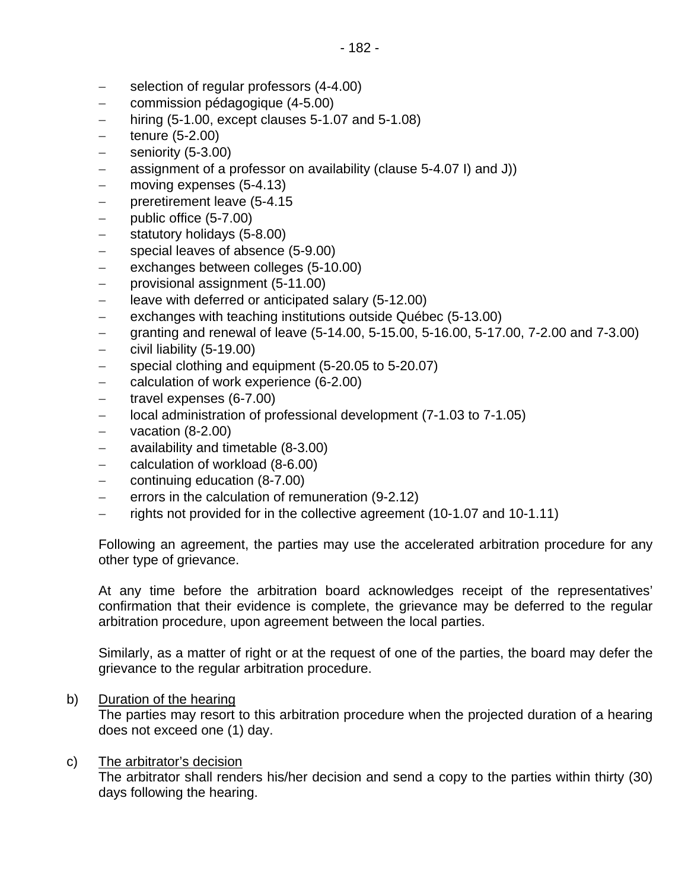- selection of regular professors (4-4.00)
- commission pédagogique (4-5.00)
- hiring (5-1.00, except clauses 5-1.07 and 5-1.08)
- tenure (5-2.00)
- seniority (5-3.00)
- assignment of a professor on availability (clause 5-4.07 I) and J))
- moving expenses (5-4.13)
- preretirement leave (5-4.15
- public office (5-7.00)
- statutory holidays (5-8.00)
- special leaves of absence (5-9.00)
- exchanges between colleges (5-10.00)
- provisional assignment (5-11.00)
- leave with deferred or anticipated salary (5-12.00)
- exchanges with teaching institutions outside Québec (5-13.00)
- granting and renewal of leave (5-14.00, 5-15.00, 5-16.00, 5-17.00, 7-2.00 and 7-3.00)
- civil liability (5-19.00)
- special clothing and equipment (5-20.05 to 5-20.07)
- calculation of work experience (6-2.00)
- travel expenses (6-7.00)
- local administration of professional development (7-1.03 to 7-1.05)
- vacation (8-2.00)
- availability and timetable (8-3.00)
- calculation of workload (8-6.00)
- continuing education (8-7.00)
- errors in the calculation of remuneration (9-2.12)
- rights not provided for in the collective agreement (10-1.07 and 10-1.11)

Following an agreement, the parties may use the accelerated arbitration procedure for any other type of grievance.

At any time before the arbitration board acknowledges receipt of the representatives' confirmation that their evidence is complete, the grievance may be deferred to the regular arbitration procedure, upon agreement between the local parties.

Similarly, as a matter of right or at the request of one of the parties, the board may defer the grievance to the regular arbitration procedure.

b) Duration of the hearing

The parties may resort to this arbitration procedure when the projected duration of a hearing does not exceed one (1) day.

c) The arbitrator's decision

The arbitrator shall renders his/her decision and send a copy to the parties within thirty (30) days following the hearing.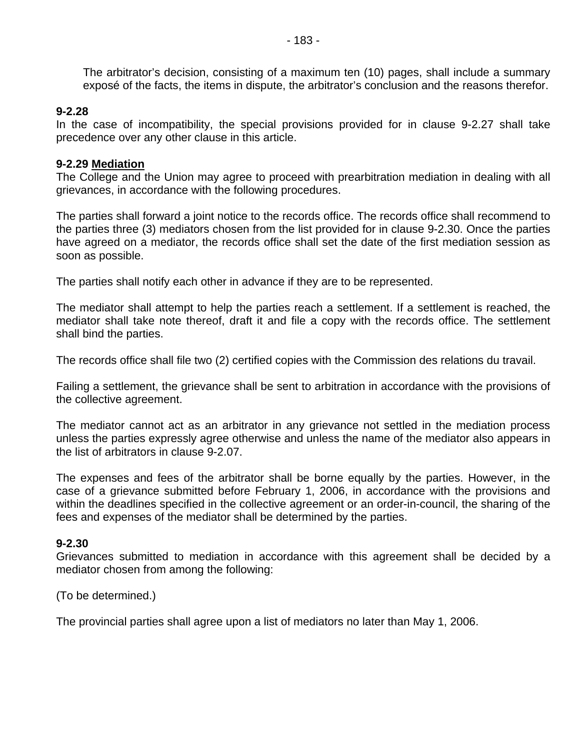The arbitrator's decision, consisting of a maximum ten (10) pages, shall include a summary exposé of the facts, the items in dispute, the arbitrator's conclusion and the reasons therefor.

**9-2.28**
In the case of incompatibility, the special provisions provided for in clause 9-2.27 shall take precedence over any other clause in this article.

**9-2.29 Mediation**
The College and the Union may agree to proceed with prearbitration mediation in dealing with all grievances, in accordance with the following procedures.

The parties shall forward a joint notice to the records office. The records office shall recommend to the parties three (3) mediators chosen from the list provided for in clause 9-2.30. Once the parties have agreed on a mediator, the records office shall set the date of the first mediation session as soon as possible.

The parties shall notify each other in advance if they are to be represented.

The mediator shall attempt to help the parties reach a settlement. If a settlement is reached, the mediator shall take note thereof, draft it and file a copy with the records office. The settlement shall bind the parties.

The records office shall file two (2) certified copies with the Commission des relations du travail.

Failing a settlement, the grievance shall be sent to arbitration in accordance with the provisions of the collective agreement.

The mediator cannot act as an arbitrator in any grievance not settled in the mediation process unless the parties expressly agree otherwise and unless the name of the mediator also appears in the list of arbitrators in clause 9-2.07.

The expenses and fees of the arbitrator shall be borne equally by the parties. However, in the case of a grievance submitted before February 1, 2006, in accordance with the provisions and within the deadlines specified in the collective agreement or an order-in-council, the sharing of the fees and expenses of the mediator shall be determined by the parties.

**9-2.30**
Grievances submitted to mediation in accordance with this agreement shall be decided by a mediator chosen from among the following:

(To be determined.)

The provincial parties shall agree upon a list of mediators no later than May 1, 2006.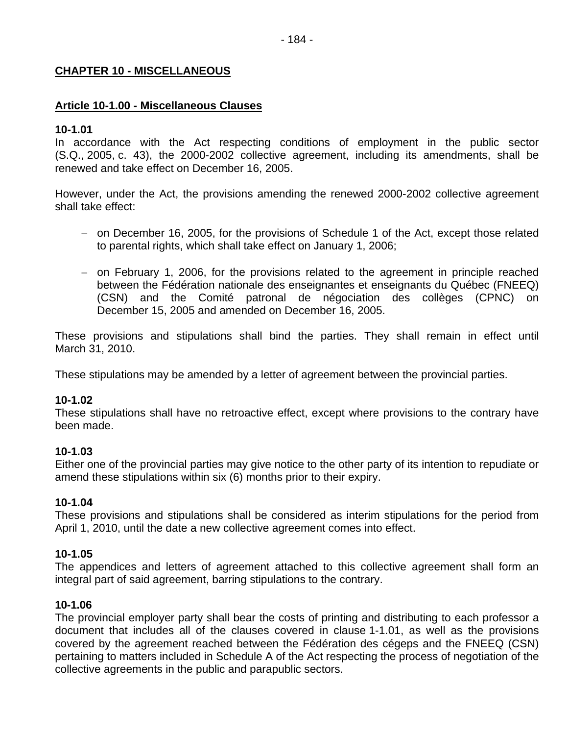# CHAPTER 10 - MISCELLANEOUS

## Article 10-1.00 - Miscellaneous Clauses

**10-1.01**
In accordance with the Act respecting conditions of employment in the public sector (S.Q., 2005, c. 43), the 2000-2002 collective agreement, including its amendments, shall be renewed and take effect on December 16, 2005.

However, under the Act, the provisions amending the renewed 2000-2002 collective agreement shall take effect:

- on December 16, 2005, for the provisions of Schedule 1 of the Act, except those related to parental rights, which shall take effect on January 1, 2006;

- on February 1, 2006, for the provisions related to the agreement in principle reached between the Fédération nationale des enseignantes et enseignants du Québec (FNEEQ) (CSN) and the Comité patronal de négociation des collèges (CPNC) on December 15, 2005 and amended on December 16, 2005.

These provisions and stipulations shall bind the parties. They shall remain in effect until March 31, 2010.

These stipulations may be amended by a letter of agreement between the provincial parties.

**10-1.02**
These stipulations shall have no retroactive effect, except where provisions to the contrary have been made.

**10-1.03**
Either one of the provincial parties may give notice to the other party of its intention to repudiate or amend these stipulations within six (6) months prior to their expiry.

**10-1.04**
These provisions and stipulations shall be considered as interim stipulations for the period from April 1, 2010, until the date a new collective agreement comes into effect.

**10-1.05**
The appendices and letters of agreement attached to this collective agreement shall form an integral part of said agreement, barring stipulations to the contrary.

**10-1.06**
The provincial employer party shall bear the costs of printing and distributing to each professor a document that includes all of the clauses covered in clause 1-1.01, as well as the provisions covered by the agreement reached between the Fédération des cégeps and the FNEEQ (CSN) pertaining to matters included in Schedule A of the Act respecting the process of negotiation of the collective agreements in the public and parapublic sectors.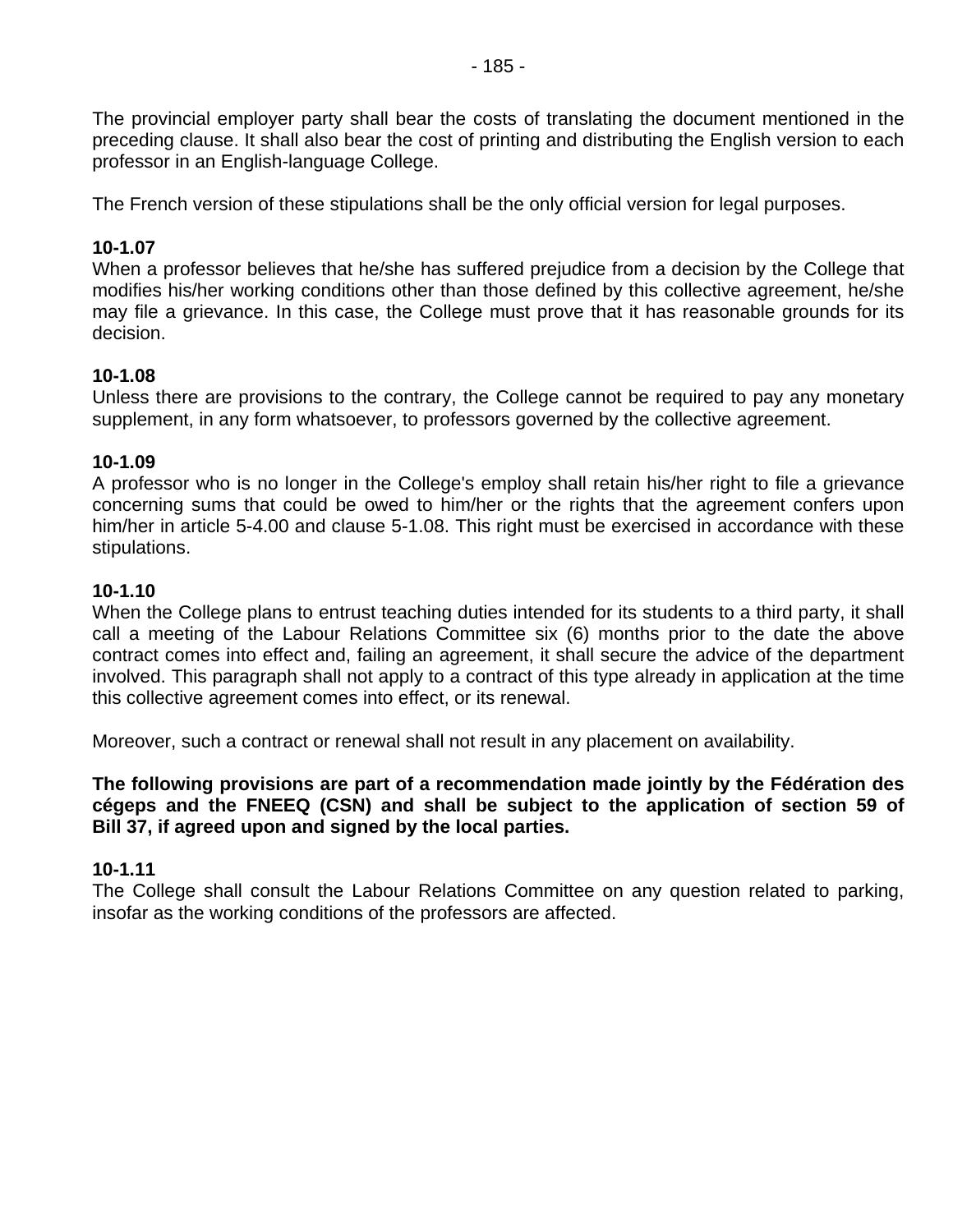The provincial employer party shall bear the costs of translating the document mentioned in the preceding clause. It shall also bear the cost of printing and distributing the English version to each professor in an English-language College.

The French version of these stipulations shall be the only official version for legal purposes.

**10-1.07**
When a professor believes that he/she has suffered prejudice from a decision by the College that modifies his/her working conditions other than those defined by this collective agreement, he/she may file a grievance. In this case, the College must prove that it has reasonable grounds for its decision.

**10-1.08**
Unless there are provisions to the contrary, the College cannot be required to pay any monetary supplement, in any form whatsoever, to professors governed by the collective agreement.

**10-1.09**
A professor who is no longer in the College's employ shall retain his/her right to file a grievance concerning sums that could be owed to him/her or the rights that the agreement confers upon him/her in article 5-4.00 and clause 5-1.08. This right must be exercised in accordance with these stipulations.

**10-1.10**
When the College plans to entrust teaching duties intended for its students to a third party, it shall call a meeting of the Labour Relations Committee six (6) months prior to the date the above contract comes into effect and, failing an agreement, it shall secure the advice of the department involved. This paragraph shall not apply to a contract of this type already in application at the time this collective agreement comes into effect, or its renewal.

Moreover, such a contract or renewal shall not result in any placement on availability.

**The following provisions are part of a recommendation made jointly by the Fédération des cégeps and the FNEEQ (CSN) and shall be subject to the application of section 59 of Bill 37, if agreed upon and signed by the local parties.**

**10-1.11**
The College shall consult the Labour Relations Committee on any question related to parking, insofar as the working conditions of the professors are affected.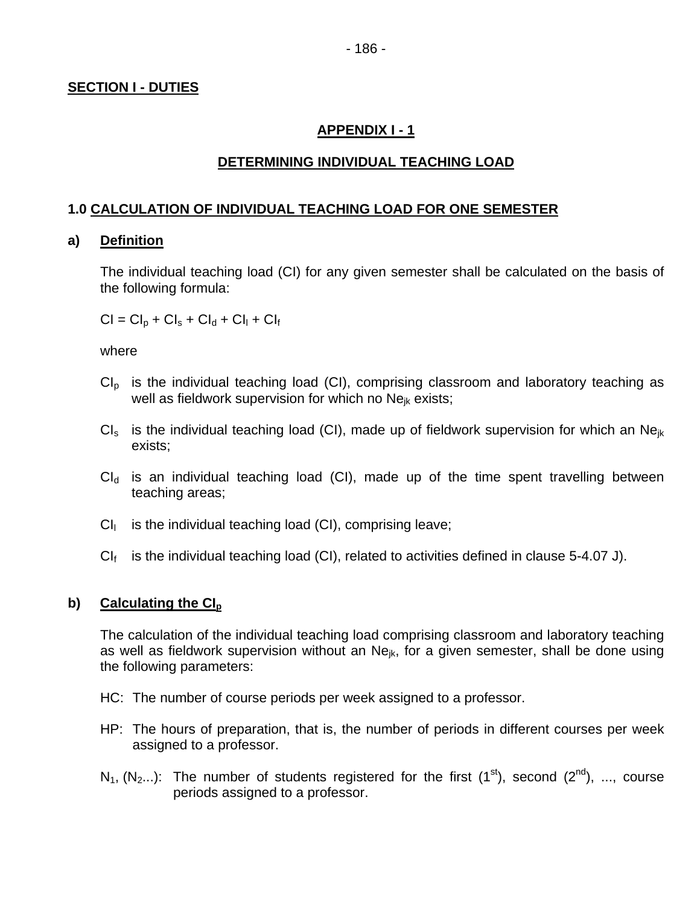**SECTION I - DUTIES**

## APPENDIX I - 1

## DETERMINING INDIVIDUAL TEACHING LOAD

### 1.0 CALCULATION OF INDIVIDUAL TEACHING LOAD FOR ONE SEMESTER

**a) Definition**

The individual teaching load (CI) for any given semester shall be calculated on the basis of the following formula:

$CI = CI_p + CI_s + CI_d + CI_l + CI_f$

where

$CI_p$ is the individual teaching load (CI), comprising classroom and laboratory teaching as well as fieldwork supervision for which no $Ne_{jk}$ exists;

$CI_s$ is the individual teaching load (CI), made up of fieldwork supervision for which an $Ne_{jk}$ exists;

$CI_d$ is an individual teaching load (CI), made up of the time spent travelling between teaching areas;

$CI_l$ is the individual teaching load (CI), comprising leave;

$CI_f$ is the individual teaching load (CI), related to activities defined in clause 5-4.07 J).

**b) Calculating the $CI_p$**

The calculation of the individual teaching load comprising classroom and laboratory teaching as well as fieldwork supervision without an $Ne_{jk}$, for a given semester, shall be done using the following parameters:

HC: The number of course periods per week assigned to a professor.

HP: The hours of preparation, that is, the number of periods in different courses per week assigned to a professor.

$N_1$, ($N_2$...): The number of students registered for the first ($1^{st}$), second ($2^{nd}$), ..., course periods assigned to a professor.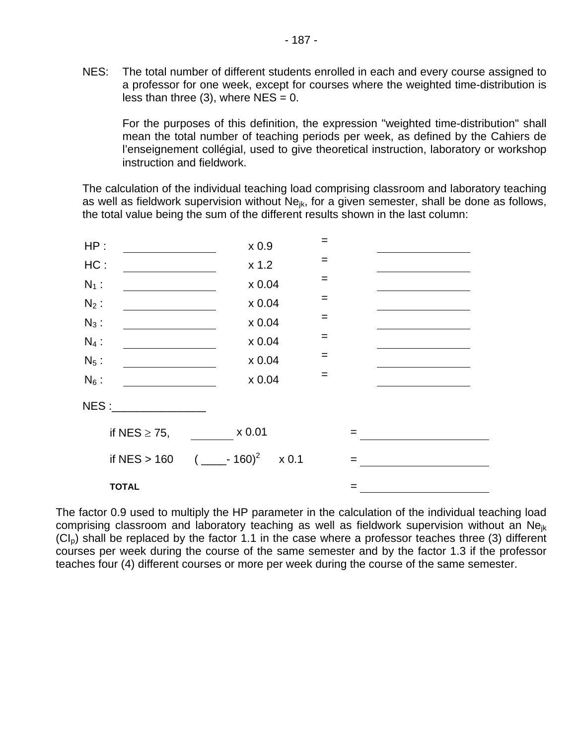NES: The total number of different students enrolled in each and every course assigned to a professor for one week, except for courses where the weighted time-distribution is less than three (3), where NES = 0.

For the purposes of this definition, the expression "weighted time-distribution" shall mean the total number of teaching periods per week, as defined by the Cahiers de l'enseignement collégial, used to give theoretical instruction, laboratory or workshop instruction and fieldwork.

The calculation of the individual teaching load comprising classroom and laboratory teaching as well as fieldwork supervision without $Ne_{jk}$, for a given semester, shall be done as follows, the total value being the sum of the different results shown in the last column:

| | | | | |
|---|---|---|---|---|
| HP : | ______________ | x 0.9 | = | ______________ |
| HC : | ______________ | x 1.2 | = | ______________ |
| $N_1$ : | ______________ | x 0.04 | = | ______________ |
| $N_2$ : | ______________ | x 0.04 | = | ______________ |
| $N_3$ : | ______________ | x 0.04 | = | ______________ |
| $N_4$ : | ______________ | x 0.04 | = | ______________ |
| $N_5$ : | ______________ | x 0.04 | = | ______________ |
| $N_6$ : | ______________ | x 0.04 | = | ______________ |

NES :_______________

| | | | | |
|---|---|---|---|---|
| if NES $\geq$ 75, | _______ x 0.01 | | = | ____________________ |
| if NES > 160 | ( ____- 160)$^2$ | x 0.1 | = | ____________________ |
| **TOTAL** | | | = | ____________________ |

The factor 0.9 used to multiply the HP parameter in the calculation of the individual teaching load comprising classroom and laboratory teaching as well as fieldwork supervision without an $Ne_{jk}$ ($CI_p$) shall be replaced by the factor 1.1 in the case where a professor teaches three (3) different courses per week during the course of the same semester and by the factor 1.3 if the professor teaches four (4) different courses or more per week during the course of the same semester.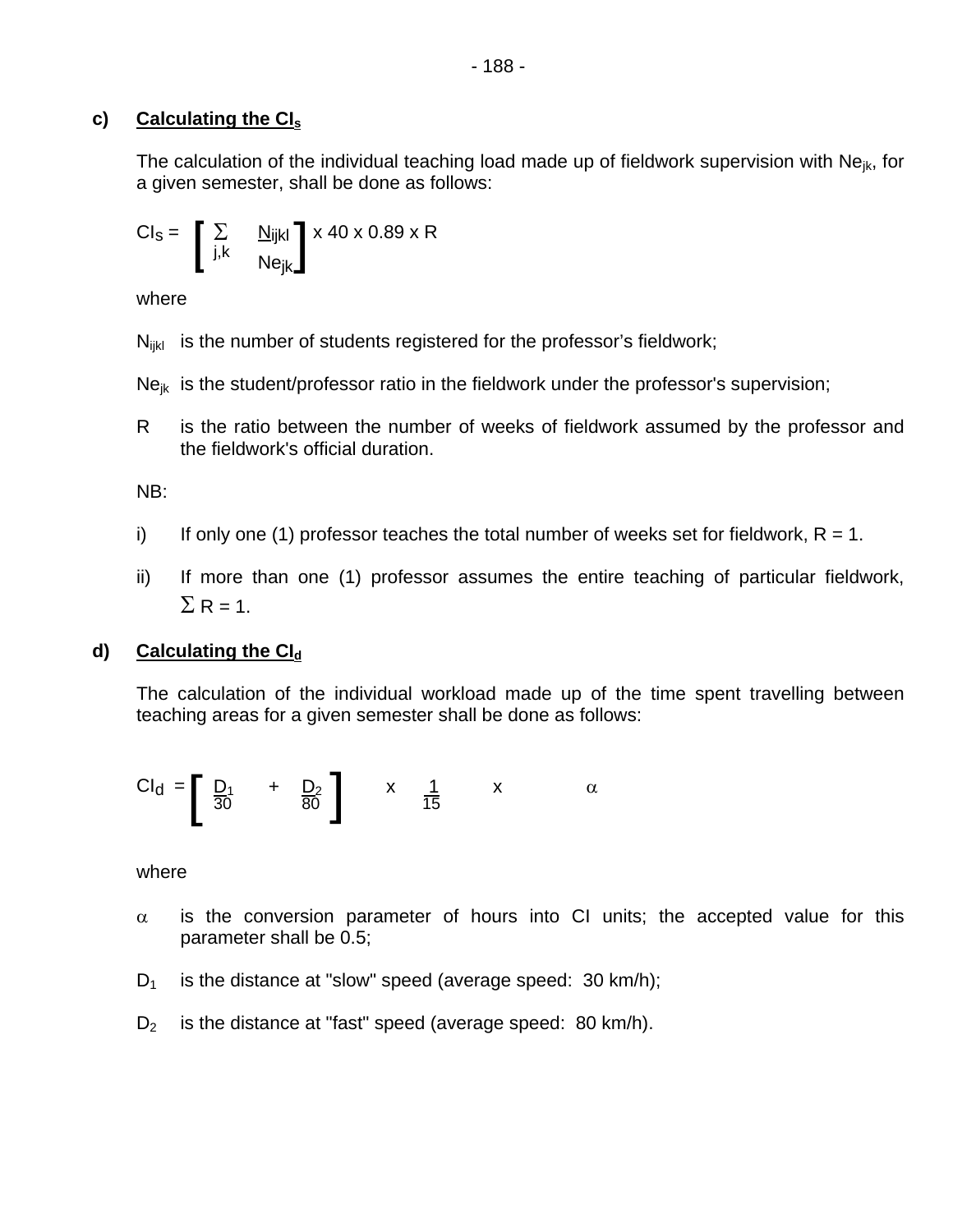**c) Calculating the $CI_s$**

The calculation of the individual teaching load made up of fieldwork supervision with $Ne_{jk}$, for a given semester, shall be done as follows:

$$CI_S = \left[ \sum_{j,k} \frac{N_{ijkl}}{Ne_{jk}} \right] \times 40 \times 0.89 \times R$$

where

$N_{ijkl}$ is the number of students registered for the professor's fieldwork;

$Ne_{jk}$ is the student/professor ratio in the fieldwork under the professor's supervision;

$R$ is the ratio between the number of weeks of fieldwork assumed by the professor and the fieldwork's official duration.

NB:

i) If only one (1) professor teaches the total number of weeks set for fieldwork, $R = 1$.

ii) If more than one (1) professor assumes the entire teaching of particular fieldwork, $\sum R = 1$.

**d) Calculating the $CI_d$**

The calculation of the individual workload made up of the time spent travelling between teaching areas for a given semester shall be done as follows:

$$CI_d = \left[ \frac{D_1}{30} + \frac{D_2}{80} \right] \times \frac{1}{15} \times \alpha$$

where

$\alpha$ is the conversion parameter of hours into CI units; the accepted value for this parameter shall be 0.5;

$D_1$ is the distance at "slow" speed (average speed: 30 km/h);

$D_2$ is the distance at "fast" speed (average speed: 80 km/h).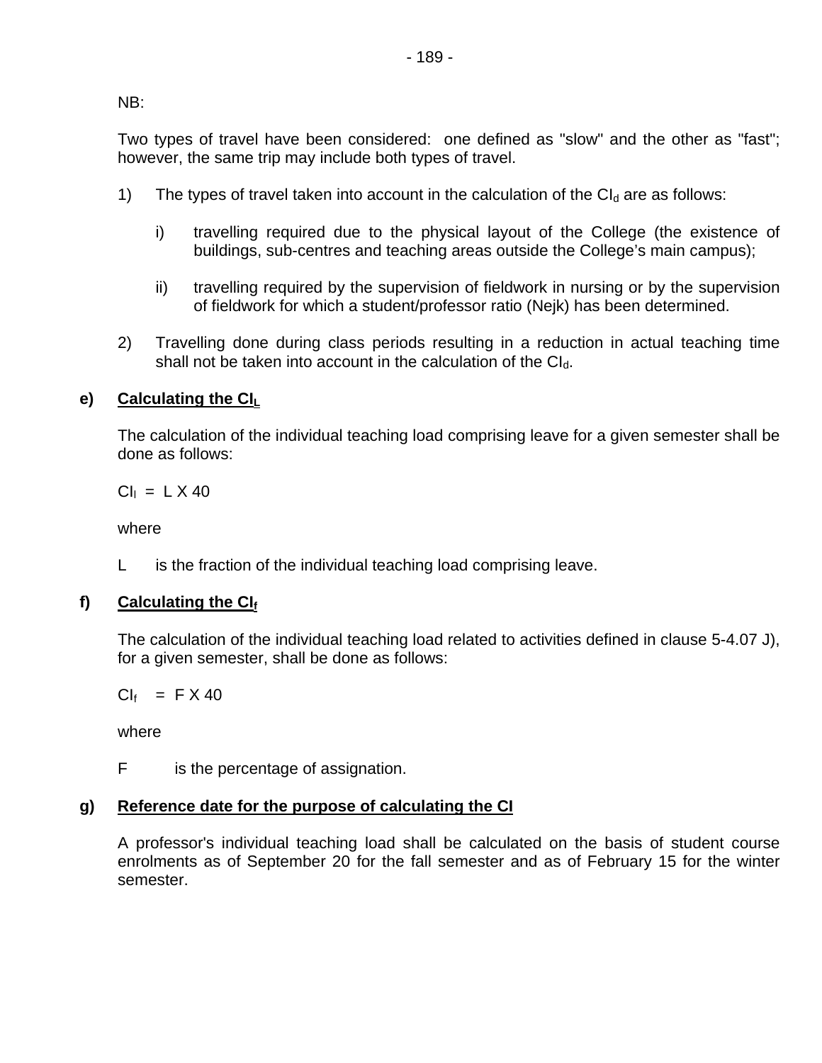NB:

Two types of travel have been considered: one defined as "slow" and the other as "fast"; however, the same trip may include both types of travel.

1) The types of travel taken into account in the calculation of the $CI_d$ are as follows:

   i) travelling required due to the physical layout of the College (the existence of buildings, sub-centres and teaching areas outside the College's main campus);

   ii) travelling required by the supervision of fieldwork in nursing or by the supervision of fieldwork for which a student/professor ratio (Nejk) has been determined.

2) Travelling done during class periods resulting in a reduction in actual teaching time shall not be taken into account in the calculation of the $CI_d$.

**e) Calculating the $CI_L$**

The calculation of the individual teaching load comprising leave for a given semester shall be done as follows:

$CI_l = L \times 40$

where

L is the fraction of the individual teaching load comprising leave.

**f) Calculating the $CI_f$**

The calculation of the individual teaching load related to activities defined in clause 5-4.07 J), for a given semester, shall be done as follows:

$CI_f = F \times 40$

where

F is the percentage of assignation.

**g) Reference date for the purpose of calculating the CI**

A professor's individual teaching load shall be calculated on the basis of student course enrolments as of September 20 for the fall semester and as of February 15 for the winter semester.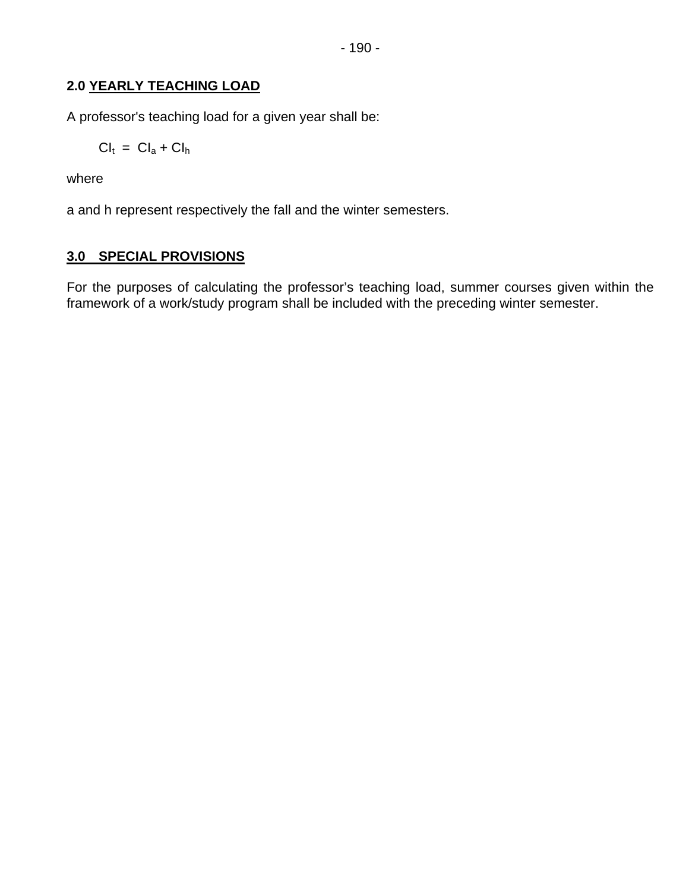## 2.0 YEARLY TEACHING LOAD

A professor's teaching load for a given year shall be:

$$CI_t = CI_a + CI_h$$

where

a and h represent respectively the fall and the winter semesters.

## 3.0 SPECIAL PROVISIONS

For the purposes of calculating the professor's teaching load, summer courses given within the framework of a work/study program shall be included with the preceding winter semester.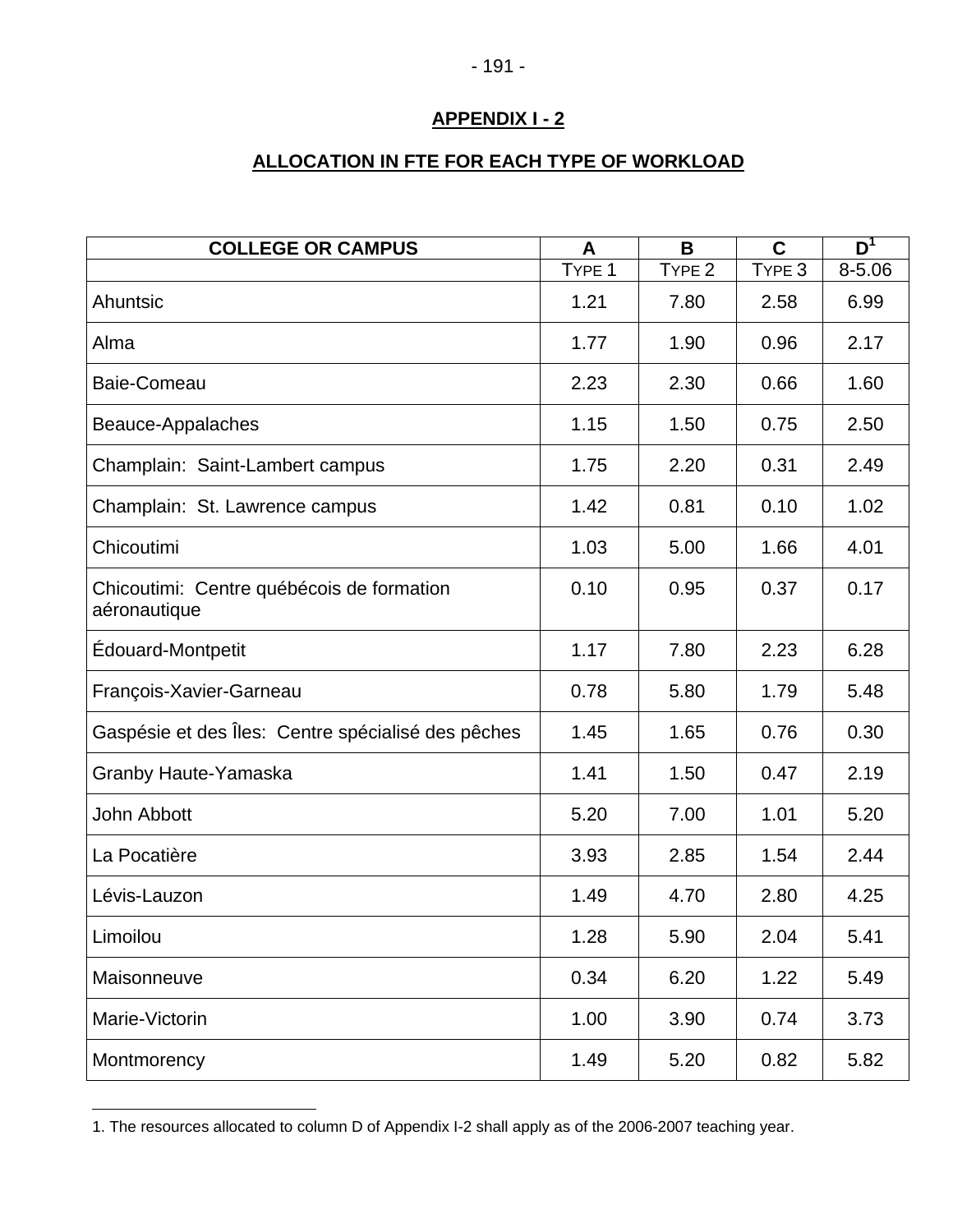## APPENDIX I - 2

## ALLOCATION IN FTE FOR EACH TYPE OF WORKLOAD

| COLLEGE OR CAMPUS | A | B | C | D[1] |
|---|---|---|---|---|
| | TYPE 1 | TYPE 2 | TYPE 3 | 8-5.06 |
| Ahuntsic | 1.21 | 7.80 | 2.58 | 6.99 |
| Alma | 1.77 | 1.90 | 0.96 | 2.17 |
| Baie-Comeau | 2.23 | 2.30 | 0.66 | 1.60 |
| Beauce-Appalaches | 1.15 | 1.50 | 0.75 | 2.50 |
| Champlain: Saint-Lambert campus | 1.75 | 2.20 | 0.31 | 2.49 |
| Champlain: St. Lawrence campus | 1.42 | 0.81 | 0.10 | 1.02 |
| Chicoutimi | 1.03 | 5.00 | 1.66 | 4.01 |
| Chicoutimi: Centre québécois de formation aéronautique | 0.10 | 0.95 | 0.37 | 0.17 |
| Édouard-Montpetit | 1.17 | 7.80 | 2.23 | 6.28 |
| François-Xavier-Garneau | 0.78 | 5.80 | 1.79 | 5.48 |
| Gaspésie et des Îles: Centre spécialisé des pêches | 1.45 | 1.65 | 0.76 | 0.30 |
| Granby Haute-Yamaska | 1.41 | 1.50 | 0.47 | 2.19 |
| John Abbott | 5.20 | 7.00 | 1.01 | 5.20 |
| La Pocatière | 3.93 | 2.85 | 1.54 | 2.44 |
| Lévis-Lauzon | 1.49 | 4.70 | 2.80 | 4.25 |
| Limoilou | 1.28 | 5.90 | 2.04 | 5.41 |
| Maisonneuve | 0.34 | 6.20 | 1.22 | 5.49 |
| Marie-Victorin | 1.00 | 3.90 | 0.74 | 3.73 |
| Montmorency | 1.49 | 5.20 | 0.82 | 5.82 |

1. The resources allocated to column D of Appendix I-2 shall apply as of the 2006-2007 teaching year.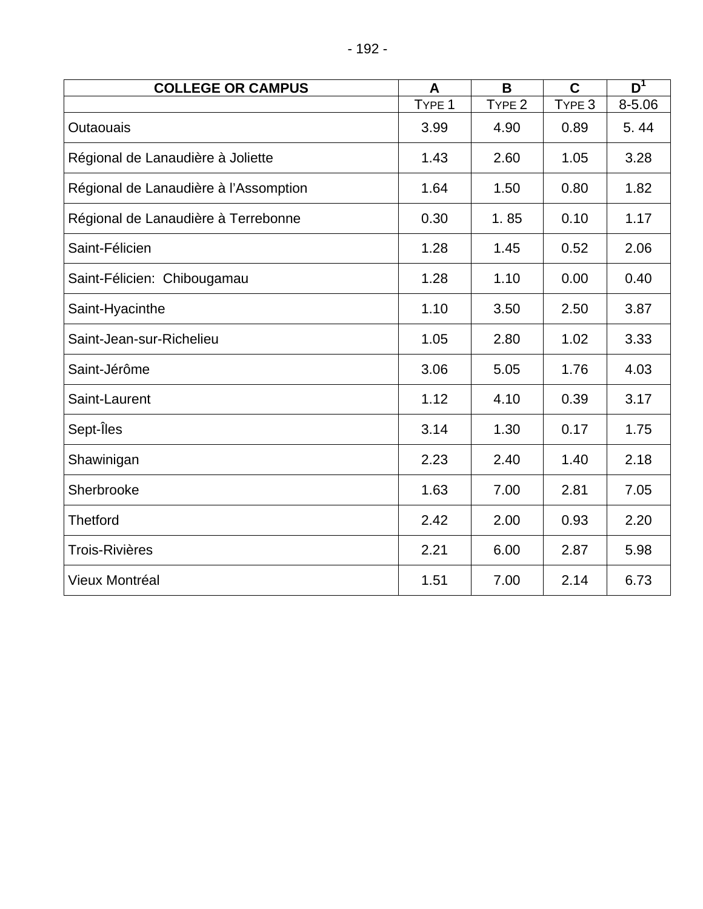| COLLEGE OR CAMPUS | A | B | C | D[1] |
|---|---|---|---|---|
| | TYPE 1 | TYPE 2 | TYPE 3 | 8-5.06 |
| Outaouais | 3.99 | 4.90 | 0.89 | 5. 44 |
| Régional de Lanaudière à Joliette | 1.43 | 2.60 | 1.05 | 3.28 |
| Régional de Lanaudière à l'Assomption | 1.64 | 1.50 | 0.80 | 1.82 |
| Régional de Lanaudière à Terrebonne | 0.30 | 1. 85 | 0.10 | 1.17 |
| Saint-Félicien | 1.28 | 1.45 | 0.52 | 2.06 |
| Saint-Félicien: Chibougamau | 1.28 | 1.10 | 0.00 | 0.40 |
| Saint-Hyacinthe | 1.10 | 3.50 | 2.50 | 3.87 |
| Saint-Jean-sur-Richelieu | 1.05 | 2.80 | 1.02 | 3.33 |
| Saint-Jérôme | 3.06 | 5.05 | 1.76 | 4.03 |
| Saint-Laurent | 1.12 | 4.10 | 0.39 | 3.17 |
| Sept-Îles | 3.14 | 1.30 | 0.17 | 1.75 |
| Shawinigan | 2.23 | 2.40 | 1.40 | 2.18 |
| Sherbrooke | 1.63 | 7.00 | 2.81 | 7.05 |
| Thetford | 2.42 | 2.00 | 0.93 | 2.20 |
| Trois-Rivières | 2.21 | 6.00 | 2.87 | 5.98 |
| Vieux Montréal | 1.51 | 7.00 | 2.14 | 6.73 |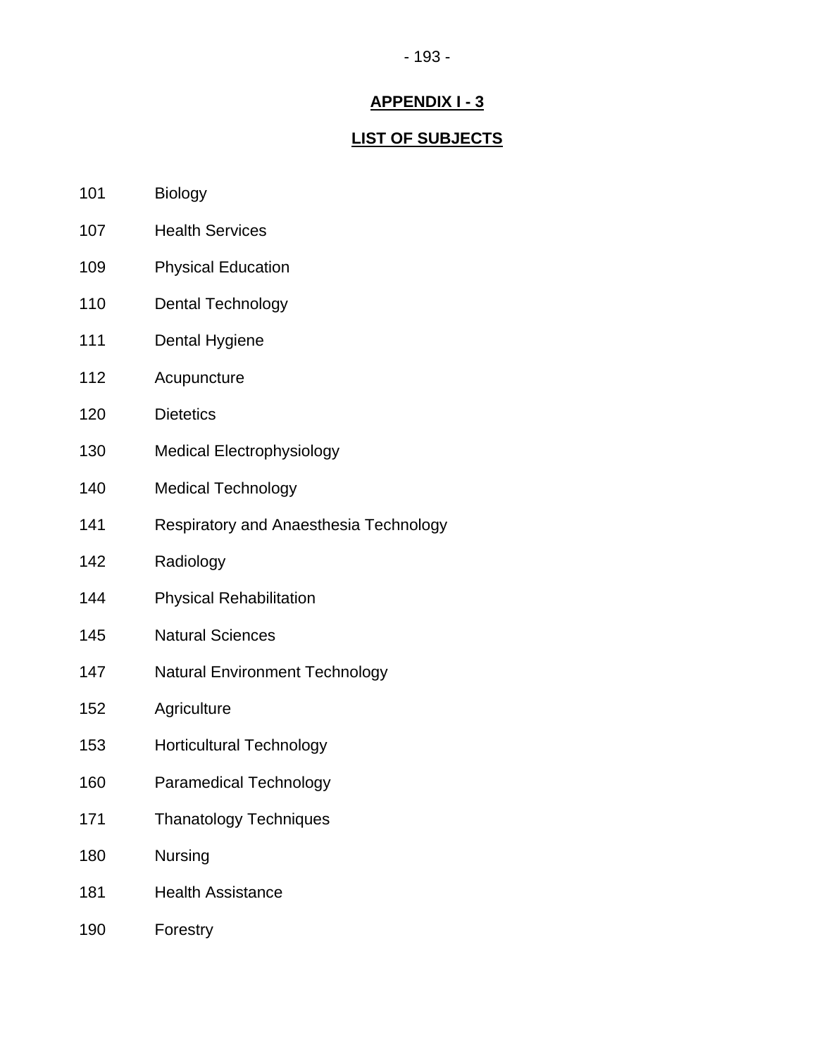## APPENDIX I - 3

## LIST OF SUBJECTS

| | |
|---|---|
| 101 | Biology |
| 107 | Health Services |
| 109 | Physical Education |
| 110 | Dental Technology |
| 111 | Dental Hygiene |
| 112 | Acupuncture |
| 120 | Dietetics |
| 130 | Medical Electrophysiology |
| 140 | Medical Technology |
| 141 | Respiratory and Anaesthesia Technology |
| 142 | Radiology |
| 144 | Physical Rehabilitation |
| 145 | Natural Sciences |
| 147 | Natural Environment Technology |
| 152 | Agriculture |
| 153 | Horticultural Technology |
| 160 | Paramedical Technology |
| 171 | Thanatology Techniques |
| 180 | Nursing |
| 181 | Health Assistance |
| 190 | Forestry |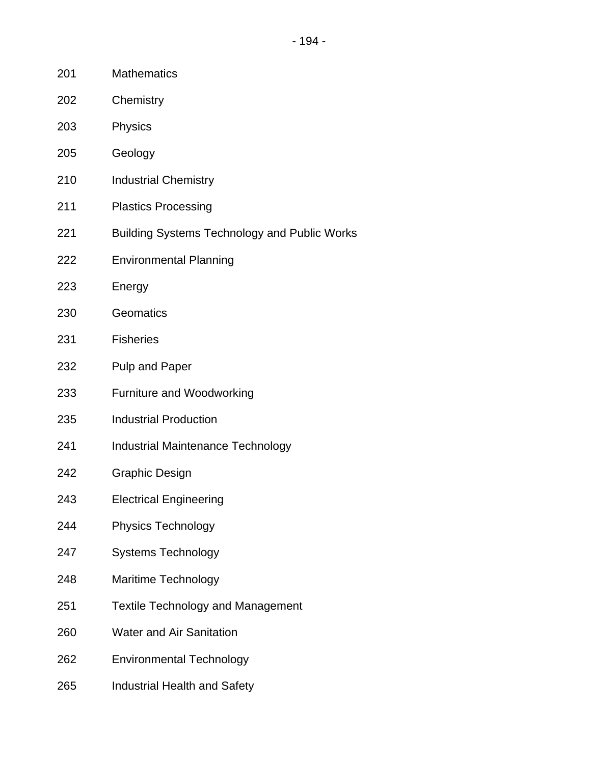| | |
|---|---|
| 201 | Mathematics |
| 202 | Chemistry |
| 203 | Physics |
| 205 | Geology |
| 210 | Industrial Chemistry |
| 211 | Plastics Processing |
| 221 | Building Systems Technology and Public Works |
| 222 | Environmental Planning |
| 223 | Energy |
| 230 | Geomatics |
| 231 | Fisheries |
| 232 | Pulp and Paper |
| 233 | Furniture and Woodworking |
| 235 | Industrial Production |
| 241 | Industrial Maintenance Technology |
| 242 | Graphic Design |
| 243 | Electrical Engineering |
| 244 | Physics Technology |
| 247 | Systems Technology |
| 248 | Maritime Technology |
| 251 | Textile Technology and Management |
| 260 | Water and Air Sanitation |
| 262 | Environmental Technology |
| 265 | Industrial Health and Safety |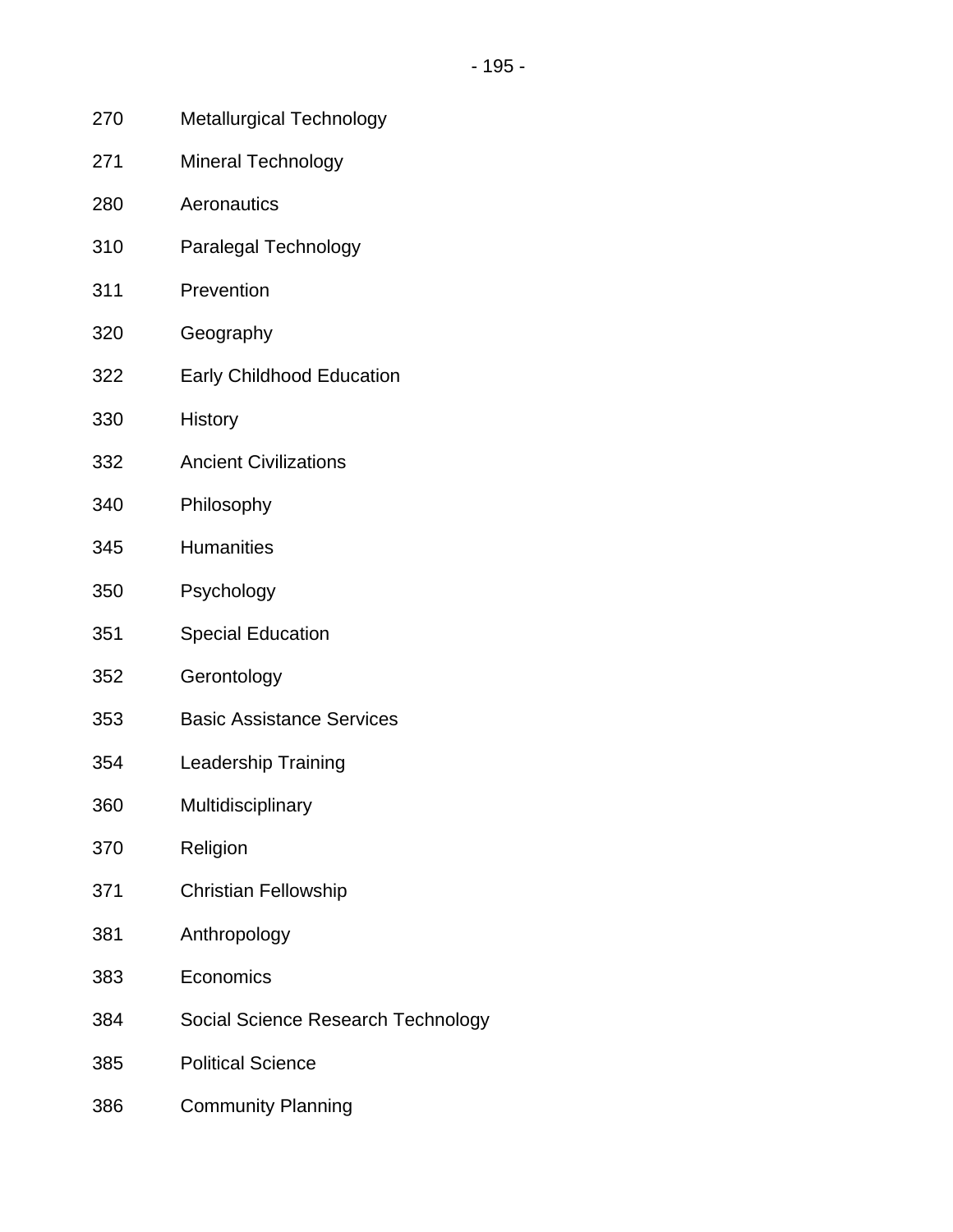270 Metallurgical Technology

271 Mineral Technology

280 Aeronautics

310 Paralegal Technology

311 Prevention

320 Geography

322 Early Childhood Education

330 History

332 Ancient Civilizations

340 Philosophy

345 Humanities

350 Psychology

351 Special Education

352 Gerontology

353 Basic Assistance Services

354 Leadership Training

360 Multidisciplinary

370 Religion

371 Christian Fellowship

381 Anthropology

383 Economics

384 Social Science Research Technology

385 Political Science

386 Community Planning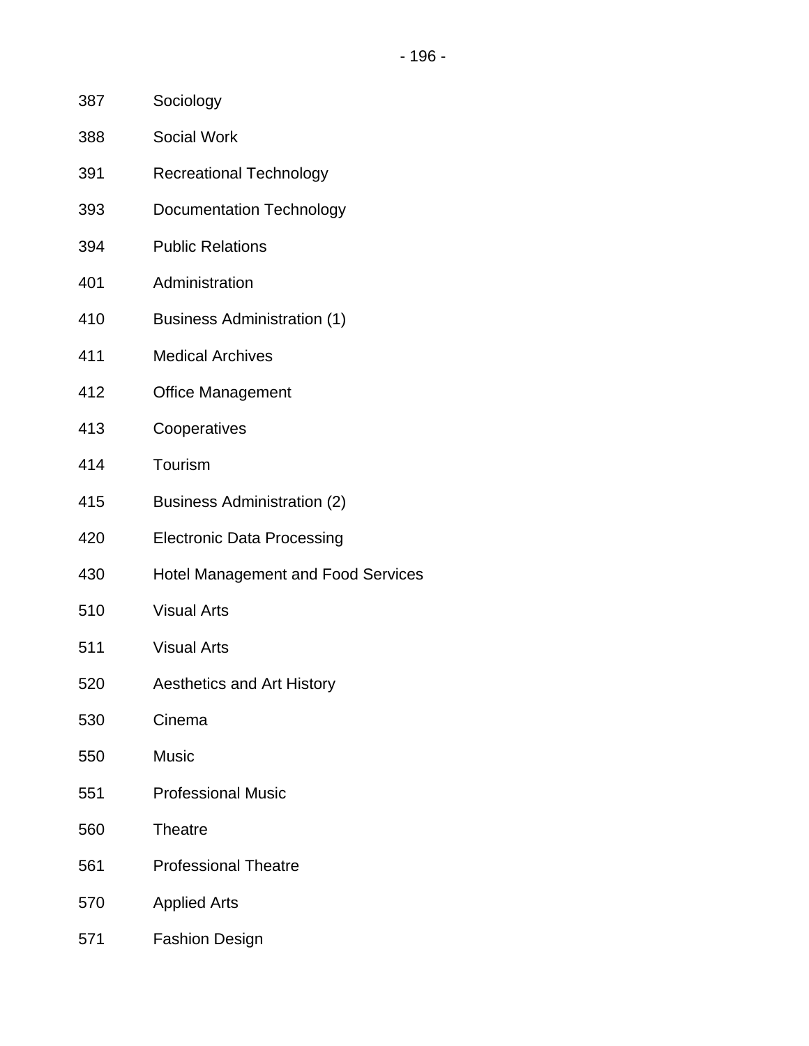387 Sociology

388 Social Work

391 Recreational Technology

393 Documentation Technology

394 Public Relations

401 Administration

410 Business Administration (1)

411 Medical Archives

412 Office Management

413 Cooperatives

414 Tourism

415 Business Administration (2)

420 Electronic Data Processing

430 Hotel Management and Food Services

510 Visual Arts

511 Visual Arts

520 Aesthetics and Art History

530 Cinema

550 Music

551 Professional Music

560 Theatre

561 Professional Theatre

570 Applied Arts

571 Fashion Design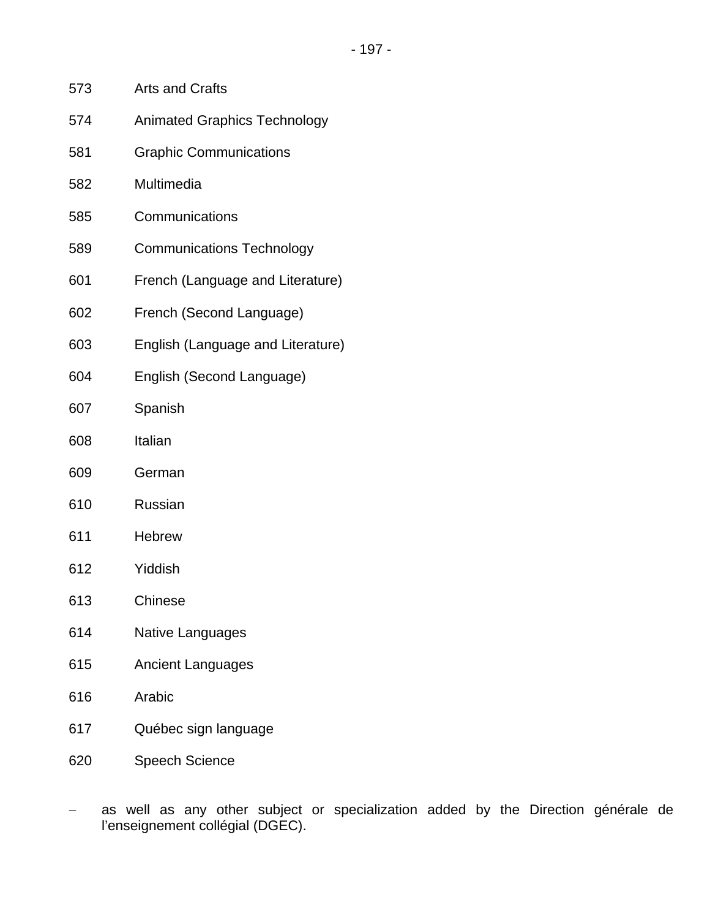573 Arts and Crafts

574 Animated Graphics Technology

581 Graphic Communications

582 Multimedia

585 Communications

589 Communications Technology

601 French (Language and Literature)

602 French (Second Language)

603 English (Language and Literature)

604 English (Second Language)

607 Spanish

608 Italian

609 German

610 Russian

611 Hebrew

612 Yiddish

613 Chinese

614 Native Languages

615 Ancient Languages

616 Arabic

617 Québec sign language

620 Speech Science

- as well as any other subject or specialization added by the Direction générale de l'enseignement collégial (DGEC).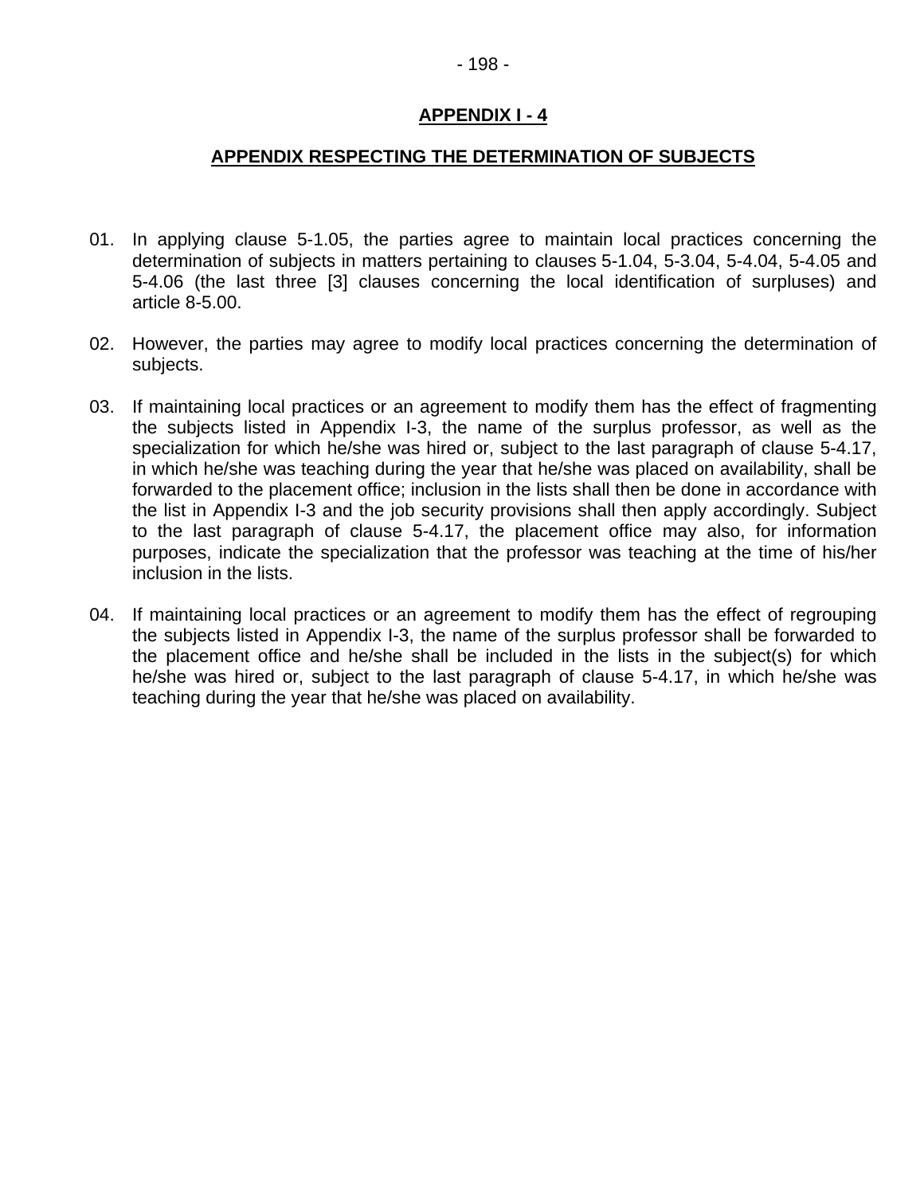# APPENDIX I - 4

## APPENDIX RESPECTING THE DETERMINATION OF SUBJECTS

01. In applying clause 5-1.05, the parties agree to maintain local practices concerning the determination of subjects in matters pertaining to clauses 5-1.04, 5-3.04, 5-4.04, 5-4.05 and 5-4.06 (the last three [3] clauses concerning the local identification of surpluses) and article 8-5.00.

02. However, the parties may agree to modify local practices concerning the determination of subjects.

03. If maintaining local practices or an agreement to modify them has the effect of fragmenting the subjects listed in Appendix I-3, the name of the surplus professor, as well as the specialization for which he/she was hired or, subject to the last paragraph of clause 5-4.17, in which he/she was teaching during the year that he/she was placed on availability, shall be forwarded to the placement office; inclusion in the lists shall then be done in accordance with the list in Appendix I-3 and the job security provisions shall then apply accordingly. Subject to the last paragraph of clause 5-4.17, the placement office may also, for information purposes, indicate the specialization that the professor was teaching at the time of his/her inclusion in the lists.

04. If maintaining local practices or an agreement to modify them has the effect of regrouping the subjects listed in Appendix I-3, the name of the surplus professor shall be forwarded to the placement office and he/she shall be included in the lists in the subject(s) for which he/she was hired or, subject to the last paragraph of clause 5-4.17, in which he/she was teaching during the year that he/she was placed on availability.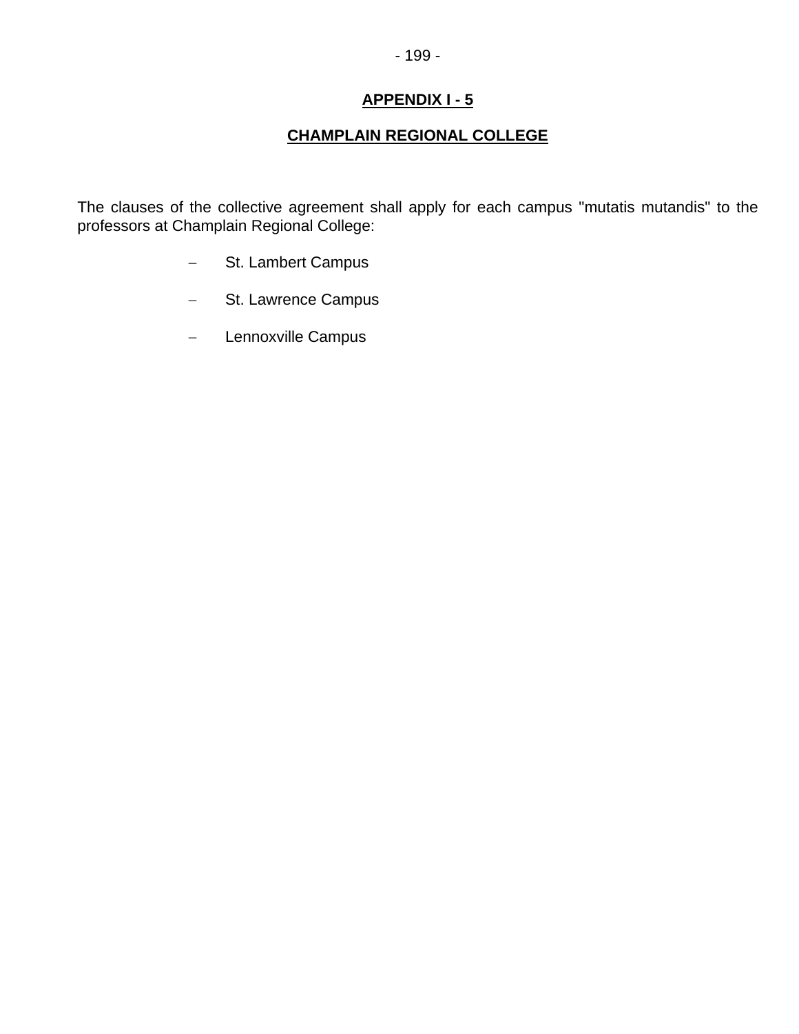## APPENDIX I - 5

## CHAMPLAIN REGIONAL COLLEGE

The clauses of the collective agreement shall apply for each campus "mutatis mutandis" to the professors at Champlain Regional College:

- St. Lambert Campus
- St. Lawrence Campus
- Lennoxville Campus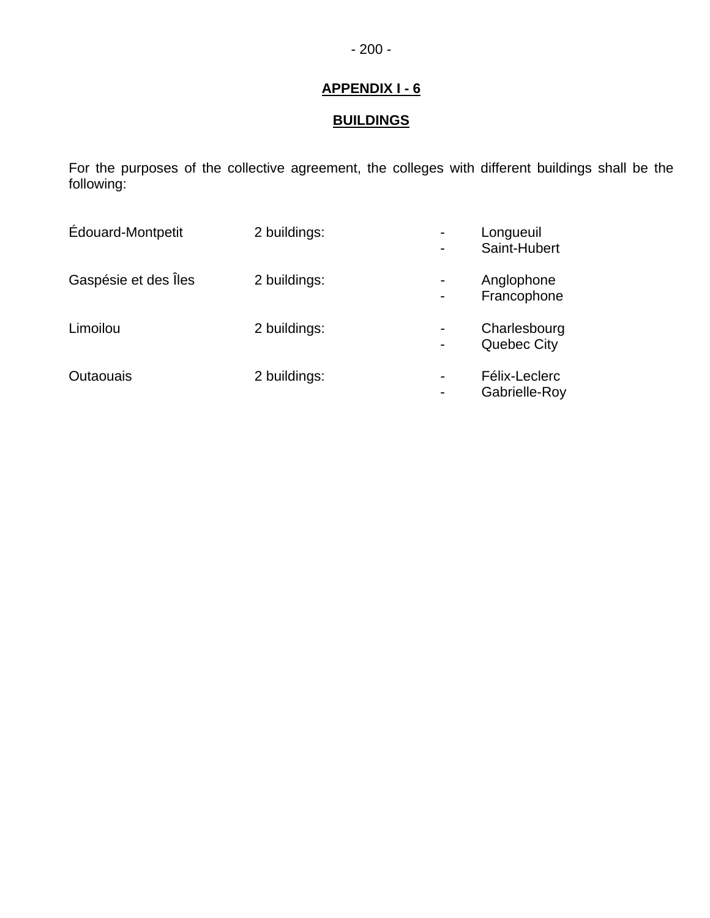## APPENDIX I - 6

## BUILDINGS

For the purposes of the collective agreement, the colleges with different buildings shall be the following:

| | | |
|---|---|---|
| Édouard-Montpetit | 2 buildings: | - Longueuil<br>- Saint-Hubert |
| Gaspésie et des Îles | 2 buildings: | - Anglophone<br>- Francophone |
| Limoilou | 2 buildings: | - Charlesbourg<br>- Quebec City |
| Outaouais | 2 buildings: | - Félix-Leclerc<br>- Gabrielle-Roy |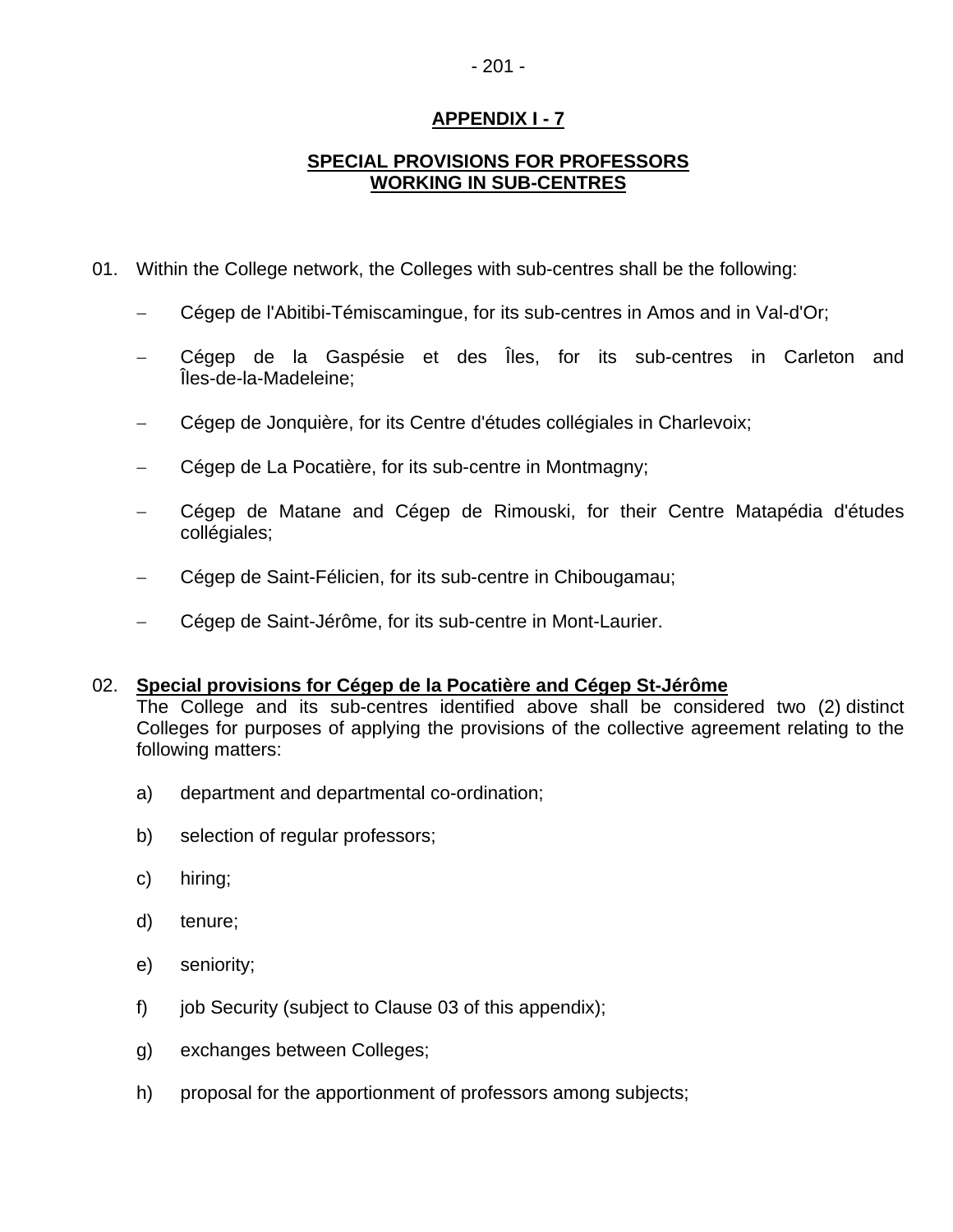## APPENDIX I - 7

## SPECIAL PROVISIONS FOR PROFESSORS WORKING IN SUB-CENTRES

01. Within the College network, the Colleges with sub-centres shall be the following:

   - Cégep de l'Abitibi-Témiscamingue, for its sub-centres in Amos and in Val-d'Or;
   - Cégep de la Gaspésie et des Îles, for its sub-centres in Carleton and Îles-de-la-Madeleine;
   - Cégep de Jonquière, for its Centre d'études collégiales in Charlevoix;
   - Cégep de La Pocatière, for its sub-centre in Montmagny;
   - Cégep de Matane and Cégep de Rimouski, for their Centre Matapédia d'études collégiales;
   - Cégep de Saint-Félicien, for its sub-centre in Chibougamau;
   - Cégep de Saint-Jérôme, for its sub-centre in Mont-Laurier.

02. **Special provisions for Cégep de la Pocatière and Cégep St-Jérôme**
   The College and its sub-centres identified above shall be considered two (2) distinct Colleges for purposes of applying the provisions of the collective agreement relating to the following matters:

   a) department and departmental co-ordination;

   b) selection of regular professors;

   c) hiring;

   d) tenure;

   e) seniority;

   f) job Security (subject to Clause 03 of this appendix);

   g) exchanges between Colleges;

   h) proposal for the apportionment of professors among subjects;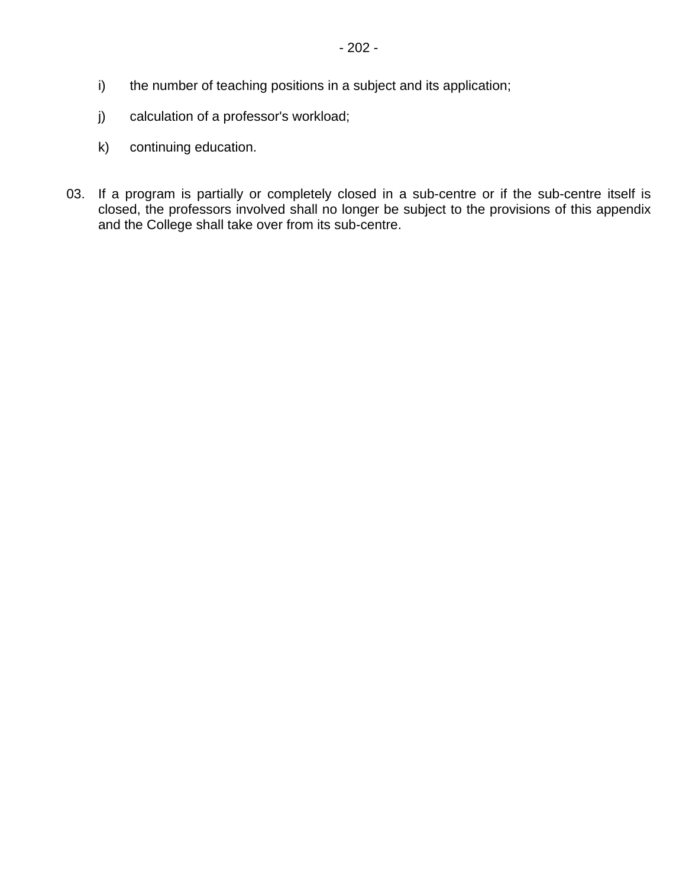i) the number of teaching positions in a subject and its application;

j) calculation of a professor's workload;

k) continuing education.

03. If a program is partially or completely closed in a sub-centre or if the sub-centre itself is closed, the professors involved shall no longer be subject to the provisions of this appendix and the College shall take over from its sub-centre.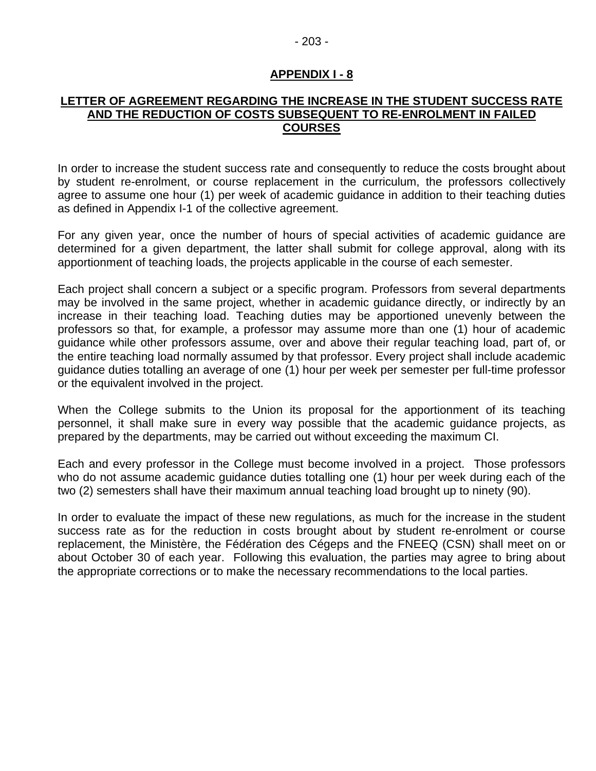## APPENDIX I - 8

### LETTER OF AGREEMENT REGARDING THE INCREASE IN THE STUDENT SUCCESS RATE AND THE REDUCTION OF COSTS SUBSEQUENT TO RE-ENROLMENT IN FAILED COURSES

In order to increase the student success rate and consequently to reduce the costs brought about by student re-enrolment, or course replacement in the curriculum, the professors collectively agree to assume one hour (1) per week of academic guidance in addition to their teaching duties as defined in Appendix I-1 of the collective agreement.

For any given year, once the number of hours of special activities of academic guidance are determined for a given department, the latter shall submit for college approval, along with its apportionment of teaching loads, the projects applicable in the course of each semester.

Each project shall concern a subject or a specific program. Professors from several departments may be involved in the same project, whether in academic guidance directly, or indirectly by an increase in their teaching load. Teaching duties may be apportioned unevenly between the professors so that, for example, a professor may assume more than one (1) hour of academic guidance while other professors assume, over and above their regular teaching load, part of, or the entire teaching load normally assumed by that professor. Every project shall include academic guidance duties totalling an average of one (1) hour per week per semester per full-time professor or the equivalent involved in the project.

When the College submits to the Union its proposal for the apportionment of its teaching personnel, it shall make sure in every way possible that the academic guidance projects, as prepared by the departments, may be carried out without exceeding the maximum CI.

Each and every professor in the College must become involved in a project. Those professors who do not assume academic guidance duties totalling one (1) hour per week during each of the two (2) semesters shall have their maximum annual teaching load brought up to ninety (90).

In order to evaluate the impact of these new regulations, as much for the increase in the student success rate as for the reduction in costs brought about by student re-enrolment or course replacement, the Ministère, the Fédération des Cégeps and the FNEEQ (CSN) shall meet on or about October 30 of each year. Following this evaluation, the parties may agree to bring about the appropriate corrections or to make the necessary recommendations to the local parties.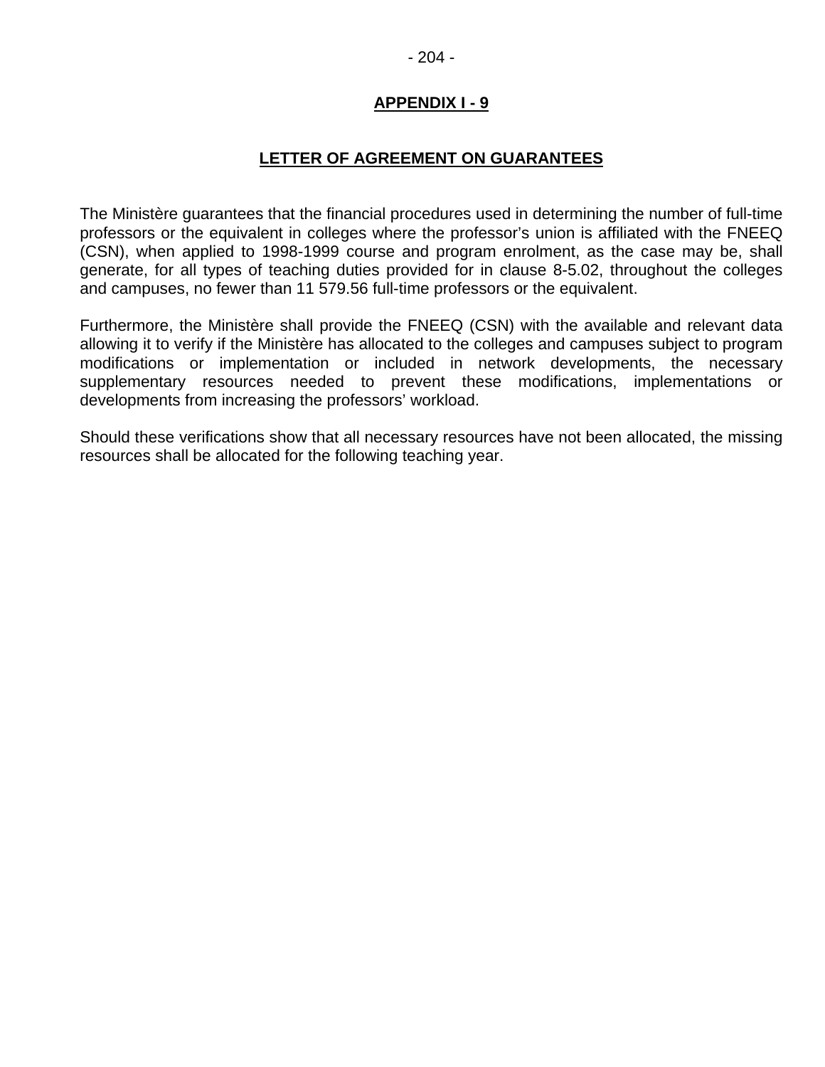## APPENDIX I - 9

## LETTER OF AGREEMENT ON GUARANTEES

The Ministère guarantees that the financial procedures used in determining the number of full-time professors or the equivalent in colleges where the professor's union is affiliated with the FNEEQ (CSN), when applied to 1998-1999 course and program enrolment, as the case may be, shall generate, for all types of teaching duties provided for in clause 8-5.02, throughout the colleges and campuses, no fewer than 11 579.56 full-time professors or the equivalent.

Furthermore, the Ministère shall provide the FNEEQ (CSN) with the available and relevant data allowing it to verify if the Ministère has allocated to the colleges and campuses subject to program modifications or implementation or included in network developments, the necessary supplementary resources needed to prevent these modifications, implementations or developments from increasing the professors' workload.

Should these verifications show that all necessary resources have not been allocated, the missing resources shall be allocated for the following teaching year.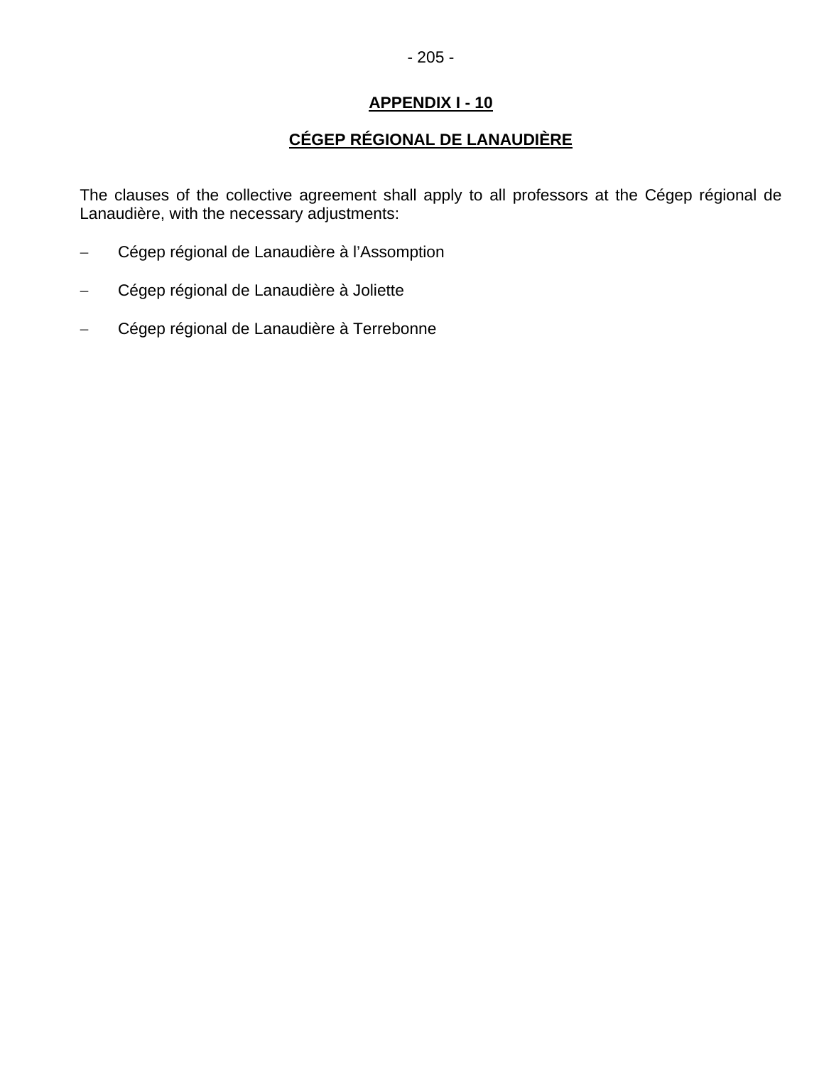## APPENDIX I - 10

## CÉGEP RÉGIONAL DE LANAUDIÈRE

The clauses of the collective agreement shall apply to all professors at the Cégep régional de Lanaudière, with the necessary adjustments:

- Cégep régional de Lanaudière à l'Assomption
- Cégep régional de Lanaudière à Joliette
- Cégep régional de Lanaudière à Terrebonne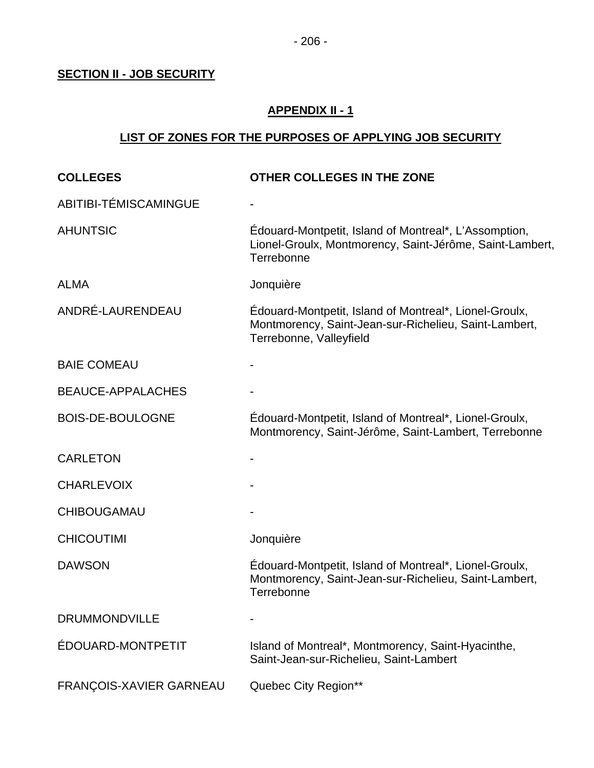**SECTION II - JOB SECURITY**

## APPENDIX II - 1

## LIST OF ZONES FOR THE PURPOSES OF APPLYING JOB SECURITY

| COLLEGES | OTHER COLLEGES IN THE ZONE |
|---|---|
| ABITIBI-TÉMISCAMINGUE | - |
| AHUNTSIC | Édouard-Montpetit, Island of Montreal*, L'Assomption, Lionel-Groulx, Montmorency, Saint-Jérôme, Saint-Lambert, Terrebonne |
| ALMA | Jonquière |
| ANDRÉ-LAURENDEAU | Édouard-Montpetit, Island of Montreal*, Lionel-Groulx, Montmorency, Saint-Jean-sur-Richelieu, Saint-Lambert, Terrebonne, Valleyfield |
| BAIE COMEAU | - |
| BEAUCE-APPALACHES | - |
| BOIS-DE-BOULOGNE | Édouard-Montpetit, Island of Montreal*, Lionel-Groulx, Montmorency, Saint-Jérôme, Saint-Lambert, Terrebonne |
| CARLETON | - |
| CHARLEVOIX | - |
| CHIBOUGAMAU | - |
| CHICOUTIMI | Jonquière |
| DAWSON | Édouard-Montpetit, Island of Montreal*, Lionel-Groulx, Montmorency, Saint-Jean-sur-Richelieu, Saint-Lambert, Terrebonne |
| DRUMMONDVILLE | - |
| ÉDOUARD-MONTPETIT | Island of Montreal*, Montmorency, Saint-Hyacinthe, Saint-Jean-sur-Richelieu, Saint-Lambert |
| FRANÇOIS-XAVIER GARNEAU | Quebec City Region** |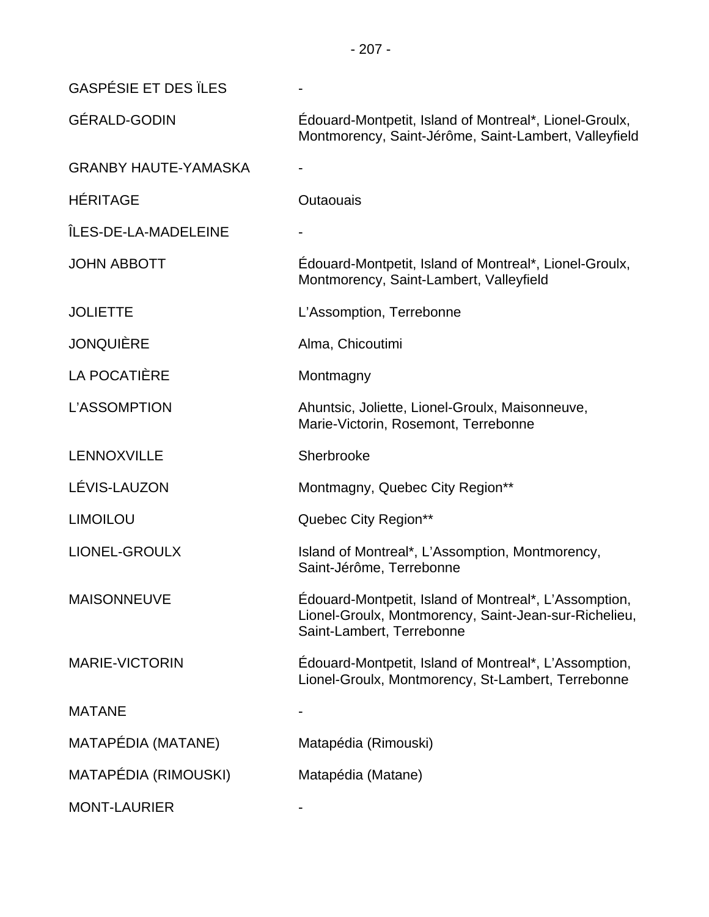| | |
|---|---|
| GASPÉSIE ET DES ÏLES | - |
| GÉRALD-GODIN | Édouard-Montpetit, Island of Montreal*, Lionel-Groulx, Montmorency, Saint-Jérôme, Saint-Lambert, Valleyfield |
| GRANBY HAUTE-YAMASKA | - |
| HÉRITAGE | Outaouais |
| ÎLES-DE-LA-MADELEINE | - |
| JOHN ABBOTT | Édouard-Montpetit, Island of Montreal*, Lionel-Groulx, Montmorency, Saint-Lambert, Valleyfield |
| JOLIETTE | L'Assomption, Terrebonne |
| JONQUIÈRE | Alma, Chicoutimi |
| LA POCATIÈRE | Montmagny |
| L'ASSOMPTION | Ahuntsic, Joliette, Lionel-Groulx, Maisonneuve, Marie-Victorin, Rosemont, Terrebonne |
| LENNOXVILLE | Sherbrooke |
| LÉVIS-LAUZON | Montmagny, Quebec City Region** |
| LIMOILOU | Quebec City Region** |
| LIONEL-GROULX | Island of Montreal*, L'Assomption, Montmorency, Saint-Jérôme, Terrebonne |
| MAISONNEUVE | Édouard-Montpetit, Island of Montreal*, L'Assomption, Lionel-Groulx, Montmorency, Saint-Jean-sur-Richelieu, Saint-Lambert, Terrebonne |
| MARIE-VICTORIN | Édouard-Montpetit, Island of Montreal*, L'Assomption, Lionel-Groulx, Montmorency, St-Lambert, Terrebonne |
| MATANE | - |
| MATAPÉDIA (MATANE) | Matapédia (Rimouski) |
| MATAPÉDIA (RIMOUSKI) | Matapédia (Matane) |
| MONT-LAURIER | - |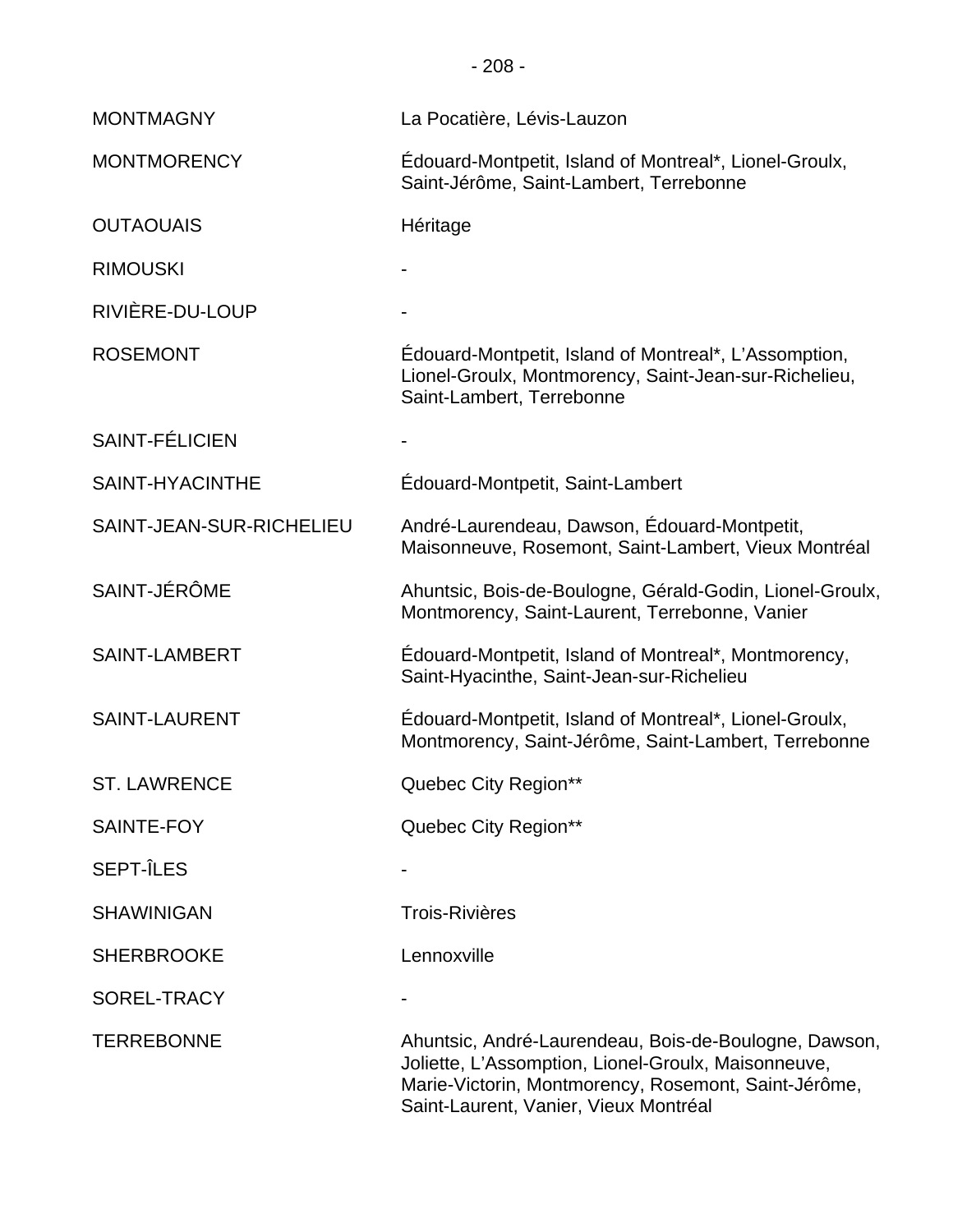| | |
|---|---|
| MONTMAGNY | La Pocatière, Lévis-Lauzon |
| MONTMORENCY | Édouard-Montpetit, Island of Montreal*, Lionel-Groulx, Saint-Jérôme, Saint-Lambert, Terrebonne |
| OUTAOUAIS | Héritage |
| RIMOUSKI | - |
| RIVIÈRE-DU-LOUP | - |
| ROSEMONT | Édouard-Montpetit, Island of Montreal*, L'Assomption, Lionel-Groulx, Montmorency, Saint-Jean-sur-Richelieu, Saint-Lambert, Terrebonne |
| SAINT-FÉLICIEN | - |
| SAINT-HYACINTHE | Édouard-Montpetit, Saint-Lambert |
| SAINT-JEAN-SUR-RICHELIEU | André-Laurendeau, Dawson, Édouard-Montpetit, Maisonneuve, Rosemont, Saint-Lambert, Vieux Montréal |
| SAINT-JÉRÔME | Ahuntsic, Bois-de-Boulogne, Gérald-Godin, Lionel-Groulx, Montmorency, Saint-Laurent, Terrebonne, Vanier |
| SAINT-LAMBERT | Édouard-Montpetit, Island of Montreal*, Montmorency, Saint-Hyacinthe, Saint-Jean-sur-Richelieu |
| SAINT-LAURENT | Édouard-Montpetit, Island of Montreal*, Lionel-Groulx, Montmorency, Saint-Jérôme, Saint-Lambert, Terrebonne |
| ST. LAWRENCE | Quebec City Region** |
| SAINTE-FOY | Quebec City Region** |
| SEPT-ÎLES | - |
| SHAWINIGAN | Trois-Rivières |
| SHERBROOKE | Lennoxville |
| SOREL-TRACY | - |
| TERREBONNE | Ahuntsic, André-Laurendeau, Bois-de-Boulogne, Dawson, Joliette, L'Assomption, Lionel-Groulx, Maisonneuve, Marie-Victorin, Montmorency, Rosemont, Saint-Jérôme, Saint-Laurent, Vanier, Vieux Montréal |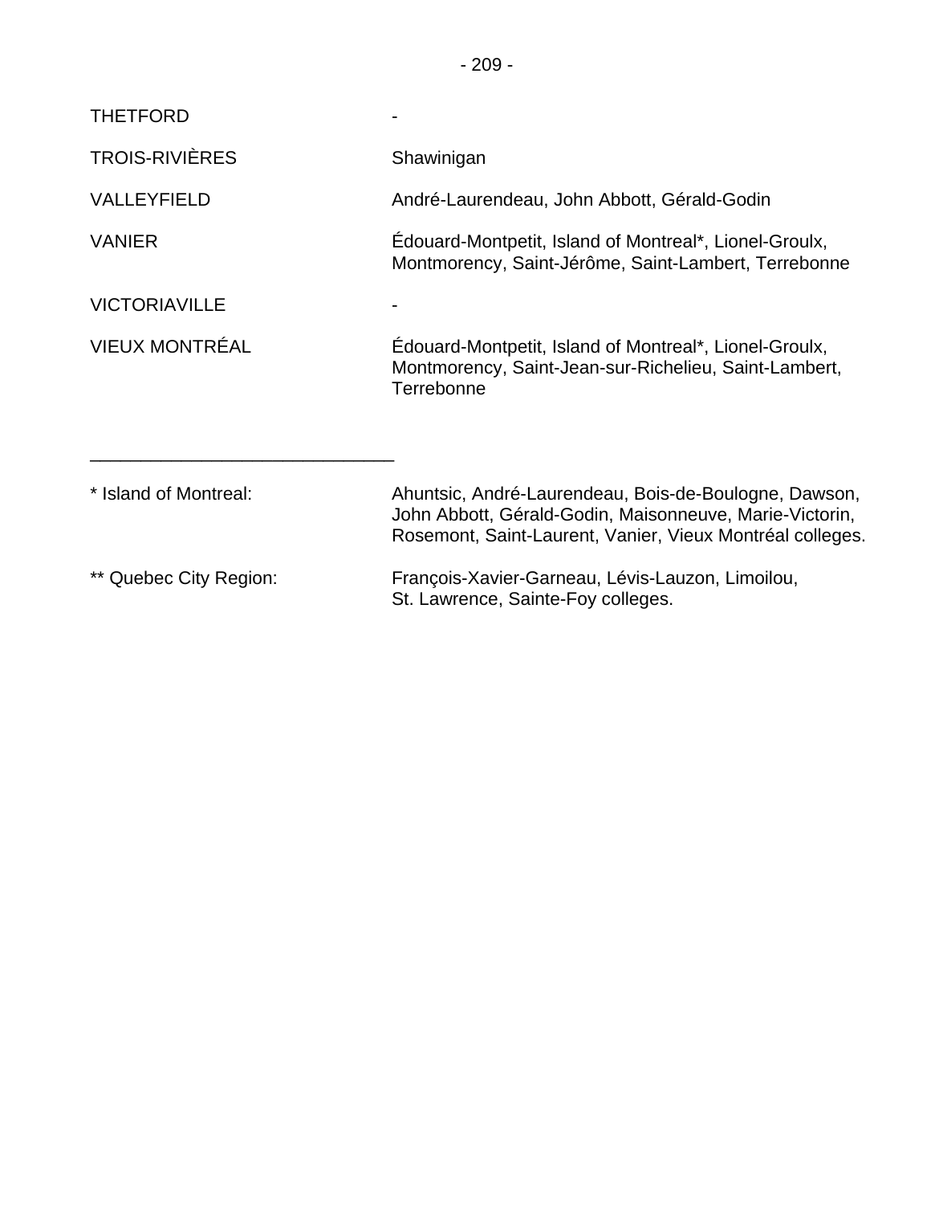| | |
|---|---|
| THETFORD | - |
| TROIS-RIVIÈRES | Shawinigan |
| VALLEYFIELD | André-Laurendeau, John Abbott, Gérald-Godin |
| VANIER | Édouard-Montpetit, Island of Montreal*, Lionel-Groulx, Montmorency, Saint-Jérôme, Saint-Lambert, Terrebonne |
| VICTORIAVILLE | - |
| VIEUX MONTRÉAL | Édouard-Montpetit, Island of Montreal*, Lionel-Groulx, Montmorency, Saint-Jean-sur-Richelieu, Saint-Lambert, Terrebonne |

______________________________

| | |
|---|---|
| * Island of Montreal: | Ahuntsic, André-Laurendeau, Bois-de-Boulogne, Dawson, John Abbott, Gérald-Godin, Maisonneuve, Marie-Victorin, Rosemont, Saint-Laurent, Vanier, Vieux Montréal colleges. |
| ** Quebec City Region: | François-Xavier-Garneau, Lévis-Lauzon, Limoilou, St. Lawrence, Sainte-Foy colleges. |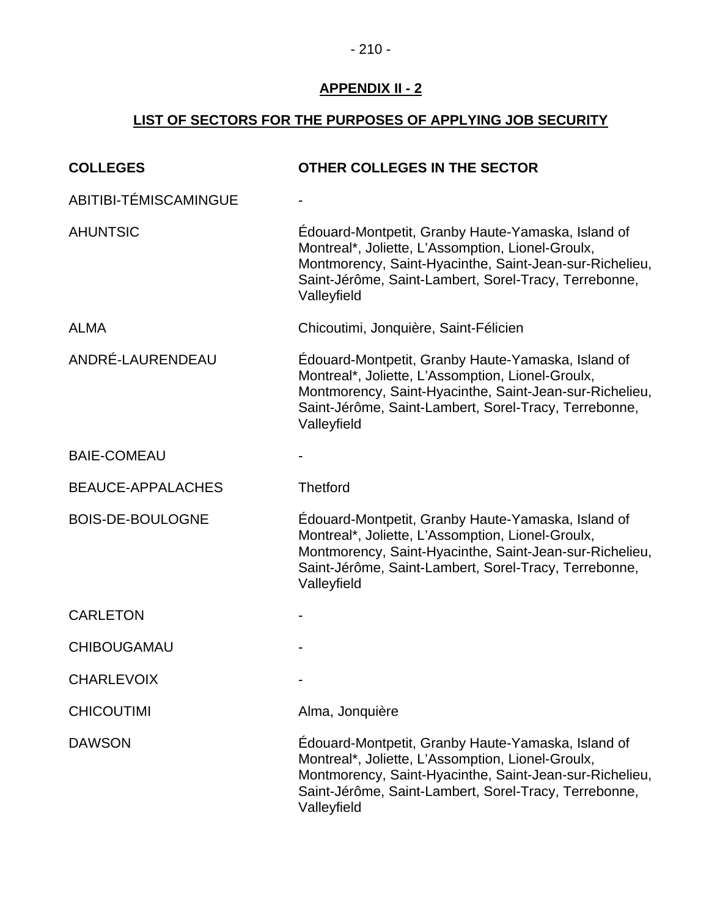## APPENDIX II - 2

## LIST OF SECTORS FOR THE PURPOSES OF APPLYING JOB SECURITY

| COLLEGES | OTHER COLLEGES IN THE SECTOR |
| --- | --- |
| ABITIBI-TÉMISCAMINGUE | - |
| AHUNTSIC | Édouard-Montpetit, Granby Haute-Yamaska, Island of Montreal*, Joliette, L'Assomption, Lionel-Groulx, Montmorency, Saint-Hyacinthe, Saint-Jean-sur-Richelieu, Saint-Jérôme, Saint-Lambert, Sorel-Tracy, Terrebonne, Valleyfield |
| ALMA | Chicoutimi, Jonquière, Saint-Félicien |
| ANDRÉ-LAURENDEAU | Édouard-Montpetit, Granby Haute-Yamaska, Island of Montreal*, Joliette, L'Assomption, Lionel-Groulx, Montmorency, Saint-Hyacinthe, Saint-Jean-sur-Richelieu, Saint-Jérôme, Saint-Lambert, Sorel-Tracy, Terrebonne, Valleyfield |
| BAIE-COMEAU | - |
| BEAUCE-APPALACHES | Thetford |
| BOIS-DE-BOULOGNE | Édouard-Montpetit, Granby Haute-Yamaska, Island of Montreal*, Joliette, L'Assomption, Lionel-Groulx, Montmorency, Saint-Hyacinthe, Saint-Jean-sur-Richelieu, Saint-Jérôme, Saint-Lambert, Sorel-Tracy, Terrebonne, Valleyfield |
| CARLETON | - |
| CHIBOUGAMAU | - |
| CHARLEVOIX | - |
| CHICOUTIMI | Alma, Jonquière |
| DAWSON | Édouard-Montpetit, Granby Haute-Yamaska, Island of Montreal*, Joliette, L'Assomption, Lionel-Groulx, Montmorency, Saint-Hyacinthe, Saint-Jean-sur-Richelieu, Saint-Jérôme, Saint-Lambert, Sorel-Tracy, Terrebonne, Valleyfield |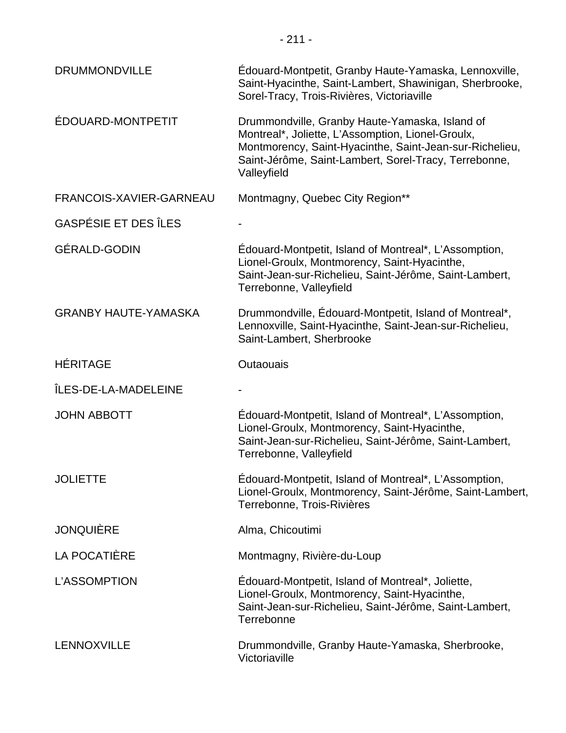| | |
|---|---|
| DRUMMONDVILLE | Édouard-Montpetit, Granby Haute-Yamaska, Lennoxville, Saint-Hyacinthe, Saint-Lambert, Shawinigan, Sherbrooke, Sorel-Tracy, Trois-Rivières, Victoriaville |
| ÉDOUARD-MONTPETIT | Drummondville, Granby Haute-Yamaska, Island of Montreal*, Joliette, L'Assomption, Lionel-Groulx, Montmorency, Saint-Hyacinthe, Saint-Jean-sur-Richelieu, Saint-Jérôme, Saint-Lambert, Sorel-Tracy, Terrebonne, Valleyfield |
| FRANCOIS-XAVIER-GARNEAU | Montmagny, Quebec City Region** |
| GASPÉSIE ET DES ÎLES | - |
| GÉRALD-GODIN | Édouard-Montpetit, Island of Montreal*, L'Assomption, Lionel-Groulx, Montmorency, Saint-Hyacinthe, Saint-Jean-sur-Richelieu, Saint-Jérôme, Saint-Lambert, Terrebonne, Valleyfield |
| GRANBY HAUTE-YAMASKA | Drummondville, Édouard-Montpetit, Island of Montreal*, Lennoxville, Saint-Hyacinthe, Saint-Jean-sur-Richelieu, Saint-Lambert, Sherbrooke |
| HÉRITAGE | Outaouais |
| ÎLES-DE-LA-MADELEINE | - |
| JOHN ABBOTT | Édouard-Montpetit, Island of Montreal*, L'Assomption, Lionel-Groulx, Montmorency, Saint-Hyacinthe, Saint-Jean-sur-Richelieu, Saint-Jérôme, Saint-Lambert, Terrebonne, Valleyfield |
| JOLIETTE | Édouard-Montpetit, Island of Montreal*, L'Assomption, Lionel-Groulx, Montmorency, Saint-Jérôme, Saint-Lambert, Terrebonne, Trois-Rivières |
| JONQUIÈRE | Alma, Chicoutimi |
| LA POCATIÈRE | Montmagny, Rivière-du-Loup |
| L'ASSOMPTION | Édouard-Montpetit, Island of Montreal*, Joliette, Lionel-Groulx, Montmorency, Saint-Hyacinthe, Saint-Jean-sur-Richelieu, Saint-Jérôme, Saint-Lambert, Terrebonne |
| LENNOXVILLE | Drummondville, Granby Haute-Yamaska, Sherbrooke, Victoriaville |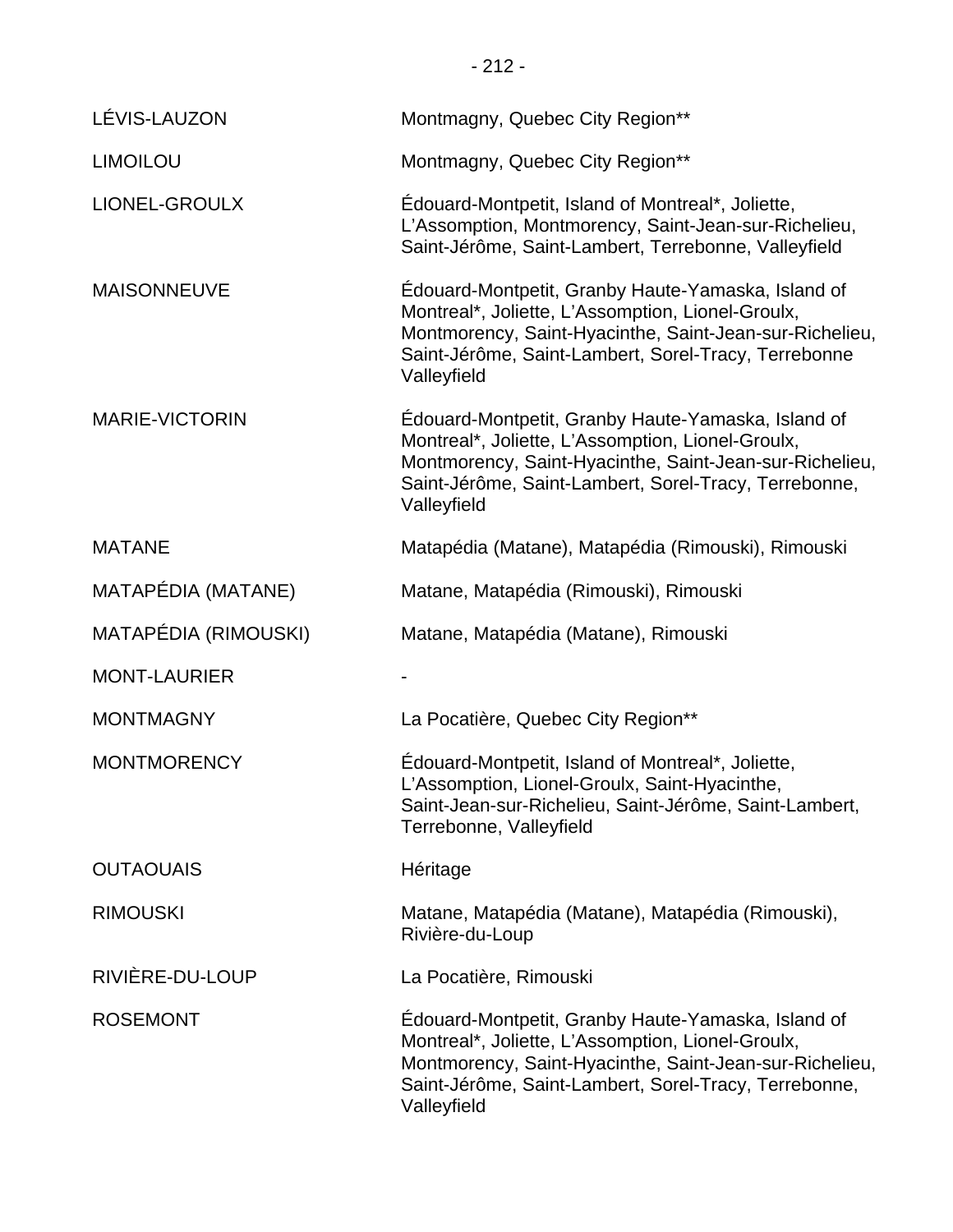| | |
|---|---|
| LÉVIS-LAUZON | Montmagny, Quebec City Region** |
| LIMOILOU | Montmagny, Quebec City Region** |
| LIONEL-GROULX | Édouard-Montpetit, Island of Montreal*, Joliette, L’Assomption, Montmorency, Saint-Jean-sur-Richelieu, Saint-Jérôme, Saint-Lambert, Terrebonne, Valleyfield |
| MAISONNEUVE | Édouard-Montpetit, Granby Haute-Yamaska, Island of Montreal*, Joliette, L’Assomption, Lionel-Groulx, Montmorency, Saint-Hyacinthe, Saint-Jean-sur-Richelieu, Saint-Jérôme, Saint-Lambert, Sorel-Tracy, Terrebonne Valleyfield |
| MARIE-VICTORIN | Édouard-Montpetit, Granby Haute-Yamaska, Island of Montreal*, Joliette, L’Assomption, Lionel-Groulx, Montmorency, Saint-Hyacinthe, Saint-Jean-sur-Richelieu, Saint-Jérôme, Saint-Lambert, Sorel-Tracy, Terrebonne, Valleyfield |
| MATANE | Matapédia (Matane), Matapédia (Rimouski), Rimouski |
| MATAPÉDIA (MATANE) | Matane, Matapédia (Rimouski), Rimouski |
| MATAPÉDIA (RIMOUSKI) | Matane, Matapédia (Matane), Rimouski |
| MONT-LAURIER | - |
| MONTMAGNY | La Pocatière, Quebec City Region** |
| MONTMORENCY | Édouard-Montpetit, Island of Montreal*, Joliette, L’Assomption, Lionel-Groulx, Saint-Hyacinthe, Saint-Jean-sur-Richelieu, Saint-Jérôme, Saint-Lambert, Terrebonne, Valleyfield |
| OUTAOUAIS | Héritage |
| RIMOUSKI | Matane, Matapédia (Matane), Matapédia (Rimouski), Rivière-du-Loup |
| RIVIÈRE-DU-LOUP | La Pocatière, Rimouski |
| ROSEMONT | Édouard-Montpetit, Granby Haute-Yamaska, Island of Montreal*, Joliette, L’Assomption, Lionel-Groulx, Montmorency, Saint-Hyacinthe, Saint-Jean-sur-Richelieu, Saint-Jérôme, Saint-Lambert, Sorel-Tracy, Terrebonne, Valleyfield |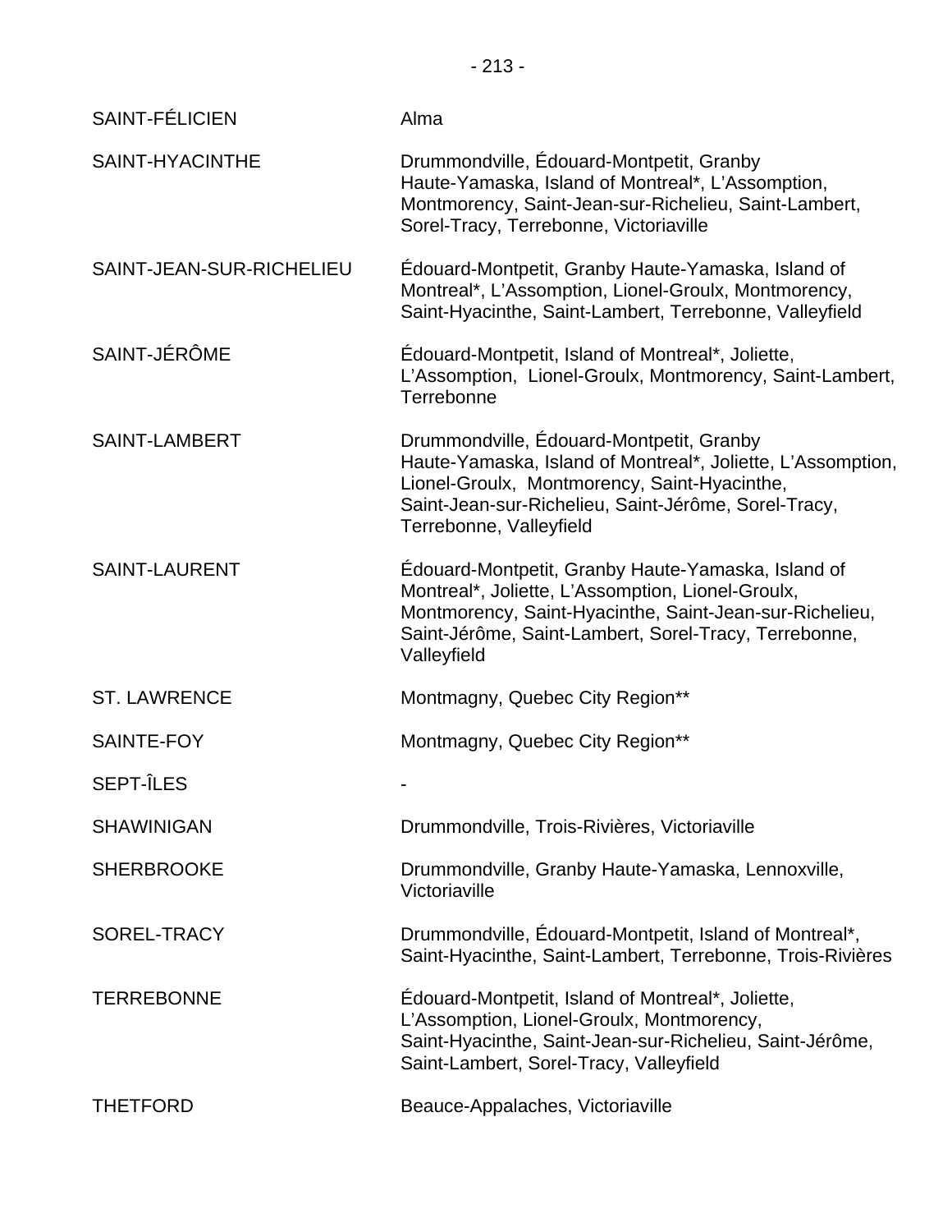| | |
|---|---|
| SAINT-FÉLICIEN | Alma |
| SAINT-HYACINTHE | Drummondville, Édouard-Montpetit, Granby Haute-Yamaska, Island of Montreal*, L'Assomption, Montmorency, Saint-Jean-sur-Richelieu, Saint-Lambert, Sorel-Tracy, Terrebonne, Victoriaville |
| SAINT-JEAN-SUR-RICHELIEU | Édouard-Montpetit, Granby Haute-Yamaska, Island of Montreal*, L'Assomption, Lionel-Groulx, Montmorency, Saint-Hyacinthe, Saint-Lambert, Terrebonne, Valleyfield |
| SAINT-JÉRÔME | Édouard-Montpetit, Island of Montreal*, Joliette, L'Assomption, Lionel-Groulx, Montmorency, Saint-Lambert, Terrebonne |
| SAINT-LAMBERT | Drummondville, Édouard-Montpetit, Granby Haute-Yamaska, Island of Montreal*, Joliette, L'Assomption, Lionel-Groulx, Montmorency, Saint-Hyacinthe, Saint-Jean-sur-Richelieu, Saint-Jérôme, Sorel-Tracy, Terrebonne, Valleyfield |
| SAINT-LAURENT | Édouard-Montpetit, Granby Haute-Yamaska, Island of Montreal*, Joliette, L'Assomption, Lionel-Groulx, Montmorency, Saint-Hyacinthe, Saint-Jean-sur-Richelieu, Saint-Jérôme, Saint-Lambert, Sorel-Tracy, Terrebonne, Valleyfield |
| ST. LAWRENCE | Montmagny, Quebec City Region** |
| SAINTE-FOY | Montmagny, Quebec City Region** |
| SEPT-ÎLES | - |
| SHAWINIGAN | Drummondville, Trois-Rivières, Victoriaville |
| SHERBROOKE | Drummondville, Granby Haute-Yamaska, Lennoxville, Victoriaville |
| SOREL-TRACY | Drummondville, Édouard-Montpetit, Island of Montreal*, Saint-Hyacinthe, Saint-Lambert, Terrebonne, Trois-Rivières |
| TERREBONNE | Édouard-Montpetit, Island of Montreal*, Joliette, L'Assomption, Lionel-Groulx, Montmorency, Saint-Hyacinthe, Saint-Jean-sur-Richelieu, Saint-Jérôme, Saint-Lambert, Sorel-Tracy, Valleyfield |
| THETFORD | Beauce-Appalaches, Victoriaville |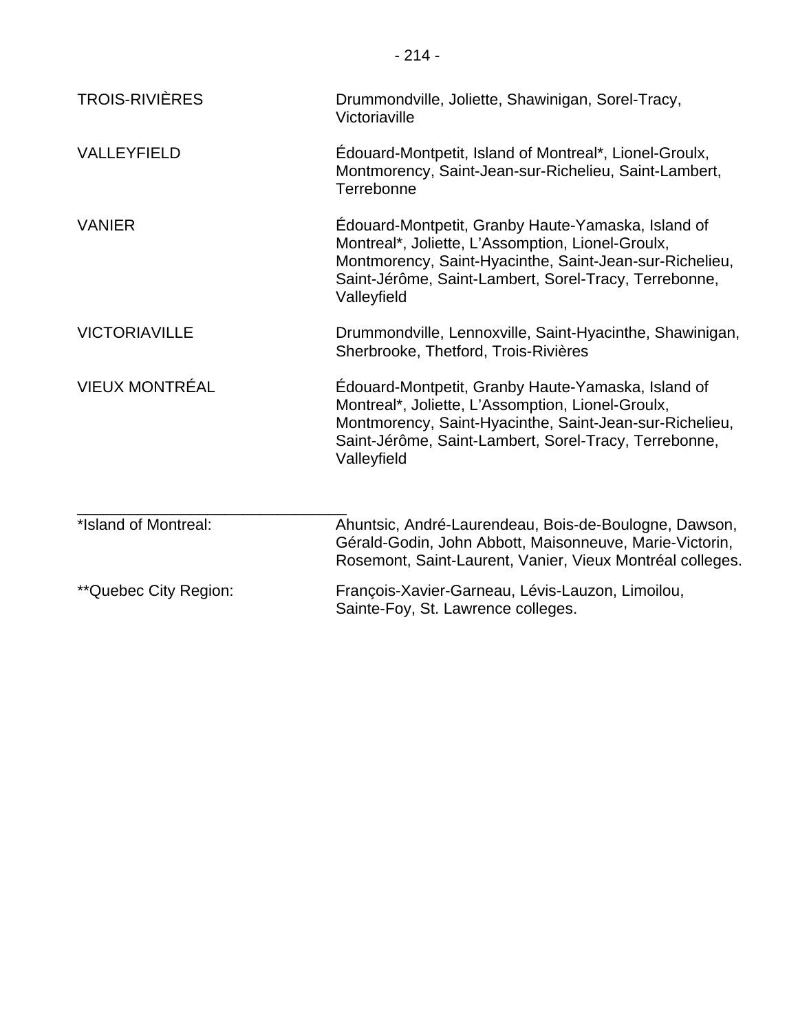| | |
|---|---|
| TROIS-RIVIÈRES | Drummondville, Joliette, Shawinigan, Sorel-Tracy, Victoriaville |
| VALLEYFIELD | Édouard-Montpetit, Island of Montreal*, Lionel-Groulx, Montmorency, Saint-Jean-sur-Richelieu, Saint-Lambert, Terrebonne |
| VANIER | Édouard-Montpetit, Granby Haute-Yamaska, Island of Montreal*, Joliette, L'Assomption, Lionel-Groulx, Montmorency, Saint-Hyacinthe, Saint-Jean-sur-Richelieu, Saint-Jérôme, Saint-Lambert, Sorel-Tracy, Terrebonne, Valleyfield |
| VICTORIAVILLE | Drummondville, Lennoxville, Saint-Hyacinthe, Shawinigan, Sherbrooke, Thetford, Trois-Rivières |
| VIEUX MONTRÉAL | Édouard-Montpetit, Granby Haute-Yamaska, Island of Montreal*, Joliette, L'Assomption, Lionel-Groulx, Montmorency, Saint-Hyacinthe, Saint-Jean-sur-Richelieu, Saint-Jérôme, Saint-Lambert, Sorel-Tracy, Terrebonne, Valleyfield |

______________________________

*Island of Montreal: Ahuntsic, André-Laurendeau, Bois-de-Boulogne, Dawson, Gérald-Godin, John Abbott, Maisonneuve, Marie-Victorin, Rosemont, Saint-Laurent, Vanier, Vieux Montréal colleges.

**Quebec City Region: François-Xavier-Garneau, Lévis-Lauzon, Limoilou, Sainte-Foy, St. Lawrence colleges.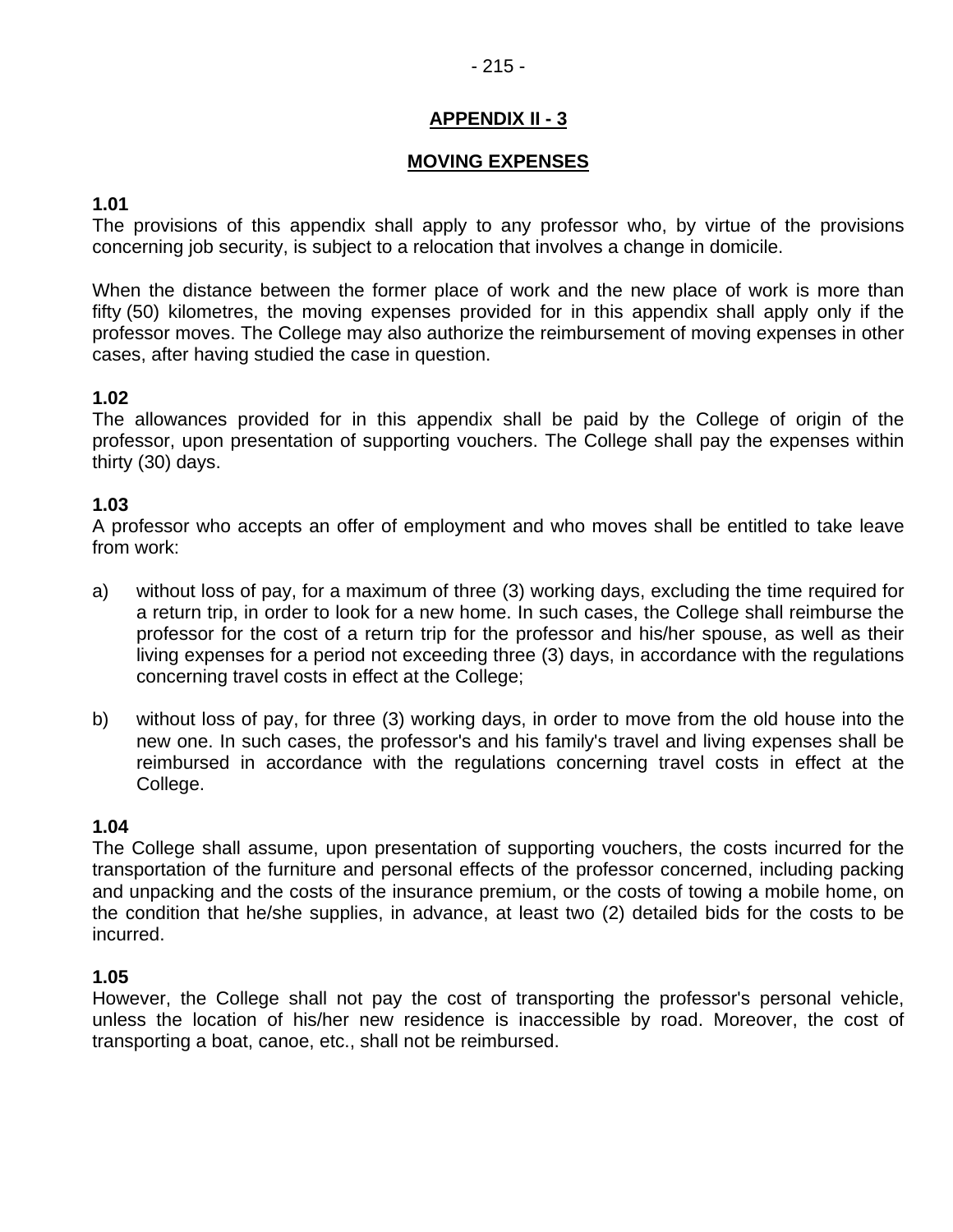## APPENDIX II - 3

## MOVING EXPENSES

**1.01**
The provisions of this appendix shall apply to any professor who, by virtue of the provisions concerning job security, is subject to a relocation that involves a change in domicile.

When the distance between the former place of work and the new place of work is more than fifty (50) kilometres, the moving expenses provided for in this appendix shall apply only if the professor moves. The College may also authorize the reimbursement of moving expenses in other cases, after having studied the case in question.

**1.02**
The allowances provided for in this appendix shall be paid by the College of origin of the professor, upon presentation of supporting vouchers. The College shall pay the expenses within thirty (30) days.

**1.03**
A professor who accepts an offer of employment and who moves shall be entitled to take leave from work:

a) without loss of pay, for a maximum of three (3) working days, excluding the time required for a return trip, in order to look for a new home. In such cases, the College shall reimburse the professor for the cost of a return trip for the professor and his/her spouse, as well as their living expenses for a period not exceeding three (3) days, in accordance with the regulations concerning travel costs in effect at the College;

b) without loss of pay, for three (3) working days, in order to move from the old house into the new one. In such cases, the professor's and his family's travel and living expenses shall be reimbursed in accordance with the regulations concerning travel costs in effect at the College.

**1.04**
The College shall assume, upon presentation of supporting vouchers, the costs incurred for the transportation of the furniture and personal effects of the professor concerned, including packing and unpacking and the costs of the insurance premium, or the costs of towing a mobile home, on the condition that he/she supplies, in advance, at least two (2) detailed bids for the costs to be incurred.

**1.05**
However, the College shall not pay the cost of transporting the professor's personal vehicle, unless the location of his/her new residence is inaccessible by road. Moreover, the cost of transporting a boat, canoe, etc., shall not be reimbursed.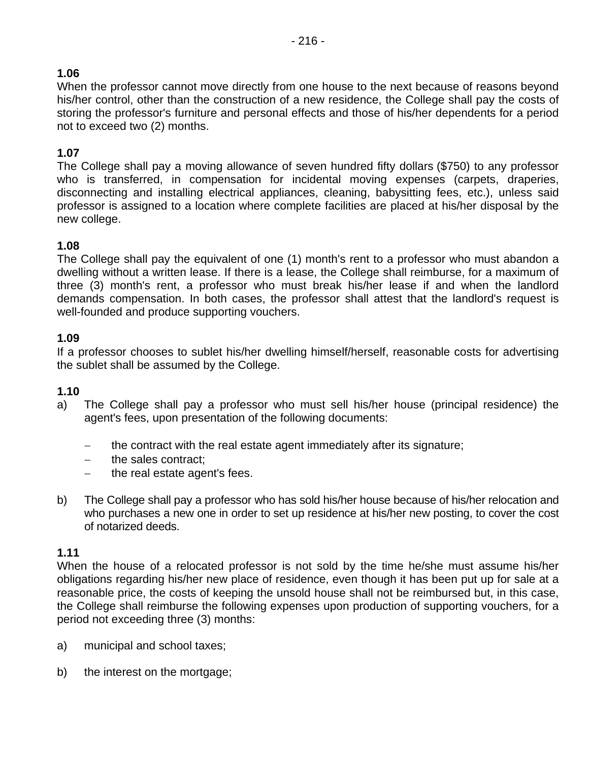**1.06**
When the professor cannot move directly from one house to the next because of reasons beyond his/her control, other than the construction of a new residence, the College shall pay the costs of storing the professor's furniture and personal effects and those of his/her dependents for a period not to exceed two (2) months.

**1.07**
The College shall pay a moving allowance of seven hundred fifty dollars ($750) to any professor who is transferred, in compensation for incidental moving expenses (carpets, draperies, disconnecting and installing electrical appliances, cleaning, babysitting fees, etc.), unless said professor is assigned to a location where complete facilities are placed at his/her disposal by the new college.

**1.08**
The College shall pay the equivalent of one (1) month's rent to a professor who must abandon a dwelling without a written lease. If there is a lease, the College shall reimburse, for a maximum of three (3) month's rent, a professor who must break his/her lease if and when the landlord demands compensation. In both cases, the professor shall attest that the landlord's request is well-founded and produce supporting vouchers.

**1.09**
If a professor chooses to sublet his/her dwelling himself/herself, reasonable costs for advertising the sublet shall be assumed by the College.

**1.10**

a) The College shall pay a professor who must sell his/her house (principal residence) the agent's fees, upon presentation of the following documents:

   - the contract with the real estate agent immediately after its signature;
   - the sales contract;
   - the real estate agent's fees.

b) The College shall pay a professor who has sold his/her house because of his/her relocation and who purchases a new one in order to set up residence at his/her new posting, to cover the cost of notarized deeds.

**1.11**
When the house of a relocated professor is not sold by the time he/she must assume his/her obligations regarding his/her new place of residence, even though it has been put up for sale at a reasonable price, the costs of keeping the unsold house shall not be reimbursed but, in this case, the College shall reimburse the following expenses upon production of supporting vouchers, for a period not exceeding three (3) months:

a) municipal and school taxes;

b) the interest on the mortgage;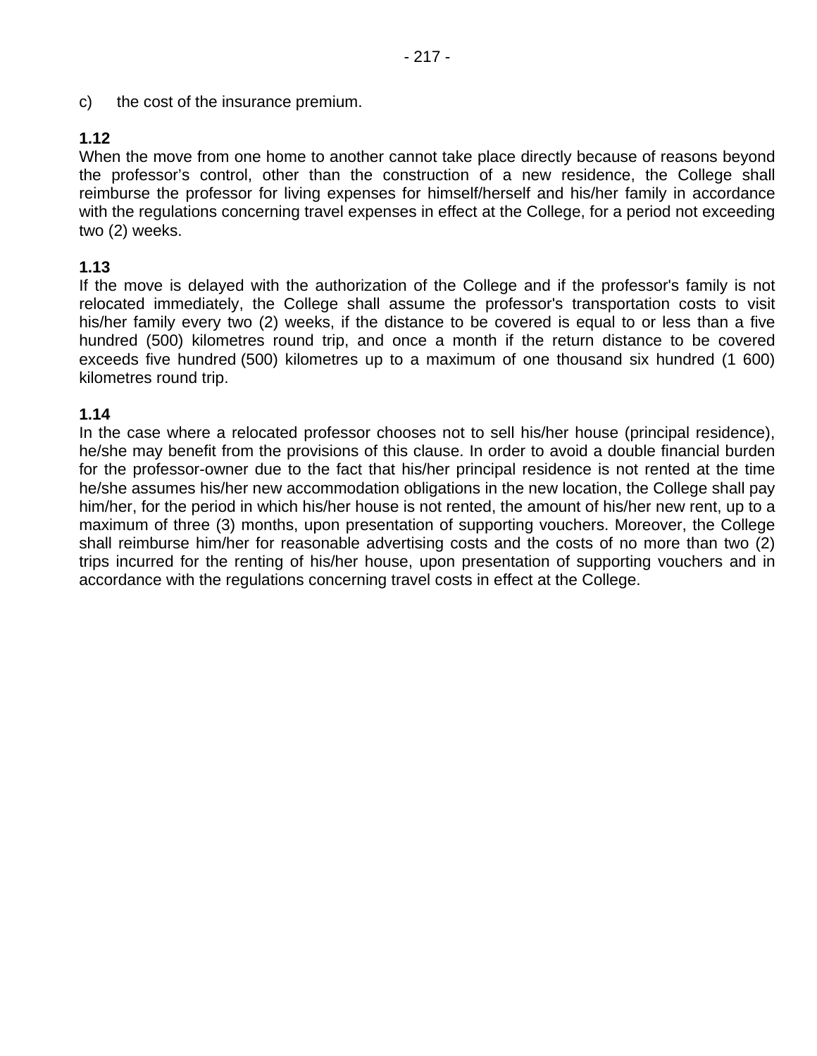c) the cost of the insurance premium.

**1.12**
When the move from one home to another cannot take place directly because of reasons beyond the professor’s control, other than the construction of a new residence, the College shall reimburse the professor for living expenses for himself/herself and his/her family in accordance with the regulations concerning travel expenses in effect at the College, for a period not exceeding two (2) weeks.

**1.13**
If the move is delayed with the authorization of the College and if the professor's family is not relocated immediately, the College shall assume the professor's transportation costs to visit his/her family every two (2) weeks, if the distance to be covered is equal to or less than a five hundred (500) kilometres round trip, and once a month if the return distance to be covered exceeds five hundred (500) kilometres up to a maximum of one thousand six hundred (1 600) kilometres round trip.

**1.14**
In the case where a relocated professor chooses not to sell his/her house (principal residence), he/she may benefit from the provisions of this clause. In order to avoid a double financial burden for the professor-owner due to the fact that his/her principal residence is not rented at the time he/she assumes his/her new accommodation obligations in the new location, the College shall pay him/her, for the period in which his/her house is not rented, the amount of his/her new rent, up to a maximum of three (3) months, upon presentation of supporting vouchers. Moreover, the College shall reimburse him/her for reasonable advertising costs and the costs of no more than two (2) trips incurred for the renting of his/her house, upon presentation of supporting vouchers and in accordance with the regulations concerning travel costs in effect at the College.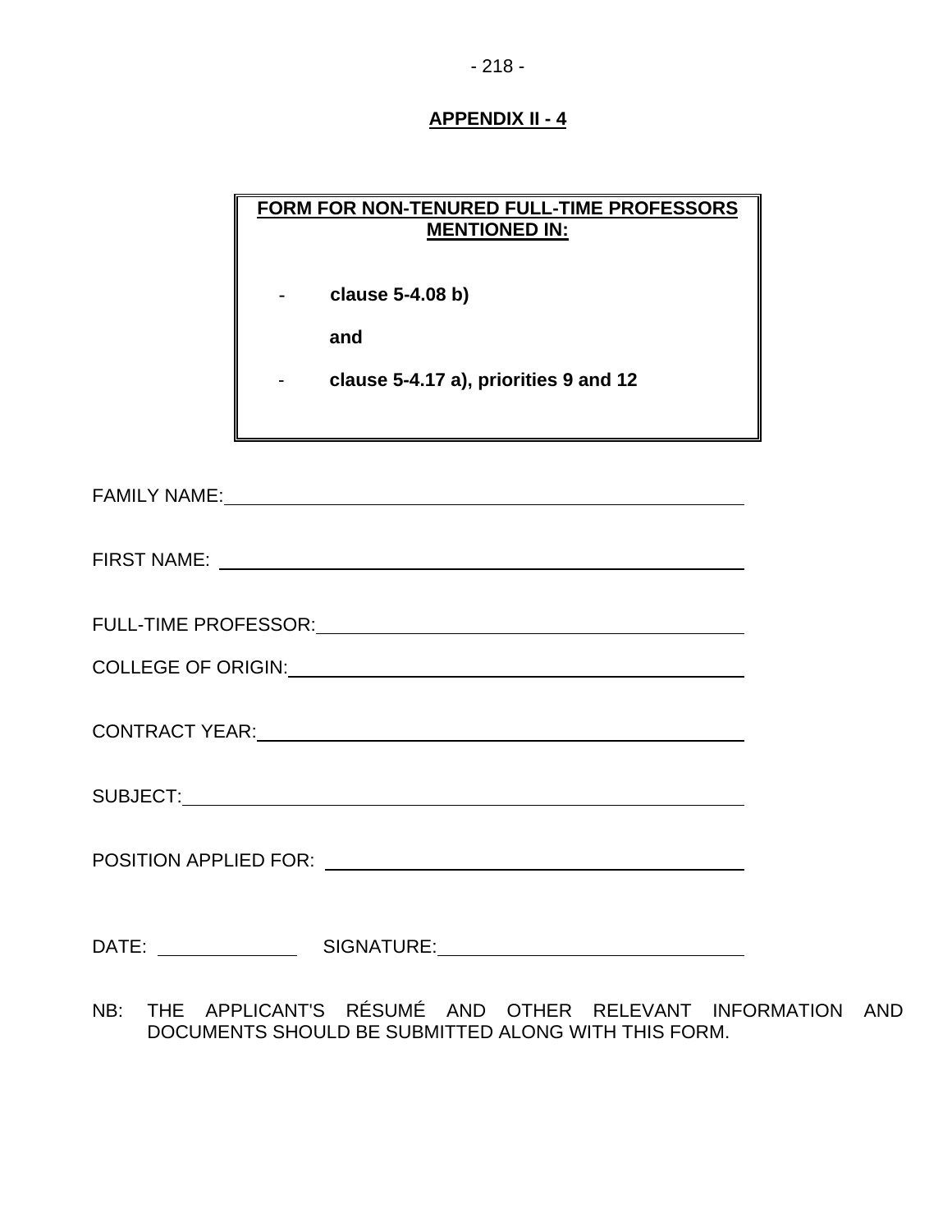## APPENDIX II - 4

**FORM FOR NON-TENURED FULL-TIME PROFESSORS MENTIONED IN:**

- **clause 5-4.08 b)**

  **and**

- **clause 5-4.17 a), priorities 9 and 12**

FAMILY NAME: \_\_\_\_\_\_\_\_\_\_\_\_\_\_\_\_\_\_\_\_\_\_\_\_\_\_\_\_\_\_\_\_\_\_\_\_\_\_\_\_

FIRST NAME: \_\_\_\_\_\_\_\_\_\_\_\_\_\_\_\_\_\_\_\_\_\_\_\_\_\_\_\_\_\_\_\_\_\_\_\_\_\_\_\_

FULL-TIME PROFESSOR: \_\_\_\_\_\_\_\_\_\_\_\_\_\_\_\_\_\_\_\_\_\_\_\_\_\_\_\_\_\_\_\_\_\_\_\_

COLLEGE OF ORIGIN: \_\_\_\_\_\_\_\_\_\_\_\_\_\_\_\_\_\_\_\_\_\_\_\_\_\_\_\_\_\_\_\_\_\_\_\_

CONTRACT YEAR: \_\_\_\_\_\_\_\_\_\_\_\_\_\_\_\_\_\_\_\_\_\_\_\_\_\_\_\_\_\_\_\_\_\_\_\_\_\_

SUBJECT: \_\_\_\_\_\_\_\_\_\_\_\_\_\_\_\_\_\_\_\_\_\_\_\_\_\_\_\_\_\_\_\_\_\_\_\_\_\_\_\_\_\_

POSITION APPLIED FOR: \_\_\_\_\_\_\_\_\_\_\_\_\_\_\_\_\_\_\_\_\_\_\_\_\_\_\_\_\_\_\_\_\_\_

DATE: \_\_\_\_\_\_\_\_\_\_\_\_ SIGNATURE: \_\_\_\_\_\_\_\_\_\_\_\_\_\_\_\_\_\_\_\_\_\_\_\_

NB: THE APPLICANT'S RÉSUMÉ AND OTHER RELEVANT INFORMATION AND DOCUMENTS SHOULD BE SUBMITTED ALONG WITH THIS FORM.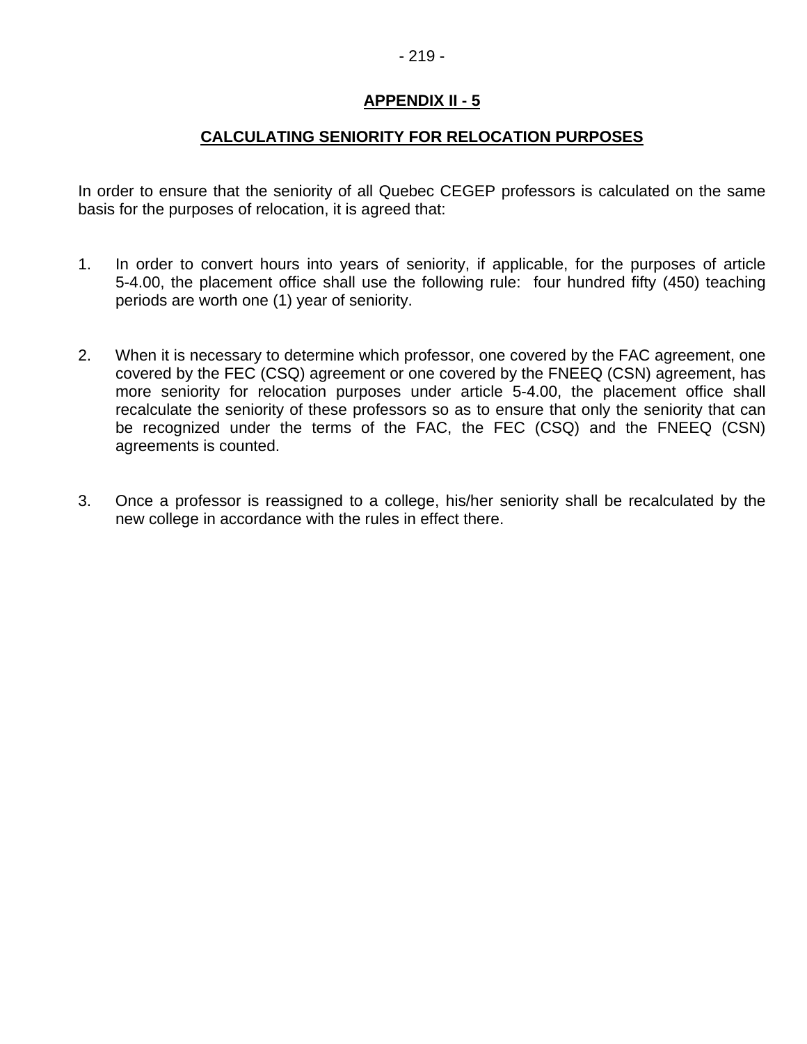## APPENDIX II - 5

## CALCULATING SENIORITY FOR RELOCATION PURPOSES

In order to ensure that the seniority of all Quebec CEGEP professors is calculated on the same basis for the purposes of relocation, it is agreed that:

1. In order to convert hours into years of seniority, if applicable, for the purposes of article 5-4.00, the placement office shall use the following rule: four hundred fifty (450) teaching periods are worth one (1) year of seniority.

2. When it is necessary to determine which professor, one covered by the FAC agreement, one covered by the FEC (CSQ) agreement or one covered by the FNEEQ (CSN) agreement, has more seniority for relocation purposes under article 5-4.00, the placement office shall recalculate the seniority of these professors so as to ensure that only the seniority that can be recognized under the terms of the FAC, the FEC (CSQ) and the FNEEQ (CSN) agreements is counted.

3. Once a professor is reassigned to a college, his/her seniority shall be recalculated by the new college in accordance with the rules in effect there.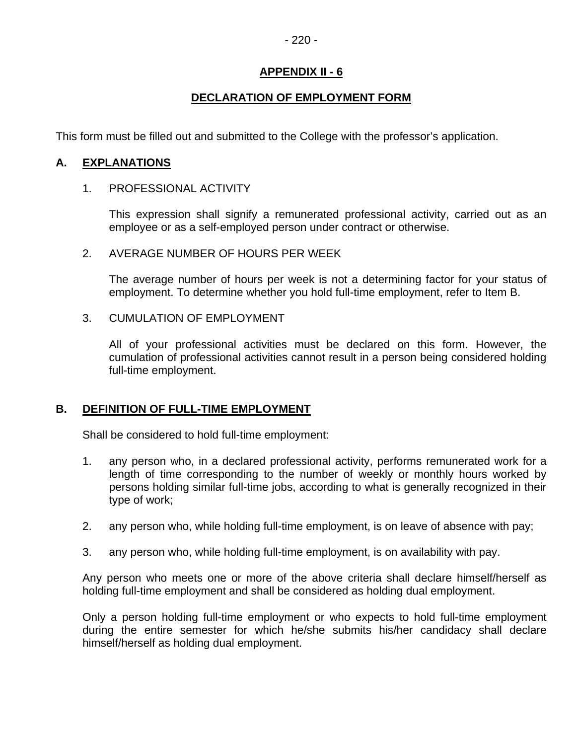## APPENDIX II - 6

## DECLARATION OF EMPLOYMENT FORM

This form must be filled out and submitted to the College with the professor's application.

### A. EXPLANATIONS

1. PROFESSIONAL ACTIVITY

   This expression shall signify a remunerated professional activity, carried out as an employee or as a self-employed person under contract or otherwise.

2. AVERAGE NUMBER OF HOURS PER WEEK

   The average number of hours per week is not a determining factor for your status of employment. To determine whether you hold full-time employment, refer to Item B.

3. CUMULATION OF EMPLOYMENT

   All of your professional activities must be declared on this form. However, the cumulation of professional activities cannot result in a person being considered holding full-time employment.

### B. DEFINITION OF FULL-TIME EMPLOYMENT

Shall be considered to hold full-time employment:

1. any person who, in a declared professional activity, performs remunerated work for a length of time corresponding to the number of weekly or monthly hours worked by persons holding similar full-time jobs, according to what is generally recognized in their type of work;
2. any person who, while holding full-time employment, is on leave of absence with pay;
3. any person who, while holding full-time employment, is on availability with pay.

Any person who meets one or more of the above criteria shall declare himself/herself as holding full-time employment and shall be considered as holding dual employment.

Only a person holding full-time employment or who expects to hold full-time employment during the entire semester for which he/she submits his/her candidacy shall declare himself/herself as holding dual employment.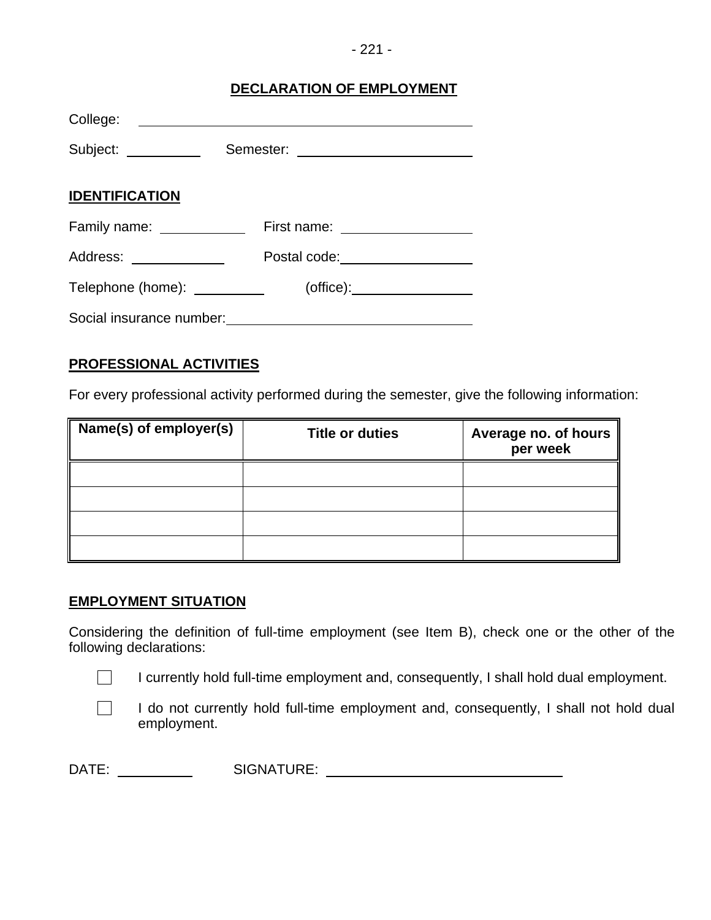# DECLARATION OF EMPLOYMENT

College: ____________________________________________

Subject: __________ Semester: ______________________

## IDENTIFICATION

Family name: ___________ First name: _________________

Address: ____________ Postal code: _________________

Telephone (home): _________ (office): _______________

Social insurance number: ______________________________

## PROFESSIONAL ACTIVITIES

For every professional activity performed during the semester, give the following information:

| Name(s) of employer(s) | Title or duties | Average no. of hours per week |
|---|---|---|
| | | |
| | | |
| | | |
| | | |

## EMPLOYMENT SITUATION

Considering the definition of full-time employment (see Item B), check one or the other of the following declarations:

☐ I currently hold full-time employment and, consequently, I shall hold dual employment.

☐ I do not currently hold full-time employment and, consequently, I shall not hold dual employment.

DATE: __________ SIGNATURE: ______________________________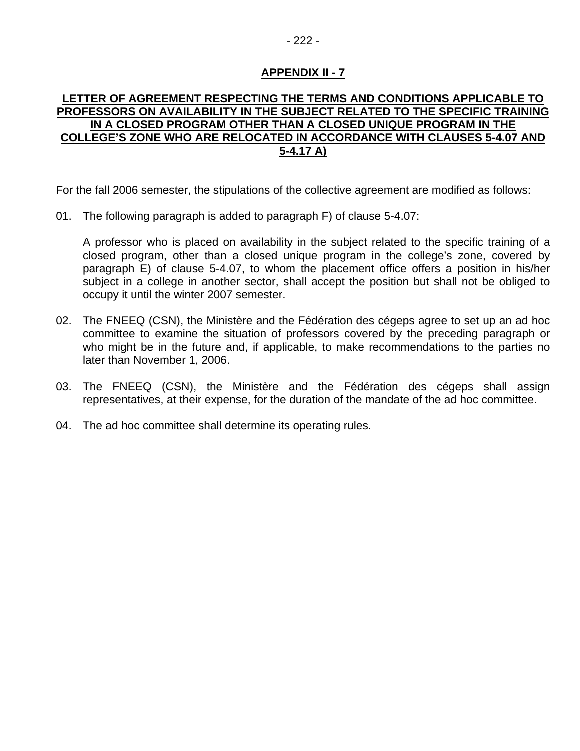## APPENDIX II - 7

### LETTER OF AGREEMENT RESPECTING THE TERMS AND CONDITIONS APPLICABLE TO PROFESSORS ON AVAILABILITY IN THE SUBJECT RELATED TO THE SPECIFIC TRAINING IN A CLOSED PROGRAM OTHER THAN A CLOSED UNIQUE PROGRAM IN THE COLLEGE'S ZONE WHO ARE RELOCATED IN ACCORDANCE WITH CLAUSES 5-4.07 AND 5-4.17 A)

For the fall 2006 semester, the stipulations of the collective agreement are modified as follows:

01. The following paragraph is added to paragraph F) of clause 5-4.07:

    A professor who is placed on availability in the subject related to the specific training of a closed program, other than a closed unique program in the college's zone, covered by paragraph E) of clause 5-4.07, to whom the placement office offers a position in his/her subject in a college in another sector, shall accept the position but shall not be obliged to occupy it until the winter 2007 semester.

02. The FNEEQ (CSN), the Ministère and the Fédération des cégeps agree to set up an ad hoc committee to examine the situation of professors covered by the preceding paragraph or who might be in the future and, if applicable, to make recommendations to the parties no later than November 1, 2006.

03. The FNEEQ (CSN), the Ministère and the Fédération des cégeps shall assign representatives, at their expense, for the duration of the mandate of the ad hoc committee.

04. The ad hoc committee shall determine its operating rules.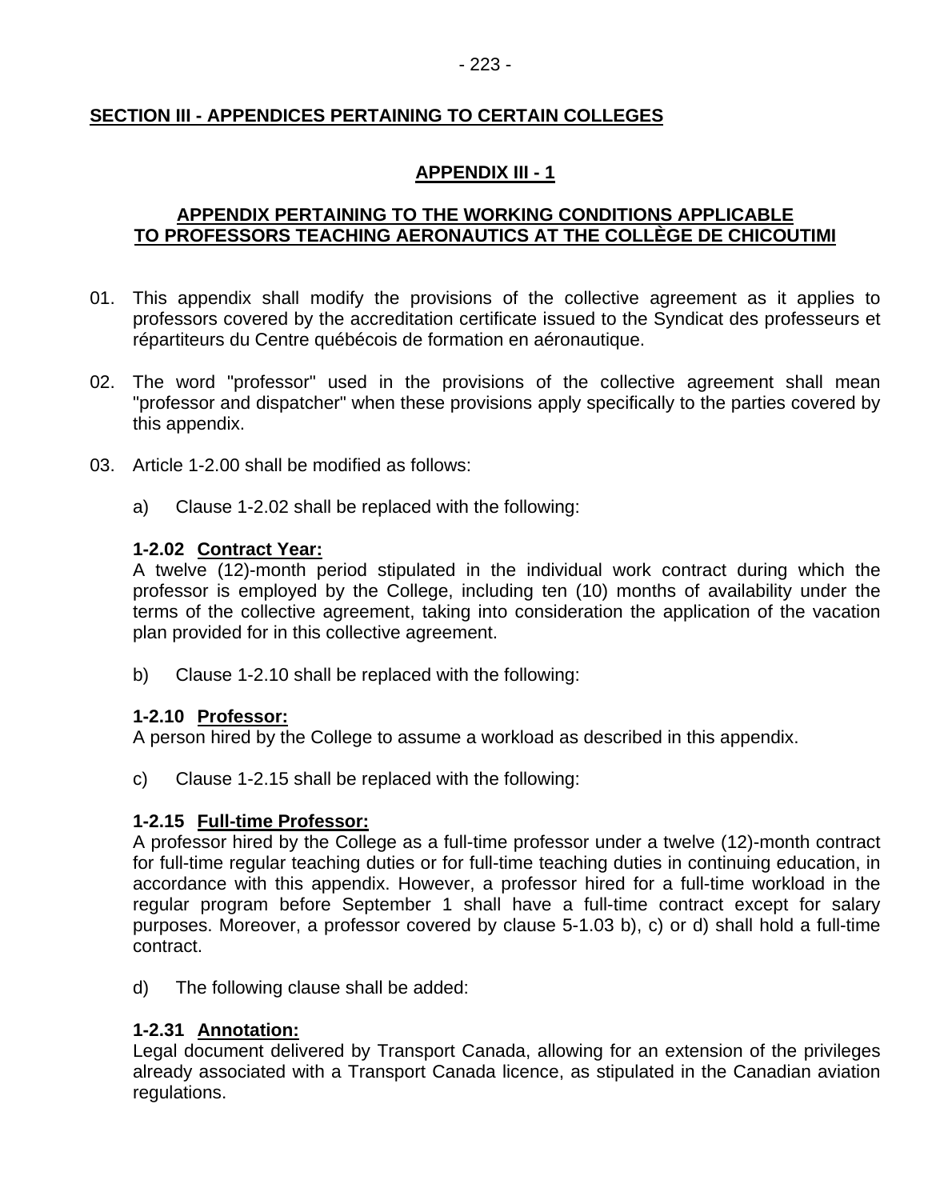## SECTION III - APPENDICES PERTAINING TO CERTAIN COLLEGES

### APPENDIX III - 1

### APPENDIX PERTAINING TO THE WORKING CONDITIONS APPLICABLE TO PROFESSORS TEACHING AERONAUTICS AT THE COLLÈGE DE CHICOUTIMI

01. This appendix shall modify the provisions of the collective agreement as it applies to professors covered by the accreditation certificate issued to the Syndicat des professeurs et répartiteurs du Centre québécois de formation en aéronautique.

02. The word "professor" used in the provisions of the collective agreement shall mean "professor and dispatcher" when these provisions apply specifically to the parties covered by this appendix.

03. Article 1-2.00 shall be modified as follows:

    a) Clause 1-2.02 shall be replaced with the following:

    **1-2.02 Contract Year:**
    A twelve (12)-month period stipulated in the individual work contract during which the professor is employed by the College, including ten (10) months of availability under the terms of the collective agreement, taking into consideration the application of the vacation plan provided for in this collective agreement.

    b) Clause 1-2.10 shall be replaced with the following:

    **1-2.10 Professor:**
    A person hired by the College to assume a workload as described in this appendix.

    c) Clause 1-2.15 shall be replaced with the following:

    **1-2.15 Full-time Professor:**
    A professor hired by the College as a full-time professor under a twelve (12)-month contract for full-time regular teaching duties or for full-time teaching duties in continuing education, in accordance with this appendix. However, a professor hired for a full-time workload in the regular program before September 1 shall have a full-time contract except for salary purposes. Moreover, a professor covered by clause 5-1.03 b), c) or d) shall hold a full-time contract.

    d) The following clause shall be added:

    **1-2.31 Annotation:**
    Legal document delivered by Transport Canada, allowing for an extension of the privileges already associated with a Transport Canada licence, as stipulated in the Canadian aviation regulations.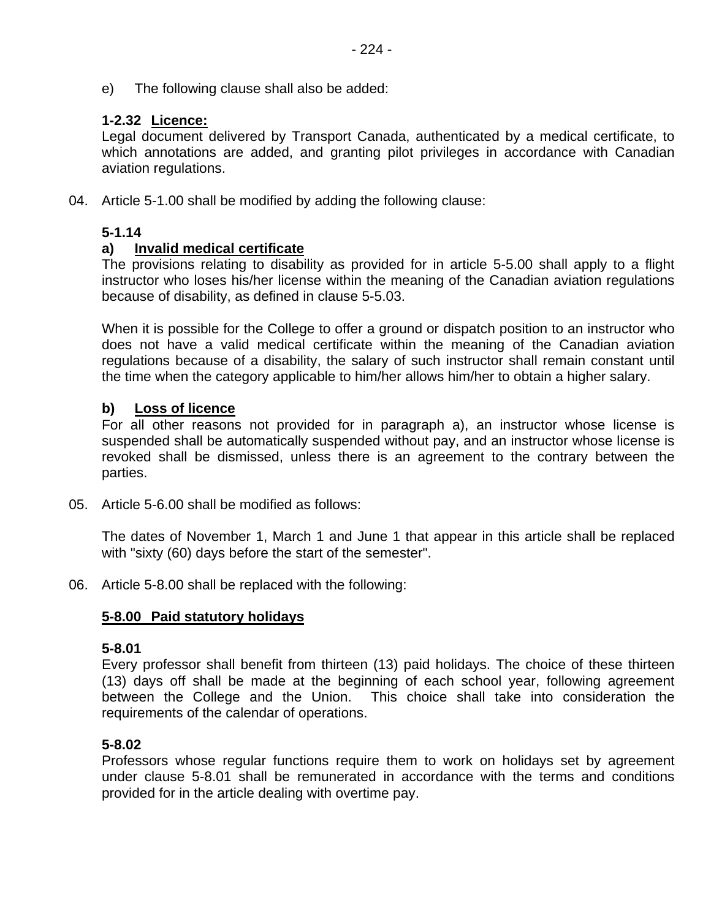e) The following clause shall also be added:

**1-2.32 <u>Licence:</u>**
Legal document delivered by Transport Canada, authenticated by a medical certificate, to which annotations are added, and granting pilot privileges in accordance with Canadian aviation regulations.

04. Article 5-1.00 shall be modified by adding the following clause:

**5-1.14**

**a) <u>Invalid medical certificate</u>**
The provisions relating to disability as provided for in article 5-5.00 shall apply to a flight instructor who loses his/her license within the meaning of the Canadian aviation regulations because of disability, as defined in clause 5-5.03.

When it is possible for the College to offer a ground or dispatch position to an instructor who does not have a valid medical certificate within the meaning of the Canadian aviation regulations because of a disability, the salary of such instructor shall remain constant until the time when the category applicable to him/her allows him/her to obtain a higher salary.

**b) <u>Loss of licence</u>**
For all other reasons not provided for in paragraph a), an instructor whose license is suspended shall be automatically suspended without pay, and an instructor whose license is revoked shall be dismissed, unless there is an agreement to the contrary between the parties.

05. Article 5-6.00 shall be modified as follows:

The dates of November 1, March 1 and June 1 that appear in this article shall be replaced with "sixty (60) days before the start of the semester".

06. Article 5-8.00 shall be replaced with the following:

**<u>5-8.00 Paid statutory holidays</u>**

**5-8.01**
Every professor shall benefit from thirteen (13) paid holidays. The choice of these thirteen (13) days off shall be made at the beginning of each school year, following agreement between the College and the Union. This choice shall take into consideration the requirements of the calendar of operations.

**5-8.02**
Professors whose regular functions require them to work on holidays set by agreement under clause 5-8.01 shall be remunerated in accordance with the terms and conditions provided for in the article dealing with overtime pay.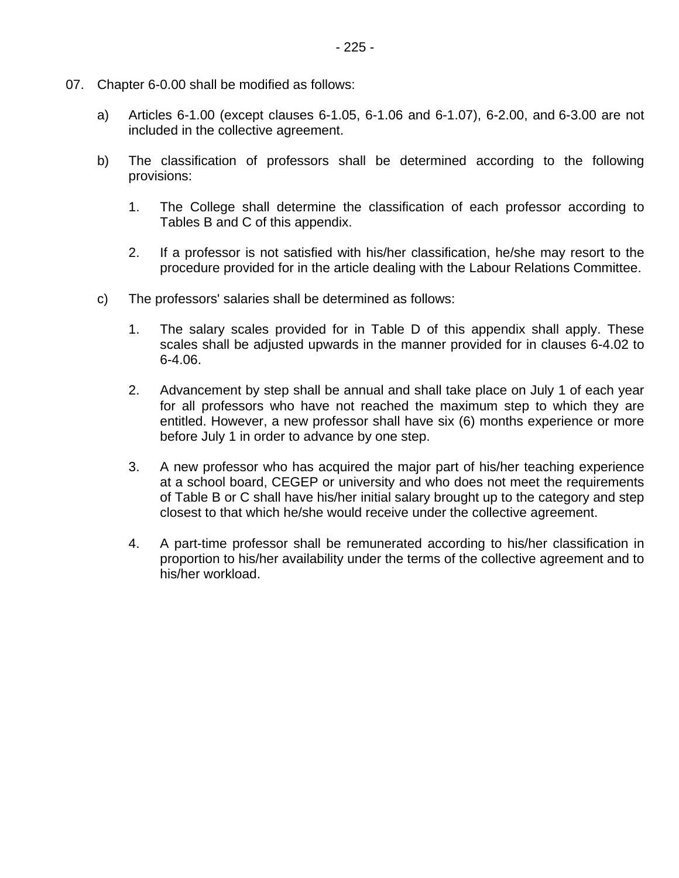07. Chapter 6-0.00 shall be modified as follows:

   a) Articles 6-1.00 (except clauses 6-1.05, 6-1.06 and 6-1.07), 6-2.00, and 6-3.00 are not included in the collective agreement.

   b) The classification of professors shall be determined according to the following provisions:

      1. The College shall determine the classification of each professor according to Tables B and C of this appendix.

      2. If a professor is not satisfied with his/her classification, he/she may resort to the procedure provided for in the article dealing with the Labour Relations Committee.

   c) The professors' salaries shall be determined as follows:

      1. The salary scales provided for in Table D of this appendix shall apply. These scales shall be adjusted upwards in the manner provided for in clauses 6-4.02 to 6-4.06.

      2. Advancement by step shall be annual and shall take place on July 1 of each year for all professors who have not reached the maximum step to which they are entitled. However, a new professor shall have six (6) months experience or more before July 1 in order to advance by one step.

      3. A new professor who has acquired the major part of his/her teaching experience at a school board, CEGEP or university and who does not meet the requirements of Table B or C shall have his/her initial salary brought up to the category and step closest to that which he/she would receive under the collective agreement.

      4. A part-time professor shall be remunerated according to his/her classification in proportion to his/her availability under the terms of the collective agreement and to his/her workload.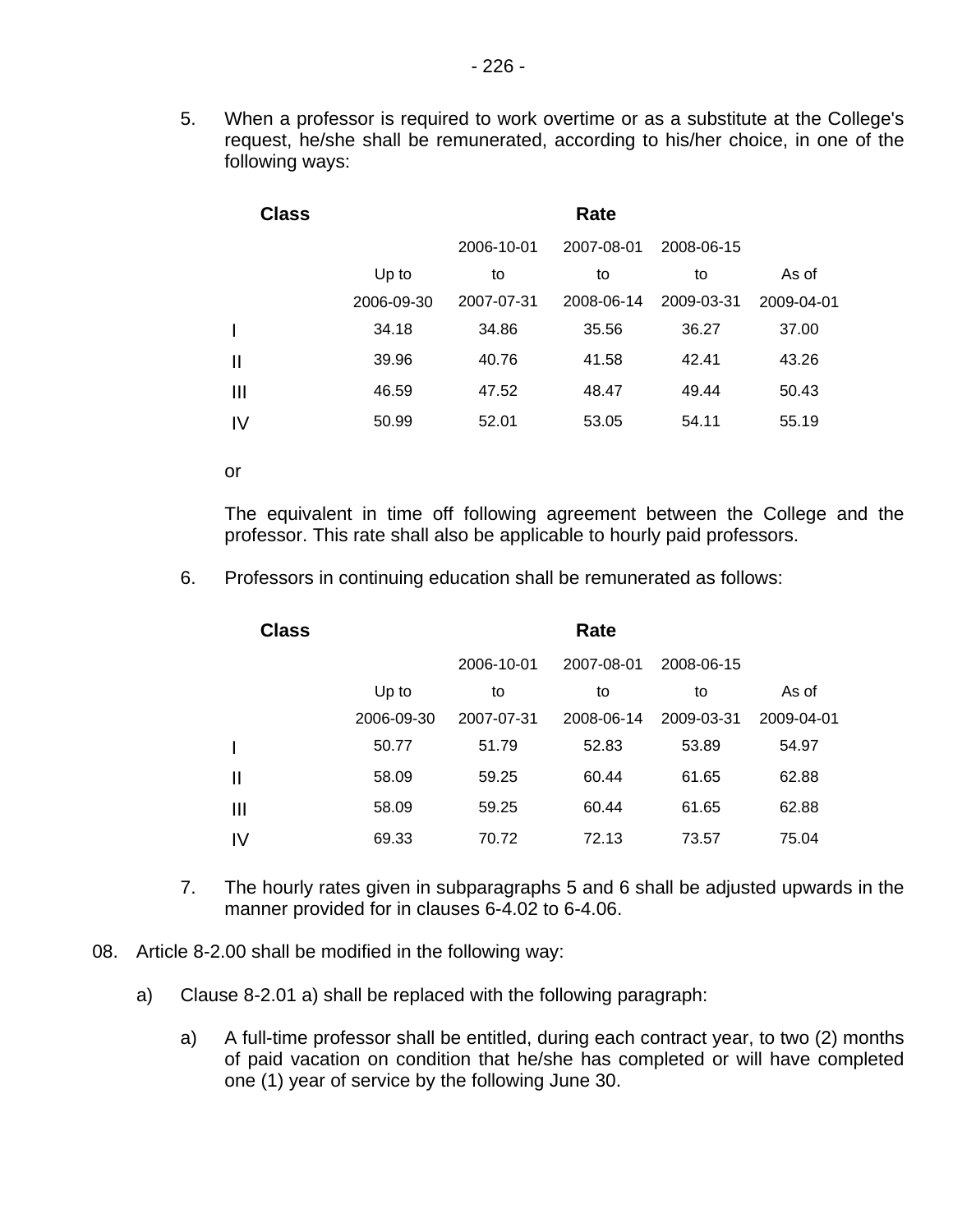5. When a professor is required to work overtime or as a substitute at the College's request, he/she shall be remunerated, according to his/her choice, in one of the following ways:

| Class | Rate | | | | |
|---|---|---|---|---|---|
| | Up to 2006-09-30 | 2006-10-01 to 2007-07-31 | 2007-08-01 to 2008-06-14 | 2008-06-15 to 2009-03-31 | As of 2009-04-01 |
| I | 34.18 | 34.86 | 35.56 | 36.27 | 37.00 |
| II | 39.96 | 40.76 | 41.58 | 42.41 | 43.26 |
| III | 46.59 | 47.52 | 48.47 | 49.44 | 50.43 |
| IV | 50.99 | 52.01 | 53.05 | 54.11 | 55.19 |

or

The equivalent in time off following agreement between the College and the professor. This rate shall also be applicable to hourly paid professors.

6. Professors in continuing education shall be remunerated as follows:

| Class | Rate | | | | |
|---|---|---|---|---|---|
| | Up to 2006-09-30 | 2006-10-01 to 2007-07-31 | 2007-08-01 to 2008-06-14 | 2008-06-15 to 2009-03-31 | As of 2009-04-01 |
| I | 50.77 | 51.79 | 52.83 | 53.89 | 54.97 |
| II | 58.09 | 59.25 | 60.44 | 61.65 | 62.88 |
| III | 58.09 | 59.25 | 60.44 | 61.65 | 62.88 |
| IV | 69.33 | 70.72 | 72.13 | 73.57 | 75.04 |

7. The hourly rates given in subparagraphs 5 and 6 shall be adjusted upwards in the manner provided for in clauses 6-4.02 to 6-4.06.

08. Article 8-2.00 shall be modified in the following way:

a) Clause 8-2.01 a) shall be replaced with the following paragraph:

a) A full-time professor shall be entitled, during each contract year, to two (2) months of paid vacation on condition that he/she has completed or will have completed one (1) year of service by the following June 30.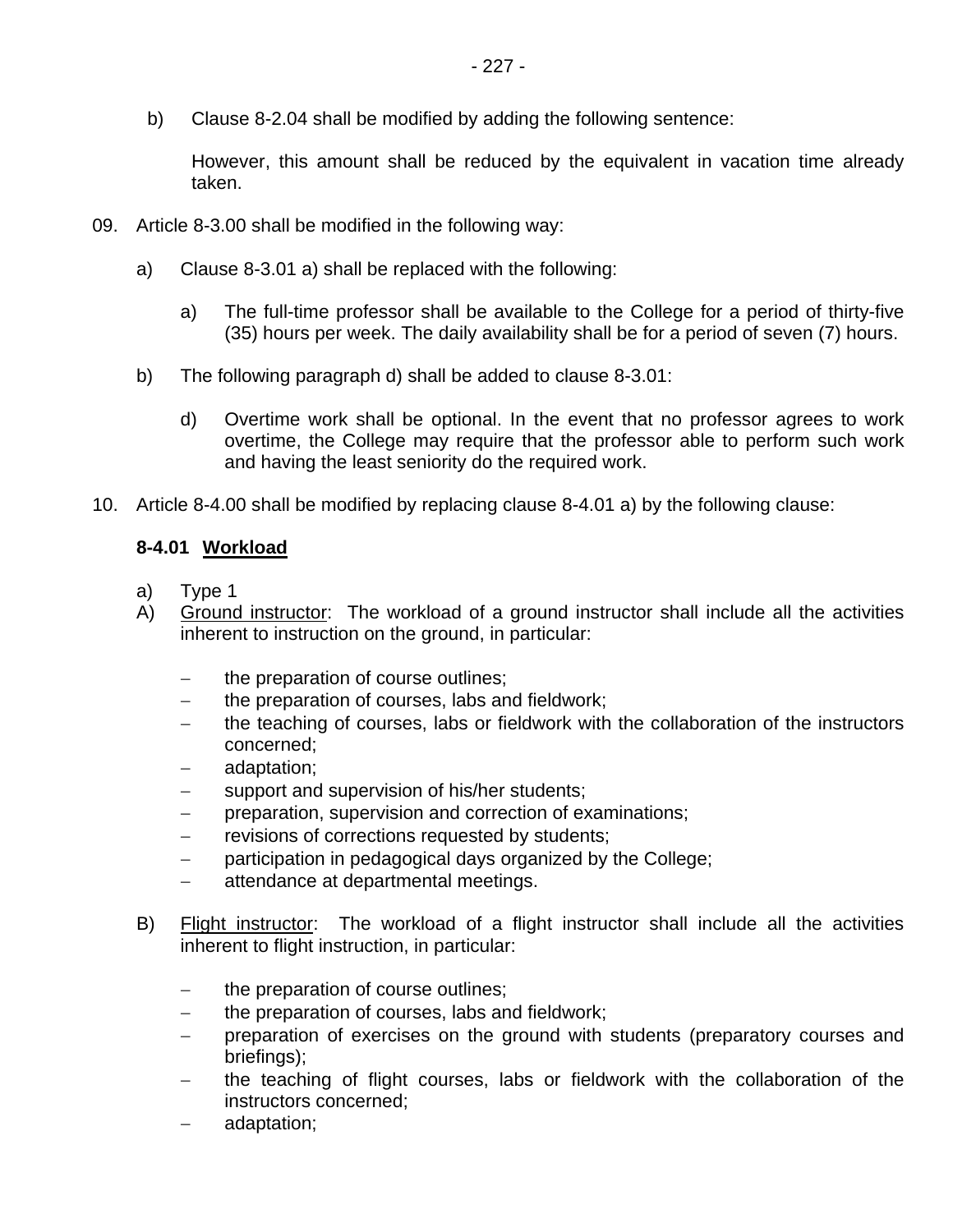b) Clause 8-2.04 shall be modified by adding the following sentence:

However, this amount shall be reduced by the equivalent in vacation time already taken.

09. Article 8-3.00 shall be modified in the following way:

a) Clause 8-3.01 a) shall be replaced with the following:

a) The full-time professor shall be available to the College for a period of thirty-five (35) hours per week. The daily availability shall be for a period of seven (7) hours.

b) The following paragraph d) shall be added to clause 8-3.01:

d) Overtime work shall be optional. In the event that no professor agrees to work overtime, the College may require that the professor able to perform such work and having the least seniority do the required work.

10. Article 8-4.00 shall be modified by replacing clause 8-4.01 a) by the following clause:

**8-4.01 Workload**

a) Type 1

A) Ground instructor: The workload of a ground instructor shall include all the activities inherent to instruction on the ground, in particular:

- the preparation of course outlines;
- the preparation of courses, labs and fieldwork;
- the teaching of courses, labs or fieldwork with the collaboration of the instructors concerned;
- adaptation;
- support and supervision of his/her students;
- preparation, supervision and correction of examinations;
- revisions of corrections requested by students;
- participation in pedagogical days organized by the College;
- attendance at departmental meetings.

B) Flight instructor: The workload of a flight instructor shall include all the activities inherent to flight instruction, in particular:

- the preparation of course outlines;
- the preparation of courses, labs and fieldwork;
- preparation of exercises on the ground with students (preparatory courses and briefings);
- the teaching of flight courses, labs or fieldwork with the collaboration of the instructors concerned;
- adaptation;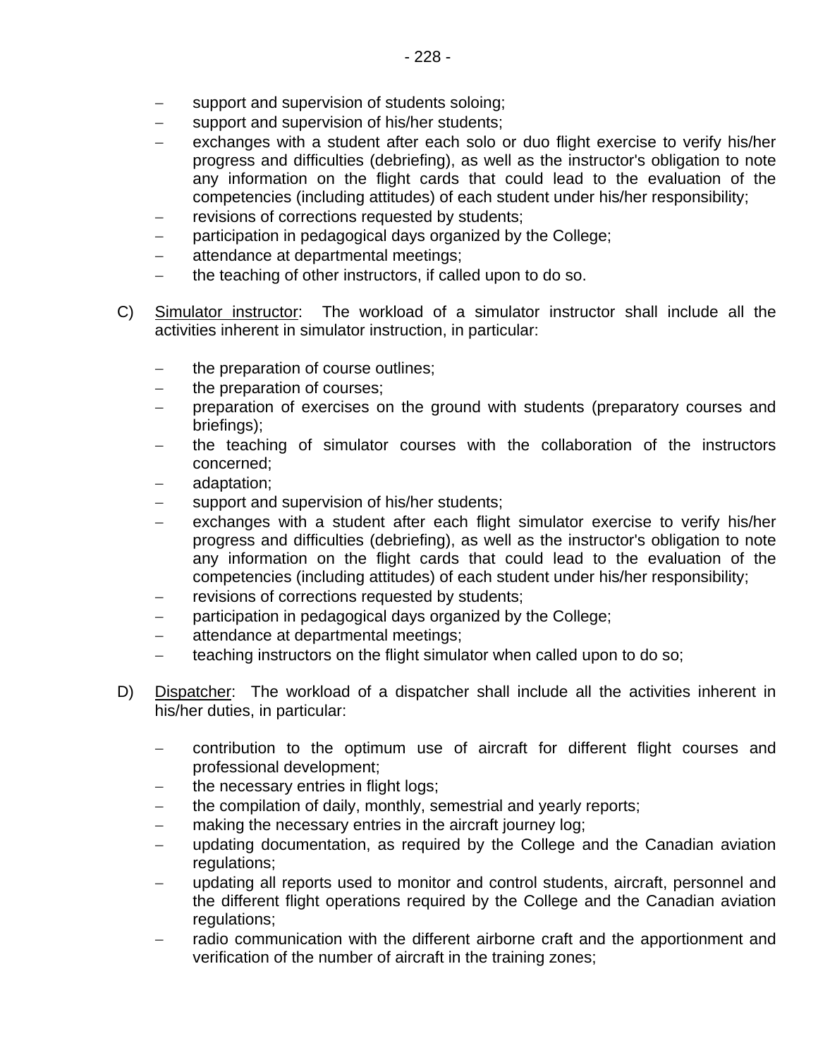- support and supervision of students soloing;
- support and supervision of his/her students;
- exchanges with a student after each solo or duo flight exercise to verify his/her progress and difficulties (debriefing), as well as the instructor's obligation to note any information on the flight cards that could lead to the evaluation of the competencies (including attitudes) of each student under his/her responsibility;
- revisions of corrections requested by students;
- participation in pedagogical days organized by the College;
- attendance at departmental meetings;
- the teaching of other instructors, if called upon to do so.

C) Simulator instructor: The workload of a simulator instructor shall include all the activities inherent in simulator instruction, in particular:

- the preparation of course outlines;
- the preparation of courses;
- preparation of exercises on the ground with students (preparatory courses and briefings);
- the teaching of simulator courses with the collaboration of the instructors concerned;
- adaptation;
- support and supervision of his/her students;
- exchanges with a student after each flight simulator exercise to verify his/her progress and difficulties (debriefing), as well as the instructor's obligation to note any information on the flight cards that could lead to the evaluation of the competencies (including attitudes) of each student under his/her responsibility;
- revisions of corrections requested by students;
- participation in pedagogical days organized by the College;
- attendance at departmental meetings;
- teaching instructors on the flight simulator when called upon to do so;

D) Dispatcher: The workload of a dispatcher shall include all the activities inherent in his/her duties, in particular:

- contribution to the optimum use of aircraft for different flight courses and professional development;
- the necessary entries in flight logs;
- the compilation of daily, monthly, semestrial and yearly reports;
- making the necessary entries in the aircraft journey log;
- updating documentation, as required by the College and the Canadian aviation regulations;
- updating all reports used to monitor and control students, aircraft, personnel and the different flight operations required by the College and the Canadian aviation regulations;
- radio communication with the different airborne craft and the apportionment and verification of the number of aircraft in the training zones;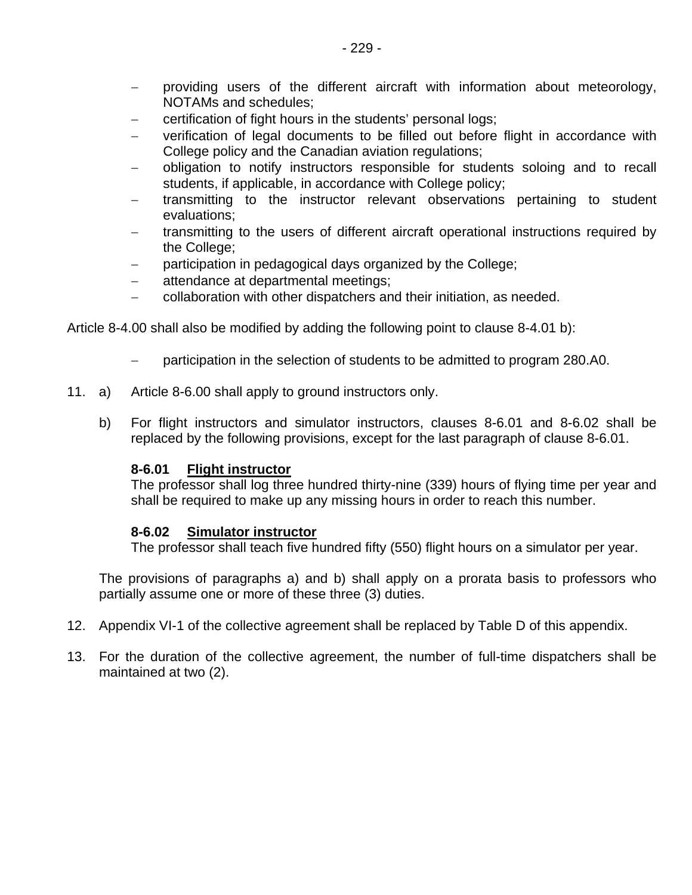- providing users of the different aircraft with information about meteorology, NOTAMs and schedules;
- certification of fight hours in the students' personal logs;
- verification of legal documents to be filled out before flight in accordance with College policy and the Canadian aviation regulations;
- obligation to notify instructors responsible for students soloing and to recall students, if applicable, in accordance with College policy;
- transmitting to the instructor relevant observations pertaining to student evaluations;
- transmitting to the users of different aircraft operational instructions required by the College;
- participation in pedagogical days organized by the College;
- attendance at departmental meetings;
- collaboration with other dispatchers and their initiation, as needed.

Article 8-4.00 shall also be modified by adding the following point to clause 8-4.01 b):

- participation in the selection of students to be admitted to program 280.A0.

11. a) Article 8-6.00 shall apply to ground instructors only.

    b) For flight instructors and simulator instructors, clauses 8-6.01 and 8-6.02 shall be replaced by the following provisions, except for the last paragraph of clause 8-6.01.

    **8-6.01 Flight instructor**
    The professor shall log three hundred thirty-nine (339) hours of flying time per year and shall be required to make up any missing hours in order to reach this number.

    **8-6.02 Simulator instructor**
    The professor shall teach five hundred fifty (550) flight hours on a simulator per year.

    The provisions of paragraphs a) and b) shall apply on a prorata basis to professors who partially assume one or more of these three (3) duties.

12. Appendix VI-1 of the collective agreement shall be replaced by Table D of this appendix.

13. For the duration of the collective agreement, the number of full-time dispatchers shall be maintained at two (2).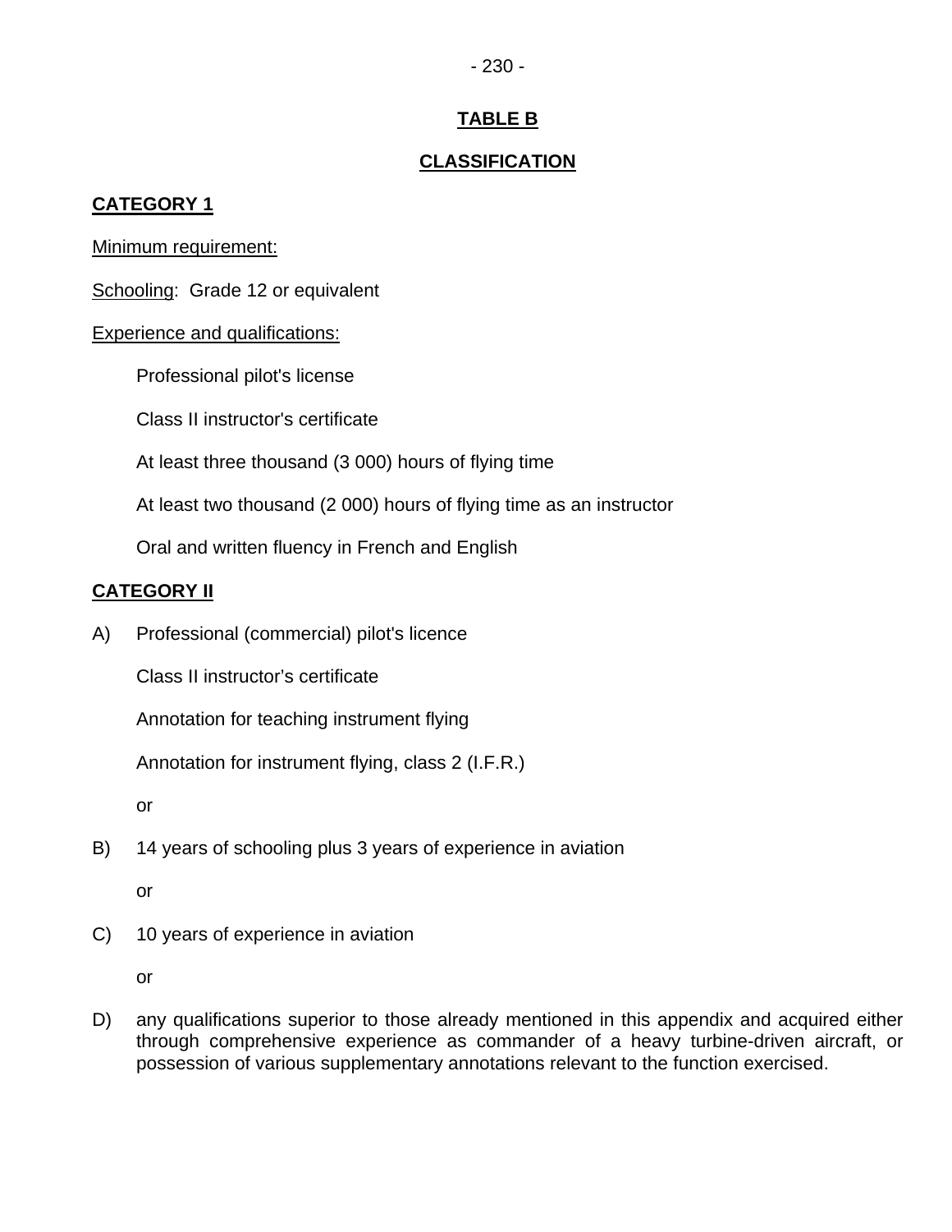## TABLE B

## CLASSIFICATION

### CATEGORY 1

Minimum requirement:

Schooling: Grade 12 or equivalent

Experience and qualifications:

Professional pilot's license

Class II instructor's certificate

At least three thousand (3 000) hours of flying time

At least two thousand (2 000) hours of flying time as an instructor

Oral and written fluency in French and English

### CATEGORY II

A) Professional (commercial) pilot's licence

Class II instructor's certificate

Annotation for teaching instrument flying

Annotation for instrument flying, class 2 (I.F.R.)

or

B) 14 years of schooling plus 3 years of experience in aviation

or

C) 10 years of experience in aviation

or

D) any qualifications superior to those already mentioned in this appendix and acquired either through comprehensive experience as commander of a heavy turbine-driven aircraft, or possession of various supplementary annotations relevant to the function exercised.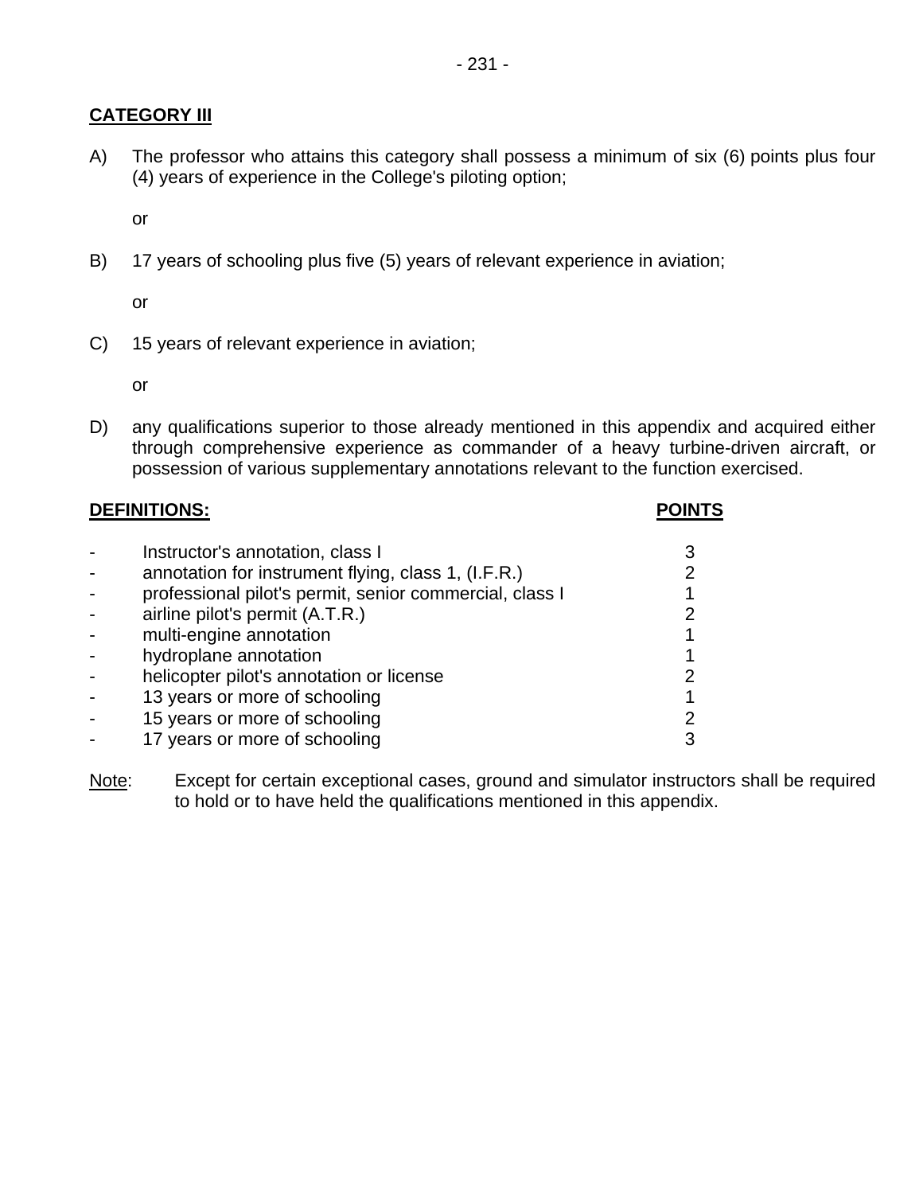**CATEGORY III**

A) The professor who attains this category shall possess a minimum of six (6) points plus four (4) years of experience in the College's piloting option;

or

B) 17 years of schooling plus five (5) years of relevant experience in aviation;

or

C) 15 years of relevant experience in aviation;

or

D) any qualifications superior to those already mentioned in this appendix and acquired either through comprehensive experience as commander of a heavy turbine-driven aircraft, or possession of various supplementary annotations relevant to the function exercised.

| **DEFINITIONS:** | **POINTS** |
|---|---|
| - Instructor's annotation, class I | 3 |
| - annotation for instrument flying, class 1, (I.F.R.) | 2 |
| - professional pilot's permit, senior commercial, class I | 1 |
| - airline pilot's permit (A.T.R.) | 2 |
| - multi-engine annotation | 1 |
| - hydroplane annotation | 1 |
| - helicopter pilot's annotation or license | 2 |
| - 13 years or more of schooling | 1 |
| - 15 years or more of schooling | 2 |
| - 17 years or more of schooling | 3 |

Note: Except for certain exceptional cases, ground and simulator instructors shall be required to hold or to have held the qualifications mentioned in this appendix.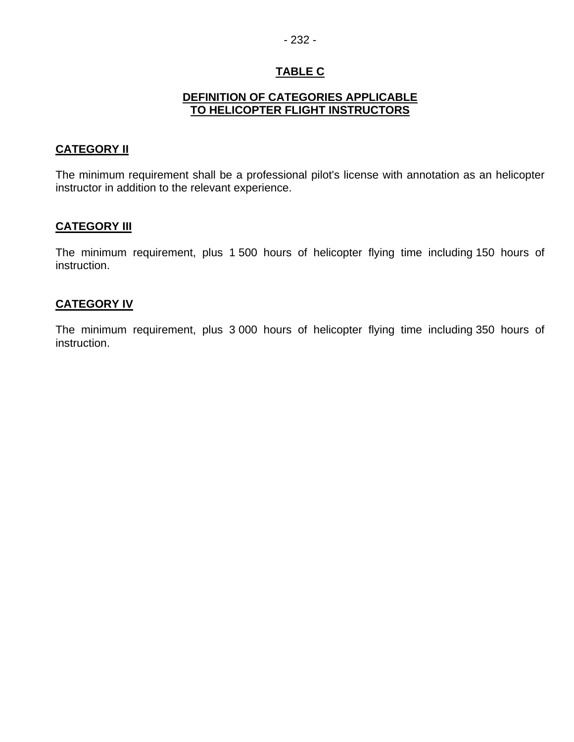## TABLE C

### DEFINITION OF CATEGORIES APPLICABLE TO HELICOPTER FLIGHT INSTRUCTORS

**CATEGORY II**

The minimum requirement shall be a professional pilot's license with annotation as an helicopter instructor in addition to the relevant experience.

**CATEGORY III**

The minimum requirement, plus 1 500 hours of helicopter flying time including 150 hours of instruction.

**CATEGORY IV**

The minimum requirement, plus 3 000 hours of helicopter flying time including 350 hours of instruction.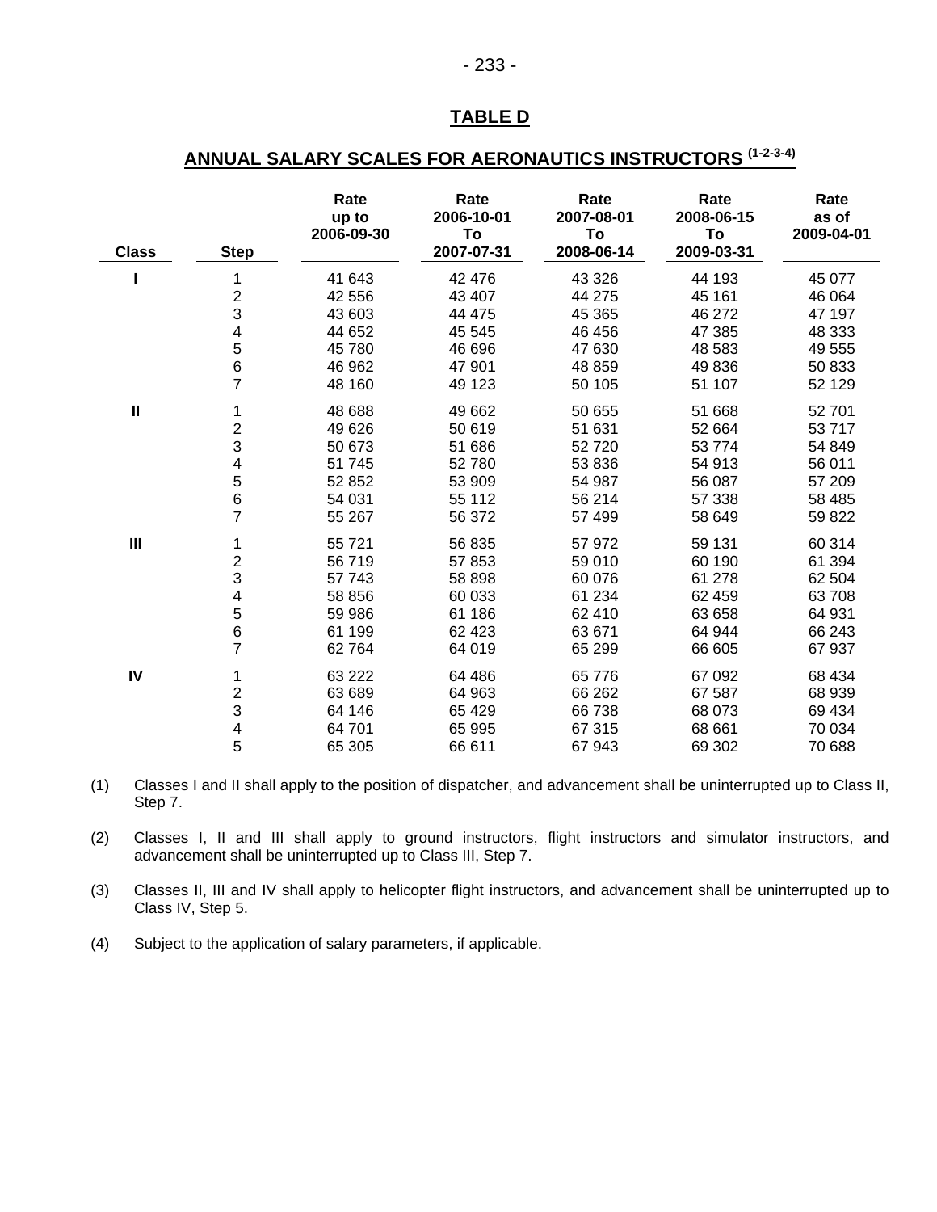## TABLE D

## ANNUAL SALARY SCALES FOR AERONAUTICS INSTRUCTORS [(1-2-3-4)]

| Class | Step | Rate up to 2006-09-30 | Rate 2006-10-01 To 2007-07-31 | Rate 2007-08-01 To 2008-06-14 | Rate 2008-06-15 To 2009-03-31 | Rate as of 2009-04-01 |
|---|---|---|---|---|---|---|
| I | 1 | 41 643 | 42 476 | 43 326 | 44 193 | 45 077 |
| | 2 | 42 556 | 43 407 | 44 275 | 45 161 | 46 064 |
| | 3 | 43 603 | 44 475 | 45 365 | 46 272 | 47 197 |
| | 4 | 44 652 | 45 545 | 46 456 | 47 385 | 48 333 |
| | 5 | 45 780 | 46 696 | 47 630 | 48 583 | 49 555 |
| | 6 | 46 962 | 47 901 | 48 859 | 49 836 | 50 833 |
| | 7 | 48 160 | 49 123 | 50 105 | 51 107 | 52 129 |
| II | 1 | 48 688 | 49 662 | 50 655 | 51 668 | 52 701 |
| | 2 | 49 626 | 50 619 | 51 631 | 52 664 | 53 717 |
| | 3 | 50 673 | 51 686 | 52 720 | 53 774 | 54 849 |
| | 4 | 51 745 | 52 780 | 53 836 | 54 913 | 56 011 |
| | 5 | 52 852 | 53 909 | 54 987 | 56 087 | 57 209 |
| | 6 | 54 031 | 55 112 | 56 214 | 57 338 | 58 485 |
| | 7 | 55 267 | 56 372 | 57 499 | 58 649 | 59 822 |
| III | 1 | 55 721 | 56 835 | 57 972 | 59 131 | 60 314 |
| | 2 | 56 719 | 57 853 | 59 010 | 60 190 | 61 394 |
| | 3 | 57 743 | 58 898 | 60 076 | 61 278 | 62 504 |
| | 4 | 58 856 | 60 033 | 61 234 | 62 459 | 63 708 |
| | 5 | 59 986 | 61 186 | 62 410 | 63 658 | 64 931 |
| | 6 | 61 199 | 62 423 | 63 671 | 64 944 | 66 243 |
| | 7 | 62 764 | 64 019 | 65 299 | 66 605 | 67 937 |
| IV | 1 | 63 222 | 64 486 | 65 776 | 67 092 | 68 434 |
| | 2 | 63 689 | 64 963 | 66 262 | 67 587 | 68 939 |
| | 3 | 64 146 | 65 429 | 66 738 | 68 073 | 69 434 |
| | 4 | 64 701 | 65 995 | 67 315 | 68 661 | 70 034 |
| | 5 | 65 305 | 66 611 | 67 943 | 69 302 | 70 688 |

(1) Classes I and II shall apply to the position of dispatcher, and advancement shall be uninterrupted up to Class II, Step 7.

(2) Classes I, II and III shall apply to ground instructors, flight instructors and simulator instructors, and advancement shall be uninterrupted up to Class III, Step 7.

(3) Classes II, III and IV shall apply to helicopter flight instructors, and advancement shall be uninterrupted up to Class IV, Step 5.

(4) Subject to the application of salary parameters, if applicable.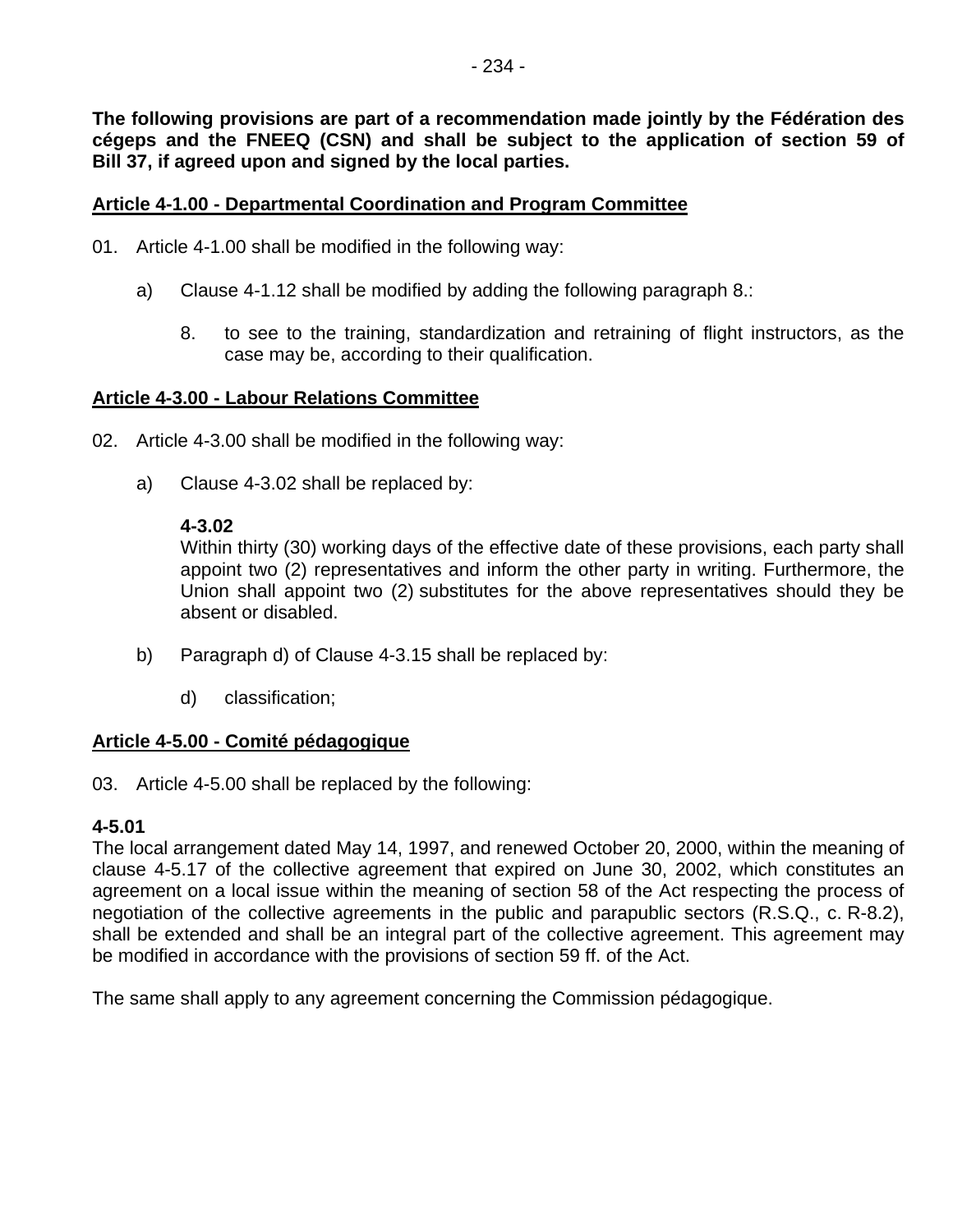**The following provisions are part of a recommendation made jointly by the Fédération des cégeps and the FNEEQ (CSN) and shall be subject to the application of section 59 of Bill 37, if agreed upon and signed by the local parties.**

## Article 4-1.00 - Departmental Coordination and Program Committee

01. Article 4-1.00 shall be modified in the following way:

    a) Clause 4-1.12 shall be modified by adding the following paragraph 8.:

        8. to see to the training, standardization and retraining of flight instructors, as the case may be, according to their qualification.

## Article 4-3.00 - Labour Relations Committee

02. Article 4-3.00 shall be modified in the following way:

    a) Clause 4-3.02 shall be replaced by:

        **4-3.02**
        Within thirty (30) working days of the effective date of these provisions, each party shall appoint two (2) representatives and inform the other party in writing. Furthermore, the Union shall appoint two (2) substitutes for the above representatives should they be absent or disabled.

    b) Paragraph d) of Clause 4-3.15 shall be replaced by:

        d) classification;

## Article 4-5.00 - Comité pédagogique

03. Article 4-5.00 shall be replaced by the following:

**4-5.01**
The local arrangement dated May 14, 1997, and renewed October 20, 2000, within the meaning of clause 4-5.17 of the collective agreement that expired on June 30, 2002, which constitutes an agreement on a local issue within the meaning of section 58 of the Act respecting the process of negotiation of the collective agreements in the public and parapublic sectors (R.S.Q., c. R-8.2), shall be extended and shall be an integral part of the collective agreement. This agreement may be modified in accordance with the provisions of section 59 ff. of the Act.

The same shall apply to any agreement concerning the Commission pédagogique.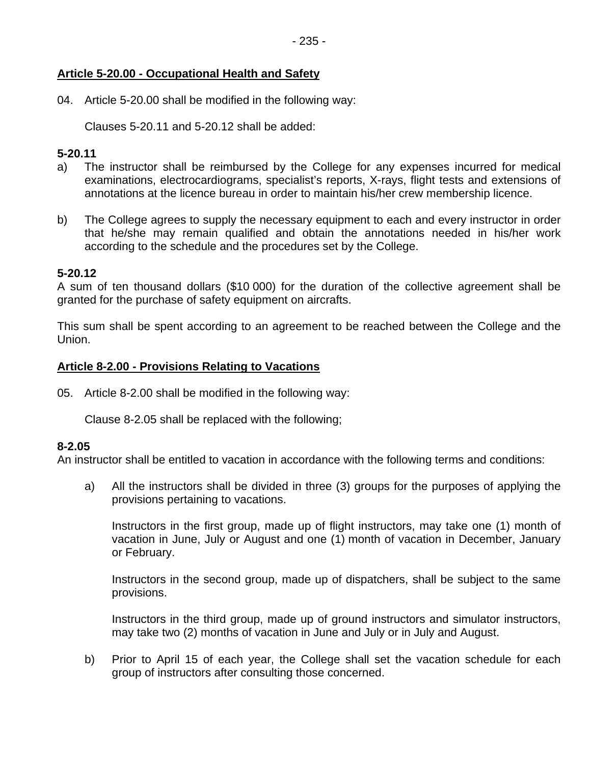**Article 5-20.00 - Occupational Health and Safety**

04. Article 5-20.00 shall be modified in the following way:

Clauses 5-20.11 and 5-20.12 shall be added:

**5-20.11**

a) The instructor shall be reimbursed by the College for any expenses incurred for medical examinations, electrocardiograms, specialist's reports, X-rays, flight tests and extensions of annotations at the licence bureau in order to maintain his/her crew membership licence.

b) The College agrees to supply the necessary equipment to each and every instructor in order that he/she may remain qualified and obtain the annotations needed in his/her work according to the schedule and the procedures set by the College.

**5-20.12**

A sum of ten thousand dollars ($10 000) for the duration of the collective agreement shall be granted for the purchase of safety equipment on aircrafts.

This sum shall be spent according to an agreement to be reached between the College and the Union.

**Article 8-2.00 - Provisions Relating to Vacations**

05. Article 8-2.00 shall be modified in the following way:

Clause 8-2.05 shall be replaced with the following;

**8-2.05**

An instructor shall be entitled to vacation in accordance with the following terms and conditions:

a) All the instructors shall be divided in three (3) groups for the purposes of applying the provisions pertaining to vacations.

Instructors in the first group, made up of flight instructors, may take one (1) month of vacation in June, July or August and one (1) month of vacation in December, January or February.

Instructors in the second group, made up of dispatchers, shall be subject to the same provisions.

Instructors in the third group, made up of ground instructors and simulator instructors, may take two (2) months of vacation in June and July or in July and August.

b) Prior to April 15 of each year, the College shall set the vacation schedule for each group of instructors after consulting those concerned.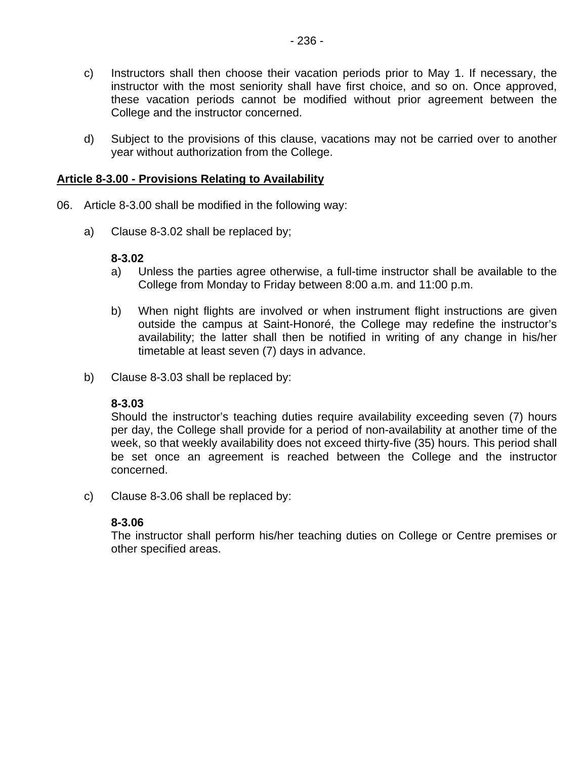c) Instructors shall then choose their vacation periods prior to May 1. If necessary, the instructor with the most seniority shall have first choice, and so on. Once approved, these vacation periods cannot be modified without prior agreement between the College and the instructor concerned.

d) Subject to the provisions of this clause, vacations may not be carried over to another year without authorization from the College.

**Article 8-3.00 - Provisions Relating to Availability**

06. Article 8-3.00 shall be modified in the following way:

a) Clause 8-3.02 shall be replaced by;

**8-3.02**

a) Unless the parties agree otherwise, a full-time instructor shall be available to the College from Monday to Friday between 8:00 a.m. and 11:00 p.m.

b) When night flights are involved or when instrument flight instructions are given outside the campus at Saint-Honoré, the College may redefine the instructor's availability; the latter shall then be notified in writing of any change in his/her timetable at least seven (7) days in advance.

b) Clause 8-3.03 shall be replaced by:

**8-3.03**

Should the instructor's teaching duties require availability exceeding seven (7) hours per day, the College shall provide for a period of non-availability at another time of the week, so that weekly availability does not exceed thirty-five (35) hours. This period shall be set once an agreement is reached between the College and the instructor concerned.

c) Clause 8-3.06 shall be replaced by:

**8-3.06**

The instructor shall perform his/her teaching duties on College or Centre premises or other specified areas.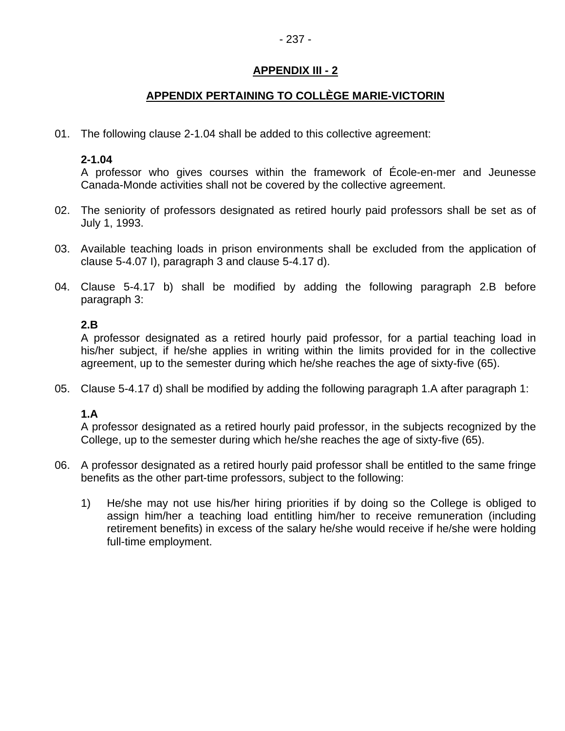## APPENDIX III - 2

## APPENDIX PERTAINING TO COLLÈGE MARIE-VICTORIN

01. The following clause 2-1.04 shall be added to this collective agreement:

    **2-1.04**
    A professor who gives courses within the framework of École-en-mer and Jeunesse Canada-Monde activities shall not be covered by the collective agreement.

02. The seniority of professors designated as retired hourly paid professors shall be set as of July 1, 1993.

03. Available teaching loads in prison environments shall be excluded from the application of clause 5-4.07 I), paragraph 3 and clause 5-4.17 d).

04. Clause 5-4.17 b) shall be modified by adding the following paragraph 2.B before paragraph 3:

    **2.B**
    A professor designated as a retired hourly paid professor, for a partial teaching load in his/her subject, if he/she applies in writing within the limits provided for in the collective agreement, up to the semester during which he/she reaches the age of sixty-five (65).

05. Clause 5-4.17 d) shall be modified by adding the following paragraph 1.A after paragraph 1:

    **1.A**
    A professor designated as a retired hourly paid professor, in the subjects recognized by the College, up to the semester during which he/she reaches the age of sixty-five (65).

06. A professor designated as a retired hourly paid professor shall be entitled to the same fringe benefits as the other part-time professors, subject to the following:

    1) He/she may not use his/her hiring priorities if by doing so the College is obliged to assign him/her a teaching load entitling him/her to receive remuneration (including retirement benefits) in excess of the salary he/she would receive if he/she were holding full-time employment.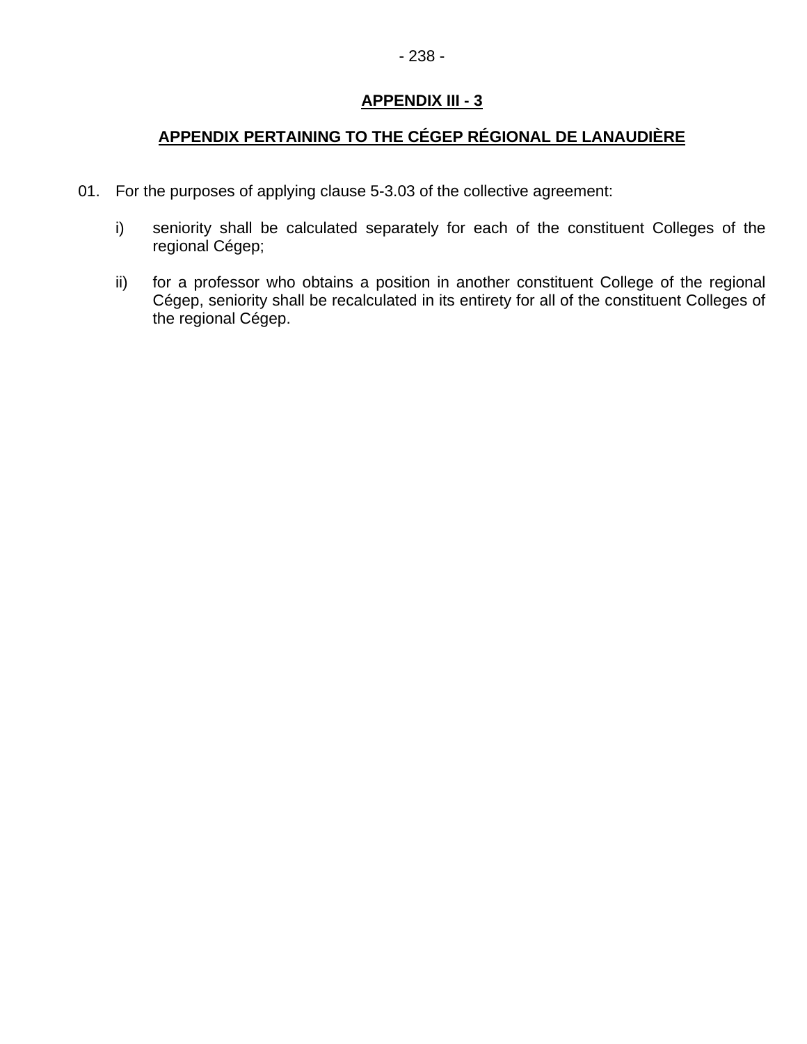## APPENDIX III - 3

## APPENDIX PERTAINING TO THE CÉGEP RÉGIONAL DE LANAUDIÈRE

01. For the purposes of applying clause 5-3.03 of the collective agreement:

   i) seniority shall be calculated separately for each of the constituent Colleges of the regional Cégep;

   ii) for a professor who obtains a position in another constituent College of the regional Cégep, seniority shall be recalculated in its entirety for all of the constituent Colleges of the regional Cégep.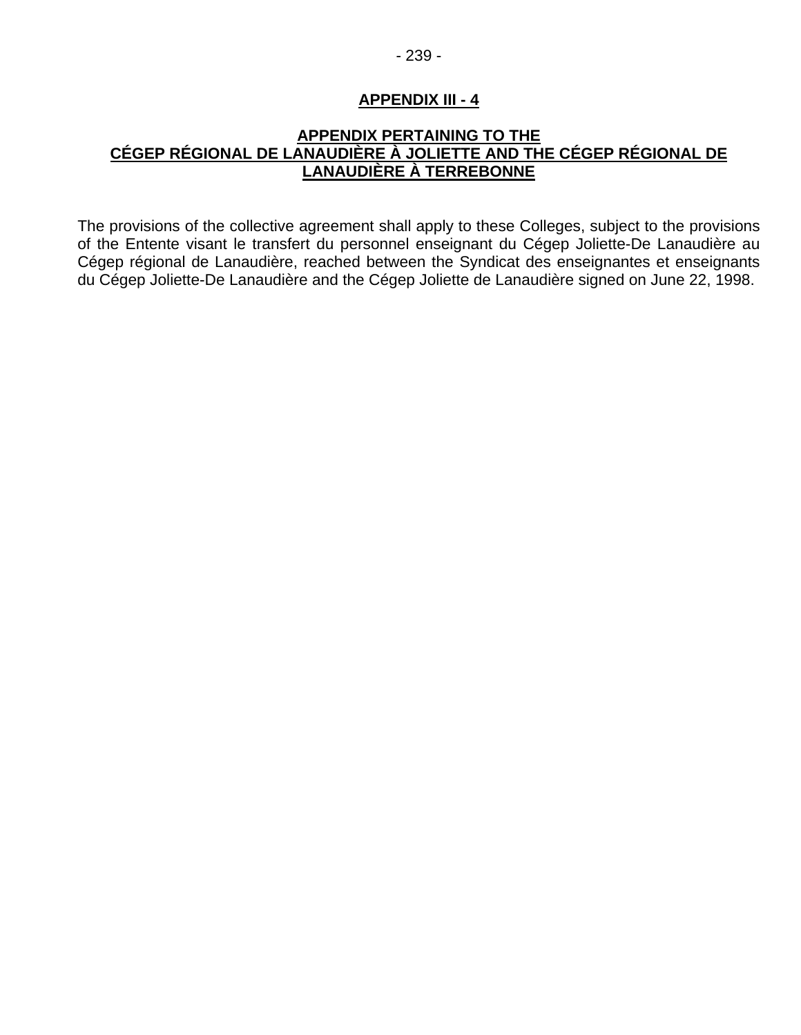## APPENDIX III - 4

### APPENDIX PERTAINING TO THE CÉGEP RÉGIONAL DE LANAUDIÈRE À JOLIETTE AND THE CÉGEP RÉGIONAL DE LANAUDIÈRE À TERREBONNE

The provisions of the collective agreement shall apply to these Colleges, subject to the provisions of the Entente visant le transfert du personnel enseignant du Cégep Joliette-De Lanaudière au Cégep régional de Lanaudière, reached between the Syndicat des enseignantes et enseignants du Cégep Joliette-De Lanaudière and the Cégep Joliette de Lanaudière signed on June 22, 1998.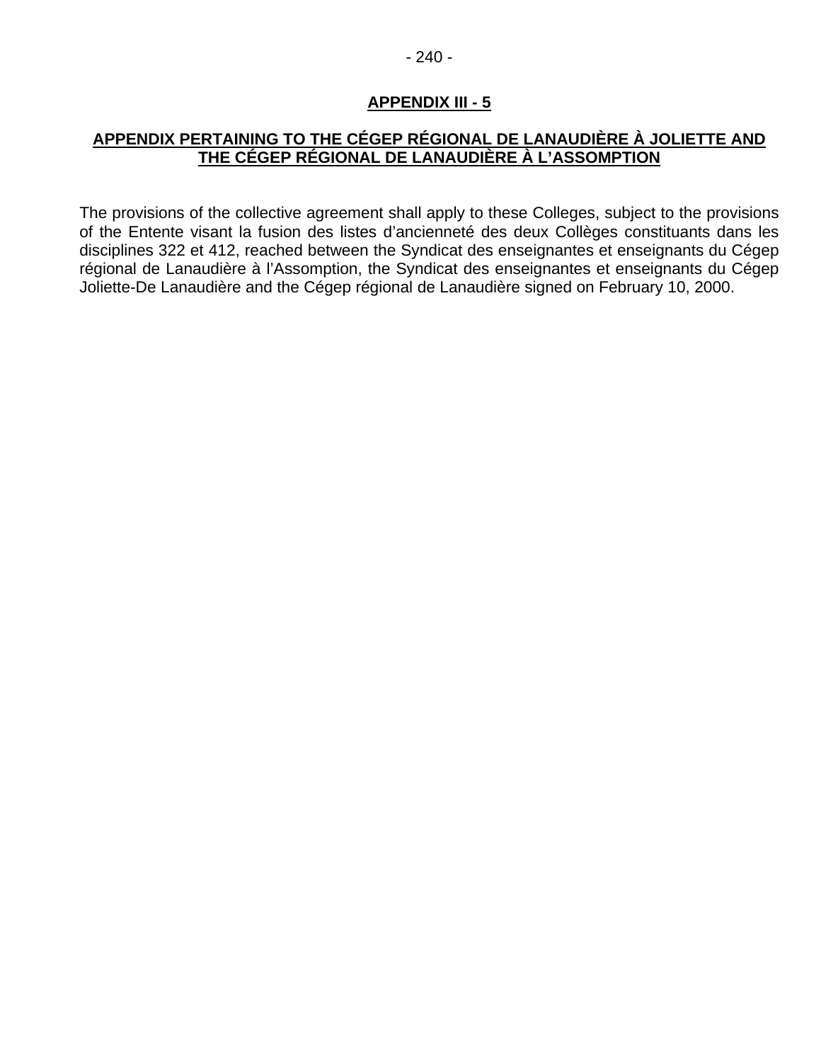## APPENDIX III - 5

### APPENDIX PERTAINING TO THE CÉGEP RÉGIONAL DE LANAUDIÈRE À JOLIETTE AND THE CÉGEP RÉGIONAL DE LANAUDIÈRE À L'ASSOMPTION

The provisions of the collective agreement shall apply to these Colleges, subject to the provisions of the Entente visant la fusion des listes d'ancienneté des deux Collèges constituants dans les disciplines 322 et 412, reached between the Syndicat des enseignantes et enseignants du Cégep régional de Lanaudière à l'Assomption, the Syndicat des enseignantes et enseignants du Cégep Joliette-De Lanaudière and the Cégep régional de Lanaudière signed on February 10, 2000.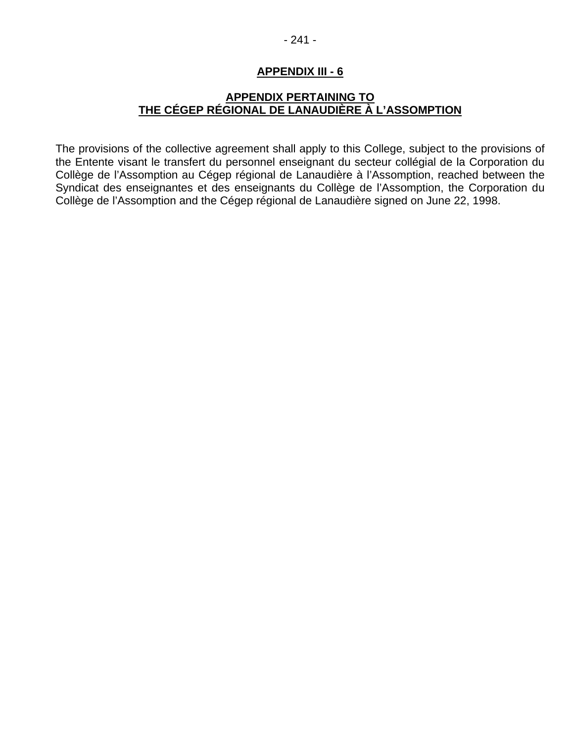## APPENDIX III - 6

## APPENDIX PERTAINING TO THE CÉGEP RÉGIONAL DE LANAUDIÈRE À L'ASSOMPTION

The provisions of the collective agreement shall apply to this College, subject to the provisions of the Entente visant le transfert du personnel enseignant du secteur collégial de la Corporation du Collège de l'Assomption au Cégep régional de Lanaudière à l'Assomption, reached between the Syndicat des enseignantes et des enseignants du Collège de l'Assomption, the Corporation du Collège de l'Assomption and the Cégep régional de Lanaudière signed on June 22, 1998.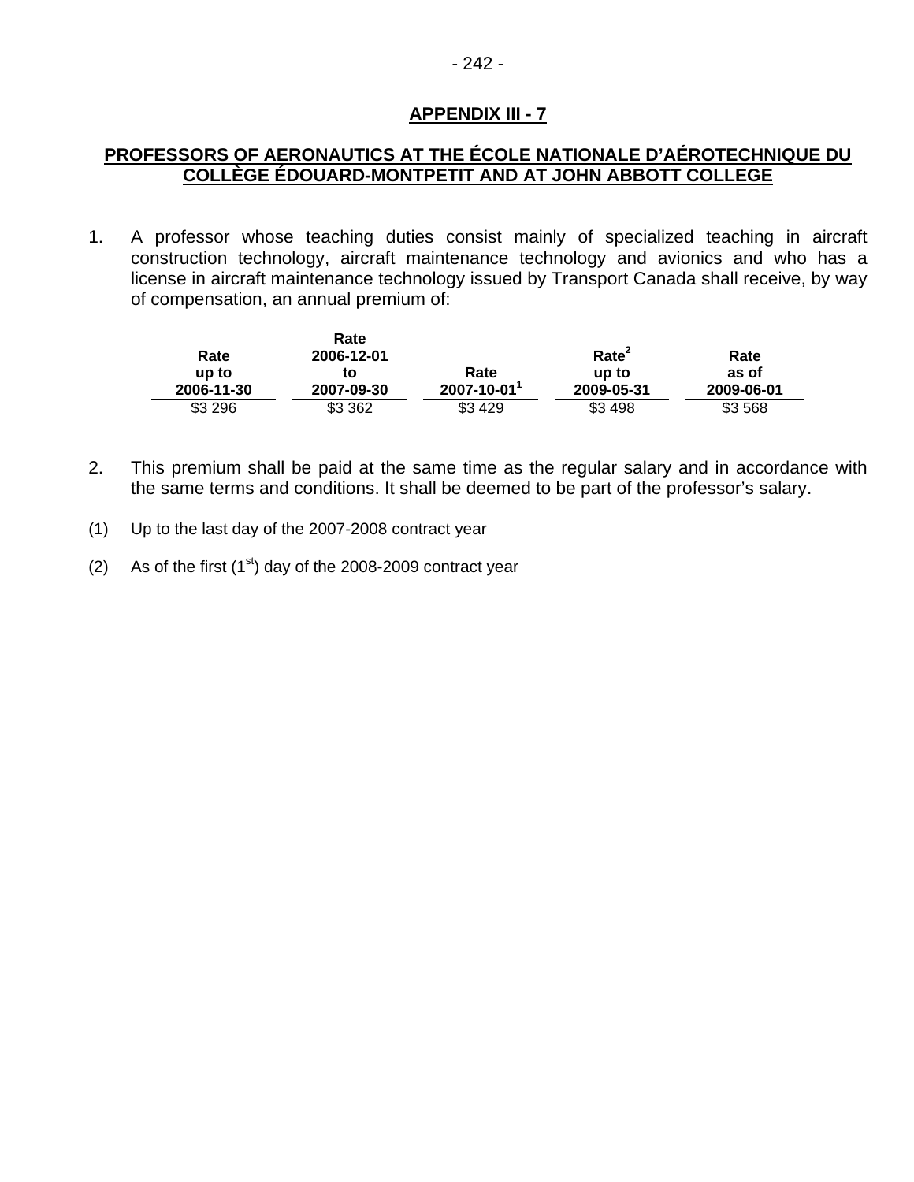## APPENDIX III - 7

## PROFESSORS OF AERONAUTICS AT THE ÉCOLE NATIONALE D'AÉROTECHNIQUE DU COLLÈGE ÉDOUARD-MONTPETIT AND AT JOHN ABBOTT COLLEGE

1. A professor whose teaching duties consist mainly of specialized teaching in aircraft construction technology, aircraft maintenance technology and avionics and who has a license in aircraft maintenance technology issued by Transport Canada shall receive, by way of compensation, an annual premium of:

| Rate up to 2006-11-30 | Rate 2006-12-01 to 2007-09-30 | Rate 2007-10-01[1] | Rate[2] up to 2009-05-31 | Rate as of 2009-06-01 |
|---|---|---|---|---|
| \$3 296 | \$3 362 | \$3 429 | \$3 498 | \$3 568 |

2. This premium shall be paid at the same time as the regular salary and in accordance with the same terms and conditions. It shall be deemed to be part of the professor's salary.

(1) Up to the last day of the 2007-2008 contract year

(2) As of the first (1st) day of the 2008-2009 contract year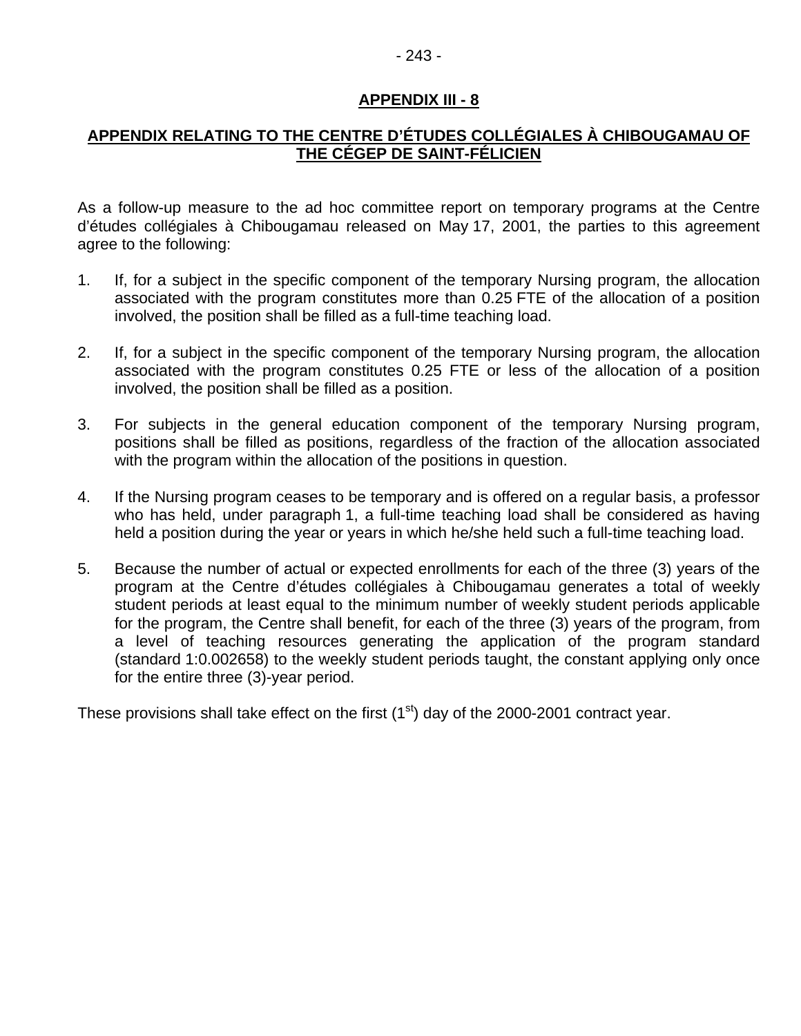# APPENDIX III - 8

## APPENDIX RELATING TO THE CENTRE D'ÉTUDES COLLÉGIALES À CHIBOUGAMAU OF THE CÉGEP DE SAINT-FÉLICIEN

As a follow-up measure to the ad hoc committee report on temporary programs at the Centre d'études collégiales à Chibougamau released on May 17, 2001, the parties to this agreement agree to the following:

1. If, for a subject in the specific component of the temporary Nursing program, the allocation associated with the program constitutes more than 0.25 FTE of the allocation of a position involved, the position shall be filled as a full-time teaching load.

2. If, for a subject in the specific component of the temporary Nursing program, the allocation associated with the program constitutes 0.25 FTE or less of the allocation of a position involved, the position shall be filled as a position.

3. For subjects in the general education component of the temporary Nursing program, positions shall be filled as positions, regardless of the fraction of the allocation associated with the program within the allocation of the positions in question.

4. If the Nursing program ceases to be temporary and is offered on a regular basis, a professor who has held, under paragraph 1, a full-time teaching load shall be considered as having held a position during the year or years in which he/she held such a full-time teaching load.

5. Because the number of actual or expected enrollments for each of the three (3) years of the program at the Centre d'études collégiales à Chibougamau generates a total of weekly student periods at least equal to the minimum number of weekly student periods applicable for the program, the Centre shall benefit, for each of the three (3) years of the program, from a level of teaching resources generating the application of the program standard (standard 1:0.002658) to the weekly student periods taught, the constant applying only once for the entire three (3)-year period.

These provisions shall take effect on the first (1st) day of the 2000-2001 contract year.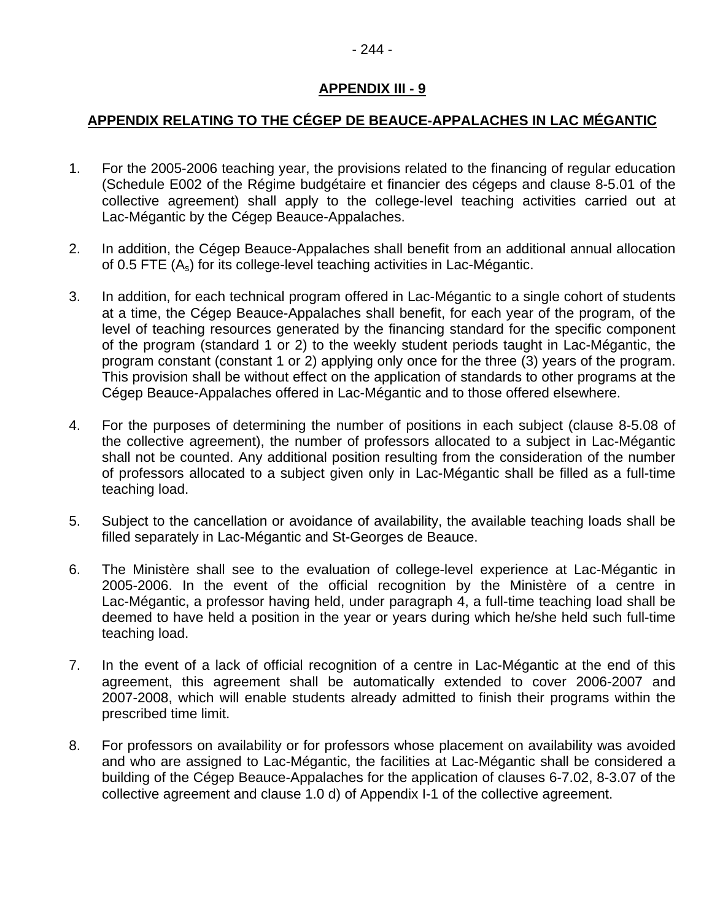## APPENDIX III - 9

## APPENDIX RELATING TO THE CÉGEP DE BEAUCE-APPALACHES IN LAC MÉGANTIC

1. For the 2005-2006 teaching year, the provisions related to the financing of regular education (Schedule E002 of the Régime budgétaire et financier des cégeps and clause 8-5.01 of the collective agreement) shall apply to the college-level teaching activities carried out at Lac-Mégantic by the Cégep Beauce-Appalaches.

2. In addition, the Cégep Beauce-Appalaches shall benefit from an additional annual allocation of 0.5 FTE ($A_s$) for its college-level teaching activities in Lac-Mégantic.

3. In addition, for each technical program offered in Lac-Mégantic to a single cohort of students at a time, the Cégep Beauce-Appalaches shall benefit, for each year of the program, of the level of teaching resources generated by the financing standard for the specific component of the program (standard 1 or 2) to the weekly student periods taught in Lac-Mégantic, the program constant (constant 1 or 2) applying only once for the three (3) years of the program. This provision shall be without effect on the application of standards to other programs at the Cégep Beauce-Appalaches offered in Lac-Mégantic and to those offered elsewhere.

4. For the purposes of determining the number of positions in each subject (clause 8-5.08 of the collective agreement), the number of professors allocated to a subject in Lac-Mégantic shall not be counted. Any additional position resulting from the consideration of the number of professors allocated to a subject given only in Lac-Mégantic shall be filled as a full-time teaching load.

5. Subject to the cancellation or avoidance of availability, the available teaching loads shall be filled separately in Lac-Mégantic and St-Georges de Beauce.

6. The Ministère shall see to the evaluation of college-level experience at Lac-Mégantic in 2005-2006. In the event of the official recognition by the Ministère of a centre in Lac-Mégantic, a professor having held, under paragraph 4, a full-time teaching load shall be deemed to have held a position in the year or years during which he/she held such full-time teaching load.

7. In the event of a lack of official recognition of a centre in Lac-Mégantic at the end of this agreement, this agreement shall be automatically extended to cover 2006-2007 and 2007-2008, which will enable students already admitted to finish their programs within the prescribed time limit.

8. For professors on availability or for professors whose placement on availability was avoided and who are assigned to Lac-Mégantic, the facilities at Lac-Mégantic shall be considered a building of the Cégep Beauce-Appalaches for the application of clauses 6-7.02, 8-3.07 of the collective agreement and clause 1.0 d) of Appendix I-1 of the collective agreement.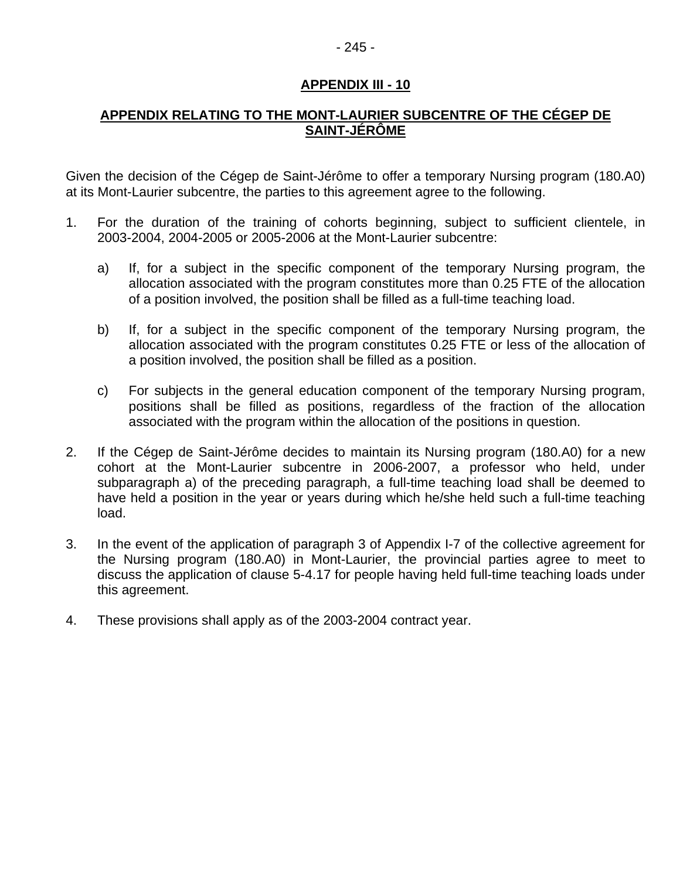## APPENDIX III - 10

## APPENDIX RELATING TO THE MONT-LAURIER SUBCENTRE OF THE CÉGEP DE SAINT-JÉRÔME

Given the decision of the Cégep de Saint-Jérôme to offer a temporary Nursing program (180.A0) at its Mont-Laurier subcentre, the parties to this agreement agree to the following.

1. For the duration of the training of cohorts beginning, subject to sufficient clientele, in 2003-2004, 2004-2005 or 2005-2006 at the Mont-Laurier subcentre:

   a) If, for a subject in the specific component of the temporary Nursing program, the allocation associated with the program constitutes more than 0.25 FTE of the allocation of a position involved, the position shall be filled as a full-time teaching load.

   b) If, for a subject in the specific component of the temporary Nursing program, the allocation associated with the program constitutes 0.25 FTE or less of the allocation of a position involved, the position shall be filled as a position.

   c) For subjects in the general education component of the temporary Nursing program, positions shall be filled as positions, regardless of the fraction of the allocation associated with the program within the allocation of the positions in question.

2. If the Cégep de Saint-Jérôme decides to maintain its Nursing program (180.A0) for a new cohort at the Mont-Laurier subcentre in 2006-2007, a professor who held, under subparagraph a) of the preceding paragraph, a full-time teaching load shall be deemed to have held a position in the year or years during which he/she held such a full-time teaching load.

3. In the event of the application of paragraph 3 of Appendix I-7 of the collective agreement for the Nursing program (180.A0) in Mont-Laurier, the provincial parties agree to meet to discuss the application of clause 5-4.17 for people having held full-time teaching loads under this agreement.

4. These provisions shall apply as of the 2003-2004 contract year.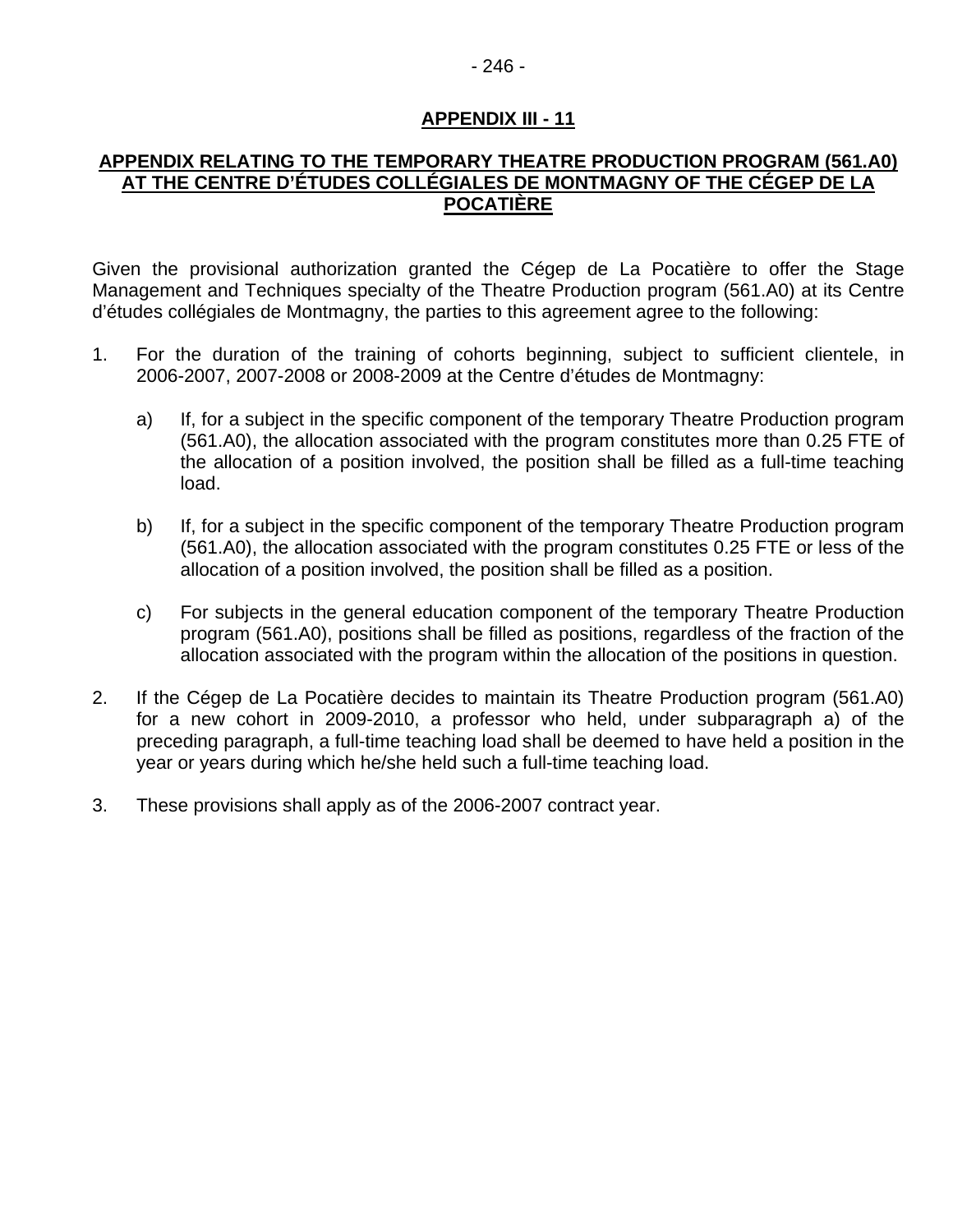## APPENDIX III - 11

### APPENDIX RELATING TO THE TEMPORARY THEATRE PRODUCTION PROGRAM (561.A0) AT THE CENTRE D'ÉTUDES COLLÉGIALES DE MONTMAGNY OF THE CÉGEP DE LA POCATIÈRE

Given the provisional authorization granted the Cégep de La Pocatière to offer the Stage Management and Techniques specialty of the Theatre Production program (561.A0) at its Centre d'études collégiales de Montmagny, the parties to this agreement agree to the following:

1. For the duration of the training of cohorts beginning, subject to sufficient clientele, in 2006-2007, 2007-2008 or 2008-2009 at the Centre d'études de Montmagny:

   a) If, for a subject in the specific component of the temporary Theatre Production program (561.A0), the allocation associated with the program constitutes more than 0.25 FTE of the allocation of a position involved, the position shall be filled as a full-time teaching load.

   b) If, for a subject in the specific component of the temporary Theatre Production program (561.A0), the allocation associated with the program constitutes 0.25 FTE or less of the allocation of a position involved, the position shall be filled as a position.

   c) For subjects in the general education component of the temporary Theatre Production program (561.A0), positions shall be filled as positions, regardless of the fraction of the allocation associated with the program within the allocation of the positions in question.

2. If the Cégep de La Pocatière decides to maintain its Theatre Production program (561.A0) for a new cohort in 2009-2010, a professor who held, under subparagraph a) of the preceding paragraph, a full-time teaching load shall be deemed to have held a position in the year or years during which he/she held such a full-time teaching load.

3. These provisions shall apply as of the 2006-2007 contract year.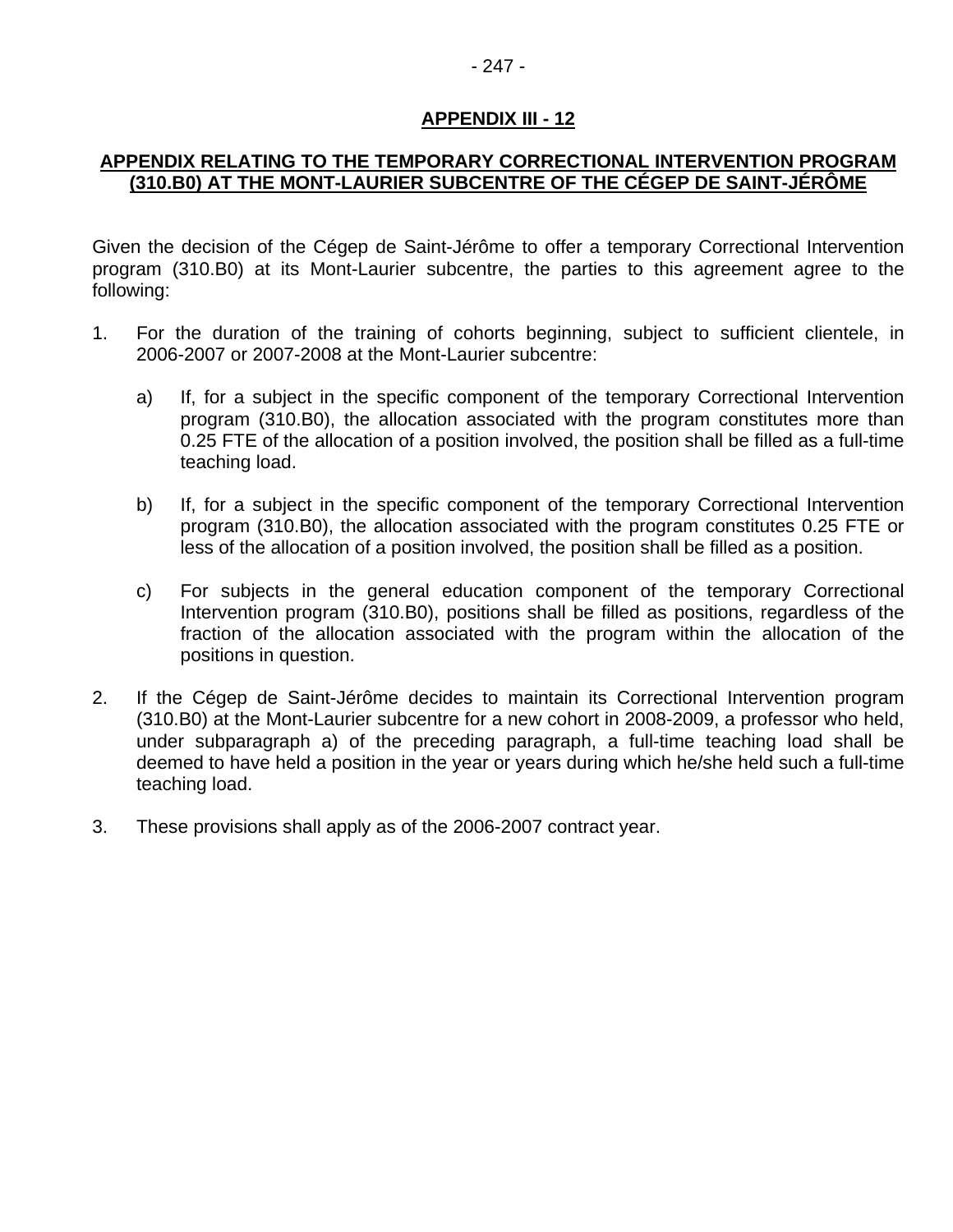## APPENDIX III - 12

### APPENDIX RELATING TO THE TEMPORARY CORRECTIONAL INTERVENTION PROGRAM (310.B0) AT THE MONT-LAURIER SUBCENTRE OF THE CÉGEP DE SAINT-JÉRÔME

Given the decision of the Cégep de Saint-Jérôme to offer a temporary Correctional Intervention program (310.B0) at its Mont-Laurier subcentre, the parties to this agreement agree to the following:

1. For the duration of the training of cohorts beginning, subject to sufficient clientele, in 2006-2007 or 2007-2008 at the Mont-Laurier subcentre:

   a) If, for a subject in the specific component of the temporary Correctional Intervention program (310.B0), the allocation associated with the program constitutes more than 0.25 FTE of the allocation of a position involved, the position shall be filled as a full-time teaching load.

   b) If, for a subject in the specific component of the temporary Correctional Intervention program (310.B0), the allocation associated with the program constitutes 0.25 FTE or less of the allocation of a position involved, the position shall be filled as a position.

   c) For subjects in the general education component of the temporary Correctional Intervention program (310.B0), positions shall be filled as positions, regardless of the fraction of the allocation associated with the program within the allocation of the positions in question.

2. If the Cégep de Saint-Jérôme decides to maintain its Correctional Intervention program (310.B0) at the Mont-Laurier subcentre for a new cohort in 2008-2009, a professor who held, under subparagraph a) of the preceding paragraph, a full-time teaching load shall be deemed to have held a position in the year or years during which he/she held such a full-time teaching load.

3. These provisions shall apply as of the 2006-2007 contract year.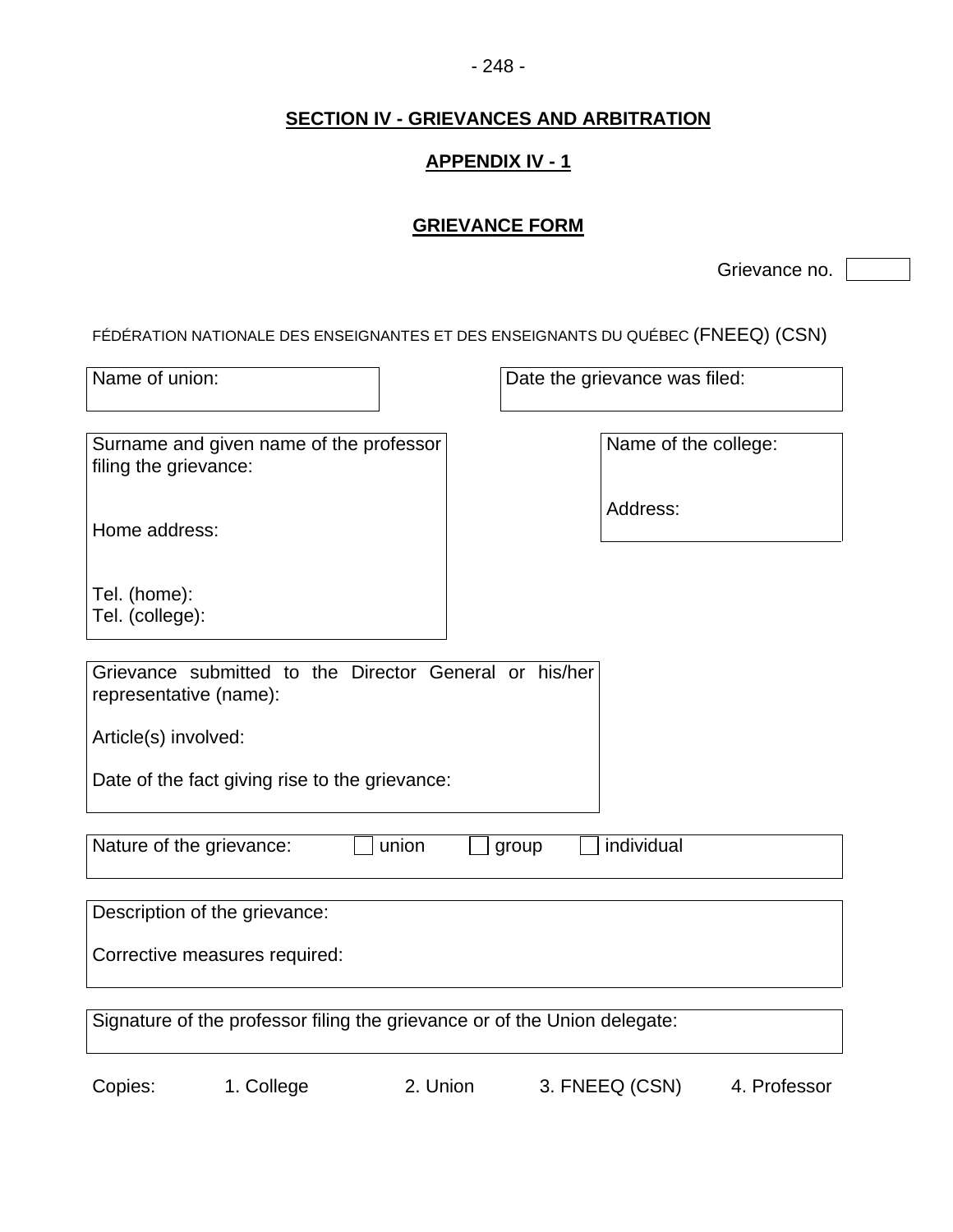## SECTION IV - GRIEVANCES AND ARBITRATION

## APPENDIX IV - 1

## GRIEVANCE FORM

Grievance no. ☐

FÉDÉRATION NATIONALE DES ENSEIGNANTES ET DES ENSEIGNANTS DU QUÉBEC (FNEEQ) (CSN)

Name of union:

Date the grievance was filed:

Surname and given name of the professor filing the grievance:

Home address:

Tel. (home):
Tel. (college):

Name of the college:

Address:

Grievance submitted to the Director General or his/her representative (name):

Article(s) involved:

Date of the fact giving rise to the grievance:

Nature of the grievance: ☐ union ☐ group ☐ individual

Description of the grievance:

Corrective measures required:

Signature of the professor filing the grievance or of the Union delegate:

Copies: 1. College 2. Union 3. FNEEQ (CSN) 4. Professor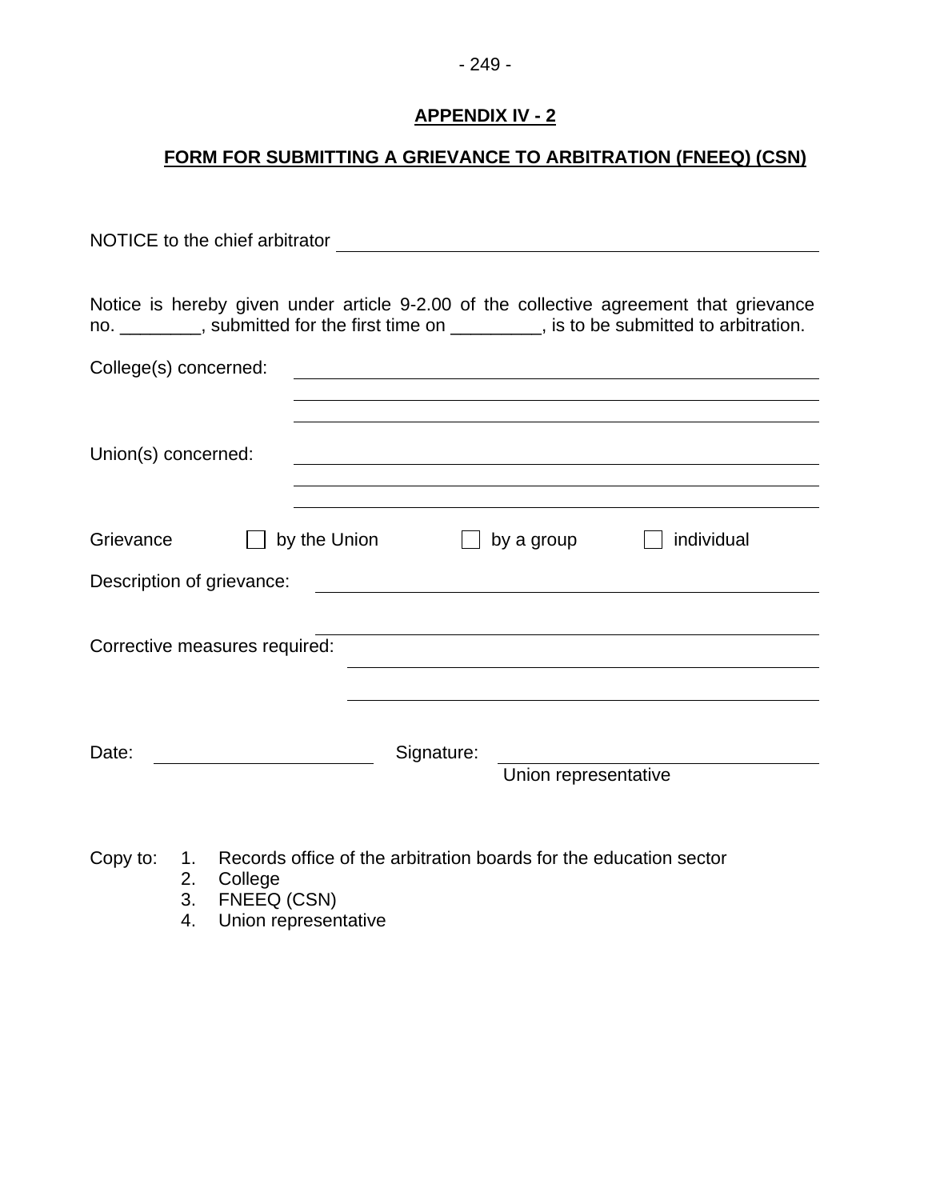## APPENDIX IV - 2

## FORM FOR SUBMITTING A GRIEVANCE TO ARBITRATION (FNEEQ) (CSN)

NOTICE to the chief arbitrator ______________________________________________

Notice is hereby given under article 9-2.00 of the collective agreement that grievance no. ________, submitted for the first time on _________, is to be submitted to arbitration.

College(s) concerned: ______________________________________________

______________________________________________

______________________________________________

Union(s) concerned: ______________________________________________

______________________________________________

______________________________________________

Grievance ☐ by the Union ☐ by a group ☐ individual

Description of grievance: ______________________________________________

______________________________________________

Corrective measures required: ______________________________________________

______________________________________________

Date: ______________________ Signature: ______________________________
Union representative

Copy to:
1. Records office of the arbitration boards for the education sector
2. College
3. FNEEQ (CSN)
4. Union representative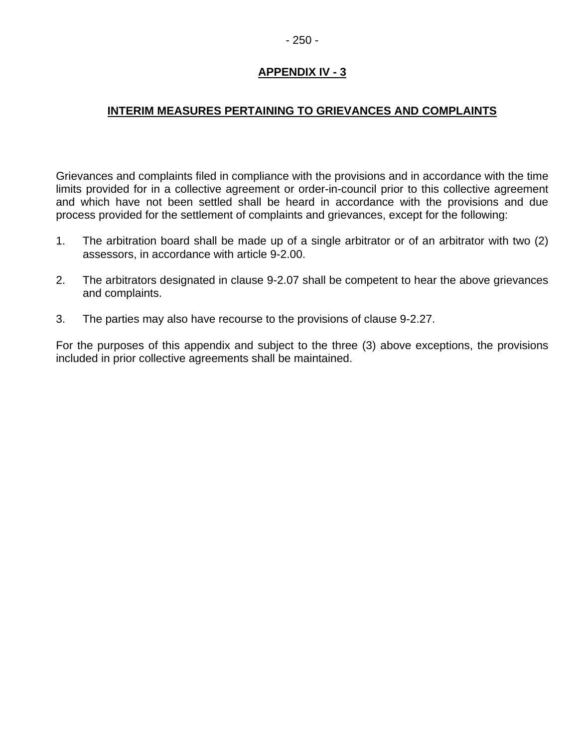# APPENDIX IV - 3

## INTERIM MEASURES PERTAINING TO GRIEVANCES AND COMPLAINTS

Grievances and complaints filed in compliance with the provisions and in accordance with the time limits provided for in a collective agreement or order-in-council prior to this collective agreement and which have not been settled shall be heard in accordance with the provisions and due process provided for the settlement of complaints and grievances, except for the following:

1. The arbitration board shall be made up of a single arbitrator or of an arbitrator with two (2) assessors, in accordance with article 9-2.00.

2. The arbitrators designated in clause 9-2.07 shall be competent to hear the above grievances and complaints.

3. The parties may also have recourse to the provisions of clause 9-2.27.

For the purposes of this appendix and subject to the three (3) above exceptions, the provisions included in prior collective agreements shall be maintained.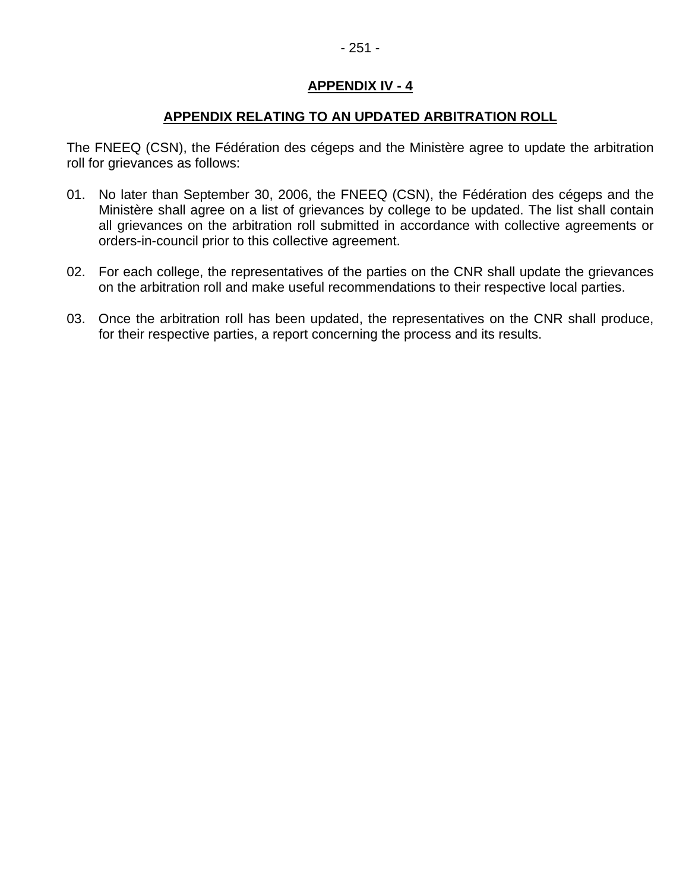## APPENDIX IV - 4

## APPENDIX RELATING TO AN UPDATED ARBITRATION ROLL

The FNEEQ (CSN), the Fédération des cégeps and the Ministère agree to update the arbitration roll for grievances as follows:

01. No later than September 30, 2006, the FNEEQ (CSN), the Fédération des cégeps and the Ministère shall agree on a list of grievances by college to be updated. The list shall contain all grievances on the arbitration roll submitted in accordance with collective agreements or orders-in-council prior to this collective agreement.

02. For each college, the representatives of the parties on the CNR shall update the grievances on the arbitration roll and make useful recommendations to their respective local parties.

03. Once the arbitration roll has been updated, the representatives on the CNR shall produce, for their respective parties, a report concerning the process and its results.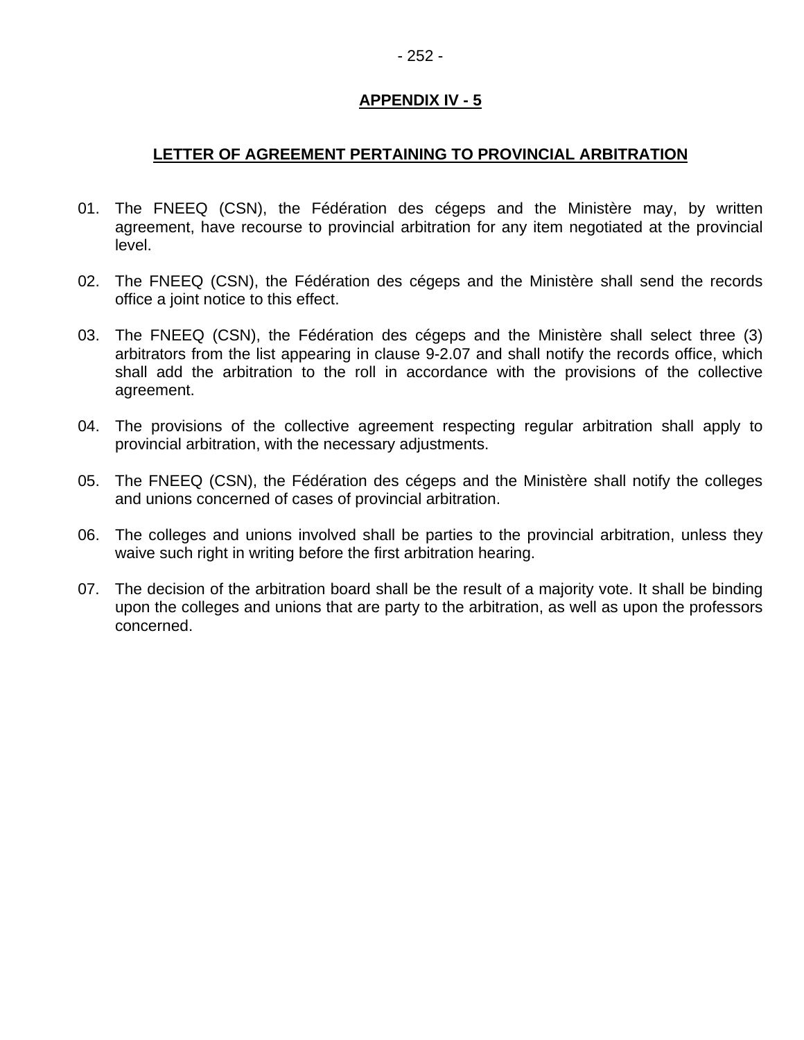## APPENDIX IV - 5

### LETTER OF AGREEMENT PERTAINING TO PROVINCIAL ARBITRATION

01. The FNEEQ (CSN), the Fédération des cégeps and the Ministère may, by written agreement, have recourse to provincial arbitration for any item negotiated at the provincial level.

02. The FNEEQ (CSN), the Fédération des cégeps and the Ministère shall send the records office a joint notice to this effect.

03. The FNEEQ (CSN), the Fédération des cégeps and the Ministère shall select three (3) arbitrators from the list appearing in clause 9-2.07 and shall notify the records office, which shall add the arbitration to the roll in accordance with the provisions of the collective agreement.

04. The provisions of the collective agreement respecting regular arbitration shall apply to provincial arbitration, with the necessary adjustments.

05. The FNEEQ (CSN), the Fédération des cégeps and the Ministère shall notify the colleges and unions concerned of cases of provincial arbitration.

06. The colleges and unions involved shall be parties to the provincial arbitration, unless they waive such right in writing before the first arbitration hearing.

07. The decision of the arbitration board shall be the result of a majority vote. It shall be binding upon the colleges and unions that are party to the arbitration, as well as upon the professors concerned.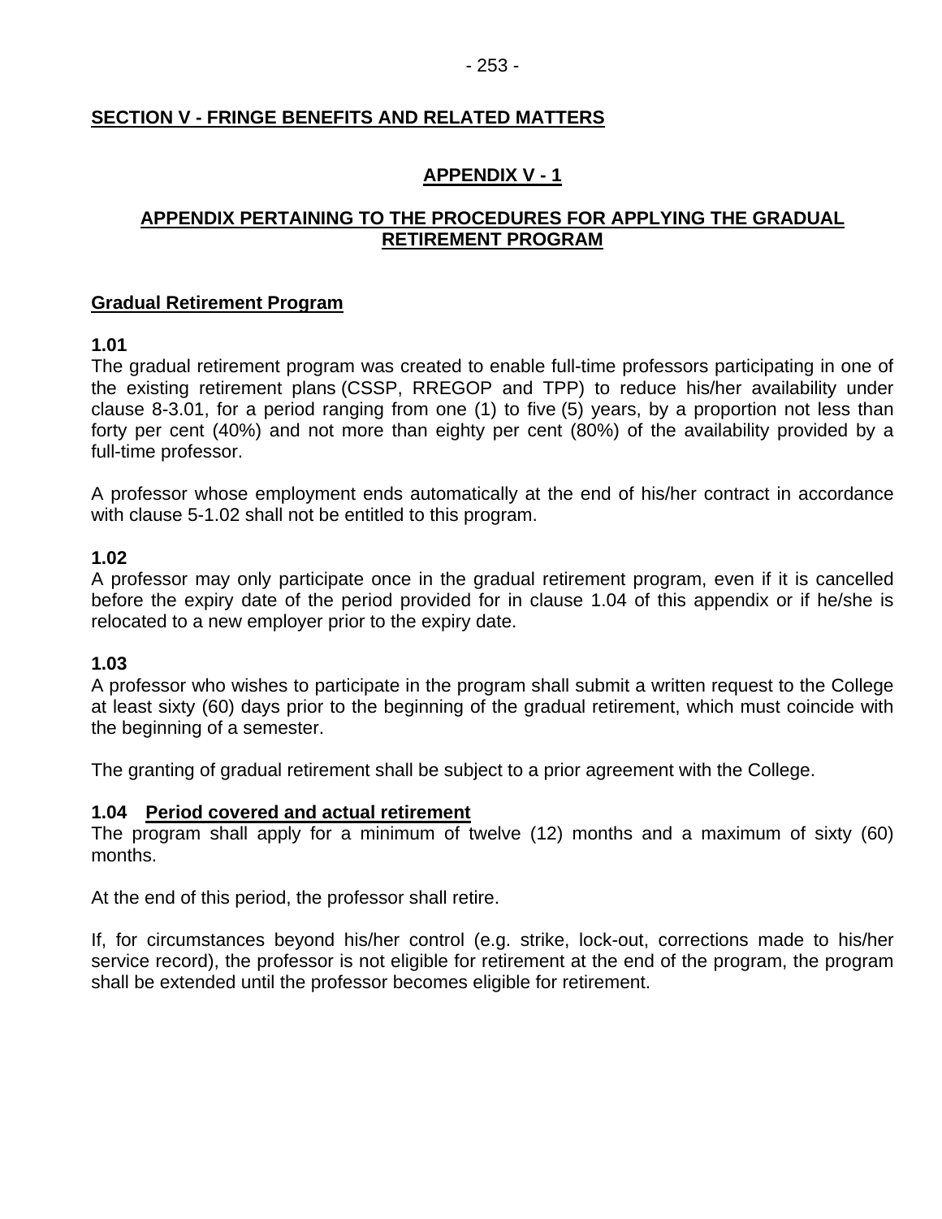## SECTION V - FRINGE BENEFITS AND RELATED MATTERS

### APPENDIX V - 1

### APPENDIX PERTAINING TO THE PROCEDURES FOR APPLYING THE GRADUAL RETIREMENT PROGRAM

**Gradual Retirement Program**

**1.01**
The gradual retirement program was created to enable full-time professors participating in one of the existing retirement plans (CSSP, RREGOP and TPP) to reduce his/her availability under clause 8-3.01, for a period ranging from one (1) to five (5) years, by a proportion not less than forty per cent (40%) and not more than eighty per cent (80%) of the availability provided by a full-time professor.

A professor whose employment ends automatically at the end of his/her contract in accordance with clause 5-1.02 shall not be entitled to this program.

**1.02**
A professor may only participate once in the gradual retirement program, even if it is cancelled before the expiry date of the period provided for in clause 1.04 of this appendix or if he/she is relocated to a new employer prior to the expiry date.

**1.03**
A professor who wishes to participate in the program shall submit a written request to the College at least sixty (60) days prior to the beginning of the gradual retirement, which must coincide with the beginning of a semester.

The granting of gradual retirement shall be subject to a prior agreement with the College.

**1.04 Period covered and actual retirement**
The program shall apply for a minimum of twelve (12) months and a maximum of sixty (60) months.

At the end of this period, the professor shall retire.

If, for circumstances beyond his/her control (e.g. strike, lock-out, corrections made to his/her service record), the professor is not eligible for retirement at the end of the program, the program shall be extended until the professor becomes eligible for retirement.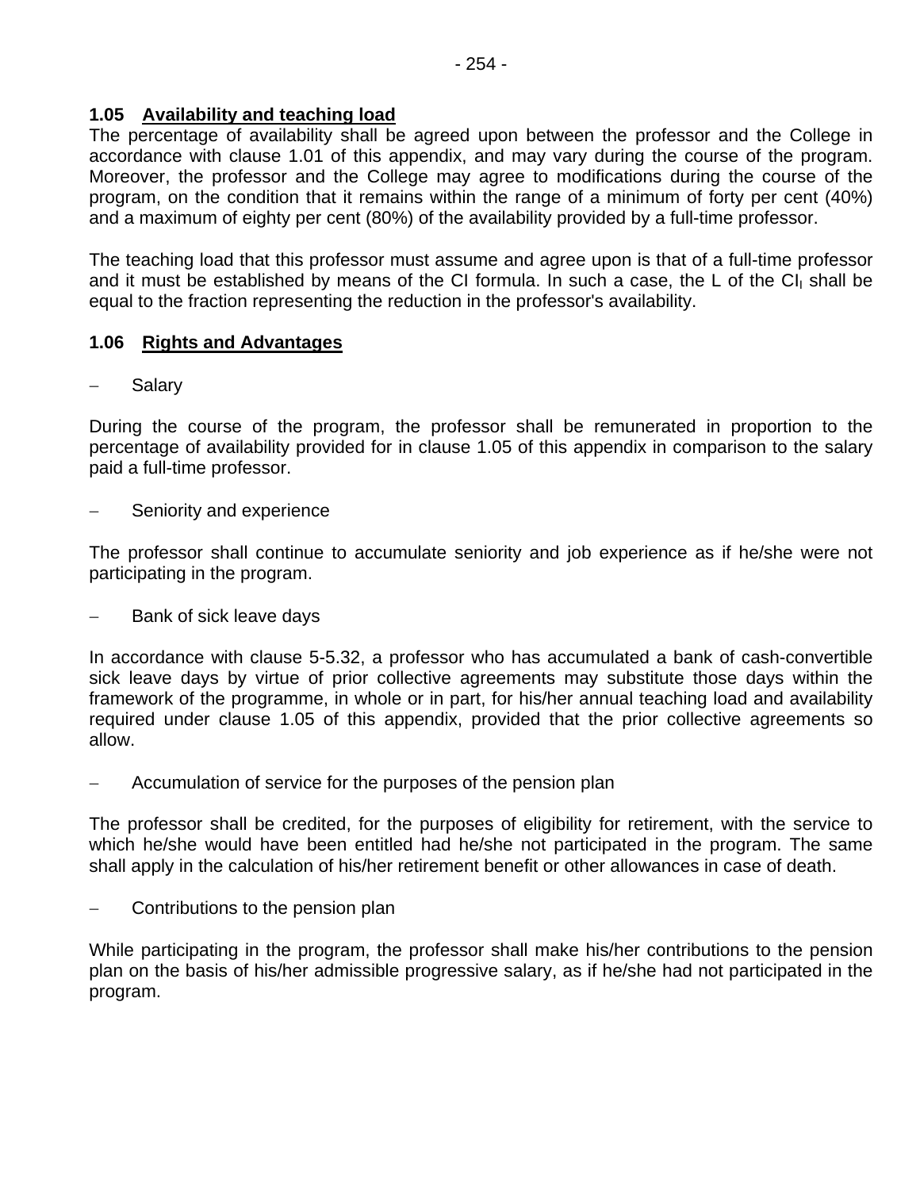### 1.05 Availability and teaching load

The percentage of availability shall be agreed upon between the professor and the College in accordance with clause 1.01 of this appendix, and may vary during the course of the program. Moreover, the professor and the College may agree to modifications during the course of the program, on the condition that it remains within the range of a minimum of forty per cent (40%) and a maximum of eighty per cent (80%) of the availability provided by a full-time professor.

The teaching load that this professor must assume and agree upon is that of a full-time professor and it must be established by means of the CI formula. In such a case, the L of the $CI_l$ shall be equal to the fraction representing the reduction in the professor's availability.

### 1.06 Rights and Advantages

- Salary

During the course of the program, the professor shall be remunerated in proportion to the percentage of availability provided for in clause 1.05 of this appendix in comparison to the salary paid a full-time professor.

- Seniority and experience

The professor shall continue to accumulate seniority and job experience as if he/she were not participating in the program.

- Bank of sick leave days

In accordance with clause 5-5.32, a professor who has accumulated a bank of cash-convertible sick leave days by virtue of prior collective agreements may substitute those days within the framework of the programme, in whole or in part, for his/her annual teaching load and availability required under clause 1.05 of this appendix, provided that the prior collective agreements so allow.

- Accumulation of service for the purposes of the pension plan

The professor shall be credited, for the purposes of eligibility for retirement, with the service to which he/she would have been entitled had he/she not participated in the program. The same shall apply in the calculation of his/her retirement benefit or other allowances in case of death.

- Contributions to the pension plan

While participating in the program, the professor shall make his/her contributions to the pension plan on the basis of his/her admissible progressive salary, as if he/she had not participated in the program.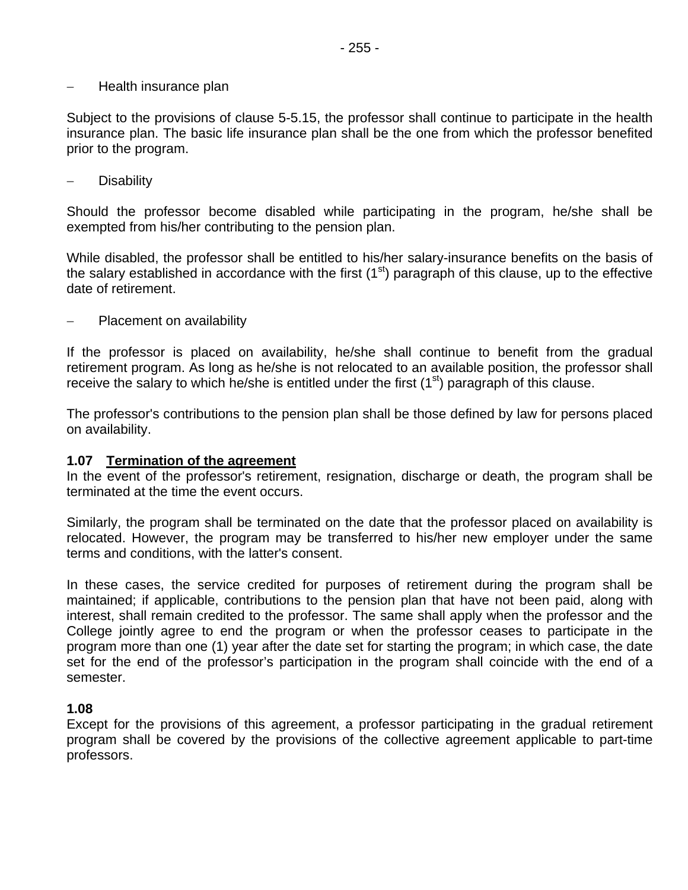– Health insurance plan

Subject to the provisions of clause 5-5.15, the professor shall continue to participate in the health insurance plan. The basic life insurance plan shall be the one from which the professor benefited prior to the program.

– Disability

Should the professor become disabled while participating in the program, he/she shall be exempted from his/her contributing to the pension plan.

While disabled, the professor shall be entitled to his/her salary-insurance benefits on the basis of the salary established in accordance with the first (1st) paragraph of this clause, up to the effective date of retirement.

– Placement on availability

If the professor is placed on availability, he/she shall continue to benefit from the gradual retirement program. As long as he/she is not relocated to an available position, the professor shall receive the salary to which he/she is entitled under the first (1st) paragraph of this clause.

The professor's contributions to the pension plan shall be those defined by law for persons placed on availability.

**1.07 Termination of the agreement**

In the event of the professor's retirement, resignation, discharge or death, the program shall be terminated at the time the event occurs.

Similarly, the program shall be terminated on the date that the professor placed on availability is relocated. However, the program may be transferred to his/her new employer under the same terms and conditions, with the latter's consent.

In these cases, the service credited for purposes of retirement during the program shall be maintained; if applicable, contributions to the pension plan that have not been paid, along with interest, shall remain credited to the professor. The same shall apply when the professor and the College jointly agree to end the program or when the professor ceases to participate in the program more than one (1) year after the date set for starting the program; in which case, the date set for the end of the professor's participation in the program shall coincide with the end of a semester.

**1.08**

Except for the provisions of this agreement, a professor participating in the gradual retirement program shall be covered by the provisions of the collective agreement applicable to part-time professors.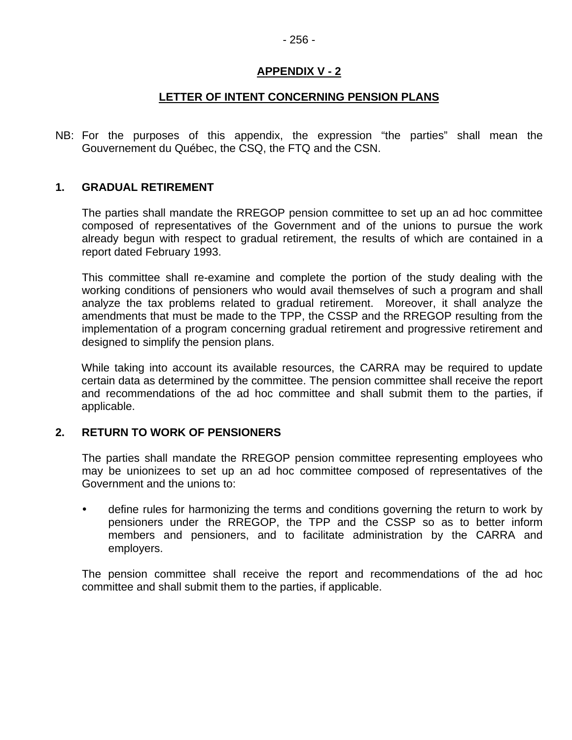## APPENDIX V - 2

## LETTER OF INTENT CONCERNING PENSION PLANS

NB: For the purposes of this appendix, the expression “the parties” shall mean the Gouvernement du Québec, the CSQ, the FTQ and the CSN.

### 1. GRADUAL RETIREMENT

The parties shall mandate the RREGOP pension committee to set up an ad hoc committee composed of representatives of the Government and of the unions to pursue the work already begun with respect to gradual retirement, the results of which are contained in a report dated February 1993.

This committee shall re-examine and complete the portion of the study dealing with the working conditions of pensioners who would avail themselves of such a program and shall analyze the tax problems related to gradual retirement. Moreover, it shall analyze the amendments that must be made to the TPP, the CSSP and the RREGOP resulting from the implementation of a program concerning gradual retirement and progressive retirement and designed to simplify the pension plans.

While taking into account its available resources, the CARRA may be required to update certain data as determined by the committee. The pension committee shall receive the report and recommendations of the ad hoc committee and shall submit them to the parties, if applicable.

### 2. RETURN TO WORK OF PENSIONERS

The parties shall mandate the RREGOP pension committee representing employees who may be unionizees to set up an ad hoc committee composed of representatives of the Government and the unions to:

- define rules for harmonizing the terms and conditions governing the return to work by pensioners under the RREGOP, the TPP and the CSSP so as to better inform members and pensioners, and to facilitate administration by the CARRA and employers.

The pension committee shall receive the report and recommendations of the ad hoc committee and shall submit them to the parties, if applicable.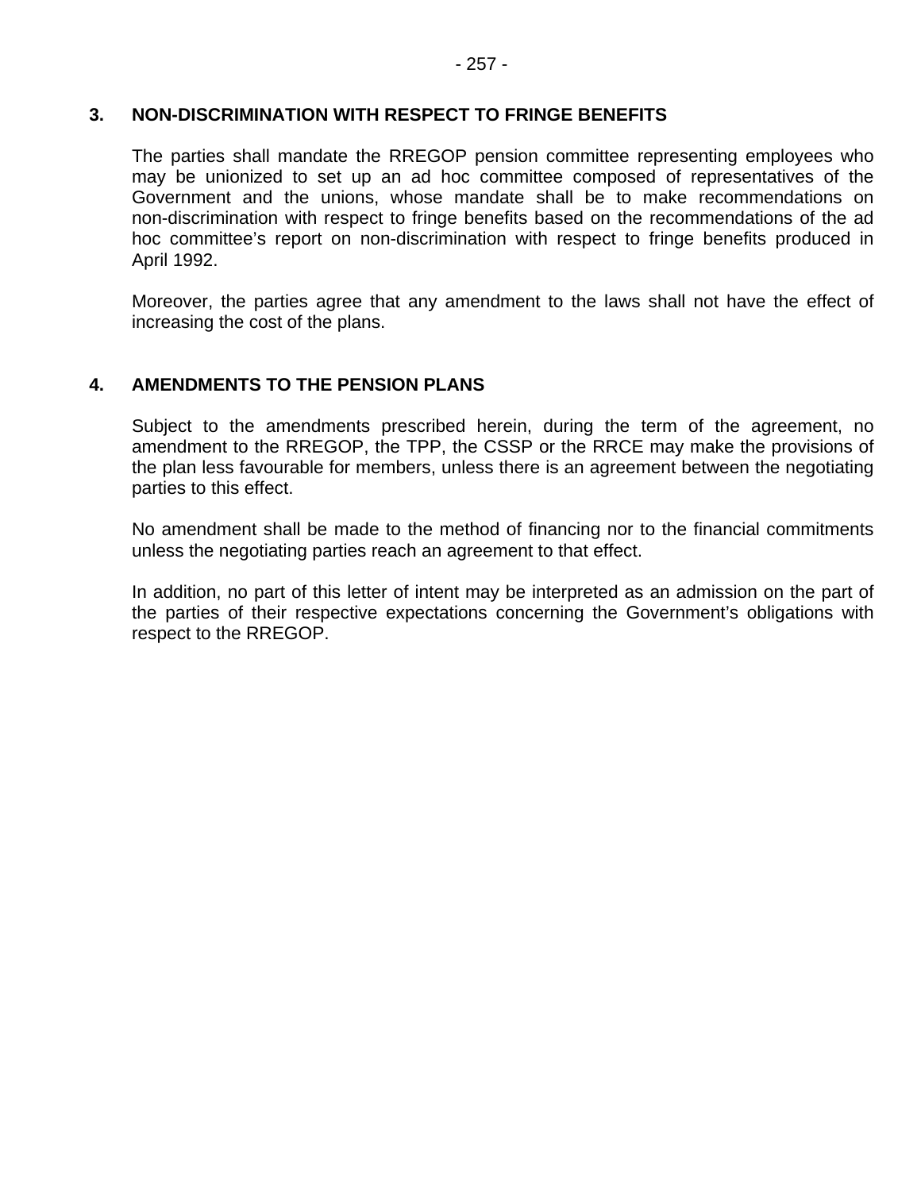## 3. NON-DISCRIMINATION WITH RESPECT TO FRINGE BENEFITS

The parties shall mandate the RREGOP pension committee representing employees who may be unionized to set up an ad hoc committee composed of representatives of the Government and the unions, whose mandate shall be to make recommendations on non-discrimination with respect to fringe benefits based on the recommendations of the ad hoc committee's report on non-discrimination with respect to fringe benefits produced in April 1992.

Moreover, the parties agree that any amendment to the laws shall not have the effect of increasing the cost of the plans.

## 4. AMENDMENTS TO THE PENSION PLANS

Subject to the amendments prescribed herein, during the term of the agreement, no amendment to the RREGOP, the TPP, the CSSP or the RRCE may make the provisions of the plan less favourable for members, unless there is an agreement between the negotiating parties to this effect.

No amendment shall be made to the method of financing nor to the financial commitments unless the negotiating parties reach an agreement to that effect.

In addition, no part of this letter of intent may be interpreted as an admission on the part of the parties of their respective expectations concerning the Government's obligations with respect to the RREGOP.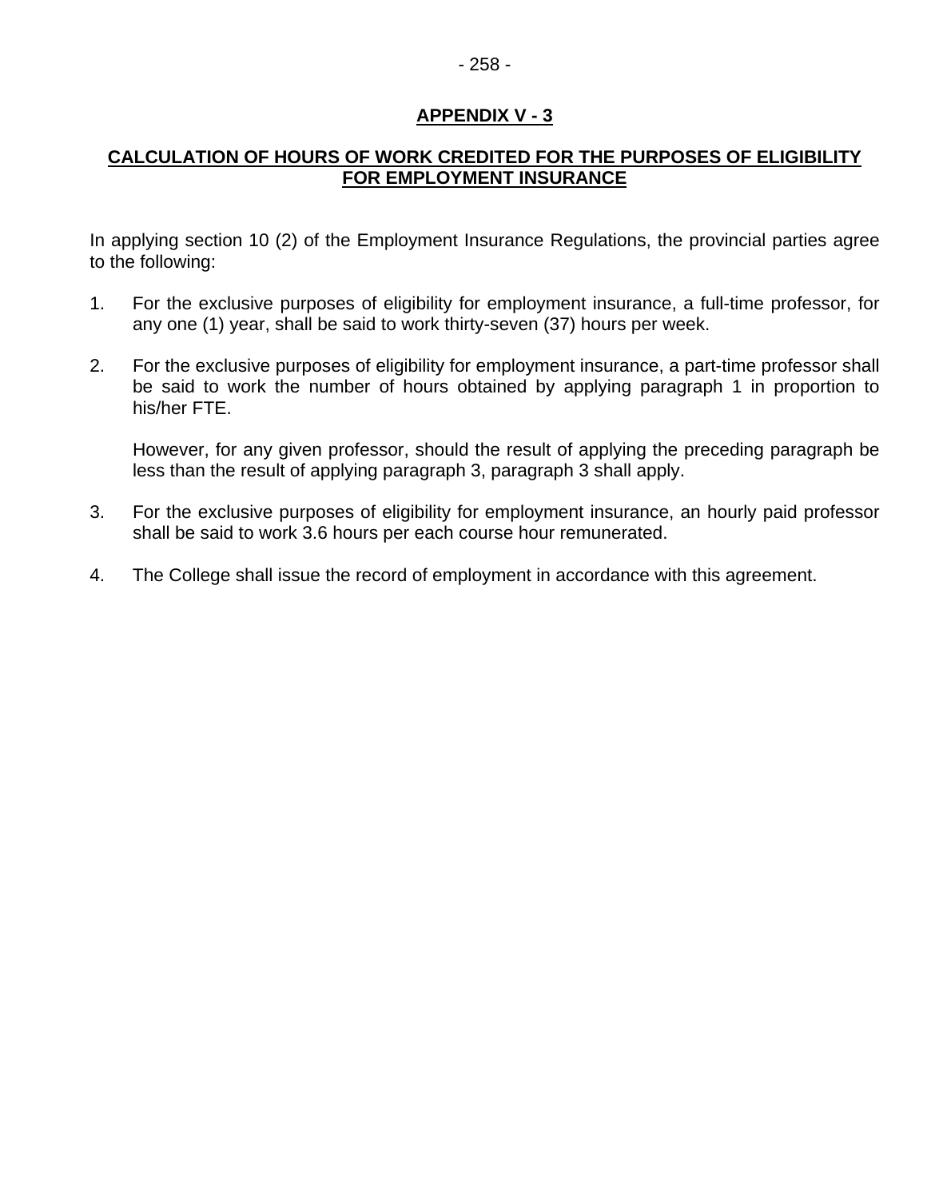## APPENDIX V - 3

## CALCULATION OF HOURS OF WORK CREDITED FOR THE PURPOSES OF ELIGIBILITY FOR EMPLOYMENT INSURANCE

In applying section 10 (2) of the Employment Insurance Regulations, the provincial parties agree to the following:

1. For the exclusive purposes of eligibility for employment insurance, a full-time professor, for any one (1) year, shall be said to work thirty-seven (37) hours per week.

2. For the exclusive purposes of eligibility for employment insurance, a part-time professor shall be said to work the number of hours obtained by applying paragraph 1 in proportion to his/her FTE.

   However, for any given professor, should the result of applying the preceding paragraph be less than the result of applying paragraph 3, paragraph 3 shall apply.

3. For the exclusive purposes of eligibility for employment insurance, an hourly paid professor shall be said to work 3.6 hours per each course hour remunerated.

4. The College shall issue the record of employment in accordance with this agreement.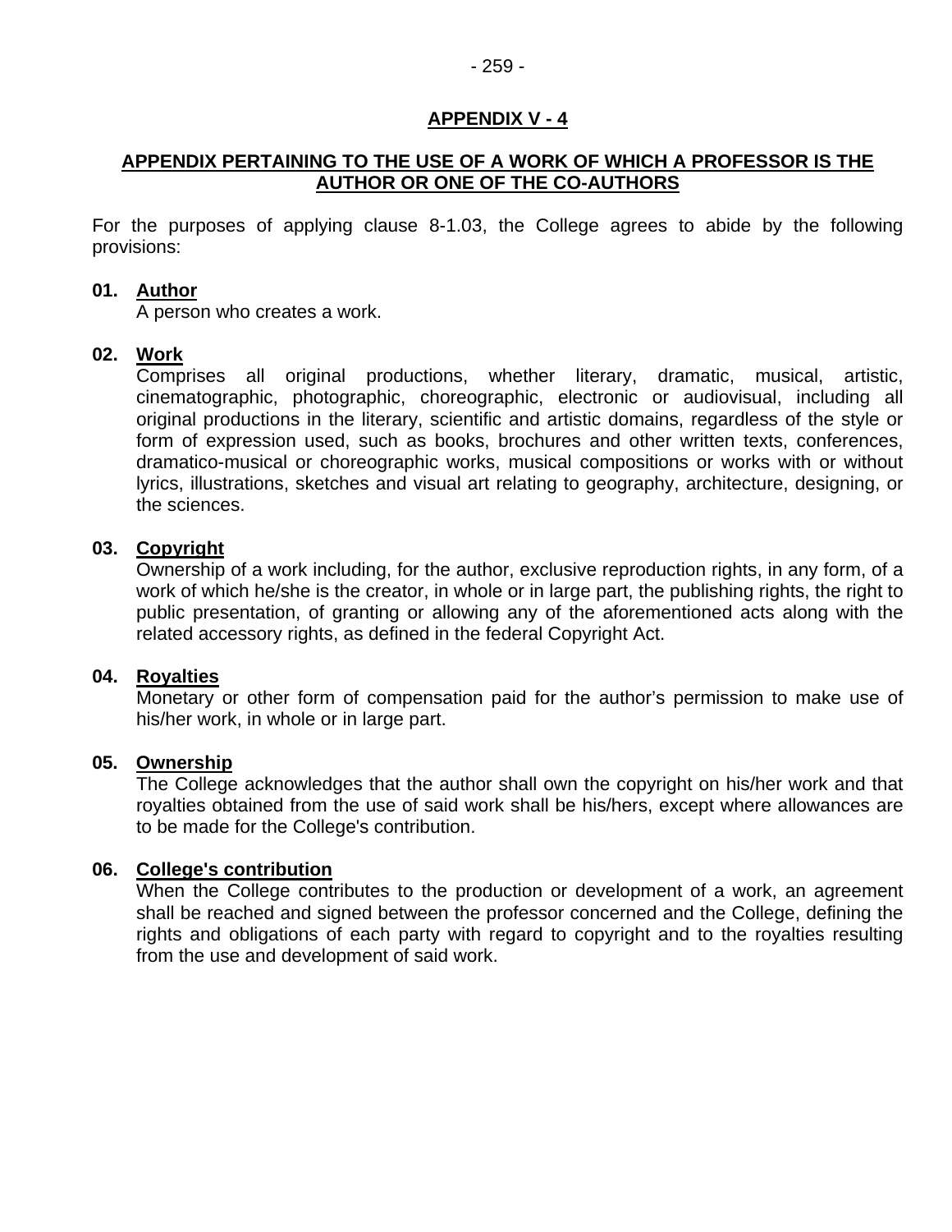## APPENDIX V - 4

## APPENDIX PERTAINING TO THE USE OF A WORK OF WHICH A PROFESSOR IS THE AUTHOR OR ONE OF THE CO-AUTHORS

For the purposes of applying clause 8-1.03, the College agrees to abide by the following provisions:

**01. Author**

A person who creates a work.

**02. Work**

Comprises all original productions, whether literary, dramatic, musical, artistic, cinematographic, photographic, choreographic, electronic or audiovisual, including all original productions in the literary, scientific and artistic domains, regardless of the style or form of expression used, such as books, brochures and other written texts, conferences, dramatico-musical or choreographic works, musical compositions or works with or without lyrics, illustrations, sketches and visual art relating to geography, architecture, designing, or the sciences.

**03. Copyright**

Ownership of a work including, for the author, exclusive reproduction rights, in any form, of a work of which he/she is the creator, in whole or in large part, the publishing rights, the right to public presentation, of granting or allowing any of the aforementioned acts along with the related accessory rights, as defined in the federal Copyright Act.

**04. Royalties**

Monetary or other form of compensation paid for the author's permission to make use of his/her work, in whole or in large part.

**05. Ownership**

The College acknowledges that the author shall own the copyright on his/her work and that royalties obtained from the use of said work shall be his/hers, except where allowances are to be made for the College's contribution.

**06. College's contribution**

When the College contributes to the production or development of a work, an agreement shall be reached and signed between the professor concerned and the College, defining the rights and obligations of each party with regard to copyright and to the royalties resulting from the use and development of said work.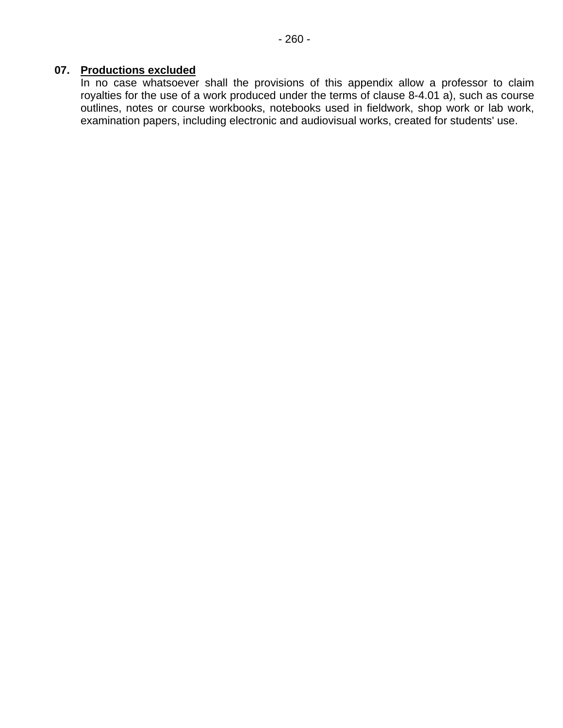**07. Productions excluded**

In no case whatsoever shall the provisions of this appendix allow a professor to claim royalties for the use of a work produced under the terms of clause 8-4.01 a), such as course outlines, notes or course workbooks, notebooks used in fieldwork, shop work or lab work, examination papers, including electronic and audiovisual works, created for students' use.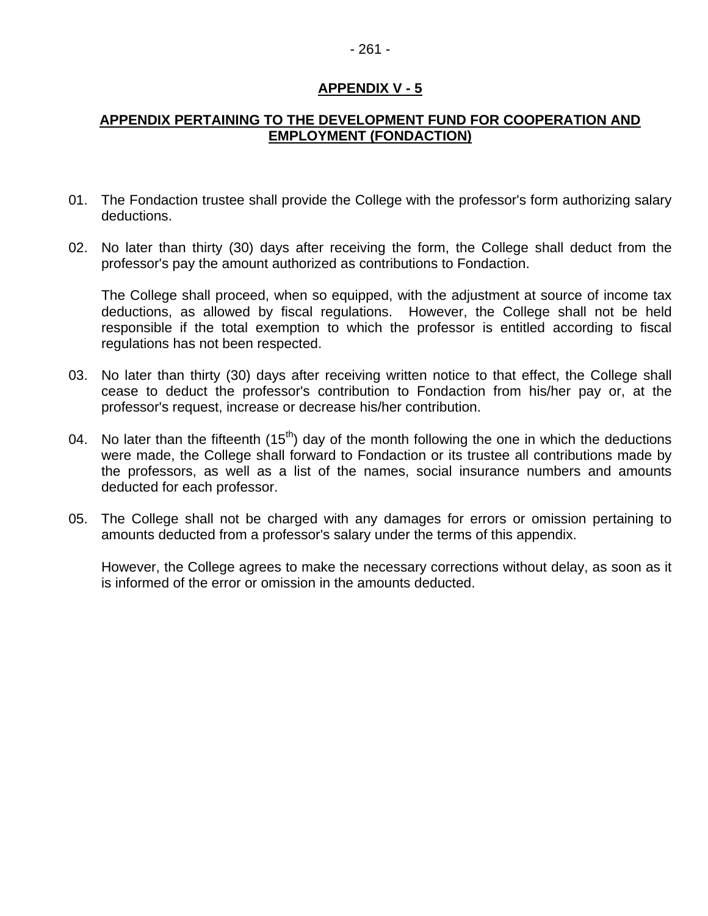## APPENDIX V - 5

### APPENDIX PERTAINING TO THE DEVELOPMENT FUND FOR COOPERATION AND EMPLOYMENT (FONDACTION)

01. The Fondaction trustee shall provide the College with the professor's form authorizing salary deductions.

02. No later than thirty (30) days after receiving the form, the College shall deduct from the professor's pay the amount authorized as contributions to Fondaction.

    The College shall proceed, when so equipped, with the adjustment at source of income tax deductions, as allowed by fiscal regulations. However, the College shall not be held responsible if the total exemption to which the professor is entitled according to fiscal regulations has not been respected.

03. No later than thirty (30) days after receiving written notice to that effect, the College shall cease to deduct the professor's contribution to Fondaction from his/her pay or, at the professor's request, increase or decrease his/her contribution.

04. No later than the fifteenth (15th) day of the month following the one in which the deductions were made, the College shall forward to Fondaction or its trustee all contributions made by the professors, as well as a list of the names, social insurance numbers and amounts deducted for each professor.

05. The College shall not be charged with any damages for errors or omission pertaining to amounts deducted from a professor's salary under the terms of this appendix.

    However, the College agrees to make the necessary corrections without delay, as soon as it is informed of the error or omission in the amounts deducted.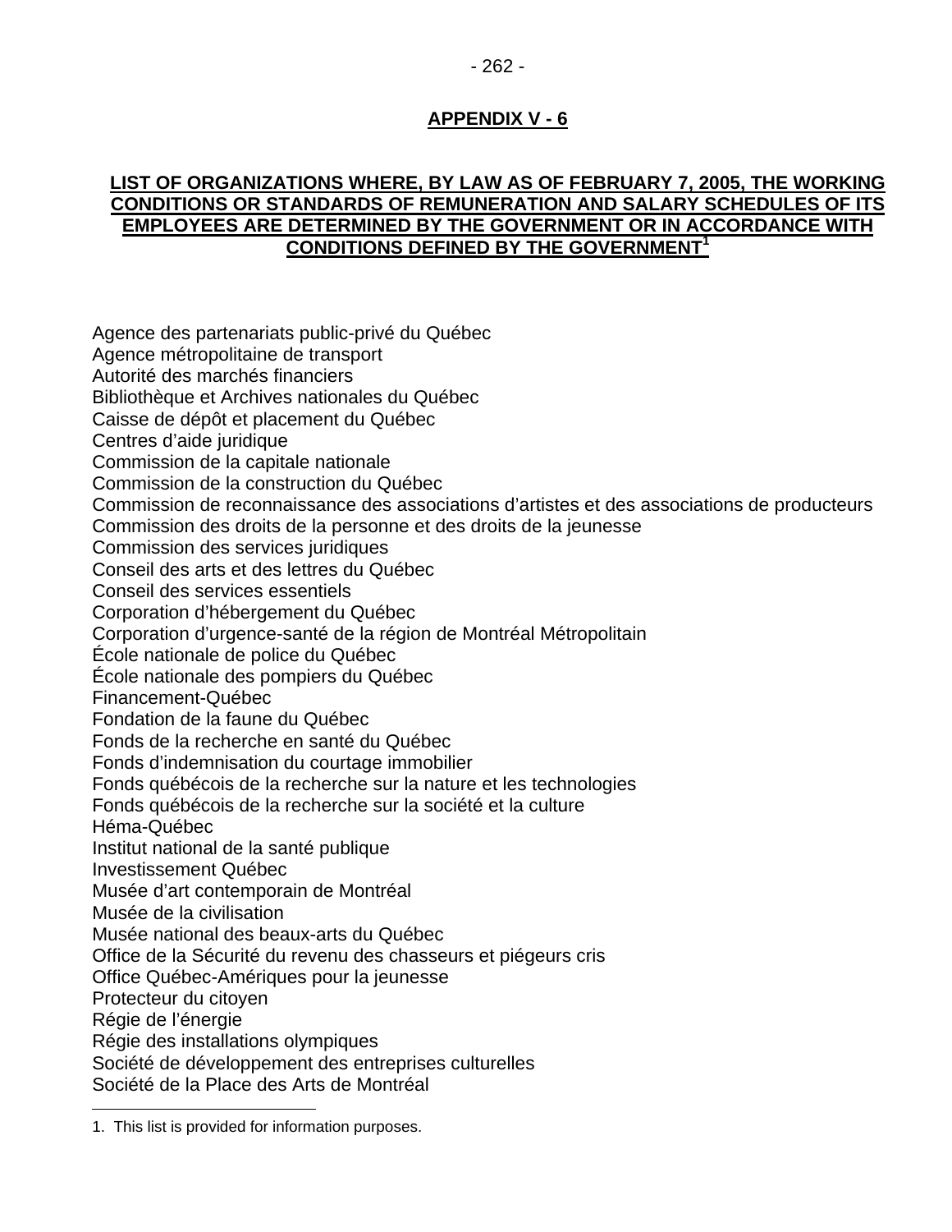## APPENDIX V - 6

### LIST OF ORGANIZATIONS WHERE, BY LAW AS OF FEBRUARY 7, 2005, THE WORKING CONDITIONS OR STANDARDS OF REMUNERATION AND SALARY SCHEDULES OF ITS EMPLOYEES ARE DETERMINED BY THE GOVERNMENT OR IN ACCORDANCE WITH CONDITIONS DEFINED BY THE GOVERNMENT[1]

Agence des partenariats public-privé du Québec
Agence métropolitaine de transport
Autorité des marchés financiers
Bibliothèque et Archives nationales du Québec
Caisse de dépôt et placement du Québec
Centres d'aide juridique
Commission de la capitale nationale
Commission de la construction du Québec
Commission de reconnaissance des associations d'artistes et des associations de producteurs
Commission des droits de la personne et des droits de la jeunesse
Commission des services juridiques
Conseil des arts et des lettres du Québec
Conseil des services essentiels
Corporation d'hébergement du Québec
Corporation d'urgence-santé de la région de Montréal Métropolitain
École nationale de police du Québec
École nationale des pompiers du Québec
Financement-Québec
Fondation de la faune du Québec
Fonds de la recherche en santé du Québec
Fonds d'indemnisation du courtage immobilier
Fonds québécois de la recherche sur la nature et les technologies
Fonds québécois de la recherche sur la société et la culture
Héma-Québec
Institut national de la santé publique
Investissement Québec
Musée d'art contemporain de Montréal
Musée de la civilisation
Musée national des beaux-arts du Québec
Office de la Sécurité du revenu des chasseurs et piégeurs cris
Office Québec-Amériques pour la jeunesse
Protecteur du citoyen
Régie de l'énergie
Régie des installations olympiques
Société de développement des entreprises culturelles
Société de la Place des Arts de Montréal

1. This list is provided for information purposes.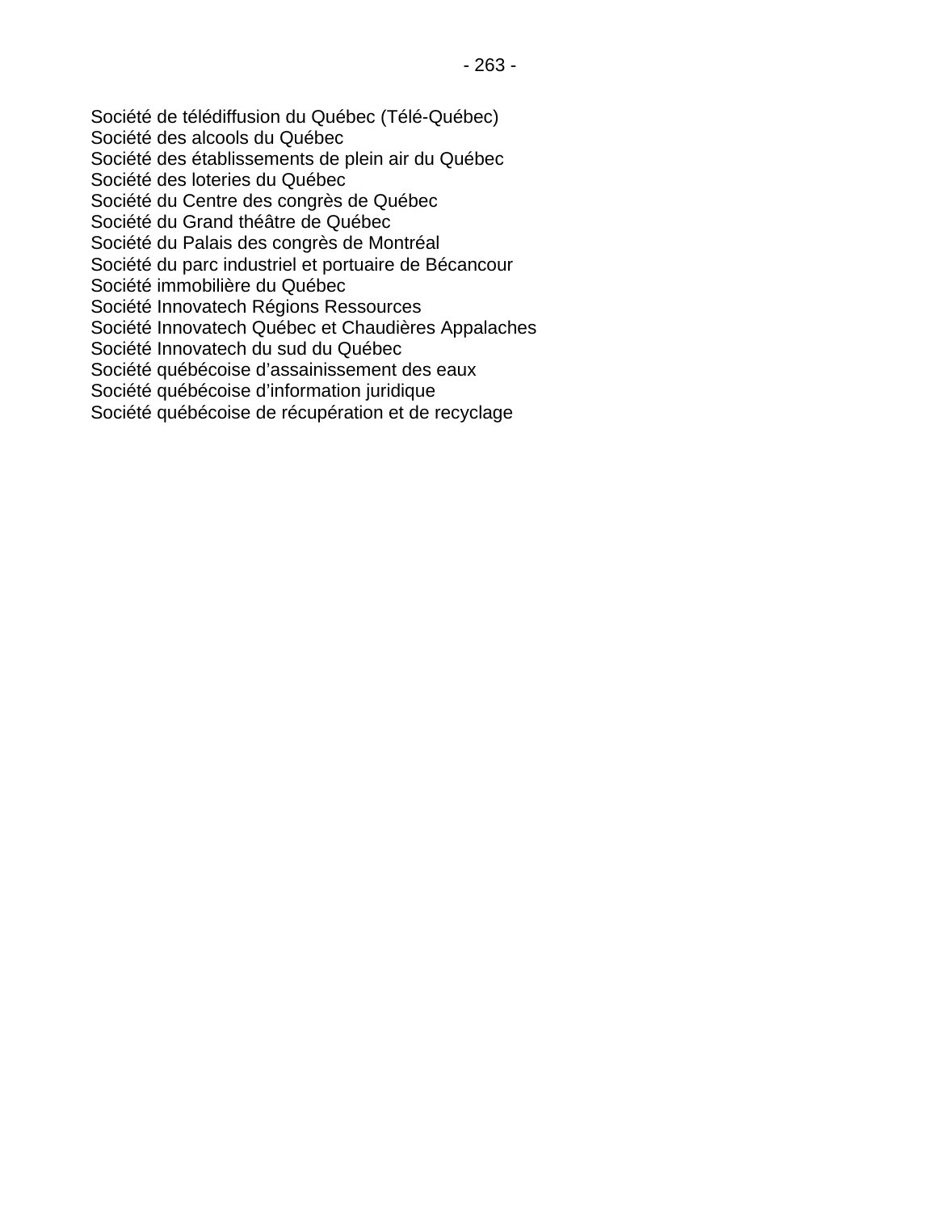Société de télédiffusion du Québec (Télé-Québec)
Société des alcools du Québec
Société des établissements de plein air du Québec
Société des loteries du Québec
Société du Centre des congrès de Québec
Société du Grand théâtre de Québec
Société du Palais des congrès de Montréal
Société du parc industriel et portuaire de Bécancour
Société immobilière du Québec
Société Innovatech Régions Ressources
Société Innovatech Québec et Chaudières Appalaches
Société Innovatech du sud du Québec
Société québécoise d'assainissement des eaux
Société québécoise d'information juridique
Société québécoise de récupération et de recyclage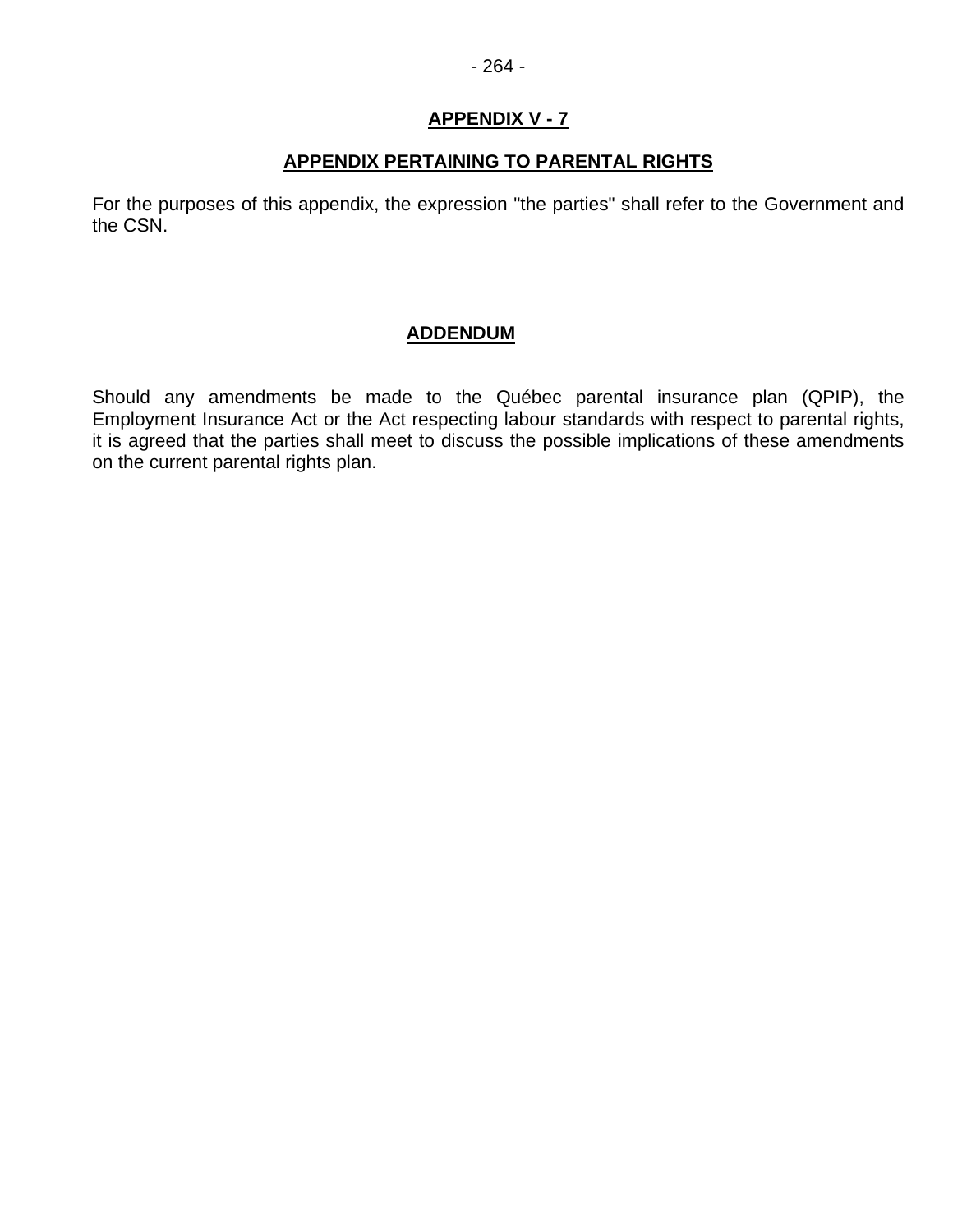# APPENDIX V - 7

## APPENDIX PERTAINING TO PARENTAL RIGHTS

For the purposes of this appendix, the expression "the parties" shall refer to the Government and the CSN.

## ADDENDUM

Should any amendments be made to the Québec parental insurance plan (QPIP), the Employment Insurance Act or the Act respecting labour standards with respect to parental rights, it is agreed that the parties shall meet to discuss the possible implications of these amendments on the current parental rights plan.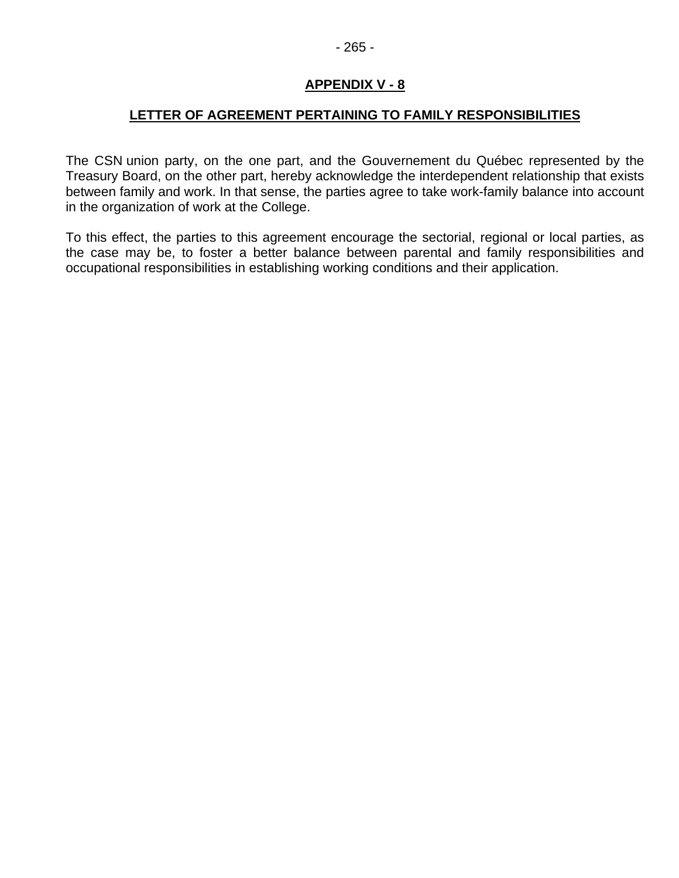# APPENDIX V - 8

## LETTER OF AGREEMENT PERTAINING TO FAMILY RESPONSIBILITIES

The CSN union party, on the one part, and the Gouvernement du Québec represented by the Treasury Board, on the other part, hereby acknowledge the interdependent relationship that exists between family and work. In that sense, the parties agree to take work-family balance into account in the organization of work at the College.

To this effect, the parties to this agreement encourage the sectorial, regional or local parties, as the case may be, to foster a better balance between parental and family responsibilities and occupational responsibilities in establishing working conditions and their application.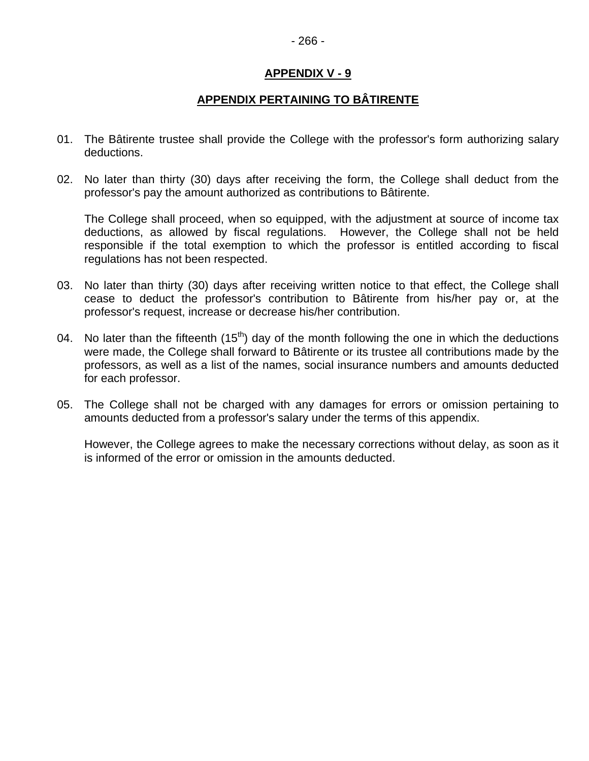## APPENDIX V - 9

## APPENDIX PERTAINING TO BÂTIRENTE

01. The Bâtirente trustee shall provide the College with the professor's form authorizing salary deductions.

02. No later than thirty (30) days after receiving the form, the College shall deduct from the professor's pay the amount authorized as contributions to Bâtirente.

    The College shall proceed, when so equipped, with the adjustment at source of income tax deductions, as allowed by fiscal regulations. However, the College shall not be held responsible if the total exemption to which the professor is entitled according to fiscal regulations has not been respected.

03. No later than thirty (30) days after receiving written notice to that effect, the College shall cease to deduct the professor's contribution to Bâtirente from his/her pay or, at the professor's request, increase or decrease his/her contribution.

04. No later than the fifteenth (15th) day of the month following the one in which the deductions were made, the College shall forward to Bâtirente or its trustee all contributions made by the professors, as well as a list of the names, social insurance numbers and amounts deducted for each professor.

05. The College shall not be charged with any damages for errors or omission pertaining to amounts deducted from a professor's salary under the terms of this appendix.

    However, the College agrees to make the necessary corrections without delay, as soon as it is informed of the error or omission in the amounts deducted.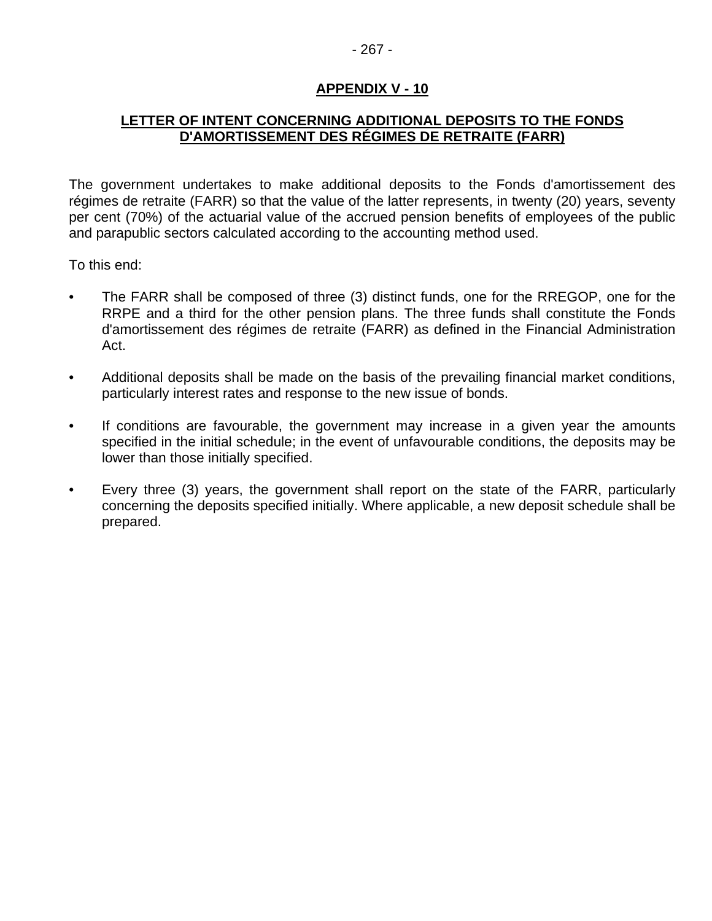## APPENDIX V - 10

### LETTER OF INTENT CONCERNING ADDITIONAL DEPOSITS TO THE FONDS D'AMORTISSEMENT DES RÉGIMES DE RETRAITE (FARR)

The government undertakes to make additional deposits to the Fonds d'amortissement des régimes de retraite (FARR) so that the value of the latter represents, in twenty (20) years, seventy per cent (70%) of the actuarial value of the accrued pension benefits of employees of the public and parapublic sectors calculated according to the accounting method used.

To this end:

- The FARR shall be composed of three (3) distinct funds, one for the RREGOP, one for the RRPE and a third for the other pension plans. The three funds shall constitute the Fonds d'amortissement des régimes de retraite (FARR) as defined in the Financial Administration Act.
- Additional deposits shall be made on the basis of the prevailing financial market conditions, particularly interest rates and response to the new issue of bonds.
- If conditions are favourable, the government may increase in a given year the amounts specified in the initial schedule; in the event of unfavourable conditions, the deposits may be lower than those initially specified.
- Every three (3) years, the government shall report on the state of the FARR, particularly concerning the deposits specified initially. Where applicable, a new deposit schedule shall be prepared.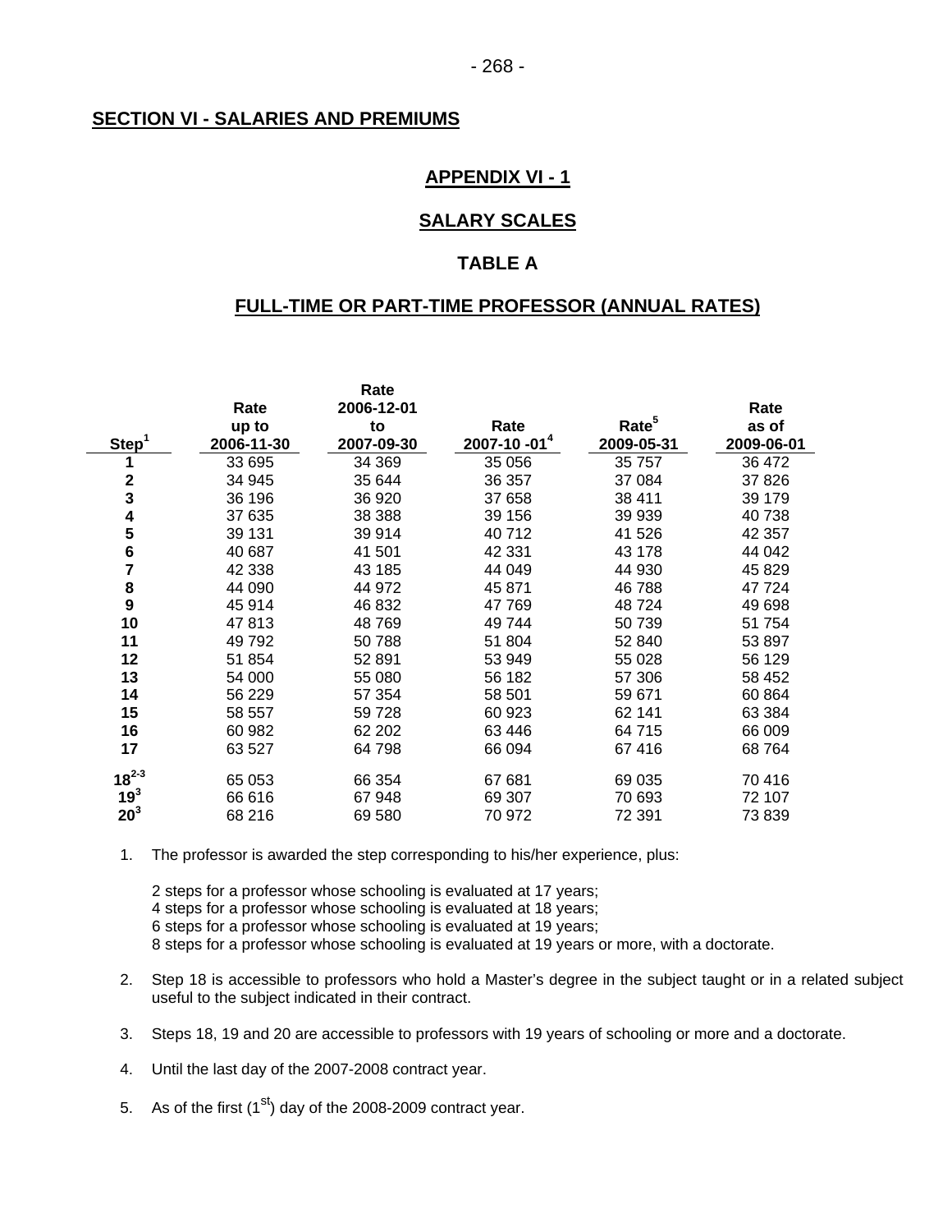## SECTION VI - SALARIES AND PREMIUMS

### APPENDIX VI - 1

### SALARY SCALES

### TABLE A

### FULL-TIME OR PART-TIME PROFESSOR (ANNUAL RATES)

| Step[1] | Rate up to 2006-11-30 | Rate 2006-12-01 to 2007-09-30 | Rate 2007-10 -01[4] | Rate[5] 2009-05-31 | Rate as of 2009-06-01 |
|---|---|---|---|---|---|
| 1 | 33 695 | 34 369 | 35 056 | 35 757 | 36 472 |
| 2 | 34 945 | 35 644 | 36 357 | 37 084 | 37 826 |
| 3 | 36 196 | 36 920 | 37 658 | 38 411 | 39 179 |
| 4 | 37 635 | 38 388 | 39 156 | 39 939 | 40 738 |
| 5 | 39 131 | 39 914 | 40 712 | 41 526 | 42 357 |
| 6 | 40 687 | 41 501 | 42 331 | 43 178 | 44 042 |
| 7 | 42 338 | 43 185 | 44 049 | 44 930 | 45 829 |
| 8 | 44 090 | 44 972 | 45 871 | 46 788 | 47 724 |
| 9 | 45 914 | 46 832 | 47 769 | 48 724 | 49 698 |
| 10 | 47 813 | 48 769 | 49 744 | 50 739 | 51 754 |
| 11 | 49 792 | 50 788 | 51 804 | 52 840 | 53 897 |
| 12 | 51 854 | 52 891 | 53 949 | 55 028 | 56 129 |
| 13 | 54 000 | 55 080 | 56 182 | 57 306 | 58 452 |
| 14 | 56 229 | 57 354 | 58 501 | 59 671 | 60 864 |
| 15 | 58 557 | 59 728 | 60 923 | 62 141 | 63 384 |
| 16 | 60 982 | 62 202 | 63 446 | 64 715 | 66 009 |
| 17 | 63 527 | 64 798 | 66 094 | 67 416 | 68 764 |
| 18[2-3] | 65 053 | 66 354 | 67 681 | 69 035 | 70 416 |
| 19[3] | 66 616 | 67 948 | 69 307 | 70 693 | 72 107 |
| 20[3] | 68 216 | 69 580 | 70 972 | 72 391 | 73 839 |

1. The professor is awarded the step corresponding to his/her experience, plus:

   2 steps for a professor whose schooling is evaluated at 17 years;
   4 steps for a professor whose schooling is evaluated at 18 years;
   6 steps for a professor whose schooling is evaluated at 19 years;
   8 steps for a professor whose schooling is evaluated at 19 years or more, with a doctorate.

2. Step 18 is accessible to professors who hold a Master's degree in the subject taught or in a related subject useful to the subject indicated in their contract.

3. Steps 18, 19 and 20 are accessible to professors with 19 years of schooling or more and a doctorate.

4. Until the last day of the 2007-2008 contract year.

5. As of the first (1st) day of the 2008-2009 contract year.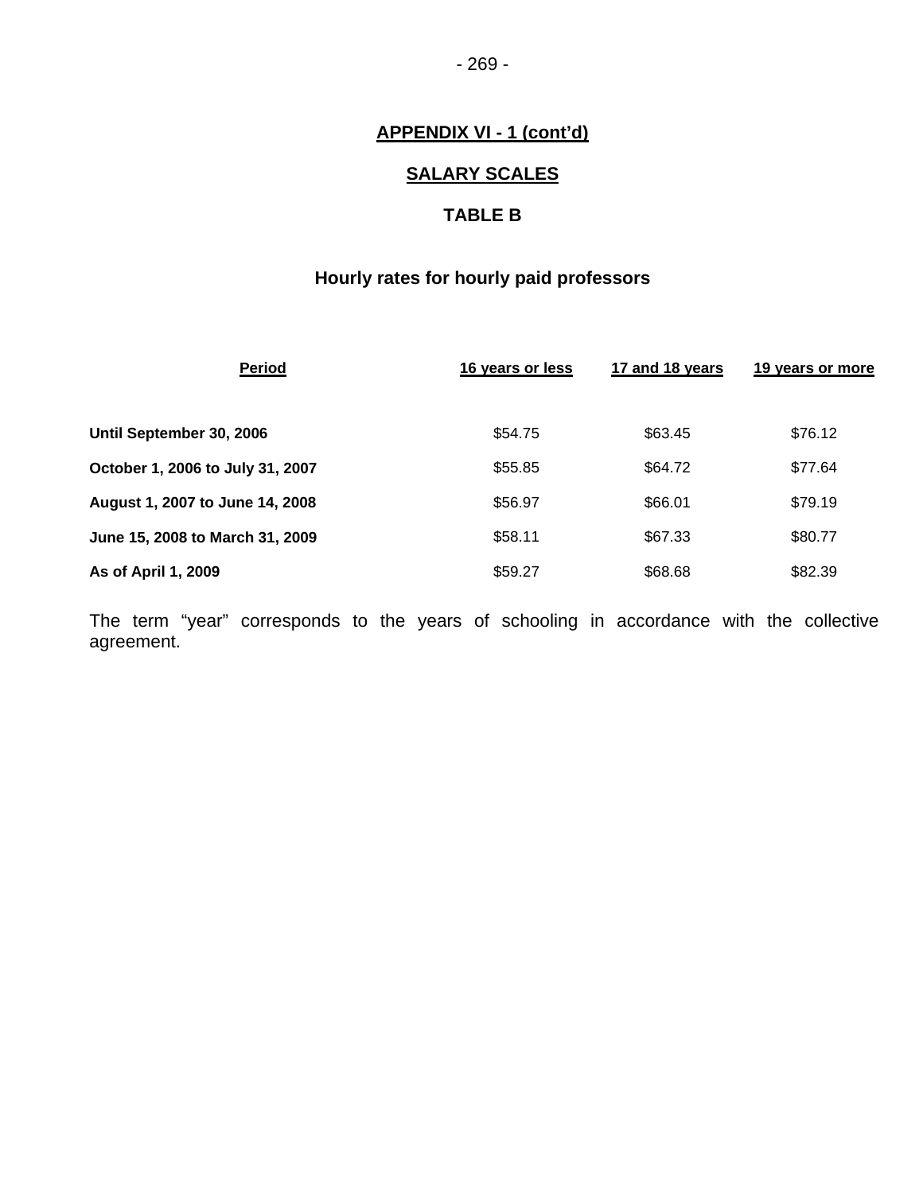## APPENDIX VI - 1 (cont'd)

## SALARY SCALES

## TABLE B

### Hourly rates for hourly paid professors

| Period | 16 years or less | 17 and 18 years | 19 years or more |
| --- | --- | --- | --- |
| **Until September 30, 2006** | $54.75 | $63.45 | $76.12 |
| **October 1, 2006 to July 31, 2007** | $55.85 | $64.72 | $77.64 |
| **August 1, 2007 to June 14, 2008** | $56.97 | $66.01 | $79.19 |
| **June 15, 2008 to March 31, 2009** | $58.11 | $67.33 | $80.77 |
| **As of April 1, 2009** | $59.27 | $68.68 | $82.39 |

The term "year" corresponds to the years of schooling in accordance with the collective agreement.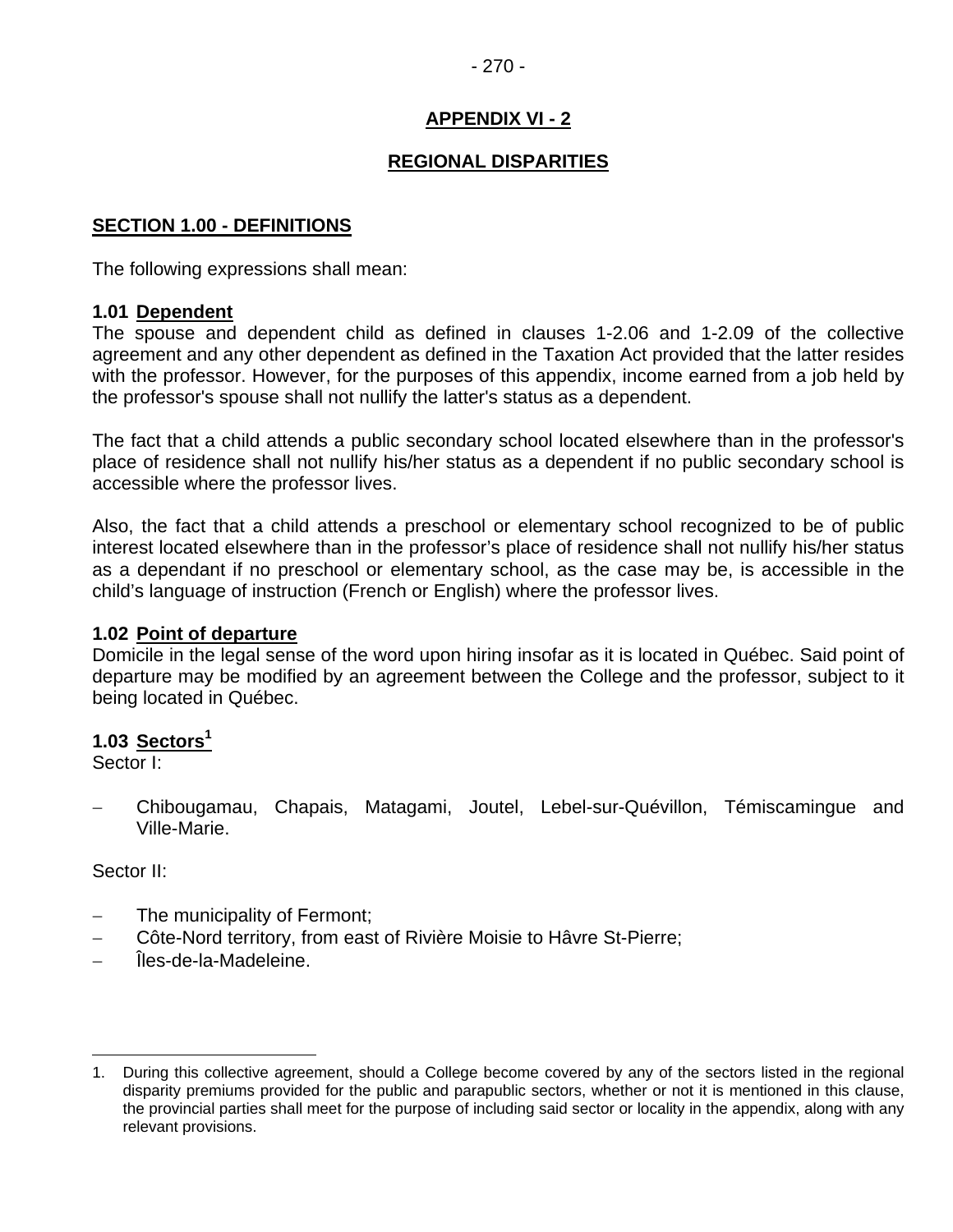# APPENDIX VI - 2

## REGIONAL DISPARITIES

### SECTION 1.00 - DEFINITIONS

The following expressions shall mean:

**1.01 Dependent**
The spouse and dependent child as defined in clauses 1-2.06 and 1-2.09 of the collective agreement and any other dependent as defined in the Taxation Act provided that the latter resides with the professor. However, for the purposes of this appendix, income earned from a job held by the professor's spouse shall not nullify the latter's status as a dependent.

The fact that a child attends a public secondary school located elsewhere than in the professor's place of residence shall not nullify his/her status as a dependent if no public secondary school is accessible where the professor lives.

Also, the fact that a child attends a preschool or elementary school recognized to be of public interest located elsewhere than in the professor's place of residence shall not nullify his/her status as a dependant if no preschool or elementary school, as the case may be, is accessible in the child's language of instruction (French or English) where the professor lives.

**1.02 Point of departure**
Domicile in the legal sense of the word upon hiring insofar as it is located in Québec. Said point of departure may be modified by an agreement between the College and the professor, subject to it being located in Québec.

**1.03 Sectors[1]**
Sector I:

- Chibougamau, Chapais, Matagami, Joutel, Lebel-sur-Quévillon, Témiscamingue and Ville-Marie.

Sector II:

- The municipality of Fermont;
- Côte-Nord territory, from east of Rivière Moisie to Hâvre St-Pierre;
- Îles-de-la-Madeleine.

---

1. During this collective agreement, should a College become covered by any of the sectors listed in the regional disparity premiums provided for the public and parapublic sectors, whether or not it is mentioned in this clause, the provincial parties shall meet for the purpose of including said sector or locality in the appendix, along with any relevant provisions.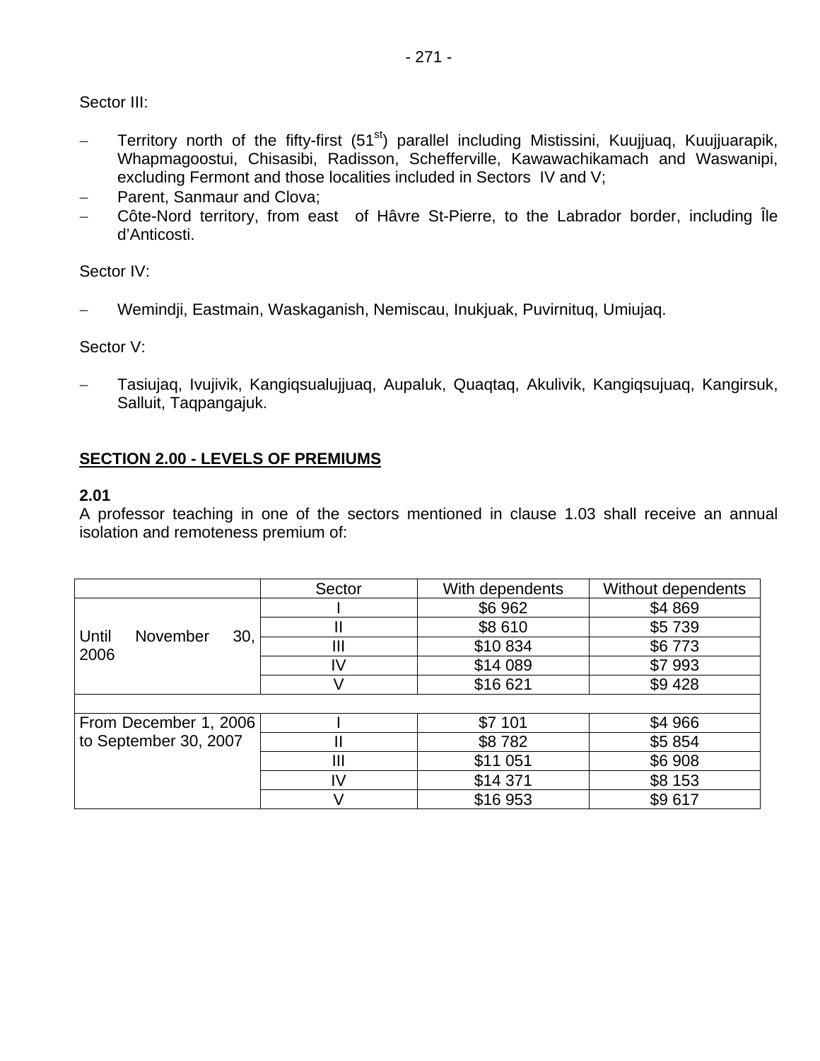Sector III:

- Territory north of the fifty-first (51st) parallel including Mistissini, Kuujjuaq, Kuujjuarapik, Whapmagoostui, Chisasibi, Radisson, Schefferville, Kawawachikamach and Waswanipi, excluding Fermont and those localities included in Sectors IV and V;
- Parent, Sanmaur and Clova;
- Côte-Nord territory, from east of Hâvre St-Pierre, to the Labrador border, including Île d'Anticosti.

Sector IV:

- Wemindji, Eastmain, Waskaganish, Nemiscau, Inukjuak, Puvirnituq, Umiujaq.

Sector V:

- Tasiujaq, Ivujivik, Kangiqsualujjuaq, Aupaluk, Quaqtaq, Akulivik, Kangiqsujuaq, Kangirsuk, Salluit, Taqpangajuk.

## SECTION 2.00 - LEVELS OF PREMIUMS

**2.01**
A professor teaching in one of the sectors mentioned in clause 1.03 shall receive an annual isolation and remoteness premium of:

| | Sector | With dependents | Without dependents |
|---|---|---|---|
| Until November 30, 2006 | I | $6 962 | $4 869 |
| | II | $8 610 | $5 739 |
| | III | $10 834 | $6 773 |
| | IV | $14 089 | $7 993 |
| | V | $16 621 | $9 428 |
| | | | |
| From December 1, 2006 to September 30, 2007 | I | $7 101 | $4 966 |
| | II | $8 782 | $5 854 |
| | III | $11 051 | $6 908 |
| | IV | $14 371 | $8 153 |
| | V | $16 953 | $9 617 |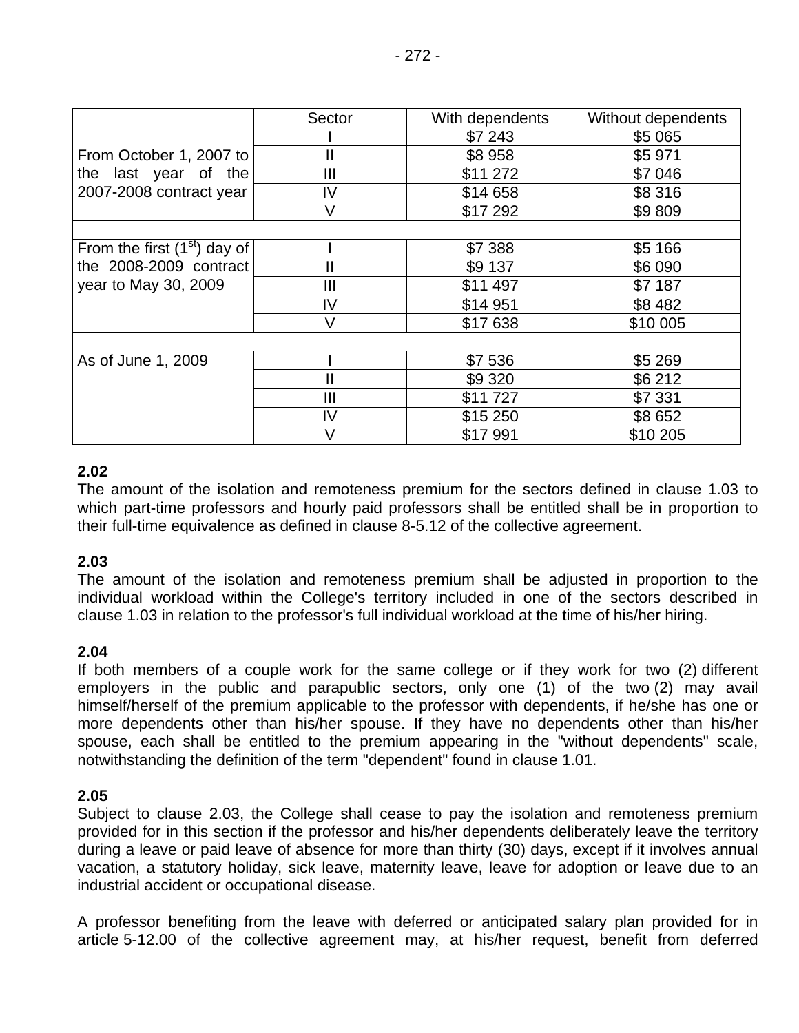| | Sector | With dependents | Without dependents |
|---|---|---|---|
| From October 1, 2007 to the last year of the 2007-2008 contract year | I | $7 243 | $5 065 |
| | II | $8 958 | $5 971 |
| | III | $11 272 | $7 046 |
| | IV | $14 658 | $8 316 |
| | V | $17 292 | $9 809 |
| | | | |
| From the first (1st) day of the 2008-2009 contract year to May 30, 2009 | I | $7 388 | $5 166 |
| | II | $9 137 | $6 090 |
| | III | $11 497 | $7 187 |
| | IV | $14 951 | $8 482 |
| | V | $17 638 | $10 005 |
| | | | |
| As of June 1, 2009 | I | $7 536 | $5 269 |
| | II | $9 320 | $6 212 |
| | III | $11 727 | $7 331 |
| | IV | $15 250 | $8 652 |
| | V | $17 991 | $10 205 |

**2.02**
The amount of the isolation and remoteness premium for the sectors defined in clause 1.03 to which part-time professors and hourly paid professors shall be entitled shall be in proportion to their full-time equivalence as defined in clause 8-5.12 of the collective agreement.

**2.03**
The amount of the isolation and remoteness premium shall be adjusted in proportion to the individual workload within the College's territory included in one of the sectors described in clause 1.03 in relation to the professor's full individual workload at the time of his/her hiring.

**2.04**
If both members of a couple work for the same college or if they work for two (2) different employers in the public and parapublic sectors, only one (1) of the two (2) may avail himself/herself of the premium applicable to the professor with dependents, if he/she has one or more dependents other than his/her spouse. If they have no dependents other than his/her spouse, each shall be entitled to the premium appearing in the "without dependents" scale, notwithstanding the definition of the term "dependent" found in clause 1.01.

**2.05**
Subject to clause 2.03, the College shall cease to pay the isolation and remoteness premium provided for in this section if the professor and his/her dependents deliberately leave the territory during a leave or paid leave of absence for more than thirty (30) days, except if it involves annual vacation, a statutory holiday, sick leave, maternity leave, leave for adoption or leave due to an industrial accident or occupational disease.

A professor benefiting from the leave with deferred or anticipated salary plan provided for in article 5-12.00 of the collective agreement may, at his/her request, benefit from deferred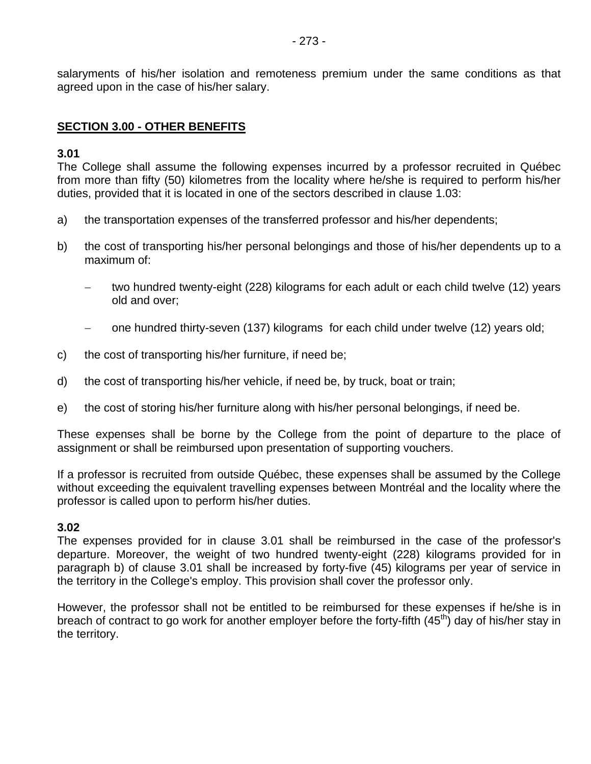salaryments of his/her isolation and remoteness premium under the same conditions as that agreed upon in the case of his/her salary.

## SECTION 3.00 - OTHER BENEFITS

**3.01**
The College shall assume the following expenses incurred by a professor recruited in Québec from more than fifty (50) kilometres from the locality where he/she is required to perform his/her duties, provided that it is located in one of the sectors described in clause 1.03:

a) the transportation expenses of the transferred professor and his/her dependents;

b) the cost of transporting his/her personal belongings and those of his/her dependents up to a maximum of:

   - two hundred twenty-eight (228) kilograms for each adult or each child twelve (12) years old and over;

   - one hundred thirty-seven (137) kilograms for each child under twelve (12) years old;

c) the cost of transporting his/her furniture, if need be;

d) the cost of transporting his/her vehicle, if need be, by truck, boat or train;

e) the cost of storing his/her furniture along with his/her personal belongings, if need be.

These expenses shall be borne by the College from the point of departure to the place of assignment or shall be reimbursed upon presentation of supporting vouchers.

If a professor is recruited from outside Québec, these expenses shall be assumed by the College without exceeding the equivalent travelling expenses between Montréal and the locality where the professor is called upon to perform his/her duties.

**3.02**
The expenses provided for in clause 3.01 shall be reimbursed in the case of the professor's departure. Moreover, the weight of two hundred twenty-eight (228) kilograms provided for in paragraph b) of clause 3.01 shall be increased by forty-five (45) kilograms per year of service in the territory in the College's employ. This provision shall cover the professor only.

However, the professor shall not be entitled to be reimbursed for these expenses if he/she is in breach of contract to go work for another employer before the forty-fifth (45th) day of his/her stay in the territory.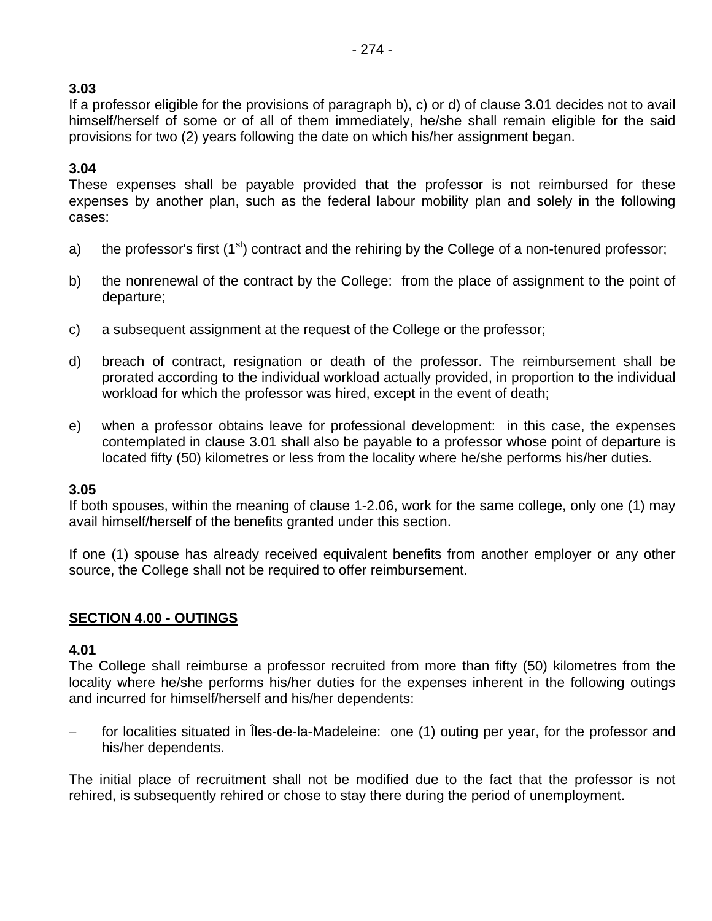**3.03**
If a professor eligible for the provisions of paragraph b), c) or d) of clause 3.01 decides not to avail himself/herself of some or of all of them immediately, he/she shall remain eligible for the said provisions for two (2) years following the date on which his/her assignment began.

**3.04**
These expenses shall be payable provided that the professor is not reimbursed for these expenses by another plan, such as the federal labour mobility plan and solely in the following cases:

a) the professor's first (1st) contract and the rehiring by the College of a non-tenured professor;

b) the nonrenewal of the contract by the College: from the place of assignment to the point of departure;

c) a subsequent assignment at the request of the College or the professor;

d) breach of contract, resignation or death of the professor. The reimbursement shall be prorated according to the individual workload actually provided, in proportion to the individual workload for which the professor was hired, except in the event of death;

e) when a professor obtains leave for professional development: in this case, the expenses contemplated in clause 3.01 shall also be payable to a professor whose point of departure is located fifty (50) kilometres or less from the locality where he/she performs his/her duties.

**3.05**
If both spouses, within the meaning of clause 1-2.06, work for the same college, only one (1) may avail himself/herself of the benefits granted under this section.

If one (1) spouse has already received equivalent benefits from another employer or any other source, the College shall not be required to offer reimbursement.

## SECTION 4.00 - OUTINGS

**4.01**
The College shall reimburse a professor recruited from more than fifty (50) kilometres from the locality where he/she performs his/her duties for the expenses inherent in the following outings and incurred for himself/herself and his/her dependents:

- for localities situated in Îles-de-la-Madeleine: one (1) outing per year, for the professor and his/her dependents.

The initial place of recruitment shall not be modified due to the fact that the professor is not rehired, is subsequently rehired or chose to stay there during the period of unemployment.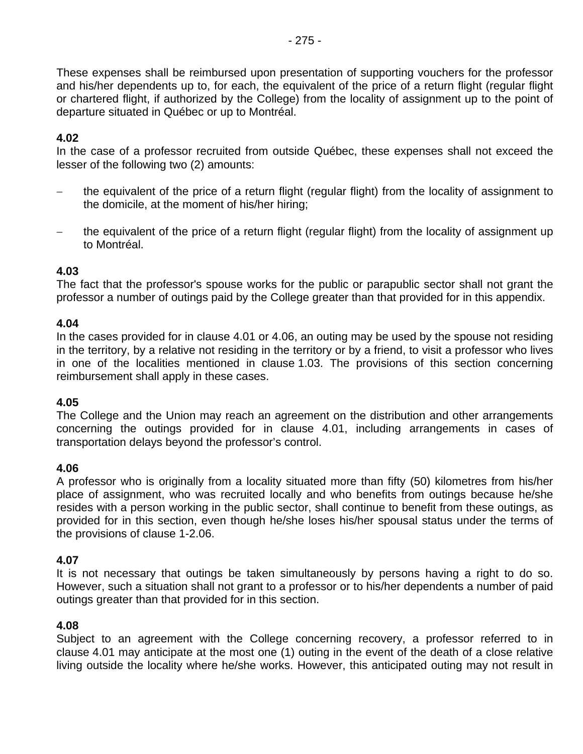These expenses shall be reimbursed upon presentation of supporting vouchers for the professor and his/her dependents up to, for each, the equivalent of the price of a return flight (regular flight or chartered flight, if authorized by the College) from the locality of assignment up to the point of departure situated in Québec or up to Montréal.

**4.02**
In the case of a professor recruited from outside Québec, these expenses shall not exceed the lesser of the following two (2) amounts:

- the equivalent of the price of a return flight (regular flight) from the locality of assignment to the domicile, at the moment of his/her hiring;
- the equivalent of the price of a return flight (regular flight) from the locality of assignment up to Montréal.

**4.03**
The fact that the professor's spouse works for the public or parapublic sector shall not grant the professor a number of outings paid by the College greater than that provided for in this appendix.

**4.04**
In the cases provided for in clause 4.01 or 4.06, an outing may be used by the spouse not residing in the territory, by a relative not residing in the territory or by a friend, to visit a professor who lives in one of the localities mentioned in clause 1.03. The provisions of this section concerning reimbursement shall apply in these cases.

**4.05**
The College and the Union may reach an agreement on the distribution and other arrangements concerning the outings provided for in clause 4.01, including arrangements in cases of transportation delays beyond the professor's control.

**4.06**
A professor who is originally from a locality situated more than fifty (50) kilometres from his/her place of assignment, who was recruited locally and who benefits from outings because he/she resides with a person working in the public sector, shall continue to benefit from these outings, as provided for in this section, even though he/she loses his/her spousal status under the terms of the provisions of clause 1-2.06.

**4.07**
It is not necessary that outings be taken simultaneously by persons having a right to do so. However, such a situation shall not grant to a professor or to his/her dependents a number of paid outings greater than that provided for in this section.

**4.08**
Subject to an agreement with the College concerning recovery, a professor referred to in clause 4.01 may anticipate at the most one (1) outing in the event of the death of a close relative living outside the locality where he/she works. However, this anticipated outing may not result in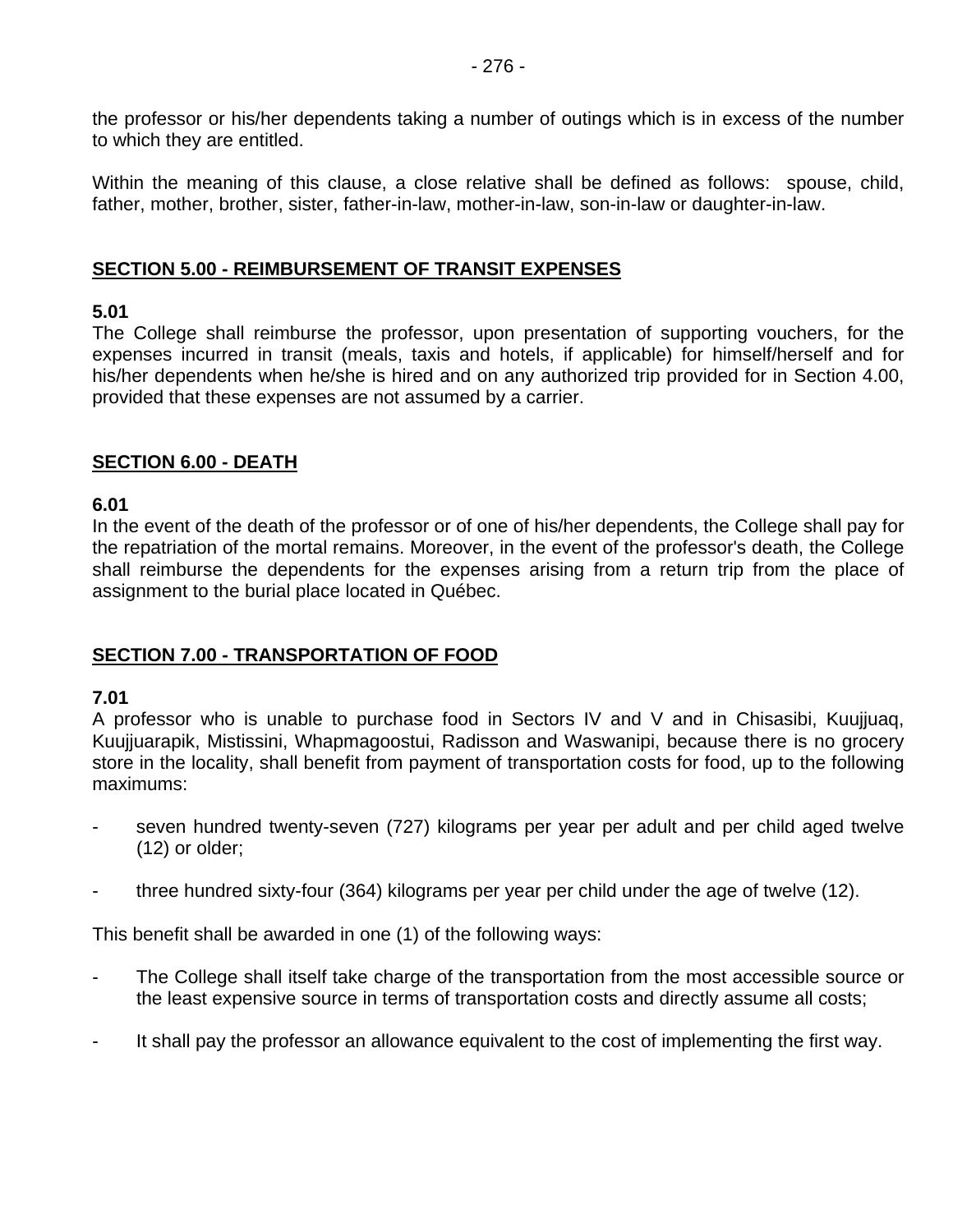the professor or his/her dependents taking a number of outings which is in excess of the number to which they are entitled.

Within the meaning of this clause, a close relative shall be defined as follows: spouse, child, father, mother, brother, sister, father-in-law, mother-in-law, son-in-law or daughter-in-law.

## SECTION 5.00 - REIMBURSEMENT OF TRANSIT EXPENSES

**5.01**
The College shall reimburse the professor, upon presentation of supporting vouchers, for the expenses incurred in transit (meals, taxis and hotels, if applicable) for himself/herself and for his/her dependents when he/she is hired and on any authorized trip provided for in Section 4.00, provided that these expenses are not assumed by a carrier.

## SECTION 6.00 - DEATH

**6.01**
In the event of the death of the professor or of one of his/her dependents, the College shall pay for the repatriation of the mortal remains. Moreover, in the event of the professor's death, the College shall reimburse the dependents for the expenses arising from a return trip from the place of assignment to the burial place located in Québec.

## SECTION 7.00 - TRANSPORTATION OF FOOD

**7.01**
A professor who is unable to purchase food in Sectors IV and V and in Chisasibi, Kuujjuaq, Kuujjuarapik, Mistissini, Whapmagoostui, Radisson and Waswanipi, because there is no grocery store in the locality, shall benefit from payment of transportation costs for food, up to the following maximums:

- seven hundred twenty-seven (727) kilograms per year per adult and per child aged twelve (12) or older;
- three hundred sixty-four (364) kilograms per year per child under the age of twelve (12).

This benefit shall be awarded in one (1) of the following ways:

- The College shall itself take charge of the transportation from the most accessible source or the least expensive source in terms of transportation costs and directly assume all costs;
- It shall pay the professor an allowance equivalent to the cost of implementing the first way.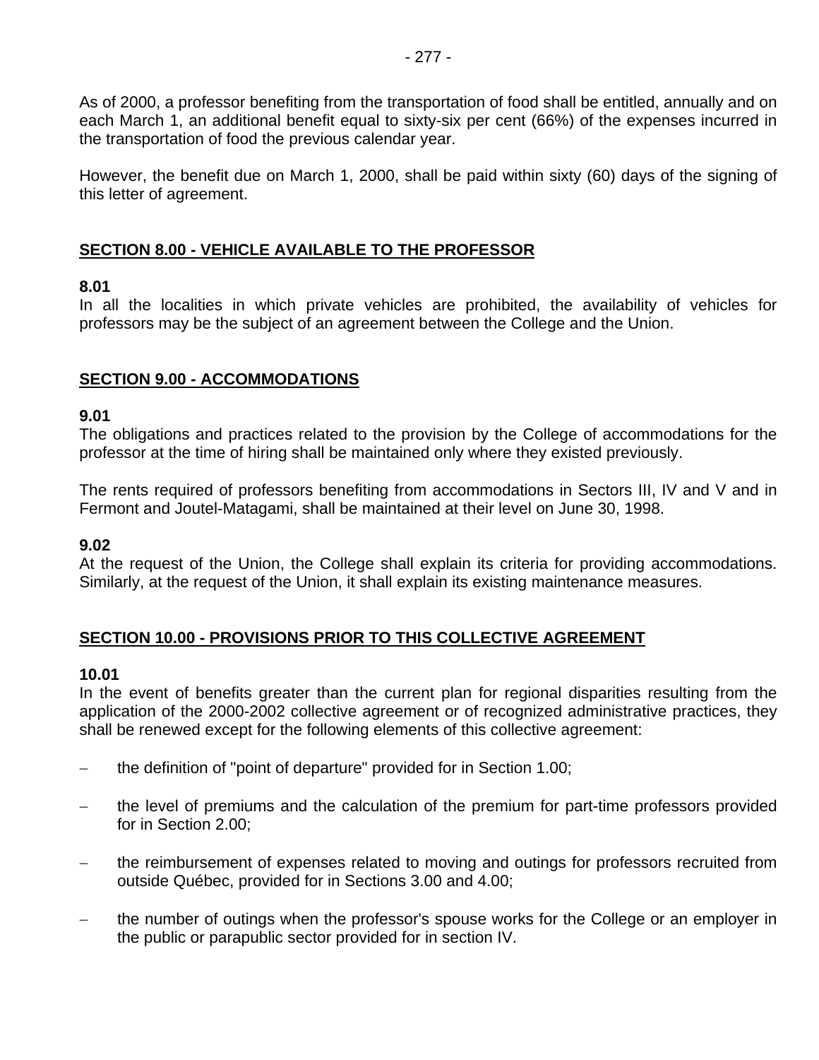As of 2000, a professor benefiting from the transportation of food shall be entitled, annually and on each March 1, an additional benefit equal to sixty-six per cent (66%) of the expenses incurred in the transportation of food the previous calendar year.

However, the benefit due on March 1, 2000, shall be paid within sixty (60) days of the signing of this letter of agreement.

## SECTION 8.00 - VEHICLE AVAILABLE TO THE PROFESSOR

**8.01**
In all the localities in which private vehicles are prohibited, the availability of vehicles for professors may be the subject of an agreement between the College and the Union.

## SECTION 9.00 - ACCOMMODATIONS

**9.01**
The obligations and practices related to the provision by the College of accommodations for the professor at the time of hiring shall be maintained only where they existed previously.

The rents required of professors benefiting from accommodations in Sectors III, IV and V and in Fermont and Joutel-Matagami, shall be maintained at their level on June 30, 1998.

**9.02**
At the request of the Union, the College shall explain its criteria for providing accommodations. Similarly, at the request of the Union, it shall explain its existing maintenance measures.

## SECTION 10.00 - PROVISIONS PRIOR TO THIS COLLECTIVE AGREEMENT

**10.01**
In the event of benefits greater than the current plan for regional disparities resulting from the application of the 2000-2002 collective agreement or of recognized administrative practices, they shall be renewed except for the following elements of this collective agreement:

- the definition of "point of departure" provided for in Section 1.00;
- the level of premiums and the calculation of the premium for part-time professors provided for in Section 2.00;
- the reimbursement of expenses related to moving and outings for professors recruited from outside Québec, provided for in Sections 3.00 and 4.00;
- the number of outings when the professor's spouse works for the College or an employer in the public or parapublic sector provided for in section IV.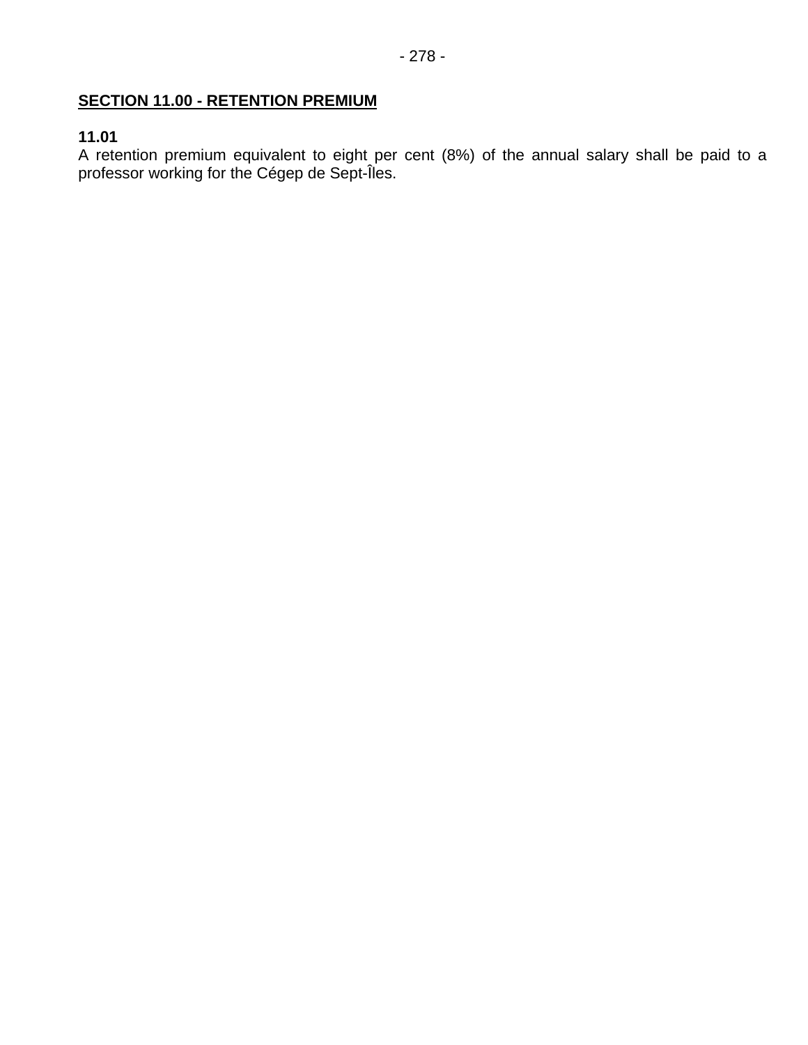## SECTION 11.00 - RETENTION PREMIUM

**11.01**
A retention premium equivalent to eight per cent (8%) of the annual salary shall be paid to a professor working for the Cégep de Sept-Îles.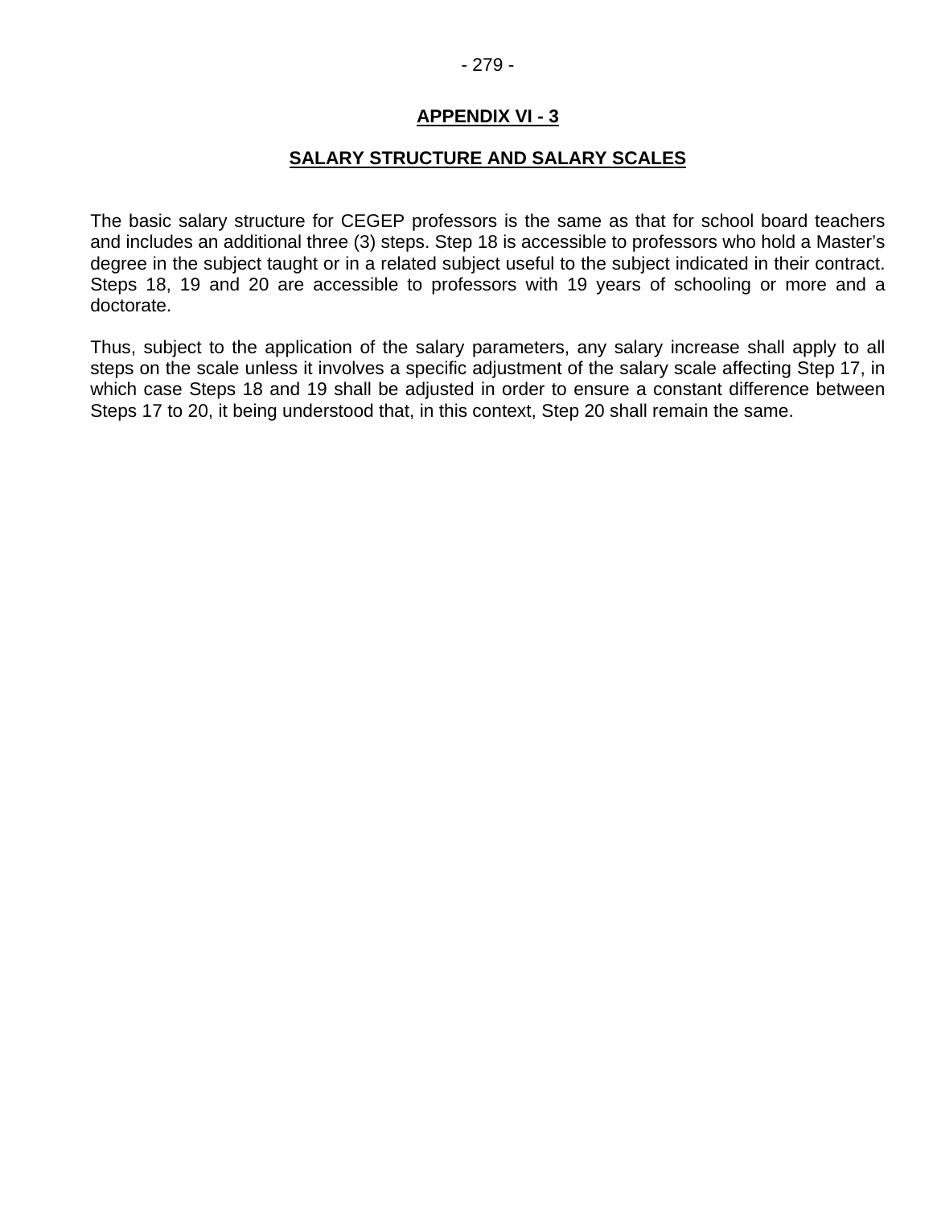## APPENDIX VI - 3

## SALARY STRUCTURE AND SALARY SCALES

The basic salary structure for CEGEP professors is the same as that for school board teachers and includes an additional three (3) steps. Step 18 is accessible to professors who hold a Master's degree in the subject taught or in a related subject useful to the subject indicated in their contract. Steps 18, 19 and 20 are accessible to professors with 19 years of schooling or more and a doctorate.

Thus, subject to the application of the salary parameters, any salary increase shall apply to all steps on the scale unless it involves a specific adjustment of the salary scale affecting Step 17, in which case Steps 18 and 19 shall be adjusted in order to ensure a constant difference between Steps 17 to 20, it being understood that, in this context, Step 20 shall remain the same.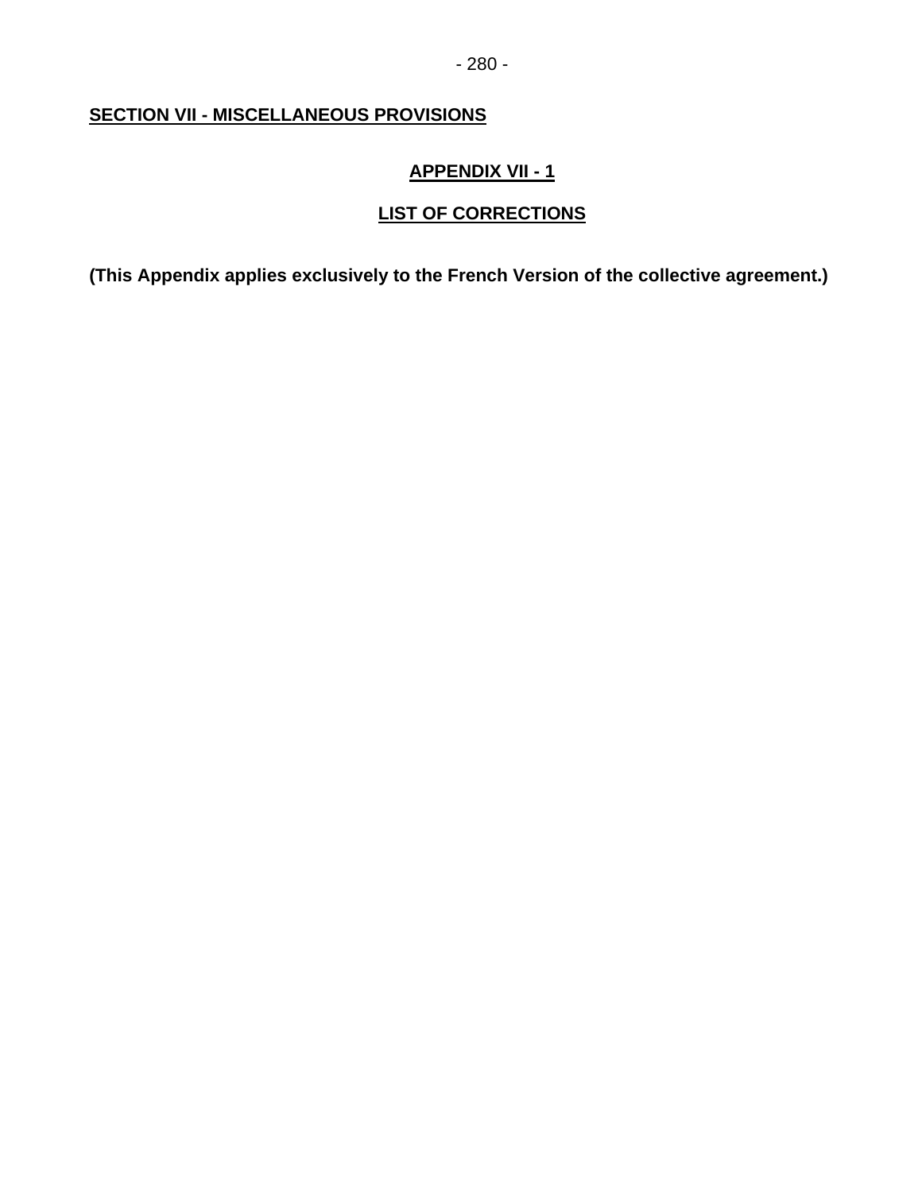## SECTION VII - MISCELLANEOUS PROVISIONS

### APPENDIX VII - 1

### LIST OF CORRECTIONS

**(This Appendix applies exclusively to the French Version of the collective agreement.)**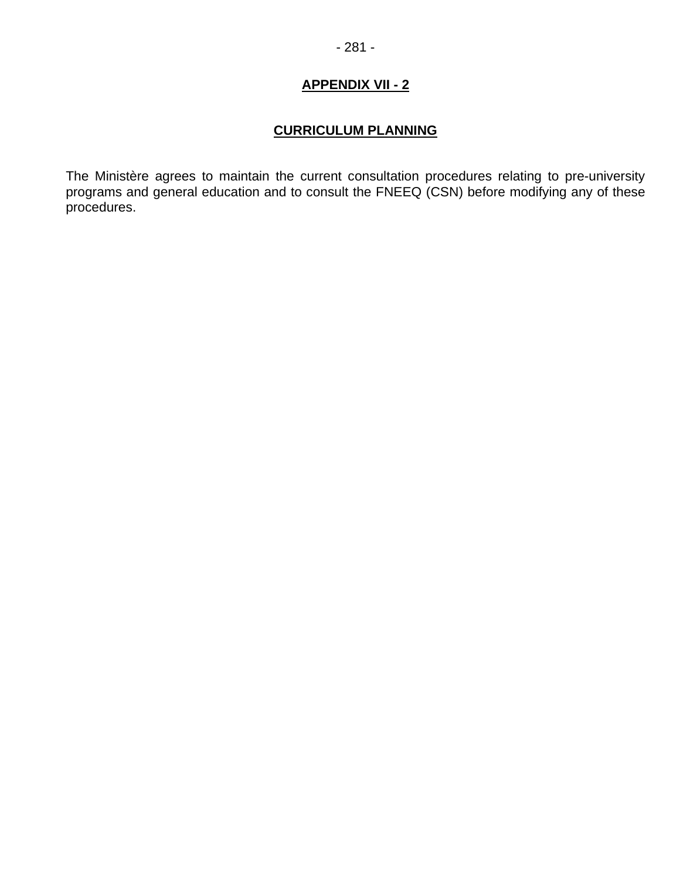## APPENDIX VII - 2

### CURRICULUM PLANNING

The Ministère agrees to maintain the current consultation procedures relating to pre-university programs and general education and to consult the FNEEQ (CSN) before modifying any of these procedures.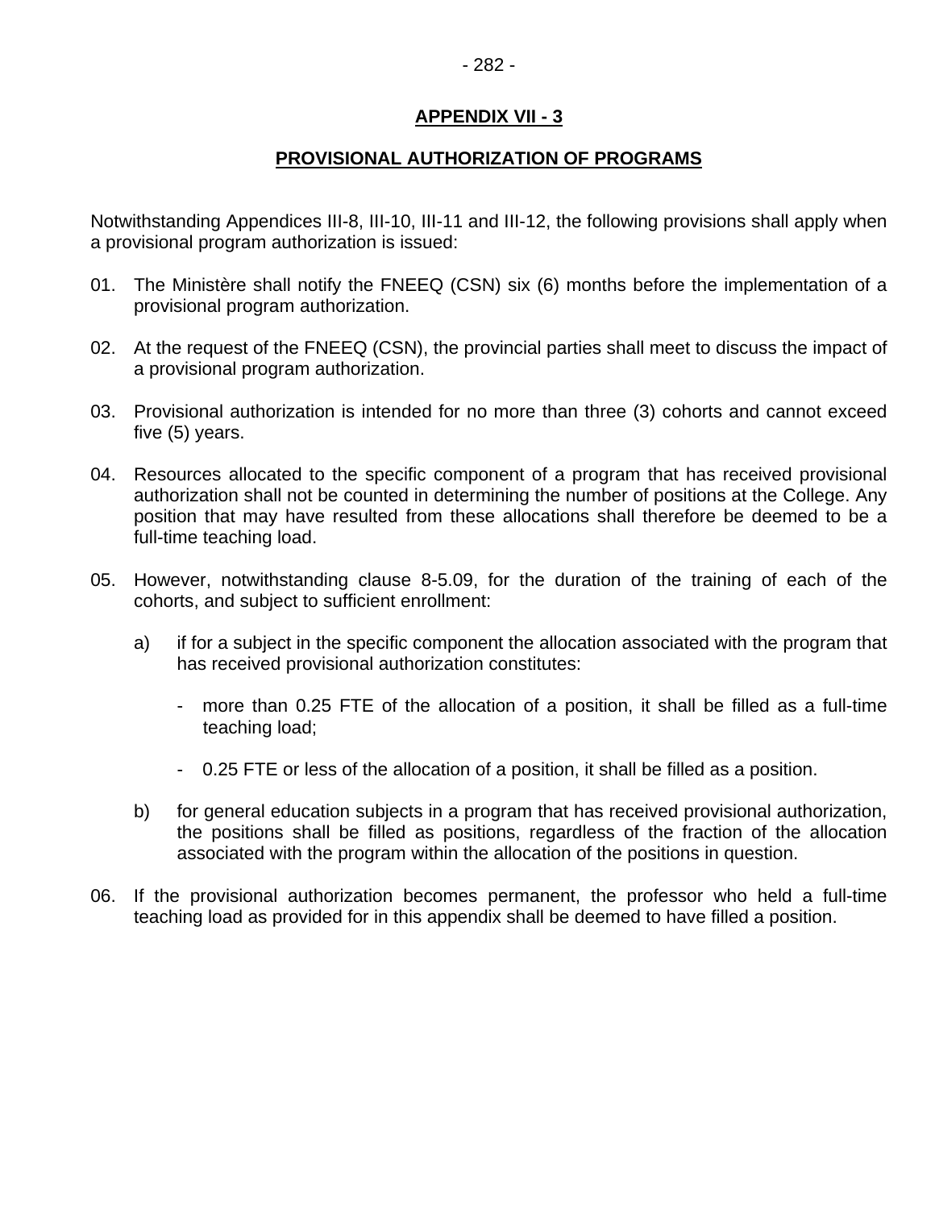## APPENDIX VII - 3

## PROVISIONAL AUTHORIZATION OF PROGRAMS

Notwithstanding Appendices III-8, III-10, III-11 and III-12, the following provisions shall apply when a provisional program authorization is issued:

01. The Ministère shall notify the FNEEQ (CSN) six (6) months before the implementation of a provisional program authorization.

02. At the request of the FNEEQ (CSN), the provincial parties shall meet to discuss the impact of a provisional program authorization.

03. Provisional authorization is intended for no more than three (3) cohorts and cannot exceed five (5) years.

04. Resources allocated to the specific component of a program that has received provisional authorization shall not be counted in determining the number of positions at the College. Any position that may have resulted from these allocations shall therefore be deemed to be a full-time teaching load.

05. However, notwithstanding clause 8-5.09, for the duration of the training of each of the cohorts, and subject to sufficient enrollment:

    a) if for a subject in the specific component the allocation associated with the program that has received provisional authorization constitutes:

        - more than 0.25 FTE of the allocation of a position, it shall be filled as a full-time teaching load;

        - 0.25 FTE or less of the allocation of a position, it shall be filled as a position.

    b) for general education subjects in a program that has received provisional authorization, the positions shall be filled as positions, regardless of the fraction of the allocation associated with the program within the allocation of the positions in question.

06. If the provisional authorization becomes permanent, the professor who held a full-time teaching load as provided for in this appendix shall be deemed to have filled a position.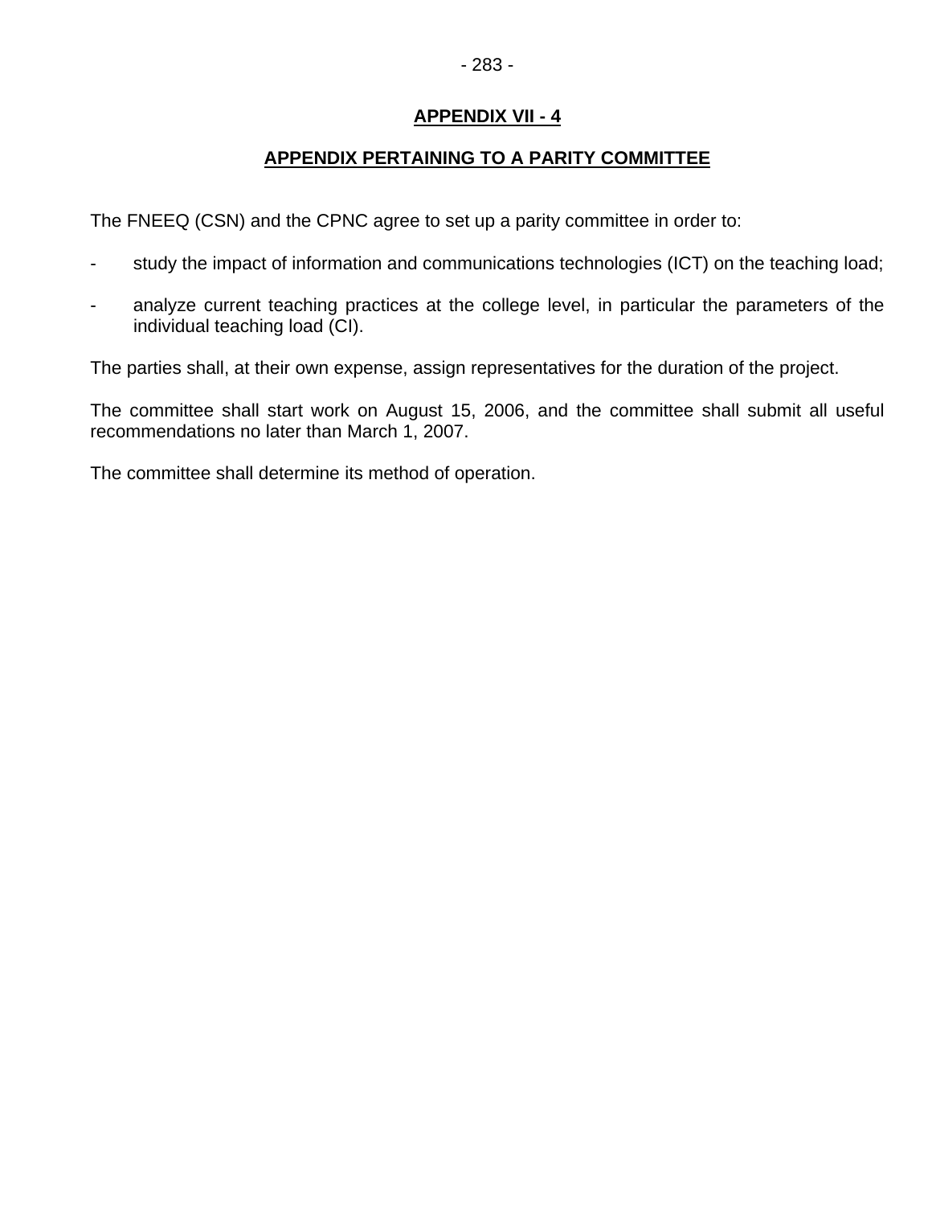## APPENDIX VII - 4

## APPENDIX PERTAINING TO A PARITY COMMITTEE

The FNEEQ (CSN) and the CPNC agree to set up a parity committee in order to:

- study the impact of information and communications technologies (ICT) on the teaching load;
- analyze current teaching practices at the college level, in particular the parameters of the individual teaching load (CI).

The parties shall, at their own expense, assign representatives for the duration of the project.

The committee shall start work on August 15, 2006, and the committee shall submit all useful recommendations no later than March 1, 2007.

The committee shall determine its method of operation.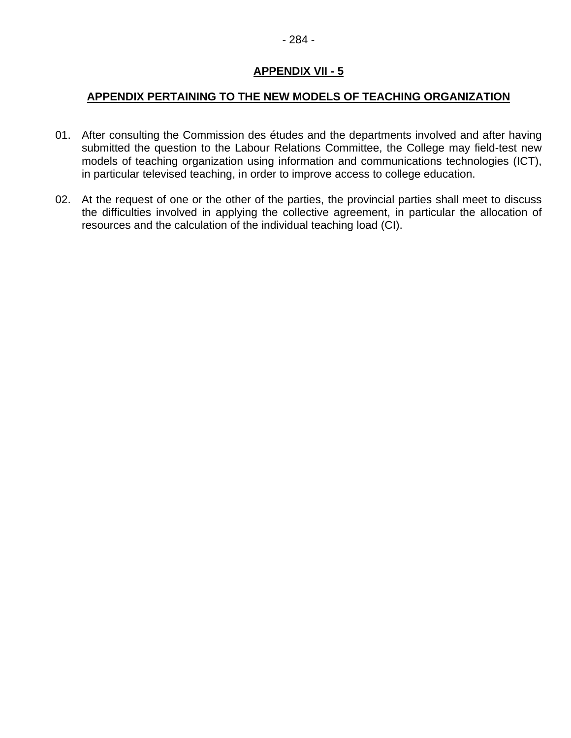## APPENDIX VII - 5

## APPENDIX PERTAINING TO THE NEW MODELS OF TEACHING ORGANIZATION

01. After consulting the Commission des études and the departments involved and after having submitted the question to the Labour Relations Committee, the College may field-test new models of teaching organization using information and communications technologies (ICT), in particular televised teaching, in order to improve access to college education.

02. At the request of one or the other of the parties, the provincial parties shall meet to discuss the difficulties involved in applying the collective agreement, in particular the allocation of resources and the calculation of the individual teaching load (CI).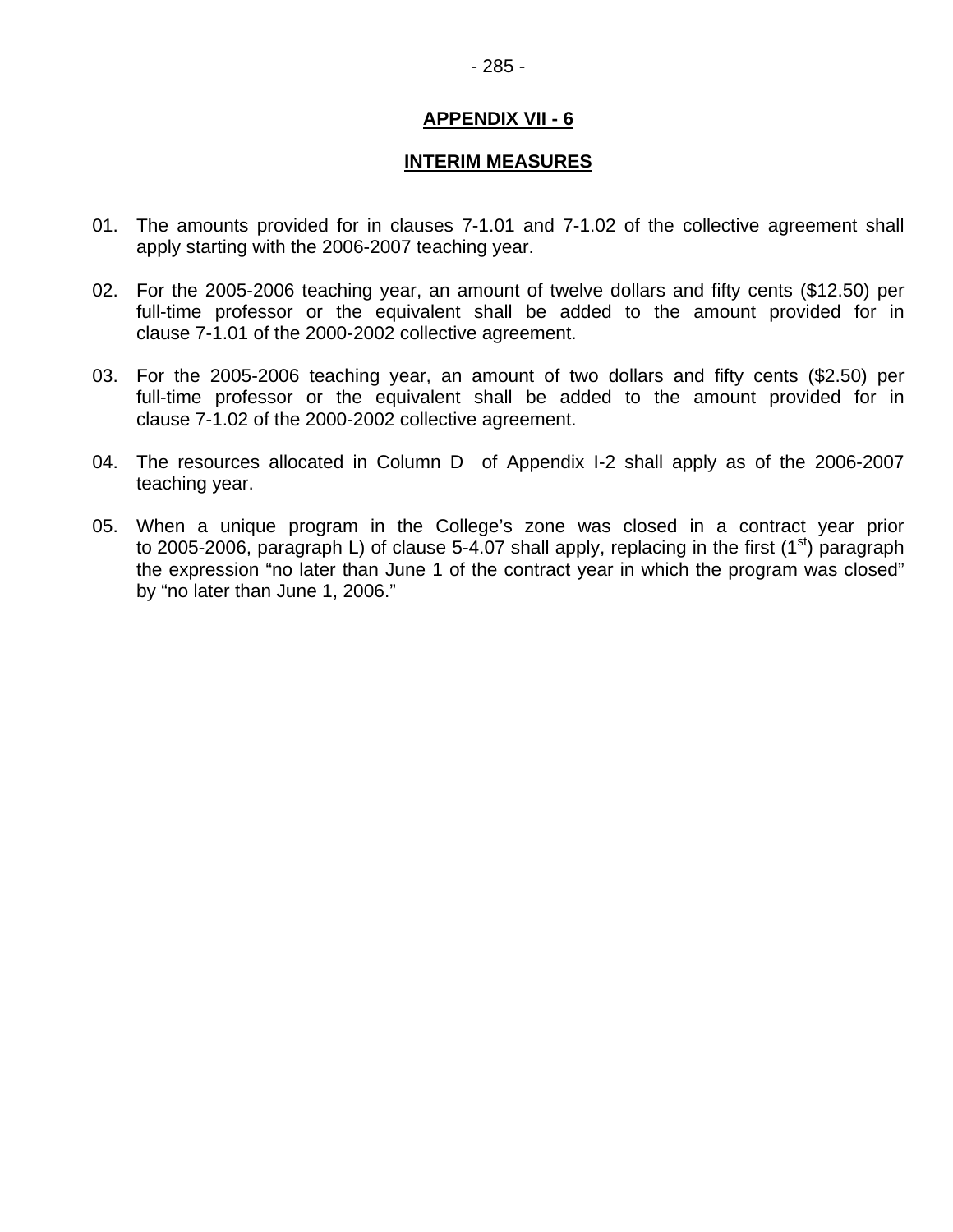## APPENDIX VII - 6

## INTERIM MEASURES

01. The amounts provided for in clauses 7-1.01 and 7-1.02 of the collective agreement shall apply starting with the 2006-2007 teaching year.

02. For the 2005-2006 teaching year, an amount of twelve dollars and fifty cents ($12.50) per full-time professor or the equivalent shall be added to the amount provided for in clause 7-1.01 of the 2000-2002 collective agreement.

03. For the 2005-2006 teaching year, an amount of two dollars and fifty cents ($2.50) per full-time professor or the equivalent shall be added to the amount provided for in clause 7-1.02 of the 2000-2002 collective agreement.

04. The resources allocated in Column D of Appendix I-2 shall apply as of the 2006-2007 teaching year.

05. When a unique program in the College's zone was closed in a contract year prior to 2005-2006, paragraph L) of clause 5-4.07 shall apply, replacing in the first (1st) paragraph the expression "no later than June 1 of the contract year in which the program was closed" by "no later than June 1, 2006."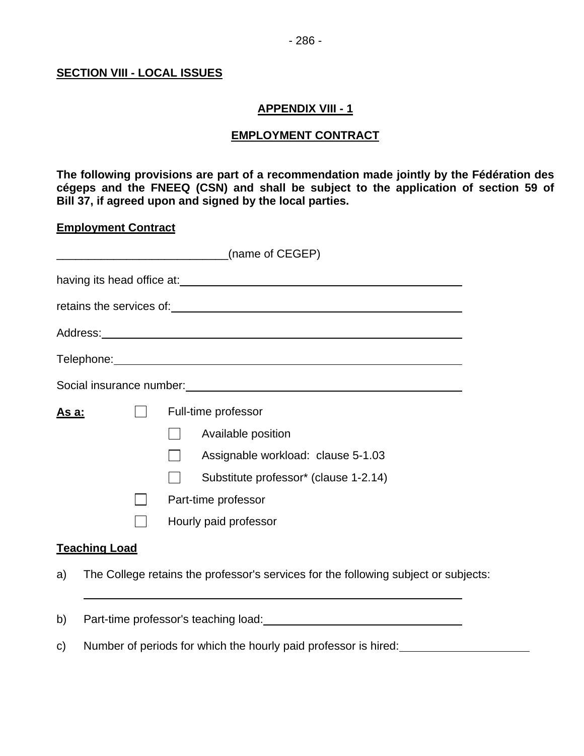**SECTION VIII - LOCAL ISSUES**

## APPENDIX VIII - 1

## EMPLOYMENT CONTRACT

**The following provisions are part of a recommendation made jointly by the Fédération des cégeps and the FNEEQ (CSN) and shall be subject to the application of section 59 of Bill 37, if agreed upon and signed by the local parties.**

**Employment Contract**

___________________________(name of CEGEP)

having its head office at: ____________________________________________

retains the services of: ____________________________________________

Address: ____________________________________________

Telephone: ____________________________________________

Social insurance number: ____________________________________________

**As a:**

- ☐ Full-time professor
  - ☐ Available position
  - ☐ Assignable workload: clause 5-1.03
  - ☐ Substitute professor* (clause 1-2.14)
- ☐ Part-time professor
- ☐ Hourly paid professor

**Teaching Load**

a) The College retains the professor's services for the following subject or subjects:

____________________________________________

b) Part-time professor's teaching load: ______________________________

c) Number of periods for which the hourly paid professor is hired: ____________________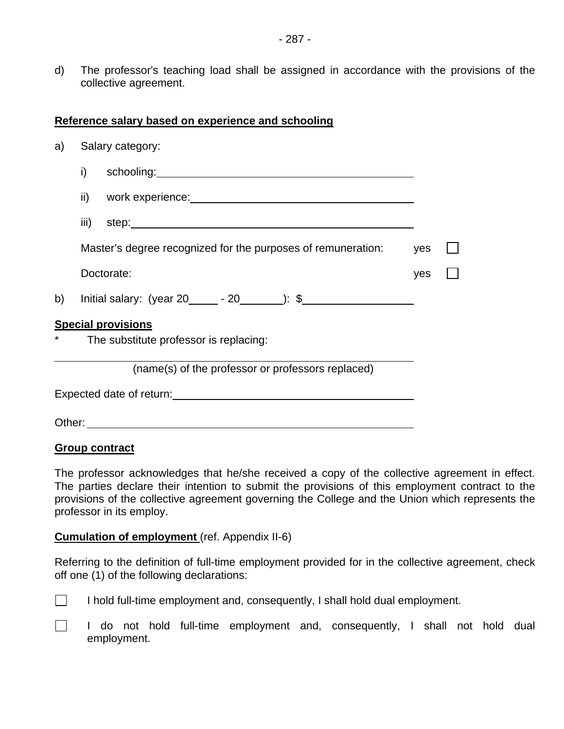d) The professor's teaching load shall be assigned in accordance with the provisions of the collective agreement.

**Reference salary based on experience and schooling**

a) Salary category:

i) schooling: ____________________

ii) work experience: ____________________

iii) step: ____________________

Master's degree recognized for the purposes of remuneration: yes ☐

Doctorate: yes ☐

b) Initial salary: (year 20____ - 20______): $________________

**Special provisions**

* The substitute professor is replacing:

____________________

(name(s) of the professor or professors replaced)

Expected date of return: ____________________

Other: ____________________

**Group contract**

The professor acknowledges that he/she received a copy of the collective agreement in effect. The parties declare their intention to submit the provisions of this employment contract to the provisions of the collective agreement governing the College and the Union which represents the professor in its employ.

**Cumulation of employment** (ref. Appendix II-6)

Referring to the definition of full-time employment provided for in the collective agreement, check off one (1) of the following declarations:

☐ I hold full-time employment and, consequently, I shall hold dual employment.

☐ I do not hold full-time employment and, consequently, I shall not hold dual employment.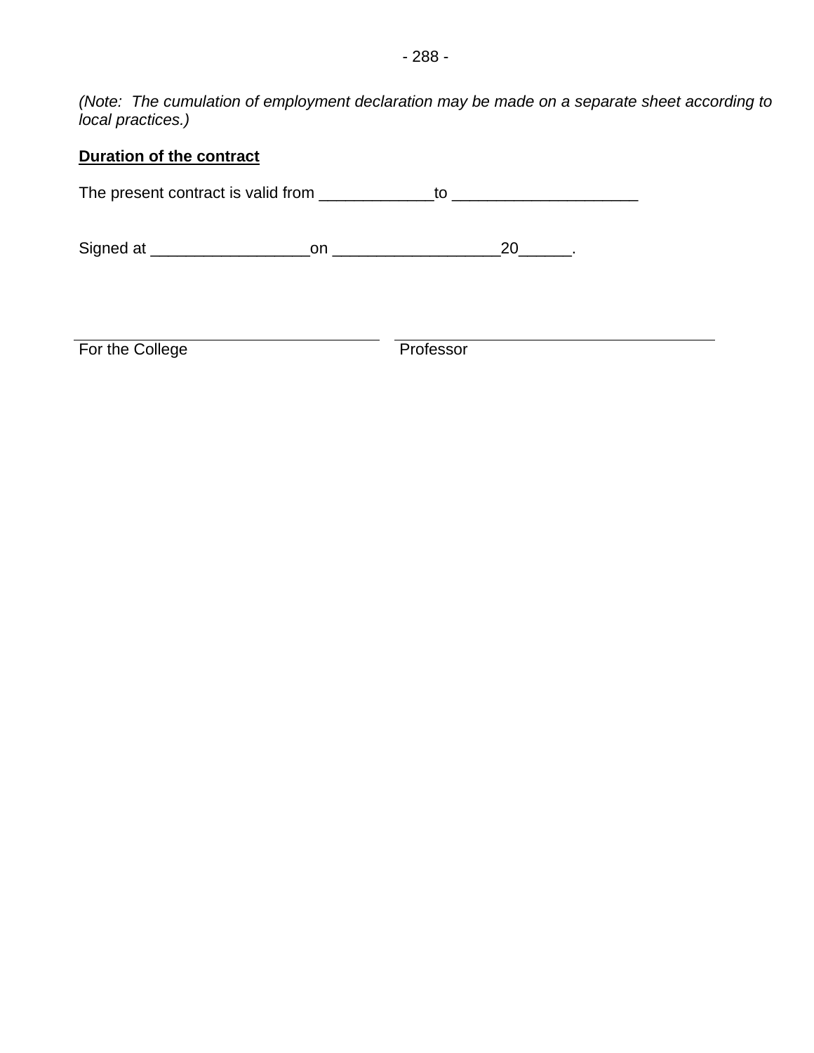*(Note: The cumulation of employment declaration may be made on a separate sheet according to local practices.)*

**<u>Duration of the contract</u>**

The present contract is valid from _____________to _____________________

Signed at __________________on ___________________20______.

______________________________ ______________________________

For the College Professor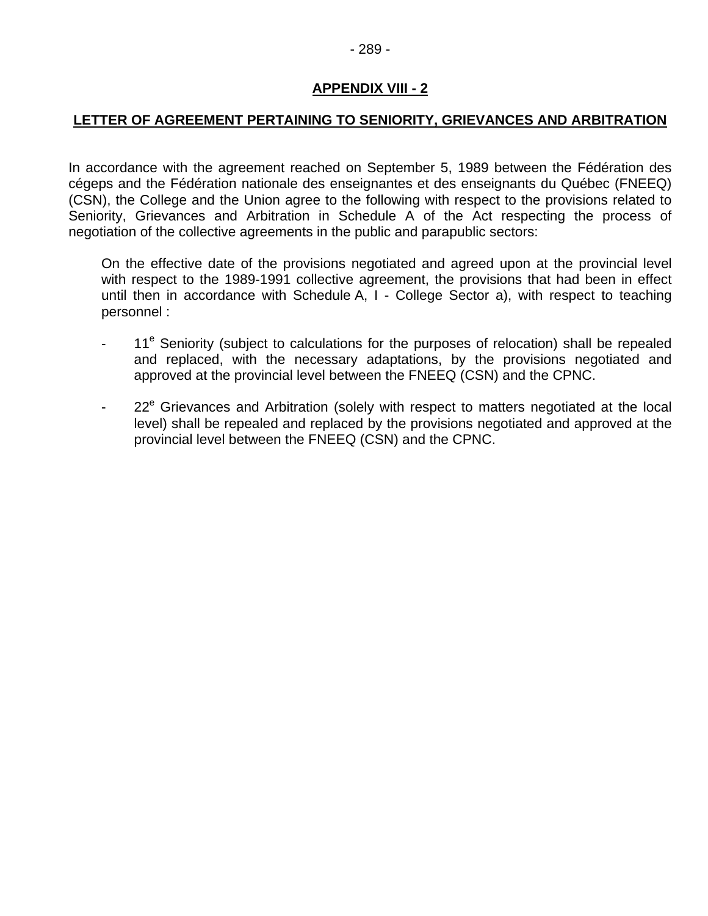## APPENDIX VIII - 2

## LETTER OF AGREEMENT PERTAINING TO SENIORITY, GRIEVANCES AND ARBITRATION

In accordance with the agreement reached on September 5, 1989 between the Fédération des cégeps and the Fédération nationale des enseignantes et des enseignants du Québec (FNEEQ) (CSN), the College and the Union agree to the following with respect to the provisions related to Seniority, Grievances and Arbitration in Schedule A of the Act respecting the process of negotiation of the collective agreements in the public and parapublic sectors:

> On the effective date of the provisions negotiated and agreed upon at the provincial level with respect to the 1989-1991 collective agreement, the provisions that had been in effect until then in accordance with Schedule A, I - College Sector a), with respect to teaching personnel :

- 11e Seniority (subject to calculations for the purposes of relocation) shall be repealed and replaced, with the necessary adaptations, by the provisions negotiated and approved at the provincial level between the FNEEQ (CSN) and the CPNC.

- 22e Grievances and Arbitration (solely with respect to matters negotiated at the local level) shall be repealed and replaced by the provisions negotiated and approved at the provincial level between the FNEEQ (CSN) and the CPNC.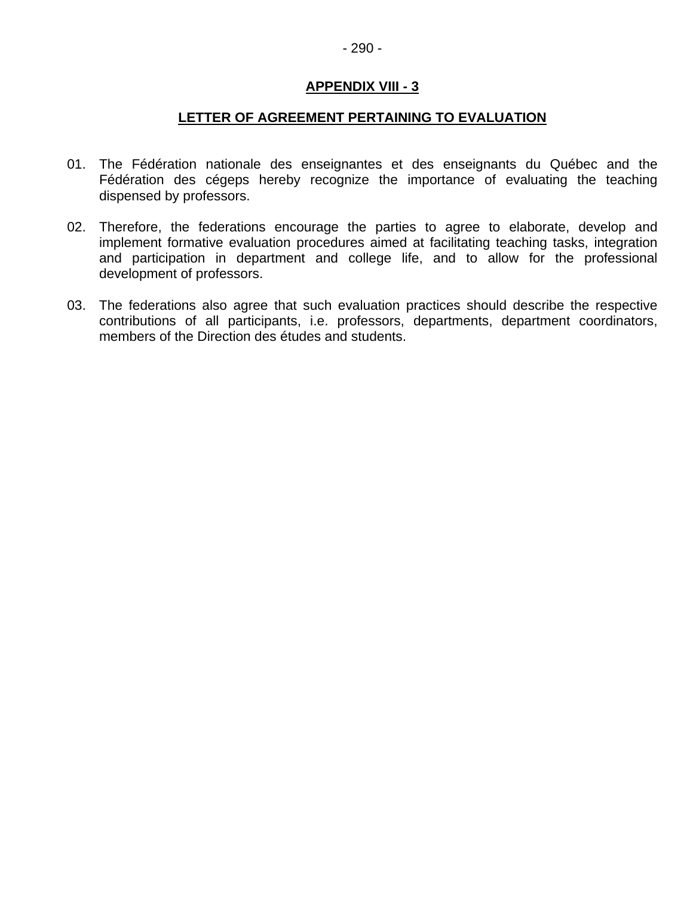## APPENDIX VIII - 3

## LETTER OF AGREEMENT PERTAINING TO EVALUATION

01. The Fédération nationale des enseignantes et des enseignants du Québec and the Fédération des cégeps hereby recognize the importance of evaluating the teaching dispensed by professors.

02. Therefore, the federations encourage the parties to agree to elaborate, develop and implement formative evaluation procedures aimed at facilitating teaching tasks, integration and participation in department and college life, and to allow for the professional development of professors.

03. The federations also agree that such evaluation practices should describe the respective contributions of all participants, i.e. professors, departments, department coordinators, members of the Direction des études and students.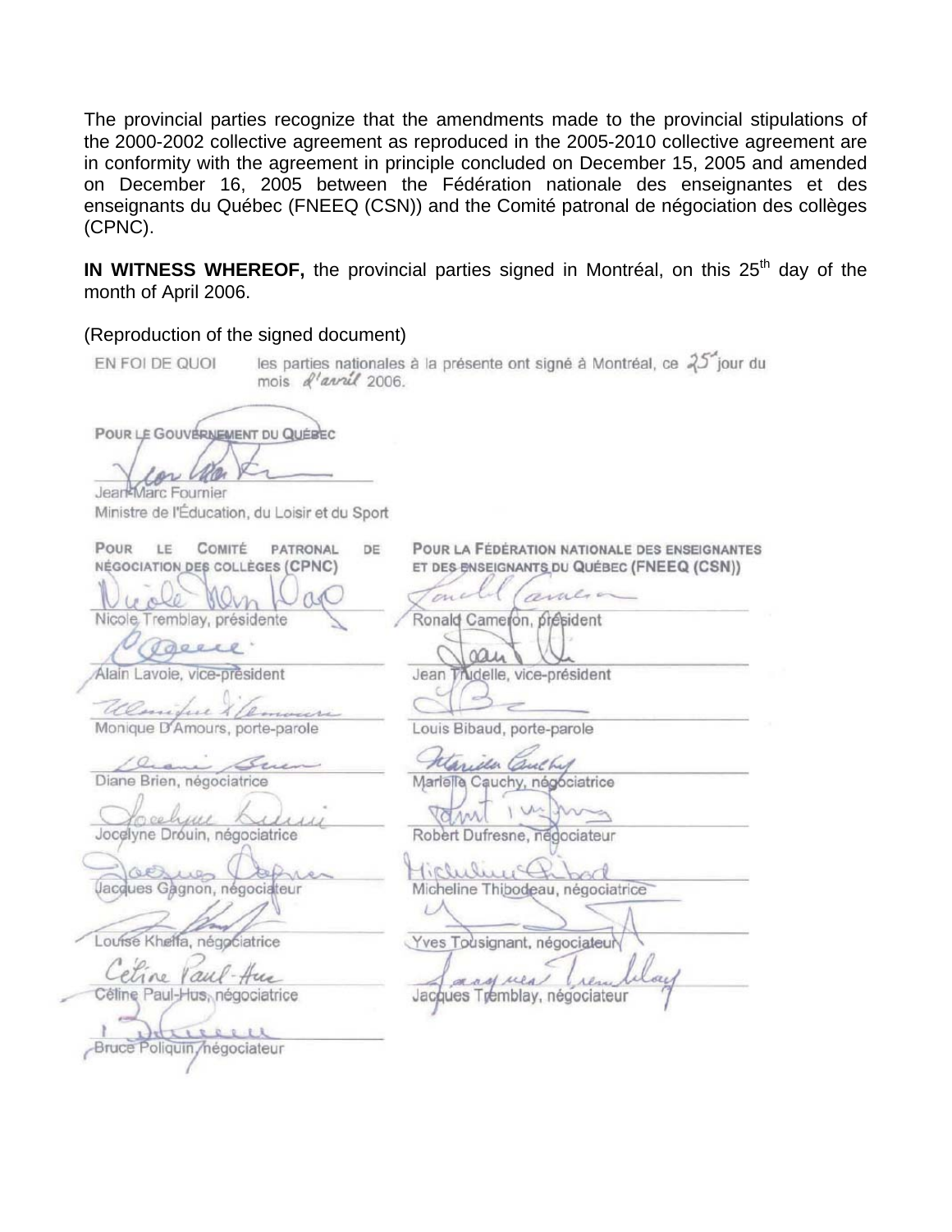The provincial parties recognize that the amendments made to the provincial stipulations of the 2000-2002 collective agreement as reproduced in the 2005-2010 collective agreement are in conformity with the agreement in principle concluded on December 15, 2005 and amended on December 16, 2005 between the Fédération nationale des enseignantes et des enseignants du Québec (FNEEQ (CSN)) and the Comité patronal de négociation des collèges (CPNC).

**IN WITNESS WHEREOF,** the provincial parties signed in Montréal, on this 25th day of the month of April 2006.

(Reproduction of the signed document)

EN FOI DE QUOI les parties nationales à la présente ont signé à Montréal, ce 25e jour du mois d'avril 2006.

POUR LE GOUVERNEMENT DU QUÉBEC

Jean-Marc Fournier
Ministre de l'Éducation, du Loisir et du Sport

| POUR LE COMITÉ PATRONAL DE NÉGOCIATION DES COLLÈGES (CPNC) | POUR LA FÉDÉRATION NATIONALE DES ENSEIGNANTES ET DES ENSEIGNANTS DU QUÉBEC (FNEEQ (CSN)) |
|---|---|
| Nicole Tremblay, présidente | Ronald Cameron, président |
| Alain Lavoie, vice-président | Jean Trudelle, vice-président |
| Monique D'Amours, porte-parole | Louis Bibaud, porte-parole |
| Diane Brien, négociatrice | Mariella Cauchy, négociatrice |
| Jocelyne Drouin, négociatrice | Robert Dufresne, négociateur |
| Jacques Gagnon, négociateur | Micheline Thibodeau, négociatrice |
| Louise Khelfa, négociatrice | Yves Tousignant, négociateur |
| Céline Paul-Hus, négociatrice | Jacques Tremblay, négociateur |
| Bruce Poliquin, négociateur | |